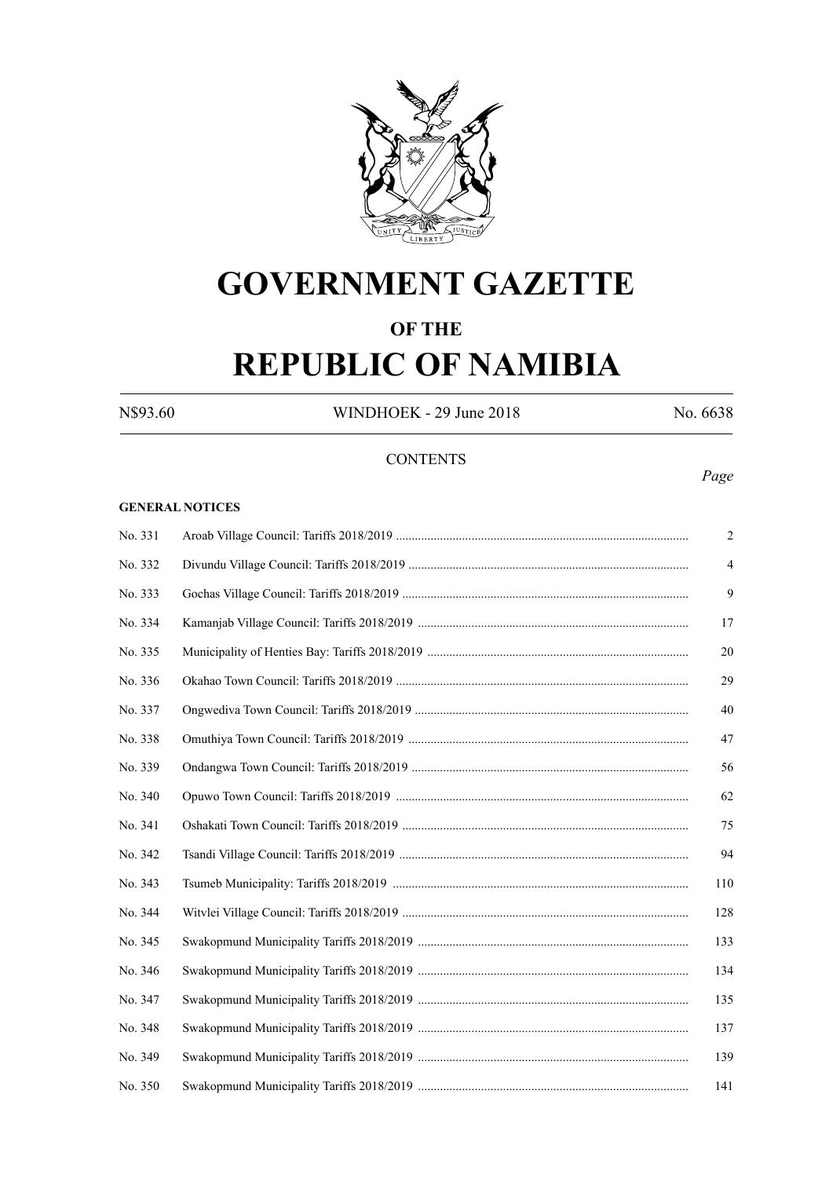# GOVERNMENT GAZETTE

## OF THE

# REPUBLIC OF NAMIBIA

N$93.60 WINDHOEK - 29 June 2018 No. 6638

CONTENTS

*Page*

**GENERAL NOTICES**

| | | |
|---|---|---|
| No. 331 | Aroab Village Council: Tariffs 2018/2019 | 2 |
| No. 332 | Divundu Village Council: Tariffs 2018/2019 | 4 |
| No. 333 | Gochas Village Council: Tariffs 2018/2019 | 9 |
| No. 334 | Kamanjab Village Council: Tariffs 2018/2019 | 17 |
| No. 335 | Municipality of Henties Bay: Tariffs 2018/2019 | 20 |
| No. 336 | Okahao Town Council: Tariffs 2018/2019 | 29 |
| No. 337 | Ongwediva Town Council: Tariffs 2018/2019 | 40 |
| No. 338 | Omuthiya Town Council: Tariffs 2018/2019 | 47 |
| No. 339 | Ondangwa Town Council: Tariffs 2018/2019 | 56 |
| No. 340 | Opuwo Town Council: Tariffs 2018/2019 | 62 |
| No. 341 | Oshakati Town Council: Tariffs 2018/2019 | 75 |
| No. 342 | Tsandi Village Council: Tariffs 2018/2019 | 94 |
| No. 343 | Tsumeb Municipality: Tariffs 2018/2019 | 110 |
| No. 344 | Witvlei Village Council: Tariffs 2018/2019 | 128 |
| No. 345 | Swakopmund Municipality Tariffs 2018/2019 | 133 |
| No. 346 | Swakopmund Municipality Tariffs 2018/2019 | 134 |
| No. 347 | Swakopmund Municipality Tariffs 2018/2019 | 135 |
| No. 348 | Swakopmund Municipality Tariffs 2018/2019 | 137 |
| No. 349 | Swakopmund Municipality Tariffs 2018/2019 | 139 |
| No. 350 | Swakopmund Municipality Tariffs 2018/2019 | 141 |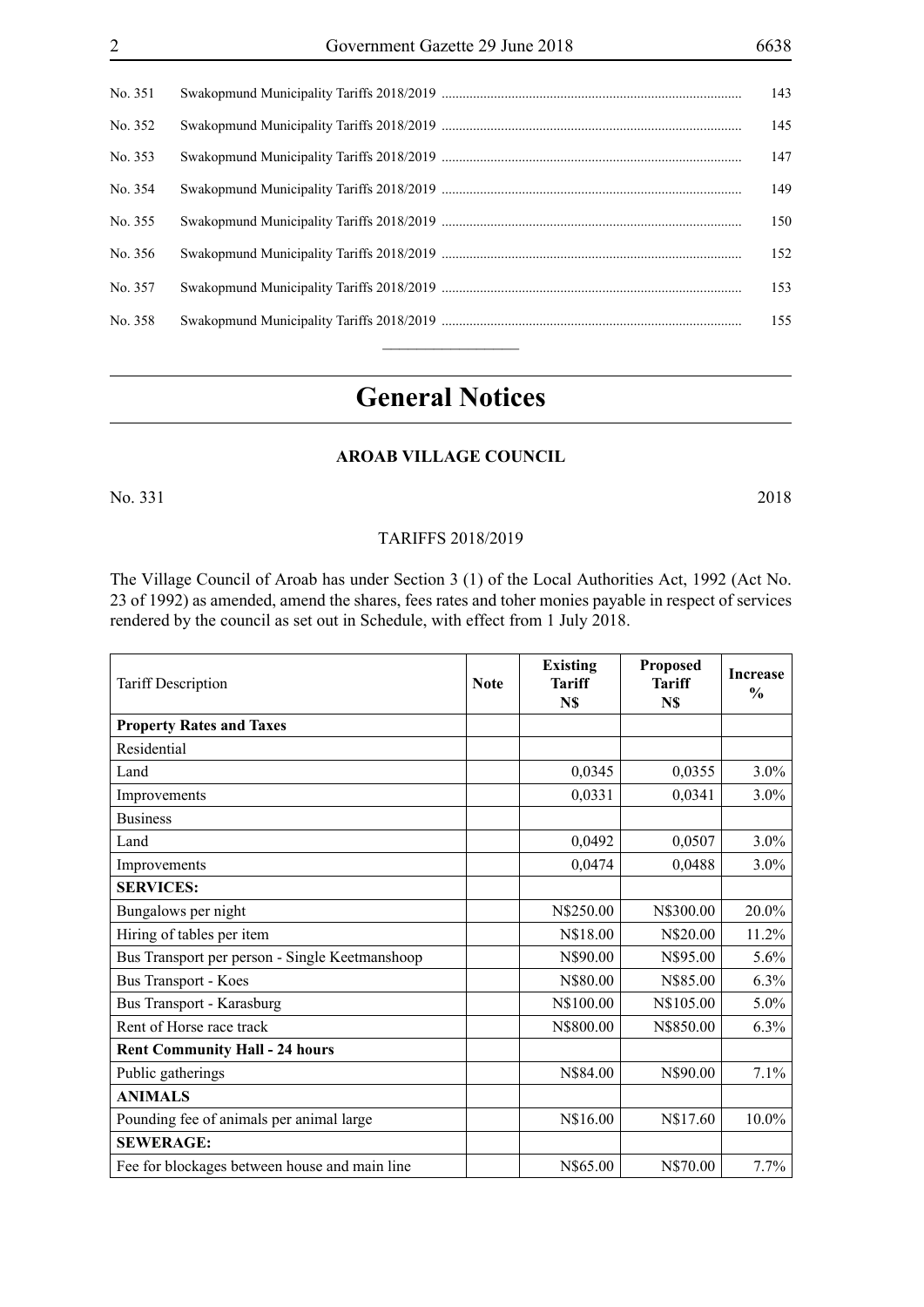| | | |
|---|---|---|
| No. 351 | Swakopmund Municipality Tariffs 2018/2019 | 143 |
| No. 352 | Swakopmund Municipality Tariffs 2018/2019 | 145 |
| No. 353 | Swakopmund Municipality Tariffs 2018/2019 | 147 |
| No. 354 | Swakopmund Municipality Tariffs 2018/2019 | 149 |
| No. 355 | Swakopmund Municipality Tariffs 2018/2019 | 150 |
| No. 356 | Swakopmund Municipality Tariffs 2018/2019 | 152 |
| No. 357 | Swakopmund Municipality Tariffs 2018/2019 | 153 |
| No. 358 | Swakopmund Municipality Tariffs 2018/2019 | 155 |

# General Notices

## AROAB VILLAGE COUNCIL

No. 331 2018

TARIFFS 2018/2019

The Village Council of Aroab has under Section 3 (1) of the Local Authorities Act, 1992 (Act No. 23 of 1992) as amended, amend the shares, fees rates and toher monies payable in respect of services rendered by the council as set out in Schedule, with effect from 1 July 2018.

| Tariff Description | Note | Existing Tariff N$ | Proposed Tariff N$ | Increase % |
|---|---|---|---|---|
| **Property Rates and Taxes** | | | | |
| Residential | | | | |
| Land | | 0,0345 | 0,0355 | 3.0% |
| Improvements | | 0,0331 | 0,0341 | 3.0% |
| Business | | | | |
| Land | | 0,0492 | 0,0507 | 3.0% |
| Improvements | | 0,0474 | 0,0488 | 3.0% |
| **SERVICES:** | | | | |
| Bungalows per night | | N$250.00 | N$300.00 | 20.0% |
| Hiring of tables per item | | N$18.00 | N$20.00 | 11.2% |
| Bus Transport per person - Single Keetmanshoop | | N$90.00 | N$95.00 | 5.6% |
| Bus Transport - Koes | | N$80.00 | N$85.00 | 6.3% |
| Bus Transport - Karasburg | | N$100.00 | N$105.00 | 5.0% |
| Rent of Horse race track | | N$800.00 | N$850.00 | 6.3% |
| **Rent Community Hall - 24 hours** | | | | |
| Public gatherings | | N$84.00 | N$90.00 | 7.1% |
| **ANIMALS** | | | | |
| Pounding fee of animals per animal large | | N$16.00 | N$17.60 | 10.0% |
| **SEWERAGE:** | | | | |
| Fee for blockages between house and main line | | N$65.00 | N$70.00 | 7.7% |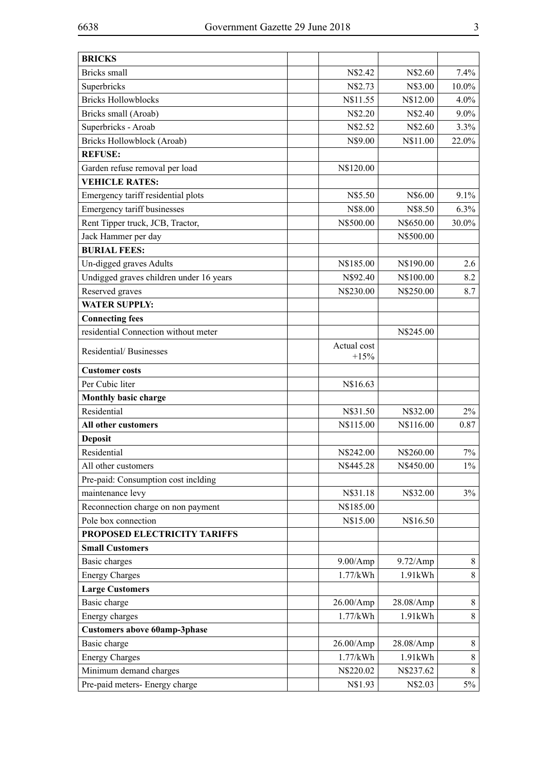| BRICKS | | | | |
|---|---|---|---|---|
| Bricks small | | N$2.42 | N$2.60 | 7.4% |
| Superbricks | | N$2.73 | N$3.00 | 10.0% |
| Bricks Hollowblocks | | N$11.55 | N$12.00 | 4.0% |
| Bricks small (Aroab) | | N$2.20 | N$2.40 | 9.0% |
| Superbricks - Aroab | | N$2.52 | N$2.60 | 3.3% |
| Bricks Hollowblock (Aroab) | | N$9.00 | N$11.00 | 22.0% |
| **REFUSE:** | | | | |
| Garden refuse removal per load | | N$120.00 | | |
| **VEHICLE RATES:** | | | | |
| Emergency tariff residential plots | | N$5.50 | N$6.00 | 9.1% |
| Emergency tariff businesses | | N$8.00 | N$8.50 | 6.3% |
| Rent Tipper truck, JCB, Tractor, | | N$500.00 | N$650.00 | 30.0% |
| Jack Hammer per day | | | N$500.00 | |
| **BURIAL FEES:** | | | | |
| Un-digged graves Adults | | N$185.00 | N$190.00 | 2.6 |
| Undigged graves children under 16 years | | N$92.40 | N$100.00 | 8.2 |
| Reserved graves | | N$230.00 | N$250.00 | 8.7 |
| **WATER SUPPLY:** | | | | |
| **Connecting fees** | | | | |
| residential Connection without meter | | | N$245.00 | |
| Residential/ Businesses | | Actual cost +15% | | |
| **Customer costs** | | | | |
| Per Cubic liter | | N$16.63 | | |
| **Monthly basic charge** | | | | |
| Residential | | N$31.50 | N$32.00 | 2% |
| **All other customers** | | N$115.00 | N$116.00 | 0.87 |
| **Deposit** | | | | |
| Residential | | N$242.00 | N$260.00 | 7% |
| All other customers | | N$445.28 | N$450.00 | 1% |
| Pre-paid: Consumption cost inclding | | | | |
| maintenance levy | | N$31.18 | N$32.00 | 3% |
| Reconnection charge on non payment | | N$185.00 | | |
| Pole box connection | | N$15.00 | N$16.50 | |
| **PROPOSED ELECTRICITY TARIFFS** | | | | |
| **Small Customers** | | | | |
| Basic charges | | 9.00/Amp | 9.72/Amp | 8 |
| Energy Charges | | 1.77/kWh | 1.91kWh | 8 |
| **Large Customers** | | | | |
| Basic charge | | 26.00/Amp | 28.08/Amp | 8 |
| Energy charges | | 1.77/kWh | 1.91kWh | 8 |
| **Customers above 60amp-3phase** | | | | |
| Basic charge | | 26.00/Amp | 28.08/Amp | 8 |
| Energy Charges | | 1.77/kWh | 1.91kWh | 8 |
| Minimum demand charges | | N$220.02 | N$237.62 | 8 |
| Pre-paid meters- Energy charge | | N$1.93 | N$2.03 | 5% |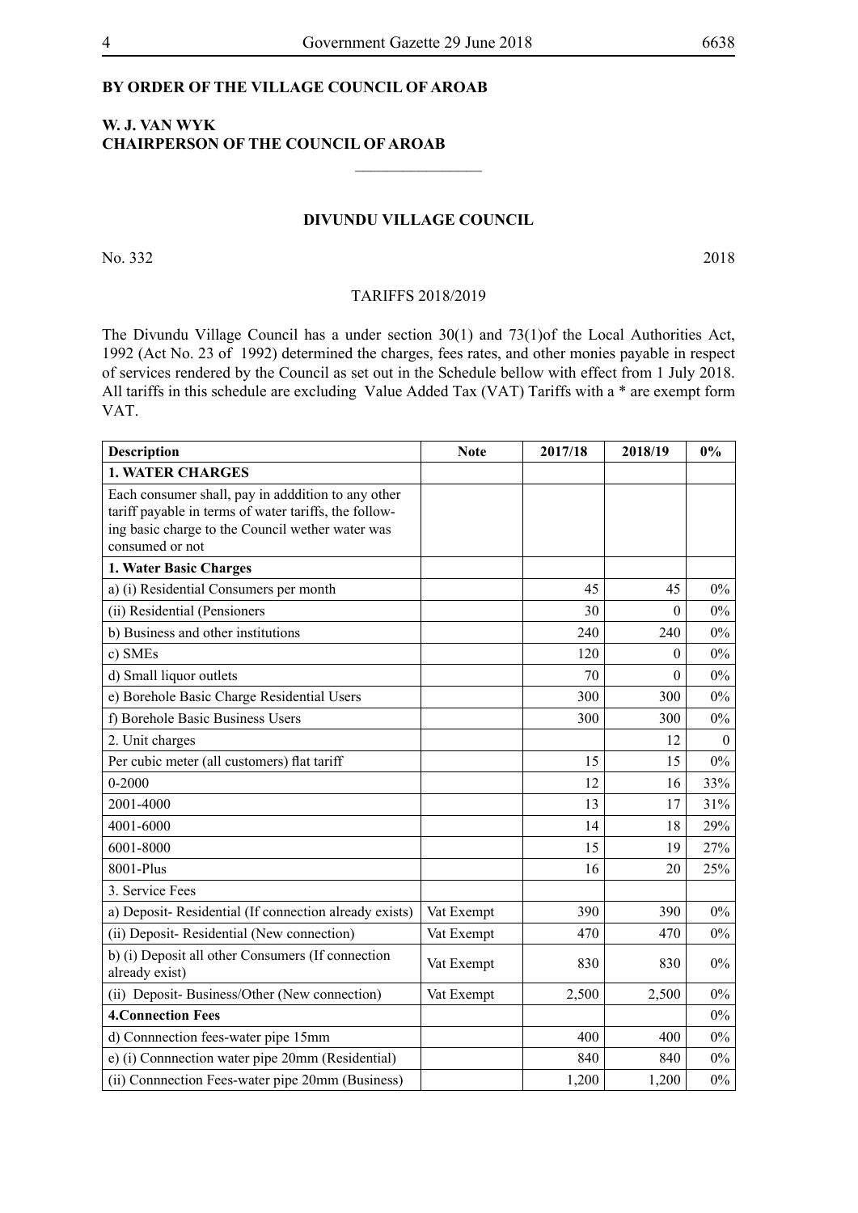**BY ORDER OF THE VILLAGE COUNCIL OF AROAB**

**W. J. VAN WYK**
**CHAIRPERSON OF THE COUNCIL OF AROAB**

---

**DIVUNDU VILLAGE COUNCIL**

No. 332 2018

TARIFFS 2018/2019

The Divundu Village Council has a under section 30(1) and 73(1)of the Local Authorities Act, 1992 (Act No. 23 of 1992) determined the charges, fees rates, and other monies payable in respect of services rendered by the Council as set out in the Schedule bellow with effect from 1 July 2018. All tariffs in this schedule are excluding Value Added Tax (VAT) Tariffs with a * are exempt form VAT.

| Description | Note | 2017/18 | 2018/19 | 0% |
|---|---|---|---|---|
| **1. WATER CHARGES** | | | | |
| Each consumer shall, pay in adddition to any other tariff payable in terms of water tariffs, the following basic charge to the Council wether water was consumed or not | | | | |
| **1. Water Basic Charges** | | | | |
| a) (i) Residential Consumers per month | | 45 | 45 | 0% |
| (ii) Residential (Pensioners | | 30 | 0 | 0% |
| b) Business and other institutions | | 240 | 240 | 0% |
| c) SMEs | | 120 | 0 | 0% |
| d) Small liquor outlets | | 70 | 0 | 0% |
| e) Borehole Basic Charge Residential Users | | 300 | 300 | 0% |
| f) Borehole Basic Business Users | | 300 | 300 | 0% |
| 2. Unit charges | | | 12 | 0 |
| Per cubic meter (all customers) flat tariff | | 15 | 15 | 0% |
| 0-2000 | | 12 | 16 | 33% |
| 2001-4000 | | 13 | 17 | 31% |
| 4001-6000 | | 14 | 18 | 29% |
| 6001-8000 | | 15 | 19 | 27% |
| 8001-Plus | | 16 | 20 | 25% |
| 3. Service Fees | | | | |
| a) Deposit- Residential (If connection already exists) | Vat Exempt | 390 | 390 | 0% |
| (ii) Deposit- Residential (New connection) | Vat Exempt | 470 | 470 | 0% |
| b) (i) Deposit all other Consumers (If connection already exist) | Vat Exempt | 830 | 830 | 0% |
| (ii) Deposit- Business/Other (New connection) | Vat Exempt | 2,500 | 2,500 | 0% |
| **4.Connection Fees** | | | | 0% |
| d) Connnection fees-water pipe 15mm | | 400 | 400 | 0% |
| e) (i) Connnection water pipe 20mm (Residential) | | 840 | 840 | 0% |
| (ii) Connnection Fees-water pipe 20mm (Business) | | 1,200 | 1,200 | 0% |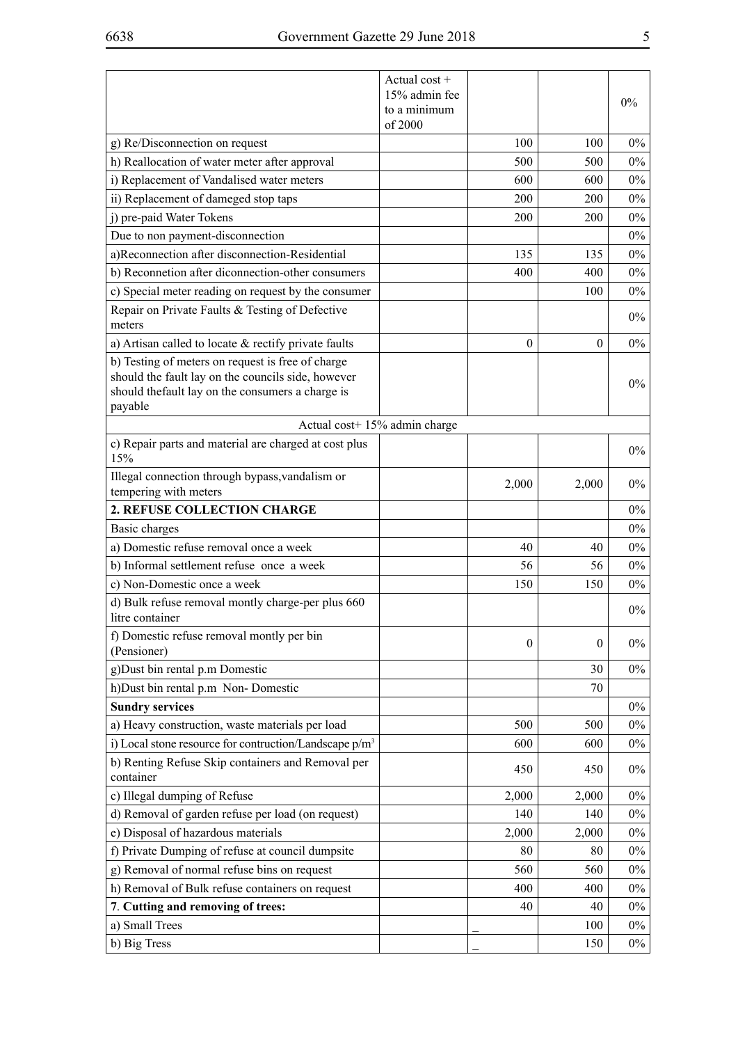| | Actual cost + 15% admin fee to a minimum of 2000 | | | 0% |
|---|---|---|---|---|
| g) Re/Disconnection on request | | 100 | 100 | 0% |
| h) Reallocation of water meter after approval | | 500 | 500 | 0% |
| i) Replacement of Vandalised water meters | | 600 | 600 | 0% |
| ii) Replacement of dameged stop taps | | 200 | 200 | 0% |
| j) pre-paid Water Tokens | | 200 | 200 | 0% |
| Due to non payment-disconnection | | | | 0% |
| a)Reconnection after disconnection-Residential | | 135 | 135 | 0% |
| b) Reconnetion after diconnection-other consumers | | 400 | 400 | 0% |
| c) Special meter reading on request by the consumer | | | 100 | 0% |
| Repair on Private Faults & Testing of Defective meters | | | | 0% |
| a) Artisan called to locate & rectify private faults | | 0 | 0 | 0% |
| b) Testing of meters on request is free of charge should the fault lay on the councils side, however should thefault lay on the consumers a charge is payable | | | | 0% |
| Actual cost+ 15% admin charge | | | | |
| c) Repair parts and material are charged at cost plus 15% | | | | 0% |
| Illegal connection through bypass,vandalism or tempering with meters | | 2,000 | 2,000 | 0% |
| **2. REFUSE COLLECTION CHARGE** | | | | 0% |
| Basic charges | | | | 0% |
| a) Domestic refuse removal once a week | | 40 | 40 | 0% |
| b) Informal settlement refuse once a week | | 56 | 56 | 0% |
| c) Non-Domestic once a week | | 150 | 150 | 0% |
| d) Bulk refuse removal montly charge-per plus 660 litre container | | | | 0% |
| f) Domestic refuse removal montly per bin (Pensioner) | | 0 | 0 | 0% |
| g)Dust bin rental p.m Domestic | | | 30 | 0% |
| h)Dust bin rental p.m Non- Domestic | | | 70 | |
| **Sundry services** | | | | 0% |
| a) Heavy construction, waste materials per load | | 500 | 500 | 0% |
| i) Local stone resource for contruction/Landscape p/m$^3$ | | 600 | 600 | 0% |
| b) Renting Refuse Skip containers and Removal per container | | 450 | 450 | 0% |
| c) Illegal dumping of Refuse | | 2,000 | 2,000 | 0% |
| d) Removal of garden refuse per load (on request) | | 140 | 140 | 0% |
| e) Disposal of hazardous materials | | 2,000 | 2,000 | 0% |
| f) Private Dumping of refuse at council dumpsite | | 80 | 80 | 0% |
| g) Removal of normal refuse bins on request | | 560 | 560 | 0% |
| h) Removal of Bulk refuse containers on request | | 400 | 400 | 0% |
| 7. **Cutting and removing of trees:** | | 40 | 40 | 0% |
| a) Small Trees | | _ | 100 | 0% |
| b) Big Tress | | _ | 150 | 0% |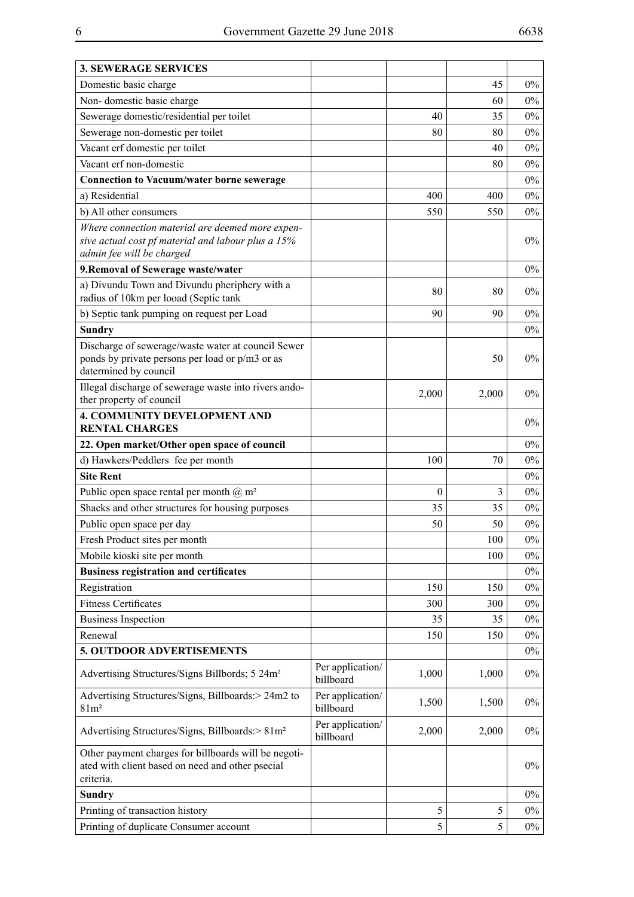| **3. SEWERAGE SERVICES** | | | | |
|---|---|---|---|---|
| Domestic basic charge | | | 45 | 0% |
| Non- domestic basic charge | | | 60 | 0% |
| Sewerage domestic/residential per toilet | | 40 | 35 | 0% |
| Sewerage non-domestic per toilet | | 80 | 80 | 0% |
| Vacant erf domestic per toilet | | | 40 | 0% |
| Vacant erf non-domestic | | | 80 | 0% |
| **Connection to Vacuum/water borne sewerage** | | | | 0% |
| a) Residential | | 400 | 400 | 0% |
| b) All other consumers | | 550 | 550 | 0% |
| *Where connection material are deemed more expensive actual cost pf material and labour plus a 15% admin fee will be charged* | | | | 0% |
| **9.Removal of Sewerage waste/water** | | | | 0% |
| a) Divundu Town and Divundu pheriphery with a radius of 10km per looad (Septic tank | | 80 | 80 | 0% |
| b) Septic tank pumping on request per Load | | 90 | 90 | 0% |
| **Sundry** | | | | 0% |
| Discharge of sewerage/waste water at council Sewer ponds by private persons per load or p/m3 or as datermined by council | | | 50 | 0% |
| Illegal discharge of sewerage waste into rivers andother property of council | | 2,000 | 2,000 | 0% |
| **4. COMMUNITY DEVELOPMENT AND RENTAL CHARGES** | | | | 0% |
| **22. Open market/Other open space of council** | | | | 0% |
| d) Hawkers/Peddlers fee per month | | 100 | 70 | 0% |
| **Site Rent** | | | | 0% |
| Public open space rental per month @ m² | | 0 | 3 | 0% |
| Shacks and other structures for housing purposes | | 35 | 35 | 0% |
| Public open space per day | | 50 | 50 | 0% |
| Fresh Product sites per month | | | 100 | 0% |
| Mobile kioski site per month | | | 100 | 0% |
| **Business registration and certificates** | | | | 0% |
| Registration | | 150 | 150 | 0% |
| Fitness Certificates | | 300 | 300 | 0% |
| Business Inspection | | 35 | 35 | 0% |
| Renewal | | 150 | 150 | 0% |
| **5. OUTDOOR ADVERTISEMENTS** | | | | 0% |
| Advertising Structures/Signs Billbords; 5 24m² | Per application/ billboard | 1,000 | 1,000 | 0% |
| Advertising Structures/Signs, Billboards:> 24m2 to 81m² | Per application/ billboard | 1,500 | 1,500 | 0% |
| Advertising Structures/Signs, Billboards:> 81m² | Per application/ billboard | 2,000 | 2,000 | 0% |
| Other payment charges for billboards will be negotiated with client based on need and other psecial criteria. | | | | 0% |
| **Sundry** | | | | 0% |
| Printing of transaction history | | 5 | 5 | 0% |
| Printing of duplicate Consumer account | | 5 | 5 | 0% |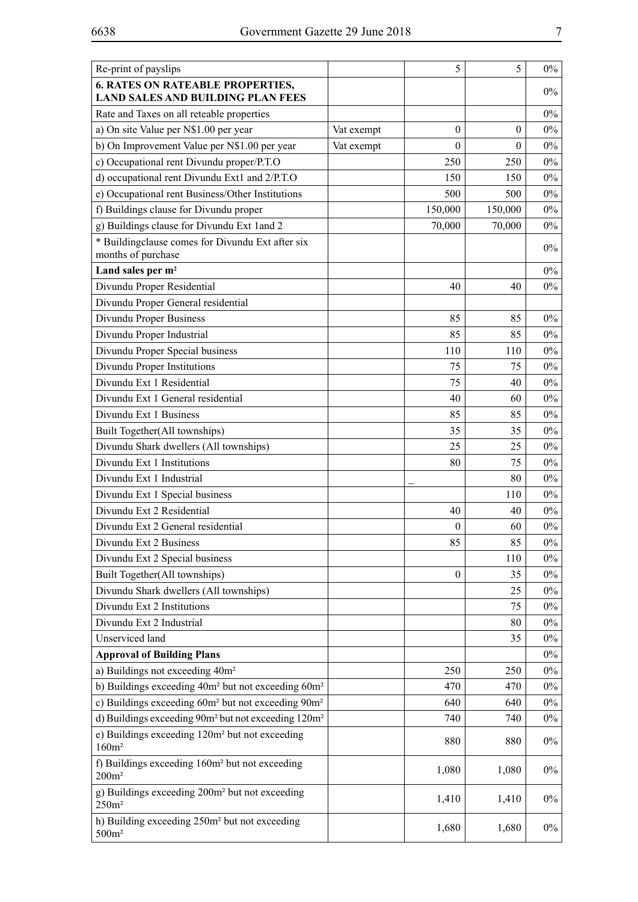| Re-print of payslips | | 5 | 5 | 0% |
|---|---|---|---|---|
| **6. RATES ON RATEABLE PROPERTIES, LAND SALES AND BUILDING PLAN FEES** | | | | 0% |
| Rate and Taxes on all reteable properties | | | | 0% |
| a) On site Value per N$1.00 per year | Vat exempt | 0 | 0 | 0% |
| b) On Improvement Value per N$1.00 per year | Vat exempt | 0 | 0 | 0% |
| c) Occupational rent Divundu proper/P.T.O | | 250 | 250 | 0% |
| d) occupational rent Divundu Ext1 and 2/P.T.O | | 150 | 150 | 0% |
| e) Occupational rent Business/Other Institutions | | 500 | 500 | 0% |
| f) Buildings clause for Divundu proper | | 150,000 | 150,000 | 0% |
| g) Buildings clause for Divundu Ext 1and 2 | | 70,000 | 70,000 | 0% |
| * Buildingclause comes for Divundu Ext after six months of purchase | | | | 0% |
| **Land sales per m²** | | | | 0% |
| Divundu Proper Residential | | 40 | 40 | 0% |
| Divundu Proper General residential | | | | |
| Divundu Proper Business | | 85 | 85 | 0% |
| Divundu Proper Industrial | | 85 | 85 | 0% |
| Divundu Proper Special business | | 110 | 110 | 0% |
| Divundu Proper Institutions | | 75 | 75 | 0% |
| Divundu Ext 1 Residential | | 75 | 40 | 0% |
| Divundu Ext 1 General residential | | 40 | 60 | 0% |
| Divundu Ext 1 Business | | 85 | 85 | 0% |
| Built Together(All townships) | | 35 | 35 | 0% |
| Divundu Shark dwellers (All townships) | | 25 | 25 | 0% |
| Divundu Ext 1 Institutions | | 80 | 75 | 0% |
| Divundu Ext 1 Industrial | | _ | 80 | 0% |
| Divundu Ext 1 Special business | | | 110 | 0% |
| Divundu Ext 2 Residential | | 40 | 40 | 0% |
| Divundu Ext 2 General residential | | 0 | 60 | 0% |
| Divundu Ext 2 Business | | 85 | 85 | 0% |
| Divundu Ext 2 Special business | | | 110 | 0% |
| Built Together(All townships) | | 0 | 35 | 0% |
| Divundu Shark dwellers (All townships) | | | 25 | 0% |
| Divundu Ext 2 Institutions | | | 75 | 0% |
| Divundu Ext 2 Industrial | | | 80 | 0% |
| Unserviced land | | | 35 | 0% |
| **Approval of Building Plans** | | | | 0% |
| a) Buildings not exceeding 40m² | | 250 | 250 | 0% |
| b) Buildings exceeding 40m² but not exceeding 60m² | | 470 | 470 | 0% |
| c) Buildings exceeding 60m² but not exceeding 90m² | | 640 | 640 | 0% |
| d) Buildings exceeding 90m² but not exceeding 120m² | | 740 | 740 | 0% |
| e) Buildings exceeding 120m² but not exceeding 160m² | | 880 | 880 | 0% |
| f) Buildings exceeding 160m² but not exceeding 200m² | | 1,080 | 1,080 | 0% |
| g) Buildings exceeding 200m² but not exceeding 250m² | | 1,410 | 1,410 | 0% |
| h) Building exceeding 250m² but not exceeding 500m² | | 1,680 | 1,680 | 0% |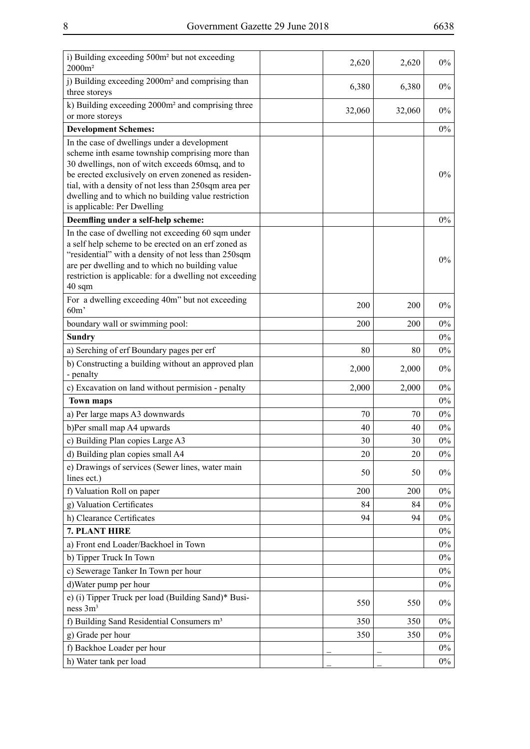| | | | | |
|---|---|---|---|---|
| i) Building exceeding 500m² but not exceeding 2000m² | | 2,620 | 2,620 | 0% |
| j) Building exceeding 2000m² and comprising than three storeys | | 6,380 | 6,380 | 0% |
| k) Building exceeding 2000m² and comprising three or more storeys | | 32,060 | 32,060 | 0% |
| **Development Schemes:** | | | | 0% |
| In the case of dwellings under a development scheme inth esame township comprising more than 30 dwellings, non of witch exceeds 60msq, and to be erected exclusively on erven zonened as residential, with a density of not less than 250sqm area per dwelling and to which no building value restriction is applicable: Per Dwelling | | | | 0% |
| **Deemfling under a self-help scheme:** | | | | 0% |
| In the case of dwelling not exceeding 60 sqm under a self help scheme to be erected on an erf zoned as "residential" with a density of not less than 250sqm are per dwelling and to which no building value restriction is applicable: for a dwelling not exceeding 40 sqm | | | | 0% |
| For a dwelling exceeding 40m" but not exceeding 60m' | | 200 | 200 | 0% |
| boundary wall or swimming pool: | | 200 | 200 | 0% |
| **Sundry** | | | | 0% |
| a) Serching of erf Boundary pages per erf | | 80 | 80 | 0% |
| b) Constructing a building without an approved plan - penalty | | 2,000 | 2,000 | 0% |
| c) Excavation on land without permision - penalty | | 2,000 | 2,000 | 0% |
| **Town maps** | | | | 0% |
| a) Per large maps A3 downwards | | 70 | 70 | 0% |
| b)Per small map A4 upwards | | 40 | 40 | 0% |
| c) Building Plan copies Large A3 | | 30 | 30 | 0% |
| d) Building plan copies small A4 | | 20 | 20 | 0% |
| e) Drawings of services (Sewer lines, water main lines ect.) | | 50 | 50 | 0% |
| f) Valuation Roll on paper | | 200 | 200 | 0% |
| g) Valuation Certificates | | 84 | 84 | 0% |
| h) Clearance Certificates | | 94 | 94 | 0% |
| **7. PLANT HIRE** | | | | 0% |
| a) Front end Loader/Backhoel in Town | | | | 0% |
| b) Tipper Truck In Town | | | | 0% |
| c) Sewerage Tanker In Town per hour | | | | 0% |
| d)Water pump per hour | | | | 0% |
| e) (i) Tipper Truck per load (Building Sand)* Business 3m³ | | 550 | 550 | 0% |
| f) Building Sand Residential Consumers m³ | | 350 | 350 | 0% |
| g) Grade per hour | | 350 | 350 | 0% |
| f) Backhoe Loader per hour | | _ | _ | 0% |
| h) Water tank per load | | _ | _ | 0% |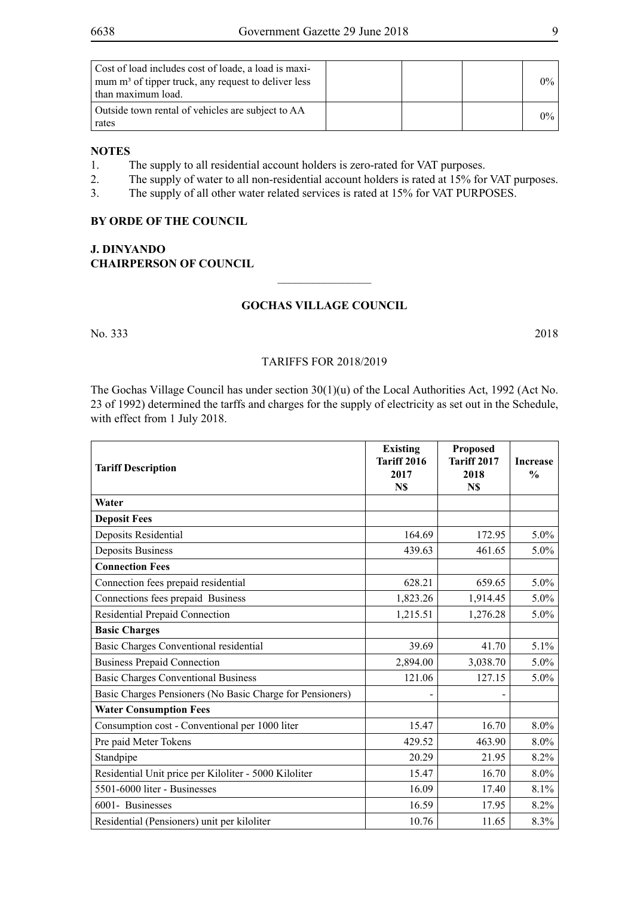| | | | | |
|---|---|---|---|---|
| Cost of load includes cost of loade, a load is maximum m³ of tipper truck, any request to deliver less than maximum load. | | | | 0% |
| Outside town rental of vehicles are subject to AA rates | | | | 0% |

**NOTES**

1. The supply to all residential account holders is zero-rated for VAT purposes.
2. The supply of water to all non-residential account holders is rated at 15% for VAT purposes.
3. The supply of all other water related services is rated at 15% for VAT PURPOSES.

**BY ORDE OF THE COUNCIL**

**J. DINYANDO**
**CHAIRPERSON OF COUNCIL**

---

## GOCHAS VILLAGE COUNCIL

No. 333 2018

TARIFFS FOR 2018/2019

The Gochas Village Council has under section 30(1)(u) of the Local Authorities Act, 1992 (Act No. 23 of 1992) determined the tarffs and charges for the supply of electricity as set out in the Schedule, with effect from 1 July 2018.

| Tariff Description | Existing Tariff 2016 2017 N$ | Proposed Tariff 2017 2018 N$ | Increase % |
|---|---|---|---|
| **Water** | | | |
| **Deposit Fees** | | | |
| Deposits Residential | 164.69 | 172.95 | 5.0% |
| Deposits Business | 439.63 | 461.65 | 5.0% |
| **Connection Fees** | | | |
| Connection fees prepaid residential | 628.21 | 659.65 | 5.0% |
| Connections fees prepaid Business | 1,823.26 | 1,914.45 | 5.0% |
| Residential Prepaid Connection | 1,215.51 | 1,276.28 | 5.0% |
| **Basic Charges** | | | |
| Basic Charges Conventional residential | 39.69 | 41.70 | 5.1% |
| Business Prepaid Connection | 2,894.00 | 3,038.70 | 5.0% |
| Basic Charges Conventional Business | 121.06 | 127.15 | 5.0% |
| Basic Charges Pensioners (No Basic Charge for Pensioners) | - | - | |
| **Water Consumption Fees** | | | |
| Consumption cost - Conventional per 1000 liter | 15.47 | 16.70 | 8.0% |
| Pre paid Meter Tokens | 429.52 | 463.90 | 8.0% |
| Standpipe | 20.29 | 21.95 | 8.2% |
| Residential Unit price per Kiloliter - 5000 Kiloliter | 15.47 | 16.70 | 8.0% |
| 5501-6000 liter - Businesses | 16.09 | 17.40 | 8.1% |
| 6001- Businesses | 16.59 | 17.95 | 8.2% |
| Residential (Pensioners) unit per kiloliter | 10.76 | 11.65 | 8.3% |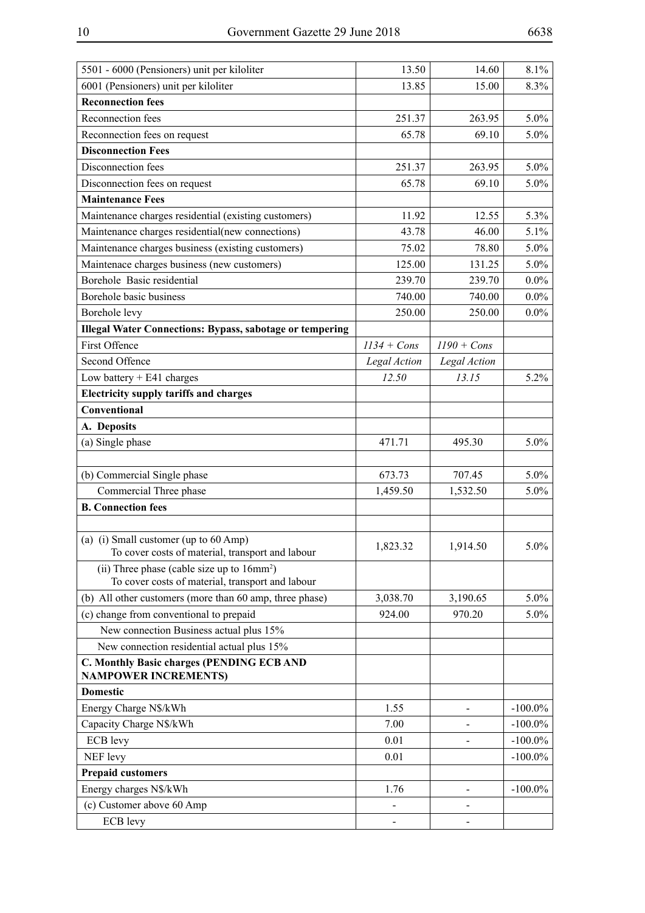| | | | |
|---|---|---|---|
| 5501 - 6000 (Pensioners) unit per kiloliter | 13.50 | 14.60 | 8.1% |
| 6001 (Pensioners) unit per kiloliter | 13.85 | 15.00 | 8.3% |
| **Reconnection fees** | | | |
| Reconnection fees | 251.37 | 263.95 | 5.0% |
| Reconnection fees on request | 65.78 | 69.10 | 5.0% |
| **Disconnection Fees** | | | |
| Disconnection fees | 251.37 | 263.95 | 5.0% |
| Disconnection fees on request | 65.78 | 69.10 | 5.0% |
| **Maintenance Fees** | | | |
| Maintenance charges residential (existing customers) | 11.92 | 12.55 | 5.3% |
| Maintenance charges residential(new connections) | 43.78 | 46.00 | 5.1% |
| Maintenance charges business (existing customers) | 75.02 | 78.80 | 5.0% |
| Maintenace charges business (new customers) | 125.00 | 131.25 | 5.0% |
| Borehole Basic residential | 239.70 | 239.70 | 0.0% |
| Borehole basic business | 740.00 | 740.00 | 0.0% |
| Borehole levy | 250.00 | 250.00 | 0.0% |
| **Illegal Water Connections: Bypass, sabotage or tempering** | | | |
| First Offence | *1134 + Cons* | *1190 + Cons* | |
| Second Offence | *Legal Action* | *Legal Action* | |
| Low battery + E41 charges | *12.50* | *13.15* | 5.2% |
| **Electricity supply tariffs and charges** | | | |
| **Conventional** | | | |
| **A. Deposits** | | | |
| (a) Single phase | 471.71 | 495.30 | 5.0% |
| | | | |
| (b) Commercial Single phase | 673.73 | 707.45 | 5.0% |
| Commercial Three phase | 1,459.50 | 1,532.50 | 5.0% |
| **B. Connection fees** | | | |
| | | | |
| (a) (i) Small customer (up to 60 Amp) To cover costs of material, transport and labour | 1,823.32 | 1,914.50 | 5.0% |
| (ii) Three phase (cable size up to 16mm²) To cover costs of material, transport and labour | | | |
| (b) All other customers (more than 60 amp, three phase) | 3,038.70 | 3,190.65 | 5.0% |
| (c) change from conventional to prepaid | 924.00 | 970.20 | 5.0% |
| New connection Business actual plus 15% | | | |
| New connection residential actual plus 15% | | | |
| **C. Monthly Basic charges (PENDING ECB AND NAMPOWER INCREMENTS)** | | | |
| **Domestic** | | | |
| Energy Charge N$/kWh | 1.55 | - | -100.0% |
| Capacity Charge N$/kWh | 7.00 | - | -100.0% |
| ECB levy | 0.01 | - | -100.0% |
| NEF levy | 0.01 | | -100.0% |
| **Prepaid customers** | | | |
| Energy charges N$/kWh | 1.76 | - | -100.0% |
| (c) Customer above 60 Amp | - | - | |
| ECB levy | - | - | |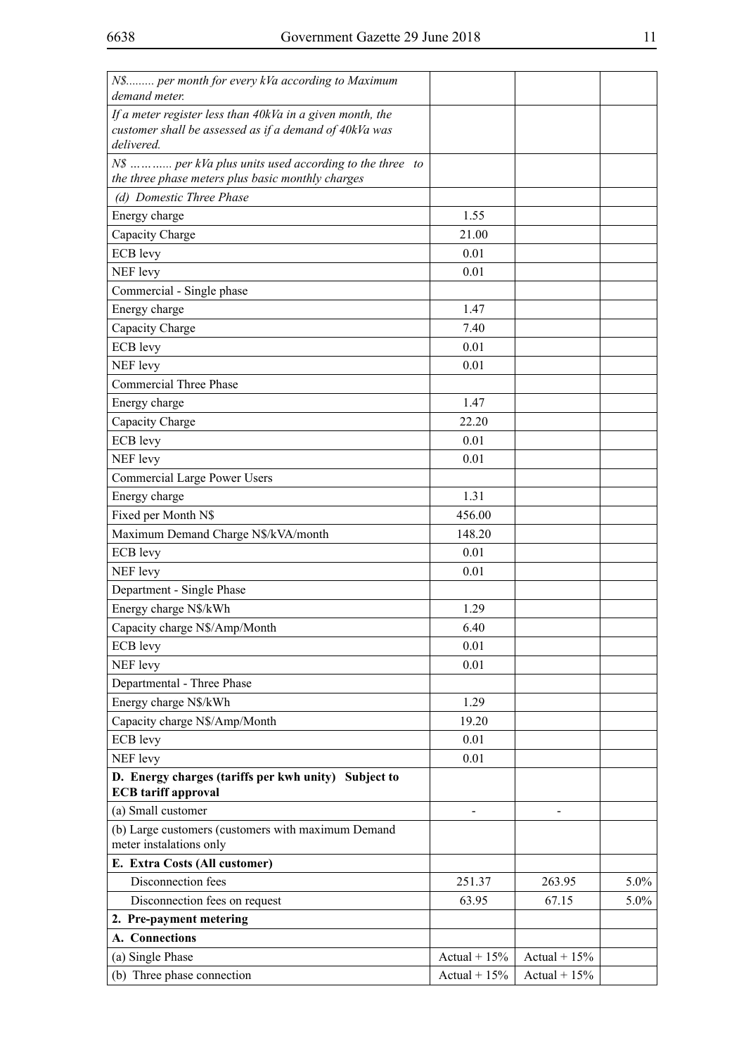| | | | |
|---|---|---|---|
| *N$......... per month for every kVa according to Maximum demand meter.* | | | |
| *If a meter register less than 40kVa in a given month, the customer shall be assessed as if a demand of 40kVa was delivered.* | | | |
| *N$ ………... per kVa plus units used according to the three to the three phase meters plus basic monthly charges* | | | |
| *(d) Domestic Three Phase* | | | |
| Energy charge | 1.55 | | |
| Capacity Charge | 21.00 | | |
| ECB levy | 0.01 | | |
| NEF levy | 0.01 | | |
| Commercial - Single phase | | | |
| Energy charge | 1.47 | | |
| Capacity Charge | 7.40 | | |
| ECB levy | 0.01 | | |
| NEF levy | 0.01 | | |
| Commercial Three Phase | | | |
| Energy charge | 1.47 | | |
| Capacity Charge | 22.20 | | |
| ECB levy | 0.01 | | |
| NEF levy | 0.01 | | |
| Commercial Large Power Users | | | |
| Energy charge | 1.31 | | |
| Fixed per Month N$ | 456.00 | | |
| Maximum Demand Charge N$/kVA/month | 148.20 | | |
| ECB levy | 0.01 | | |
| NEF levy | 0.01 | | |
| Department - Single Phase | | | |
| Energy charge N$/kWh | 1.29 | | |
| Capacity charge N$/Amp/Month | 6.40 | | |
| ECB levy | 0.01 | | |
| NEF levy | 0.01 | | |
| Departmental - Three Phase | | | |
| Energy charge N$/kWh | 1.29 | | |
| Capacity charge N$/Amp/Month | 19.20 | | |
| ECB levy | 0.01 | | |
| NEF levy | 0.01 | | |
| **D. Energy charges (tariffs per kwh unity) Subject to ECB tariff approval** | | | |
| (a) Small customer | - | - | |
| (b) Large customers (customers with maximum Demand meter instalations only | | | |
| **E. Extra Costs (All customer)** | | | |
| Disconnection fees | 251.37 | 263.95 | 5.0% |
| Disconnection fees on request | 63.95 | 67.15 | 5.0% |
| **2. Pre-payment metering** | | | |
| **A. Connections** | | | |
| (a) Single Phase | Actual + 15% | Actual + 15% | |
| (b) Three phase connection | Actual + 15% | Actual + 15% | |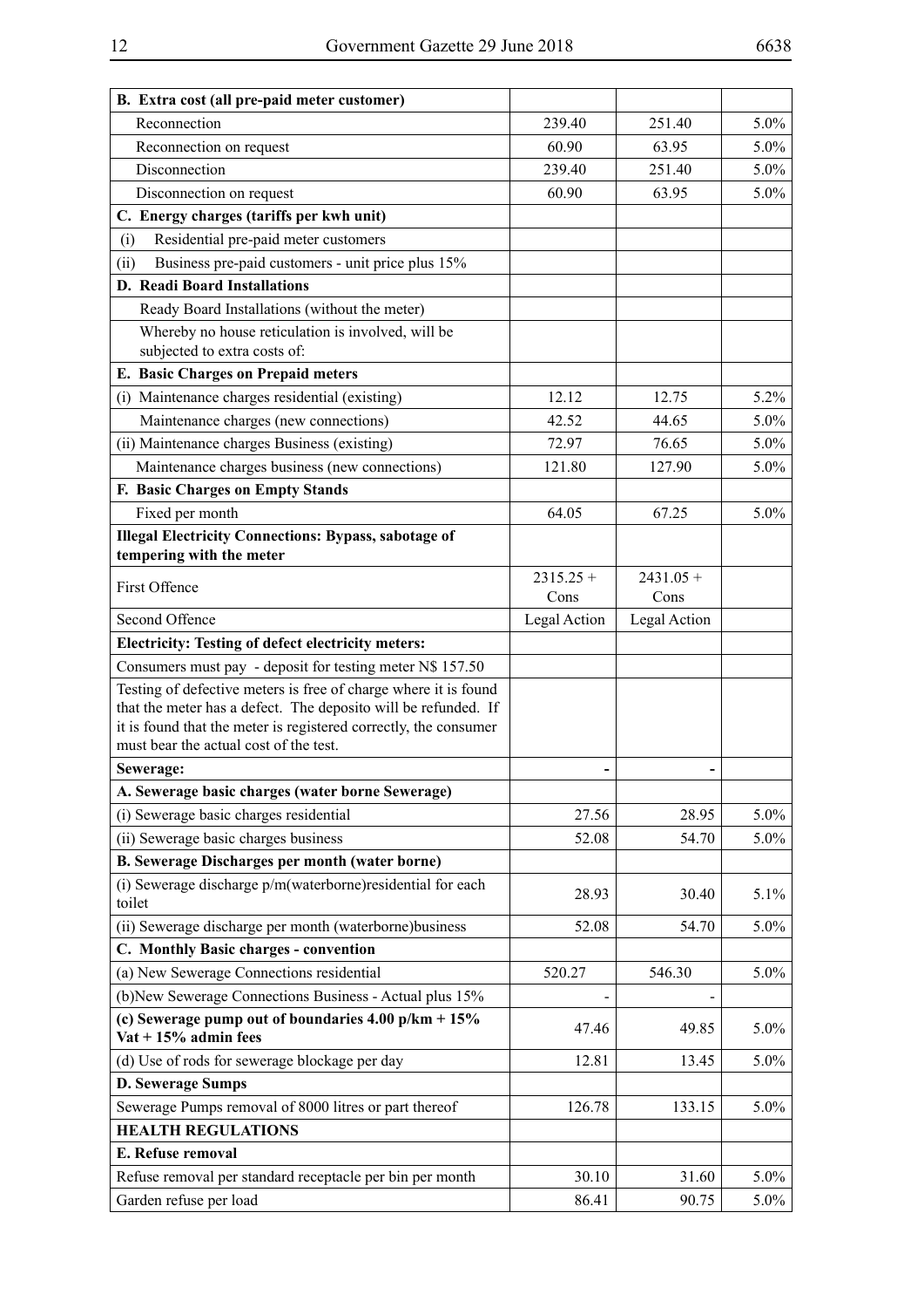| **B. Extra cost (all pre-paid meter customer)** | | | |
|---|---|---|---|
| Reconnection | 239.40 | 251.40 | 5.0% |
| Reconnection on request | 60.90 | 63.95 | 5.0% |
| Disconnection | 239.40 | 251.40 | 5.0% |
| Disconnection on request | 60.90 | 63.95 | 5.0% |
| **C. Energy charges (tariffs per kwh unit)** | | | |
| (i) Residential pre-paid meter customers | | | |
| (ii) Business pre-paid customers - unit price plus 15% | | | |
| **D. Readi Board Installations** | | | |
| Ready Board Installations (without the meter) | | | |
| Whereby no house reticulation is involved, will be subjected to extra costs of: | | | |
| **E. Basic Charges on Prepaid meters** | | | |
| (i) Maintenance charges residential (existing) | 12.12 | 12.75 | 5.2% |
| Maintenance charges (new connections) | 42.52 | 44.65 | 5.0% |
| (ii) Maintenance charges Business (existing) | 72.97 | 76.65 | 5.0% |
| Maintenance charges business (new connections) | 121.80 | 127.90 | 5.0% |
| **F. Basic Charges on Empty Stands** | | | |
| Fixed per month | 64.05 | 67.25 | 5.0% |
| **Illegal Electricity Connections: Bypass, sabotage of tempering with the meter** | | | |
| First Offence | 2315.25 + Cons | 2431.05 + Cons | |
| Second Offence | Legal Action | Legal Action | |
| **Electricity: Testing of defect electricity meters:** | | | |
| Consumers must pay - deposit for testing meter N$ 157.50 | | | |
| Testing of defective meters is free of charge where it is found that the meter has a defect. The deposito will be refunded. If it is found that the meter is registered correctly, the consumer must bear the actual cost of the test. | | | |
| **Sewerage:** | - | - | |
| **A. Sewerage basic charges (water borne Sewerage)** | | | |
| (i) Sewerage basic charges residential | 27.56 | 28.95 | 5.0% |
| (ii) Sewerage basic charges business | 52.08 | 54.70 | 5.0% |
| **B. Sewerage Discharges per month (water borne)** | | | |
| (i) Sewerage discharge p/m(waterborne)residential for each toilet | 28.93 | 30.40 | 5.1% |
| (ii) Sewerage discharge per month (waterborne)business | 52.08 | 54.70 | 5.0% |
| **C. Monthly Basic charges - convention** | | | |
| (a) New Sewerage Connections residential | 520.27 | 546.30 | 5.0% |
| (b)New Sewerage Connections Business - Actual plus 15% | - | - | |
| **(c) Sewerage pump out of boundaries 4.00 p/km + 15% Vat + 15% admin fees** | 47.46 | 49.85 | 5.0% |
| (d) Use of rods for sewerage blockage per day | 12.81 | 13.45 | 5.0% |
| **D. Sewerage Sumps** | | | |
| Sewerage Pumps removal of 8000 litres or part thereof | 126.78 | 133.15 | 5.0% |
| **HEALTH REGULATIONS** | | | |
| **E. Refuse removal** | | | |
| Refuse removal per standard receptacle per bin per month | 30.10 | 31.60 | 5.0% |
| Garden refuse per load | 86.41 | 90.75 | 5.0% |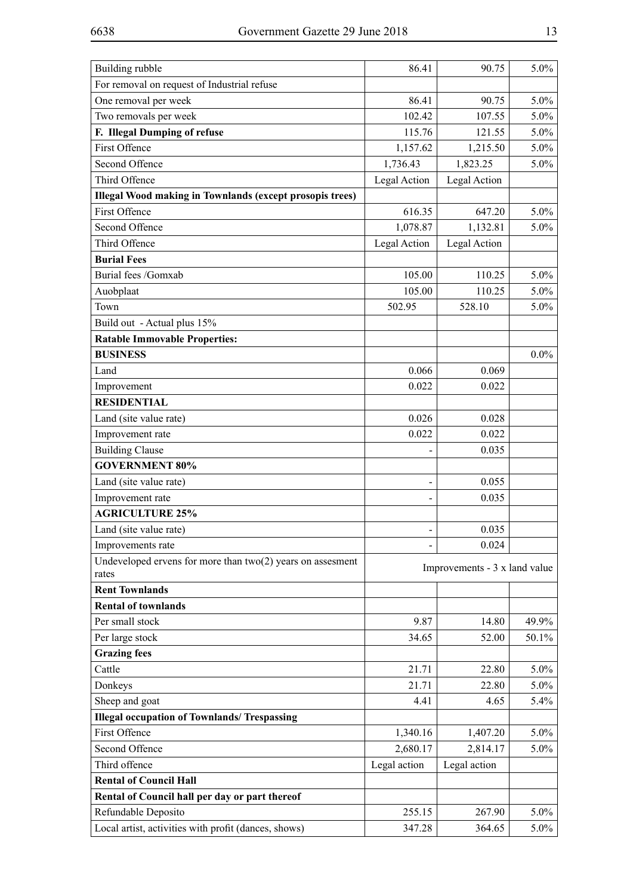| Building rubble | 86.41 | 90.75 | 5.0% |
|---|---|---|---|
| For removal on request of Industrial refuse | | | |
| One removal per week | 86.41 | 90.75 | 5.0% |
| Two removals per week | 102.42 | 107.55 | 5.0% |
| **F. Illegal Dumping of refuse** | 115.76 | 121.55 | 5.0% |
| First Offence | 1,157.62 | 1,215.50 | 5.0% |
| Second Offence | 1,736.43 | 1,823.25 | 5.0% |
| Third Offence | Legal Action | Legal Action | |
| **Illegal Wood making in Townlands (except prosopis trees)** | | | |
| First Offence | 616.35 | 647.20 | 5.0% |
| Second Offence | 1,078.87 | 1,132.81 | 5.0% |
| Third Offence | Legal Action | Legal Action | |
| **Burial Fees** | | | |
| Burial fees /Gomxab | 105.00 | 110.25 | 5.0% |
| Auobplaat | 105.00 | 110.25 | 5.0% |
| Town | 502.95 | 528.10 | 5.0% |
| Build out - Actual plus 15% | | | |
| **Ratable Immovable Properties:** | | | |
| **BUSINESS** | | | 0.0% |
| Land | 0.066 | 0.069 | |
| Improvement | 0.022 | 0.022 | |
| **RESIDENTIAL** | | | |
| Land (site value rate) | 0.026 | 0.028 | |
| Improvement rate | 0.022 | 0.022 | |
| Building Clause | - | 0.035 | |
| **GOVERNMENT 80%** | | | |
| Land (site value rate) | - | 0.055 | |
| Improvement rate | - | 0.035 | |
| **AGRICULTURE 25%** | | | |
| Land (site value rate) | - | 0.035 | |
| Improvements rate | - | 0.024 | |
| Undeveloped ervens for more than two(2) years on assesment rates | Improvements - 3 x land value | | |
| **Rent Townlands** | | | |
| **Rental of townlands** | | | |
| Per small stock | 9.87 | 14.80 | 49.9% |
| Per large stock | 34.65 | 52.00 | 50.1% |
| **Grazing fees** | | | |
| Cattle | 21.71 | 22.80 | 5.0% |
| Donkeys | 21.71 | 22.80 | 5.0% |
| Sheep and goat | 4.41 | 4.65 | 5.4% |
| **Illegal occupation of Townlands/ Trespassing** | | | |
| First Offence | 1,340.16 | 1,407.20 | 5.0% |
| Second Offence | 2,680.17 | 2,814.17 | 5.0% |
| Third offence | Legal action | Legal action | |
| **Rental of Council Hall** | | | |
| **Rental of Council hall per day or part thereof** | | | |
| Refundable Deposito | 255.15 | 267.90 | 5.0% |
| Local artist, activities with profit (dances, shows) | 347.28 | 364.65 | 5.0% |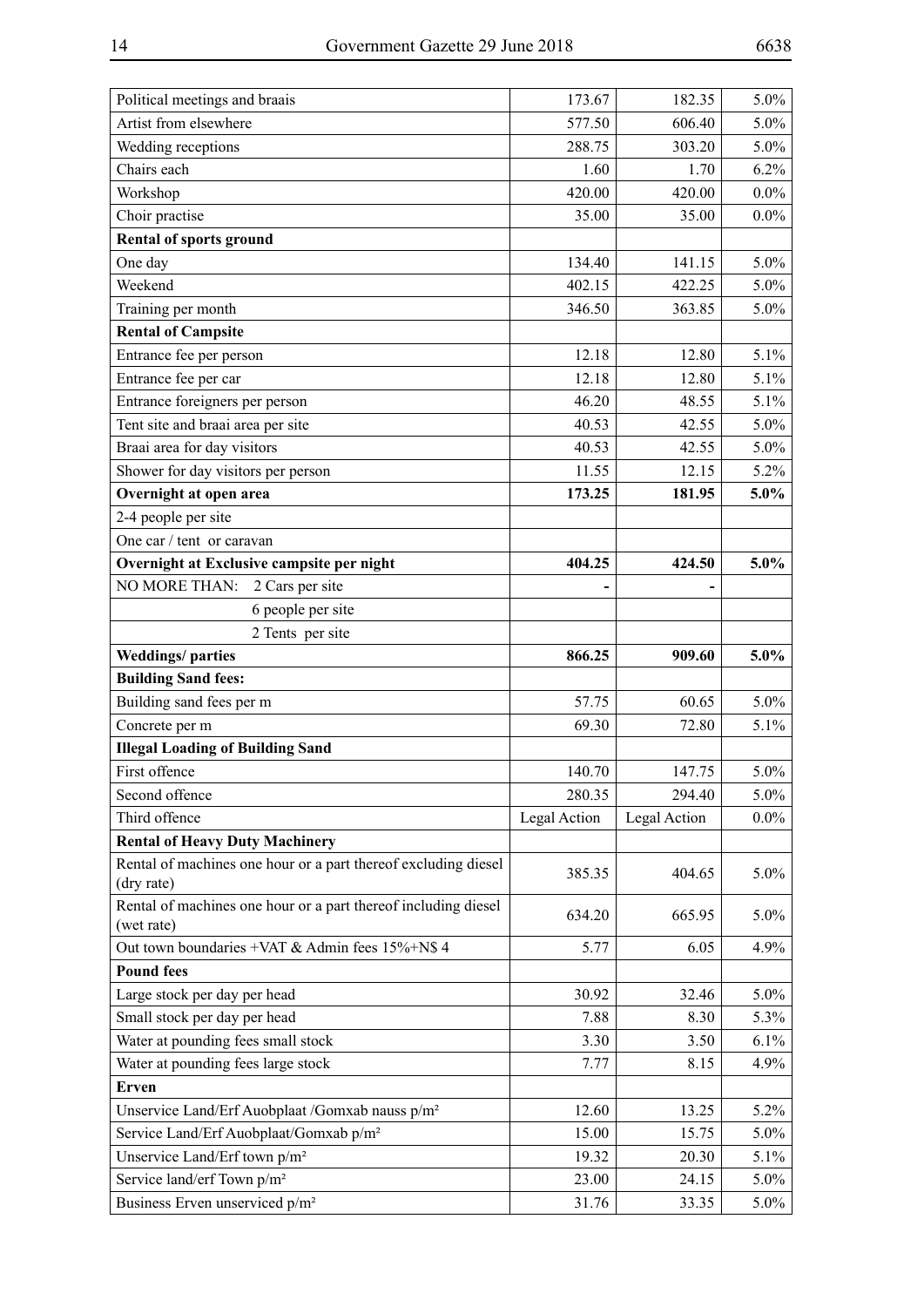| | | | |
|---|---|---|---|
| Political meetings and braais | 173.67 | 182.35 | 5.0% |
| Artist from elsewhere | 577.50 | 606.40 | 5.0% |
| Wedding receptions | 288.75 | 303.20 | 5.0% |
| Chairs each | 1.60 | 1.70 | 6.2% |
| Workshop | 420.00 | 420.00 | 0.0% |
| Choir practise | 35.00 | 35.00 | 0.0% |
| **Rental of sports ground** | | | |
| One day | 134.40 | 141.15 | 5.0% |
| Weekend | 402.15 | 422.25 | 5.0% |
| Training per month | 346.50 | 363.85 | 5.0% |
| **Rental of Campsite** | | | |
| Entrance fee per person | 12.18 | 12.80 | 5.1% |
| Entrance fee per car | 12.18 | 12.80 | 5.1% |
| Entrance foreigners per person | 46.20 | 48.55 | 5.1% |
| Tent site and braai area per site | 40.53 | 42.55 | 5.0% |
| Braai area for day visitors | 40.53 | 42.55 | 5.0% |
| Shower for day visitors per person | 11.55 | 12.15 | 5.2% |
| **Overnight at open area** | **173.25** | **181.95** | **5.0%** |
| 2-4 people per site | | | |
| One car / tent or caravan | | | |
| **Overnight at Exclusive campsite per night** | **404.25** | **424.50** | **5.0%** |
| NO MORE THAN: 2 Cars per site | - | - | |
| 6 people per site | | | |
| 2 Tents per site | | | |
| **Weddings/ parties** | **866.25** | **909.60** | **5.0%** |
| **Building Sand fees:** | | | |
| Building sand fees per m | 57.75 | 60.65 | 5.0% |
| Concrete per m | 69.30 | 72.80 | 5.1% |
| **Illegal Loading of Building Sand** | | | |
| First offence | 140.70 | 147.75 | 5.0% |
| Second offence | 280.35 | 294.40 | 5.0% |
| Third offence | Legal Action | Legal Action | 0.0% |
| **Rental of Heavy Duty Machinery** | | | |
| Rental of machines one hour or a part thereof excluding diesel (dry rate) | 385.35 | 404.65 | 5.0% |
| Rental of machines one hour or a part thereof including diesel (wet rate) | 634.20 | 665.95 | 5.0% |
| Out town boundaries +VAT & Admin fees 15%+N$ 4 | 5.77 | 6.05 | 4.9% |
| **Pound fees** | | | |
| Large stock per day per head | 30.92 | 32.46 | 5.0% |
| Small stock per day per head | 7.88 | 8.30 | 5.3% |
| Water at pounding fees small stock | 3.30 | 3.50 | 6.1% |
| Water at pounding fees large stock | 7.77 | 8.15 | 4.9% |
| **Erven** | | | |
| Unservice Land/Erf Auobplaat /Gomxab nauss p/m² | 12.60 | 13.25 | 5.2% |
| Service Land/Erf Auobplaat/Gomxab p/m² | 15.00 | 15.75 | 5.0% |
| Unservice Land/Erf town p/m² | 19.32 | 20.30 | 5.1% |
| Service land/erf Town p/m² | 23.00 | 24.15 | 5.0% |
| Business Erven unserviced p/m² | 31.76 | 33.35 | 5.0% |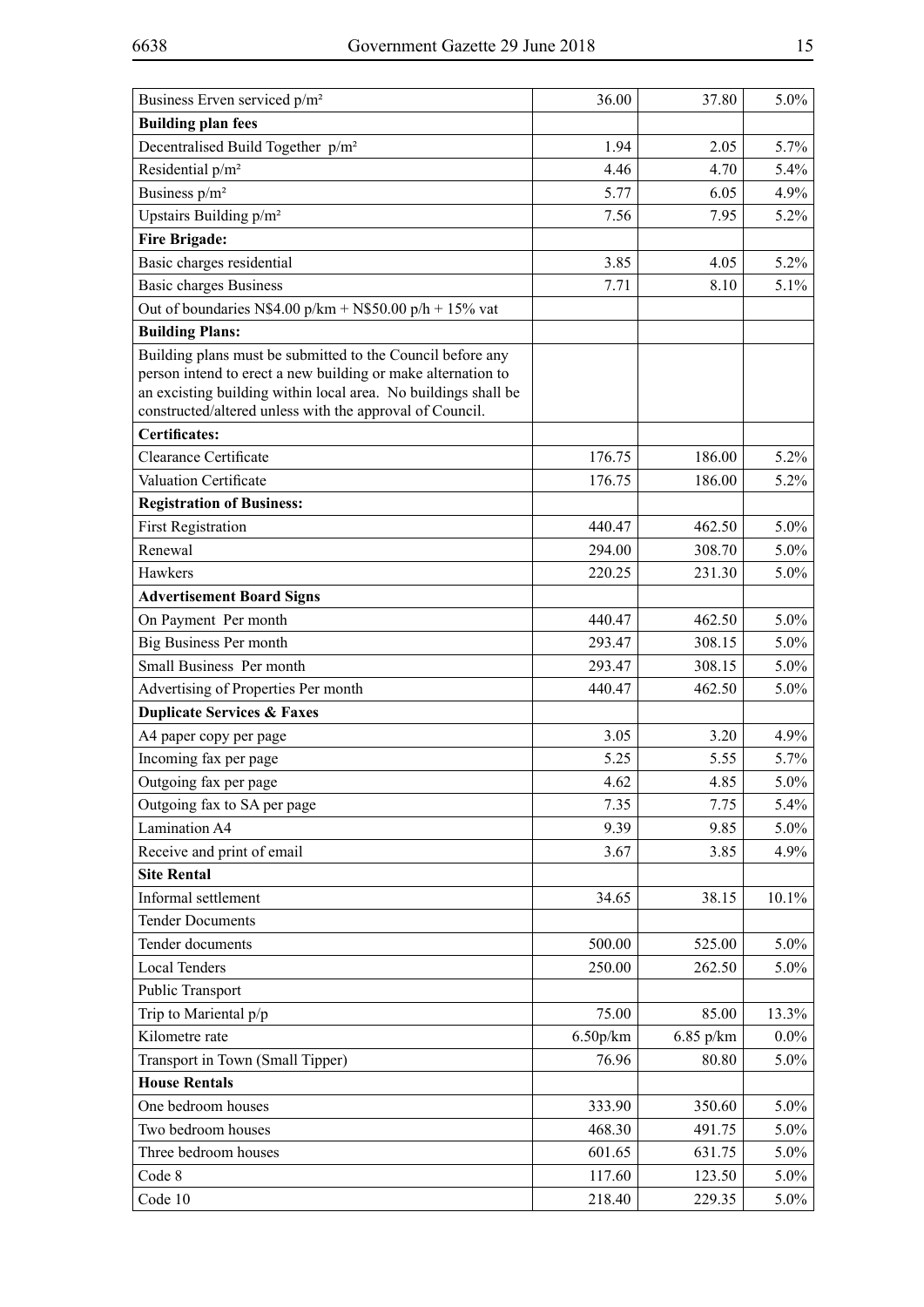| | | | |
|---|---|---|---|
| Business Erven serviced p/m² | 36.00 | 37.80 | 5.0% |
| **Building plan fees** | | | |
| Decentralised Build Together p/m² | 1.94 | 2.05 | 5.7% |
| Residential p/m² | 4.46 | 4.70 | 5.4% |
| Business p/m² | 5.77 | 6.05 | 4.9% |
| Upstairs Building p/m² | 7.56 | 7.95 | 5.2% |
| **Fire Brigade:** | | | |
| Basic charges residential | 3.85 | 4.05 | 5.2% |
| Basic charges Business | 7.71 | 8.10 | 5.1% |
| Out of boundaries N$4.00 p/km + N$50.00 p/h + 15% vat | | | |
| **Building Plans:** | | | |
| Building plans must be submitted to the Council before any person intend to erect a new building or make alternation to an excisting building within local area. No buildings shall be constructed/altered unless with the approval of Council. | | | |
| **Certificates:** | | | |
| Clearance Certificate | 176.75 | 186.00 | 5.2% |
| Valuation Certificate | 176.75 | 186.00 | 5.2% |
| **Registration of Business:** | | | |
| First Registration | 440.47 | 462.50 | 5.0% |
| Renewal | 294.00 | 308.70 | 5.0% |
| Hawkers | 220.25 | 231.30 | 5.0% |
| **Advertisement Board Signs** | | | |
| On Payment Per month | 440.47 | 462.50 | 5.0% |
| Big Business Per month | 293.47 | 308.15 | 5.0% |
| Small Business Per month | 293.47 | 308.15 | 5.0% |
| Advertising of Properties Per month | 440.47 | 462.50 | 5.0% |
| **Duplicate Services & Faxes** | | | |
| A4 paper copy per page | 3.05 | 3.20 | 4.9% |
| Incoming fax per page | 5.25 | 5.55 | 5.7% |
| Outgoing fax per page | 4.62 | 4.85 | 5.0% |
| Outgoing fax to SA per page | 7.35 | 7.75 | 5.4% |
| Lamination A4 | 9.39 | 9.85 | 5.0% |
| Receive and print of email | 3.67 | 3.85 | 4.9% |
| **Site Rental** | | | |
| Informal settlement | 34.65 | 38.15 | 10.1% |
| Tender Documents | | | |
| Tender documents | 500.00 | 525.00 | 5.0% |
| Local Tenders | 250.00 | 262.50 | 5.0% |
| Public Transport | | | |
| Trip to Mariental p/p | 75.00 | 85.00 | 13.3% |
| Kilometre rate | 6.50p/km | 6.85 p/km | 0.0% |
| Transport in Town (Small Tipper) | 76.96 | 80.80 | 5.0% |
| **House Rentals** | | | |
| One bedroom houses | 333.90 | 350.60 | 5.0% |
| Two bedroom houses | 468.30 | 491.75 | 5.0% |
| Three bedroom houses | 601.65 | 631.75 | 5.0% |
| Code 8 | 117.60 | 123.50 | 5.0% |
| Code 10 | 218.40 | 229.35 | 5.0% |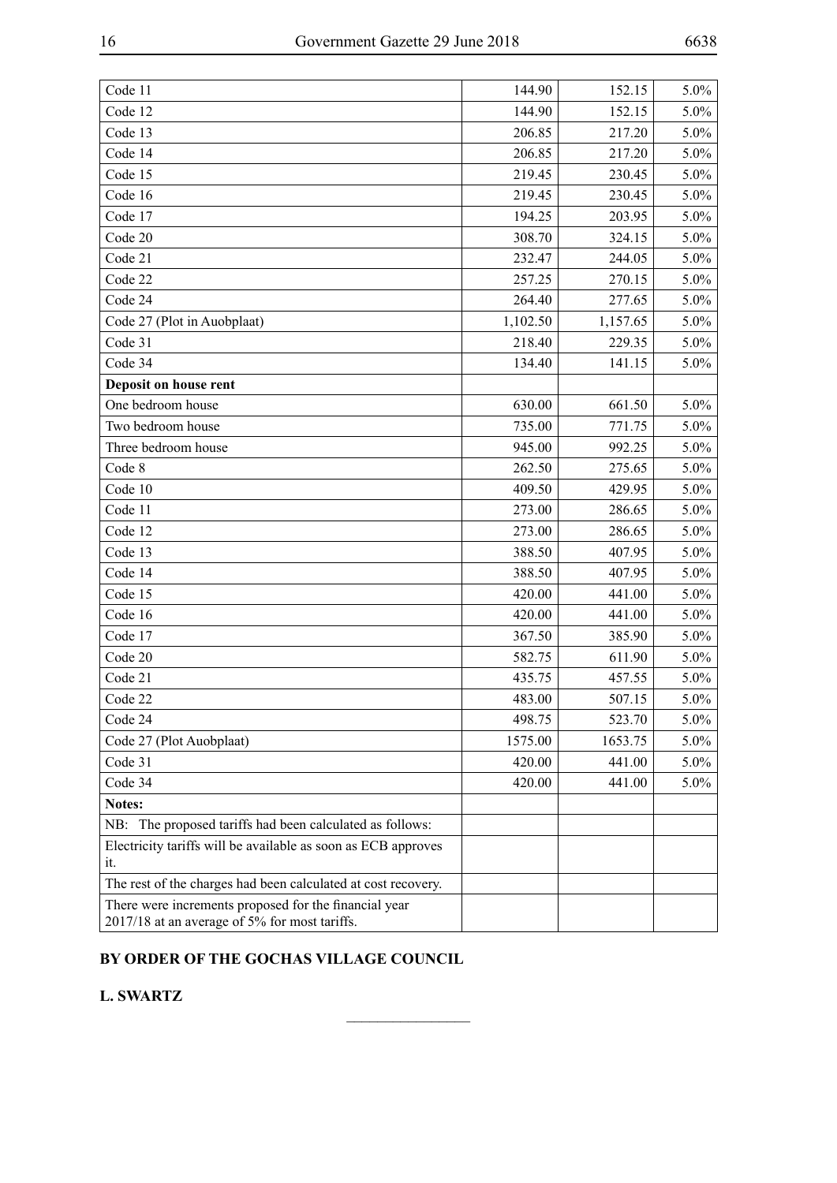| | | | |
|---|---|---|---|
| Code 11 | 144.90 | 152.15 | 5.0% |
| Code 12 | 144.90 | 152.15 | 5.0% |
| Code 13 | 206.85 | 217.20 | 5.0% |
| Code 14 | 206.85 | 217.20 | 5.0% |
| Code 15 | 219.45 | 230.45 | 5.0% |
| Code 16 | 219.45 | 230.45 | 5.0% |
| Code 17 | 194.25 | 203.95 | 5.0% |
| Code 20 | 308.70 | 324.15 | 5.0% |
| Code 21 | 232.47 | 244.05 | 5.0% |
| Code 22 | 257.25 | 270.15 | 5.0% |
| Code 24 | 264.40 | 277.65 | 5.0% |
| Code 27 (Plot in Auobplaat) | 1,102.50 | 1,157.65 | 5.0% |
| Code 31 | 218.40 | 229.35 | 5.0% |
| Code 34 | 134.40 | 141.15 | 5.0% |
| **Deposit on house rent** | | | |
| One bedroom house | 630.00 | 661.50 | 5.0% |
| Two bedroom house | 735.00 | 771.75 | 5.0% |
| Three bedroom house | 945.00 | 992.25 | 5.0% |
| Code 8 | 262.50 | 275.65 | 5.0% |
| Code 10 | 409.50 | 429.95 | 5.0% |
| Code 11 | 273.00 | 286.65 | 5.0% |
| Code 12 | 273.00 | 286.65 | 5.0% |
| Code 13 | 388.50 | 407.95 | 5.0% |
| Code 14 | 388.50 | 407.95 | 5.0% |
| Code 15 | 420.00 | 441.00 | 5.0% |
| Code 16 | 420.00 | 441.00 | 5.0% |
| Code 17 | 367.50 | 385.90 | 5.0% |
| Code 20 | 582.75 | 611.90 | 5.0% |
| Code 21 | 435.75 | 457.55 | 5.0% |
| Code 22 | 483.00 | 507.15 | 5.0% |
| Code 24 | 498.75 | 523.70 | 5.0% |
| Code 27 (Plot Auobplaat) | 1575.00 | 1653.75 | 5.0% |
| Code 31 | 420.00 | 441.00 | 5.0% |
| Code 34 | 420.00 | 441.00 | 5.0% |
| **Notes:** | | | |
| NB: The proposed tariffs had been calculated as follows: | | | |
| Electricity tariffs will be available as soon as ECB approves it. | | | |
| The rest of the charges had been calculated at cost recovery. | | | |
| There were increments proposed for the financial year 2017/18 at an average of 5% for most tariffs. | | | |

**BY ORDER OF THE GOCHAS VILLAGE COUNCIL**

**L. SWARTZ**

________________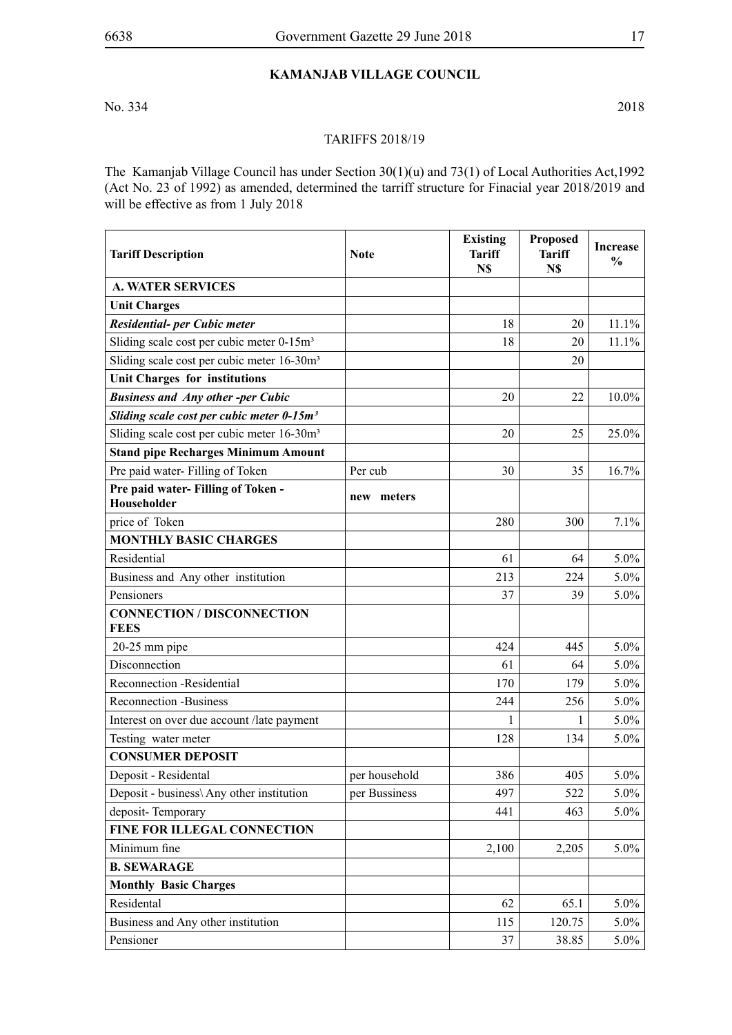## KAMANJAB VILLAGE COUNCIL

No. 334 2018

TARIFFS 2018/19

The Kamanjab Village Council has under Section 30(1)(u) and 73(1) of Local Authorities Act,1992 (Act No. 23 of 1992) as amended, determined the tarriff structure for Finacial year 2018/2019 and will be effective as from 1 July 2018

| Tariff Description | Note | Existing Tariff N$ | Proposed Tariff N$ | Increase % |
|---|---|---|---|---|
| **A. WATER SERVICES** | | | | |
| **Unit Charges** | | | | |
| ***Residential- per Cubic meter*** | | 18 | 20 | 11.1% |
| Sliding scale cost per cubic meter 0-15m³ | | 18 | 20 | 11.1% |
| Sliding scale cost per cubic meter 16-30m³ | | | 20 | |
| **Unit Charges for institutions** | | | | |
| ***Business and Any other -per Cubic*** | | 20 | 22 | 10.0% |
| ***Sliding scale cost per cubic meter 0-15m³*** | | | | |
| Sliding scale cost per cubic meter 16-30m³ | | 20 | 25 | 25.0% |
| **Stand pipe Recharges Minimum Amount** | | | | |
| Pre paid water- Filling of Token | Per cub | 30 | 35 | 16.7% |
| **Pre paid water- Filling of Token - Householder** | **new meters** | | | |
| price of Token | | 280 | 300 | 7.1% |
| **MONTHLY BASIC CHARGES** | | | | |
| Residential | | 61 | 64 | 5.0% |
| Business and Any other institution | | 213 | 224 | 5.0% |
| Pensioners | | 37 | 39 | 5.0% |
| **CONNECTION / DISCONNECTION FEES** | | | | |
| 20-25 mm pipe | | 424 | 445 | 5.0% |
| Disconnection | | 61 | 64 | 5.0% |
| Reconnection -Residential | | 170 | 179 | 5.0% |
| Reconnection -Business | | 244 | 256 | 5.0% |
| Interest on over due account /late payment | | 1 | 1 | 5.0% |
| Testing water meter | | 128 | 134 | 5.0% |
| **CONSUMER DEPOSIT** | | | | |
| Deposit - Residental | per household | 386 | 405 | 5.0% |
| Deposit - business\ Any other institution | per Bussiness | 497 | 522 | 5.0% |
| deposit- Temporary | | 441 | 463 | 5.0% |
| **FINE FOR ILLEGAL CONNECTION** | | | | |
| Minimum fine | | 2,100 | 2,205 | 5.0% |
| **B. SEWARAGE** | | | | |
| **Monthly Basic Charges** | | | | |
| Residental | | 62 | 65.1 | 5.0% |
| Business and Any other institution | | 115 | 120.75 | 5.0% |
| Pensioner | | 37 | 38.85 | 5.0% |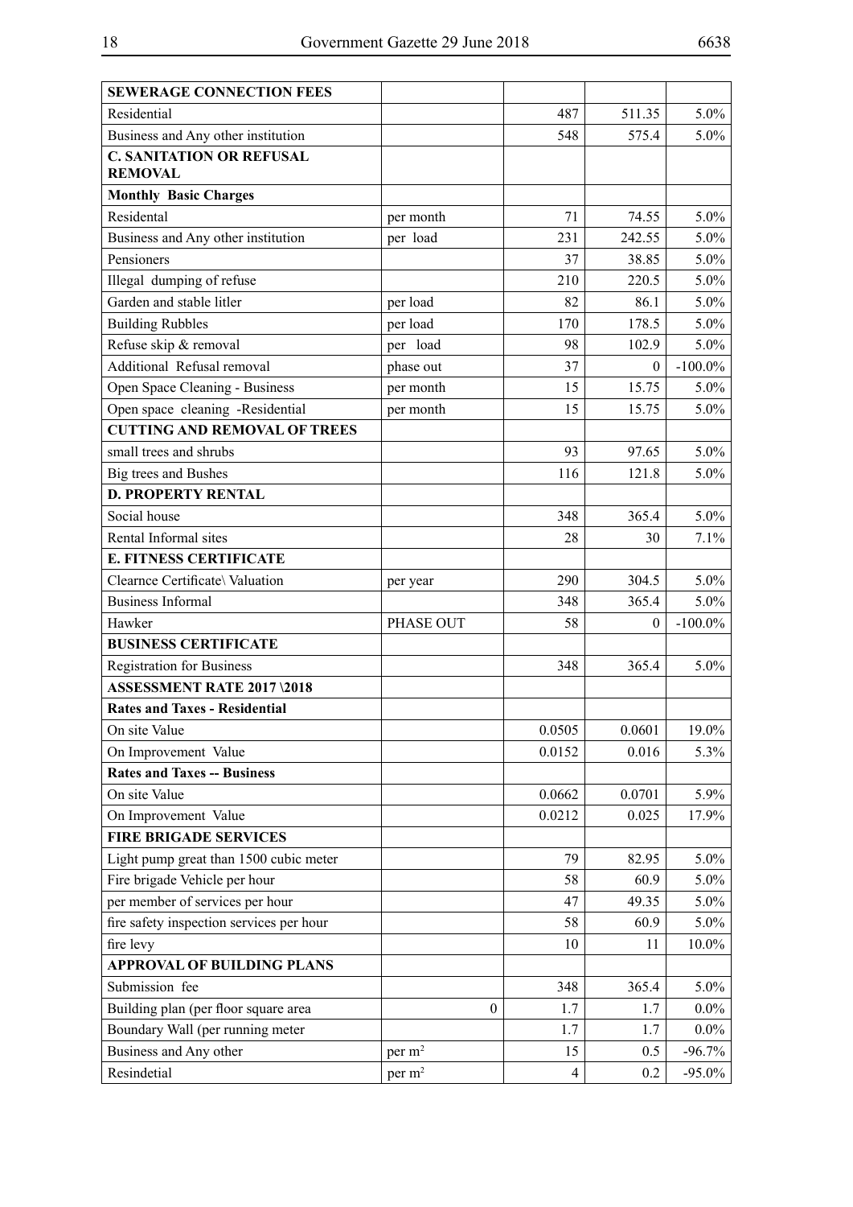| SEWERAGE CONNECTION FEES | | | | |
|---|---|---|---|---|
| Residential | | 487 | 511.35 | 5.0% |
| Business and Any other institution | | 548 | 575.4 | 5.0% |
| **C. SANITATION OR REFUSAL REMOVAL** | | | | |
| **Monthly Basic Charges** | | | | |
| Residental | per month | 71 | 74.55 | 5.0% |
| Business and Any other institution | per load | 231 | 242.55 | 5.0% |
| Pensioners | | 37 | 38.85 | 5.0% |
| Illegal dumping of refuse | | 210 | 220.5 | 5.0% |
| Garden and stable litler | per load | 82 | 86.1 | 5.0% |
| Building Rubbles | per load | 170 | 178.5 | 5.0% |
| Refuse skip & removal | per load | 98 | 102.9 | 5.0% |
| Additional Refusal removal | phase out | 37 | 0 | -100.0% |
| Open Space Cleaning - Business | per month | 15 | 15.75 | 5.0% |
| Open space cleaning -Residential | per month | 15 | 15.75 | 5.0% |
| **CUTTING AND REMOVAL OF TREES** | | | | |
| small trees and shrubs | | 93 | 97.65 | 5.0% |
| Big trees and Bushes | | 116 | 121.8 | 5.0% |
| **D. PROPERTY RENTAL** | | | | |
| Social house | | 348 | 365.4 | 5.0% |
| Rental Informal sites | | 28 | 30 | 7.1% |
| **E. FITNESS CERTIFICATE** | | | | |
| Clearnce Certificate\ Valuation | per year | 290 | 304.5 | 5.0% |
| Business Informal | | 348 | 365.4 | 5.0% |
| Hawker | PHASE OUT | 58 | 0 | -100.0% |
| **BUSINESS CERTIFICATE** | | | | |
| Registration for Business | | 348 | 365.4 | 5.0% |
| **ASSESSMENT RATE 2017 \2018** | | | | |
| **Rates and Taxes - Residential** | | | | |
| On site Value | | 0.0505 | 0.0601 | 19.0% |
| On Improvement Value | | 0.0152 | 0.016 | 5.3% |
| **Rates and Taxes -- Business** | | | | |
| On site Value | | 0.0662 | 0.0701 | 5.9% |
| On Improvement Value | | 0.0212 | 0.025 | 17.9% |
| **FIRE BRIGADE SERVICES** | | | | |
| Light pump great than 1500 cubic meter | | 79 | 82.95 | 5.0% |
| Fire brigade Vehicle per hour | | 58 | 60.9 | 5.0% |
| per member of services per hour | | 47 | 49.35 | 5.0% |
| fire safety inspection services per hour | | 58 | 60.9 | 5.0% |
| fire levy | | 10 | 11 | 10.0% |
| **APPROVAL OF BUILDING PLANS** | | | | |
| Submission fee | | 348 | 365.4 | 5.0% |
| Building plan (per floor square area | 0 | 1.7 | 1.7 | 0.0% |
| Boundary Wall (per running meter | | 1.7 | 1.7 | 0.0% |
| Business and Any other | per $m^2$ | 15 | 0.5 | -96.7% |
| Resindetial | per $m^2$ | 4 | 0.2 | -95.0% |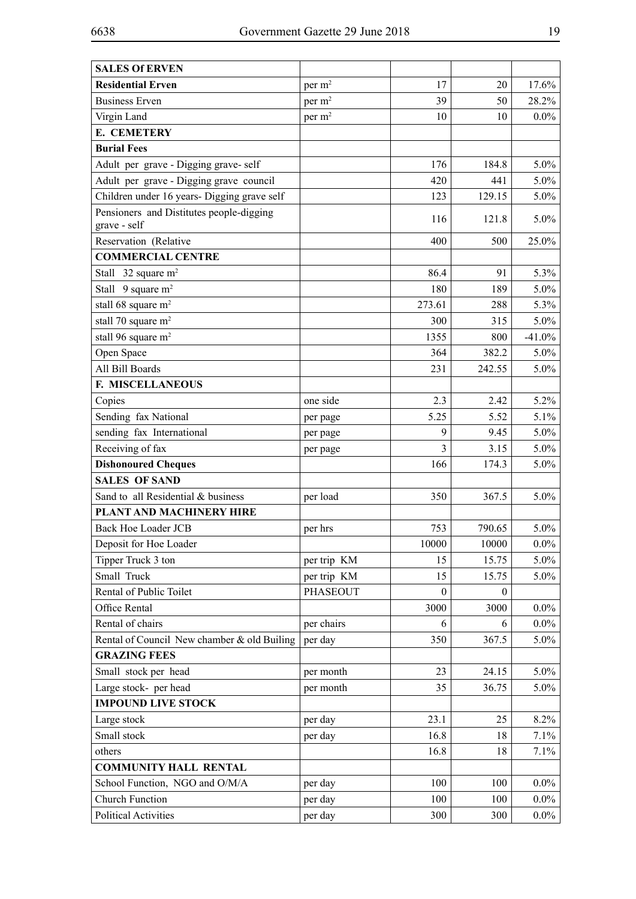| **SALES Of ERVEN** | | | | |
|---|---|---|---|---|
| **Residential Erven** | per $m^2$ | 17 | 20 | 17.6% |
| Business Erven | per $m^2$ | 39 | 50 | 28.2% |
| Virgin Land | per $m^2$ | 10 | 10 | 0.0% |
| **E. CEMETERY** | | | | |
| **Burial Fees** | | | | |
| Adult per grave - Digging grave- self | | 176 | 184.8 | 5.0% |
| Adult per grave - Digging grave council | | 420 | 441 | 5.0% |
| Children under 16 years- Digging grave self | | 123 | 129.15 | 5.0% |
| Pensioners and Distitutes people-digging grave - self | | 116 | 121.8 | 5.0% |
| Reservation (Relative | | 400 | 500 | 25.0% |
| **COMMERCIAL CENTRE** | | | | |
| Stall 32 square $m^2$ | | 86.4 | 91 | 5.3% |
| Stall 9 square $m^2$ | | 180 | 189 | 5.0% |
| stall 68 square $m^2$ | | 273.61 | 288 | 5.3% |
| stall 70 square $m^2$ | | 300 | 315 | 5.0% |
| stall 96 square $m^2$ | | 1355 | 800 | -41.0% |
| Open Space | | 364 | 382.2 | 5.0% |
| All Bill Boards | | 231 | 242.55 | 5.0% |
| **F. MISCELLANEOUS** | | | | |
| Copies | one side | 2.3 | 2.42 | 5.2% |
| Sending fax National | per page | 5.25 | 5.52 | 5.1% |
| sending fax International | per page | 9 | 9.45 | 5.0% |
| Receiving of fax | per page | 3 | 3.15 | 5.0% |
| **Dishonoured Cheques** | | 166 | 174.3 | 5.0% |
| **SALES OF SAND** | | | | |
| Sand to all Residential & business | per load | 350 | 367.5 | 5.0% |
| **PLANT AND MACHINERY HIRE** | | | | |
| Back Hoe Loader JCB | per hrs | 753 | 790.65 | 5.0% |
| Deposit for Hoe Loader | | 10000 | 10000 | 0.0% |
| Tipper Truck 3 ton | per trip KM | 15 | 15.75 | 5.0% |
| Small Truck | per trip KM | 15 | 15.75 | 5.0% |
| Rental of Public Toilet | PHASEOUT | 0 | 0 | |
| Office Rental | | 3000 | 3000 | 0.0% |
| Rental of chairs | per chairs | 6 | 6 | 0.0% |
| Rental of Council New chamber & old Builing | per day | 350 | 367.5 | 5.0% |
| **GRAZING FEES** | | | | |
| Small stock per head | per month | 23 | 24.15 | 5.0% |
| Large stock- per head | per month | 35 | 36.75 | 5.0% |
| **IMPOUND LIVE STOCK** | | | | |
| Large stock | per day | 23.1 | 25 | 8.2% |
| Small stock | per day | 16.8 | 18 | 7.1% |
| others | | 16.8 | 18 | 7.1% |
| **COMMUNITY HALL RENTAL** | | | | |
| School Function, NGO and O/M/A | per day | 100 | 100 | 0.0% |
| Church Function | per day | 100 | 100 | 0.0% |
| Political Activities | per day | 300 | 300 | 0.0% |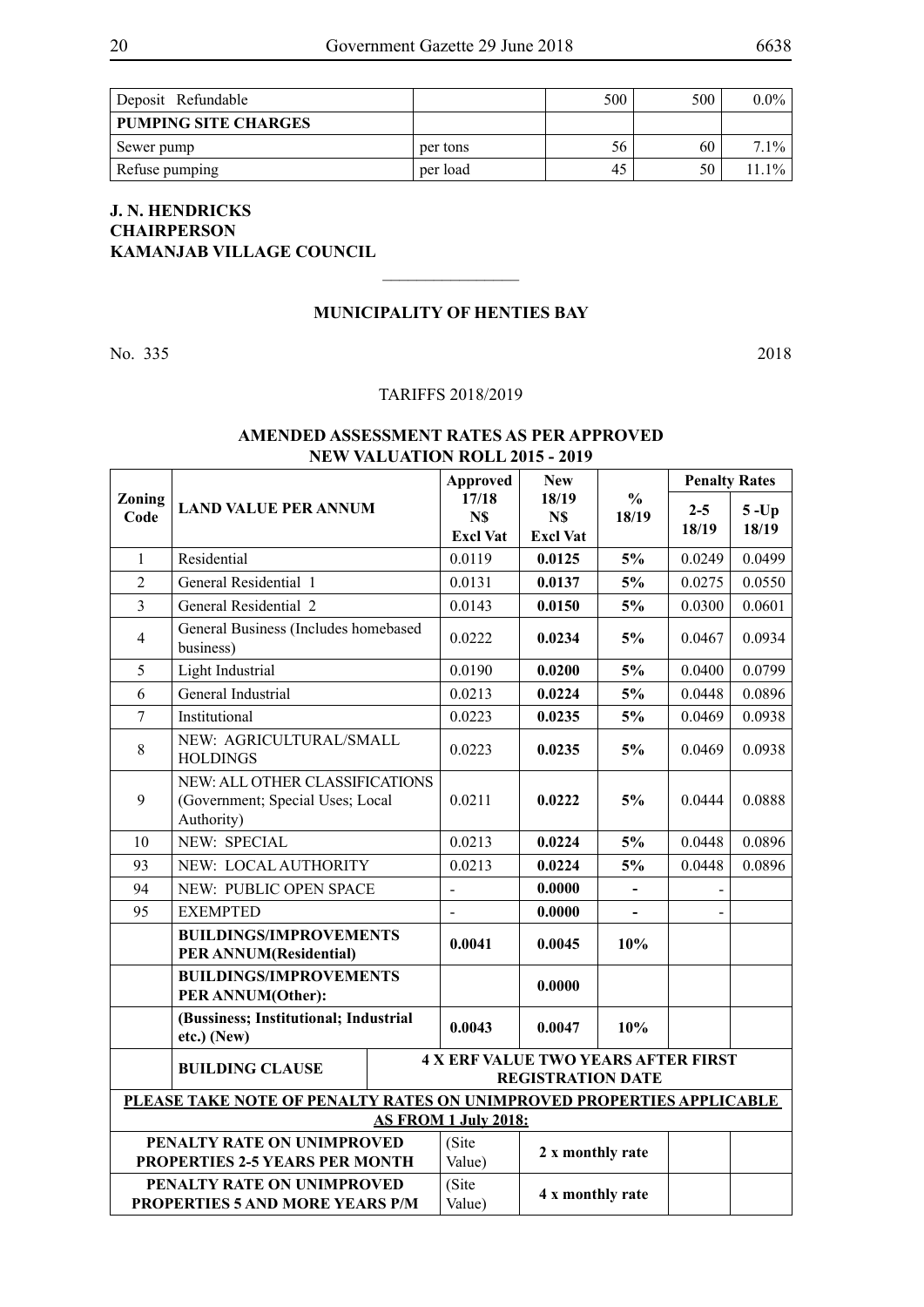| Deposit Refundable | | 500 | 500 | 0.0% |
|---|---|---|---|---|
| **PUMPING SITE CHARGES** | | | | |
| Sewer pump | per tons | 56 | 60 | 7.1% |
| Refuse pumping | per load | 45 | 50 | 11.1% |

**J. N. HENDRICKS**
**CHAIRPERSON**
**KAMANJAB VILLAGE COUNCIL**

________________

**MUNICIPALITY OF HENTIES BAY**

No. 335 2018

TARIFFS 2018/2019

**AMENDED ASSESSMENT RATES AS PER APPROVED NEW VALUATION ROLL 2015 - 2019**

| Zoning Code | LAND VALUE PER ANNUM | Approved 17/18 N$ Excl Vat | New 18/19 N$ Excl Vat | % 18/19 | Penalty Rates | |
|---|---|---|---|---|---|---|
| | | | | | 2-5 18/19 | 5 -Up 18/19 |
| 1 | Residential | 0.0119 | **0.0125** | **5%** | 0.0249 | 0.0499 |
| 2 | General Residential 1 | 0.0131 | **0.0137** | **5%** | 0.0275 | 0.0550 |
| 3 | General Residential 2 | 0.0143 | **0.0150** | **5%** | 0.0300 | 0.0601 |
| 4 | General Business (Includes homebased business) | 0.0222 | **0.0234** | **5%** | 0.0467 | 0.0934 |
| 5 | Light Industrial | 0.0190 | **0.0200** | **5%** | 0.0400 | 0.0799 |
| 6 | General Industrial | 0.0213 | **0.0224** | **5%** | 0.0448 | 0.0896 |
| 7 | Institutional | 0.0223 | **0.0235** | **5%** | 0.0469 | 0.0938 |
| 8 | NEW: AGRICULTURAL/SMALL HOLDINGS | 0.0223 | **0.0235** | **5%** | 0.0469 | 0.0938 |
| 9 | NEW: ALL OTHER CLASSIFICATIONS (Government; Special Uses; Local Authority) | 0.0211 | **0.0222** | **5%** | 0.0444 | 0.0888 |
| 10 | NEW: SPECIAL | 0.0213 | **0.0224** | **5%** | 0.0448 | 0.0896 |
| 93 | NEW: LOCAL AUTHORITY | 0.0213 | **0.0224** | **5%** | 0.0448 | 0.0896 |
| 94 | NEW: PUBLIC OPEN SPACE | - | **0.0000** | **-** | - | |
| 95 | EXEMPTED | - | **0.0000** | **-** | - | |
| | **BUILDINGS/IMPROVEMENTS PER ANNUM(Residential)** | **0.0041** | **0.0045** | **10%** | | |
| | **BUILDINGS/IMPROVEMENTS PER ANNUM(Other):** | | **0.0000** | | | |
| | **(Bussiness; Institutional; Industrial etc.) (New)** | **0.0043** | **0.0047** | **10%** | | |
| | **BUILDING CLAUSE** | **4 X ERF VALUE TWO YEARS AFTER FIRST REGISTRATION DATE** | | | | |
| **PLEASE TAKE NOTE OF PENALTY RATES ON UNIMPROVED PROPERTIES APPLICABLE AS FROM 1 July 2018:** | | | | | | |
| **PENALTY RATE ON UNIMPROVED PROPERTIES 2-5 YEARS PER MONTH** | | (Site Value) | **2 x monthly rate** | | | |
| **PENALTY RATE ON UNIMPROVED PROPERTIES 5 AND MORE YEARS P/M** | | (Site Value) | **4 x monthly rate** | | | |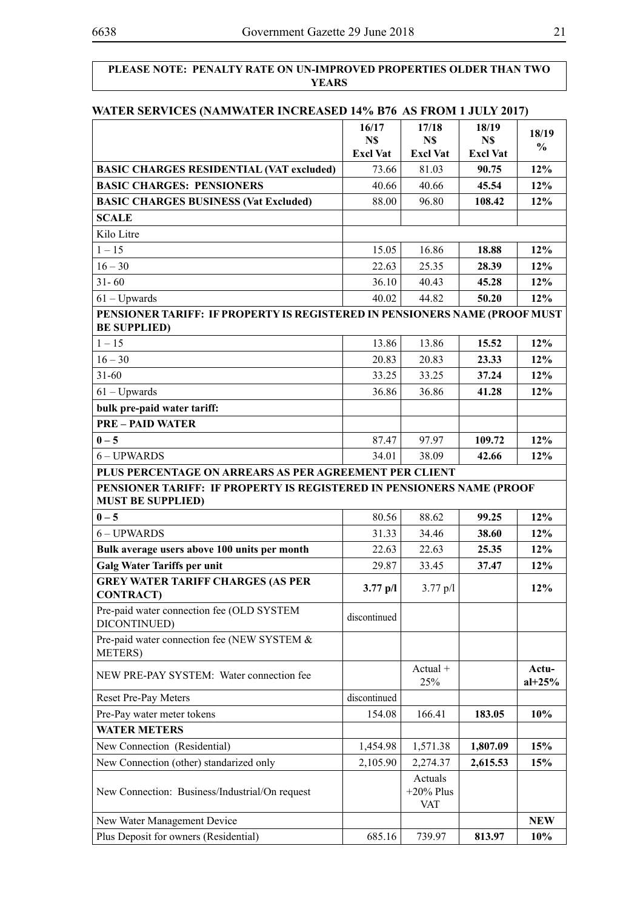**PLEASE NOTE: PENALTY RATE ON UN-IMPROVED PROPERTIES OLDER THAN TWO YEARS**

## WATER SERVICES (NAMWATER INCREASED 14% B76 AS FROM 1 JULY 2017)

| | 16/17 N$ Excl Vat | 17/18 N$ Excl Vat | 18/19 N$ Excl Vat | 18/19 % |
|---|---|---|---|---|
| **BASIC CHARGES RESIDENTIAL (VAT excluded)** | 73.66 | 81.03 | **90.75** | **12%** |
| **BASIC CHARGES: PENSIONERS** | 40.66 | 40.66 | **45.54** | **12%** |
| **BASIC CHARGES BUSINESS (Vat Excluded)** | 88.00 | 96.80 | **108.42** | **12%** |
| **SCALE** | | | | |
| Kilo Litre | | | | |
| 1 – 15 | 15.05 | 16.86 | **18.88** | **12%** |
| 16 – 30 | 22.63 | 25.35 | **28.39** | **12%** |
| 31- 60 | 36.10 | 40.43 | **45.28** | **12%** |
| 61 – Upwards | 40.02 | 44.82 | **50.20** | **12%** |
| **PENSIONER TARIFF: IF PROPERTY IS REGISTERED IN PENSIONERS NAME (PROOF MUST BE SUPPLIED)** | | | | |
| 1 – 15 | 13.86 | 13.86 | **15.52** | **12%** |
| 16 – 30 | 20.83 | 20.83 | **23.33** | **12%** |
| 31-60 | 33.25 | 33.25 | **37.24** | **12%** |
| 61 – Upwards | 36.86 | 36.86 | **41.28** | **12%** |
| **bulk pre-paid water tariff:** | | | | |
| **PRE – PAID WATER** | | | | |
| **0 – 5** | 87.47 | 97.97 | **109.72** | **12%** |
| 6 – UPWARDS | 34.01 | 38.09 | **42.66** | **12%** |
| **PLUS PERCENTAGE ON ARREARS AS PER AGREEMENT PER CLIENT** | | | | |
| **PENSIONER TARIFF: IF PROPERTY IS REGISTERED IN PENSIONERS NAME (PROOF MUST BE SUPPLIED)** | | | | |
| **0 – 5** | 80.56 | 88.62 | **99.25** | **12%** |
| 6 – UPWARDS | 31.33 | 34.46 | **38.60** | **12%** |
| **Bulk average users above 100 units per month** | 22.63 | 22.63 | **25.35** | **12%** |
| **Galg Water Tariffs per unit** | 29.87 | 33.45 | **37.47** | **12%** |
| **GREY WATER TARIFF CHARGES (AS PER CONTRACT)** | **3.77 p/l** | 3.77 p/l | | **12%** |
| Pre-paid water connection fee (OLD SYSTEM DICONTINUED) | discontinued | | | |
| Pre-paid water connection fee (NEW SYSTEM & METERS) | | | | |
| NEW PRE-PAY SYSTEM: Water connection fee | | Actual + 25% | | **Actual+25%** |
| Reset Pre-Pay Meters | discontinued | | | |
| Pre-Pay water meter tokens | 154.08 | 166.41 | **183.05** | **10%** |
| **WATER METERS** | | | | |
| New Connection (Residential) | 1,454.98 | 1,571.38 | **1,807.09** | **15%** |
| New Connection (other) standarized only | 2,105.90 | 2,274.37 | **2,615.53** | **15%** |
| New Connection: Business/Industrial/On request | | Actuals +20% Plus VAT | | |
| New Water Management Device | | | | **NEW** |
| Plus Deposit for owners (Residential) | 685.16 | 739.97 | **813.97** | **10%** |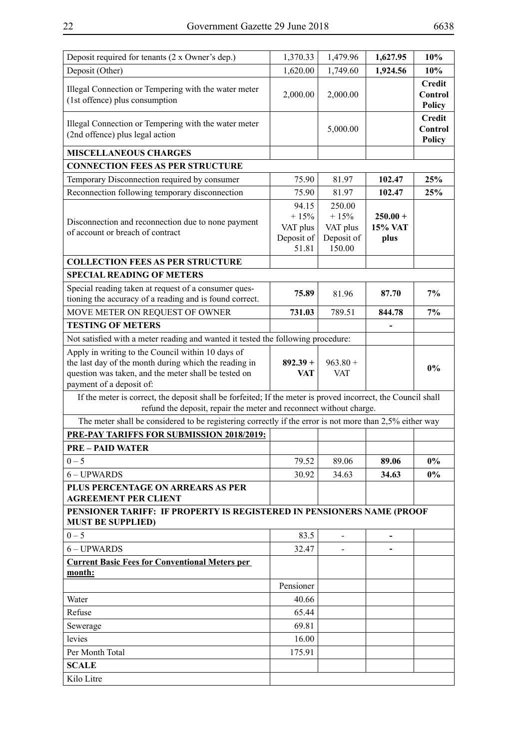| | | | | |
|---|---|---|---|---|
| Deposit required for tenants (2 x Owner's dep.) | 1,370.33 | 1,479.96 | **1,627.95** | **10%** |
| Deposit (Other) | 1,620.00 | 1,749.60 | **1,924.56** | **10%** |
| Illegal Connection or Tempering with the water meter (1st offence) plus consumption | 2,000.00 | 2,000.00 | | **Credit Control Policy** |
| Illegal Connection or Tempering with the water meter (2nd offence) plus legal action | | 5,000.00 | | **Credit Control Policy** |
| **MISCELLANEOUS CHARGES** | | | | |
| **CONNECTION FEES AS PER STRUCTURE** | | | | |
| Temporary Disconnection required by consumer | 75.90 | 81.97 | **102.47** | **25%** |
| Reconnection following temporary disconnection | 75.90 | 81.97 | **102.47** | **25%** |
| Disconnection and reconnection due to none payment of account or breach of contract | 94.15 + 15% VAT plus Deposit of 51.81 | 250.00 + 15% VAT plus Deposit of 150.00 | **250.00 + 15% VAT plus** | |
| **COLLECTION FEES AS PER STRUCTURE** | | | | |
| **SPECIAL READING OF METERS** | | | | |
| Special reading taken at request of a consumer questioning the accuracy of a reading and is found correct. | **75.89** | 81.96 | **87.70** | **7%** |
| MOVE METER ON REQUEST OF OWNER | **731.03** | 789.51 | **844.78** | **7%** |
| **TESTING OF METERS** | | | **-** | |
| Not satisfied with a meter reading and wanted it tested the following procedure: | | | | |
| Apply in writing to the Council within 10 days of the last day of the month during which the reading in question was taken, and the meter shall be tested on payment of a deposit of: | **892.39 + VAT** | 963.80 + VAT | | **0%** |
| If the meter is correct, the deposit shall be forfeited; If the meter is proved incorrect, the Council shall refund the deposit, repair the meter and reconnect without charge. | | | | |
| The meter shall be considered to be registering correctly if the error is not more than 2,5% either way | | | | |
| **PRE-PAY TARIFFS FOR SUBMISSION 2018/2019:** | | | | |
| **PRE – PAID WATER** | | | | |
| 0 – 5 | 79.52 | 89.06 | **89.06** | **0%** |
| 6 – UPWARDS | 30.92 | 34.63 | **34.63** | **0%** |
| **PLUS PERCENTAGE ON ARREARS AS PER AGREEMENT PER CLIENT** | | | | |
| **PENSIONER TARIFF: IF PROPERTY IS REGISTERED IN PENSIONERS NAME (PROOF MUST BE SUPPLIED)** | | | | |
| 0 – 5 | 83.5 | - | **-** | |
| 6 – UPWARDS | 32.47 | - | **-** | |
| **Current Basic Fees for Conventional Meters per month:** | | | | |
| | Pensioner | | | |
| Water | 40.66 | | | |
| Refuse | 65.44 | | | |
| Sewerage | 69.81 | | | |
| levies | 16.00 | | | |
| Per Month Total | 175.91 | | | |
| **SCALE** | | | | |
| Kilo Litre | | | | |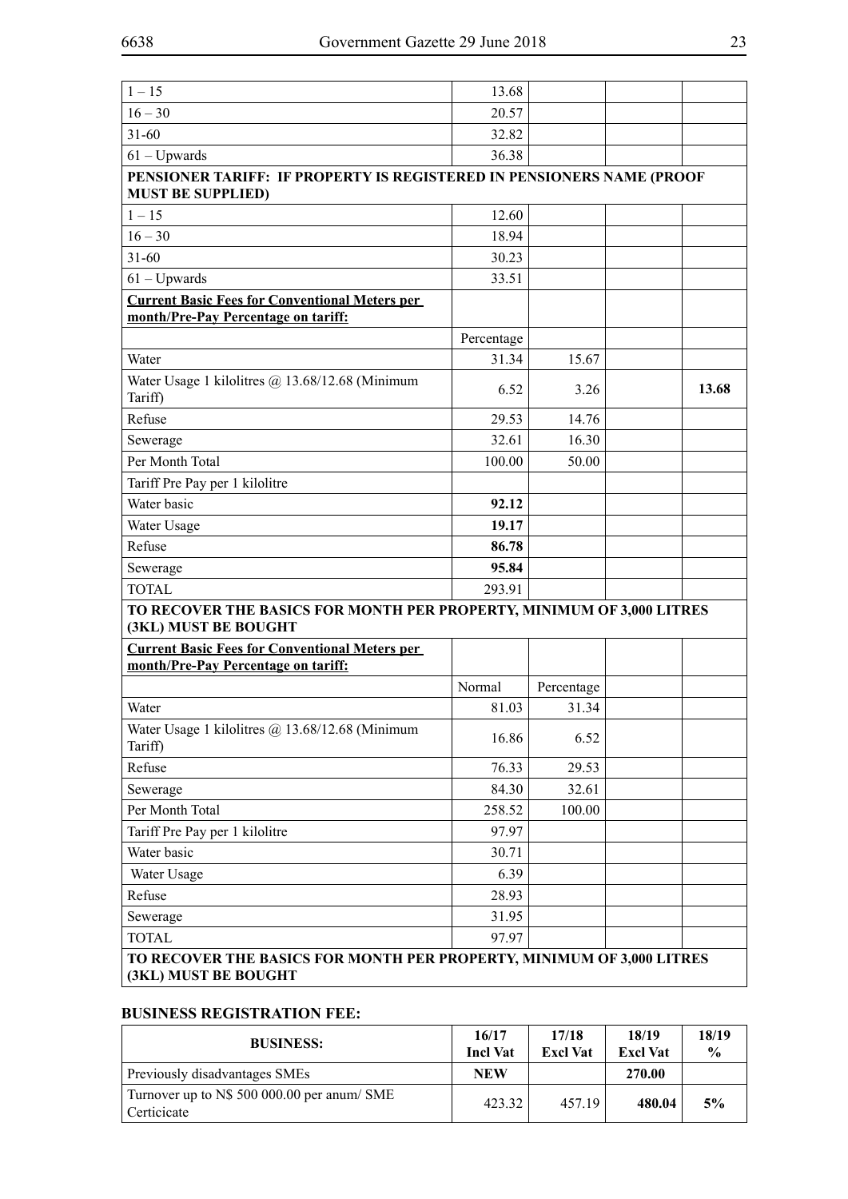| | | | | |
|---|---|---|---|---|
| 1 – 15 | 13.68 | | | |
| 16 – 30 | 20.57 | | | |
| 31-60 | 32.82 | | | |
| 61 – Upwards | 36.38 | | | |
| **PENSIONER TARIFF: IF PROPERTY IS REGISTERED IN PENSIONERS NAME (PROOF MUST BE SUPPLIED)** | | | | |
| 1 – 15 | 12.60 | | | |
| 16 – 30 | 18.94 | | | |
| 31-60 | 30.23 | | | |
| 61 – Upwards | 33.51 | | | |
| **Current Basic Fees for Conventional Meters per month/Pre-Pay Percentage on tariff:** | | | | |
| | Percentage | | | |
| Water | 31.34 | 15.67 | | |
| Water Usage 1 kilolitres @ 13.68/12.68 (Minimum Tariff) | 6.52 | 3.26 | | **13.68** |
| Refuse | 29.53 | 14.76 | | |
| Sewerage | 32.61 | 16.30 | | |
| Per Month Total | 100.00 | 50.00 | | |
| Tariff Pre Pay per 1 kilolitre | | | | |
| Water basic | **92.12** | | | |
| Water Usage | **19.17** | | | |
| Refuse | **86.78** | | | |
| Sewerage | **95.84** | | | |
| TOTAL | 293.91 | | | |
| **TO RECOVER THE BASICS FOR MONTH PER PROPERTY, MINIMUM OF 3,000 LITRES (3KL) MUST BE BOUGHT** | | | | |
| **Current Basic Fees for Conventional Meters per month/Pre-Pay Percentage on tariff:** | | | | |
| | Normal | Percentage | | |
| Water | 81.03 | 31.34 | | |
| Water Usage 1 kilolitres @ 13.68/12.68 (Minimum Tariff) | 16.86 | 6.52 | | |
| Refuse | 76.33 | 29.53 | | |
| Sewerage | 84.30 | 32.61 | | |
| Per Month Total | 258.52 | 100.00 | | |
| Tariff Pre Pay per 1 kilolitre | 97.97 | | | |
| Water basic | 30.71 | | | |
| Water Usage | 6.39 | | | |
| Refuse | 28.93 | | | |
| Sewerage | 31.95 | | | |
| TOTAL | 97.97 | | | |
| **TO RECOVER THE BASICS FOR MONTH PER PROPERTY, MINIMUM OF 3,000 LITRES (3KL) MUST BE BOUGHT** | | | | |

### BUSINESS REGISTRATION FEE:

| BUSINESS: | 16/17 Incl Vat | 17/18 Excl Vat | 18/19 Excl Vat | 18/19 % |
|---|---|---|---|---|
| Previously disadvantages SMEs | **NEW** | | **270.00** | |
| Turnover up to N$ 500 000.00 per anum/ SME Certicicate | 423.32 | 457.19 | **480.04** | **5%** |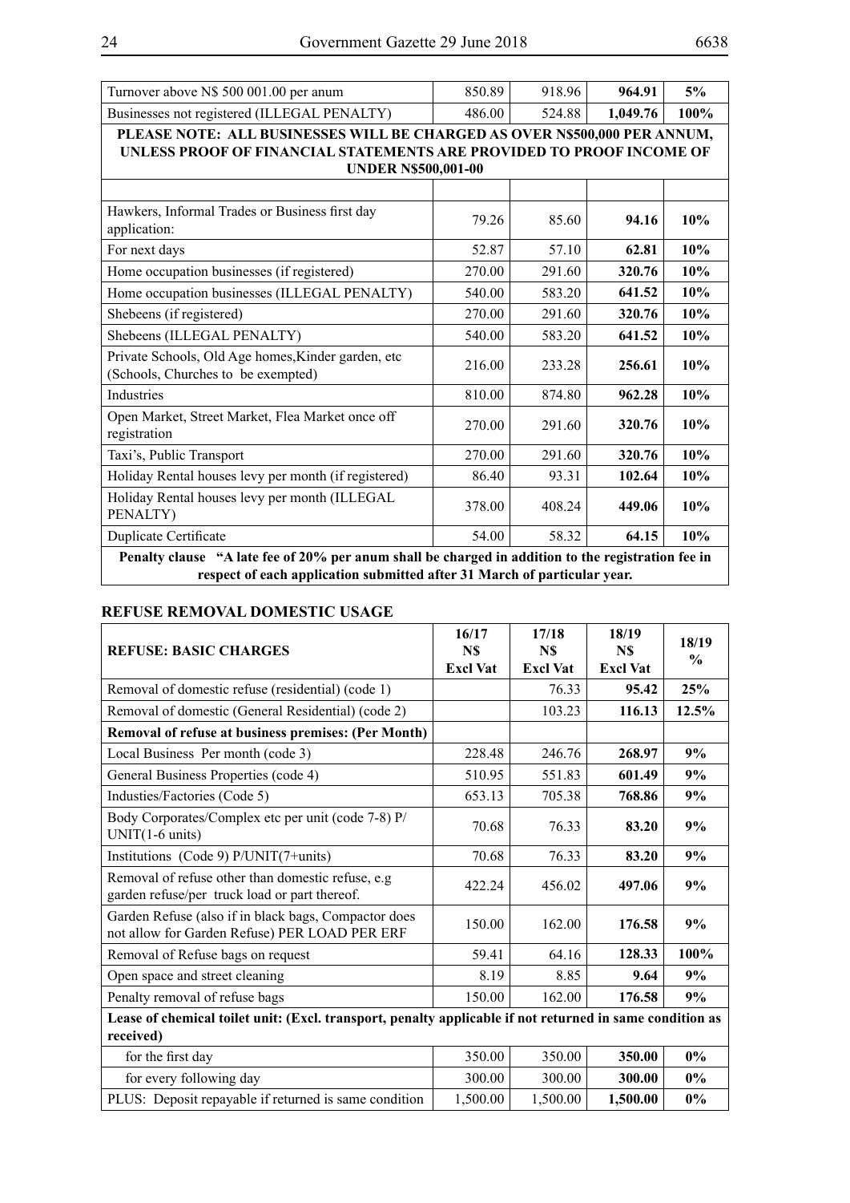| | | | | |
|---|---|---|---|---|
| Turnover above N$ 500 001.00 per anum | 850.89 | 918.96 | **964.91** | **5%** |
| Businesses not registered (ILLEGAL PENALTY) | 486.00 | 524.88 | **1,049.76** | **100%** |
| **PLEASE NOTE: ALL BUSINESSES WILL BE CHARGED AS OVER N$500,000 PER ANNUM, UNLESS PROOF OF FINANCIAL STATEMENTS ARE PROVIDED TO PROOF INCOME OF UNDER N$500,001-00** | | | | |
| | | | | |
| Hawkers, Informal Trades or Business first day application: | 79.26 | 85.60 | **94.16** | **10%** |
| For next days | 52.87 | 57.10 | **62.81** | **10%** |
| Home occupation businesses (if registered) | 270.00 | 291.60 | **320.76** | **10%** |
| Home occupation businesses (ILLEGAL PENALTY) | 540.00 | 583.20 | **641.52** | **10%** |
| Shebeens (if registered) | 270.00 | 291.60 | **320.76** | **10%** |
| Shebeens (ILLEGAL PENALTY) | 540.00 | 583.20 | **641.52** | **10%** |
| Private Schools, Old Age homes,Kinder garden, etc (Schools, Churches to be exempted) | 216.00 | 233.28 | **256.61** | **10%** |
| Industries | 810.00 | 874.80 | **962.28** | **10%** |
| Open Market, Street Market, Flea Market once off registration | 270.00 | 291.60 | **320.76** | **10%** |
| Taxi's, Public Transport | 270.00 | 291.60 | **320.76** | **10%** |
| Holiday Rental houses levy per month (if registered) | 86.40 | 93.31 | **102.64** | **10%** |
| Holiday Rental houses levy per month (ILLEGAL PENALTY) | 378.00 | 408.24 | **449.06** | **10%** |
| Duplicate Certificate | 54.00 | 58.32 | **64.15** | **10%** |
| **Penalty clause "A late fee of 20% per anum shall be charged in addition to the registration fee in respect of each application submitted after 31 March of particular year.** | | | | |

## REFUSE REMOVAL DOMESTIC USAGE

| REFUSE: BASIC CHARGES | 16/17 N$ Excl Vat | 17/18 N$ Excl Vat | 18/19 N$ Excl Vat | 18/19 % |
|---|---|---|---|---|
| Removal of domestic refuse (residential) (code 1) | | 76.33 | **95.42** | **25%** |
| Removal of domestic (General Residential) (code 2) | | 103.23 | **116.13** | **12.5%** |
| **Removal of refuse at business premises: (Per Month)** | | | | |
| Local Business Per month (code 3) | 228.48 | 246.76 | **268.97** | **9%** |
| General Business Properties (code 4) | 510.95 | 551.83 | **601.49** | **9%** |
| Industies/Factories (Code 5) | 653.13 | 705.38 | **768.86** | **9%** |
| Body Corporates/Complex etc per unit (code 7-8) P/UNIT(1-6 units) | 70.68 | 76.33 | **83.20** | **9%** |
| Institutions (Code 9) P/UNIT(7+units) | 70.68 | 76.33 | **83.20** | **9%** |
| Removal of refuse other than domestic refuse, e.g garden refuse/per truck load or part thereof. | 422.24 | 456.02 | **497.06** | **9%** |
| Garden Refuse (also if in black bags, Compactor does not allow for Garden Refuse) PER LOAD PER ERF | 150.00 | 162.00 | **176.58** | **9%** |
| Removal of Refuse bags on request | 59.41 | 64.16 | **128.33** | **100%** |
| Open space and street cleaning | 8.19 | 8.85 | **9.64** | **9%** |
| Penalty removal of refuse bags | 150.00 | 162.00 | **176.58** | **9%** |
| **Lease of chemical toilet unit: (Excl. transport, penalty applicable if not returned in same condition as received)** | | | | |
| for the first day | 350.00 | 350.00 | **350.00** | **0%** |
| for every following day | 300.00 | 300.00 | **300.00** | **0%** |
| PLUS: Deposit repayable if returned is same condition | 1,500.00 | 1,500.00 | **1,500.00** | **0%** |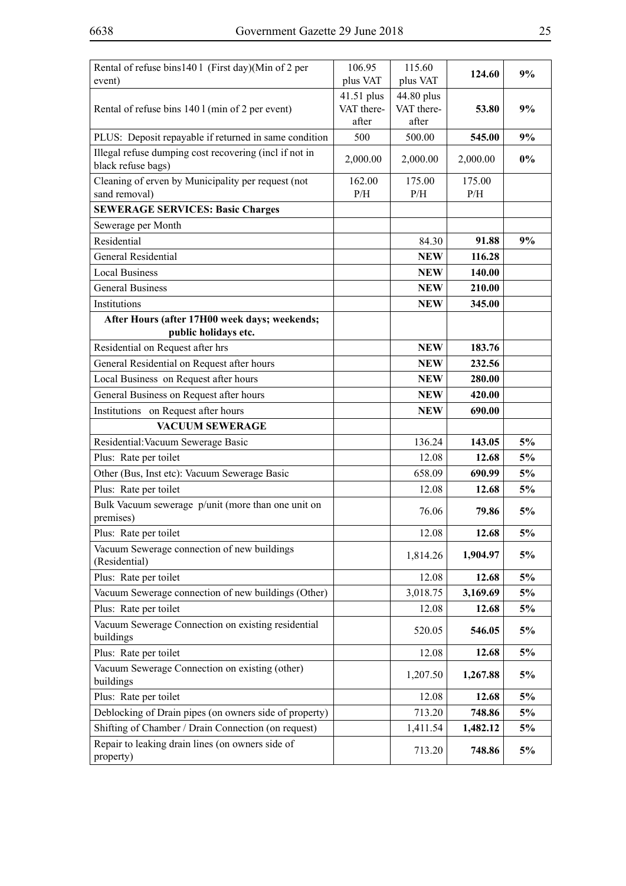| | | | | |
|---|---|---|---|---|
| Rental of refuse bins140 l (First day)(Min of 2 per event) | 106.95 plus VAT | 115.60 plus VAT | **124.60** | **9%** |
| Rental of refuse bins 140 l (min of 2 per event) | 41.51 plus VAT thereafter | 44.80 plus VAT thereafter | **53.80** | **9%** |
| PLUS: Deposit repayable if returned in same condition | 500 | 500.00 | **545.00** | **9%** |
| Illegal refuse dumping cost recovering (incl if not in black refuse bags) | 2,000.00 | 2,000.00 | 2,000.00 | **0%** |
| Cleaning of erven by Municipality per request (not sand removal) | 162.00 P/H | 175.00 P/H | 175.00 P/H | |
| **SEWERAGE SERVICES: Basic Charges** | | | | |
| Sewerage per Month | | | | |
| Residential | | 84.30 | **91.88** | **9%** |
| General Residential | | **NEW** | **116.28** | |
| Local Business | | **NEW** | **140.00** | |
| General Business | | **NEW** | **210.00** | |
| Institutions | | **NEW** | **345.00** | |
| **After Hours (after 17H00 week days; weekends; public holidays etc.** | | | | |
| Residential on Request after hrs | | **NEW** | **183.76** | |
| General Residential on Request after hours | | **NEW** | **232.56** | |
| Local Business on Request after hours | | **NEW** | **280.00** | |
| General Business on Request after hours | | **NEW** | **420.00** | |
| Institutions on Request after hours | | **NEW** | **690.00** | |
| **VACUUM SEWERAGE** | | | | |
| Residential:Vacuum Sewerage Basic | | 136.24 | **143.05** | **5%** |
| Plus: Rate per toilet | | 12.08 | **12.68** | **5%** |
| Other (Bus, Inst etc): Vacuum Sewerage Basic | | 658.09 | **690.99** | **5%** |
| Plus: Rate per toilet | | 12.08 | **12.68** | **5%** |
| Bulk Vacuum sewerage p/unit (more than one unit on premises) | | 76.06 | **79.86** | **5%** |
| Plus: Rate per toilet | | 12.08 | **12.68** | **5%** |
| Vacuum Sewerage connection of new buildings (Residential) | | 1,814.26 | **1,904.97** | **5%** |
| Plus: Rate per toilet | | 12.08 | **12.68** | **5%** |
| Vacuum Sewerage connection of new buildings (Other) | | 3,018.75 | **3,169.69** | **5%** |
| Plus: Rate per toilet | | 12.08 | **12.68** | **5%** |
| Vacuum Sewerage Connection on existing residential buildings | | 520.05 | **546.05** | **5%** |
| Plus: Rate per toilet | | 12.08 | **12.68** | **5%** |
| Vacuum Sewerage Connection on existing (other) buildings | | 1,207.50 | **1,267.88** | **5%** |
| Plus: Rate per toilet | | 12.08 | **12.68** | **5%** |
| Deblocking of Drain pipes (on owners side of property) | | 713.20 | **748.86** | **5%** |
| Shifting of Chamber / Drain Connection (on request) | | 1,411.54 | **1,482.12** | **5%** |
| Repair to leaking drain lines (on owners side of property) | | 713.20 | **748.86** | **5%** |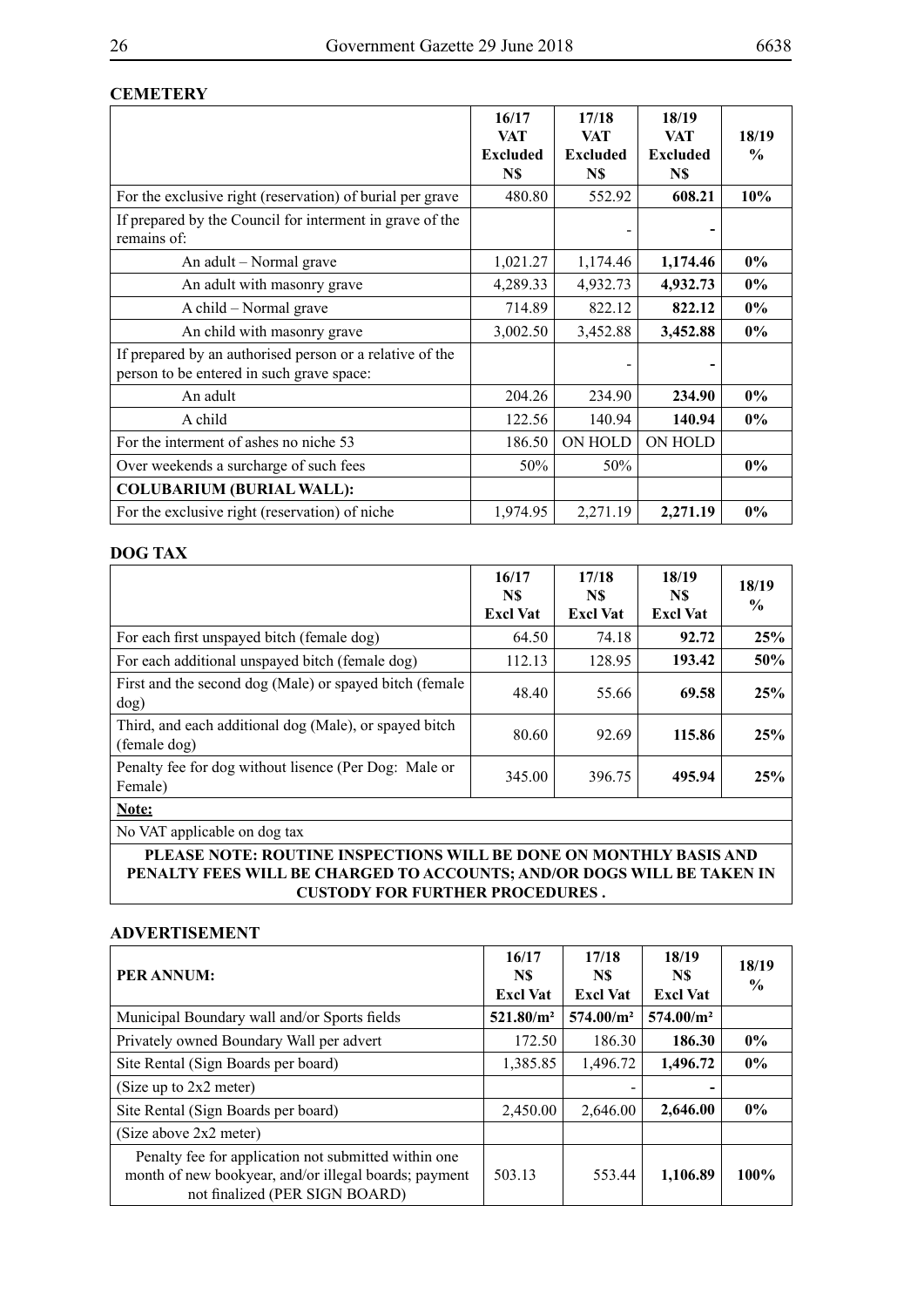**CEMETERY**

| | 16/17 VAT Excluded N$ | 17/18 VAT Excluded N$ | 18/19 VAT Excluded N$ | 18/19 % |
|---|---|---|---|---|
| For the exclusive right (reservation) of burial per grave | 480.80 | 552.92 | **608.21** | **10%** |
| If prepared by the Council for interment in grave of the remains of: | | - | **-** | |
| An adult – Normal grave | 1,021.27 | 1,174.46 | **1,174.46** | **0%** |
| An adult with masonry grave | 4,289.33 | 4,932.73 | **4,932.73** | **0%** |
| A child – Normal grave | 714.89 | 822.12 | **822.12** | **0%** |
| An child with masonry grave | 3,002.50 | 3,452.88 | **3,452.88** | **0%** |
| If prepared by an authorised person or a relative of the person to be entered in such grave space: | | - | **-** | |
| An adult | 204.26 | 234.90 | **234.90** | **0%** |
| A child | 122.56 | 140.94 | **140.94** | **0%** |
| For the interment of ashes no niche 53 | 186.50 | ON HOLD | ON HOLD | |
| Over weekends a surcharge of such fees | 50% | 50% | | **0%** |
| **COLUBARIUM (BURIAL WALL):** | | | | |
| For the exclusive right (reservation) of niche | 1,974.95 | 2,271.19 | **2,271.19** | **0%** |

**DOG TAX**

| | 16/17 N$ Excl Vat | 17/18 N$ Excl Vat | 18/19 N$ Excl Vat | 18/19 % |
|---|---|---|---|---|
| For each first unspayed bitch (female dog) | 64.50 | 74.18 | **92.72** | **25%** |
| For each additional unspayed bitch (female dog) | 112.13 | 128.95 | **193.42** | **50%** |
| First and the second dog (Male) or spayed bitch (female dog) | 48.40 | 55.66 | **69.58** | **25%** |
| Third, and each additional dog (Male), or spayed bitch (female dog) | 80.60 | 92.69 | **115.86** | **25%** |
| Penalty fee for dog without lisence (Per Dog: Male or Female) | 345.00 | 396.75 | **495.94** | **25%** |
| **Note:** | | | | |
| No VAT applicable on dog tax | | | | |
| **PLEASE NOTE: ROUTINE INSPECTIONS WILL BE DONE ON MONTHLY BASIS AND PENALTY FEES WILL BE CHARGED TO ACCOUNTS; AND/OR DOGS WILL BE TAKEN IN CUSTODY FOR FURTHER PROCEDURES .** | | | | |

**ADVERTISEMENT**

| **PER ANNUM:** | 16/17 N$ Excl Vat | 17/18 N$ Excl Vat | 18/19 N$ Excl Vat | 18/19 % |
|---|---|---|---|---|
| Municipal Boundary wall and/or Sports fields | **521.80/m²** | **574.00/m²** | **574.00/m²** | |
| Privately owned Boundary Wall per advert | 172.50 | 186.30 | **186.30** | **0%** |
| Site Rental (Sign Boards per board) | 1,385.85 | 1,496.72 | **1,496.72** | **0%** |
| (Size up to 2x2 meter) | | - | **-** | |
| Site Rental (Sign Boards per board) | 2,450.00 | 2,646.00 | **2,646.00** | **0%** |
| (Size above 2x2 meter) | | | | |
| Penalty fee for application not submitted within one month of new bookyear, and/or illegal boards; payment not finalized (PER SIGN BOARD) | 503.13 | 553.44 | **1,106.89** | **100%** |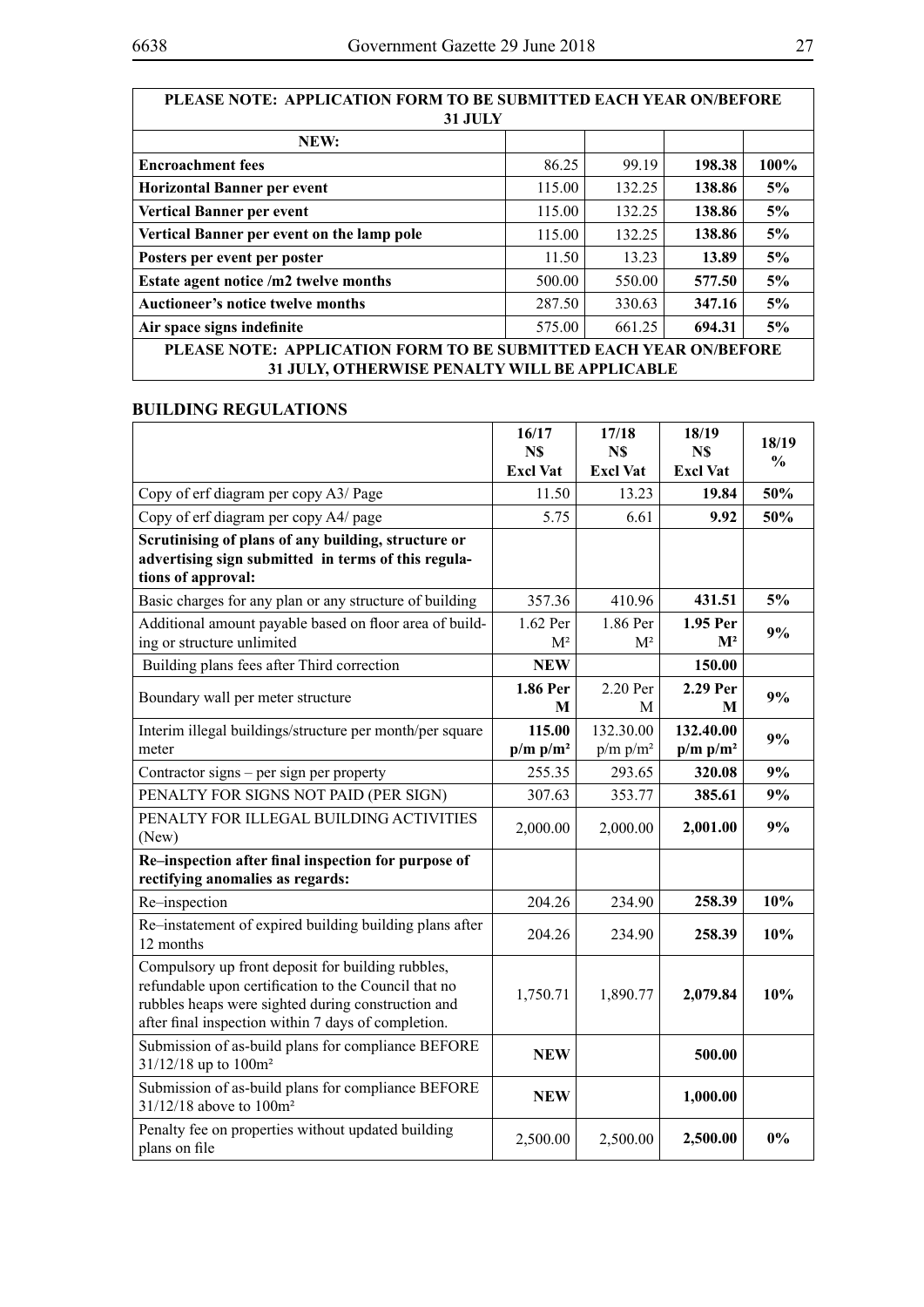| PLEASE NOTE: APPLICATION FORM TO BE SUBMITTED EACH YEAR ON/BEFORE 31 JULY | | | | |
|---|---|---|---|---|
| **NEW:** | | | | |
| **Encroachment fees** | 86.25 | 99.19 | **198.38** | **100%** |
| **Horizontal Banner per event** | 115.00 | 132.25 | **138.86** | **5%** |
| **Vertical Banner per event** | 115.00 | 132.25 | **138.86** | **5%** |
| **Vertical Banner per event on the lamp pole** | 115.00 | 132.25 | **138.86** | **5%** |
| **Posters per event per poster** | 11.50 | 13.23 | **13.89** | **5%** |
| **Estate agent notice /m2 twelve months** | 500.00 | 550.00 | **577.50** | **5%** |
| **Auctioneer's notice twelve months** | 287.50 | 330.63 | **347.16** | **5%** |
| **Air space signs indefinite** | 575.00 | 661.25 | **694.31** | **5%** |
| **PLEASE NOTE: APPLICATION FORM TO BE SUBMITTED EACH YEAR ON/BEFORE 31 JULY, OTHERWISE PENALTY WILL BE APPLICABLE** | | | | |

**BUILDING REGULATIONS**

| | 16/17 N$ Excl Vat | 17/18 N$ Excl Vat | 18/19 N$ Excl Vat | 18/19 % |
|---|---|---|---|---|
| Copy of erf diagram per copy A3/ Page | 11.50 | 13.23 | **19.84** | **50%** |
| Copy of erf diagram per copy A4/ page | 5.75 | 6.61 | **9.92** | **50%** |
| **Scrutinising of plans of any building, structure or advertising sign submitted in terms of this regulations of approval:** | | | | |
| Basic charges for any plan or any structure of building | 357.36 | 410.96 | **431.51** | **5%** |
| Additional amount payable based on floor area of building or structure unlimited | 1.62 Per M² | 1.86 Per M² | **1.95 Per M²** | **9%** |
| Building plans fees after Third correction | **NEW** | | **150.00** | |
| Boundary wall per meter structure | **1.86 Per M** | 2.20 Per M | **2.29 Per M** | **9%** |
| Interim illegal buildings/structure per month/per square meter | **115.00 p/m p/m²** | 132.30.00 p/m p/m² | **132.40.00 p/m p/m²** | **9%** |
| Contractor signs – per sign per property | 255.35 | 293.65 | **320.08** | **9%** |
| PENALTY FOR SIGNS NOT PAID (PER SIGN) | 307.63 | 353.77 | **385.61** | **9%** |
| PENALTY FOR ILLEGAL BUILDING ACTIVITIES (New) | 2,000.00 | 2,000.00 | **2,001.00** | **9%** |
| **Re–inspection after final inspection for purpose of rectifying anomalies as regards:** | | | | |
| Re–inspection | 204.26 | 234.90 | **258.39** | **10%** |
| Re–instatement of expired building building plans after 12 months | 204.26 | 234.90 | **258.39** | **10%** |
| Compulsory up front deposit for building rubbles, refundable upon certification to the Council that no rubbles heaps were sighted during construction and after final inspection within 7 days of completion. | 1,750.71 | 1,890.77 | **2,079.84** | **10%** |
| Submission of as-build plans for compliance BEFORE 31/12/18 up to 100m² | **NEW** | | **500.00** | |
| Submission of as-build plans for compliance BEFORE 31/12/18 above to 100m² | **NEW** | | **1,000.00** | |
| Penalty fee on properties without updated building plans on file | 2,500.00 | 2,500.00 | **2,500.00** | **0%** |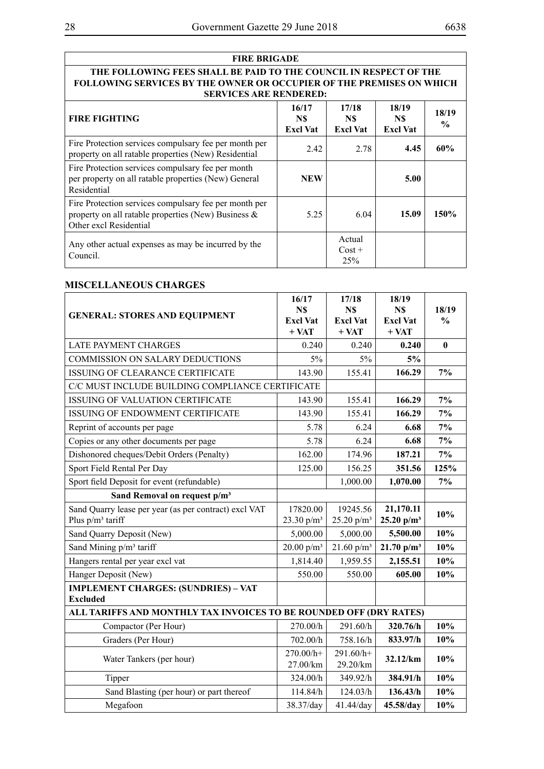| FIRE BRIGADE | | | | |
|---|---|---|---|---|
| THE FOLLOWING FEES SHALL BE PAID TO THE COUNCIL IN RESPECT OF THE FOLLOWING SERVICES BY THE OWNER OR OCCUPIER OF THE PREMISES ON WHICH SERVICES ARE RENDERED: | | | | |
| **FIRE FIGHTING** | **16/17 N$ Excl Vat** | **17/18 N$ Excl Vat** | **18/19 N$ Excl Vat** | **18/19 %** |
| Fire Protection services compulsary fee per month per property on all ratable properties (New) Residential | 2.42 | 2.78 | **4.45** | **60%** |
| Fire Protection services compulsary fee per month per property on all ratable properties (New) General Residential | **NEW** | | **5.00** | |
| Fire Protection services compulsary fee per month per property on all ratable properties (New) Business & Other excl Residential | 5.25 | 6.04 | **15.09** | **150%** |
| Any other actual expenses as may be incurred by the Council. | | Actual Cost + 25% | | |

## MISCELLANEOUS CHARGES

| GENERAL: STORES AND EQUIPMENT | 16/17 N$ Excl Vat + VAT | 17/18 N$ Excl Vat + VAT | 18/19 N$ Excl Vat + VAT | 18/19 % |
|---|---|---|---|---|
| LATE PAYMENT CHARGES | 0.240 | 0.240 | **0.240** | **0** |
| COMMISSION ON SALARY DEDUCTIONS | 5% | 5% | **5%** | |
| ISSUING OF CLEARANCE CERTIFICATE | 143.90 | 155.41 | **166.29** | **7%** |
| C/C MUST INCLUDE BUILDING COMPLIANCE CERTIFICATE | | | | |
| ISSUING OF VALUATION CERTIFICATE | 143.90 | 155.41 | **166.29** | **7%** |
| ISSUING OF ENDOWMENT CERTIFICATE | 143.90 | 155.41 | **166.29** | **7%** |
| Reprint of accounts per page | 5.78 | 6.24 | **6.68** | **7%** |
| Copies or any other documents per page | 5.78 | 6.24 | **6.68** | **7%** |
| Dishonored cheques/Debit Orders (Penalty) | 162.00 | 174.96 | **187.21** | **7%** |
| Sport Field Rental Per Day | 125.00 | 156.25 | **351.56** | **125%** |
| Sport field Deposit for event (refundable) | | 1,000.00 | **1,070.00** | **7%** |
| **Sand Removal on request p/m³** | | | | |
| Sand Quarry lease per year (as per contract) excl VAT Plus p/m³ tariff | 17820.00 23.30 p/m³ | 19245.56 25.20 p/m³ | **21,170.11 25.20 p/m³** | **10%** |
| Sand Quarry Deposit (New) | 5,000.00 | 5,000.00 | **5,500.00** | **10%** |
| Sand Mining p/m³ tariff | 20.00 p/m³ | 21.60 p/m³ | **21.70 p/m³** | **10%** |
| Hangers rental per year excl vat | 1,814.40 | 1,959.55 | **2,155.51** | **10%** |
| Hanger Deposit (New) | 550.00 | 550.00 | **605.00** | **10%** |
| **IMPLEMENT CHARGES: (SUNDRIES) – VAT Excluded** | | | | |
| **ALL TARIFFS AND MONTHLY TAX INVOICES TO BE ROUNDED OFF (DRY RATES)** | | | | |
| Compactor (Per Hour) | 270.00/h | 291.60/h | **320.76/h** | **10%** |
| Graders (Per Hour) | 702.00/h | 758.16/h | **833.97/h** | **10%** |
| Water Tankers (per hour) | 270.00/h+ 27.00/km | 291.60/h+ 29.20/km | **32.12/km** | **10%** |
| Tipper | 324.00/h | 349.92/h | **384.91/h** | **10%** |
| Sand Blasting (per hour) or part thereof | 114.84/h | 124.03/h | **136.43/h** | **10%** |
| Megafoon | 38.37/day | 41.44/day | **45.58/day** | **10%** |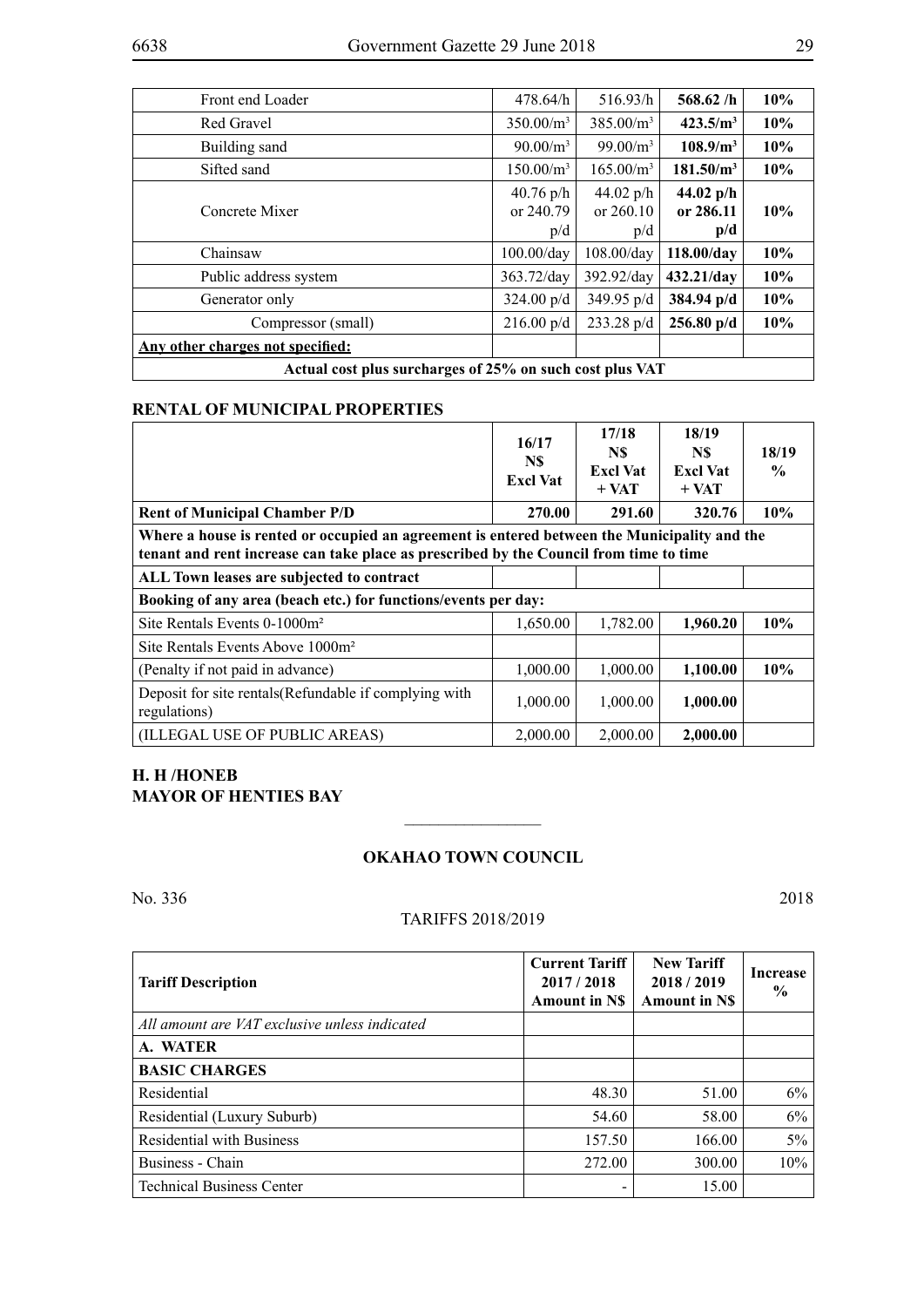| | | | | |
|---|---|---|---|---|
| Front end Loader | 478.64/h | 516.93/h | **568.62 /h** | **10%** |
| Red Gravel | 350.00/m³ | 385.00/m³ | **423.5/m³** | **10%** |
| Building sand | 90.00/m³ | 99.00/m³ | **108.9/m³** | **10%** |
| Sifted sand | 150.00/m³ | 165.00/m³ | **181.50/m³** | **10%** |
| Concrete Mixer | 40.76 p/h or 240.79 p/d | 44.02 p/h or 260.10 p/d | **44.02 p/h or 286.11 p/d** | **10%** |
| Chainsaw | 100.00/day | 108.00/day | **118.00/day** | **10%** |
| Public address system | 363.72/day | 392.92/day | **432.21/day** | **10%** |
| Generator only | 324.00 p/d | 349.95 p/d | **384.94 p/d** | **10%** |
| Compressor (small) | 216.00 p/d | 233.28 p/d | **256.80 p/d** | **10%** |
| **Any other charges not specified:** | | | | |
| **Actual cost plus surcharges of 25% on such cost plus VAT** | | | | |

## RENTAL OF MUNICIPAL PROPERTIES

| | 16/17 N$ Excl Vat | 17/18 N$ Excl Vat + VAT | 18/19 N$ Excl Vat + VAT | 18/19 % |
|---|---|---|---|---|
| **Rent of Municipal Chamber P/D** | **270.00** | **291.60** | **320.76** | **10%** |
| **Where a house is rented or occupied an agreement is entered between the Municipality and the tenant and rent increase can take place as prescribed by the Council from time to time** | | | | |
| **ALL Town leases are subjected to contract** | | | | |
| **Booking of any area (beach etc.) for functions/events per day:** | | | | |
| Site Rentals Events 0-1000m² | 1,650.00 | 1,782.00 | **1,960.20** | **10%** |
| Site Rentals Events Above 1000m² | | | | |
| (Penalty if not paid in advance) | 1,000.00 | 1,000.00 | **1,100.00** | **10%** |
| Deposit for site rentals(Refundable if complying with regulations) | 1,000.00 | 1,000.00 | **1,000.00** | |
| (ILLEGAL USE OF PUBLIC AREAS) | 2,000.00 | 2,000.00 | **2,000.00** | |

**H. H /HONEB**
**MAYOR OF HENTIES BAY**

________________

## OKAHAO TOWN COUNCIL

No. 336 2018

TARIFFS 2018/2019

| Tariff Description | Current Tariff 2017 / 2018 Amount in N$ | New Tariff 2018 / 2019 Amount in N$ | Increase % |
|---|---|---|---|
| *All amount are VAT exclusive unless indicated* | | | |
| **A. WATER** | | | |
| **BASIC CHARGES** | | | |
| Residential | 48.30 | 51.00 | 6% |
| Residential (Luxury Suburb) | 54.60 | 58.00 | 6% |
| Residential with Business | 157.50 | 166.00 | 5% |
| Business - Chain | 272.00 | 300.00 | 10% |
| Technical Business Center | - | 15.00 | |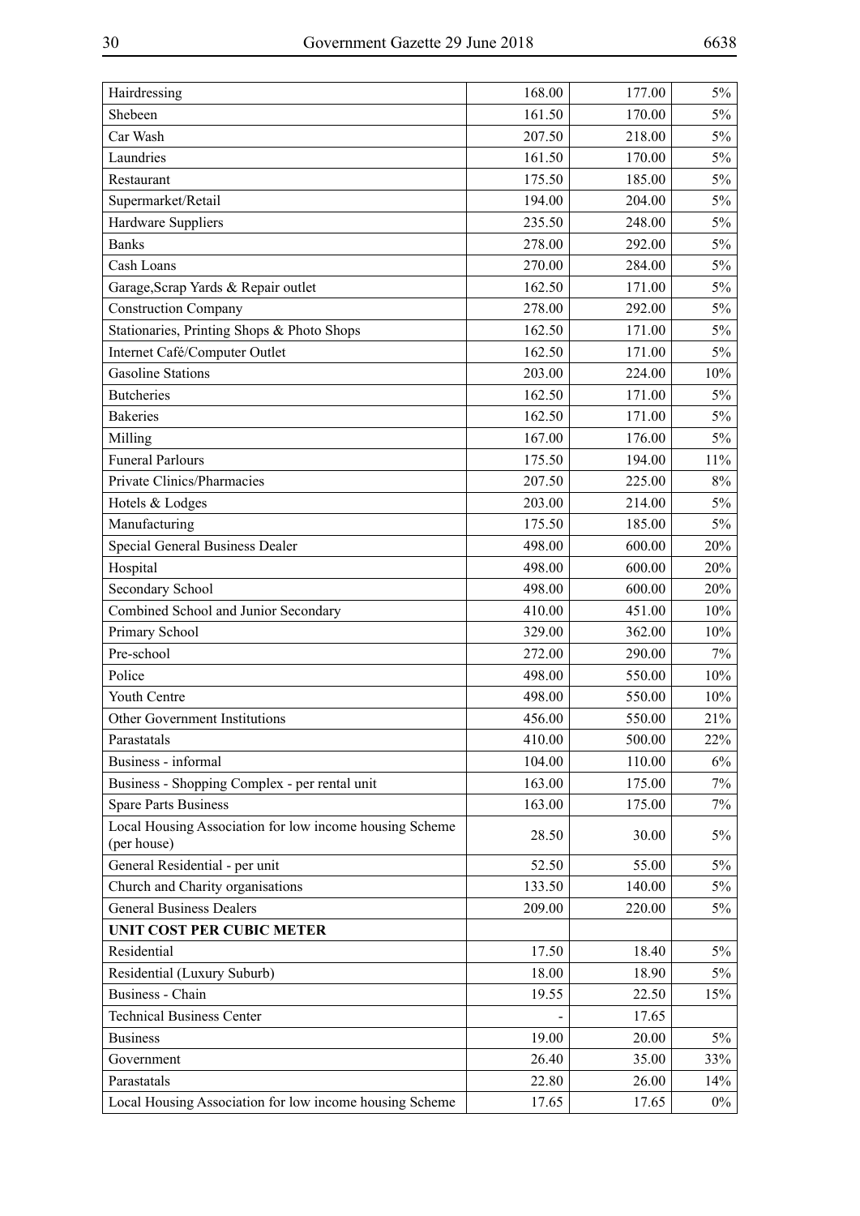| Hairdressing | 168.00 | 177.00 | 5% |
|---|---|---|---|
| Shebeen | 161.50 | 170.00 | 5% |
| Car Wash | 207.50 | 218.00 | 5% |
| Laundries | 161.50 | 170.00 | 5% |
| Restaurant | 175.50 | 185.00 | 5% |
| Supermarket/Retail | 194.00 | 204.00 | 5% |
| Hardware Suppliers | 235.50 | 248.00 | 5% |
| Banks | 278.00 | 292.00 | 5% |
| Cash Loans | 270.00 | 284.00 | 5% |
| Garage,Scrap Yards & Repair outlet | 162.50 | 171.00 | 5% |
| Construction Company | 278.00 | 292.00 | 5% |
| Stationaries, Printing Shops & Photo Shops | 162.50 | 171.00 | 5% |
| Internet Café/Computer Outlet | 162.50 | 171.00 | 5% |
| Gasoline Stations | 203.00 | 224.00 | 10% |
| Butcheries | 162.50 | 171.00 | 5% |
| Bakeries | 162.50 | 171.00 | 5% |
| Milling | 167.00 | 176.00 | 5% |
| Funeral Parlours | 175.50 | 194.00 | 11% |
| Private Clinics/Pharmacies | 207.50 | 225.00 | 8% |
| Hotels & Lodges | 203.00 | 214.00 | 5% |
| Manufacturing | 175.50 | 185.00 | 5% |
| Special General Business Dealer | 498.00 | 600.00 | 20% |
| Hospital | 498.00 | 600.00 | 20% |
| Secondary School | 498.00 | 600.00 | 20% |
| Combined School and Junior Secondary | 410.00 | 451.00 | 10% |
| Primary School | 329.00 | 362.00 | 10% |
| Pre-school | 272.00 | 290.00 | 7% |
| Police | 498.00 | 550.00 | 10% |
| Youth Centre | 498.00 | 550.00 | 10% |
| Other Government Institutions | 456.00 | 550.00 | 21% |
| Parastatals | 410.00 | 500.00 | 22% |
| Business - informal | 104.00 | 110.00 | 6% |
| Business - Shopping Complex - per rental unit | 163.00 | 175.00 | 7% |
| Spare Parts Business | 163.00 | 175.00 | 7% |
| Local Housing Association for low income housing Scheme (per house) | 28.50 | 30.00 | 5% |
| General Residential - per unit | 52.50 | 55.00 | 5% |
| Church and Charity organisations | 133.50 | 140.00 | 5% |
| General Business Dealers | 209.00 | 220.00 | 5% |
| **UNIT COST PER CUBIC METER** | | | |
| Residential | 17.50 | 18.40 | 5% |
| Residential (Luxury Suburb) | 18.00 | 18.90 | 5% |
| Business - Chain | 19.55 | 22.50 | 15% |
| Technical Business Center | - | 17.65 | |
| Business | 19.00 | 20.00 | 5% |
| Government | 26.40 | 35.00 | 33% |
| Parastatals | 22.80 | 26.00 | 14% |
| Local Housing Association for low income housing Scheme | 17.65 | 17.65 | 0% |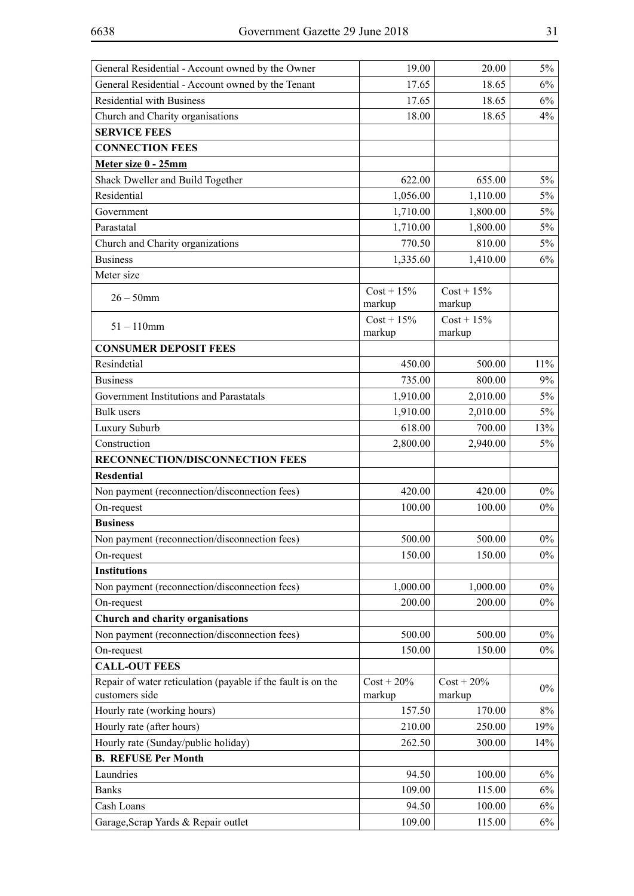| | | | |
|---|---|---|---|
| General Residential - Account owned by the Owner | 19.00 | 20.00 | 5% |
| General Residential - Account owned by the Tenant | 17.65 | 18.65 | 6% |
| Residential with Business | 17.65 | 18.65 | 6% |
| Church and Charity organisations | 18.00 | 18.65 | 4% |
| **SERVICE FEES** | | | |
| **CONNECTION FEES** | | | |
| **Meter size 0 - 25mm** | | | |
| Shack Dweller and Build Together | 622.00 | 655.00 | 5% |
| Residential | 1,056.00 | 1,110.00 | 5% |
| Government | 1,710.00 | 1,800.00 | 5% |
| Parastatal | 1,710.00 | 1,800.00 | 5% |
| Church and Charity organizations | 770.50 | 810.00 | 5% |
| Business | 1,335.60 | 1,410.00 | 6% |
| Meter size | | | |
| 26 – 50mm | Cost + 15% markup | Cost + 15% markup | |
| 51 – 110mm | Cost + 15% markup | Cost + 15% markup | |
| **CONSUMER DEPOSIT FEES** | | | |
| Resindetial | 450.00 | 500.00 | 11% |
| Business | 735.00 | 800.00 | 9% |
| Government Institutions and Parastatals | 1,910.00 | 2,010.00 | 5% |
| Bulk users | 1,910.00 | 2,010.00 | 5% |
| Luxury Suburb | 618.00 | 700.00 | 13% |
| Construction | 2,800.00 | 2,940.00 | 5% |
| **RECONNECTION/DISCONNECTION FEES** | | | |
| **Resdential** | | | |
| Non payment (reconnection/disconnection fees) | 420.00 | 420.00 | 0% |
| On-request | 100.00 | 100.00 | 0% |
| **Business** | | | |
| Non payment (reconnection/disconnection fees) | 500.00 | 500.00 | 0% |
| On-request | 150.00 | 150.00 | 0% |
| **Institutions** | | | |
| Non payment (reconnection/disconnection fees) | 1,000.00 | 1,000.00 | 0% |
| On-request | 200.00 | 200.00 | 0% |
| **Church and charity organisations** | | | |
| Non payment (reconnection/disconnection fees) | 500.00 | 500.00 | 0% |
| On-request | 150.00 | 150.00 | 0% |
| **CALL-OUT FEES** | | | |
| Repair of water reticulation (payable if the fault is on the customers side | Cost + 20% markup | Cost + 20% markup | 0% |
| Hourly rate (working hours) | 157.50 | 170.00 | 8% |
| Hourly rate (after hours) | 210.00 | 250.00 | 19% |
| Hourly rate (Sunday/public holiday) | 262.50 | 300.00 | 14% |
| **B. REFUSE Per Month** | | | |
| Laundries | 94.50 | 100.00 | 6% |
| Banks | 109.00 | 115.00 | 6% |
| Cash Loans | 94.50 | 100.00 | 6% |
| Garage,Scrap Yards & Repair outlet | 109.00 | 115.00 | 6% |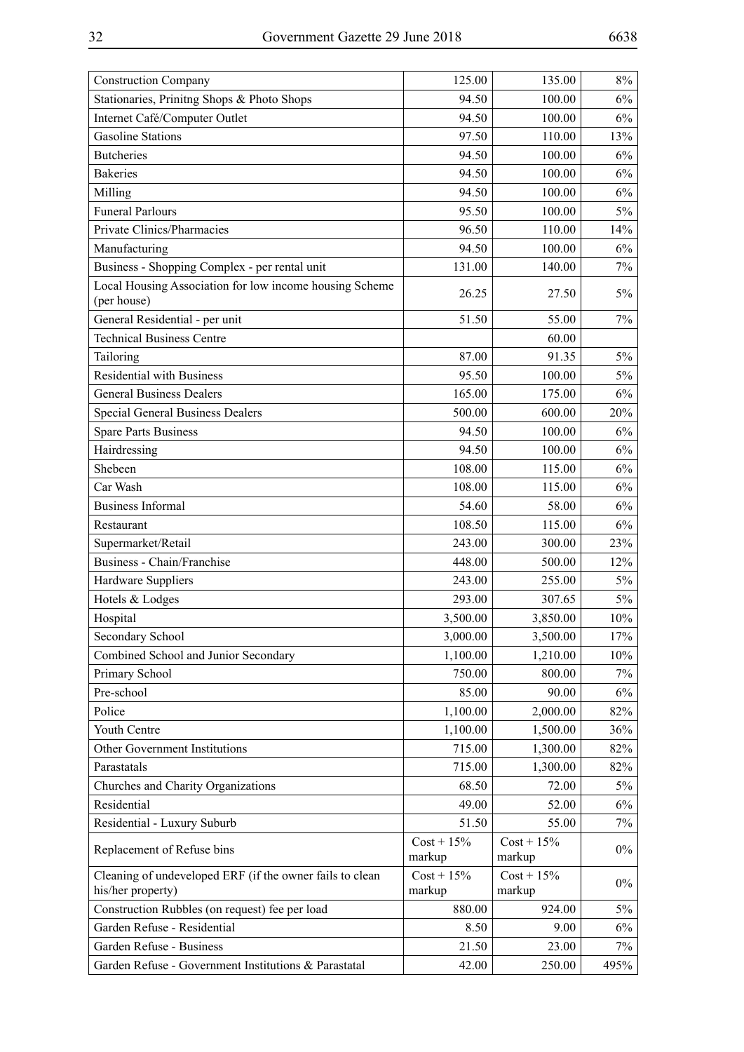| | | | |
|---|---|---|---|
| Construction Company | 125.00 | 135.00 | 8% |
| Stationaries, Prinitng Shops & Photo Shops | 94.50 | 100.00 | 6% |
| Internet Café/Computer Outlet | 94.50 | 100.00 | 6% |
| Gasoline Stations | 97.50 | 110.00 | 13% |
| Butcheries | 94.50 | 100.00 | 6% |
| Bakeries | 94.50 | 100.00 | 6% |
| Milling | 94.50 | 100.00 | 6% |
| Funeral Parlours | 95.50 | 100.00 | 5% |
| Private Clinics/Pharmacies | 96.50 | 110.00 | 14% |
| Manufacturing | 94.50 | 100.00 | 6% |
| Business - Shopping Complex - per rental unit | 131.00 | 140.00 | 7% |
| Local Housing Association for low income housing Scheme (per house) | 26.25 | 27.50 | 5% |
| General Residential - per unit | 51.50 | 55.00 | 7% |
| Technical Business Centre | | 60.00 | |
| Tailoring | 87.00 | 91.35 | 5% |
| Residential with Business | 95.50 | 100.00 | 5% |
| General Business Dealers | 165.00 | 175.00 | 6% |
| Special General Business Dealers | 500.00 | 600.00 | 20% |
| Spare Parts Business | 94.50 | 100.00 | 6% |
| Hairdressing | 94.50 | 100.00 | 6% |
| Shebeen | 108.00 | 115.00 | 6% |
| Car Wash | 108.00 | 115.00 | 6% |
| Business Informal | 54.60 | 58.00 | 6% |
| Restaurant | 108.50 | 115.00 | 6% |
| Supermarket/Retail | 243.00 | 300.00 | 23% |
| Business - Chain/Franchise | 448.00 | 500.00 | 12% |
| Hardware Suppliers | 243.00 | 255.00 | 5% |
| Hotels & Lodges | 293.00 | 307.65 | 5% |
| Hospital | 3,500.00 | 3,850.00 | 10% |
| Secondary School | 3,000.00 | 3,500.00 | 17% |
| Combined School and Junior Secondary | 1,100.00 | 1,210.00 | 10% |
| Primary School | 750.00 | 800.00 | 7% |
| Pre-school | 85.00 | 90.00 | 6% |
| Police | 1,100.00 | 2,000.00 | 82% |
| Youth Centre | 1,100.00 | 1,500.00 | 36% |
| Other Government Institutions | 715.00 | 1,300.00 | 82% |
| Parastatals | 715.00 | 1,300.00 | 82% |
| Churches and Charity Organizations | 68.50 | 72.00 | 5% |
| Residential | 49.00 | 52.00 | 6% |
| Residential - Luxury Suburb | 51.50 | 55.00 | 7% |
| Replacement of Refuse bins | Cost + 15% markup | Cost + 15% markup | 0% |
| Cleaning of undeveloped ERF (if the owner fails to clean his/her property) | Cost + 15% markup | Cost + 15% markup | 0% |
| Construction Rubbles (on request) fee per load | 880.00 | 924.00 | 5% |
| Garden Refuse - Residential | 8.50 | 9.00 | 6% |
| Garden Refuse - Business | 21.50 | 23.00 | 7% |
| Garden Refuse - Government Institutions & Parastatal | 42.00 | 250.00 | 495% |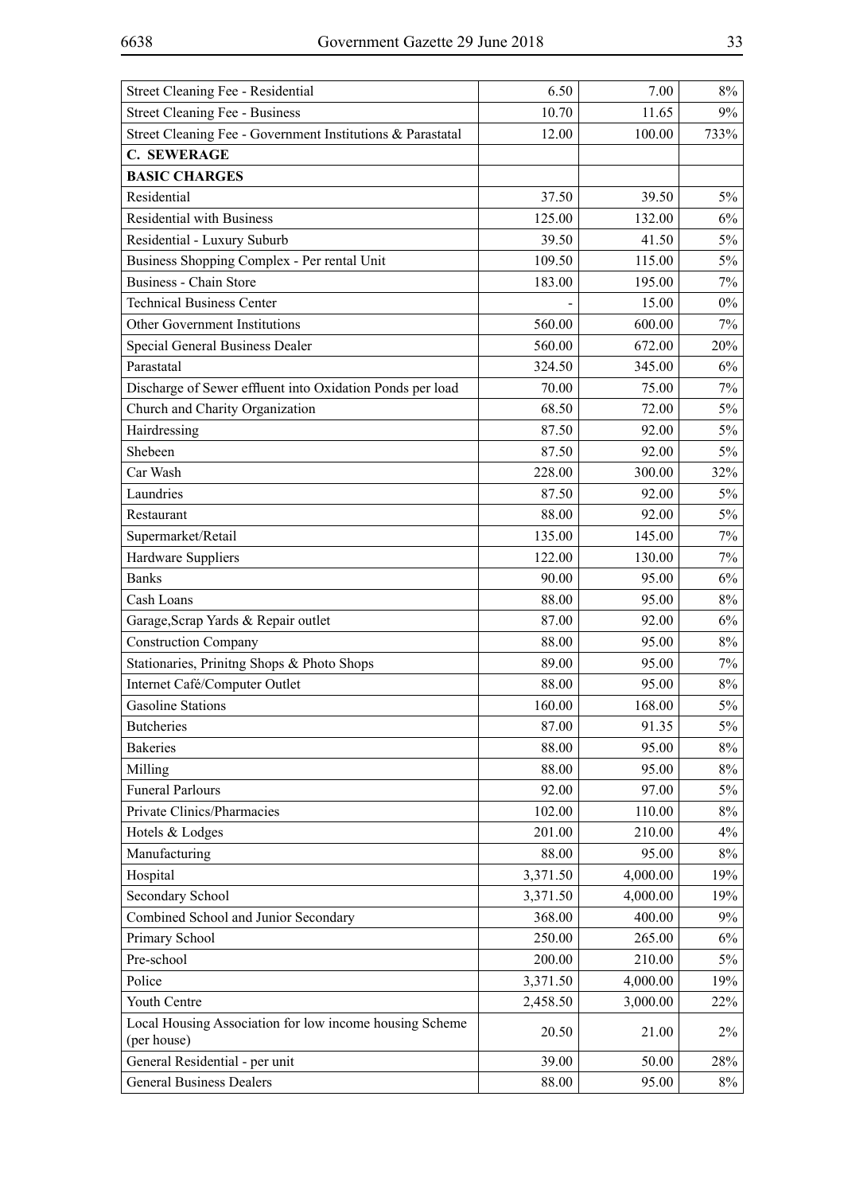| | | | |
|---|---|---|---|
| Street Cleaning Fee - Residential | 6.50 | 7.00 | 8% |
| Street Cleaning Fee - Business | 10.70 | 11.65 | 9% |
| Street Cleaning Fee - Government Institutions & Parastatal | 12.00 | 100.00 | 733% |
| **C. SEWERAGE** | | | |
| **BASIC CHARGES** | | | |
| Residential | 37.50 | 39.50 | 5% |
| Residential with Business | 125.00 | 132.00 | 6% |
| Residential - Luxury Suburb | 39.50 | 41.50 | 5% |
| Business Shopping Complex - Per rental Unit | 109.50 | 115.00 | 5% |
| Business - Chain Store | 183.00 | 195.00 | 7% |
| Technical Business Center | - | 15.00 | 0% |
| Other Government Institutions | 560.00 | 600.00 | 7% |
| Special General Business Dealer | 560.00 | 672.00 | 20% |
| Parastatal | 324.50 | 345.00 | 6% |
| Discharge of Sewer effluent into Oxidation Ponds per load | 70.00 | 75.00 | 7% |
| Church and Charity Organization | 68.50 | 72.00 | 5% |
| Hairdressing | 87.50 | 92.00 | 5% |
| Shebeen | 87.50 | 92.00 | 5% |
| Car Wash | 228.00 | 300.00 | 32% |
| Laundries | 87.50 | 92.00 | 5% |
| Restaurant | 88.00 | 92.00 | 5% |
| Supermarket/Retail | 135.00 | 145.00 | 7% |
| Hardware Suppliers | 122.00 | 130.00 | 7% |
| Banks | 90.00 | 95.00 | 6% |
| Cash Loans | 88.00 | 95.00 | 8% |
| Garage,Scrap Yards & Repair outlet | 87.00 | 92.00 | 6% |
| Construction Company | 88.00 | 95.00 | 8% |
| Stationaries, Prinitng Shops & Photo Shops | 89.00 | 95.00 | 7% |
| Internet Café/Computer Outlet | 88.00 | 95.00 | 8% |
| Gasoline Stations | 160.00 | 168.00 | 5% |
| Butcheries | 87.00 | 91.35 | 5% |
| Bakeries | 88.00 | 95.00 | 8% |
| Milling | 88.00 | 95.00 | 8% |
| Funeral Parlours | 92.00 | 97.00 | 5% |
| Private Clinics/Pharmacies | 102.00 | 110.00 | 8% |
| Hotels & Lodges | 201.00 | 210.00 | 4% |
| Manufacturing | 88.00 | 95.00 | 8% |
| Hospital | 3,371.50 | 4,000.00 | 19% |
| Secondary School | 3,371.50 | 4,000.00 | 19% |
| Combined School and Junior Secondary | 368.00 | 400.00 | 9% |
| Primary School | 250.00 | 265.00 | 6% |
| Pre-school | 200.00 | 210.00 | 5% |
| Police | 3,371.50 | 4,000.00 | 19% |
| Youth Centre | 2,458.50 | 3,000.00 | 22% |
| Local Housing Association for low income housing Scheme (per house) | 20.50 | 21.00 | 2% |
| General Residential - per unit | 39.00 | 50.00 | 28% |
| General Business Dealers | 88.00 | 95.00 | 8% |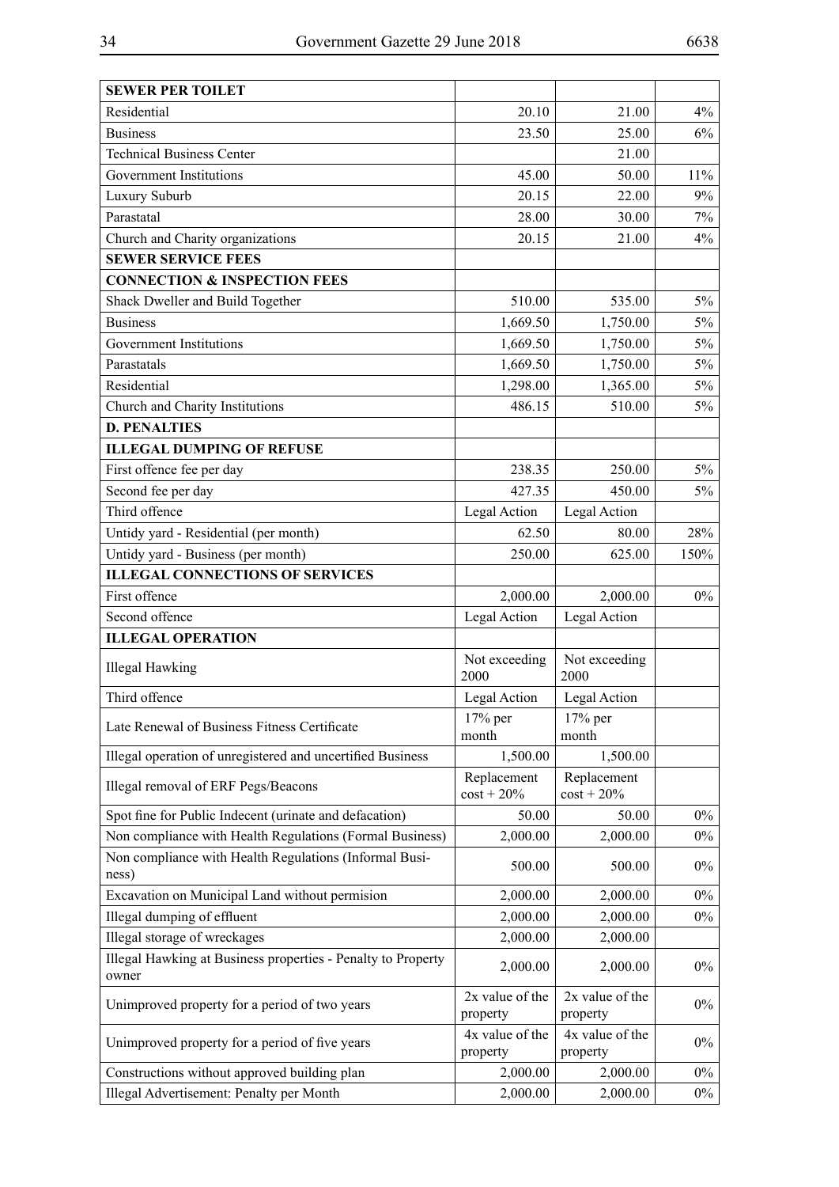| SEWER PER TOILET | | | |
|---|---|---|---|
| Residential | 20.10 | 21.00 | 4% |
| Business | 23.50 | 25.00 | 6% |
| Technical Business Center | | 21.00 | |
| Government Institutions | 45.00 | 50.00 | 11% |
| Luxury Suburb | 20.15 | 22.00 | 9% |
| Parastatal | 28.00 | 30.00 | 7% |
| Church and Charity organizations | 20.15 | 21.00 | 4% |
| **SEWER SERVICE FEES** | | | |
| **CONNECTION & INSPECTION FEES** | | | |
| Shack Dweller and Build Together | 510.00 | 535.00 | 5% |
| Business | 1,669.50 | 1,750.00 | 5% |
| Government Institutions | 1,669.50 | 1,750.00 | 5% |
| Parastatals | 1,669.50 | 1,750.00 | 5% |
| Residential | 1,298.00 | 1,365.00 | 5% |
| Church and Charity Institutions | 486.15 | 510.00 | 5% |
| **D. PENALTIES** | | | |
| **ILLEGAL DUMPING OF REFUSE** | | | |
| First offence fee per day | 238.35 | 250.00 | 5% |
| Second fee per day | 427.35 | 450.00 | 5% |
| Third offence | Legal Action | Legal Action | |
| Untidy yard - Residential (per month) | 62.50 | 80.00 | 28% |
| Untidy yard - Business (per month) | 250.00 | 625.00 | 150% |
| **ILLEGAL CONNECTIONS OF SERVICES** | | | |
| First offence | 2,000.00 | 2,000.00 | 0% |
| Second offence | Legal Action | Legal Action | |
| **ILLEGAL OPERATION** | | | |
| Illegal Hawking | Not exceeding 2000 | Not exceeding 2000 | |
| Third offence | Legal Action | Legal Action | |
| Late Renewal of Business Fitness Certificate | 17% per month | 17% per month | |
| Illegal operation of unregistered and uncertified Business | 1,500.00 | 1,500.00 | |
| Illegal removal of ERF Pegs/Beacons | Replacement cost + 20% | Replacement cost + 20% | |
| Spot fine for Public Indecent (urinate and defacation) | 50.00 | 50.00 | 0% |
| Non compliance with Health Regulations (Formal Business) | 2,000.00 | 2,000.00 | 0% |
| Non compliance with Health Regulations (Informal Business) | 500.00 | 500.00 | 0% |
| Excavation on Municipal Land without permision | 2,000.00 | 2,000.00 | 0% |
| Illegal dumping of effluent | 2,000.00 | 2,000.00 | 0% |
| Illegal storage of wreckages | 2,000.00 | 2,000.00 | |
| Illegal Hawking at Business properties - Penalty to Property owner | 2,000.00 | 2,000.00 | 0% |
| Unimproved property for a period of two years | 2x value of the property | 2x value of the property | 0% |
| Unimproved property for a period of five years | 4x value of the property | 4x value of the property | 0% |
| Constructions without approved building plan | 2,000.00 | 2,000.00 | 0% |
| Illegal Advertisement: Penalty per Month | 2,000.00 | 2,000.00 | 0% |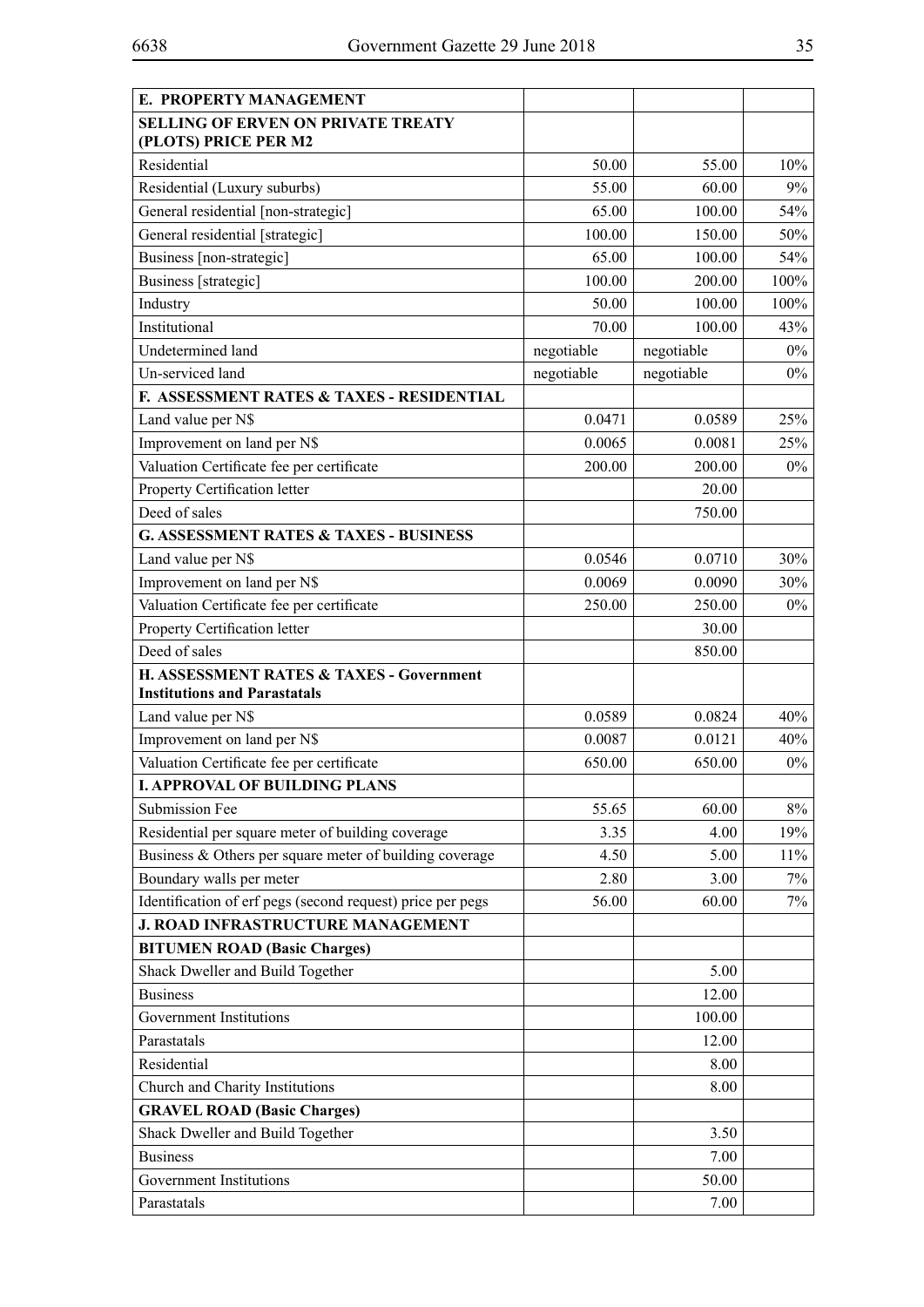| E. PROPERTY MANAGEMENT | | | |
|---|---|---|---|
| **SELLING OF ERVEN ON PRIVATE TREATY (PLOTS) PRICE PER M2** | | | |
| Residential | 50.00 | 55.00 | 10% |
| Residential (Luxury suburbs) | 55.00 | 60.00 | 9% |
| General residential [non-strategic] | 65.00 | 100.00 | 54% |
| General residential [strategic] | 100.00 | 150.00 | 50% |
| Business [non-strategic] | 65.00 | 100.00 | 54% |
| Business [strategic] | 100.00 | 200.00 | 100% |
| Industry | 50.00 | 100.00 | 100% |
| Institutional | 70.00 | 100.00 | 43% |
| Undetermined land | negotiable | negotiable | 0% |
| Un-serviced land | negotiable | negotiable | 0% |
| **F. ASSESSMENT RATES & TAXES - RESIDENTIAL** | | | |
| Land value per N$ | 0.0471 | 0.0589 | 25% |
| Improvement on land per N$ | 0.0065 | 0.0081 | 25% |
| Valuation Certificate fee per certificate | 200.00 | 200.00 | 0% |
| Property Certification letter | | 20.00 | |
| Deed of sales | | 750.00 | |
| **G. ASSESSMENT RATES & TAXES - BUSINESS** | | | |
| Land value per N$ | 0.0546 | 0.0710 | 30% |
| Improvement on land per N$ | 0.0069 | 0.0090 | 30% |
| Valuation Certificate fee per certificate | 250.00 | 250.00 | 0% |
| Property Certification letter | | 30.00 | |
| Deed of sales | | 850.00 | |
| **H. ASSESSMENT RATES & TAXES - Government Institutions and Parastatals** | | | |
| Land value per N$ | 0.0589 | 0.0824 | 40% |
| Improvement on land per N$ | 0.0087 | 0.0121 | 40% |
| Valuation Certificate fee per certificate | 650.00 | 650.00 | 0% |
| **I. APPROVAL OF BUILDING PLANS** | | | |
| Submission Fee | 55.65 | 60.00 | 8% |
| Residential per square meter of building coverage | 3.35 | 4.00 | 19% |
| Business & Others per square meter of building coverage | 4.50 | 5.00 | 11% |
| Boundary walls per meter | 2.80 | 3.00 | 7% |
| Identification of erf pegs (second request) price per pegs | 56.00 | 60.00 | 7% |
| **J. ROAD INFRASTRUCTURE MANAGEMENT** | | | |
| **BITUMEN ROAD (Basic Charges)** | | | |
| Shack Dweller and Build Together | | 5.00 | |
| Business | | 12.00 | |
| Government Institutions | | 100.00 | |
| Parastatals | | 12.00 | |
| Residential | | 8.00 | |
| Church and Charity Institutions | | 8.00 | |
| **GRAVEL ROAD (Basic Charges)** | | | |
| Shack Dweller and Build Together | | 3.50 | |
| Business | | 7.00 | |
| Government Institutions | | 50.00 | |
| Parastatals | | 7.00 | |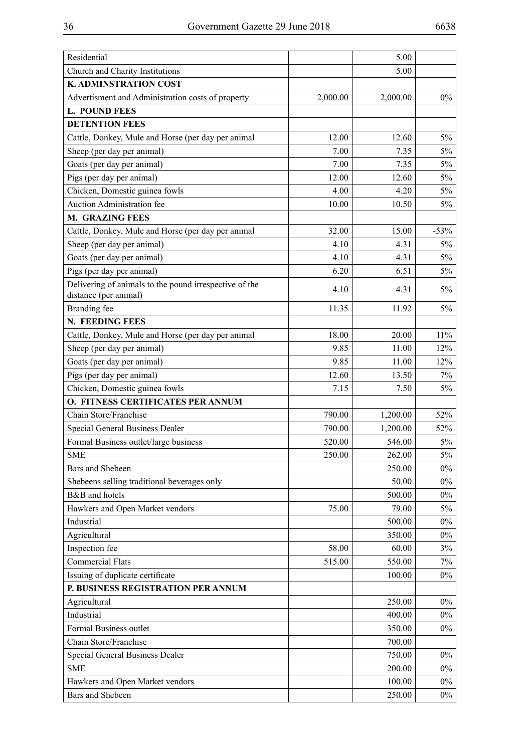| | | | |
|---|---|---|---|
| Residential | | 5.00 | |
| Church and Charity Institutions | | 5.00 | |
| **K. ADMINSTRATION COST** | | | |
| Advertisment and Administration costs of property | 2,000.00 | 2,000.00 | 0% |
| **L. POUND FEES** | | | |
| **DETENTION FEES** | | | |
| Cattle, Donkey, Mule and Horse (per day per animal | 12.00 | 12.60 | 5% |
| Sheep (per day per animal) | 7.00 | 7.35 | 5% |
| Goats (per day per animal) | 7.00 | 7.35 | 5% |
| Pigs (per day per animal) | 12.00 | 12.60 | 5% |
| Chicken, Domestic guinea fowls | 4.00 | 4.20 | 5% |
| Auction Administration fee | 10.00 | 10.50 | 5% |
| **M. GRAZING FEES** | | | |
| Cattle, Donkey, Mule and Horse (per day per animal | 32.00 | 15.00 | -53% |
| Sheep (per day per animal) | 4.10 | 4.31 | 5% |
| Goats (per day per animal) | 4.10 | 4.31 | 5% |
| Pigs (per day per animal) | 6.20 | 6.51 | 5% |
| Delivering of animals to the pound irrespective of the distance (per animal) | 4.10 | 4.31 | 5% |
| Branding fee | 11.35 | 11.92 | 5% |
| **N. FEEDING FEES** | | | |
| Cattle, Donkey, Mule and Horse (per day per animal | 18.00 | 20.00 | 11% |
| Sheep (per day per animal) | 9.85 | 11.00 | 12% |
| Goats (per day per animal) | 9.85 | 11.00 | 12% |
| Pigs (per day per animal) | 12.60 | 13.50 | 7% |
| Chicken, Domestic guinea fowls | 7.15 | 7.50 | 5% |
| **O. FITNESS CERTIFICATES PER ANNUM** | | | |
| Chain Store/Franchise | 790.00 | 1,200.00 | 52% |
| Special General Business Dealer | 790.00 | 1,200.00 | 52% |
| Formal Business outlet/large business | 520.00 | 546.00 | 5% |
| SME | 250.00 | 262.00 | 5% |
| Bars and Shebeen | | 250.00 | 0% |
| Shebeens selling traditional beverages only | | 50.00 | 0% |
| B&B and hotels | | 500.00 | 0% |
| Hawkers and Open Market vendors | 75.00 | 79.00 | 5% |
| Industrial | | 500.00 | 0% |
| Agricultural | | 350.00 | 0% |
| Inspection fee | 58.00 | 60.00 | 3% |
| Commercial Flats | 515.00 | 550.00 | 7% |
| Issuing of duplicate certificate | | 100.00 | 0% |
| **P. BUSINESS REGISTRATION PER ANNUM** | | | |
| Agricultural | | 250.00 | 0% |
| Industrial | | 400.00 | 0% |
| Formal Business outlet | | 350.00 | 0% |
| Chain Store/Franchise | | 700.00 | |
| Special General Business Dealer | | 750.00 | 0% |
| SME | | 200.00 | 0% |
| Hawkers and Open Market vendors | | 100.00 | 0% |
| Bars and Shebeen | | 250.00 | 0% |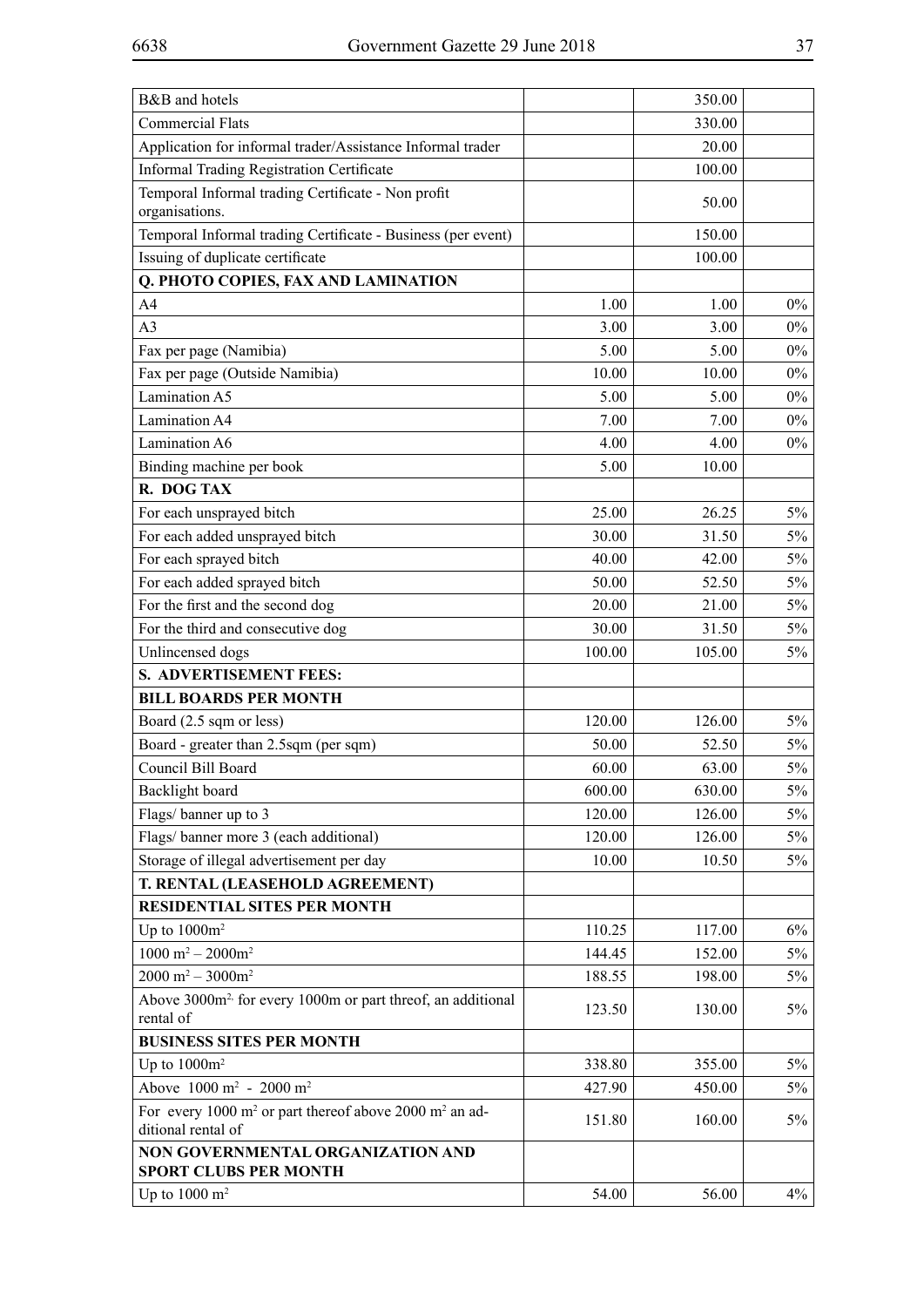| | | | |
|---|---|---|---|
| B&B and hotels | | 350.00 | |
| Commercial Flats | | 330.00 | |
| Application for informal trader/Assistance Informal trader | | 20.00 | |
| Informal Trading Registration Certificate | | 100.00 | |
| Temporal Informal trading Certificate - Non profit organisations. | | 50.00 | |
| Temporal Informal trading Certificate - Business (per event) | | 150.00 | |
| Issuing of duplicate certificate | | 100.00 | |
| **Q. PHOTO COPIES, FAX AND LAMINATION** | | | |
| A4 | 1.00 | 1.00 | 0% |
| A3 | 3.00 | 3.00 | 0% |
| Fax per page (Namibia) | 5.00 | 5.00 | 0% |
| Fax per page (Outside Namibia) | 10.00 | 10.00 | 0% |
| Lamination A5 | 5.00 | 5.00 | 0% |
| Lamination A4 | 7.00 | 7.00 | 0% |
| Lamination A6 | 4.00 | 4.00 | 0% |
| Binding machine per book | 5.00 | 10.00 | |
| **R. DOG TAX** | | | |
| For each unsprayed bitch | 25.00 | 26.25 | 5% |
| For each added unsprayed bitch | 30.00 | 31.50 | 5% |
| For each sprayed bitch | 40.00 | 42.00 | 5% |
| For each added sprayed bitch | 50.00 | 52.50 | 5% |
| For the first and the second dog | 20.00 | 21.00 | 5% |
| For the third and consecutive dog | 30.00 | 31.50 | 5% |
| Unlincensed dogs | 100.00 | 105.00 | 5% |
| **S. ADVERTISEMENT FEES:** | | | |
| **BILL BOARDS PER MONTH** | | | |
| Board (2.5 sqm or less) | 120.00 | 126.00 | 5% |
| Board - greater than 2.5sqm (per sqm) | 50.00 | 52.50 | 5% |
| Council Bill Board | 60.00 | 63.00 | 5% |
| Backlight board | 600.00 | 630.00 | 5% |
| Flags/ banner up to 3 | 120.00 | 126.00 | 5% |
| Flags/ banner more 3 (each additional) | 120.00 | 126.00 | 5% |
| Storage of illegal advertisement per day | 10.00 | 10.50 | 5% |
| **T. RENTAL (LEASEHOLD AGREEMENT)** | | | |
| **RESIDENTIAL SITES PER MONTH** | | | |
| Up to $1000m^2$ | 110.25 | 117.00 | 6% |
| $1000\ m^2 – 2000m^2$ | 144.45 | 152.00 | 5% |
| $2000\ m^2 – 3000m^2$ | 188.55 | 198.00 | 5% |
| Above $3000m^2$ for every 1000m or part threof, an additional rental of | 123.50 | 130.00 | 5% |
| **BUSINESS SITES PER MONTH** | | | |
| Up to $1000m^2$ | 338.80 | 355.00 | 5% |
| Above $1000\ m^2$ - $2000\ m^2$ | 427.90 | 450.00 | 5% |
| For every $1000\ m^2$ or part thereof above $2000\ m^2$ an additional rental of | 151.80 | 160.00 | 5% |
| **NON GOVERNMENTAL ORGANIZATION AND SPORT CLUBS PER MONTH** | | | |
| Up to $1000\ m^2$ | 54.00 | 56.00 | 4% |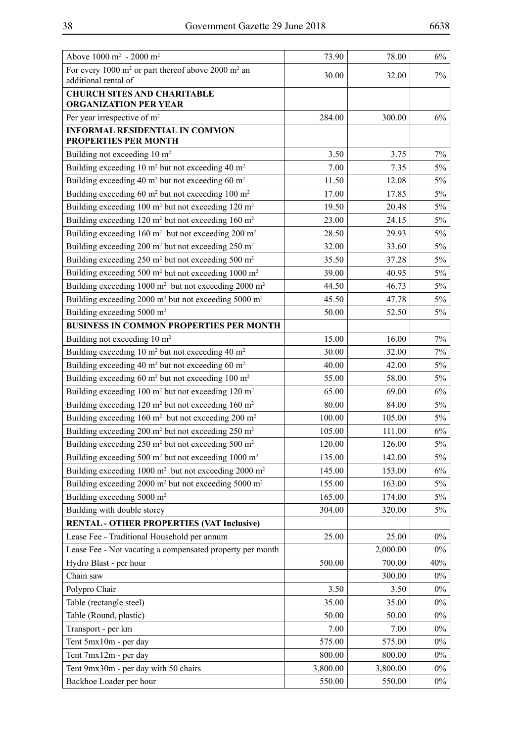| | | | |
|---|---|---|---|
| Above 1000 m² - 2000 m² | 73.90 | 78.00 | 6% |
| For every 1000 m² or part thereof above 2000 m² an additional rental of | 30.00 | 32.00 | 7% |
| **CHURCH SITES AND CHARITABLE ORGANIZATION PER YEAR** | | | |
| Per year irrespective of m² | 284.00 | 300.00 | 6% |
| **INFORMAL RESIDENTIAL IN COMMON PROPERTIES PER MONTH** | | | |
| Building not exceeding 10 m² | 3.50 | 3.75 | 7% |
| Building exceeding 10 m² but not exceeding 40 m² | 7.00 | 7.35 | 5% |
| Building exceeding 40 m² but not exceeding 60 m² | 11.50 | 12.08 | 5% |
| Building exceeding 60 m² but not exceeding 100 m² | 17.00 | 17.85 | 5% |
| Building exceeding 100 m² but not exceeding 120 m² | 19.50 | 20.48 | 5% |
| Building exceeding 120 m² but not exceeding 160 m² | 23.00 | 24.15 | 5% |
| Building exceeding 160 m² but not exceeding 200 m² | 28.50 | 29.93 | 5% |
| Building exceeding 200 m² but not exceeding 250 m² | 32.00 | 33.60 | 5% |
| Building exceeding 250 m² but not exceeding 500 m² | 35.50 | 37.28 | 5% |
| Building exceeding 500 m² but not exceeding 1000 m² | 39.00 | 40.95 | 5% |
| Building exceeding 1000 m² but not exceeding 2000 m² | 44.50 | 46.73 | 5% |
| Building exceeding 2000 m² but not exceeding 5000 m² | 45.50 | 47.78 | 5% |
| Building exceeding 5000 m² | 50.00 | 52.50 | 5% |
| **BUSINESS IN COMMON PROPERTIES PER MONTH** | | | |
| Building not exceeding 10 m² | 15.00 | 16.00 | 7% |
| Building exceeding 10 m² but not exceeding 40 m² | 30.00 | 32.00 | 7% |
| Building exceeding 40 m² but not exceeding 60 m² | 40.00 | 42.00 | 5% |
| Building exceeding 60 m² but not exceeding 100 m² | 55.00 | 58.00 | 5% |
| Building exceeding 100 m² but not exceeding 120 m² | 65.00 | 69.00 | 6% |
| Building exceeding 120 m² but not exceeding 160 m² | 80.00 | 84.00 | 5% |
| Building exceeding 160 m² but not exceeding 200 m² | 100.00 | 105.00 | 5% |
| Building exceeding 200 m² but not exceeding 250 m² | 105.00 | 111.00 | 6% |
| Building exceeding 250 m² but not exceeding 500 m² | 120.00 | 126.00 | 5% |
| Building exceeding 500 m² but not exceeding 1000 m² | 135.00 | 142.00 | 5% |
| Building exceeding 1000 m² but not exceeding 2000 m² | 145.00 | 153.00 | 6% |
| Building exceeding 2000 m² but not exceeding 5000 m² | 155.00 | 163.00 | 5% |
| Building exceeding 5000 m² | 165.00 | 174.00 | 5% |
| Building with double storey | 304.00 | 320.00 | 5% |
| **RENTAL - OTHER PROPERTIES (VAT Inclusive)** | | | |
| Lease Fee - Traditional Household per annum | 25.00 | 25.00 | 0% |
| Lease Fee - Not vacating a compensated property per month | | 2,000.00 | 0% |
| Hydro Blast - per hour | 500.00 | 700.00 | 40% |
| Chain saw | | 300.00 | 0% |
| Polypro Chair | 3.50 | 3.50 | 0% |
| Table (rectangle steel) | 35.00 | 35.00 | 0% |
| Table (Round, plastic) | 50.00 | 50.00 | 0% |
| Transport - per km | 7.00 | 7.00 | 0% |
| Tent 5mx10m - per day | 575.00 | 575.00 | 0% |
| Tent 7mx12m - per day | 800.00 | 800.00 | 0% |
| Tent 9mx30m - per day with 50 chairs | 3,800.00 | 3,800.00 | 0% |
| Backhoe Loader per hour | 550.00 | 550.00 | 0% |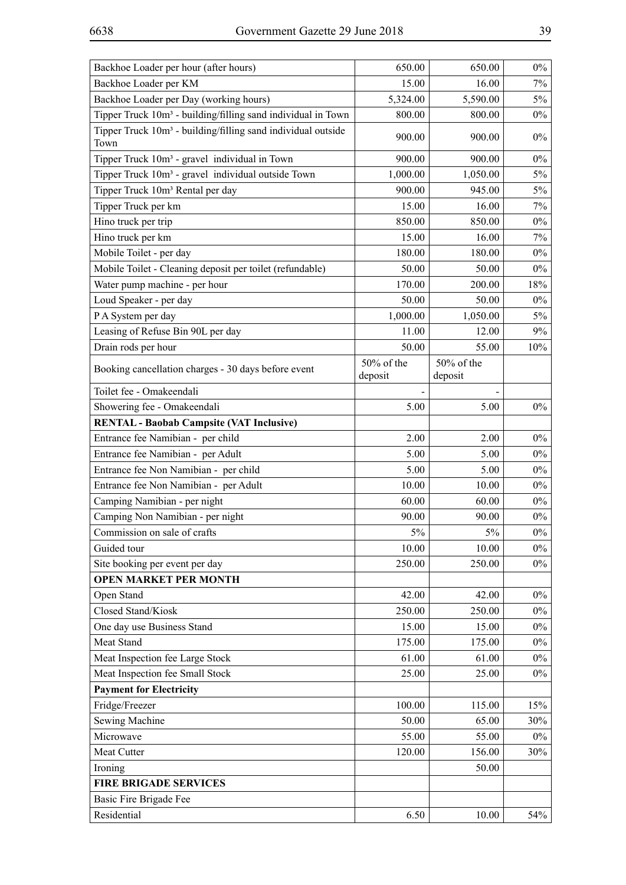| | | | |
|---|---|---|---|
| Backhoe Loader per hour (after hours) | 650.00 | 650.00 | 0% |
| Backhoe Loader per KM | 15.00 | 16.00 | 7% |
| Backhoe Loader per Day (working hours) | 5,324.00 | 5,590.00 | 5% |
| Tipper Truck 10m³ - building/filling sand individual in Town | 800.00 | 800.00 | 0% |
| Tipper Truck 10m³ - building/filling sand individual outside Town | 900.00 | 900.00 | 0% |
| Tipper Truck 10m³ - gravel individual in Town | 900.00 | 900.00 | 0% |
| Tipper Truck 10m³ - gravel individual outside Town | 1,000.00 | 1,050.00 | 5% |
| Tipper Truck 10m³ Rental per day | 900.00 | 945.00 | 5% |
| Tipper Truck per km | 15.00 | 16.00 | 7% |
| Hino truck per trip | 850.00 | 850.00 | 0% |
| Hino truck per km | 15.00 | 16.00 | 7% |
| Mobile Toilet - per day | 180.00 | 180.00 | 0% |
| Mobile Toilet - Cleaning deposit per toilet (refundable) | 50.00 | 50.00 | 0% |
| Water pump machine - per hour | 170.00 | 200.00 | 18% |
| Loud Speaker - per day | 50.00 | 50.00 | 0% |
| P A System per day | 1,000.00 | 1,050.00 | 5% |
| Leasing of Refuse Bin 90L per day | 11.00 | 12.00 | 9% |
| Drain rods per hour | 50.00 | 55.00 | 10% |
| Booking cancellation charges - 30 days before event | 50% of the deposit | 50% of the deposit | |
| Toilet fee - Omakeendali | - | - | |
| Showering fee - Omakeendali | 5.00 | 5.00 | 0% |
| **RENTAL - Baobab Campsite (VAT Inclusive)** | | | |
| Entrance fee Namibian - per child | 2.00 | 2.00 | 0% |
| Entrance fee Namibian - per Adult | 5.00 | 5.00 | 0% |
| Entrance fee Non Namibian - per child | 5.00 | 5.00 | 0% |
| Entrance fee Non Namibian - per Adult | 10.00 | 10.00 | 0% |
| Camping Namibian - per night | 60.00 | 60.00 | 0% |
| Camping Non Namibian - per night | 90.00 | 90.00 | 0% |
| Commission on sale of crafts | 5% | 5% | 0% |
| Guided tour | 10.00 | 10.00 | 0% |
| Site booking per event per day | 250.00 | 250.00 | 0% |
| **OPEN MARKET PER MONTH** | | | |
| Open Stand | 42.00 | 42.00 | 0% |
| Closed Stand/Kiosk | 250.00 | 250.00 | 0% |
| One day use Business Stand | 15.00 | 15.00 | 0% |
| Meat Stand | 175.00 | 175.00 | 0% |
| Meat Inspection fee Large Stock | 61.00 | 61.00 | 0% |
| Meat Inspection fee Small Stock | 25.00 | 25.00 | 0% |
| **Payment for Electricity** | | | |
| Fridge/Freezer | 100.00 | 115.00 | 15% |
| Sewing Machine | 50.00 | 65.00 | 30% |
| Microwave | 55.00 | 55.00 | 0% |
| Meat Cutter | 120.00 | 156.00 | 30% |
| Ironing | | 50.00 | |
| **FIRE BRIGADE SERVICES** | | | |
| Basic Fire Brigade Fee | | | |
| Residential | 6.50 | 10.00 | 54% |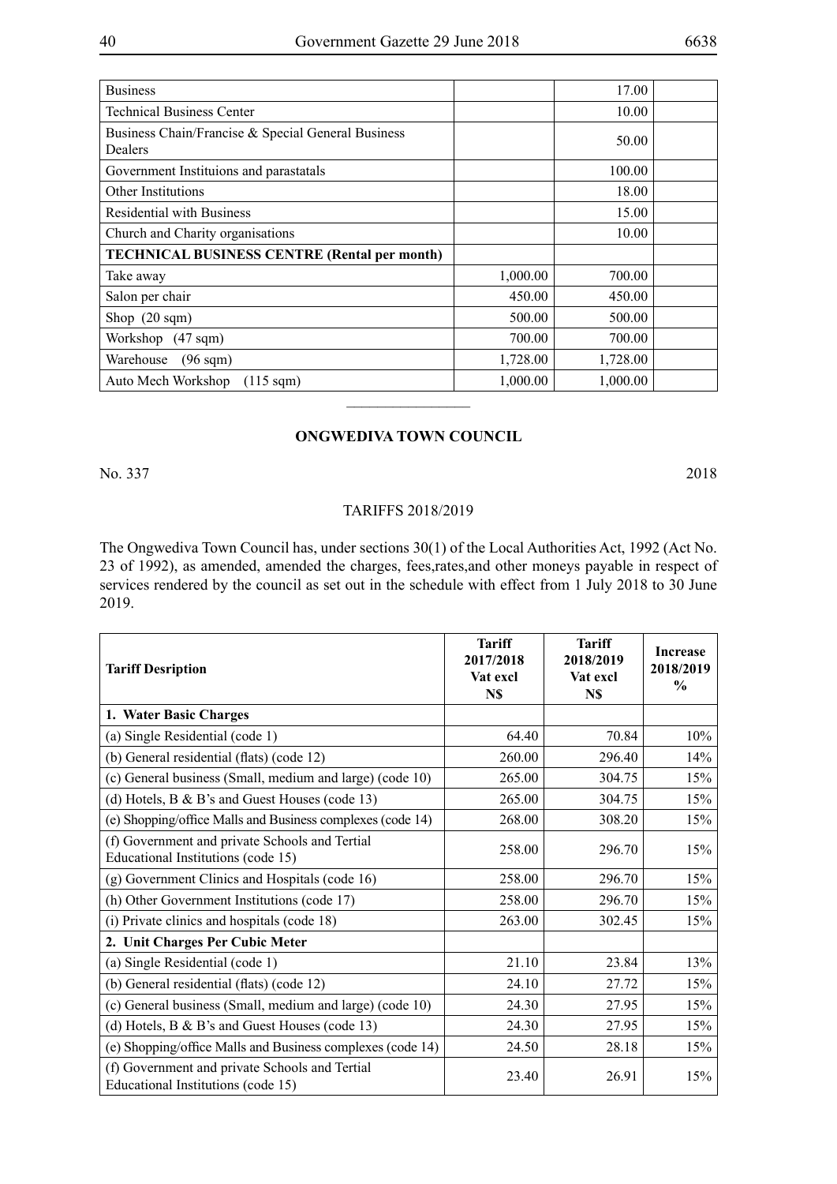| | | | |
|---|---|---|---|
| Business | | 17.00 | |
| Technical Business Center | | 10.00 | |
| Business Chain/Francise & Special General Business Dealers | | 50.00 | |
| Government Instituions and parastatals | | 100.00 | |
| Other Institutions | | 18.00 | |
| Residential with Business | | 15.00 | |
| Church and Charity organisations | | 10.00 | |
| **TECHNICAL BUSINESS CENTRE (Rental per month)** | | | |
| Take away | 1,000.00 | 700.00 | |
| Salon per chair | 450.00 | 450.00 | |
| Shop (20 sqm) | 500.00 | 500.00 | |
| Workshop (47 sqm) | 700.00 | 700.00 | |
| Warehouse (96 sqm) | 1,728.00 | 1,728.00 | |
| Auto Mech Workshop (115 sqm) | 1,000.00 | 1,000.00 | |

---

## ONGWEDIVA TOWN COUNCIL

No. 337 2018

TARIFFS 2018/2019

The Ongwediva Town Council has, under sections 30(1) of the Local Authorities Act, 1992 (Act No. 23 of 1992), as amended, amended the charges, fees,rates,and other moneys payable in respect of services rendered by the council as set out in the schedule with effect from 1 July 2018 to 30 June 2019.

| Tariff Desription | Tariff 2017/2018 Vat excl N$ | Tariff 2018/2019 Vat excl N$ | Increase 2018/2019 % |
|---|---|---|---|
| **1. Water Basic Charges** | | | |
| (a) Single Residential (code 1) | 64.40 | 70.84 | 10% |
| (b) General residential (flats) (code 12) | 260.00 | 296.40 | 14% |
| (c) General business (Small, medium and large) (code 10) | 265.00 | 304.75 | 15% |
| (d) Hotels, B & B's and Guest Houses (code 13) | 265.00 | 304.75 | 15% |
| (e) Shopping/office Malls and Business complexes (code 14) | 268.00 | 308.20 | 15% |
| (f) Government and private Schools and Tertial Educational Institutions (code 15) | 258.00 | 296.70 | 15% |
| (g) Government Clinics and Hospitals (code 16) | 258.00 | 296.70 | 15% |
| (h) Other Government Institutions (code 17) | 258.00 | 296.70 | 15% |
| (i) Private clinics and hospitals (code 18) | 263.00 | 302.45 | 15% |
| **2. Unit Charges Per Cubic Meter** | | | |
| (a) Single Residential (code 1) | 21.10 | 23.84 | 13% |
| (b) General residential (flats) (code 12) | 24.10 | 27.72 | 15% |
| (c) General business (Small, medium and large) (code 10) | 24.30 | 27.95 | 15% |
| (d) Hotels, B & B's and Guest Houses (code 13) | 24.30 | 27.95 | 15% |
| (e) Shopping/office Malls and Business complexes (code 14) | 24.50 | 28.18 | 15% |
| (f) Government and private Schools and Tertial Educational Institutions (code 15) | 23.40 | 26.91 | 15% |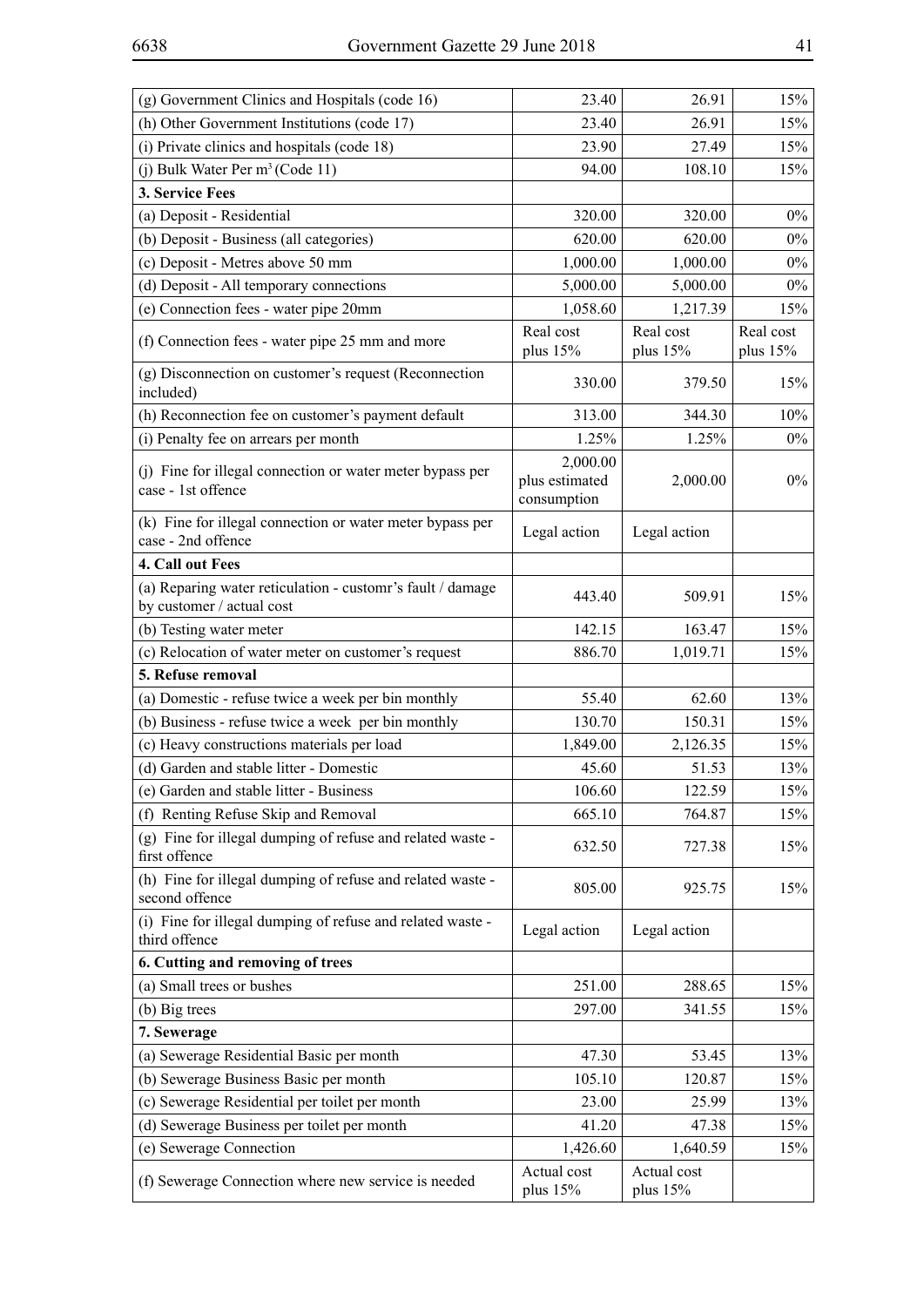| | | | |
|---|---|---|---|
| (g) Government Clinics and Hospitals (code 16) | 23.40 | 26.91 | 15% |
| (h) Other Government Institutions (code 17) | 23.40 | 26.91 | 15% |
| (i) Private clinics and hospitals (code 18) | 23.90 | 27.49 | 15% |
| (j) Bulk Water Per m$^3$ (Code 11) | 94.00 | 108.10 | 15% |
| **3. Service Fees** | | | |
| (a) Deposit - Residential | 320.00 | 320.00 | 0% |
| (b) Deposit - Business (all categories) | 620.00 | 620.00 | 0% |
| (c) Deposit - Metres above 50 mm | 1,000.00 | 1,000.00 | 0% |
| (d) Deposit - All temporary connections | 5,000.00 | 5,000.00 | 0% |
| (e) Connection fees - water pipe 20mm | 1,058.60 | 1,217.39 | 15% |
| (f) Connection fees - water pipe 25 mm and more | Real cost plus 15% | Real cost plus 15% | Real cost plus 15% |
| (g) Disconnection on customer's request (Reconnection included) | 330.00 | 379.50 | 15% |
| (h) Reconnection fee on customer's payment default | 313.00 | 344.30 | 10% |
| (i) Penalty fee on arrears per month | 1.25% | 1.25% | 0% |
| (j) Fine for illegal connection or water meter bypass per case - 1st offence | 2,000.00 plus estimated consumption | 2,000.00 | 0% |
| (k) Fine for illegal connection or water meter bypass per case - 2nd offence | Legal action | Legal action | |
| **4. Call out Fees** | | | |
| (a) Reparing water reticulation - customr's fault / damage by customer / actual cost | 443.40 | 509.91 | 15% |
| (b) Testing water meter | 142.15 | 163.47 | 15% |
| (c) Relocation of water meter on customer's request | 886.70 | 1,019.71 | 15% |
| **5. Refuse removal** | | | |
| (a) Domestic - refuse twice a week per bin monthly | 55.40 | 62.60 | 13% |
| (b) Business - refuse twice a week per bin monthly | 130.70 | 150.31 | 15% |
| (c) Heavy constructions materials per load | 1,849.00 | 2,126.35 | 15% |
| (d) Garden and stable litter - Domestic | 45.60 | 51.53 | 13% |
| (e) Garden and stable litter - Business | 106.60 | 122.59 | 15% |
| (f) Renting Refuse Skip and Removal | 665.10 | 764.87 | 15% |
| (g) Fine for illegal dumping of refuse and related waste - first offence | 632.50 | 727.38 | 15% |
| (h) Fine for illegal dumping of refuse and related waste - second offence | 805.00 | 925.75 | 15% |
| (i) Fine for illegal dumping of refuse and related waste - third offence | Legal action | Legal action | |
| **6. Cutting and removing of trees** | | | |
| (a) Small trees or bushes | 251.00 | 288.65 | 15% |
| (b) Big trees | 297.00 | 341.55 | 15% |
| **7. Sewerage** | | | |
| (a) Sewerage Residential Basic per month | 47.30 | 53.45 | 13% |
| (b) Sewerage Business Basic per month | 105.10 | 120.87 | 15% |
| (c) Sewerage Residential per toilet per month | 23.00 | 25.99 | 13% |
| (d) Sewerage Business per toilet per month | 41.20 | 47.38 | 15% |
| (e) Sewerage Connection | 1,426.60 | 1,640.59 | 15% |
| (f) Sewerage Connection where new service is needed | Actual cost plus 15% | Actual cost plus 15% | |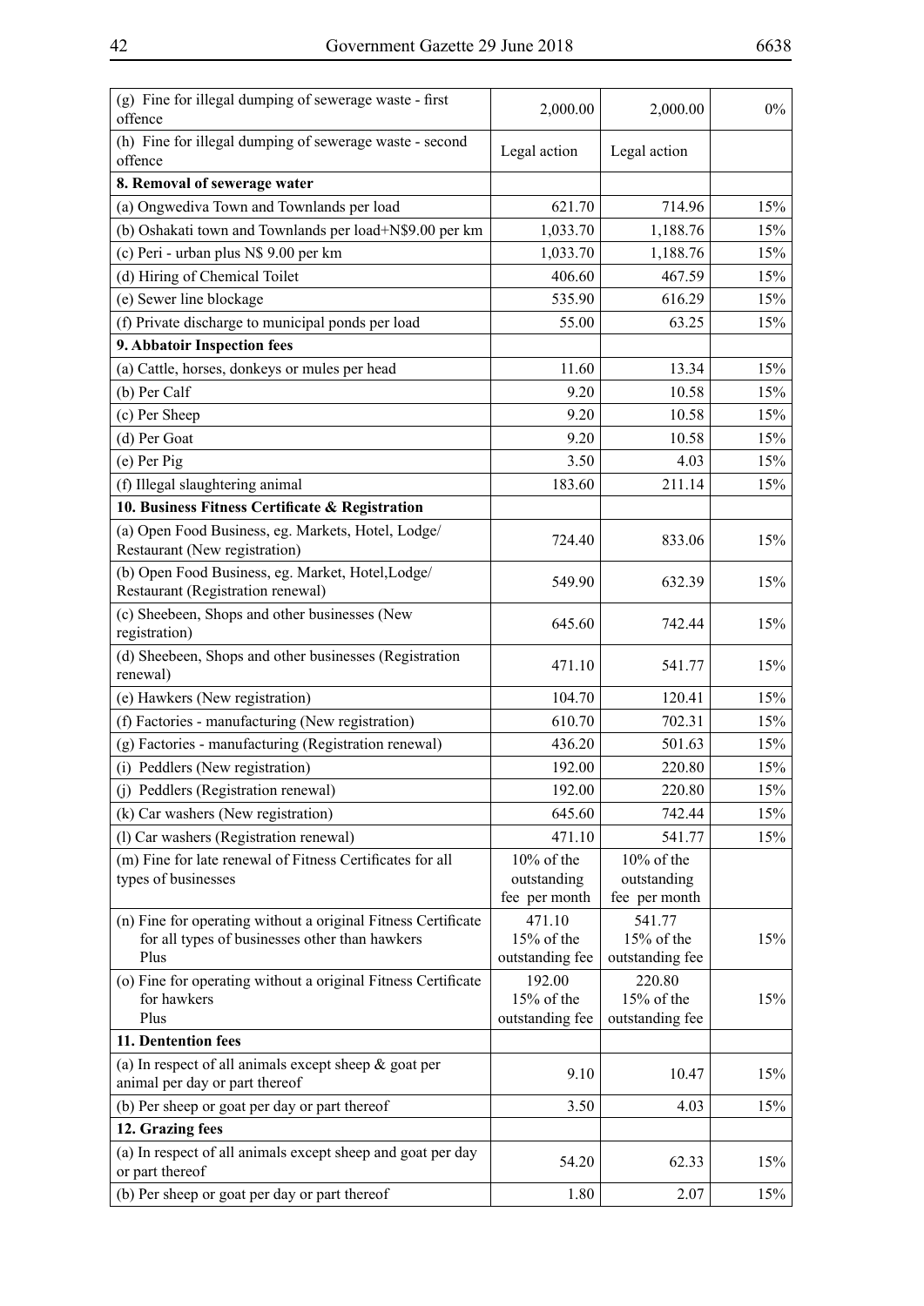| | | | |
|---|---|---|---|
| (g) Fine for illegal dumping of sewerage waste - first offence | 2,000.00 | 2,000.00 | 0% |
| (h) Fine for illegal dumping of sewerage waste - second offence | Legal action | Legal action | |
| **8. Removal of sewerage water** | | | |
| (a) Ongwediva Town and Townlands per load | 621.70 | 714.96 | 15% |
| (b) Oshakati town and Townlands per load+N$9.00 per km | 1,033.70 | 1,188.76 | 15% |
| (c) Peri - urban plus N$ 9.00 per km | 1,033.70 | 1,188.76 | 15% |
| (d) Hiring of Chemical Toilet | 406.60 | 467.59 | 15% |
| (e) Sewer line blockage | 535.90 | 616.29 | 15% |
| (f) Private discharge to municipal ponds per load | 55.00 | 63.25 | 15% |
| **9. Abbatoir Inspection fees** | | | |
| (a) Cattle, horses, donkeys or mules per head | 11.60 | 13.34 | 15% |
| (b) Per Calf | 9.20 | 10.58 | 15% |
| (c) Per Sheep | 9.20 | 10.58 | 15% |
| (d) Per Goat | 9.20 | 10.58 | 15% |
| (e) Per Pig | 3.50 | 4.03 | 15% |
| (f) Illegal slaughtering animal | 183.60 | 211.14 | 15% |
| **10. Business Fitness Certificate & Registration** | | | |
| (a) Open Food Business, eg. Markets, Hotel, Lodge/ Restaurant (New registration) | 724.40 | 833.06 | 15% |
| (b) Open Food Business, eg. Market, Hotel,Lodge/ Restaurant (Registration renewal) | 549.90 | 632.39 | 15% |
| (c) Sheebeen, Shops and other businesses (New registration) | 645.60 | 742.44 | 15% |
| (d) Sheebeen, Shops and other businesses (Registration renewal) | 471.10 | 541.77 | 15% |
| (e) Hawkers (New registration) | 104.70 | 120.41 | 15% |
| (f) Factories - manufacturing (New registration) | 610.70 | 702.31 | 15% |
| (g) Factories - manufacturing (Registration renewal) | 436.20 | 501.63 | 15% |
| (i) Peddlers (New registration) | 192.00 | 220.80 | 15% |
| (j) Peddlers (Registration renewal) | 192.00 | 220.80 | 15% |
| (k) Car washers (New registration) | 645.60 | 742.44 | 15% |
| (l) Car washers (Registration renewal) | 471.10 | 541.77 | 15% |
| (m) Fine for late renewal of Fitness Certificates for all types of businesses | 10% of the outstanding fee per month | 10% of the outstanding fee per month | |
| (n) Fine for operating without a original Fitness Certificate for all types of businesses other than hawkers Plus | 471.10 15% of the outstanding fee | 541.77 15% of the outstanding fee | 15% |
| (o) Fine for operating without a original Fitness Certificate for hawkers Plus | 192.00 15% of the outstanding fee | 220.80 15% of the outstanding fee | 15% |
| **11. Dentention fees** | | | |
| (a) In respect of all animals except sheep & goat per animal per day or part thereof | 9.10 | 10.47 | 15% |
| (b) Per sheep or goat per day or part thereof | 3.50 | 4.03 | 15% |
| **12. Grazing fees** | | | |
| (a) In respect of all animals except sheep and goat per day or part thereof | 54.20 | 62.33 | 15% |
| (b) Per sheep or goat per day or part thereof | 1.80 | 2.07 | 15% |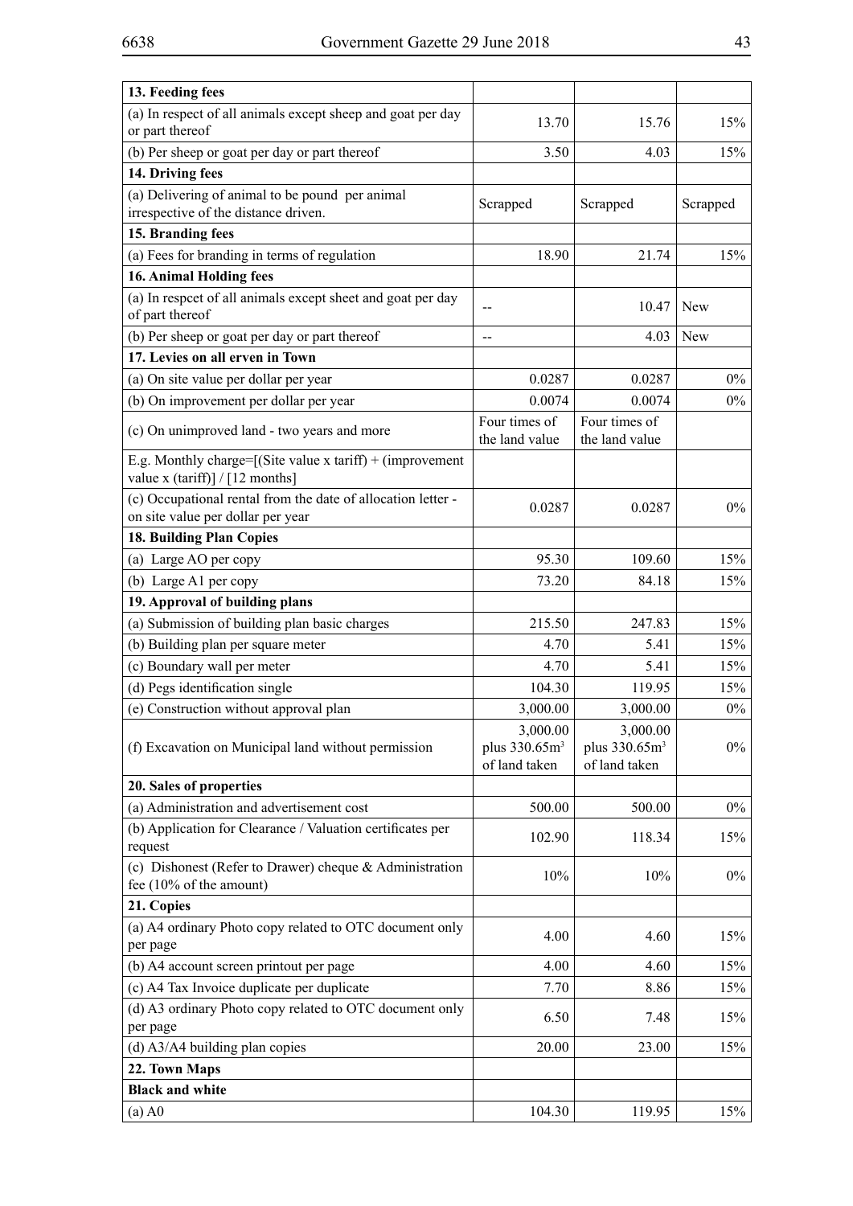| | | | |
|---|---|---|---|
| **13. Feeding fees** | | | |
| (a) In respect of all animals except sheep and goat per day or part thereof | 13.70 | 15.76 | 15% |
| (b) Per sheep or goat per day or part thereof | 3.50 | 4.03 | 15% |
| **14. Driving fees** | | | |
| (a) Delivering of animal to be pound per animal irrespective of the distance driven. | Scrapped | Scrapped | Scrapped |
| **15. Branding fees** | | | |
| (a) Fees for branding in terms of regulation | 18.90 | 21.74 | 15% |
| **16. Animal Holding fees** | | | |
| (a) In respcet of all animals except sheet and goat per day of part thereof | -- | 10.47 | New |
| (b) Per sheep or goat per day or part thereof | -- | 4.03 | New |
| **17. Levies on all erven in Town** | | | |
| (a) On site value per dollar per year | 0.0287 | 0.0287 | 0% |
| (b) On improvement per dollar per year | 0.0074 | 0.0074 | 0% |
| (c) On unimproved land - two years and more | Four times of the land value | Four times of the land value | |
| E.g. Monthly charge=[(Site value x tariff) + (improvement value x (tariff)] / [12 months] | | | |
| (c) Occupational rental from the date of allocation letter - on site value per dollar per year | 0.0287 | 0.0287 | 0% |
| **18. Building Plan Copies** | | | |
| (a) Large AO per copy | 95.30 | 109.60 | 15% |
| (b) Large A1 per copy | 73.20 | 84.18 | 15% |
| **19. Approval of building plans** | | | |
| (a) Submission of building plan basic charges | 215.50 | 247.83 | 15% |
| (b) Building plan per square meter | 4.70 | 5.41 | 15% |
| (c) Boundary wall per meter | 4.70 | 5.41 | 15% |
| (d) Pegs identification single | 104.30 | 119.95 | 15% |
| (e) Construction without approval plan | 3,000.00 | 3,000.00 | 0% |
| (f) Excavation on Municipal land without permission | 3,000.00 plus 330.65m$^3$ of land taken | 3,000.00 plus 330.65m$^3$ of land taken | 0% |
| **20. Sales of properties** | | | |
| (a) Administration and advertisement cost | 500.00 | 500.00 | 0% |
| (b) Application for Clearance / Valuation certificates per request | 102.90 | 118.34 | 15% |
| (c) Dishonest (Refer to Drawer) cheque & Administration fee (10% of the amount) | 10% | 10% | 0% |
| **21. Copies** | | | |
| (a) A4 ordinary Photo copy related to OTC document only per page | 4.00 | 4.60 | 15% |
| (b) A4 account screen printout per page | 4.00 | 4.60 | 15% |
| (c) A4 Tax Invoice duplicate per duplicate | 7.70 | 8.86 | 15% |
| (d) A3 ordinary Photo copy related to OTC document only per page | 6.50 | 7.48 | 15% |
| (d) A3/A4 building plan copies | 20.00 | 23.00 | 15% |
| **22. Town Maps** | | | |
| **Black and white** | | | |
| (a) A0 | 104.30 | 119.95 | 15% |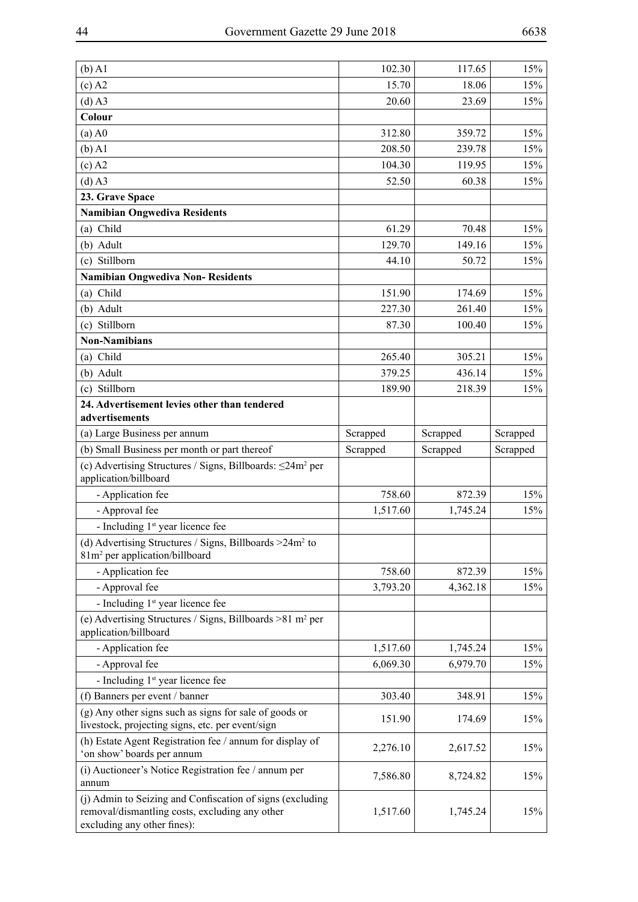| | | | |
|---|---|---|---|
| (b) A1 | 102.30 | 117.65 | 15% |
| (c) A2 | 15.70 | 18.06 | 15% |
| (d) A3 | 20.60 | 23.69 | 15% |
| **Colour** | | | |
| (a) A0 | 312.80 | 359.72 | 15% |
| (b) A1 | 208.50 | 239.78 | 15% |
| (c) A2 | 104.30 | 119.95 | 15% |
| (d) A3 | 52.50 | 60.38 | 15% |
| **23. Grave Space** | | | |
| **Namibian Ongwediva Residents** | | | |
| (a) Child | 61.29 | 70.48 | 15% |
| (b) Adult | 129.70 | 149.16 | 15% |
| (c) Stillborn | 44.10 | 50.72 | 15% |
| **Namibian Ongwediva Non- Residents** | | | |
| (a) Child | 151.90 | 174.69 | 15% |
| (b) Adult | 227.30 | 261.40 | 15% |
| (c) Stillborn | 87.30 | 100.40 | 15% |
| **Non-Namibians** | | | |
| (a) Child | 265.40 | 305.21 | 15% |
| (b) Adult | 379.25 | 436.14 | 15% |
| (c) Stillborn | 189.90 | 218.39 | 15% |
| **24. Advertisement levies other than tendered advertisements** | | | |
| (a) Large Business per annum | Scrapped | Scrapped | Scrapped |
| (b) Small Business per month or part thereof | Scrapped | Scrapped | Scrapped |
| (c) Advertising Structures / Signs, Billboards: ≤24m² per application/billboard | | | |
| - Application fee | 758.60 | 872.39 | 15% |
| - Approval fee | 1,517.60 | 1,745.24 | 15% |
| - Including 1st year licence fee | | | |
| (d) Advertising Structures / Signs, Billboards >24m² to 81m² per application/billboard | | | |
| - Application fee | 758.60 | 872.39 | 15% |
| - Approval fee | 3,793.20 | 4,362.18 | 15% |
| - Including 1st year licence fee | | | |
| (e) Advertising Structures / Signs, Billboards >81 m² per application/billboard | | | |
| - Application fee | 1,517.60 | 1,745.24 | 15% |
| - Approval fee | 6,069.30 | 6,979.70 | 15% |
| - Including 1st year licence fee | | | |
| (f) Banners per event / banner | 303.40 | 348.91 | 15% |
| (g) Any other signs such as signs for sale of goods or livestock, projecting signs, etc. per event/sign | 151.90 | 174.69 | 15% |
| (h) Estate Agent Registration fee / annum for display of 'on show' boards per annum | 2,276.10 | 2,617.52 | 15% |
| (i) Auctioneer's Notice Registration fee / annum per annum | 7,586.80 | 8,724.82 | 15% |
| (j) Admin to Seizing and Confiscation of signs (excluding removal/dismantling costs, excluding any other excluding any other fines): | 1,517.60 | 1,745.24 | 15% |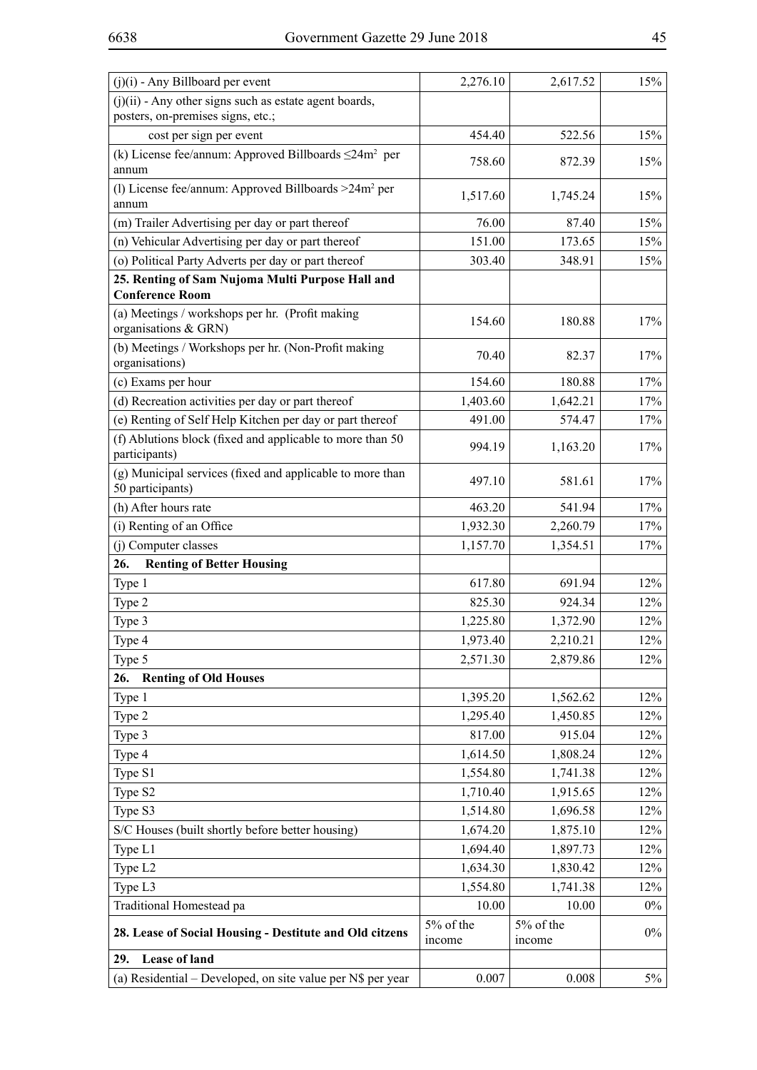| | | | |
|---|---|---|---|
| (j)(i) - Any Billboard per event | 2,276.10 | 2,617.52 | 15% |
| (j)(ii) - Any other signs such as estate agent boards, posters, on-premises signs, etc.; | | | |
| cost per sign per event | 454.40 | 522.56 | 15% |
| (k) License fee/annum: Approved Billboards ≤24m² per annum | 758.60 | 872.39 | 15% |
| (l) License fee/annum: Approved Billboards >24m² per annum | 1,517.60 | 1,745.24 | 15% |
| (m) Trailer Advertising per day or part thereof | 76.00 | 87.40 | 15% |
| (n) Vehicular Advertising per day or part thereof | 151.00 | 173.65 | 15% |
| (o) Political Party Adverts per day or part thereof | 303.40 | 348.91 | 15% |
| **25. Renting of Sam Nujoma Multi Purpose Hall and Conference Room** | | | |
| (a) Meetings / workshops per hr. (Profit making organisations & GRN) | 154.60 | 180.88 | 17% |
| (b) Meetings / Workshops per hr. (Non-Profit making organisations) | 70.40 | 82.37 | 17% |
| (c) Exams per hour | 154.60 | 180.88 | 17% |
| (d) Recreation activities per day or part thereof | 1,403.60 | 1,642.21 | 17% |
| (e) Renting of Self Help Kitchen per day or part thereof | 491.00 | 574.47 | 17% |
| (f) Ablutions block (fixed and applicable to more than 50 participants) | 994.19 | 1,163.20 | 17% |
| (g) Municipal services (fixed and applicable to more than 50 participants) | 497.10 | 581.61 | 17% |
| (h) After hours rate | 463.20 | 541.94 | 17% |
| (i) Renting of an Office | 1,932.30 | 2,260.79 | 17% |
| (j) Computer classes | 1,157.70 | 1,354.51 | 17% |
| **26. Renting of Better Housing** | | | |
| Type 1 | 617.80 | 691.94 | 12% |
| Type 2 | 825.30 | 924.34 | 12% |
| Type 3 | 1,225.80 | 1,372.90 | 12% |
| Type 4 | 1,973.40 | 2,210.21 | 12% |
| Type 5 | 2,571.30 | 2,879.86 | 12% |
| **26. Renting of Old Houses** | | | |
| Type 1 | 1,395.20 | 1,562.62 | 12% |
| Type 2 | 1,295.40 | 1,450.85 | 12% |
| Type 3 | 817.00 | 915.04 | 12% |
| Type 4 | 1,614.50 | 1,808.24 | 12% |
| Type S1 | 1,554.80 | 1,741.38 | 12% |
| Type S2 | 1,710.40 | 1,915.65 | 12% |
| Type S3 | 1,514.80 | 1,696.58 | 12% |
| S/C Houses (built shortly before better housing) | 1,674.20 | 1,875.10 | 12% |
| Type L1 | 1,694.40 | 1,897.73 | 12% |
| Type L2 | 1,634.30 | 1,830.42 | 12% |
| Type L3 | 1,554.80 | 1,741.38 | 12% |
| Traditional Homestead pa | 10.00 | 10.00 | 0% |
| **28. Lease of Social Housing - Destitute and Old citzens** | 5% of the income | 5% of the income | 0% |
| **29. Lease of land** | | | |
| (a) Residential – Developed, on site value per N$ per year | 0.007 | 0.008 | 5% |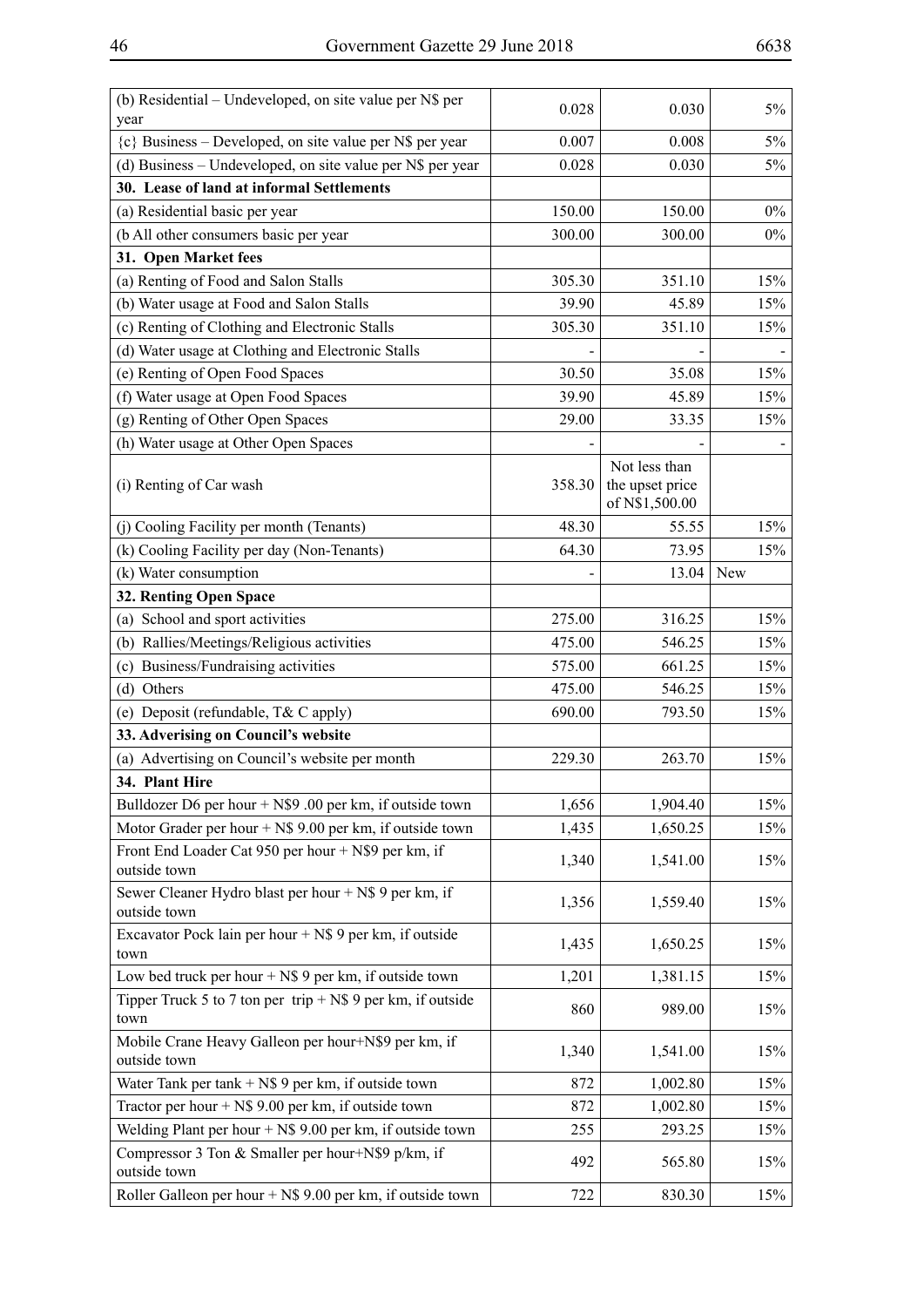| (b) Residential – Undeveloped, on site value per N$ per year | 0.028 | 0.030 | 5% |
|---|---|---|---|
| {c} Business – Developed, on site value per N$ per year | 0.007 | 0.008 | 5% |
| (d) Business – Undeveloped, on site value per N$ per year | 0.028 | 0.030 | 5% |
| **30. Lease of land at informal Settlements** | | | |
| (a) Residential basic per year | 150.00 | 150.00 | 0% |
| (b All other consumers basic per year | 300.00 | 300.00 | 0% |
| **31. Open Market fees** | | | |
| (a) Renting of Food and Salon Stalls | 305.30 | 351.10 | 15% |
| (b) Water usage at Food and Salon Stalls | 39.90 | 45.89 | 15% |
| (c) Renting of Clothing and Electronic Stalls | 305.30 | 351.10 | 15% |
| (d) Water usage at Clothing and Electronic Stalls | - | - | - |
| (e) Renting of Open Food Spaces | 30.50 | 35.08 | 15% |
| (f) Water usage at Open Food Spaces | 39.90 | 45.89 | 15% |
| (g) Renting of Other Open Spaces | 29.00 | 33.35 | 15% |
| (h) Water usage at Other Open Spaces | - | - | - |
| (i) Renting of Car wash | 358.30 | Not less than the upset price of N$1,500.00 | |
| (j) Cooling Facility per month (Tenants) | 48.30 | 55.55 | 15% |
| (k) Cooling Facility per day (Non-Tenants) | 64.30 | 73.95 | 15% |
| (k) Water consumption | - | 13.04 | New |
| **32. Renting Open Space** | | | |
| (a) School and sport activities | 275.00 | 316.25 | 15% |
| (b) Rallies/Meetings/Religious activities | 475.00 | 546.25 | 15% |
| (c) Business/Fundraising activities | 575.00 | 661.25 | 15% |
| (d) Others | 475.00 | 546.25 | 15% |
| (e) Deposit (refundable, T& C apply) | 690.00 | 793.50 | 15% |
| **33. Adverising on Council's website** | | | |
| (a) Advertising on Council's website per month | 229.30 | 263.70 | 15% |
| **34. Plant Hire** | | | |
| Bulldozer D6 per hour + N$9 .00 per km, if outside town | 1,656 | 1,904.40 | 15% |
| Motor Grader per hour + N$ 9.00 per km, if outside town | 1,435 | 1,650.25 | 15% |
| Front End Loader Cat 950 per hour + N$9 per km, if outside town | 1,340 | 1,541.00 | 15% |
| Sewer Cleaner Hydro blast per hour + N$ 9 per km, if outside town | 1,356 | 1,559.40 | 15% |
| Excavator Pock lain per hour + N$ 9 per km, if outside town | 1,435 | 1,650.25 | 15% |
| Low bed truck per hour + N$ 9 per km, if outside town | 1,201 | 1,381.15 | 15% |
| Tipper Truck 5 to 7 ton per trip + N$ 9 per km, if outside town | 860 | 989.00 | 15% |
| Mobile Crane Heavy Galleon per hour+N$9 per km, if outside town | 1,340 | 1,541.00 | 15% |
| Water Tank per tank + N$ 9 per km, if outside town | 872 | 1,002.80 | 15% |
| Tractor per hour + N$ 9.00 per km, if outside town | 872 | 1,002.80 | 15% |
| Welding Plant per hour + N$ 9.00 per km, if outside town | 255 | 293.25 | 15% |
| Compressor 3 Ton & Smaller per hour+N$9 p/km, if outside town | 492 | 565.80 | 15% |
| Roller Galleon per hour + N$ 9.00 per km, if outside town | 722 | 830.30 | 15% |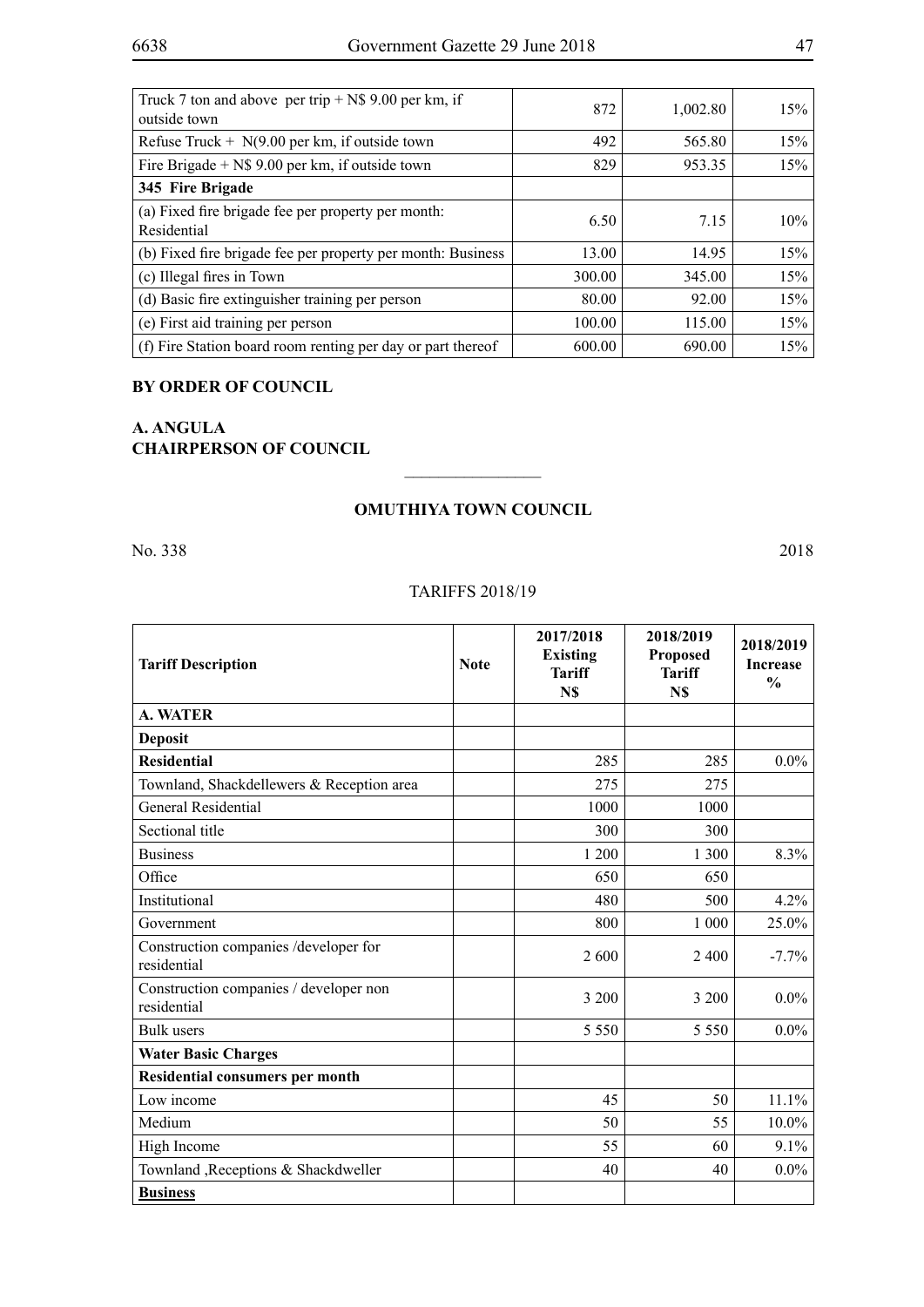| | | | |
|---|---|---|---|
| Truck 7 ton and above per trip + N$ 9.00 per km, if outside town | 872 | 1,002.80 | 15% |
| Refuse Truck + N(9.00 per km, if outside town | 492 | 565.80 | 15% |
| Fire Brigade + N$ 9.00 per km, if outside town | 829 | 953.35 | 15% |
| **345 Fire Brigade** | | | |
| (a) Fixed fire brigade fee per property per month: Residential | 6.50 | 7.15 | 10% |
| (b) Fixed fire brigade fee per property per month: Business | 13.00 | 14.95 | 15% |
| (c) Illegal fires in Town | 300.00 | 345.00 | 15% |
| (d) Basic fire extinguisher training per person | 80.00 | 92.00 | 15% |
| (e) First aid training per person | 100.00 | 115.00 | 15% |
| (f) Fire Station board room renting per day or part thereof | 600.00 | 690.00 | 15% |

**BY ORDER OF COUNCIL**

**A. ANGULA**
**CHAIRPERSON OF COUNCIL**

________________

## OMUTHIYA TOWN COUNCIL

No. 338 2018

TARIFFS 2018/19

| Tariff Description | Note | 2017/2018 Existing Tariff N$ | 2018/2019 Proposed Tariff N$ | 2018/2019 Increase % |
|---|---|---|---|---|
| **A. WATER** | | | | |
| **Deposit** | | | | |
| **Residential** | | 285 | 285 | 0.0% |
| Townland, Shackdellewers & Reception area | | 275 | 275 | |
| General Residential | | 1000 | 1000 | |
| Sectional title | | 300 | 300 | |
| Business | | 1 200 | 1 300 | 8.3% |
| Office | | 650 | 650 | |
| Institutional | | 480 | 500 | 4.2% |
| Government | | 800 | 1 000 | 25.0% |
| Construction companies /developer for residential | | 2 600 | 2 400 | -7.7% |
| Construction companies / developer non residential | | 3 200 | 3 200 | 0.0% |
| Bulk users | | 5 550 | 5 550 | 0.0% |
| **Water Basic Charges** | | | | |
| **Residential consumers per month** | | | | |
| Low income | | 45 | 50 | 11.1% |
| Medium | | 50 | 55 | 10.0% |
| High Income | | 55 | 60 | 9.1% |
| Townland ,Receptions & Shackdweller | | 40 | 40 | 0.0% |
| **Business** | | | | |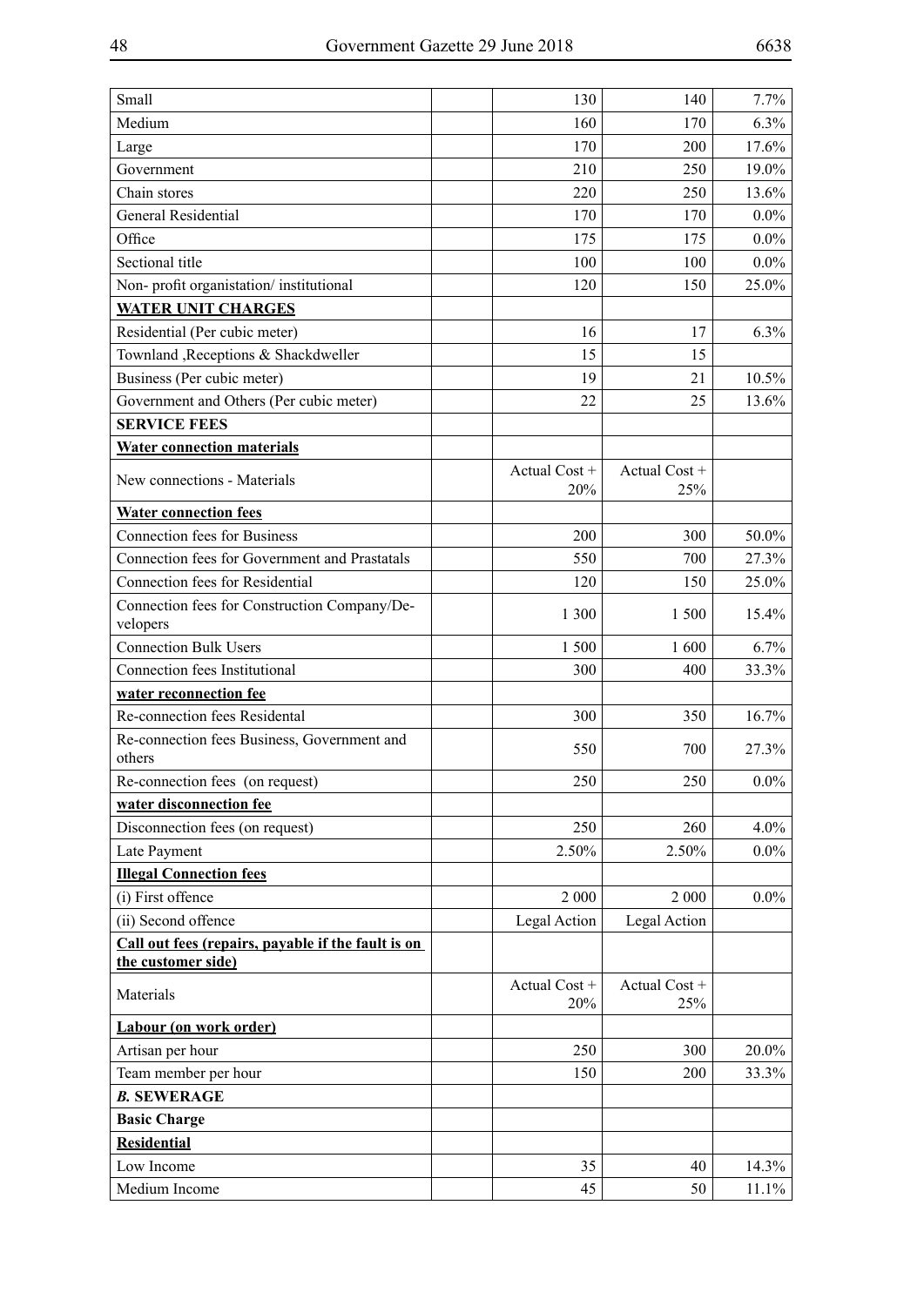| | | | | |
|---|---|---|---|---|
| Small | | 130 | 140 | 7.7% |
| Medium | | 160 | 170 | 6.3% |
| Large | | 170 | 200 | 17.6% |
| Government | | 210 | 250 | 19.0% |
| Chain stores | | 220 | 250 | 13.6% |
| General Residential | | 170 | 170 | 0.0% |
| Office | | 175 | 175 | 0.0% |
| Sectional title | | 100 | 100 | 0.0% |
| Non- profit organistation/ institutional | | 120 | 150 | 25.0% |
| **WATER UNIT CHARGES** | | | | |
| Residential (Per cubic meter) | | 16 | 17 | 6.3% |
| Townland ,Receptions & Shackdweller | | 15 | 15 | |
| Business (Per cubic meter) | | 19 | 21 | 10.5% |
| Government and Others (Per cubic meter) | | 22 | 25 | 13.6% |
| **SERVICE FEES** | | | | |
| **Water connection materials** | | | | |
| New connections - Materials | | Actual Cost + 20% | Actual Cost + 25% | |
| **Water connection fees** | | | | |
| Connection fees for Business | | 200 | 300 | 50.0% |
| Connection fees for Government and Prastatals | | 550 | 700 | 27.3% |
| Connection fees for Residential | | 120 | 150 | 25.0% |
| Connection fees for Construction Company/Developers | | 1 300 | 1 500 | 15.4% |
| Connection Bulk Users | | 1 500 | 1 600 | 6.7% |
| Connection fees Institutional | | 300 | 400 | 33.3% |
| **water reconnection fee** | | | | |
| Re-connection fees Residental | | 300 | 350 | 16.7% |
| Re-connection fees Business, Government and others | | 550 | 700 | 27.3% |
| Re-connection fees (on request) | | 250 | 250 | 0.0% |
| **water disconnection fee** | | | | |
| Disconnection fees (on request) | | 250 | 260 | 4.0% |
| Late Payment | | 2.50% | 2.50% | 0.0% |
| **Illegal Connection fees** | | | | |
| (i) First offence | | 2 000 | 2 000 | 0.0% |
| (ii) Second offence | | Legal Action | Legal Action | |
| **Call out fees (repairs, payable if the fault is on the customer side)** | | | | |
| Materials | | Actual Cost + 20% | Actual Cost + 25% | |
| **Labour (on work order)** | | | | |
| Artisan per hour | | 250 | 300 | 20.0% |
| Team member per hour | | 150 | 200 | 33.3% |
| ***B.* SEWERAGE** | | | | |
| **Basic Charge** | | | | |
| **Residential** | | | | |
| Low Income | | 35 | 40 | 14.3% |
| Medium Income | | 45 | 50 | 11.1% |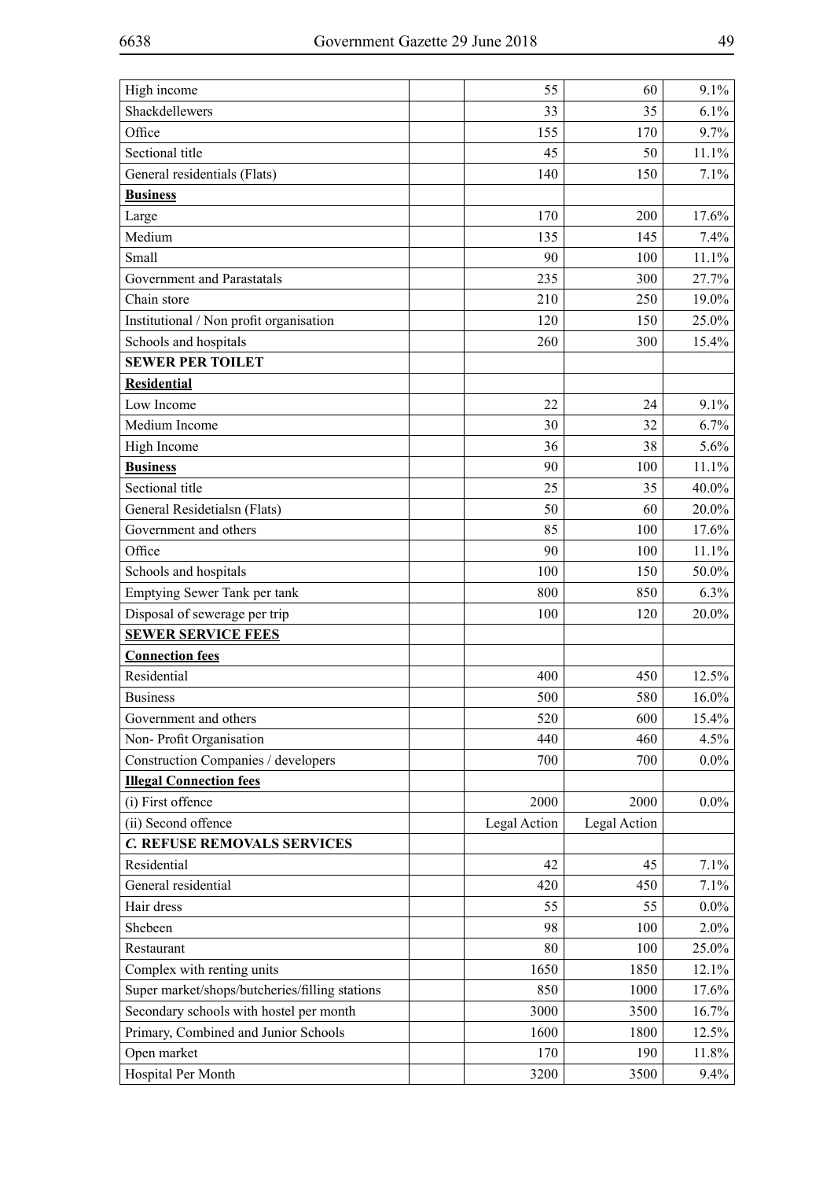| | | | | |
|---|---|---|---|---|
| High income | | 55 | 60 | 9.1% |
| Shackdellewers | | 33 | 35 | 6.1% |
| Office | | 155 | 170 | 9.7% |
| Sectional title | | 45 | 50 | 11.1% |
| General residentials (Flats) | | 140 | 150 | 7.1% |
| **Business** | | | | |
| Large | | 170 | 200 | 17.6% |
| Medium | | 135 | 145 | 7.4% |
| Small | | 90 | 100 | 11.1% |
| Government and Parastatals | | 235 | 300 | 27.7% |
| Chain store | | 210 | 250 | 19.0% |
| Institutional / Non profit organisation | | 120 | 150 | 25.0% |
| Schools and hospitals | | 260 | 300 | 15.4% |
| **SEWER PER TOILET** | | | | |
| **Residential** | | | | |
| Low Income | | 22 | 24 | 9.1% |
| Medium Income | | 30 | 32 | 6.7% |
| High Income | | 36 | 38 | 5.6% |
| **Business** | | 90 | 100 | 11.1% |
| Sectional title | | 25 | 35 | 40.0% |
| General Residetialsn (Flats) | | 50 | 60 | 20.0% |
| Government and others | | 85 | 100 | 17.6% |
| Office | | 90 | 100 | 11.1% |
| Schools and hospitals | | 100 | 150 | 50.0% |
| Emptying Sewer Tank per tank | | 800 | 850 | 6.3% |
| Disposal of sewerage per trip | | 100 | 120 | 20.0% |
| **SEWER SERVICE FEES** | | | | |
| **Connection fees** | | | | |
| Residential | | 400 | 450 | 12.5% |
| Business | | 500 | 580 | 16.0% |
| Government and others | | 520 | 600 | 15.4% |
| Non- Profit Organisation | | 440 | 460 | 4.5% |
| Construction Companies / developers | | 700 | 700 | 0.0% |
| **Illegal Connection fees** | | | | |
| (i) First offence | | 2000 | 2000 | 0.0% |
| (ii) Second offence | | Legal Action | Legal Action | |
| ***C. REFUSE REMOVALS SERVICES*** | | | | |
| Residential | | 42 | 45 | 7.1% |
| General residential | | 420 | 450 | 7.1% |
| Hair dress | | 55 | 55 | 0.0% |
| Shebeen | | 98 | 100 | 2.0% |
| Restaurant | | 80 | 100 | 25.0% |
| Complex with renting units | | 1650 | 1850 | 12.1% |
| Super market/shops/butcheries/filling stations | | 850 | 1000 | 17.6% |
| Secondary schools with hostel per month | | 3000 | 3500 | 16.7% |
| Primary, Combined and Junior Schools | | 1600 | 1800 | 12.5% |
| Open market | | 170 | 190 | 11.8% |
| Hospital Per Month | | 3200 | 3500 | 9.4% |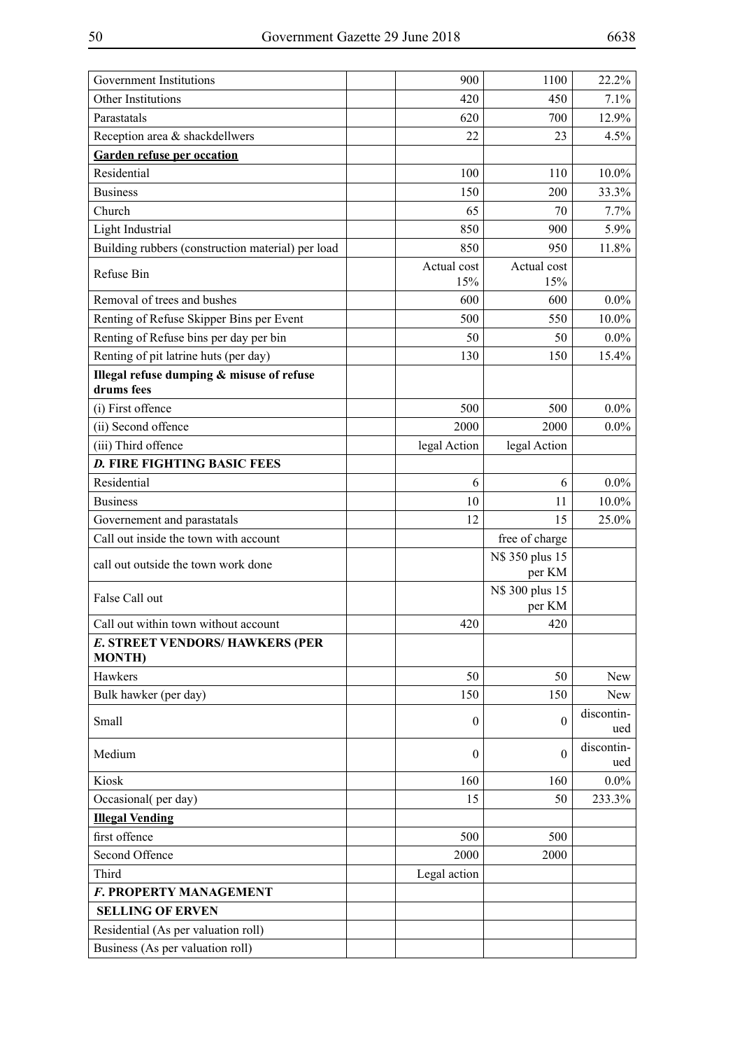| | | | | |
|---|---|---|---|---|
| Government Institutions | | 900 | 1100 | 22.2% |
| Other Institutions | | 420 | 450 | 7.1% |
| Parastatals | | 620 | 700 | 12.9% |
| Reception area & shackdellwers | | 22 | 23 | 4.5% |
| **Garden refuse per occation** | | | | |
| Residential | | 100 | 110 | 10.0% |
| Business | | 150 | 200 | 33.3% |
| Church | | 65 | 70 | 7.7% |
| Light Industrial | | 850 | 900 | 5.9% |
| Building rubbers (construction material) per load | | 850 | 950 | 11.8% |
| Refuse Bin | | Actual cost 15% | Actual cost 15% | |
| Removal of trees and bushes | | 600 | 600 | 0.0% |
| Renting of Refuse Skipper Bins per Event | | 500 | 550 | 10.0% |
| Renting of Refuse bins per day per bin | | 50 | 50 | 0.0% |
| Renting of pit latrine huts (per day) | | 130 | 150 | 15.4% |
| **Illegal refuse dumping & misuse of refuse drums fees** | | | | |
| (i) First offence | | 500 | 500 | 0.0% |
| (ii) Second offence | | 2000 | 2000 | 0.0% |
| (iii) Third offence | | legal Action | legal Action | |
| ***D.* FIRE FIGHTING BASIC FEES** | | | | |
| Residential | | 6 | 6 | 0.0% |
| Business | | 10 | 11 | 10.0% |
| Governement and parastatals | | 12 | 15 | 25.0% |
| Call out inside the town with account | | | free of charge | |
| call out outside the town work done | | | N$ 350 plus 15 per KM | |
| False Call out | | | N$ 300 plus 15 per KM | |
| Call out within town without account | | 420 | 420 | |
| ***E.* STREET VENDORS/ HAWKERS (PER MONTH)** | | | | |
| Hawkers | | 50 | 50 | New |
| Bulk hawker (per day) | | 150 | 150 | New |
| Small | | 0 | 0 | discontinued |
| Medium | | 0 | 0 | discontinued |
| Kiosk | | 160 | 160 | 0.0% |
| Occasional( per day) | | 15 | 50 | 233.3% |
| **Illegal Vending** | | | | |
| first offence | | 500 | 500 | |
| Second Offence | | 2000 | 2000 | |
| Third | | Legal action | | |
| ***F.* PROPERTY MANAGEMENT** | | | | |
| **SELLING OF ERVEN** | | | | |
| Residential (As per valuation roll) | | | | |
| Business (As per valuation roll) | | | | |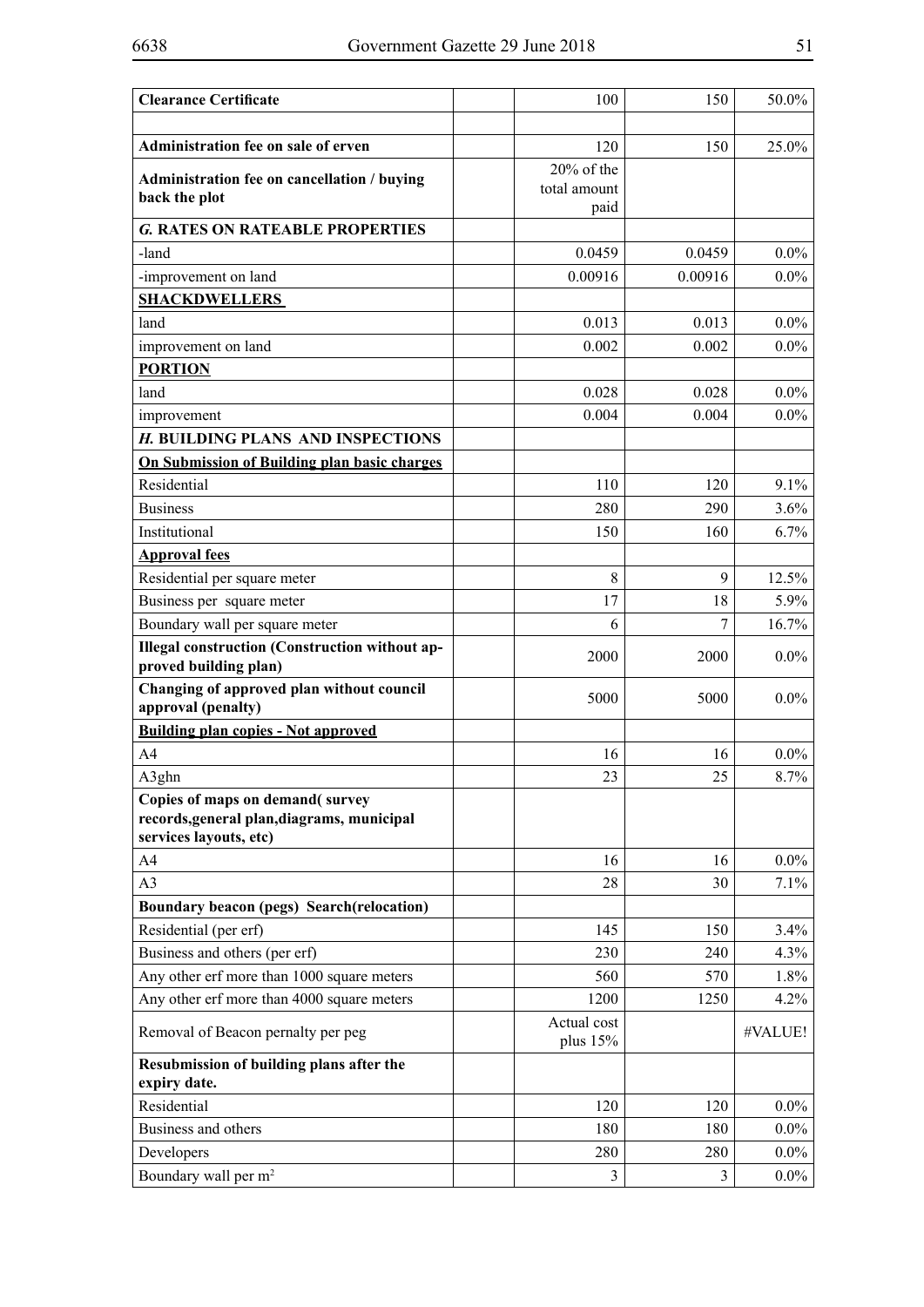| **Clearance Certificate** | | 100 | 150 | 50.0% |
|---|---|---|---|---|
| | | | | |
| **Administration fee on sale of erven** | | 120 | 150 | 25.0% |
| **Administration fee on cancellation / buying back the plot** | | 20% of the total amount paid | | |
| ***G.* RATES ON RATEABLE PROPERTIES** | | | | |
| -land | | 0.0459 | 0.0459 | 0.0% |
| -improvement on land | | 0.00916 | 0.00916 | 0.0% |
| **SHACKDWELLERS** | | | | |
| land | | 0.013 | 0.013 | 0.0% |
| improvement on land | | 0.002 | 0.002 | 0.0% |
| **PORTION** | | | | |
| land | | 0.028 | 0.028 | 0.0% |
| improvement | | 0.004 | 0.004 | 0.0% |
| ***H.* BUILDING PLANS AND INSPECTIONS** | | | | |
| **On Submission of Building plan basic charges** | | | | |
| Residential | | 110 | 120 | 9.1% |
| Business | | 280 | 290 | 3.6% |
| Institutional | | 150 | 160 | 6.7% |
| **Approval fees** | | | | |
| Residential per square meter | | 8 | 9 | 12.5% |
| Business per square meter | | 17 | 18 | 5.9% |
| Boundary wall per square meter | | 6 | 7 | 16.7% |
| **Illegal construction (Construction without approved building plan)** | | 2000 | 2000 | 0.0% |
| **Changing of approved plan without council approval (penalty)** | | 5000 | 5000 | 0.0% |
| **Building plan copies - Not approved** | | | | |
| A4 | | 16 | 16 | 0.0% |
| A3ghn | | 23 | 25 | 8.7% |
| **Copies of maps on demand( survey records,general plan,diagrams, municipal services layouts, etc)** | | | | |
| A4 | | 16 | 16 | 0.0% |
| A3 | | 28 | 30 | 7.1% |
| **Boundary beacon (pegs) Search(relocation)** | | | | |
| Residential (per erf) | | 145 | 150 | 3.4% |
| Business and others (per erf) | | 230 | 240 | 4.3% |
| Any other erf more than 1000 square meters | | 560 | 570 | 1.8% |
| Any other erf more than 4000 square meters | | 1200 | 1250 | 4.2% |
| Removal of Beacon pernalty per peg | | Actual cost plus 15% | | #VALUE! |
| **Resubmission of building plans after the expiry date.** | | | | |
| Residential | | 120 | 120 | 0.0% |
| Business and others | | 180 | 180 | 0.0% |
| Developers | | 280 | 280 | 0.0% |
| Boundary wall per $m^2$ | | 3 | 3 | 0.0% |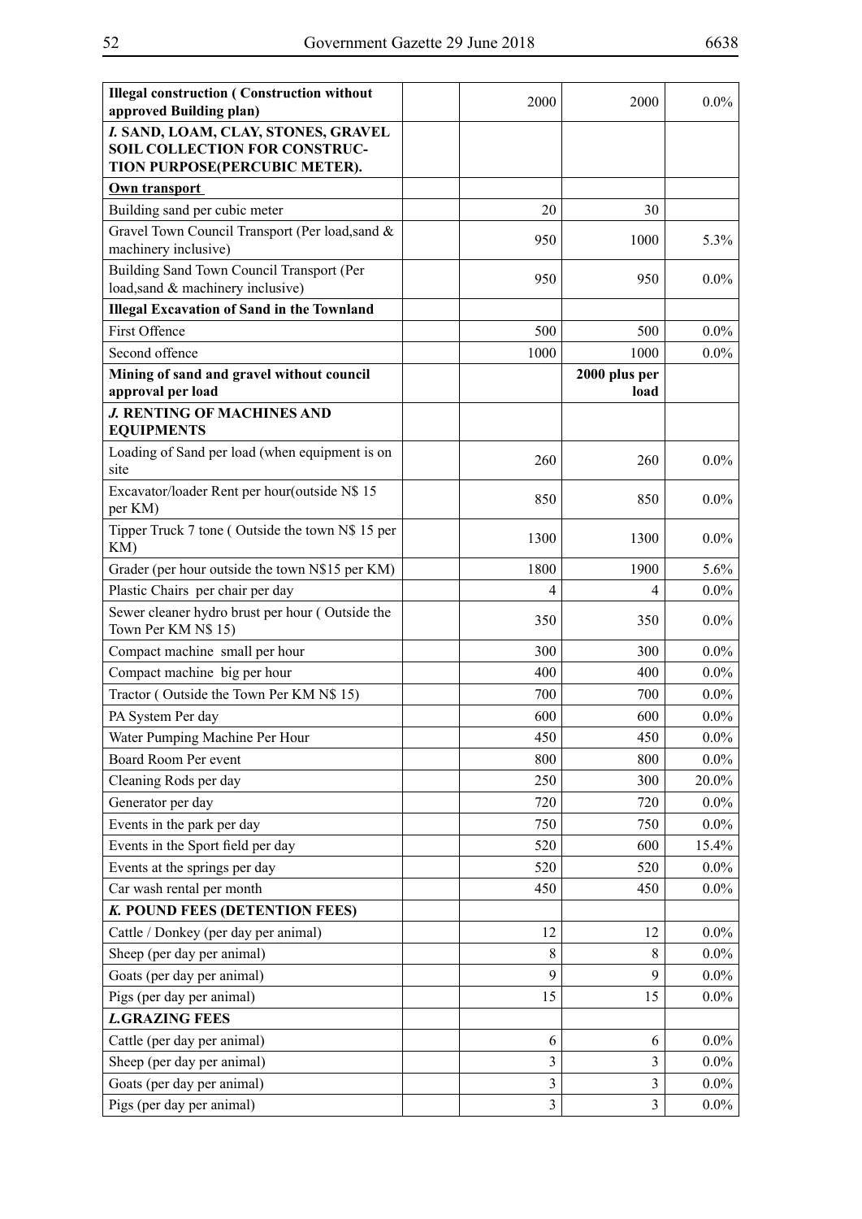| **Illegal construction ( Construction without approved Building plan)** | | 2000 | 2000 | 0.0% |
|---|---|---|---|---|
| ***I.* SAND, LOAM, CLAY, STONES, GRAVEL SOIL COLLECTION FOR CONSTRUCTION PURPOSE(PERCUBIC METER).** | | | | |
| **Own transport** | | | | |
| Building sand per cubic meter | | 20 | 30 | |
| Gravel Town Council Transport (Per load,sand & machinery inclusive) | | 950 | 1000 | 5.3% |
| Building Sand Town Council Transport (Per load,sand & machinery inclusive) | | 950 | 950 | 0.0% |
| **Illegal Excavation of Sand in the Townland** | | | | |
| First Offence | | 500 | 500 | 0.0% |
| Second offence | | 1000 | 1000 | 0.0% |
| **Mining of sand and gravel without council approval per load** | | | **2000 plus per load** | |
| ***J.* RENTING OF MACHINES AND EQUIPMENTS** | | | | |
| Loading of Sand per load (when equipment is on site | | 260 | 260 | 0.0% |
| Excavator/loader Rent per hour(outside N$ 15 per KM) | | 850 | 850 | 0.0% |
| Tipper Truck 7 tone ( Outside the town N$ 15 per KM) | | 1300 | 1300 | 0.0% |
| Grader (per hour outside the town N$15 per KM) | | 1800 | 1900 | 5.6% |
| Plastic Chairs per chair per day | | 4 | 4 | 0.0% |
| Sewer cleaner hydro brust per hour ( Outside the Town Per KM N$ 15) | | 350 | 350 | 0.0% |
| Compact machine small per hour | | 300 | 300 | 0.0% |
| Compact machine big per hour | | 400 | 400 | 0.0% |
| Tractor ( Outside the Town Per KM N$ 15) | | 700 | 700 | 0.0% |
| PA System Per day | | 600 | 600 | 0.0% |
| Water Pumping Machine Per Hour | | 450 | 450 | 0.0% |
| Board Room Per event | | 800 | 800 | 0.0% |
| Cleaning Rods per day | | 250 | 300 | 20.0% |
| Generator per day | | 720 | 720 | 0.0% |
| Events in the park per day | | 750 | 750 | 0.0% |
| Events in the Sport field per day | | 520 | 600 | 15.4% |
| Events at the springs per day | | 520 | 520 | 0.0% |
| Car wash rental per month | | 450 | 450 | 0.0% |
| ***K.* POUND FEES (DETENTION FEES)** | | | | |
| Cattle / Donkey (per day per animal) | | 12 | 12 | 0.0% |
| Sheep (per day per animal) | | 8 | 8 | 0.0% |
| Goats (per day per animal) | | 9 | 9 | 0.0% |
| Pigs (per day per animal) | | 15 | 15 | 0.0% |
| ***L.*GRAZING FEES** | | | | |
| Cattle (per day per animal) | | 6 | 6 | 0.0% |
| Sheep (per day per animal) | | 3 | 3 | 0.0% |
| Goats (per day per animal) | | 3 | 3 | 0.0% |
| Pigs (per day per animal) | | 3 | 3 | 0.0% |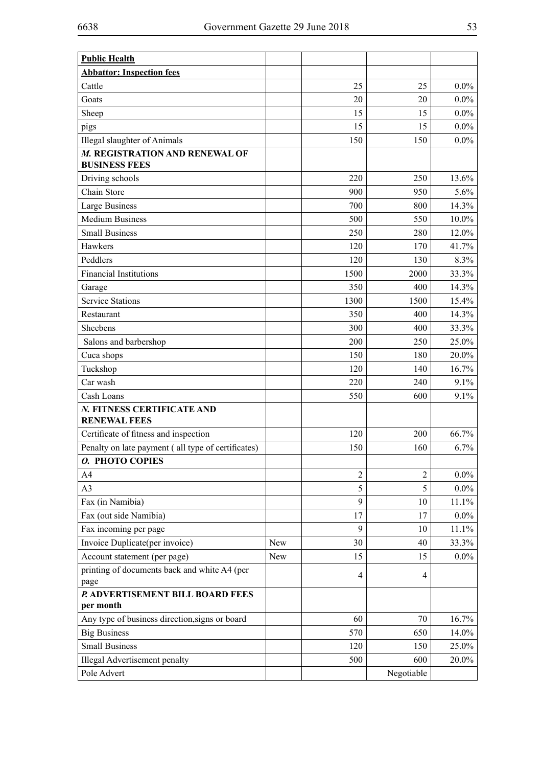| **Public Health** | | | | |
|---|---|---|---|---|
| **Abbattor: Inspection fees** | | | | |
| Cattle | | 25 | 25 | 0.0% |
| Goats | | 20 | 20 | 0.0% |
| Sheep | | 15 | 15 | 0.0% |
| pigs | | 15 | 15 | 0.0% |
| Illegal slaughter of Animals | | 150 | 150 | 0.0% |
| ***M.* REGISTRATION AND RENEWAL OF BUSINESS FEES** | | | | |
| Driving schools | | 220 | 250 | 13.6% |
| Chain Store | | 900 | 950 | 5.6% |
| Large Business | | 700 | 800 | 14.3% |
| Medium Business | | 500 | 550 | 10.0% |
| Small Business | | 250 | 280 | 12.0% |
| Hawkers | | 120 | 170 | 41.7% |
| Peddlers | | 120 | 130 | 8.3% |
| Financial Institutions | | 1500 | 2000 | 33.3% |
| Garage | | 350 | 400 | 14.3% |
| Service Stations | | 1300 | 1500 | 15.4% |
| Restaurant | | 350 | 400 | 14.3% |
| Sheebens | | 300 | 400 | 33.3% |
| Salons and barbershop | | 200 | 250 | 25.0% |
| Cuca shops | | 150 | 180 | 20.0% |
| Tuckshop | | 120 | 140 | 16.7% |
| Car wash | | 220 | 240 | 9.1% |
| Cash Loans | | 550 | 600 | 9.1% |
| ***N.* FITNESS CERTIFICATE AND RENEWAL FEES** | | | | |
| Certificate of fitness and inspection | | 120 | 200 | 66.7% |
| Penalty on late payment ( all type of certificates) | | 150 | 160 | 6.7% |
| ***O.* PHOTO COPIES** | | | | |
| A4 | | 2 | 2 | 0.0% |
| A3 | | 5 | 5 | 0.0% |
| Fax (in Namibia) | | 9 | 10 | 11.1% |
| Fax (out side Namibia) | | 17 | 17 | 0.0% |
| Fax incoming per page | | 9 | 10 | 11.1% |
| Invoice Duplicate(per invoice) | New | 30 | 40 | 33.3% |
| Account statement (per page) | New | 15 | 15 | 0.0% |
| printing of documents back and white A4 (per page | | 4 | 4 | |
| ***P.* ADVERTISEMENT BILL BOARD FEES per month** | | | | |
| Any type of business direction,signs or board | | 60 | 70 | 16.7% |
| Big Business | | 570 | 650 | 14.0% |
| Small Business | | 120 | 150 | 25.0% |
| Illegal Advertisement penalty | | 500 | 600 | 20.0% |
| Pole Advert | | | Negotiable | |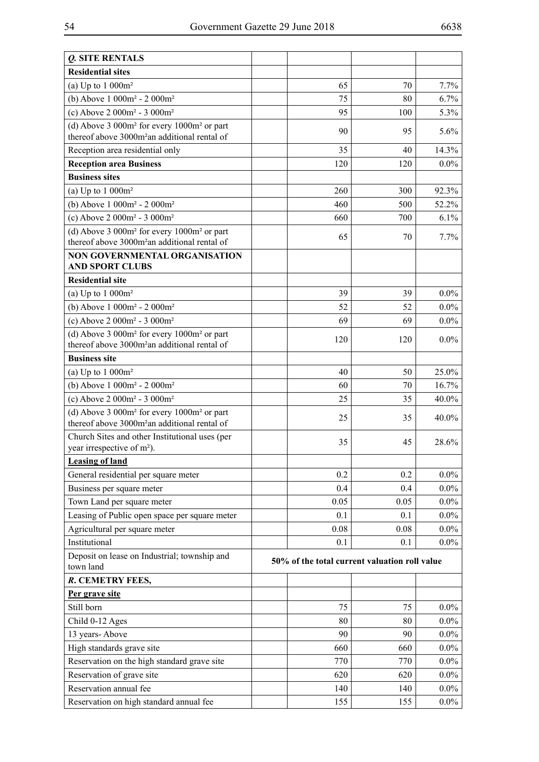| *Q.* SITE RENTALS | | | | |
|---|---|---|---|---|
| **Residential sites** | | | | |
| (a) Up to 1 000m² | | 65 | 70 | 7.7% |
| (b) Above 1 000m² - 2 000m² | | 75 | 80 | 6.7% |
| (c) Above 2 000m² - 3 000m² | | 95 | 100 | 5.3% |
| (d) Above 3 000m² for every 1000m² or part thereof above 3000m²an additional rental of | | 90 | 95 | 5.6% |
| Reception area residential only | | 35 | 40 | 14.3% |
| **Reception area Business** | | 120 | 120 | 0.0% |
| **Business sites** | | | | |
| (a) Up to 1 000m² | | 260 | 300 | 92.3% |
| (b) Above 1 000m² - 2 000m² | | 460 | 500 | 52.2% |
| (c) Above 2 000m² - 3 000m² | | 660 | 700 | 6.1% |
| (d) Above 3 000m² for every 1000m² or part thereof above 3000m²an additional rental of | | 65 | 70 | 7.7% |
| **NON GOVERNMENTAL ORGANISATION AND SPORT CLUBS** | | | | |
| **Residential site** | | | | |
| (a) Up to 1 000m² | | 39 | 39 | 0.0% |
| (b) Above 1 000m² - 2 000m² | | 52 | 52 | 0.0% |
| (c) Above 2 000m² - 3 000m² | | 69 | 69 | 0.0% |
| (d) Above 3 000m² for every 1000m² or part thereof above 3000m²an additional rental of | | 120 | 120 | 0.0% |
| **Business site** | | | | |
| (a) Up to 1 000m² | | 40 | 50 | 25.0% |
| (b) Above 1 000m² - 2 000m² | | 60 | 70 | 16.7% |
| (c) Above 2 000m² - 3 000m² | | 25 | 35 | 40.0% |
| (d) Above 3 000m² for every 1000m² or part thereof above 3000m²an additional rental of | | 25 | 35 | 40.0% |
| Church Sites and other Institutional uses (per year irrespective of m²). | | 35 | 45 | 28.6% |
| **Leasing of land** | | | | |
| General residential per square meter | | 0.2 | 0.2 | 0.0% |
| Business per square meter | | 0.4 | 0.4 | 0.0% |
| Town Land per square meter | | 0.05 | 0.05 | 0.0% |
| Leasing of Public open space per square meter | | 0.1 | 0.1 | 0.0% |
| Agricultural per square meter | | 0.08 | 0.08 | 0.0% |
| Institutional | | 0.1 | 0.1 | 0.0% |
| Deposit on lease on Industrial; township and town land | **50% of the total current valuation roll value** | | | |
| ***R.* CEMETRY FEES,** | | | | |
| **Per grave site** | | | | |
| Still born | | 75 | 75 | 0.0% |
| Child 0-12 Ages | | 80 | 80 | 0.0% |
| 13 years- Above | | 90 | 90 | 0.0% |
| High standards grave site | | 660 | 660 | 0.0% |
| Reservation on the high standard grave site | | 770 | 770 | 0.0% |
| Reservation of grave site | | 620 | 620 | 0.0% |
| Reservation annual fee | | 140 | 140 | 0.0% |
| Reservation on high standard annual fee | | 155 | 155 | 0.0% |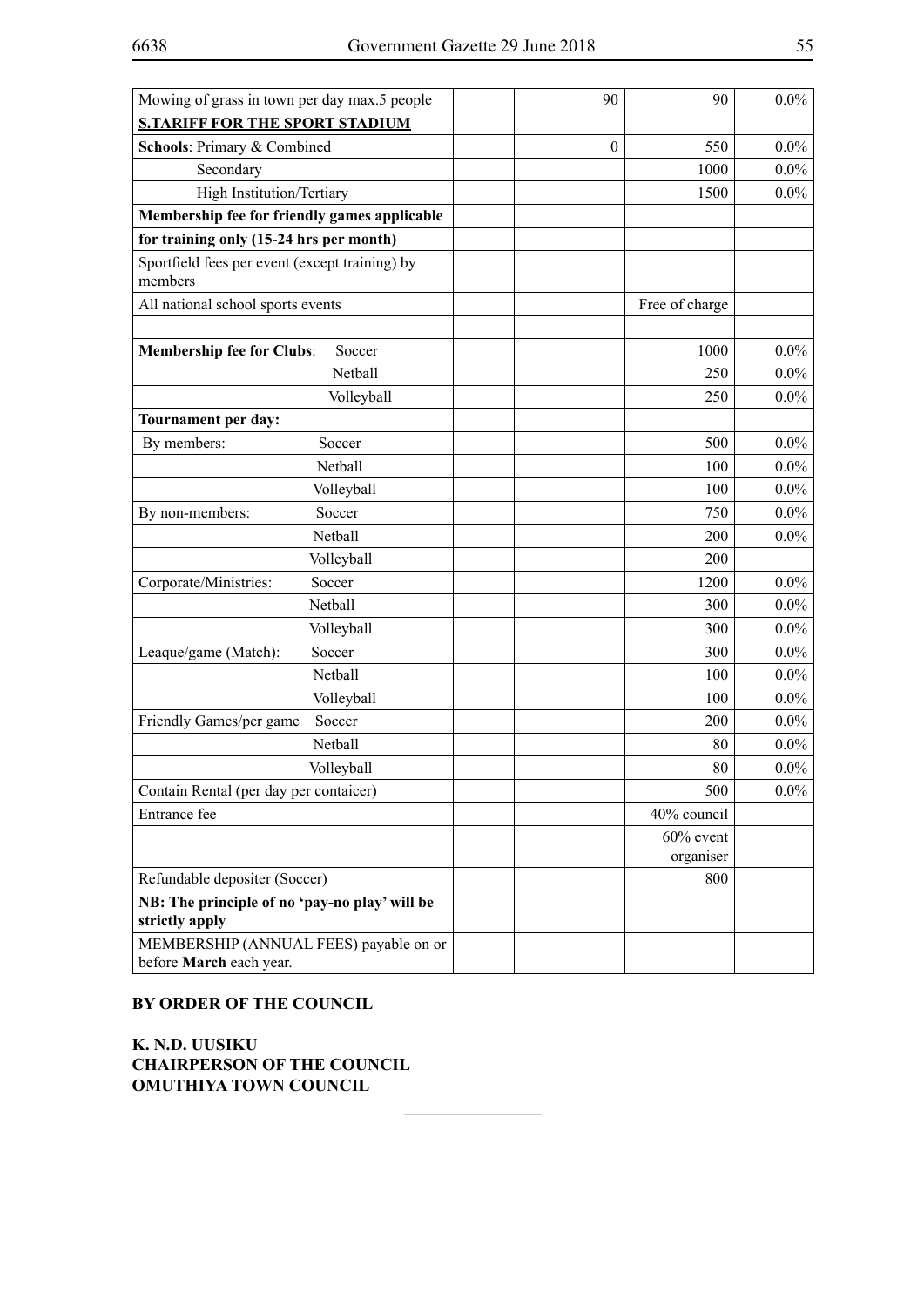| | | | | |
|---|---|---|---|---|
| Mowing of grass in town per day max.5 people | | 90 | 90 | 0.0% |
| **S.TARIFF FOR THE SPORT STADIUM** | | | | |
| **Schools**: Primary & Combined | | 0 | 550 | 0.0% |
| Secondary | | | 1000 | 0.0% |
| High Institution/Tertiary | | | 1500 | 0.0% |
| **Membership fee for friendly games applicable** | | | | |
| **for training only (15-24 hrs per month)** | | | | |
| Sportfield fees per event (except training) by members | | | | |
| All national school sports events | | | Free of charge | |
| | | | | |
| **Membership fee for Clubs**: Soccer | | | 1000 | 0.0% |
| Netball | | | 250 | 0.0% |
| Volleyball | | | 250 | 0.0% |
| **Tournament per day:** | | | | |
| By members: Soccer | | | 500 | 0.0% |
| Netball | | | 100 | 0.0% |
| Volleyball | | | 100 | 0.0% |
| By non-members: Soccer | | | 750 | 0.0% |
| Netball | | | 200 | 0.0% |
| Volleyball | | | 200 | |
| Corporate/Ministries: Soccer | | | 1200 | 0.0% |
| Netball | | | 300 | 0.0% |
| Volleyball | | | 300 | 0.0% |
| Leaque/game (Match): Soccer | | | 300 | 0.0% |
| Netball | | | 100 | 0.0% |
| Volleyball | | | 100 | 0.0% |
| Friendly Games/per game Soccer | | | 200 | 0.0% |
| Netball | | | 80 | 0.0% |
| Volleyball | | | 80 | 0.0% |
| Contain Rental (per day per contaicer) | | | 500 | 0.0% |
| Entrance fee | | | 40% council | |
| | | | 60% event organiser | |
| Refundable depositer (Soccer) | | | 800 | |
| **NB: The principle of no 'pay-no play' will be strictly apply** | | | | |
| MEMBERSHIP (ANNUAL FEES) payable on or before **March** each year. | | | | |

**BY ORDER OF THE COUNCIL**

**K. N.D. UUSIKU**
**CHAIRPERSON OF THE COUNCIL**
**OMUTHIYA TOWN COUNCIL**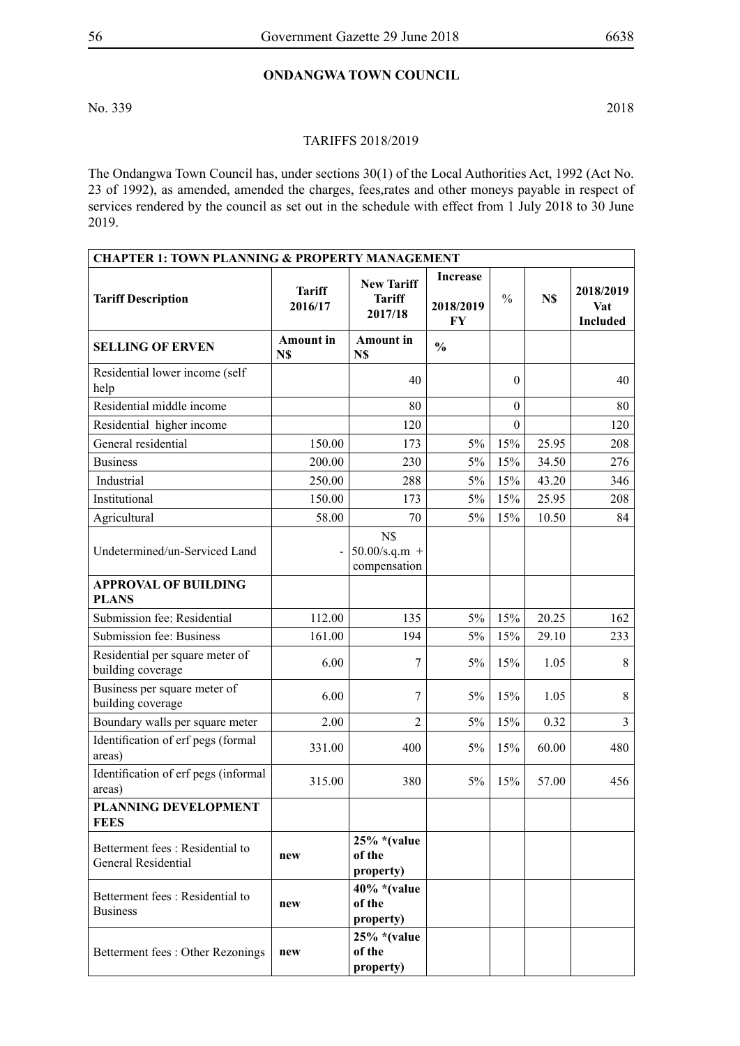## ONDANGWA TOWN COUNCIL

No. 339 2018

TARIFFS 2018/2019

The Ondangwa Town Council has, under sections 30(1) of the Local Authorities Act, 1992 (Act No. 23 of 1992), as amended, amended the charges, fees,rates and other moneys payable in respect of services rendered by the council as set out in the schedule with effect from 1 July 2018 to 30 June 2019.

| CHAPTER 1: TOWN PLANNING & PROPERTY MANAGEMENT | | | | | | |
|---|---|---|---|---|---|---|
| **Tariff Description** | **Tariff 2016/17** | **New Tariff Tariff 2017/18** | **Increase 2018/2019 FY** | **%** | **N$** | **2018/2019 Vat Included** |
| **SELLING OF ERVEN** | **Amount in N$** | **Amount in N$** | **%** | | | |
| Residential lower income (self help | | 40 | | 0 | | 40 |
| Residential middle income | | 80 | | 0 | | 80 |
| Residential higher income | | 120 | | 0 | | 120 |
| General residential | 150.00 | 173 | 5% | 15% | 25.95 | 208 |
| Business | 200.00 | 230 | 5% | 15% | 34.50 | 276 |
| Industrial | 250.00 | 288 | 5% | 15% | 43.20 | 346 |
| Institutional | 150.00 | 173 | 5% | 15% | 25.95 | 208 |
| Agricultural | 58.00 | 70 | 5% | 15% | 10.50 | 84 |
| Undetermined/un-Serviced Land | - | N$ 50.00/s.q.m + compensation | | | | |
| **APPROVAL OF BUILDING PLANS** | | | | | | |
| Submission fee: Residential | 112.00 | 135 | 5% | 15% | 20.25 | 162 |
| Submission fee: Business | 161.00 | 194 | 5% | 15% | 29.10 | 233 |
| Residential per square meter of building coverage | 6.00 | 7 | 5% | 15% | 1.05 | 8 |
| Business per square meter of building coverage | 6.00 | 7 | 5% | 15% | 1.05 | 8 |
| Boundary walls per square meter | 2.00 | 2 | 5% | 15% | 0.32 | 3 |
| Identification of erf pegs (formal areas) | 331.00 | 400 | 5% | 15% | 60.00 | 480 |
| Identification of erf pegs (informal areas) | 315.00 | 380 | 5% | 15% | 57.00 | 456 |
| **PLANNING DEVELOPMENT FEES** | | | | | | |
| Betterment fees : Residential to General Residential | **new** | **25% *(value of the property)** | | | | |
| Betterment fees : Residential to Business | **new** | **40% *(value of the property)** | | | | |
| Betterment fees : Other Rezonings | **new** | **25% *(value of the property)** | | | | |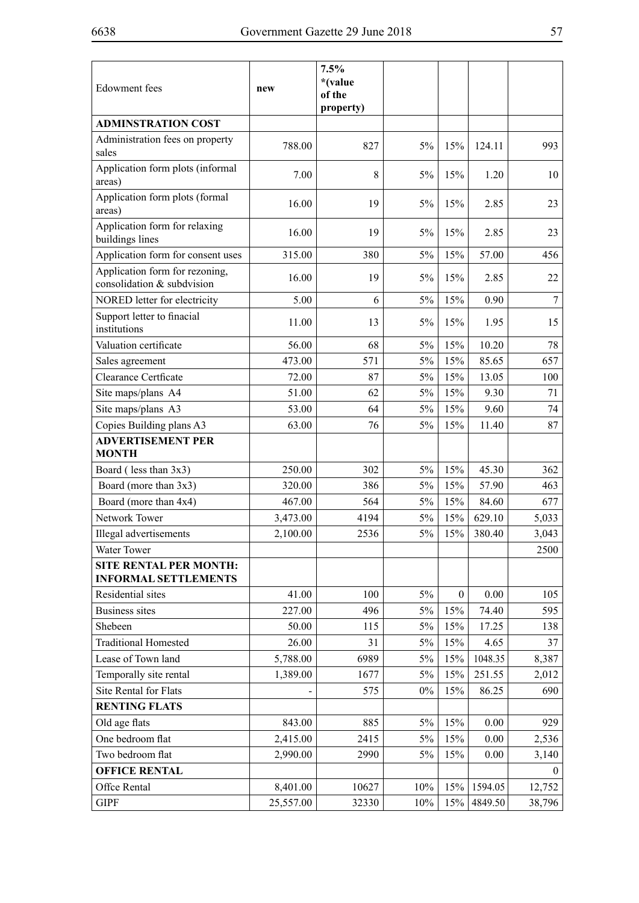| Edowment fees | new | 7.5% *(value of the property) | | | | |
|---|---|---|---|---|---|---|
| **ADMINSTRATION COST** | | | | | | |
| Administration fees on property sales | 788.00 | 827 | 5% | 15% | 124.11 | 993 |
| Application form plots (informal areas) | 7.00 | 8 | 5% | 15% | 1.20 | 10 |
| Application form plots (formal areas) | 16.00 | 19 | 5% | 15% | 2.85 | 23 |
| Application form for relaxing buildings lines | 16.00 | 19 | 5% | 15% | 2.85 | 23 |
| Application form for consent uses | 315.00 | 380 | 5% | 15% | 57.00 | 456 |
| Application form for rezoning, consolidation & subdvision | 16.00 | 19 | 5% | 15% | 2.85 | 22 |
| NORED letter for electricity | 5.00 | 6 | 5% | 15% | 0.90 | 7 |
| Support letter to finacial institutions | 11.00 | 13 | 5% | 15% | 1.95 | 15 |
| Valuation certificate | 56.00 | 68 | 5% | 15% | 10.20 | 78 |
| Sales agreement | 473.00 | 571 | 5% | 15% | 85.65 | 657 |
| Clearance Certficate | 72.00 | 87 | 5% | 15% | 13.05 | 100 |
| Site maps/plans A4 | 51.00 | 62 | 5% | 15% | 9.30 | 71 |
| Site maps/plans A3 | 53.00 | 64 | 5% | 15% | 9.60 | 74 |
| Copies Building plans A3 | 63.00 | 76 | 5% | 15% | 11.40 | 87 |
| **ADVERTISEMENT PER MONTH** | | | | | | |
| Board ( less than 3x3) | 250.00 | 302 | 5% | 15% | 45.30 | 362 |
| Board (more than 3x3) | 320.00 | 386 | 5% | 15% | 57.90 | 463 |
| Board (more than 4x4) | 467.00 | 564 | 5% | 15% | 84.60 | 677 |
| Network Tower | 3,473.00 | 4194 | 5% | 15% | 629.10 | 5,033 |
| Illegal advertisements | 2,100.00 | 2536 | 5% | 15% | 380.40 | 3,043 |
| Water Tower | | | | | | 2500 |
| **SITE RENTAL PER MONTH: INFORMAL SETTLEMENTS** | | | | | | |
| Residential sites | 41.00 | 100 | 5% | 0 | 0.00 | 105 |
| Business sites | 227.00 | 496 | 5% | 15% | 74.40 | 595 |
| Shebeen | 50.00 | 115 | 5% | 15% | 17.25 | 138 |
| Traditional Homested | 26.00 | 31 | 5% | 15% | 4.65 | 37 |
| Lease of Town land | 5,788.00 | 6989 | 5% | 15% | 1048.35 | 8,387 |
| Temporally site rental | 1,389.00 | 1677 | 5% | 15% | 251.55 | 2,012 |
| Site Rental for Flats | - | 575 | 0% | 15% | 86.25 | 690 |
| **RENTING FLATS** | | | | | | |
| Old age flats | 843.00 | 885 | 5% | 15% | 0.00 | 929 |
| One bedroom flat | 2,415.00 | 2415 | 5% | 15% | 0.00 | 2,536 |
| Two bedroom flat | 2,990.00 | 2990 | 5% | 15% | 0.00 | 3,140 |
| **OFFICE RENTAL** | | | | | | 0 |
| Offce Rental | 8,401.00 | 10627 | 10% | 15% | 1594.05 | 12,752 |
| GIPF | 25,557.00 | 32330 | 10% | 15% | 4849.50 | 38,796 |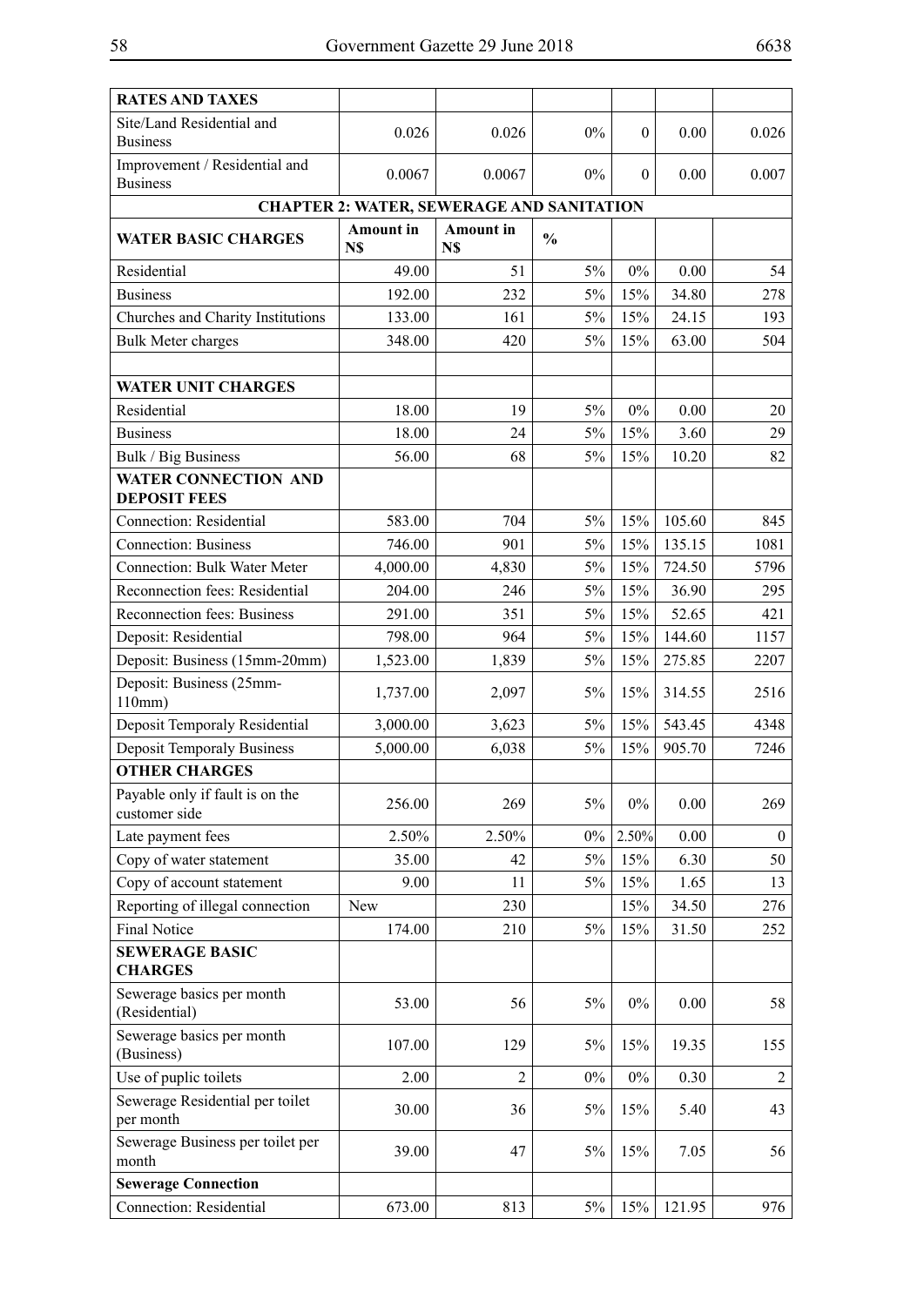| RATES AND TAXES | | | | | | |
|---|---|---|---|---|---|---|
| Site/Land Residential and Business | 0.026 | 0.026 | 0% | 0 | 0.00 | 0.026 |
| Improvement / Residential and Business | 0.0067 | 0.0067 | 0% | 0 | 0.00 | 0.007 |
| **CHAPTER 2: WATER, SEWERAGE AND SANITATION** | | | | | | |
| **WATER BASIC CHARGES** | **Amount in N$** | **Amount in N$** | **%** | | | |
| Residential | 49.00 | 51 | 5% | 0% | 0.00 | 54 |
| Business | 192.00 | 232 | 5% | 15% | 34.80 | 278 |
| Churches and Charity Institutions | 133.00 | 161 | 5% | 15% | 24.15 | 193 |
| Bulk Meter charges | 348.00 | 420 | 5% | 15% | 63.00 | 504 |
| | | | | | | |
| **WATER UNIT CHARGES** | | | | | | |
| Residential | 18.00 | 19 | 5% | 0% | 0.00 | 20 |
| Business | 18.00 | 24 | 5% | 15% | 3.60 | 29 |
| Bulk / Big Business | 56.00 | 68 | 5% | 15% | 10.20 | 82 |
| **WATER CONNECTION AND DEPOSIT FEES** | | | | | | |
| Connection: Residential | 583.00 | 704 | 5% | 15% | 105.60 | 845 |
| Connection: Business | 746.00 | 901 | 5% | 15% | 135.15 | 1081 |
| Connection: Bulk Water Meter | 4,000.00 | 4,830 | 5% | 15% | 724.50 | 5796 |
| Reconnection fees: Residential | 204.00 | 246 | 5% | 15% | 36.90 | 295 |
| Reconnection fees: Business | 291.00 | 351 | 5% | 15% | 52.65 | 421 |
| Deposit: Residential | 798.00 | 964 | 5% | 15% | 144.60 | 1157 |
| Deposit: Business (15mm-20mm) | 1,523.00 | 1,839 | 5% | 15% | 275.85 | 2207 |
| Deposit: Business (25mm-110mm) | 1,737.00 | 2,097 | 5% | 15% | 314.55 | 2516 |
| Deposit Temporaly Residential | 3,000.00 | 3,623 | 5% | 15% | 543.45 | 4348 |
| Deposit Temporaly Business | 5,000.00 | 6,038 | 5% | 15% | 905.70 | 7246 |
| **OTHER CHARGES** | | | | | | |
| Payable only if fault is on the customer side | 256.00 | 269 | 5% | 0% | 0.00 | 269 |
| Late payment fees | 2.50% | 2.50% | 0% | 2.50% | 0.00 | 0 |
| Copy of water statement | 35.00 | 42 | 5% | 15% | 6.30 | 50 |
| Copy of account statement | 9.00 | 11 | 5% | 15% | 1.65 | 13 |
| Reporting of illegal connection | New | 230 | | 15% | 34.50 | 276 |
| Final Notice | 174.00 | 210 | 5% | 15% | 31.50 | 252 |
| **SEWERAGE BASIC CHARGES** | | | | | | |
| Sewerage basics per month (Residential) | 53.00 | 56 | 5% | 0% | 0.00 | 58 |
| Sewerage basics per month (Business) | 107.00 | 129 | 5% | 15% | 19.35 | 155 |
| Use of puplic toilets | 2.00 | 2 | 0% | 0% | 0.30 | 2 |
| Sewerage Residential per toilet per month | 30.00 | 36 | 5% | 15% | 5.40 | 43 |
| Sewerage Business per toilet per month | 39.00 | 47 | 5% | 15% | 7.05 | 56 |
| **Sewerage Connection** | | | | | | |
| Connection: Residential | 673.00 | 813 | 5% | 15% | 121.95 | 976 |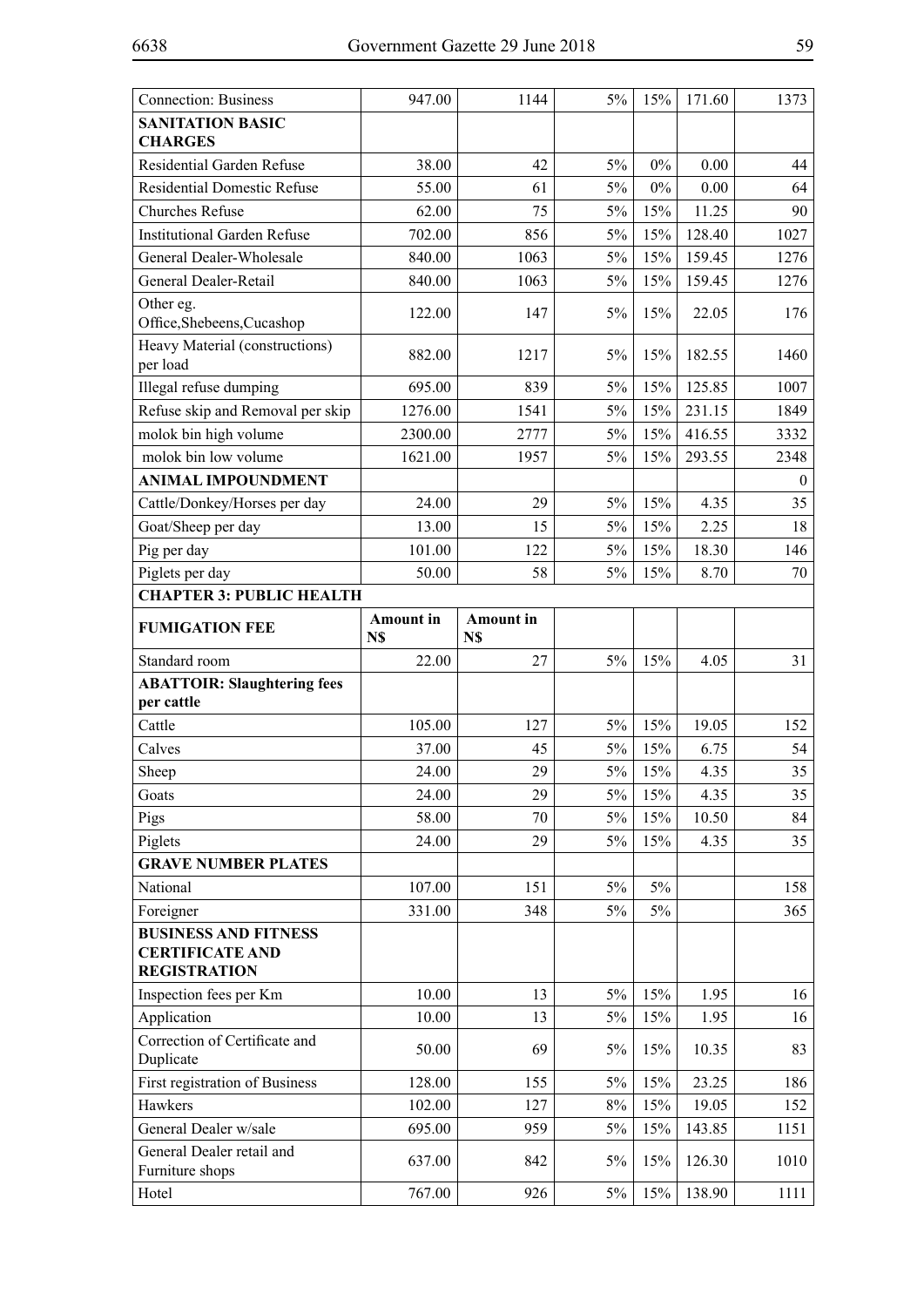| Connection: Business | 947.00 | 1144 | 5% | 15% | 171.60 | 1373 |
|---|---|---|---|---|---|---|
| **SANITATION BASIC CHARGES** | | | | | | |
| Residential Garden Refuse | 38.00 | 42 | 5% | 0% | 0.00 | 44 |
| Residential Domestic Refuse | 55.00 | 61 | 5% | 0% | 0.00 | 64 |
| Churches Refuse | 62.00 | 75 | 5% | 15% | 11.25 | 90 |
| Institutional Garden Refuse | 702.00 | 856 | 5% | 15% | 128.40 | 1027 |
| General Dealer-Wholesale | 840.00 | 1063 | 5% | 15% | 159.45 | 1276 |
| General Dealer-Retail | 840.00 | 1063 | 5% | 15% | 159.45 | 1276 |
| Other eg. Office,Shebeens,Cucashop | 122.00 | 147 | 5% | 15% | 22.05 | 176 |
| Heavy Material (constructions) per load | 882.00 | 1217 | 5% | 15% | 182.55 | 1460 |
| Illegal refuse dumping | 695.00 | 839 | 5% | 15% | 125.85 | 1007 |
| Refuse skip and Removal per skip | 1276.00 | 1541 | 5% | 15% | 231.15 | 1849 |
| molok bin high volume | 2300.00 | 2777 | 5% | 15% | 416.55 | 3332 |
| molok bin low volume | 1621.00 | 1957 | 5% | 15% | 293.55 | 2348 |
| **ANIMAL IMPOUNDMENT** | | | | | | 0 |
| Cattle/Donkey/Horses per day | 24.00 | 29 | 5% | 15% | 4.35 | 35 |
| Goat/Sheep per day | 13.00 | 15 | 5% | 15% | 2.25 | 18 |
| Pig per day | 101.00 | 122 | 5% | 15% | 18.30 | 146 |
| Piglets per day | 50.00 | 58 | 5% | 15% | 8.70 | 70 |
| **CHAPTER 3: PUBLIC HEALTH** | | | | | | |
| **FUMIGATION FEE** | **Amount in N$** | **Amount in N$** | | | | |
| Standard room | 22.00 | 27 | 5% | 15% | 4.05 | 31 |
| **ABATTOIR: Slaughtering fees per cattle** | | | | | | |
| Cattle | 105.00 | 127 | 5% | 15% | 19.05 | 152 |
| Calves | 37.00 | 45 | 5% | 15% | 6.75 | 54 |
| Sheep | 24.00 | 29 | 5% | 15% | 4.35 | 35 |
| Goats | 24.00 | 29 | 5% | 15% | 4.35 | 35 |
| Pigs | 58.00 | 70 | 5% | 15% | 10.50 | 84 |
| Piglets | 24.00 | 29 | 5% | 15% | 4.35 | 35 |
| **GRAVE NUMBER PLATES** | | | | | | |
| National | 107.00 | 151 | 5% | 5% | | 158 |
| Foreigner | 331.00 | 348 | 5% | 5% | | 365 |
| **BUSINESS AND FITNESS CERTIFICATE AND REGISTRATION** | | | | | | |
| Inspection fees per Km | 10.00 | 13 | 5% | 15% | 1.95 | 16 |
| Application | 10.00 | 13 | 5% | 15% | 1.95 | 16 |
| Correction of Certificate and Duplicate | 50.00 | 69 | 5% | 15% | 10.35 | 83 |
| First registration of Business | 128.00 | 155 | 5% | 15% | 23.25 | 186 |
| Hawkers | 102.00 | 127 | 8% | 15% | 19.05 | 152 |
| General Dealer w/sale | 695.00 | 959 | 5% | 15% | 143.85 | 1151 |
| General Dealer retail and Furniture shops | 637.00 | 842 | 5% | 15% | 126.30 | 1010 |
| Hotel | 767.00 | 926 | 5% | 15% | 138.90 | 1111 |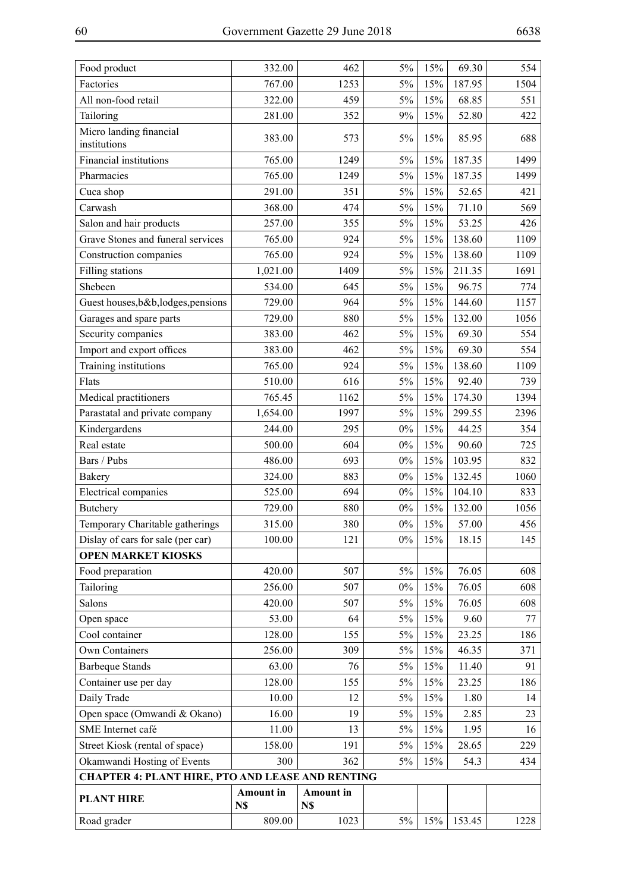| Food product | 332.00 | 462 | 5% | 15% | 69.30 | 554 |
|---|---|---|---|---|---|---|
| Factories | 767.00 | 1253 | 5% | 15% | 187.95 | 1504 |
| All non-food retail | 322.00 | 459 | 5% | 15% | 68.85 | 551 |
| Tailoring | 281.00 | 352 | 9% | 15% | 52.80 | 422 |
| Micro landing financial institutions | 383.00 | 573 | 5% | 15% | 85.95 | 688 |
| Financial institutions | 765.00 | 1249 | 5% | 15% | 187.35 | 1499 |
| Pharmacies | 765.00 | 1249 | 5% | 15% | 187.35 | 1499 |
| Cuca shop | 291.00 | 351 | 5% | 15% | 52.65 | 421 |
| Carwash | 368.00 | 474 | 5% | 15% | 71.10 | 569 |
| Salon and hair products | 257.00 | 355 | 5% | 15% | 53.25 | 426 |
| Grave Stones and funeral services | 765.00 | 924 | 5% | 15% | 138.60 | 1109 |
| Construction companies | 765.00 | 924 | 5% | 15% | 138.60 | 1109 |
| Filling stations | 1,021.00 | 1409 | 5% | 15% | 211.35 | 1691 |
| Shebeen | 534.00 | 645 | 5% | 15% | 96.75 | 774 |
| Guest houses,b&b,lodges,pensions | 729.00 | 964 | 5% | 15% | 144.60 | 1157 |
| Garages and spare parts | 729.00 | 880 | 5% | 15% | 132.00 | 1056 |
| Security companies | 383.00 | 462 | 5% | 15% | 69.30 | 554 |
| Import and export offices | 383.00 | 462 | 5% | 15% | 69.30 | 554 |
| Training institutions | 765.00 | 924 | 5% | 15% | 138.60 | 1109 |
| Flats | 510.00 | 616 | 5% | 15% | 92.40 | 739 |
| Medical practitioners | 765.45 | 1162 | 5% | 15% | 174.30 | 1394 |
| Parastatal and private company | 1,654.00 | 1997 | 5% | 15% | 299.55 | 2396 |
| Kindergardens | 244.00 | 295 | 0% | 15% | 44.25 | 354 |
| Real estate | 500.00 | 604 | 0% | 15% | 90.60 | 725 |
| Bars / Pubs | 486.00 | 693 | 0% | 15% | 103.95 | 832 |
| Bakery | 324.00 | 883 | 0% | 15% | 132.45 | 1060 |
| Electrical companies | 525.00 | 694 | 0% | 15% | 104.10 | 833 |
| Butchery | 729.00 | 880 | 0% | 15% | 132.00 | 1056 |
| Temporary Charitable gatherings | 315.00 | 380 | 0% | 15% | 57.00 | 456 |
| Dislay of cars for sale (per car) | 100.00 | 121 | 0% | 15% | 18.15 | 145 |
| **OPEN MARKET KIOSKS** | | | | | | |
| Food preparation | 420.00 | 507 | 5% | 15% | 76.05 | 608 |
| Tailoring | 256.00 | 507 | 0% | 15% | 76.05 | 608 |
| Salons | 420.00 | 507 | 5% | 15% | 76.05 | 608 |
| Open space | 53.00 | 64 | 5% | 15% | 9.60 | 77 |
| Cool container | 128.00 | 155 | 5% | 15% | 23.25 | 186 |
| Own Containers | 256.00 | 309 | 5% | 15% | 46.35 | 371 |
| Barbeque Stands | 63.00 | 76 | 5% | 15% | 11.40 | 91 |
| Container use per day | 128.00 | 155 | 5% | 15% | 23.25 | 186 |
| Daily Trade | 10.00 | 12 | 5% | 15% | 1.80 | 14 |
| Open space (Omwandi & Okano) | 16.00 | 19 | 5% | 15% | 2.85 | 23 |
| SME Internet café | 11.00 | 13 | 5% | 15% | 1.95 | 16 |
| Street Kiosk (rental of space) | 158.00 | 191 | 5% | 15% | 28.65 | 229 |
| Okamwandi Hosting of Events | 300 | 362 | 5% | 15% | 54.3 | 434 |
| **CHAPTER 4: PLANT HIRE, PTO AND LEASE AND RENTING** | | | | | | |
| **PLANT HIRE** | **Amount in N$** | **Amount in N$** | | | | |
| Road grader | 809.00 | 1023 | 5% | 15% | 153.45 | 1228 |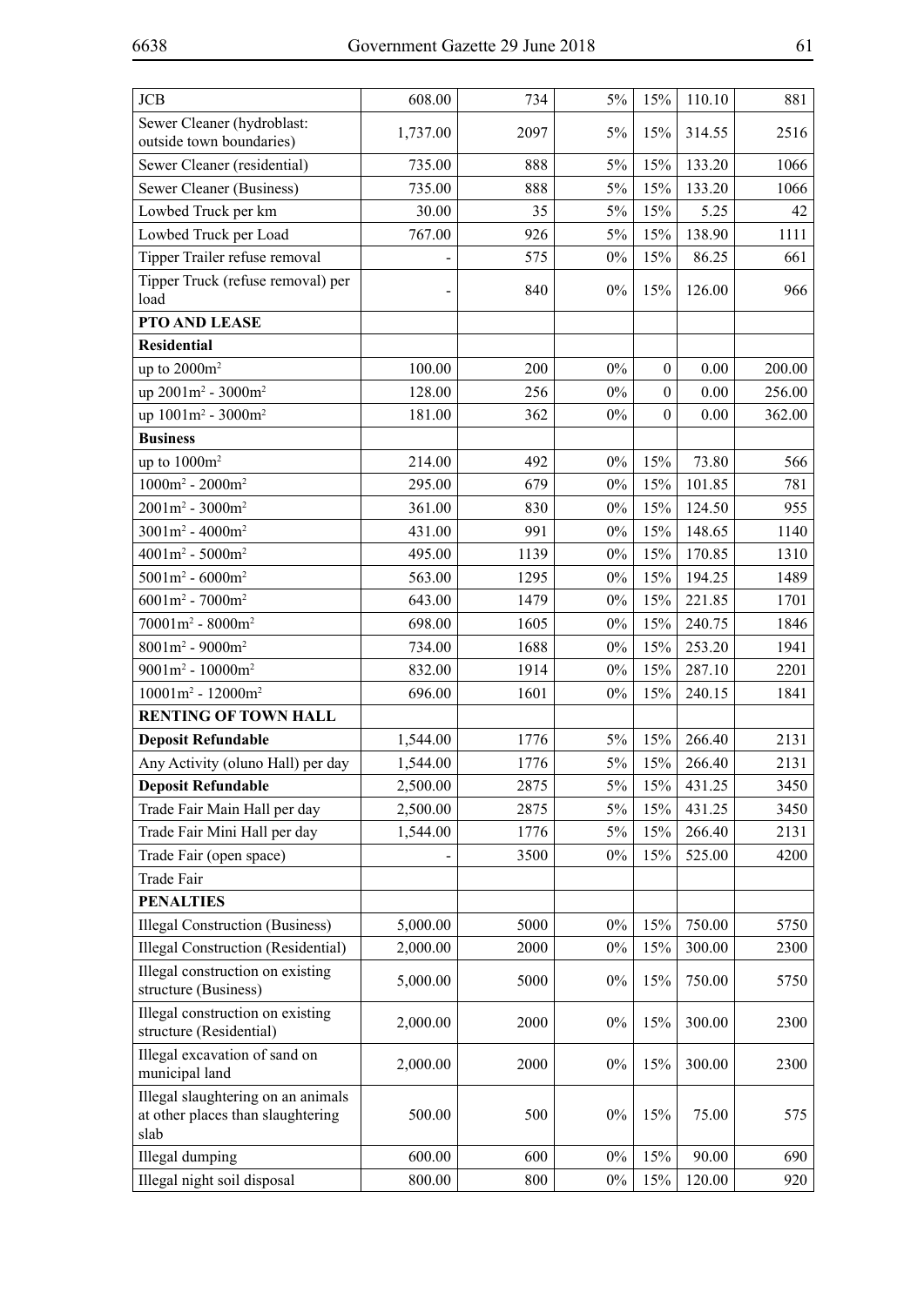| JCB | 608.00 | 734 | 5% | 15% | 110.10 | 881 |
|---|---|---|---|---|---|---|
| Sewer Cleaner (hydroblast: outside town boundaries) | 1,737.00 | 2097 | 5% | 15% | 314.55 | 2516 |
| Sewer Cleaner (residential) | 735.00 | 888 | 5% | 15% | 133.20 | 1066 |
| Sewer Cleaner (Business) | 735.00 | 888 | 5% | 15% | 133.20 | 1066 |
| Lowbed Truck per km | 30.00 | 35 | 5% | 15% | 5.25 | 42 |
| Lowbed Truck per Load | 767.00 | 926 | 5% | 15% | 138.90 | 1111 |
| Tipper Trailer refuse removal | - | 575 | 0% | 15% | 86.25 | 661 |
| Tipper Truck (refuse removal) per load | - | 840 | 0% | 15% | 126.00 | 966 |
| **PTO AND LEASE** | | | | | | |
| **Residential** | | | | | | |
| up to 2000m² | 100.00 | 200 | 0% | 0 | 0.00 | 200.00 |
| up 2001m² - 3000m² | 128.00 | 256 | 0% | 0 | 0.00 | 256.00 |
| up 1001m² - 3000m² | 181.00 | 362 | 0% | 0 | 0.00 | 362.00 |
| **Business** | | | | | | |
| up to 1000m² | 214.00 | 492 | 0% | 15% | 73.80 | 566 |
| 1000m² - 2000m² | 295.00 | 679 | 0% | 15% | 101.85 | 781 |
| 2001m² - 3000m² | 361.00 | 830 | 0% | 15% | 124.50 | 955 |
| 3001m² - 4000m² | 431.00 | 991 | 0% | 15% | 148.65 | 1140 |
| 4001m² - 5000m² | 495.00 | 1139 | 0% | 15% | 170.85 | 1310 |
| 5001m² - 6000m² | 563.00 | 1295 | 0% | 15% | 194.25 | 1489 |
| 6001m² - 7000m² | 643.00 | 1479 | 0% | 15% | 221.85 | 1701 |
| 70001m² - 8000m² | 698.00 | 1605 | 0% | 15% | 240.75 | 1846 |
| 8001m² - 9000m² | 734.00 | 1688 | 0% | 15% | 253.20 | 1941 |
| 9001m² - 10000m² | 832.00 | 1914 | 0% | 15% | 287.10 | 2201 |
| 10001m² - 12000m² | 696.00 | 1601 | 0% | 15% | 240.15 | 1841 |
| **RENTING OF TOWN HALL** | | | | | | |
| **Deposit Refundable** | 1,544.00 | 1776 | 5% | 15% | 266.40 | 2131 |
| Any Activity (oluno Hall) per day | 1,544.00 | 1776 | 5% | 15% | 266.40 | 2131 |
| **Deposit Refundable** | 2,500.00 | 2875 | 5% | 15% | 431.25 | 3450 |
| Trade Fair Main Hall per day | 2,500.00 | 2875 | 5% | 15% | 431.25 | 3450 |
| Trade Fair Mini Hall per day | 1,544.00 | 1776 | 5% | 15% | 266.40 | 2131 |
| Trade Fair (open space) | - | 3500 | 0% | 15% | 525.00 | 4200 |
| Trade Fair | | | | | | |
| **PENALTIES** | | | | | | |
| Illegal Construction (Business) | 5,000.00 | 5000 | 0% | 15% | 750.00 | 5750 |
| Illegal Construction (Residential) | 2,000.00 | 2000 | 0% | 15% | 300.00 | 2300 |
| Illegal construction on existing structure (Business) | 5,000.00 | 5000 | 0% | 15% | 750.00 | 5750 |
| Illegal construction on existing structure (Residential) | 2,000.00 | 2000 | 0% | 15% | 300.00 | 2300 |
| Illegal excavation of sand on municipal land | 2,000.00 | 2000 | 0% | 15% | 300.00 | 2300 |
| Illegal slaughtering on an animals at other places than slaughtering slab | 500.00 | 500 | 0% | 15% | 75.00 | 575 |
| Illegal dumping | 600.00 | 600 | 0% | 15% | 90.00 | 690 |
| Illegal night soil disposal | 800.00 | 800 | 0% | 15% | 120.00 | 920 |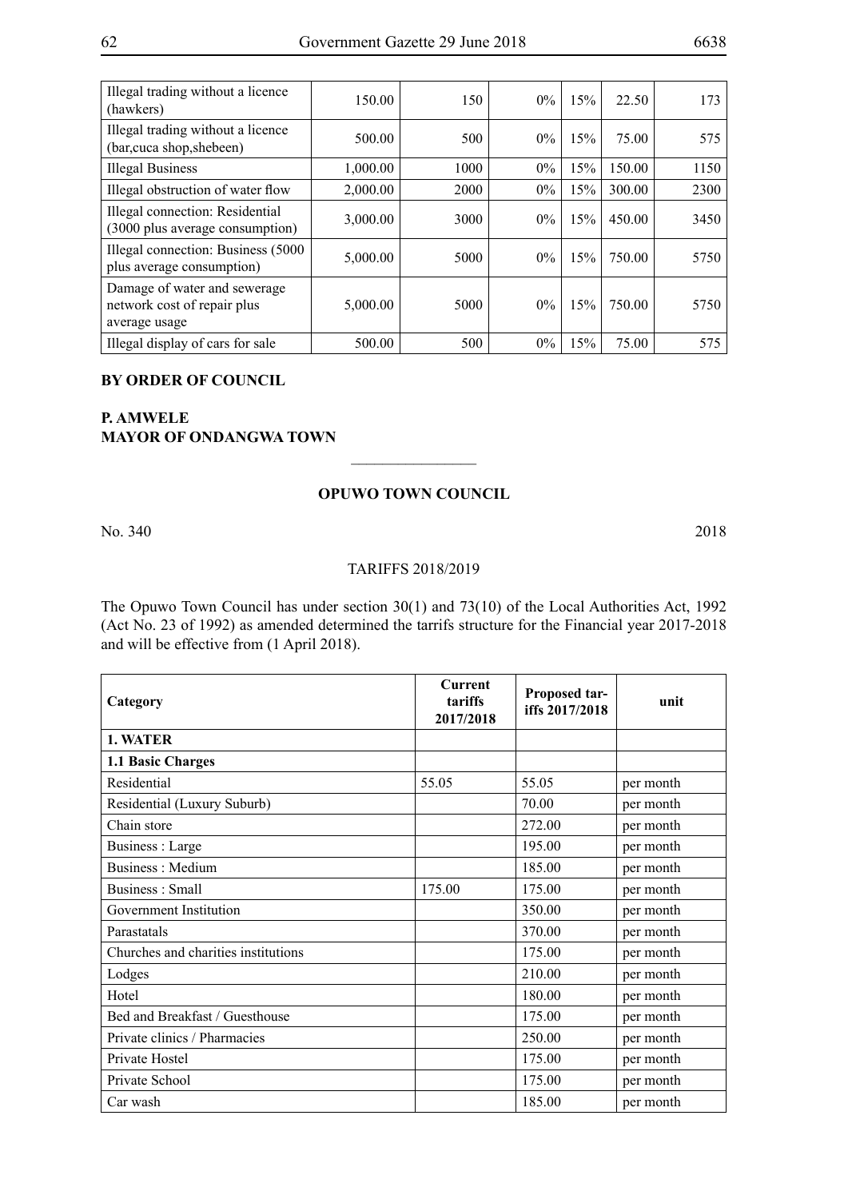| Illegal trading without a licence (hawkers) | 150.00 | 150 | 0% | 15% | 22.50 | 173 |
|---|---|---|---|---|---|---|
| Illegal trading without a licence (bar,cuca shop,shebeen) | 500.00 | 500 | 0% | 15% | 75.00 | 575 |
| Illegal Business | 1,000.00 | 1000 | 0% | 15% | 150.00 | 1150 |
| Illegal obstruction of water flow | 2,000.00 | 2000 | 0% | 15% | 300.00 | 2300 |
| Illegal connection: Residential (3000 plus average consumption) | 3,000.00 | 3000 | 0% | 15% | 450.00 | 3450 |
| Illegal connection: Business (5000 plus average consumption) | 5,000.00 | 5000 | 0% | 15% | 750.00 | 5750 |
| Damage of water and sewerage network cost of repair plus average usage | 5,000.00 | 5000 | 0% | 15% | 750.00 | 5750 |
| Illegal display of cars for sale | 500.00 | 500 | 0% | 15% | 75.00 | 575 |

**BY ORDER OF COUNCIL**

**P. AMWELE**
**MAYOR OF ONDANGWA TOWN**

________________

## OPUWO TOWN COUNCIL

No. 340 2018

TARIFFS 2018/2019

The Opuwo Town Council has under section 30(1) and 73(10) of the Local Authorities Act, 1992 (Act No. 23 of 1992) as amended determined the tarrifs structure for the Financial year 2017-2018 and will be effective from (1 April 2018).

| Category | Current tariffs 2017/2018 | Proposed tariffs 2017/2018 | unit |
|---|---|---|---|
| **1. WATER** | | | |
| **1.1 Basic Charges** | | | |
| Residential | 55.05 | 55.05 | per month |
| Residential (Luxury Suburb) | | 70.00 | per month |
| Chain store | | 272.00 | per month |
| Business : Large | | 195.00 | per month |
| Business : Medium | | 185.00 | per month |
| Business : Small | 175.00 | 175.00 | per month |
| Government Institution | | 350.00 | per month |
| Parastatals | | 370.00 | per month |
| Churches and charities institutions | | 175.00 | per month |
| Lodges | | 210.00 | per month |
| Hotel | | 180.00 | per month |
| Bed and Breakfast / Guesthouse | | 175.00 | per month |
| Private clinics / Pharmacies | | 250.00 | per month |
| Private Hostel | | 175.00 | per month |
| Private School | | 175.00 | per month |
| Car wash | | 185.00 | per month |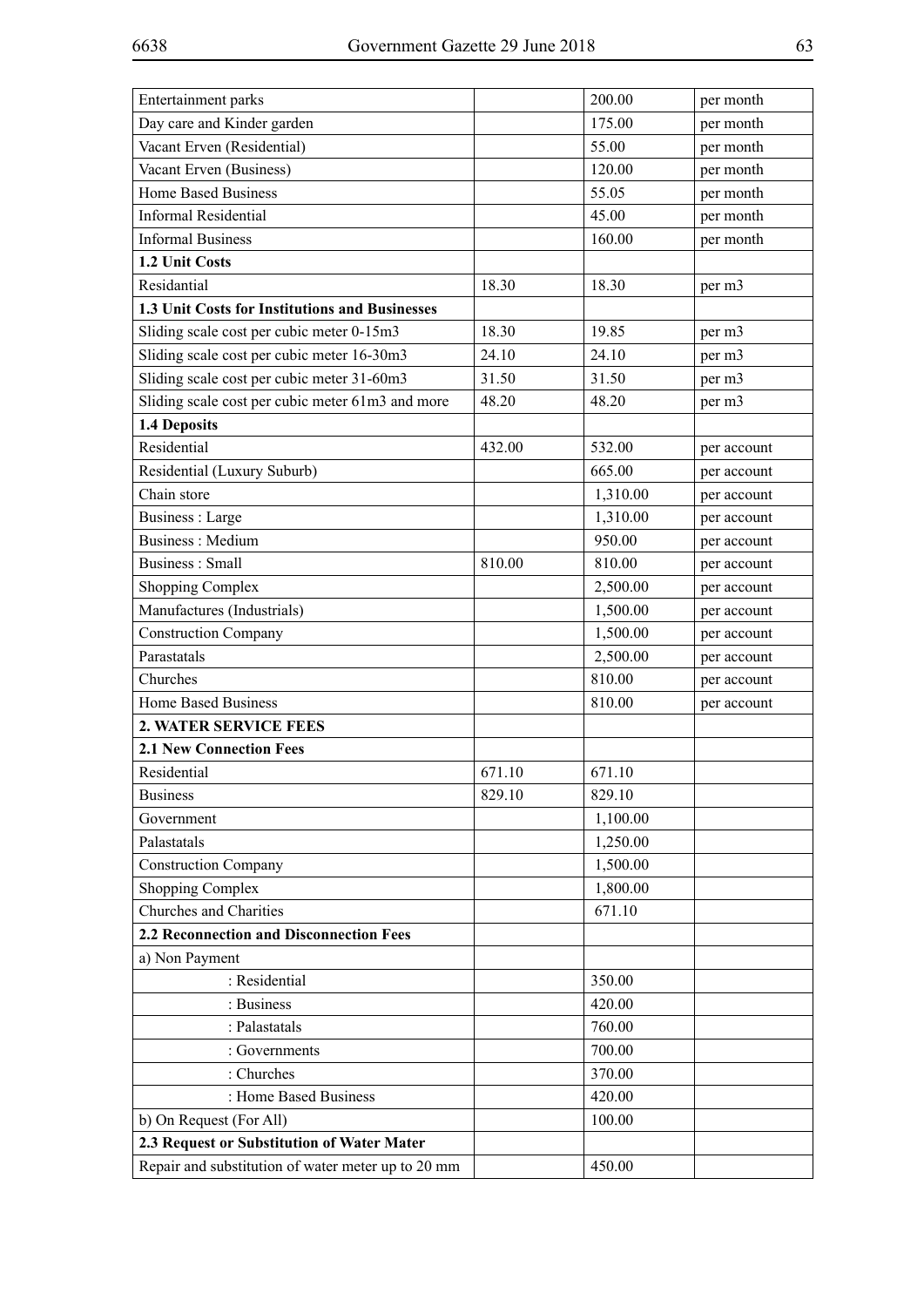| | | | |
|---|---|---|---|
| Entertainment parks | | 200.00 | per month |
| Day care and Kinder garden | | 175.00 | per month |
| Vacant Erven (Residential) | | 55.00 | per month |
| Vacant Erven (Business) | | 120.00 | per month |
| Home Based Business | | 55.05 | per month |
| Informal Residential | | 45.00 | per month |
| Informal Business | | 160.00 | per month |
| **1.2 Unit Costs** | | | |
| Residantial | 18.30 | 18.30 | per m3 |
| **1.3 Unit Costs for Institutions and Businesses** | | | |
| Sliding scale cost per cubic meter 0-15m3 | 18.30 | 19.85 | per m3 |
| Sliding scale cost per cubic meter 16-30m3 | 24.10 | 24.10 | per m3 |
| Sliding scale cost per cubic meter 31-60m3 | 31.50 | 31.50 | per m3 |
| Sliding scale cost per cubic meter 61m3 and more | 48.20 | 48.20 | per m3 |
| **1.4 Deposits** | | | |
| Residential | 432.00 | 532.00 | per account |
| Residential (Luxury Suburb) | | 665.00 | per account |
| Chain store | | 1,310.00 | per account |
| Business : Large | | 1,310.00 | per account |
| Business : Medium | | 950.00 | per account |
| Business : Small | 810.00 | 810.00 | per account |
| Shopping Complex | | 2,500.00 | per account |
| Manufactures (Industrials) | | 1,500.00 | per account |
| Construction Company | | 1,500.00 | per account |
| Parastatals | | 2,500.00 | per account |
| Churches | | 810.00 | per account |
| Home Based Business | | 810.00 | per account |
| **2. WATER SERVICE FEES** | | | |
| **2.1 New Connection Fees** | | | |
| Residential | 671.10 | 671.10 | |
| Business | 829.10 | 829.10 | |
| Government | | 1,100.00 | |
| Palastatals | | 1,250.00 | |
| Construction Company | | 1,500.00 | |
| Shopping Complex | | 1,800.00 | |
| Churches and Charities | | 671.10 | |
| **2.2 Reconnection and Disconnection Fees** | | | |
| a) Non Payment | | | |
| : Residential | | 350.00 | |
| : Business | | 420.00 | |
| : Palastatals | | 760.00 | |
| : Governments | | 700.00 | |
| : Churches | | 370.00 | |
| : Home Based Business | | 420.00 | |
| b) On Request (For All) | | 100.00 | |
| **2.3 Request or Substitution of Water Mater** | | | |
| Repair and substitution of water meter up to 20 mm | | 450.00 | |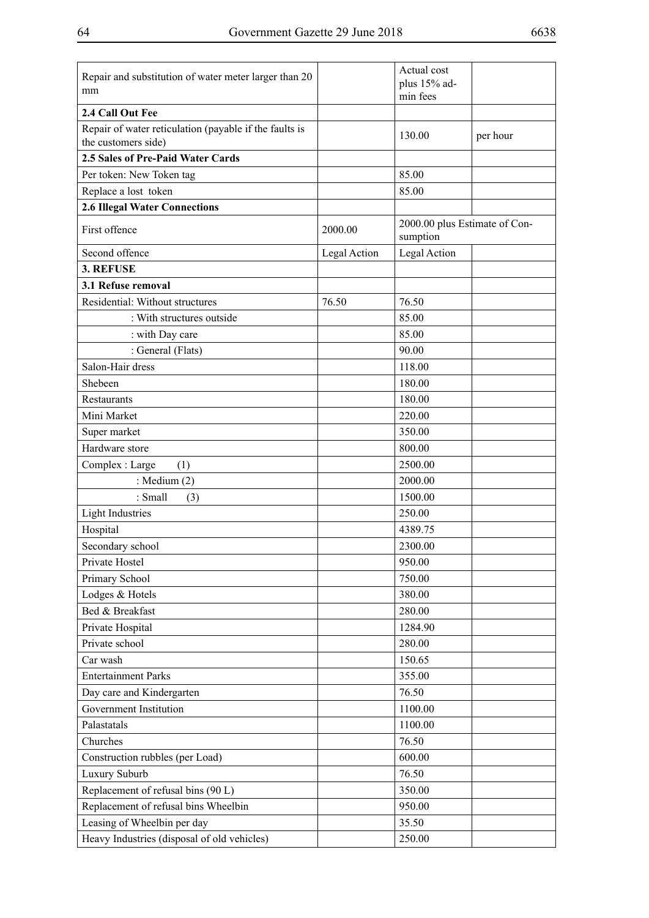| | | | |
|---|---|---|---|
| Repair and substitution of water meter larger than 20 mm | | Actual cost plus 15% admin fees | |
| **2.4 Call Out Fee** | | | |
| Repair of water reticulation (payable if the faults is the customers side) | | 130.00 | per hour |
| **2.5 Sales of Pre-Paid Water Cards** | | | |
| Per token: New Token tag | | 85.00 | |
| Replace a lost token | | 85.00 | |
| **2.6 Illegal Water Connections** | | | |
| First offence | 2000.00 | 2000.00 plus Estimate of Consumption | |
| Second offence | Legal Action | Legal Action | |
| **3. REFUSE** | | | |
| **3.1 Refuse removal** | | | |
| Residential: Without structures | 76.50 | 76.50 | |
| : With structures outside | | 85.00 | |
| : with Day care | | 85.00 | |
| : General (Flats) | | 90.00 | |
| Salon-Hair dress | | 118.00 | |
| Shebeen | | 180.00 | |
| Restaurants | | 180.00 | |
| Mini Market | | 220.00 | |
| Super market | | 350.00 | |
| Hardware store | | 800.00 | |
| Complex : Large (1) | | 2500.00 | |
| : Medium (2) | | 2000.00 | |
| : Small (3) | | 1500.00 | |
| Light Industries | | 250.00 | |
| Hospital | | 4389.75 | |
| Secondary school | | 2300.00 | |
| Private Hostel | | 950.00 | |
| Primary School | | 750.00 | |
| Lodges & Hotels | | 380.00 | |
| Bed & Breakfast | | 280.00 | |
| Private Hospital | | 1284.90 | |
| Private school | | 280.00 | |
| Car wash | | 150.65 | |
| Entertainment Parks | | 355.00 | |
| Day care and Kindergarten | | 76.50 | |
| Government Institution | | 1100.00 | |
| Palastatals | | 1100.00 | |
| Churches | | 76.50 | |
| Construction rubbles (per Load) | | 600.00 | |
| Luxury Suburb | | 76.50 | |
| Replacement of refusal bins (90 L) | | 350.00 | |
| Replacement of refusal bins Wheelbin | | 950.00 | |
| Leasing of Wheelbin per day | | 35.50 | |
| Heavy Industries (disposal of old vehicles) | | 250.00 | |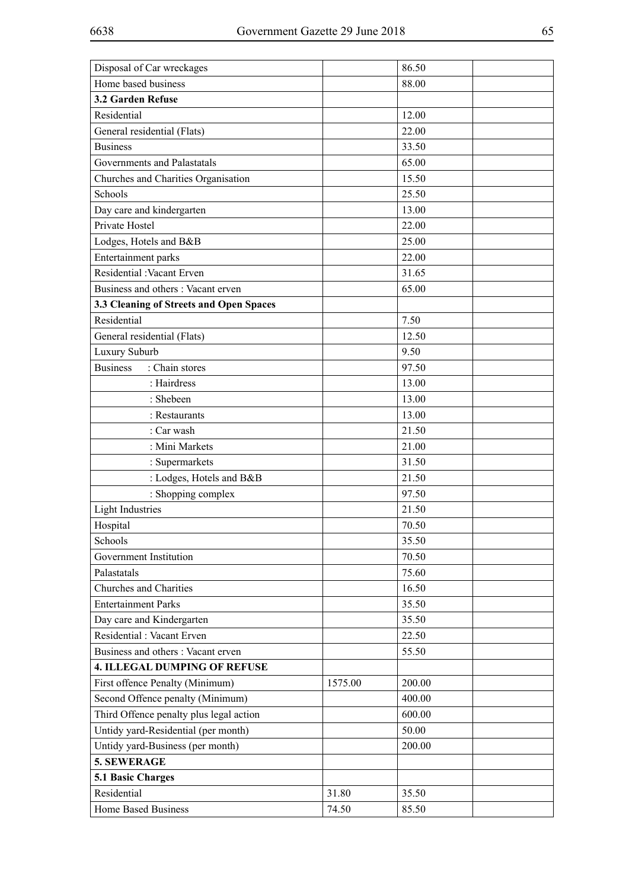| | | | |
|---|---|---|---|
| Disposal of Car wreckages | | 86.50 | |
| Home based business | | 88.00 | |
| **3.2 Garden Refuse** | | | |
| Residential | | 12.00 | |
| General residential (Flats) | | 22.00 | |
| Business | | 33.50 | |
| Governments and Palastatals | | 65.00 | |
| Churches and Charities Organisation | | 15.50 | |
| Schools | | 25.50 | |
| Day care and kindergarten | | 13.00 | |
| Private Hostel | | 22.00 | |
| Lodges, Hotels and B&B | | 25.00 | |
| Entertainment parks | | 22.00 | |
| Residential :Vacant Erven | | 31.65 | |
| Business and others : Vacant erven | | 65.00 | |
| **3.3 Cleaning of Streets and Open Spaces** | | | |
| Residential | | 7.50 | |
| General residential (Flats) | | 12.50 | |
| Luxury Suburb | | 9.50 | |
| Business : Chain stores | | 97.50 | |
| : Hairdress | | 13.00 | |
| : Shebeen | | 13.00 | |
| : Restaurants | | 13.00 | |
| : Car wash | | 21.50 | |
| : Mini Markets | | 21.00 | |
| : Supermarkets | | 31.50 | |
| : Lodges, Hotels and B&B | | 21.50 | |
| : Shopping complex | | 97.50 | |
| Light Industries | | 21.50 | |
| Hospital | | 70.50 | |
| Schools | | 35.50 | |
| Government Institution | | 70.50 | |
| Palastatals | | 75.60 | |
| Churches and Charities | | 16.50 | |
| Entertainment Parks | | 35.50 | |
| Day care and Kindergarten | | 35.50 | |
| Residential : Vacant Erven | | 22.50 | |
| Business and others : Vacant erven | | 55.50 | |
| **4. ILLEGAL DUMPING OF REFUSE** | | | |
| First offence Penalty (Minimum) | 1575.00 | 200.00 | |
| Second Offence penalty (Minimum) | | 400.00 | |
| Third Offence penalty plus legal action | | 600.00 | |
| Untidy yard-Residential (per month) | | 50.00 | |
| Untidy yard-Business (per month) | | 200.00 | |
| **5. SEWERAGE** | | | |
| **5.1 Basic Charges** | | | |
| Residential | 31.80 | 35.50 | |
| Home Based Business | 74.50 | 85.50 | |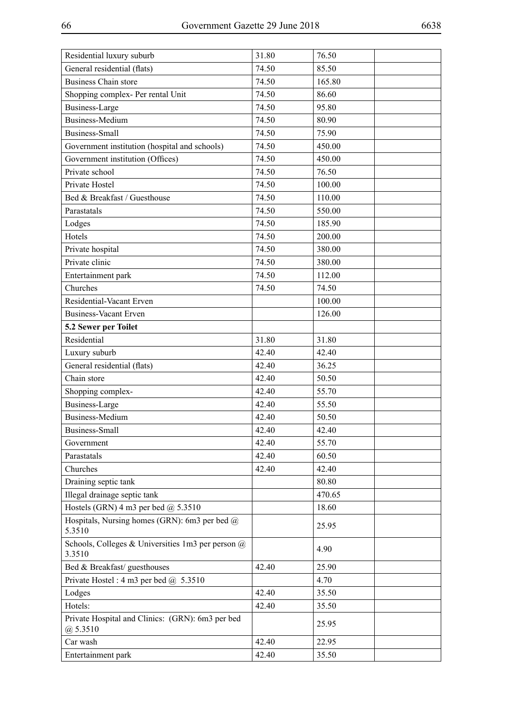| | | | |
|---|---|---|---|
| Residential luxury suburb | 31.80 | 76.50 | |
| General residential (flats) | 74.50 | 85.50 | |
| Business Chain store | 74.50 | 165.80 | |
| Shopping complex- Per rental Unit | 74.50 | 86.60 | |
| Business-Large | 74.50 | 95.80 | |
| Business-Medium | 74.50 | 80.90 | |
| Business-Small | 74.50 | 75.90 | |
| Government institution (hospital and schools) | 74.50 | 450.00 | |
| Government institution (Offices) | 74.50 | 450.00 | |
| Private school | 74.50 | 76.50 | |
| Private Hostel | 74.50 | 100.00 | |
| Bed & Breakfast / Guesthouse | 74.50 | 110.00 | |
| Parastatals | 74.50 | 550.00 | |
| Lodges | 74.50 | 185.90 | |
| Hotels | 74.50 | 200.00 | |
| Private hospital | 74.50 | 380.00 | |
| Private clinic | 74.50 | 380.00 | |
| Entertainment park | 74.50 | 112.00 | |
| Churches | 74.50 | 74.50 | |
| Residential-Vacant Erven | | 100.00 | |
| Business-Vacant Erven | | 126.00 | |
| **5.2 Sewer per Toilet** | | | |
| Residential | 31.80 | 31.80 | |
| Luxury suburb | 42.40 | 42.40 | |
| General residential (flats) | 42.40 | 36.25 | |
| Chain store | 42.40 | 50.50 | |
| Shopping complex- | 42.40 | 55.70 | |
| Business-Large | 42.40 | 55.50 | |
| Business-Medium | 42.40 | 50.50 | |
| Business-Small | 42.40 | 42.40 | |
| Government | 42.40 | 55.70 | |
| Parastatals | 42.40 | 60.50 | |
| Churches | 42.40 | 42.40 | |
| Draining septic tank | | 80.80 | |
| Illegal drainage septic tank | | 470.65 | |
| Hostels (GRN) 4 m3 per bed @ 5.3510 | | 18.60 | |
| Hospitals, Nursing homes (GRN): 6m3 per bed @ 5.3510 | | 25.95 | |
| Schools, Colleges & Universities 1m3 per person @ 3.3510 | | 4.90 | |
| Bed & Breakfast/ guesthouses | 42.40 | 25.90 | |
| Private Hostel : 4 m3 per bed @ 5.3510 | | 4.70 | |
| Lodges | 42.40 | 35.50 | |
| Hotels: | 42.40 | 35.50 | |
| Private Hospital and Clinics: (GRN): 6m3 per bed @ 5.3510 | | 25.95 | |
| Car wash | 42.40 | 22.95 | |
| Entertainment park | 42.40 | 35.50 | |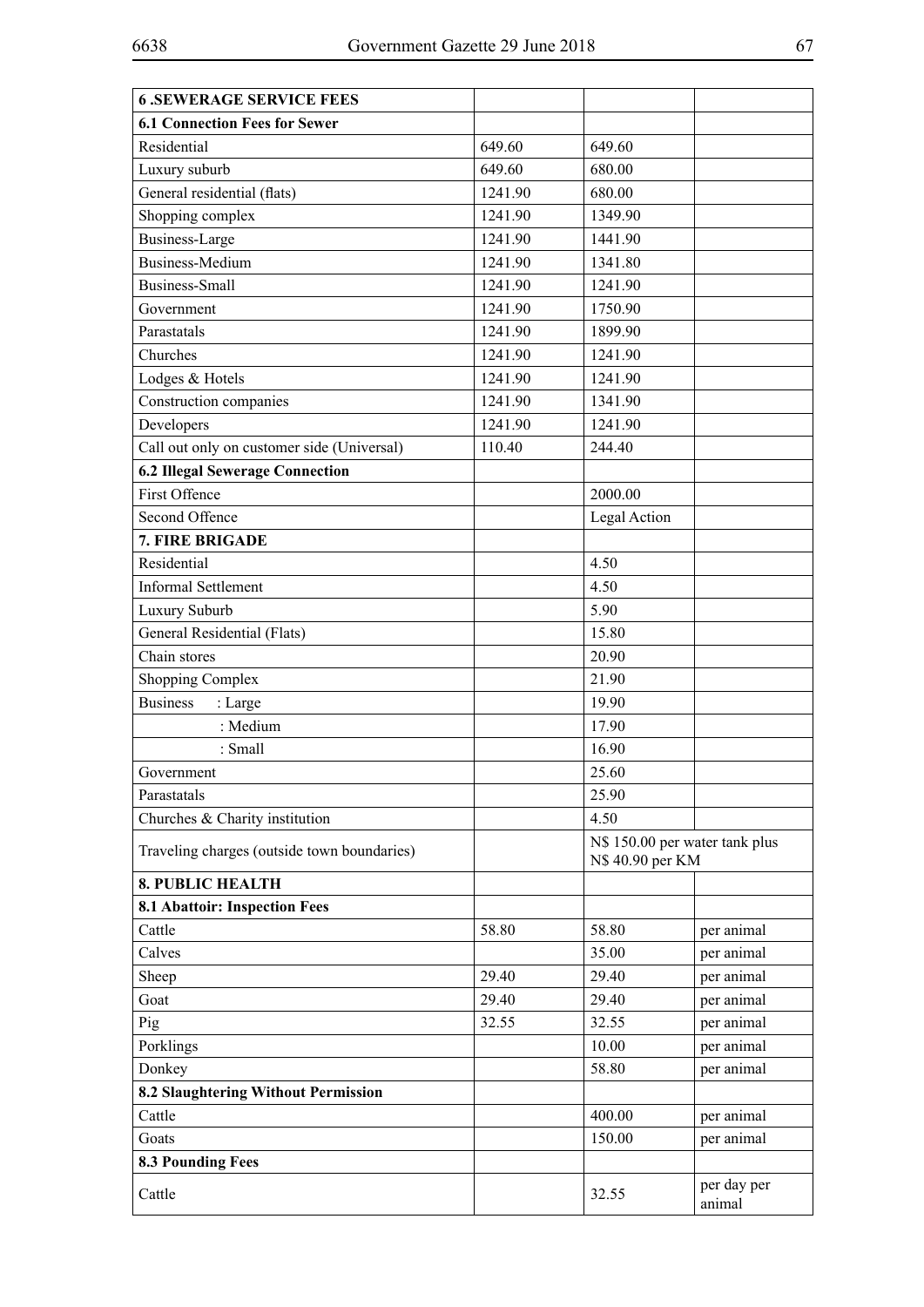| **6 .SEWERAGE SERVICE FEES** | | | |
|---|---|---|---|
| **6.1 Connection Fees for Sewer** | | | |
| Residential | 649.60 | 649.60 | |
| Luxury suburb | 649.60 | 680.00 | |
| General residential (flats) | 1241.90 | 680.00 | |
| Shopping complex | 1241.90 | 1349.90 | |
| Business-Large | 1241.90 | 1441.90 | |
| Business-Medium | 1241.90 | 1341.80 | |
| Business-Small | 1241.90 | 1241.90 | |
| Government | 1241.90 | 1750.90 | |
| Parastatals | 1241.90 | 1899.90 | |
| Churches | 1241.90 | 1241.90 | |
| Lodges & Hotels | 1241.90 | 1241.90 | |
| Construction companies | 1241.90 | 1341.90 | |
| Developers | 1241.90 | 1241.90 | |
| Call out only on customer side (Universal) | 110.40 | 244.40 | |
| **6.2 Illegal Sewerage Connection** | | | |
| First Offence | | 2000.00 | |
| Second Offence | | Legal Action | |
| **7. FIRE BRIGADE** | | | |
| Residential | | 4.50 | |
| Informal Settlement | | 4.50 | |
| Luxury Suburb | | 5.90 | |
| General Residential (Flats) | | 15.80 | |
| Chain stores | | 20.90 | |
| Shopping Complex | | 21.90 | |
| Business : Large | | 19.90 | |
| : Medium | | 17.90 | |
| : Small | | 16.90 | |
| Government | | 25.60 | |
| Parastatals | | 25.90 | |
| Churches & Charity institution | | 4.50 | |
| Traveling charges (outside town boundaries) | | N$ 150.00 per water tank plus N$ 40.90 per KM | |
| **8. PUBLIC HEALTH** | | | |
| **8.1 Abattoir: Inspection Fees** | | | |
| Cattle | 58.80 | 58.80 | per animal |
| Calves | | 35.00 | per animal |
| Sheep | 29.40 | 29.40 | per animal |
| Goat | 29.40 | 29.40 | per animal |
| Pig | 32.55 | 32.55 | per animal |
| Porklings | | 10.00 | per animal |
| Donkey | | 58.80 | per animal |
| **8.2 Slaughtering Without Permission** | | | |
| Cattle | | 400.00 | per animal |
| Goats | | 150.00 | per animal |
| **8.3 Pounding Fees** | | | |
| Cattle | | 32.55 | per day per animal |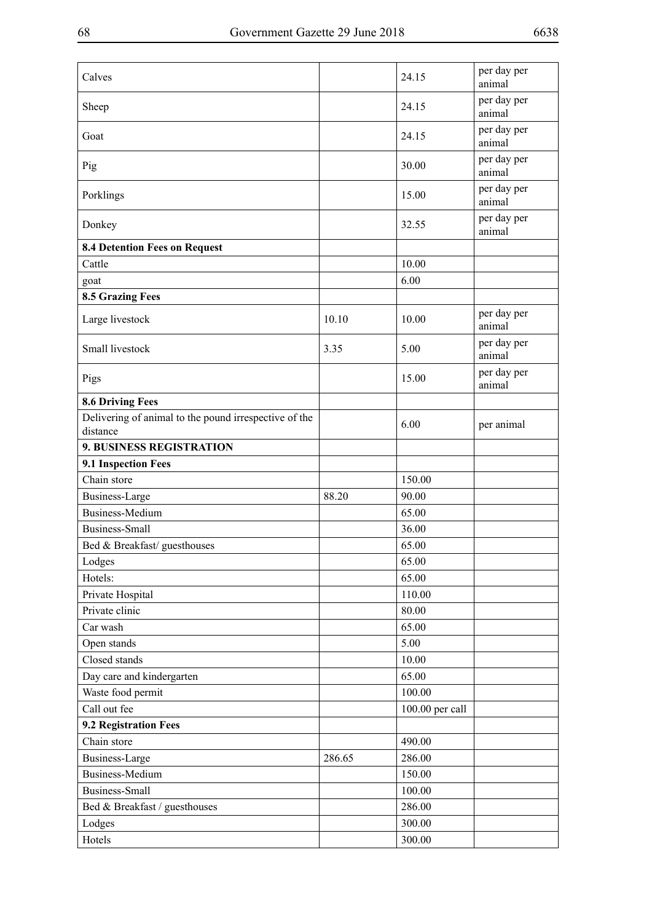| | | | |
|---|---|---|---|
| Calves | | 24.15 | per day per animal |
| Sheep | | 24.15 | per day per animal |
| Goat | | 24.15 | per day per animal |
| Pig | | 30.00 | per day per animal |
| Porklings | | 15.00 | per day per animal |
| Donkey | | 32.55 | per day per animal |
| **8.4 Detention Fees on Request** | | | |
| Cattle | | 10.00 | |
| goat | | 6.00 | |
| **8.5 Grazing Fees** | | | |
| Large livestock | 10.10 | 10.00 | per day per animal |
| Small livestock | 3.35 | 5.00 | per day per animal |
| Pigs | | 15.00 | per day per animal |
| **8.6 Driving Fees** | | | |
| Delivering of animal to the pound irrespective of the distance | | 6.00 | per animal |
| **9. BUSINESS REGISTRATION** | | | |
| **9.1 Inspection Fees** | | | |
| Chain store | | 150.00 | |
| Business-Large | 88.20 | 90.00 | |
| Business-Medium | | 65.00 | |
| Business-Small | | 36.00 | |
| Bed & Breakfast/ guesthouses | | 65.00 | |
| Lodges | | 65.00 | |
| Hotels: | | 65.00 | |
| Private Hospital | | 110.00 | |
| Private clinic | | 80.00 | |
| Car wash | | 65.00 | |
| Open stands | | 5.00 | |
| Closed stands | | 10.00 | |
| Day care and kindergarten | | 65.00 | |
| Waste food permit | | 100.00 | |
| Call out fee | | 100.00 per call | |
| **9.2 Registration Fees** | | | |
| Chain store | | 490.00 | |
| Business-Large | 286.65 | 286.00 | |
| Business-Medium | | 150.00 | |
| Business-Small | | 100.00 | |
| Bed & Breakfast / guesthouses | | 286.00 | |
| Lodges | | 300.00 | |
| Hotels | | 300.00 | |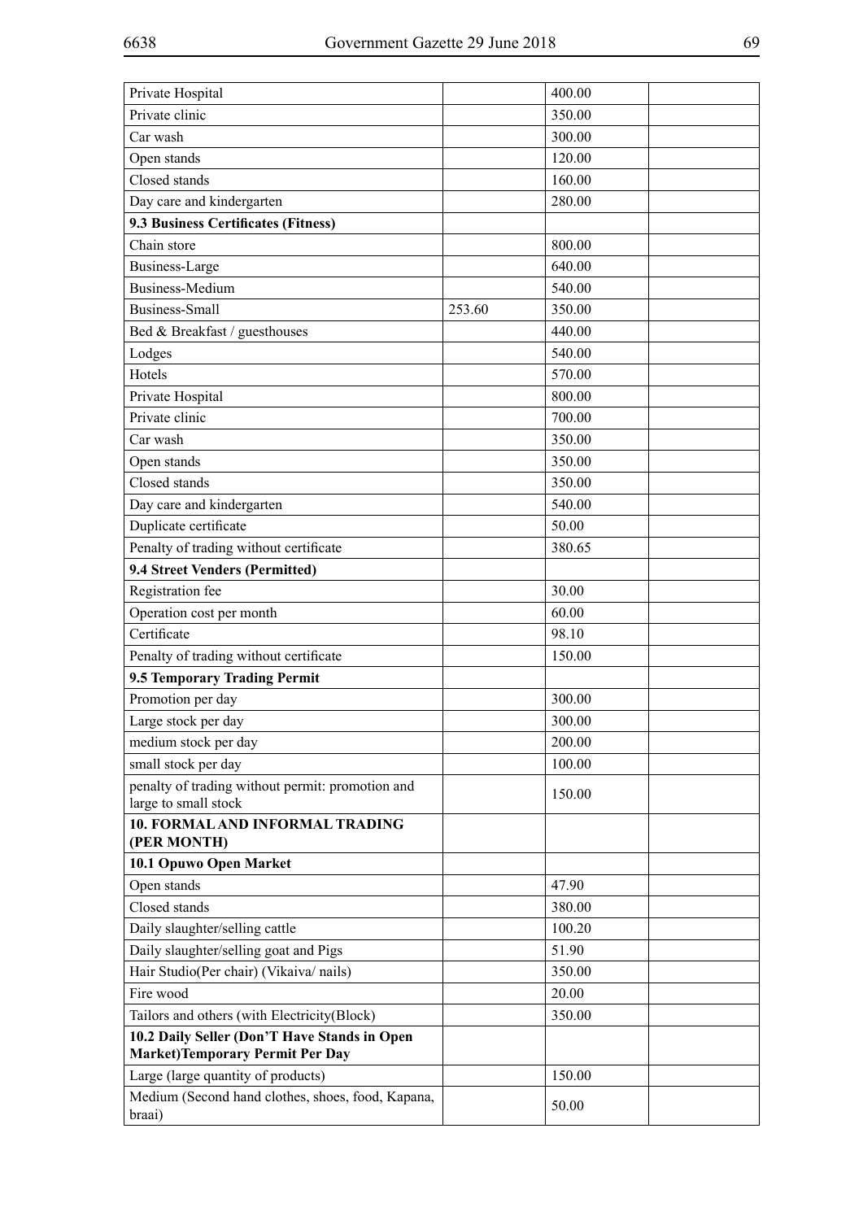| | | | |
|---|---|---|---|
| Private Hospital | | 400.00 | |
| Private clinic | | 350.00 | |
| Car wash | | 300.00 | |
| Open stands | | 120.00 | |
| Closed stands | | 160.00 | |
| Day care and kindergarten | | 280.00 | |
| **9.3 Business Certificates (Fitness)** | | | |
| Chain store | | 800.00 | |
| Business-Large | | 640.00 | |
| Business-Medium | | 540.00 | |
| Business-Small | 253.60 | 350.00 | |
| Bed & Breakfast / guesthouses | | 440.00 | |
| Lodges | | 540.00 | |
| Hotels | | 570.00 | |
| Private Hospital | | 800.00 | |
| Private clinic | | 700.00 | |
| Car wash | | 350.00 | |
| Open stands | | 350.00 | |
| Closed stands | | 350.00 | |
| Day care and kindergarten | | 540.00 | |
| Duplicate certificate | | 50.00 | |
| Penalty of trading without certificate | | 380.65 | |
| **9.4 Street Venders (Permitted)** | | | |
| Registration fee | | 30.00 | |
| Operation cost per month | | 60.00 | |
| Certificate | | 98.10 | |
| Penalty of trading without certificate | | 150.00 | |
| **9.5 Temporary Trading Permit** | | | |
| Promotion per day | | 300.00 | |
| Large stock per day | | 300.00 | |
| medium stock per day | | 200.00 | |
| small stock per day | | 100.00 | |
| penalty of trading without permit: promotion and large to small stock | | 150.00 | |
| **10. FORMAL AND INFORMAL TRADING (PER MONTH)** | | | |
| **10.1 Opuwo Open Market** | | | |
| Open stands | | 47.90 | |
| Closed stands | | 380.00 | |
| Daily slaughter/selling cattle | | 100.20 | |
| Daily slaughter/selling goat and Pigs | | 51.90 | |
| Hair Studio(Per chair) (Vikaiva/ nails) | | 350.00 | |
| Fire wood | | 20.00 | |
| Tailors and others (with Electricity(Block) | | 350.00 | |
| **10.2 Daily Seller (Don'T Have Stands in Open Market)Temporary Permit Per Day** | | | |
| Large (large quantity of products) | | 150.00 | |
| Medium (Second hand clothes, shoes, food, Kapana, braai) | | 50.00 | |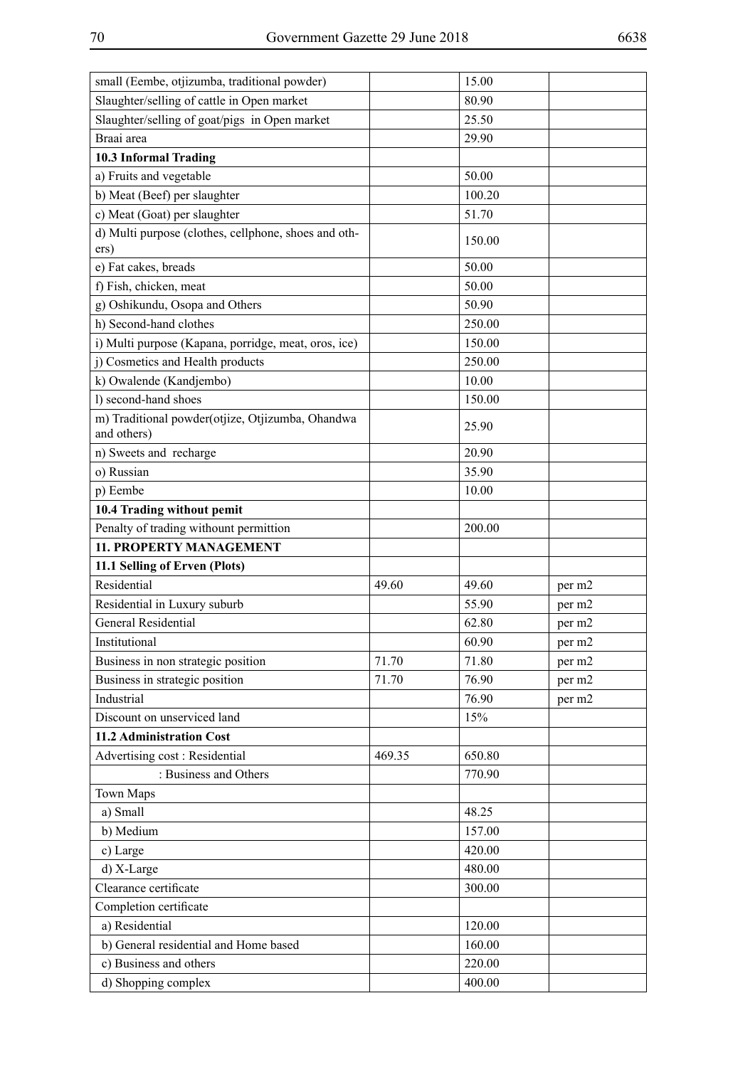| | | | |
|---|---|---|---|
| small (Eembe, otjizumba, traditional powder) | | 15.00 | |
| Slaughter/selling of cattle in Open market | | 80.90 | |
| Slaughter/selling of goat/pigs in Open market | | 25.50 | |
| Braai area | | 29.90 | |
| **10.3 Informal Trading** | | | |
| a) Fruits and vegetable | | 50.00 | |
| b) Meat (Beef) per slaughter | | 100.20 | |
| c) Meat (Goat) per slaughter | | 51.70 | |
| d) Multi purpose (clothes, cellphone, shoes and others) | | 150.00 | |
| e) Fat cakes, breads | | 50.00 | |
| f) Fish, chicken, meat | | 50.00 | |
| g) Oshikundu, Osopa and Others | | 50.90 | |
| h) Second-hand clothes | | 250.00 | |
| i) Multi purpose (Kapana, porridge, meat, oros, ice) | | 150.00 | |
| j) Cosmetics and Health products | | 250.00 | |
| k) Owalende (Kandjembo) | | 10.00 | |
| l) second-hand shoes | | 150.00 | |
| m) Traditional powder(otjize, Otjizumba, Ohandwa and others) | | 25.90 | |
| n) Sweets and recharge | | 20.90 | |
| o) Russian | | 35.90 | |
| p) Eembe | | 10.00 | |
| **10.4 Trading without pemit** | | | |
| Penalty of trading withount permittion | | 200.00 | |
| **11. PROPERTY MANAGEMENT** | | | |
| **11.1 Selling of Erven (Plots)** | | | |
| Residential | 49.60 | 49.60 | per m2 |
| Residential in Luxury suburb | | 55.90 | per m2 |
| General Residential | | 62.80 | per m2 |
| Institutional | | 60.90 | per m2 |
| Business in non strategic position | 71.70 | 71.80 | per m2 |
| Business in strategic position | 71.70 | 76.90 | per m2 |
| Industrial | | 76.90 | per m2 |
| Discount on unserviced land | | 15% | |
| **11.2 Administration Cost** | | | |
| Advertising cost : Residential | 469.35 | 650.80 | |
| : Business and Others | | 770.90 | |
| Town Maps | | | |
| a) Small | | 48.25 | |
| b) Medium | | 157.00 | |
| c) Large | | 420.00 | |
| d) X-Large | | 480.00 | |
| Clearance certificate | | 300.00 | |
| Completion certificate | | | |
| a) Residential | | 120.00 | |
| b) General residential and Home based | | 160.00 | |
| c) Business and others | | 220.00 | |
| d) Shopping complex | | 400.00 | |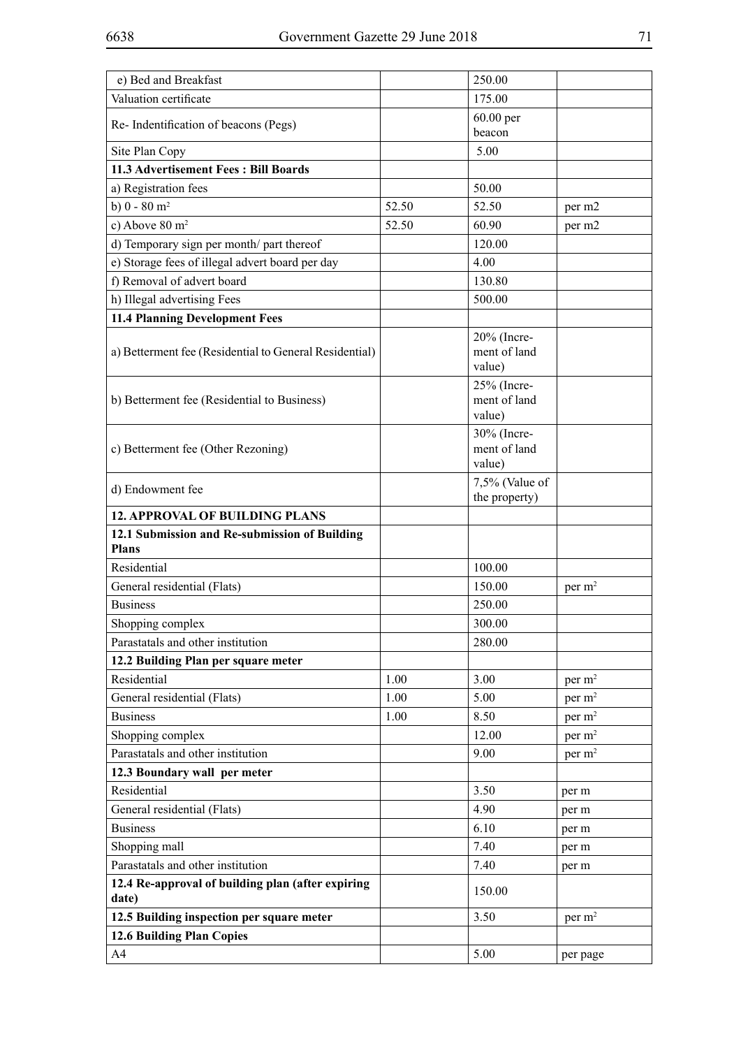| | | | |
|---|---|---|---|
| e) Bed and Breakfast | | 250.00 | |
| Valuation certificate | | 175.00 | |
| Re- Indentification of beacons (Pegs) | | 60.00 per beacon | |
| Site Plan Copy | | 5.00 | |
| **11.3 Advertisement Fees : Bill Boards** | | | |
| a) Registration fees | | 50.00 | |
| b) 0 - 80 $m^2$ | 52.50 | 52.50 | per m2 |
| c) Above 80 $m^2$ | 52.50 | 60.90 | per m2 |
| d) Temporary sign per month/ part thereof | | 120.00 | |
| e) Storage fees of illegal advert board per day | | 4.00 | |
| f) Removal of advert board | | 130.80 | |
| h) Illegal advertising Fees | | 500.00 | |
| **11.4 Planning Development Fees** | | | |
| a) Betterment fee (Residential to General Residential) | | 20% (Increment of land value) | |
| b) Betterment fee (Residential to Business) | | 25% (Increment of land value) | |
| c) Betterment fee (Other Rezoning) | | 30% (Increment of land value) | |
| d) Endowment fee | | 7,5% (Value of the property) | |
| **12. APPROVAL OF BUILDING PLANS** | | | |
| **12.1 Submission and Re-submission of Building Plans** | | | |
| Residential | | 100.00 | |
| General residential (Flats) | | 150.00 | per $m^2$ |
| Business | | 250.00 | |
| Shopping complex | | 300.00 | |
| Parastatals and other institution | | 280.00 | |
| **12.2 Building Plan per square meter** | | | |
| Residential | 1.00 | 3.00 | per $m^2$ |
| General residential (Flats) | 1.00 | 5.00 | per $m^2$ |
| Business | 1.00 | 8.50 | per $m^2$ |
| Shopping complex | | 12.00 | per $m^2$ |
| Parastatals and other institution | | 9.00 | per $m^2$ |
| **12.3 Boundary wall per meter** | | | |
| Residential | | 3.50 | per m |
| General residential (Flats) | | 4.90 | per m |
| Business | | 6.10 | per m |
| Shopping mall | | 7.40 | per m |
| Parastatals and other institution | | 7.40 | per m |
| **12.4 Re-approval of building plan (after expiring date)** | | 150.00 | |
| **12.5 Building inspection per square meter** | | 3.50 | per $m^2$ |
| **12.6 Building Plan Copies** | | | |
| A4 | | 5.00 | per page |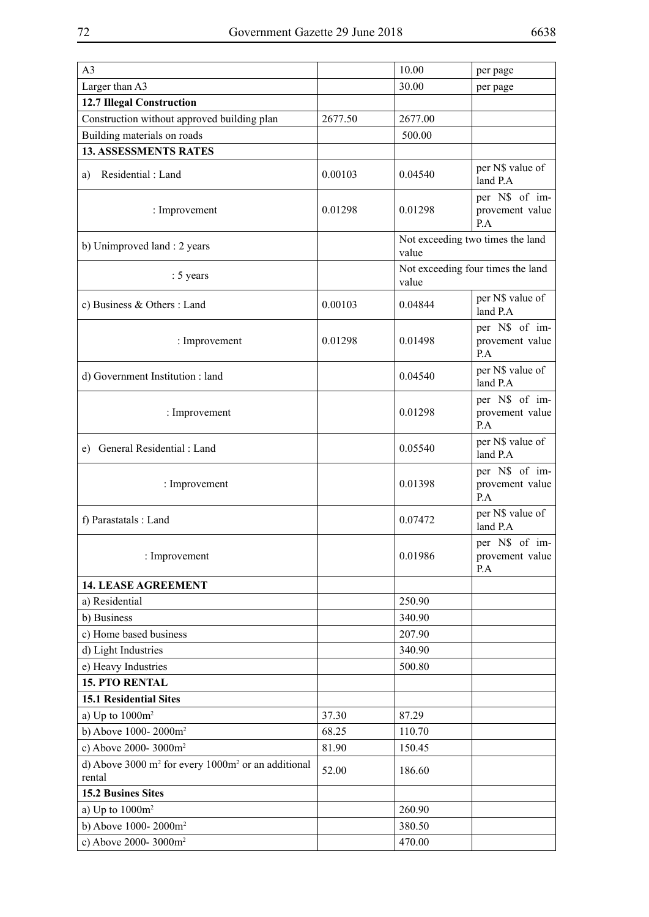| | | | |
|---|---|---|---|
| A3 | | 10.00 | per page |
| Larger than A3 | | 30.00 | per page |
| **12.7 Illegal Construction** | | | |
| Construction without approved building plan | 2677.50 | 2677.00 | |
| Building materials on roads | | 500.00 | |
| **13. ASSESSMENTS RATES** | | | |
| a) Residential : Land | 0.00103 | 0.04540 | per N$ value of land P.A |
| : Improvement | 0.01298 | 0.01298 | per N$ of improvement value P.A |
| b) Unimproved land : 2 years | | Not exceeding two times the land value | |
| : 5 years | | Not exceeding four times the land value | |
| c) Business & Others : Land | 0.00103 | 0.04844 | per N$ value of land P.A |
| : Improvement | 0.01298 | 0.01498 | per N$ of improvement value P.A |
| d) Government Institution : land | | 0.04540 | per N$ value of land P.A |
| : Improvement | | 0.01298 | per N$ of improvement value P.A |
| e) General Residential : Land | | 0.05540 | per N$ value of land P.A |
| : Improvement | | 0.01398 | per N$ of improvement value P.A |
| f) Parastatals : Land | | 0.07472 | per N$ value of land P.A |
| : Improvement | | 0.01986 | per N$ of improvement value P.A |
| **14. LEASE AGREEMENT** | | | |
| a) Residential | | 250.90 | |
| b) Business | | 340.90 | |
| c) Home based business | | 207.90 | |
| d) Light Industries | | 340.90 | |
| e) Heavy Industries | | 500.80 | |
| **15. PTO RENTAL** | | | |
| **15.1 Residential Sites** | | | |
| a) Up to 1000m$^2$ | 37.30 | 87.29 | |
| b) Above 1000- 2000m$^2$ | 68.25 | 110.70 | |
| c) Above 2000- 3000m$^2$ | 81.90 | 150.45 | |
| d) Above 3000 m$^2$ for every 1000m$^2$ or an additional rental | 52.00 | 186.60 | |
| **15.2 Busines Sites** | | | |
| a) Up to 1000m$^2$ | | 260.90 | |
| b) Above 1000- 2000m$^2$ | | 380.50 | |
| c) Above 2000- 3000m$^2$ | | 470.00 | |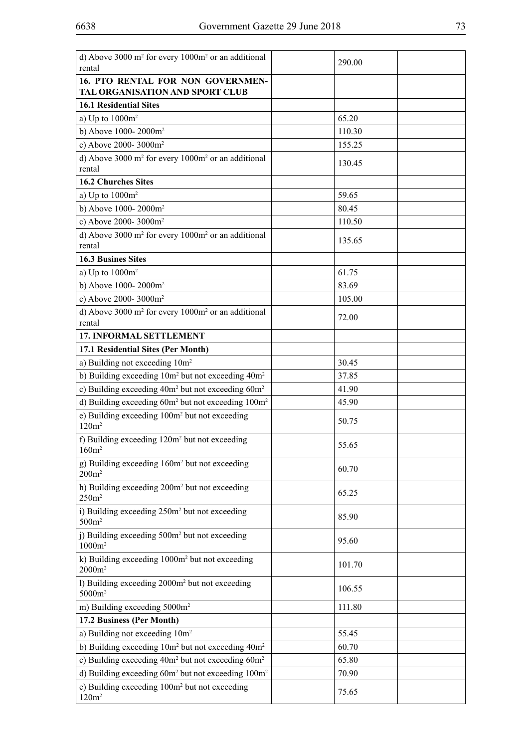| | | | |
|---|---|---|---|
| d) Above 3000 m² for every 1000m² or an additional rental | | 290.00 | |
| **16. PTO RENTAL FOR NON GOVERNMENTAL ORGANISATION AND SPORT CLUB** | | | |
| **16.1 Residential Sites** | | | |
| a) Up to 1000m² | | 65.20 | |
| b) Above 1000- 2000m² | | 110.30 | |
| c) Above 2000- 3000m² | | 155.25 | |
| d) Above 3000 m² for every 1000m² or an additional rental | | 130.45 | |
| **16.2 Churches Sites** | | | |
| a) Up to 1000m² | | 59.65 | |
| b) Above 1000- 2000m² | | 80.45 | |
| c) Above 2000- 3000m² | | 110.50 | |
| d) Above 3000 m² for every 1000m² or an additional rental | | 135.65 | |
| **16.3 Busines Sites** | | | |
| a) Up to 1000m² | | 61.75 | |
| b) Above 1000- 2000m² | | 83.69 | |
| c) Above 2000- 3000m² | | 105.00 | |
| d) Above 3000 m² for every 1000m² or an additional rental | | 72.00 | |
| **17. INFORMAL SETTLEMENT** | | | |
| **17.1 Residential Sites (Per Month)** | | | |
| a) Building not exceeding 10m² | | 30.45 | |
| b) Building exceeding 10m² but not exceeding 40m² | | 37.85 | |
| c) Building exceeding 40m² but not exceeding 60m² | | 41.90 | |
| d) Building exceeding 60m² but not exceeding 100m² | | 45.90 | |
| e) Building exceeding 100m² but not exceeding 120m² | | 50.75 | |
| f) Building exceeding 120m² but not exceeding 160m² | | 55.65 | |
| g) Building exceeding 160m² but not exceeding 200m² | | 60.70 | |
| h) Building exceeding 200m² but not exceeding 250m² | | 65.25 | |
| i) Building exceeding 250m² but not exceeding 500m² | | 85.90 | |
| j) Building exceeding 500m² but not exceeding 1000m² | | 95.60 | |
| k) Building exceeding 1000m² but not exceeding 2000m² | | 101.70 | |
| l) Building exceeding 2000m² but not exceeding 5000m² | | 106.55 | |
| m) Building exceeding 5000m² | | 111.80 | |
| **17.2 Business (Per Month)** | | | |
| a) Building not exceeding 10m² | | 55.45 | |
| b) Building exceeding 10m² but not exceeding 40m² | | 60.70 | |
| c) Building exceeding 40m² but not exceeding 60m² | | 65.80 | |
| d) Building exceeding 60m² but not exceeding 100m² | | 70.90 | |
| e) Building exceeding 100m² but not exceeding 120m² | | 75.65 | |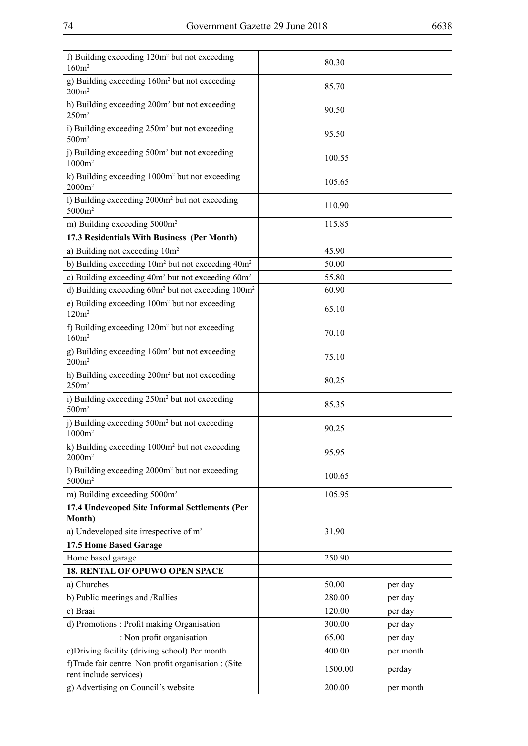| | | | |
|---|---|---|---|
| f) Building exceeding 120m² but not exceeding 160m² | | 80.30 | |
| g) Building exceeding 160m² but not exceeding 200m² | | 85.70 | |
| h) Building exceeding 200m² but not exceeding 250m² | | 90.50 | |
| i) Building exceeding 250m² but not exceeding 500m² | | 95.50 | |
| j) Building exceeding 500m² but not exceeding 1000m² | | 100.55 | |
| k) Building exceeding 1000m² but not exceeding 2000m² | | 105.65 | |
| l) Building exceeding 2000m² but not exceeding 5000m² | | 110.90 | |
| m) Building exceeding 5000m² | | 115.85 | |
| **17.3 Residentials With Business (Per Month)** | | | |
| a) Building not exceeding 10m² | | 45.90 | |
| b) Building exceeding 10m² but not exceeding 40m² | | 50.00 | |
| c) Building exceeding 40m² but not exceeding 60m² | | 55.80 | |
| d) Building exceeding 60m² but not exceeding 100m² | | 60.90 | |
| e) Building exceeding 100m² but not exceeding 120m² | | 65.10 | |
| f) Building exceeding 120m² but not exceeding 160m² | | 70.10 | |
| g) Building exceeding 160m² but not exceeding 200m² | | 75.10 | |
| h) Building exceeding 200m² but not exceeding 250m² | | 80.25 | |
| i) Building exceeding 250m² but not exceeding 500m² | | 85.35 | |
| j) Building exceeding 500m² but not exceeding 1000m² | | 90.25 | |
| k) Building exceeding 1000m² but not exceeding 2000m² | | 95.95 | |
| l) Building exceeding 2000m² but not exceeding 5000m² | | 100.65 | |
| m) Building exceeding 5000m² | | 105.95 | |
| **17.4 Undeveoped Site Informal Settlements (Per Month)** | | | |
| a) Undeveloped site irrespective of m² | | 31.90 | |
| **17.5 Home Based Garage** | | | |
| Home based garage | | 250.90 | |
| **18. RENTAL OF OPUWO OPEN SPACE** | | | |
| a) Churches | | 50.00 | per day |
| b) Public meetings and /Rallies | | 280.00 | per day |
| c) Braai | | 120.00 | per day |
| d) Promotions : Profit making Organisation | | 300.00 | per day |
| : Non profit organisation | | 65.00 | per day |
| e)Driving facility (driving school) Per month | | 400.00 | per month |
| f)Trade fair centre Non profit organisation : (Site rent include services) | | 1500.00 | perday |
| g) Advertising on Council's website | | 200.00 | per month |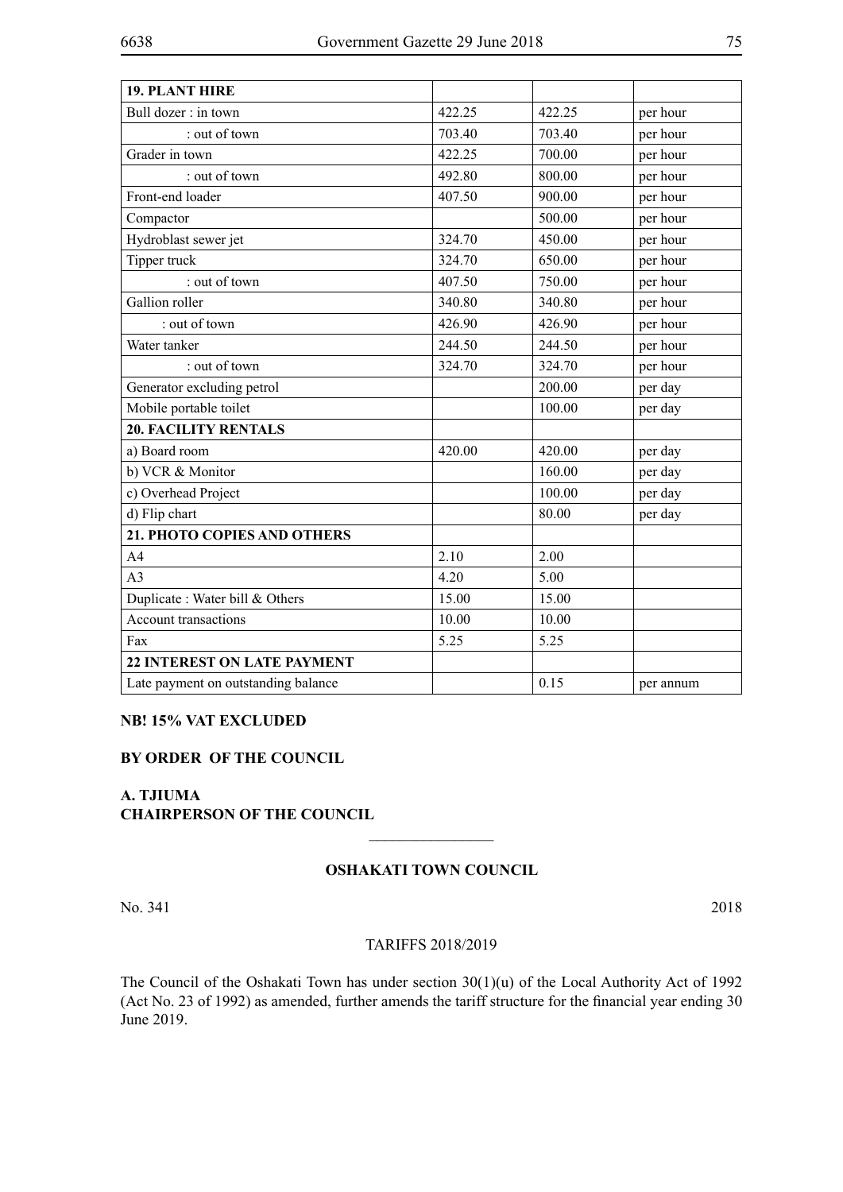| **19. PLANT HIRE** | | | |
|---|---|---|---|
| Bull dozer : in town | 422.25 | 422.25 | per hour |
| : out of town | 703.40 | 703.40 | per hour |
| Grader in town | 422.25 | 700.00 | per hour |
| : out of town | 492.80 | 800.00 | per hour |
| Front-end loader | 407.50 | 900.00 | per hour |
| Compactor | | 500.00 | per hour |
| Hydroblast sewer jet | 324.70 | 450.00 | per hour |
| Tipper truck | 324.70 | 650.00 | per hour |
| : out of town | 407.50 | 750.00 | per hour |
| Gallion roller | 340.80 | 340.80 | per hour |
| : out of town | 426.90 | 426.90 | per hour |
| Water tanker | 244.50 | 244.50 | per hour |
| : out of town | 324.70 | 324.70 | per hour |
| Generator excluding petrol | | 200.00 | per day |
| Mobile portable toilet | | 100.00 | per day |
| **20. FACILITY RENTALS** | | | |
| a) Board room | 420.00 | 420.00 | per day |
| b) VCR & Monitor | | 160.00 | per day |
| c) Overhead Project | | 100.00 | per day |
| d) Flip chart | | 80.00 | per day |
| **21. PHOTO COPIES AND OTHERS** | | | |
| A4 | 2.10 | 2.00 | |
| A3 | 4.20 | 5.00 | |
| Duplicate : Water bill & Others | 15.00 | 15.00 | |
| Account transactions | 10.00 | 10.00 | |
| Fax | 5.25 | 5.25 | |
| **22 INTEREST ON LATE PAYMENT** | | | |
| Late payment on outstanding balance | | 0.15 | per annum |

**NB! 15% VAT EXCLUDED**

**BY ORDER OF THE COUNCIL**

**A. TJIUMA**
**CHAIRPERSON OF THE COUNCIL**

---

**OSHAKATI TOWN COUNCIL**

No. 341 2018

TARIFFS 2018/2019

The Council of the Oshakati Town has under section 30(1)(u) of the Local Authority Act of 1992 (Act No. 23 of 1992) as amended, further amends the tariff structure for the financial year ending 30 June 2019.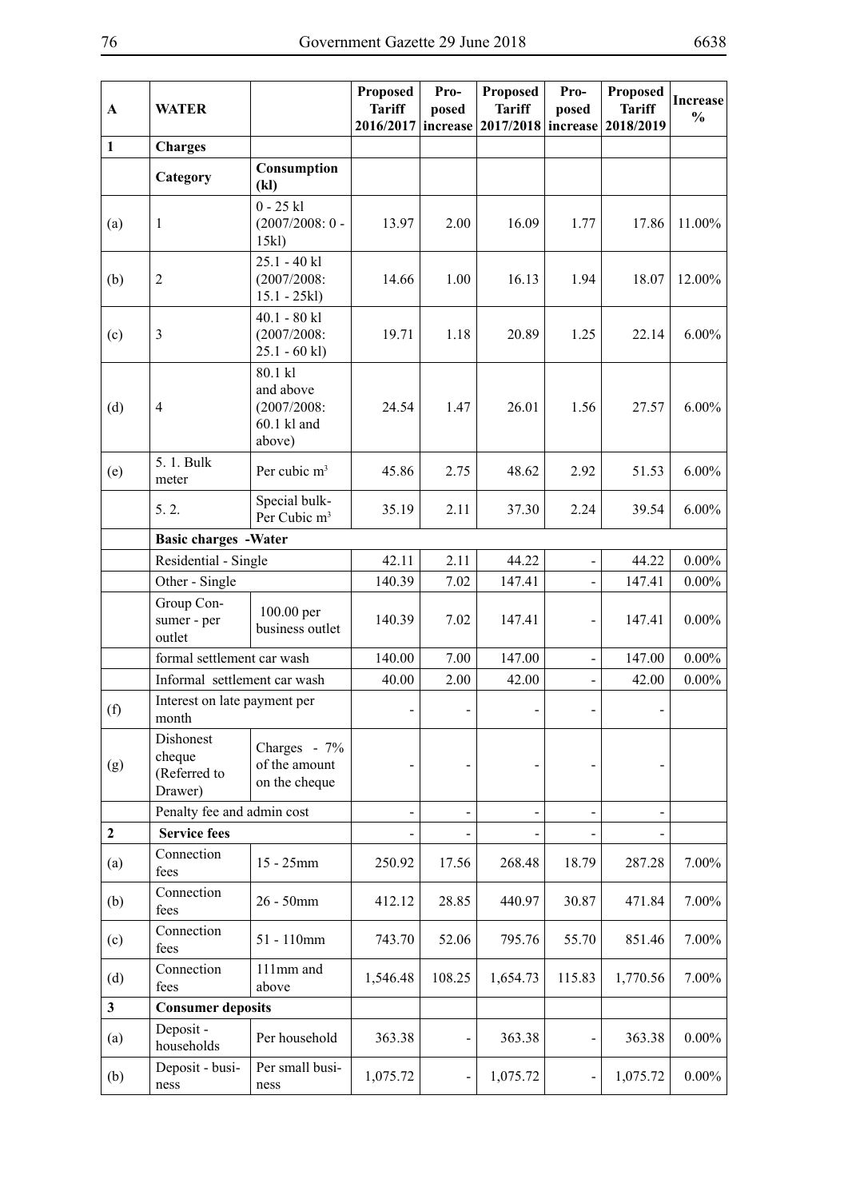| A | WATER | | Proposed Tariff 2016/2017 | Pro-posed increase | Proposed Tariff 2017/2018 | Pro-posed increase | Proposed Tariff 2018/2019 | Increase % |
|---|---|---|---|---|---|---|---|---|
| 1 | **Charges** | | | | | | | |
| | **Category** | **Consumption (kl)** | | | | | | |
| (a) | 1 | 0 - 25 kl (2007/2008: 0 - 15kl) | 13.97 | 2.00 | 16.09 | 1.77 | 17.86 | 11.00% |
| (b) | 2 | 25.1 - 40 kl (2007/2008: 15.1 - 25kl) | 14.66 | 1.00 | 16.13 | 1.94 | 18.07 | 12.00% |
| (c) | 3 | 40.1 - 80 kl (2007/2008: 25.1 - 60 kl) | 19.71 | 1.18 | 20.89 | 1.25 | 22.14 | 6.00% |
| (d) | 4 | 80.1 kl and above (2007/2008: 60.1 kl and above) | 24.54 | 1.47 | 26.01 | 1.56 | 27.57 | 6.00% |
| (e) | 5. 1. Bulk meter | Per cubic $m^3$ | 45.86 | 2.75 | 48.62 | 2.92 | 51.53 | 6.00% |
| | 5. 2. | Special bulk-Per Cubic $m^3$ | 35.19 | 2.11 | 37.30 | 2.24 | 39.54 | 6.00% |
| | **Basic charges -Water** | | | | | | | |
| | Residential - Single | | 42.11 | 2.11 | 44.22 | - | 44.22 | 0.00% |
| | Other - Single | | 140.39 | 7.02 | 147.41 | - | 147.41 | 0.00% |
| | Group Consumer - per outlet | 100.00 per business outlet | 140.39 | 7.02 | 147.41 | - | 147.41 | 0.00% |
| | formal settlement car wash | | 140.00 | 7.00 | 147.00 | - | 147.00 | 0.00% |
| | Informal settlement car wash | | 40.00 | 2.00 | 42.00 | - | 42.00 | 0.00% |
| (f) | Interest on late payment per month | | - | - | - | - | - | |
| (g) | Dishonest cheque (Referred to Drawer) | Charges - 7% of the amount on the cheque | - | - | - | - | - | |
| | Penalty fee and admin cost | | - | - | - | - | - | |
| 2 | **Service fees** | | - | - | - | - | - | |
| (a) | Connection fees | 15 - 25mm | 250.92 | 17.56 | 268.48 | 18.79 | 287.28 | 7.00% |
| (b) | Connection fees | 26 - 50mm | 412.12 | 28.85 | 440.97 | 30.87 | 471.84 | 7.00% |
| (c) | Connection fees | 51 - 110mm | 743.70 | 52.06 | 795.76 | 55.70 | 851.46 | 7.00% |
| (d) | Connection fees | 111mm and above | 1,546.48 | 108.25 | 1,654.73 | 115.83 | 1,770.56 | 7.00% |
| 3 | **Consumer deposits** | | | | | | | |
| (a) | Deposit - households | Per household | 363.38 | - | 363.38 | - | 363.38 | 0.00% |
| (b) | Deposit - business | Per small business | 1,075.72 | - | 1,075.72 | - | 1,075.72 | 0.00% |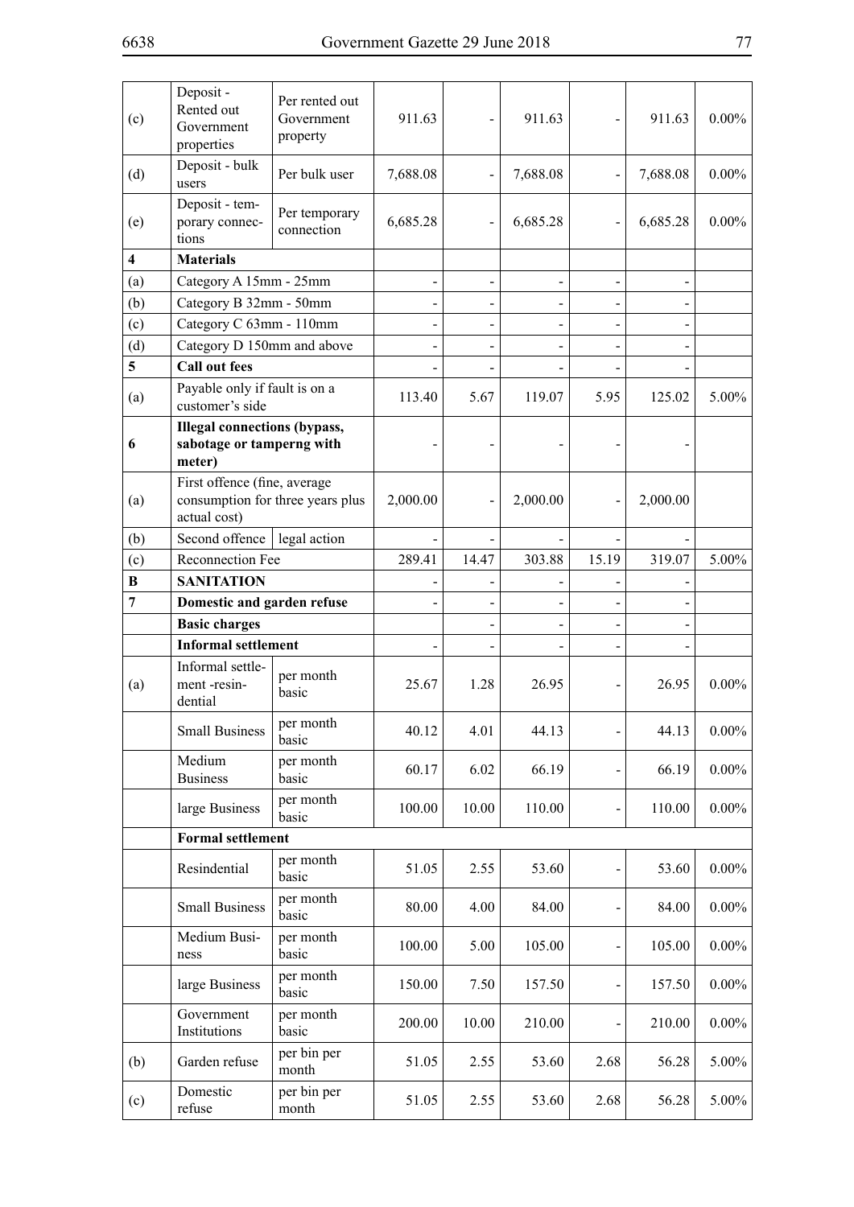| (c) | Deposit - Rented out Government properties | Per rented out Government property | 911.63 | - | 911.63 | - | 911.63 | 0.00% |
|---|---|---|---|---|---|---|---|---|
| (d) | Deposit - bulk users | Per bulk user | 7,688.08 | - | 7,688.08 | - | 7,688.08 | 0.00% |
| (e) | Deposit - temporary connections | Per temporary connection | 6,685.28 | - | 6,685.28 | - | 6,685.28 | 0.00% |
| **4** | **Materials** | | | | | | | |
| (a) | Category A 15mm - 25mm | | - | - | - | - | - | |
| (b) | Category B 32mm - 50mm | | - | - | - | - | - | |
| (c) | Category C 63mm - 110mm | | - | - | - | - | - | |
| (d) | Category D 150mm and above | | - | - | - | - | - | |
| **5** | **Call out fees** | | - | - | - | - | - | |
| (a) | Payable only if fault is on a customer's side | | 113.40 | 5.67 | 119.07 | 5.95 | 125.02 | 5.00% |
| **6** | **Illegal connections (bypass, sabotage or tamperng with meter)** | | - | - | - | - | - | |
| (a) | First offence (fine, average consumption for three years plus actual cost) | | 2,000.00 | - | 2,000.00 | - | 2,000.00 | |
| (b) | Second offence | legal action | - | - | - | - | - | |
| (c) | Reconnection Fee | | 289.41 | 14.47 | 303.88 | 15.19 | 319.07 | 5.00% |
| **B** | **SANITATION** | | - | - | - | - | - | |
| **7** | **Domestic and garden refuse** | | - | - | - | - | - | |
| | **Basic charges** | | | - | - | - | - | |
| | **Informal settlement** | | - | - | - | - | - | |
| (a) | Informal settlement -resindential | per month basic | 25.67 | 1.28 | 26.95 | - | 26.95 | 0.00% |
| | Small Business | per month basic | 40.12 | 4.01 | 44.13 | - | 44.13 | 0.00% |
| | Medium Business | per month basic | 60.17 | 6.02 | 66.19 | - | 66.19 | 0.00% |
| | large Business | per month basic | 100.00 | 10.00 | 110.00 | - | 110.00 | 0.00% |
| | **Formal settlement** | | | | | | | |
| | Resindential | per month basic | 51.05 | 2.55 | 53.60 | - | 53.60 | 0.00% |
| | Small Business | per month basic | 80.00 | 4.00 | 84.00 | - | 84.00 | 0.00% |
| | Medium Business | per month basic | 100.00 | 5.00 | 105.00 | - | 105.00 | 0.00% |
| | large Business | per month basic | 150.00 | 7.50 | 157.50 | - | 157.50 | 0.00% |
| | Government Institutions | per month basic | 200.00 | 10.00 | 210.00 | - | 210.00 | 0.00% |
| (b) | Garden refuse | per bin per month | 51.05 | 2.55 | 53.60 | 2.68 | 56.28 | 5.00% |
| (c) | Domestic refuse | per bin per month | 51.05 | 2.55 | 53.60 | 2.68 | 56.28 | 5.00% |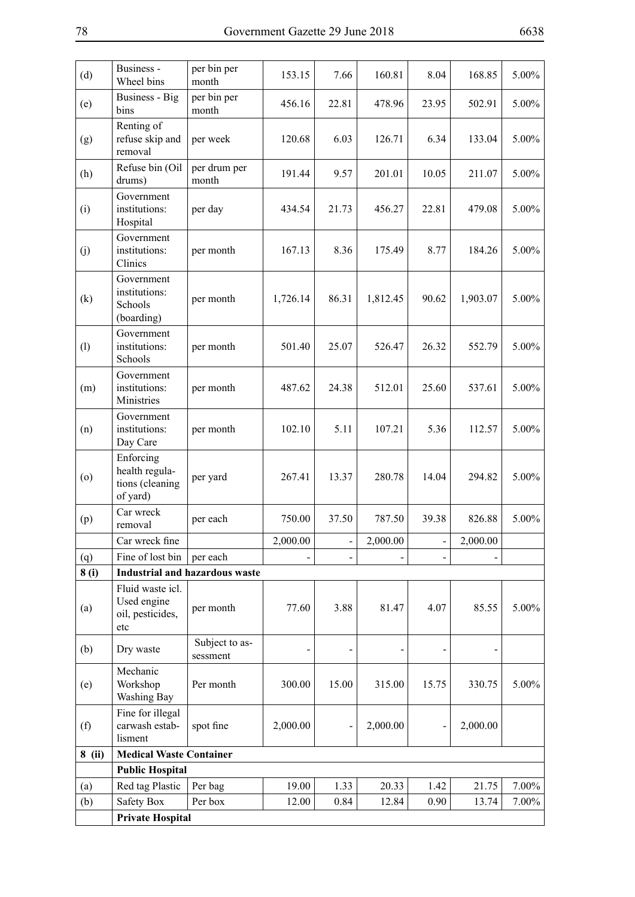| (d) | Business - Wheel bins | per bin per month | 153.15 | 7.66 | 160.81 | 8.04 | 168.85 | 5.00% |
|---|---|---|---|---|---|---|---|---|
| (e) | Business - Big bins | per bin per month | 456.16 | 22.81 | 478.96 | 23.95 | 502.91 | 5.00% |
| (g) | Renting of refuse skip and removal | per week | 120.68 | 6.03 | 126.71 | 6.34 | 133.04 | 5.00% |
| (h) | Refuse bin (Oil drums) | per drum per month | 191.44 | 9.57 | 201.01 | 10.05 | 211.07 | 5.00% |
| (i) | Government institutions: Hospital | per day | 434.54 | 21.73 | 456.27 | 22.81 | 479.08 | 5.00% |
| (j) | Government institutions: Clinics | per month | 167.13 | 8.36 | 175.49 | 8.77 | 184.26 | 5.00% |
| (k) | Government institutions: Schools (boarding) | per month | 1,726.14 | 86.31 | 1,812.45 | 90.62 | 1,903.07 | 5.00% |
| (l) | Government institutions: Schools | per month | 501.40 | 25.07 | 526.47 | 26.32 | 552.79 | 5.00% |
| (m) | Government institutions: Ministries | per month | 487.62 | 24.38 | 512.01 | 25.60 | 537.61 | 5.00% |
| (n) | Government institutions: Day Care | per month | 102.10 | 5.11 | 107.21 | 5.36 | 112.57 | 5.00% |
| (o) | Enforcing health regulations (cleaning of yard) | per yard | 267.41 | 13.37 | 280.78 | 14.04 | 294.82 | 5.00% |
| (p) | Car wreck removal | per each | 750.00 | 37.50 | 787.50 | 39.38 | 826.88 | 5.00% |
| | Car wreck fine | | 2,000.00 | - | 2,000.00 | - | 2,000.00 | |
| (q) | Fine of lost bin | per each | - | - | - | - | - | |
| **8 (i)** | **Industrial and hazardous waste** | | | | | | | |
| (a) | Fluid waste icl. Used engine oil, pesticides, etc | per month | 77.60 | 3.88 | 81.47 | 4.07 | 85.55 | 5.00% |
| (b) | Dry waste | Subject to assessment | - | - | - | - | - | |
| (e) | Mechanic Workshop Washing Bay | Per month | 300.00 | 15.00 | 315.00 | 15.75 | 330.75 | 5.00% |
| (f) | Fine for illegal carwash establisment | spot fine | 2,000.00 | - | 2,000.00 | - | 2,000.00 | |
| **8 (ii)** | **Medical Waste Container** | | | | | | | |
| | **Public Hospital** | | | | | | | |
| (a) | Red tag Plastic | Per bag | 19.00 | 1.33 | 20.33 | 1.42 | 21.75 | 7.00% |
| (b) | Safety Box | Per box | 12.00 | 0.84 | 12.84 | 0.90 | 13.74 | 7.00% |
| | **Private Hospital** | | | | | | | |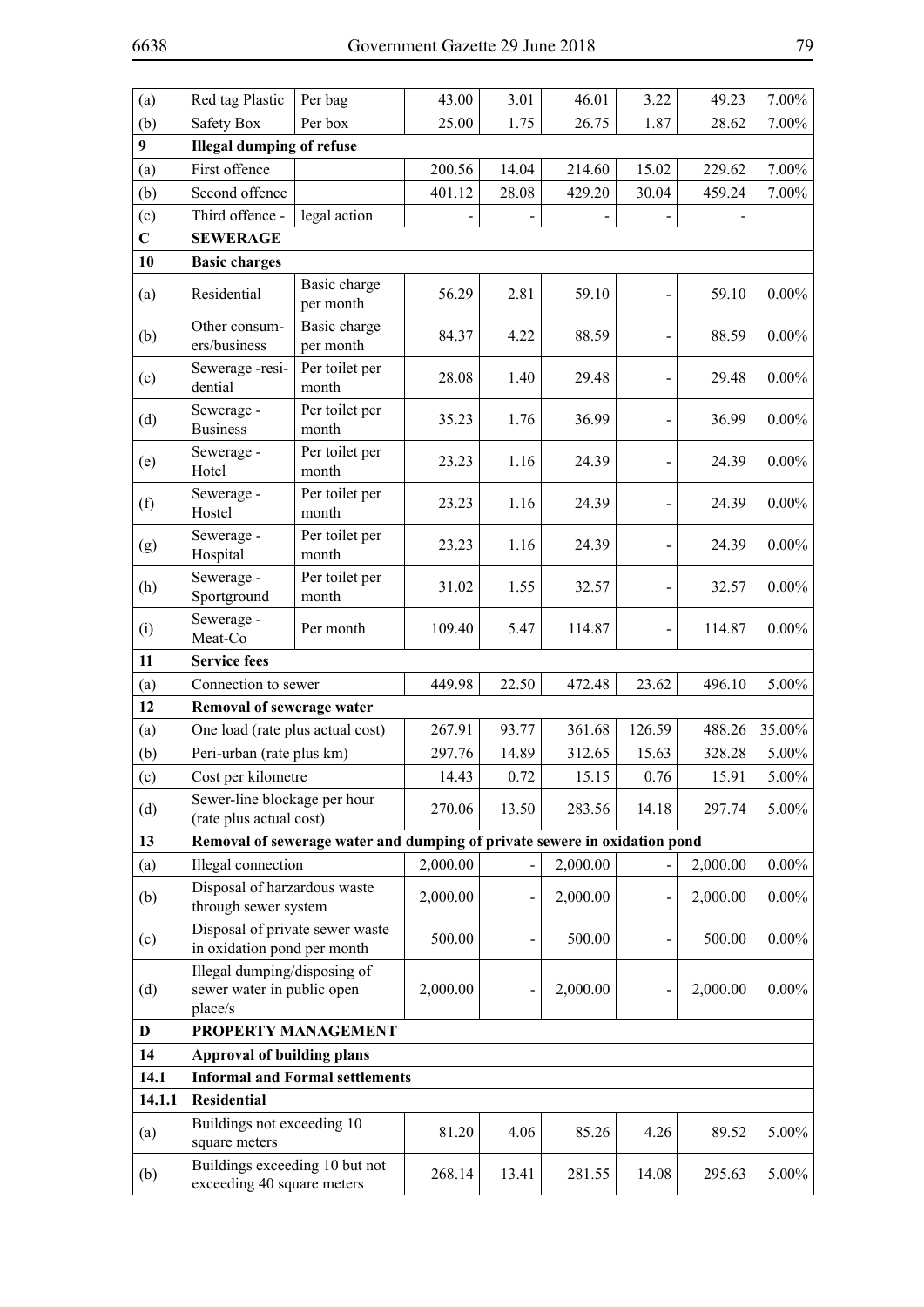| | | | | | | | | |
|---|---|---|---|---|---|---|---|---|
| (a) | Red tag Plastic | Per bag | 43.00 | 3.01 | 46.01 | 3.22 | 49.23 | 7.00% |
| (b) | Safety Box | Per box | 25.00 | 1.75 | 26.75 | 1.87 | 28.62 | 7.00% |
| **9** | **Illegal dumping of refuse** | | | | | | | |
| (a) | First offence | | 200.56 | 14.04 | 214.60 | 15.02 | 229.62 | 7.00% |
| (b) | Second offence | | 401.12 | 28.08 | 429.20 | 30.04 | 459.24 | 7.00% |
| (c) | Third offence - | legal action | - | - | - | - | - | |
| **C** | **SEWERAGE** | | | | | | | |
| **10** | **Basic charges** | | | | | | | |
| (a) | Residential | Basic charge per month | 56.29 | 2.81 | 59.10 | - | 59.10 | 0.00% |
| (b) | Other consumers/business | Basic charge per month | 84.37 | 4.22 | 88.59 | - | 88.59 | 0.00% |
| (c) | Sewerage -residential | Per toilet per month | 28.08 | 1.40 | 29.48 | - | 29.48 | 0.00% |
| (d) | Sewerage - Business | Per toilet per month | 35.23 | 1.76 | 36.99 | - | 36.99 | 0.00% |
| (e) | Sewerage - Hotel | Per toilet per month | 23.23 | 1.16 | 24.39 | - | 24.39 | 0.00% |
| (f) | Sewerage - Hostel | Per toilet per month | 23.23 | 1.16 | 24.39 | - | 24.39 | 0.00% |
| (g) | Sewerage - Hospital | Per toilet per month | 23.23 | 1.16 | 24.39 | - | 24.39 | 0.00% |
| (h) | Sewerage - Sportground | Per toilet per month | 31.02 | 1.55 | 32.57 | - | 32.57 | 0.00% |
| (i) | Sewerage - Meat-Co | Per month | 109.40 | 5.47 | 114.87 | - | 114.87 | 0.00% |
| **11** | **Service fees** | | | | | | | |
| (a) | Connection to sewer | | 449.98 | 22.50 | 472.48 | 23.62 | 496.10 | 5.00% |
| **12** | **Removal of sewerage water** | | | | | | | |
| (a) | One load (rate plus actual cost) | | 267.91 | 93.77 | 361.68 | 126.59 | 488.26 | 35.00% |
| (b) | Peri-urban (rate plus km) | | 297.76 | 14.89 | 312.65 | 15.63 | 328.28 | 5.00% |
| (c) | Cost per kilometre | | 14.43 | 0.72 | 15.15 | 0.76 | 15.91 | 5.00% |
| (d) | Sewer-line blockage per hour (rate plus actual cost) | | 270.06 | 13.50 | 283.56 | 14.18 | 297.74 | 5.00% |
| **13** | **Removal of sewerage water and dumping of private sewere in oxidation pond** | | | | | | | |
| (a) | Illegal connection | | 2,000.00 | - | 2,000.00 | - | 2,000.00 | 0.00% |
| (b) | Disposal of harzardous waste through sewer system | | 2,000.00 | - | 2,000.00 | - | 2,000.00 | 0.00% |
| (c) | Disposal of private sewer waste in oxidation pond per month | | 500.00 | - | 500.00 | - | 500.00 | 0.00% |
| (d) | Illegal dumping/disposing of sewer water in public open place/s | | 2,000.00 | - | 2,000.00 | - | 2,000.00 | 0.00% |
| **D** | **PROPERTY MANAGEMENT** | | | | | | | |
| **14** | **Approval of building plans** | | | | | | | |
| **14.1** | **Informal and Formal settlements** | | | | | | | |
| **14.1.1** | **Residential** | | | | | | | |
| (a) | Buildings not exceeding 10 square meters | | 81.20 | 4.06 | 85.26 | 4.26 | 89.52 | 5.00% |
| (b) | Buildings exceeding 10 but not exceeding 40 square meters | | 268.14 | 13.41 | 281.55 | 14.08 | 295.63 | 5.00% |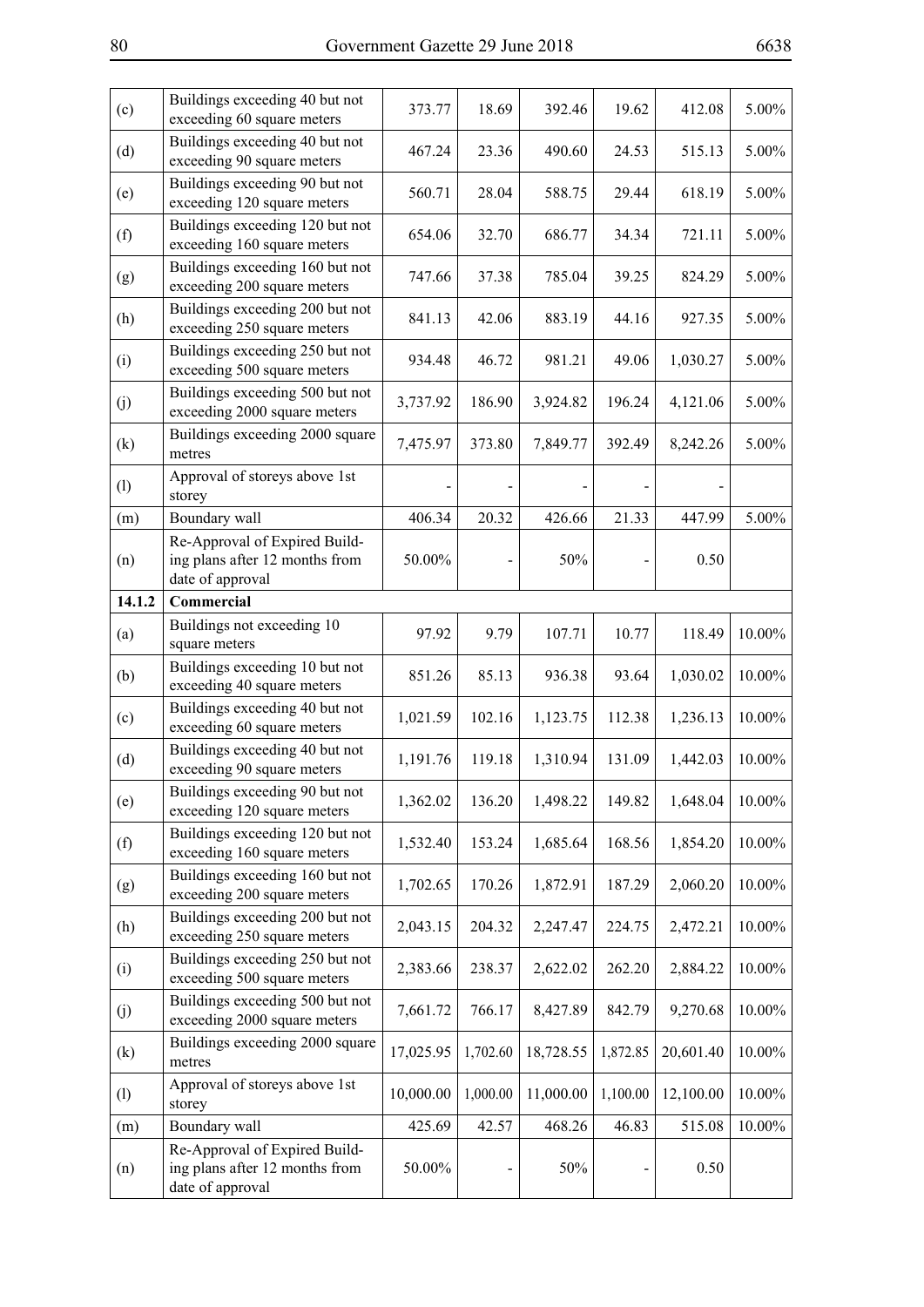| | | | | | | | |
|---|---|---|---|---|---|---|---|
| (c) | Buildings exceeding 40 but not exceeding 60 square meters | 373.77 | 18.69 | 392.46 | 19.62 | 412.08 | 5.00% |
| (d) | Buildings exceeding 40 but not exceeding 90 square meters | 467.24 | 23.36 | 490.60 | 24.53 | 515.13 | 5.00% |
| (e) | Buildings exceeding 90 but not exceeding 120 square meters | 560.71 | 28.04 | 588.75 | 29.44 | 618.19 | 5.00% |
| (f) | Buildings exceeding 120 but not exceeding 160 square meters | 654.06 | 32.70 | 686.77 | 34.34 | 721.11 | 5.00% |
| (g) | Buildings exceeding 160 but not exceeding 200 square meters | 747.66 | 37.38 | 785.04 | 39.25 | 824.29 | 5.00% |
| (h) | Buildings exceeding 200 but not exceeding 250 square meters | 841.13 | 42.06 | 883.19 | 44.16 | 927.35 | 5.00% |
| (i) | Buildings exceeding 250 but not exceeding 500 square meters | 934.48 | 46.72 | 981.21 | 49.06 | 1,030.27 | 5.00% |
| (j) | Buildings exceeding 500 but not exceeding 2000 square meters | 3,737.92 | 186.90 | 3,924.82 | 196.24 | 4,121.06 | 5.00% |
| (k) | Buildings exceeding 2000 square metres | 7,475.97 | 373.80 | 7,849.77 | 392.49 | 8,242.26 | 5.00% |
| (l) | Approval of storeys above 1st storey | - | - | - | - | - | |
| (m) | Boundary wall | 406.34 | 20.32 | 426.66 | 21.33 | 447.99 | 5.00% |
| (n) | Re-Approval of Expired Building plans after 12 months from date of approval | 50.00% | - | 50% | - | 0.50 | |
| **14.1.2** | **Commercial** | | | | | | |
| (a) | Buildings not exceeding 10 square meters | 97.92 | 9.79 | 107.71 | 10.77 | 118.49 | 10.00% |
| (b) | Buildings exceeding 10 but not exceeding 40 square meters | 851.26 | 85.13 | 936.38 | 93.64 | 1,030.02 | 10.00% |
| (c) | Buildings exceeding 40 but not exceeding 60 square meters | 1,021.59 | 102.16 | 1,123.75 | 112.38 | 1,236.13 | 10.00% |
| (d) | Buildings exceeding 40 but not exceeding 90 square meters | 1,191.76 | 119.18 | 1,310.94 | 131.09 | 1,442.03 | 10.00% |
| (e) | Buildings exceeding 90 but not exceeding 120 square meters | 1,362.02 | 136.20 | 1,498.22 | 149.82 | 1,648.04 | 10.00% |
| (f) | Buildings exceeding 120 but not exceeding 160 square meters | 1,532.40 | 153.24 | 1,685.64 | 168.56 | 1,854.20 | 10.00% |
| (g) | Buildings exceeding 160 but not exceeding 200 square meters | 1,702.65 | 170.26 | 1,872.91 | 187.29 | 2,060.20 | 10.00% |
| (h) | Buildings exceeding 200 but not exceeding 250 square meters | 2,043.15 | 204.32 | 2,247.47 | 224.75 | 2,472.21 | 10.00% |
| (i) | Buildings exceeding 250 but not exceeding 500 square meters | 2,383.66 | 238.37 | 2,622.02 | 262.20 | 2,884.22 | 10.00% |
| (j) | Buildings exceeding 500 but not exceeding 2000 square meters | 7,661.72 | 766.17 | 8,427.89 | 842.79 | 9,270.68 | 10.00% |
| (k) | Buildings exceeding 2000 square metres | 17,025.95 | 1,702.60 | 18,728.55 | 1,872.85 | 20,601.40 | 10.00% |
| (l) | Approval of storeys above 1st storey | 10,000.00 | 1,000.00 | 11,000.00 | 1,100.00 | 12,100.00 | 10.00% |
| (m) | Boundary wall | 425.69 | 42.57 | 468.26 | 46.83 | 515.08 | 10.00% |
| (n) | Re-Approval of Expired Building plans after 12 months from date of approval | 50.00% | - | 50% | - | 0.50 | |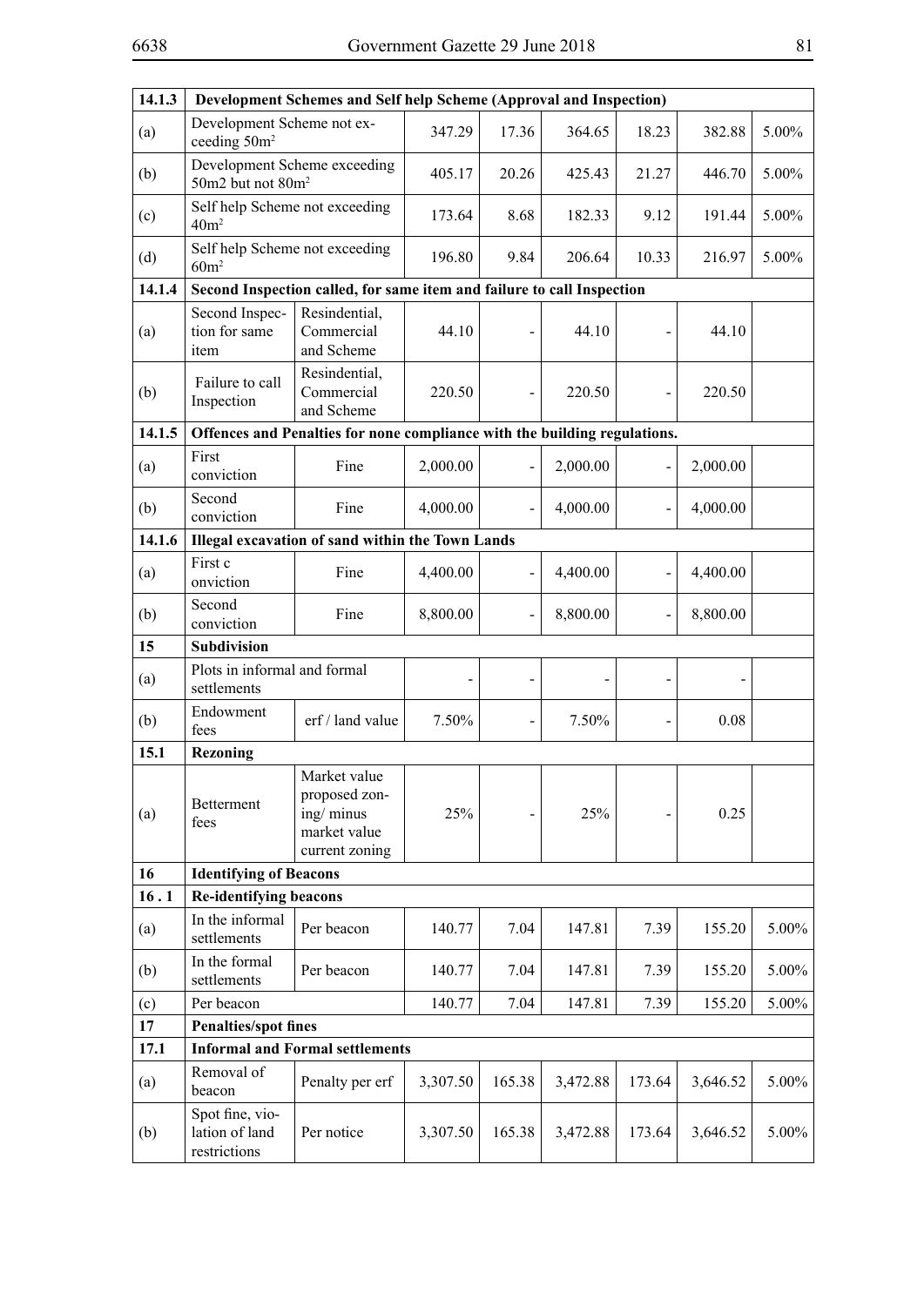| 14.1.3 | Development Schemes and Self help Scheme (Approval and Inspection) | | | | | | | |
|---|---|---|---|---|---|---|---|---|
| (a) | Development Scheme not exceeding 50m² | | 347.29 | 17.36 | 364.65 | 18.23 | 382.88 | 5.00% |
| (b) | Development Scheme exceeding 50m2 but not 80m² | | 405.17 | 20.26 | 425.43 | 21.27 | 446.70 | 5.00% |
| (c) | Self help Scheme not exceeding 40m² | | 173.64 | 8.68 | 182.33 | 9.12 | 191.44 | 5.00% |
| (d) | Self help Scheme not exceeding 60m² | | 196.80 | 9.84 | 206.64 | 10.33 | 216.97 | 5.00% |
| 14.1.4 | Second Inspection called, for same item and failure to call Inspection | | | | | | | |
| (a) | Second Inspection for same item | Resindential, Commercial and Scheme | 44.10 | - | 44.10 | - | 44.10 | |
| (b) | Failure to call Inspection | Resindential, Commercial and Scheme | 220.50 | - | 220.50 | - | 220.50 | |
| 14.1.5 | Offences and Penalties for none compliance with the building regulations. | | | | | | | |
| (a) | First conviction | Fine | 2,000.00 | - | 2,000.00 | - | 2,000.00 | |
| (b) | Second conviction | Fine | 4,000.00 | - | 4,000.00 | - | 4,000.00 | |
| 14.1.6 | Illegal excavation of sand within the Town Lands | | | | | | | |
| (a) | First c onviction | Fine | 4,400.00 | - | 4,400.00 | - | 4,400.00 | |
| (b) | Second conviction | Fine | 8,800.00 | - | 8,800.00 | - | 8,800.00 | |
| 15 | Subdivision | | | | | | | |
| (a) | Plots in informal and formal settlements | | - | - | - | - | - | |
| (b) | Endowment fees | erf / land value | 7.50% | - | 7.50% | - | 0.08 | |
| 15.1 | Rezoning | | | | | | | |
| (a) | Betterment fees | Market value proposed zoning/ minus market value current zoning | 25% | - | 25% | - | 0.25 | |
| 16 | Identifying of Beacons | | | | | | | |
| 16 . 1 | Re-identifying beacons | | | | | | | |
| (a) | In the informal settlements | Per beacon | 140.77 | 7.04 | 147.81 | 7.39 | 155.20 | 5.00% |
| (b) | In the formal settlements | Per beacon | 140.77 | 7.04 | 147.81 | 7.39 | 155.20 | 5.00% |
| (c) | Per beacon | | 140.77 | 7.04 | 147.81 | 7.39 | 155.20 | 5.00% |
| 17 | Penalties/spot fines | | | | | | | |
| 17.1 | Informal and Formal settlements | | | | | | | |
| (a) | Removal of beacon | Penalty per erf | 3,307.50 | 165.38 | 3,472.88 | 173.64 | 3,646.52 | 5.00% |
| (b) | Spot fine, violation of land restrictions | Per notice | 3,307.50 | 165.38 | 3,472.88 | 173.64 | 3,646.52 | 5.00% |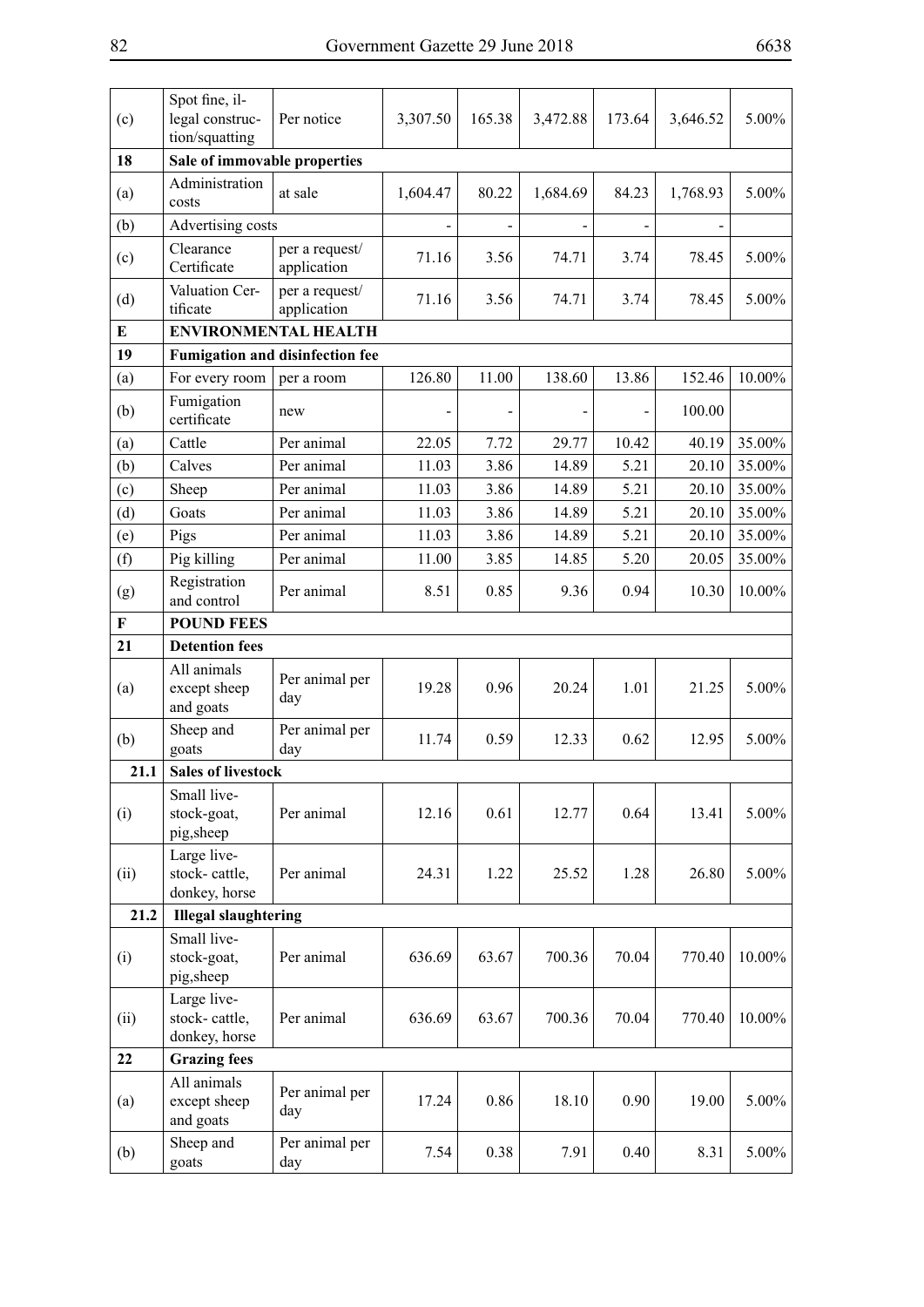| | | | | | | | | |
|---|---|---|---|---|---|---|---|---|
| (c) | Spot fine, illegal construction/squatting | Per notice | 3,307.50 | 165.38 | 3,472.88 | 173.64 | 3,646.52 | 5.00% |
| **18** | **Sale of immovable properties** | | | | | | | |
| (a) | Administration costs | at sale | 1,604.47 | 80.22 | 1,684.69 | 84.23 | 1,768.93 | 5.00% |
| (b) | Advertising costs | | - | - | - | - | - | |
| (c) | Clearance Certificate | per a request/ application | 71.16 | 3.56 | 74.71 | 3.74 | 78.45 | 5.00% |
| (d) | Valuation Certificate | per a request/ application | 71.16 | 3.56 | 74.71 | 3.74 | 78.45 | 5.00% |
| **E** | **ENVIRONMENTAL HEALTH** | | | | | | | |
| **19** | **Fumigation and disinfection fee** | | | | | | | |
| (a) | For every room | per a room | 126.80 | 11.00 | 138.60 | 13.86 | 152.46 | 10.00% |
| (b) | Fumigation certificate | new | - | - | - | - | 100.00 | |
| (a) | Cattle | Per animal | 22.05 | 7.72 | 29.77 | 10.42 | 40.19 | 35.00% |
| (b) | Calves | Per animal | 11.03 | 3.86 | 14.89 | 5.21 | 20.10 | 35.00% |
| (c) | Sheep | Per animal | 11.03 | 3.86 | 14.89 | 5.21 | 20.10 | 35.00% |
| (d) | Goats | Per animal | 11.03 | 3.86 | 14.89 | 5.21 | 20.10 | 35.00% |
| (e) | Pigs | Per animal | 11.03 | 3.86 | 14.89 | 5.21 | 20.10 | 35.00% |
| (f) | Pig killing | Per animal | 11.00 | 3.85 | 14.85 | 5.20 | 20.05 | 35.00% |
| (g) | Registration and control | Per animal | 8.51 | 0.85 | 9.36 | 0.94 | 10.30 | 10.00% |
| **F** | **POUND FEES** | | | | | | | |
| **21** | **Detention fees** | | | | | | | |
| (a) | All animals except sheep and goats | Per animal per day | 19.28 | 0.96 | 20.24 | 1.01 | 21.25 | 5.00% |
| (b) | Sheep and goats | Per animal per day | 11.74 | 0.59 | 12.33 | 0.62 | 12.95 | 5.00% |
| **21.1** | **Sales of livestock** | | | | | | | |
| (i) | Small livestock-goat, pig,sheep | Per animal | 12.16 | 0.61 | 12.77 | 0.64 | 13.41 | 5.00% |
| (ii) | Large livestock- cattle, donkey, horse | Per animal | 24.31 | 1.22 | 25.52 | 1.28 | 26.80 | 5.00% |
| **21.2** | **Illegal slaughtering** | | | | | | | |
| (i) | Small livestock-goat, pig,sheep | Per animal | 636.69 | 63.67 | 700.36 | 70.04 | 770.40 | 10.00% |
| (ii) | Large livestock- cattle, donkey, horse | Per animal | 636.69 | 63.67 | 700.36 | 70.04 | 770.40 | 10.00% |
| **22** | **Grazing fees** | | | | | | | |
| (a) | All animals except sheep and goats | Per animal per day | 17.24 | 0.86 | 18.10 | 0.90 | 19.00 | 5.00% |
| (b) | Sheep and goats | Per animal per day | 7.54 | 0.38 | 7.91 | 0.40 | 8.31 | 5.00% |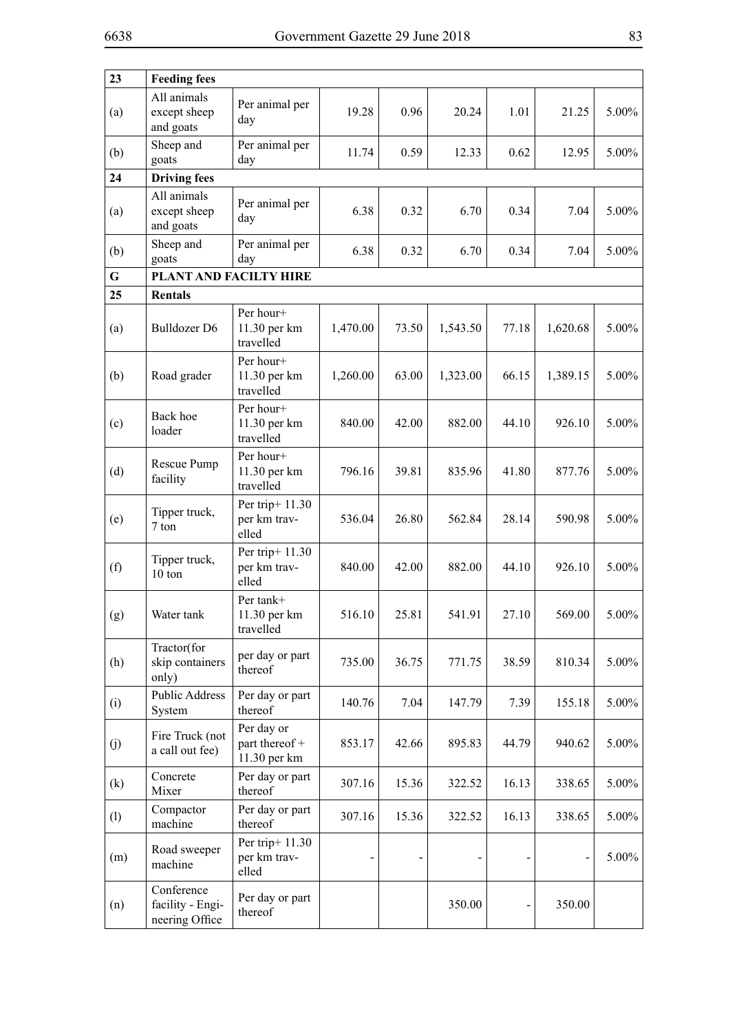| 23 | **Feeding fees** | | | | | | | |
|---|---|---|---|---|---|---|---|---|
| (a) | All animals except sheep and goats | Per animal per day | 19.28 | 0.96 | 20.24 | 1.01 | 21.25 | 5.00% |
| (b) | Sheep and goats | Per animal per day | 11.74 | 0.59 | 12.33 | 0.62 | 12.95 | 5.00% |
| **24** | **Driving fees** | | | | | | | |
| (a) | All animals except sheep and goats | Per animal per day | 6.38 | 0.32 | 6.70 | 0.34 | 7.04 | 5.00% |
| (b) | Sheep and goats | Per animal per day | 6.38 | 0.32 | 6.70 | 0.34 | 7.04 | 5.00% |
| **G** | **PLANT AND FACILTY HIRE** | | | | | | | |
| **25** | **Rentals** | | | | | | | |
| (a) | Bulldozer D6 | Per hour+ 11.30 per km travelled | 1,470.00 | 73.50 | 1,543.50 | 77.18 | 1,620.68 | 5.00% |
| (b) | Road grader | Per hour+ 11.30 per km travelled | 1,260.00 | 63.00 | 1,323.00 | 66.15 | 1,389.15 | 5.00% |
| (c) | Back hoe loader | Per hour+ 11.30 per km travelled | 840.00 | 42.00 | 882.00 | 44.10 | 926.10 | 5.00% |
| (d) | Rescue Pump facility | Per hour+ 11.30 per km travelled | 796.16 | 39.81 | 835.96 | 41.80 | 877.76 | 5.00% |
| (e) | Tipper truck, 7 ton | Per trip+ 11.30 per km travelled | 536.04 | 26.80 | 562.84 | 28.14 | 590.98 | 5.00% |
| (f) | Tipper truck, 10 ton | Per trip+ 11.30 per km travelled | 840.00 | 42.00 | 882.00 | 44.10 | 926.10 | 5.00% |
| (g) | Water tank | Per tank+ 11.30 per km travelled | 516.10 | 25.81 | 541.91 | 27.10 | 569.00 | 5.00% |
| (h) | Tractor(for skip containers only) | per day or part thereof | 735.00 | 36.75 | 771.75 | 38.59 | 810.34 | 5.00% |
| (i) | Public Address System | Per day or part thereof | 140.76 | 7.04 | 147.79 | 7.39 | 155.18 | 5.00% |
| (j) | Fire Truck (not a call out fee) | Per day or part thereof + 11.30 per km | 853.17 | 42.66 | 895.83 | 44.79 | 940.62 | 5.00% |
| (k) | Concrete Mixer | Per day or part thereof | 307.16 | 15.36 | 322.52 | 16.13 | 338.65 | 5.00% |
| (l) | Compactor machine | Per day or part thereof | 307.16 | 15.36 | 322.52 | 16.13 | 338.65 | 5.00% |
| (m) | Road sweeper machine | Per trip+ 11.30 per km travelled | - | - | - | - | - | 5.00% |
| (n) | Conference facility - Engineering Office | Per day or part thereof | | | 350.00 | - | 350.00 | |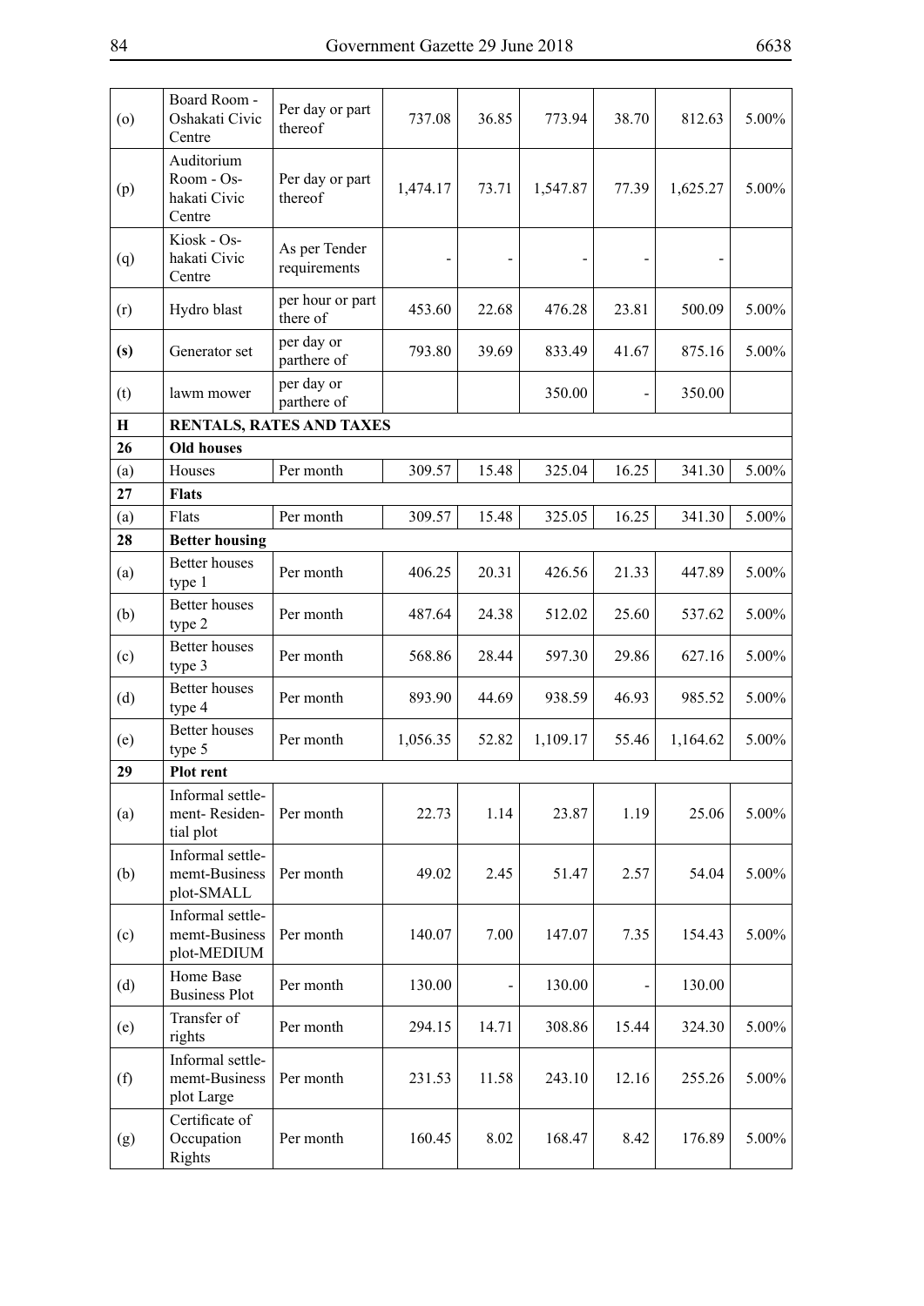| (o) | Board Room - Oshakati Civic Centre | Per day or part thereof | 737.08 | 36.85 | 773.94 | 38.70 | 812.63 | 5.00% |
|---|---|---|---|---|---|---|---|---|
| (p) | Auditorium Room - Oshakati Civic Centre | Per day or part thereof | 1,474.17 | 73.71 | 1,547.87 | 77.39 | 1,625.27 | 5.00% |
| (q) | Kiosk - Oshakati Civic Centre | As per Tender requirements | - | - | - | - | - | |
| (r) | Hydro blast | per hour or part there of | 453.60 | 22.68 | 476.28 | 23.81 | 500.09 | 5.00% |
| **(s)** | Generator set | per day or parthere of | 793.80 | 39.69 | 833.49 | 41.67 | 875.16 | 5.00% |
| (t) | lawm mower | per day or parthere of | | | 350.00 | - | 350.00 | |
| **H** | **RENTALS, RATES AND TAXES** | | | | | | | |
| **26** | **Old houses** | | | | | | | |
| (a) | Houses | Per month | 309.57 | 15.48 | 325.04 | 16.25 | 341.30 | 5.00% |
| **27** | **Flats** | | | | | | | |
| (a) | Flats | Per month | 309.57 | 15.48 | 325.05 | 16.25 | 341.30 | 5.00% |
| **28** | **Better housing** | | | | | | | |
| (a) | Better houses type 1 | Per month | 406.25 | 20.31 | 426.56 | 21.33 | 447.89 | 5.00% |
| (b) | Better houses type 2 | Per month | 487.64 | 24.38 | 512.02 | 25.60 | 537.62 | 5.00% |
| (c) | Better houses type 3 | Per month | 568.86 | 28.44 | 597.30 | 29.86 | 627.16 | 5.00% |
| (d) | Better houses type 4 | Per month | 893.90 | 44.69 | 938.59 | 46.93 | 985.52 | 5.00% |
| (e) | Better houses type 5 | Per month | 1,056.35 | 52.82 | 1,109.17 | 55.46 | 1,164.62 | 5.00% |
| **29** | **Plot rent** | | | | | | | |
| (a) | Informal settlement- Residential plot | Per month | 22.73 | 1.14 | 23.87 | 1.19 | 25.06 | 5.00% |
| (b) | Informal settlememt-Business plot-SMALL | Per month | 49.02 | 2.45 | 51.47 | 2.57 | 54.04 | 5.00% |
| (c) | Informal settlememt-Business plot-MEDIUM | Per month | 140.07 | 7.00 | 147.07 | 7.35 | 154.43 | 5.00% |
| (d) | Home Base Business Plot | Per month | 130.00 | - | 130.00 | - | 130.00 | |
| (e) | Transfer of rights | Per month | 294.15 | 14.71 | 308.86 | 15.44 | 324.30 | 5.00% |
| (f) | Informal settlememt-Business plot Large | Per month | 231.53 | 11.58 | 243.10 | 12.16 | 255.26 | 5.00% |
| (g) | Certificate of Occupation Rights | Per month | 160.45 | 8.02 | 168.47 | 8.42 | 176.89 | 5.00% |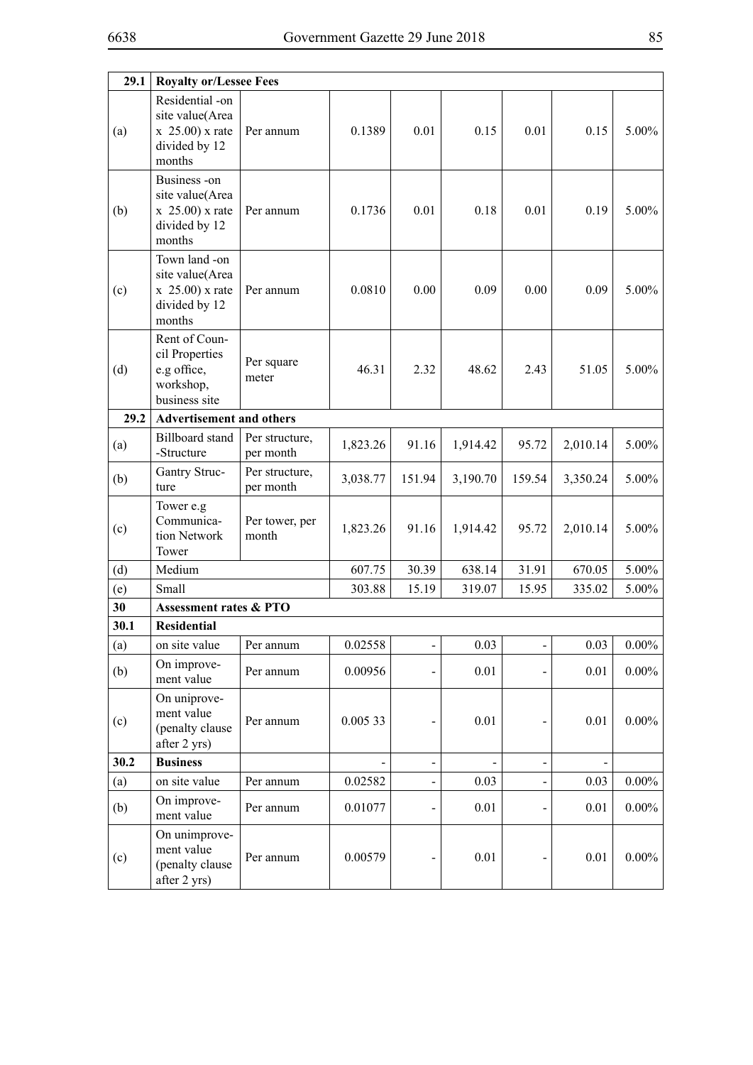| 29.1 | Royalty or/Lessee Fees | | | | | | | |
|---|---|---|---|---|---|---|---|---|
| (a) | Residential -on site value(Area x 25.00) x rate divided by 12 months | Per annum | 0.1389 | 0.01 | 0.15 | 0.01 | 0.15 | 5.00% |
| (b) | Business -on site value(Area x 25.00) x rate divided by 12 months | Per annum | 0.1736 | 0.01 | 0.18 | 0.01 | 0.19 | 5.00% |
| (c) | Town land -on site value(Area x 25.00) x rate divided by 12 months | Per annum | 0.0810 | 0.00 | 0.09 | 0.00 | 0.09 | 5.00% |
| (d) | Rent of Council Properties e.g office, workshop, business site | Per square meter | 46.31 | 2.32 | 48.62 | 2.43 | 51.05 | 5.00% |
| **29.2** | **Advertisement and others** | | | | | | | |
| (a) | Billboard stand -Structure | Per structure, per month | 1,823.26 | 91.16 | 1,914.42 | 95.72 | 2,010.14 | 5.00% |
| (b) | Gantry Structure | Per structure, per month | 3,038.77 | 151.94 | 3,190.70 | 159.54 | 3,350.24 | 5.00% |
| (c) | Tower e.g Communication Network Tower | Per tower, per month | 1,823.26 | 91.16 | 1,914.42 | 95.72 | 2,010.14 | 5.00% |
| (d) | Medium | | 607.75 | 30.39 | 638.14 | 31.91 | 670.05 | 5.00% |
| (e) | Small | | 303.88 | 15.19 | 319.07 | 15.95 | 335.02 | 5.00% |
| **30** | **Assessment rates & PTO** | | | | | | | |
| **30.1** | **Residential** | | | | | | | |
| (a) | on site value | Per annum | 0.02558 | - | 0.03 | - | 0.03 | 0.00% |
| (b) | On improvement value | Per annum | 0.00956 | - | 0.01 | - | 0.01 | 0.00% |
| (c) | On uniprovement value (penalty clause after 2 yrs) | Per annum | 0.005 33 | - | 0.01 | - | 0.01 | 0.00% |
| **30.2** | **Business** | | - | - | - | - | - | |
| (a) | on site value | Per annum | 0.02582 | - | 0.03 | - | 0.03 | 0.00% |
| (b) | On improvement value | Per annum | 0.01077 | - | 0.01 | - | 0.01 | 0.00% |
| (c) | On unimprovement value (penalty clause after 2 yrs) | Per annum | 0.00579 | - | 0.01 | - | 0.01 | 0.00% |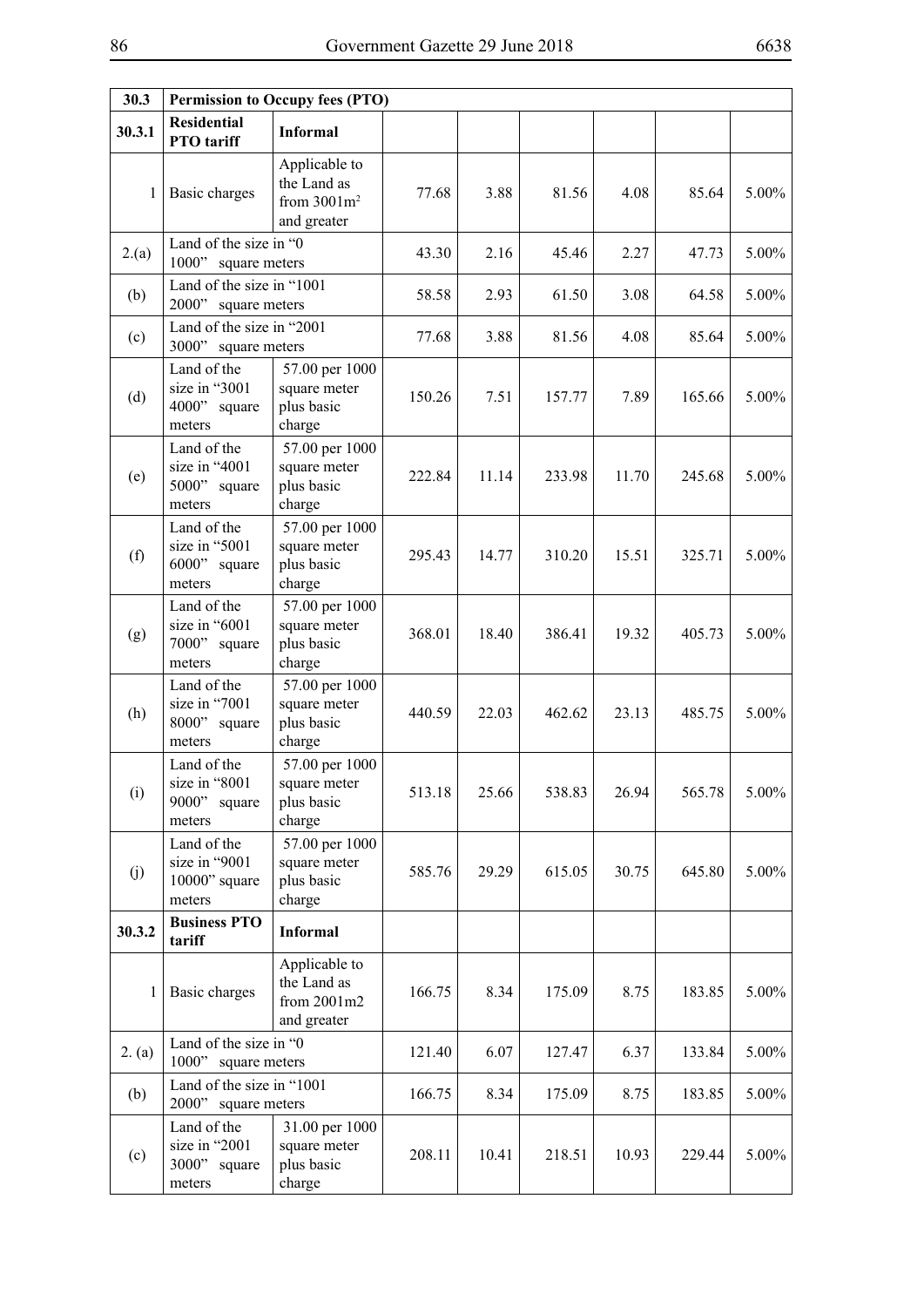| 30.3 | Permission to Occupy fees (PTO) | | | | | | | |
|---|---|---|---|---|---|---|---|---|
| **30.3.1** | **Residential PTO tariff** | **Informal** | | | | | | |
| 1 | Basic charges | Applicable to the Land as from 3001m$^2$ and greater | 77.68 | 3.88 | 81.56 | 4.08 | 85.64 | 5.00% |
| 2.(a) | Land of the size in "0 1000" square meters | | 43.30 | 2.16 | 45.46 | 2.27 | 47.73 | 5.00% |
| (b) | Land of the size in "1001 2000" square meters | | 58.58 | 2.93 | 61.50 | 3.08 | 64.58 | 5.00% |
| (c) | Land of the size in "2001 3000" square meters | | 77.68 | 3.88 | 81.56 | 4.08 | 85.64 | 5.00% |
| (d) | Land of the size in "3001 4000" square meters | 57.00 per 1000 square meter plus basic charge | 150.26 | 7.51 | 157.77 | 7.89 | 165.66 | 5.00% |
| (e) | Land of the size in "4001 5000" square meters | 57.00 per 1000 square meter plus basic charge | 222.84 | 11.14 | 233.98 | 11.70 | 245.68 | 5.00% |
| (f) | Land of the size in "5001 6000" square meters | 57.00 per 1000 square meter plus basic charge | 295.43 | 14.77 | 310.20 | 15.51 | 325.71 | 5.00% |
| (g) | Land of the size in "6001 7000" square meters | 57.00 per 1000 square meter plus basic charge | 368.01 | 18.40 | 386.41 | 19.32 | 405.73 | 5.00% |
| (h) | Land of the size in "7001 8000" square meters | 57.00 per 1000 square meter plus basic charge | 440.59 | 22.03 | 462.62 | 23.13 | 485.75 | 5.00% |
| (i) | Land of the size in "8001 9000" square meters | 57.00 per 1000 square meter plus basic charge | 513.18 | 25.66 | 538.83 | 26.94 | 565.78 | 5.00% |
| (j) | Land of the size in "9001 10000" square meters | 57.00 per 1000 square meter plus basic charge | 585.76 | 29.29 | 615.05 | 30.75 | 645.80 | 5.00% |
| **30.3.2** | **Business PTO tariff** | **Informal** | | | | | | |
| 1 | Basic charges | Applicable to the Land as from 2001m2 and greater | 166.75 | 8.34 | 175.09 | 8.75 | 183.85 | 5.00% |
| 2. (a) | Land of the size in "0 1000" square meters | | 121.40 | 6.07 | 127.47 | 6.37 | 133.84 | 5.00% |
| (b) | Land of the size in "1001 2000" square meters | | 166.75 | 8.34 | 175.09 | 8.75 | 183.85 | 5.00% |
| (c) | Land of the size in "2001 3000" square meters | 31.00 per 1000 square meter plus basic charge | 208.11 | 10.41 | 218.51 | 10.93 | 229.44 | 5.00% |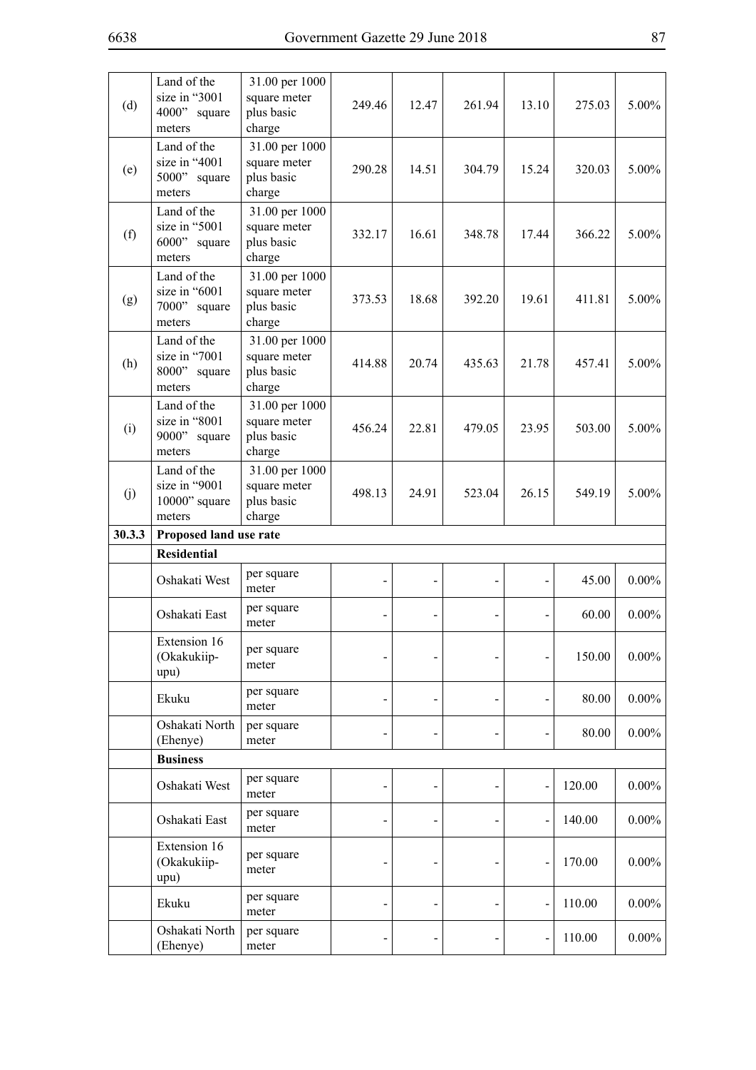| | | | | | | | | |
|---|---|---|---|---|---|---|---|---|
| (d) | Land of the size in "3001 4000" square meters | 31.00 per 1000 square meter plus basic charge | 249.46 | 12.47 | 261.94 | 13.10 | 275.03 | 5.00% |
| (e) | Land of the size in "4001 5000" square meters | 31.00 per 1000 square meter plus basic charge | 290.28 | 14.51 | 304.79 | 15.24 | 320.03 | 5.00% |
| (f) | Land of the size in "5001 6000" square meters | 31.00 per 1000 square meter plus basic charge | 332.17 | 16.61 | 348.78 | 17.44 | 366.22 | 5.00% |
| (g) | Land of the size in "6001 7000" square meters | 31.00 per 1000 square meter plus basic charge | 373.53 | 18.68 | 392.20 | 19.61 | 411.81 | 5.00% |
| (h) | Land of the size in "7001 8000" square meters | 31.00 per 1000 square meter plus basic charge | 414.88 | 20.74 | 435.63 | 21.78 | 457.41 | 5.00% |
| (i) | Land of the size in "8001 9000" square meters | 31.00 per 1000 square meter plus basic charge | 456.24 | 22.81 | 479.05 | 23.95 | 503.00 | 5.00% |
| (j) | Land of the size in "9001 10000" square meters | 31.00 per 1000 square meter plus basic charge | 498.13 | 24.91 | 523.04 | 26.15 | 549.19 | 5.00% |
| **30.3.3** | **Proposed land use rate** | | | | | | | |
| | **Residential** | | | | | | | |
| | Oshakati West | per square meter | - | - | - | - | 45.00 | 0.00% |
| | Oshakati East | per square meter | - | - | - | - | 60.00 | 0.00% |
| | Extension 16 (Okakukiip-upu) | per square meter | - | - | - | - | 150.00 | 0.00% |
| | Ekuku | per square meter | - | - | - | - | 80.00 | 0.00% |
| | Oshakati North (Ehenye) | per square meter | - | - | - | - | 80.00 | 0.00% |
| | **Business** | | | | | | | |
| | Oshakati West | per square meter | - | - | - | - | 120.00 | 0.00% |
| | Oshakati East | per square meter | - | - | - | - | 140.00 | 0.00% |
| | Extension 16 (Okakukiip-upu) | per square meter | - | - | - | - | 170.00 | 0.00% |
| | Ekuku | per square meter | - | - | - | - | 110.00 | 0.00% |
| | Oshakati North (Ehenye) | per square meter | - | - | - | - | 110.00 | 0.00% |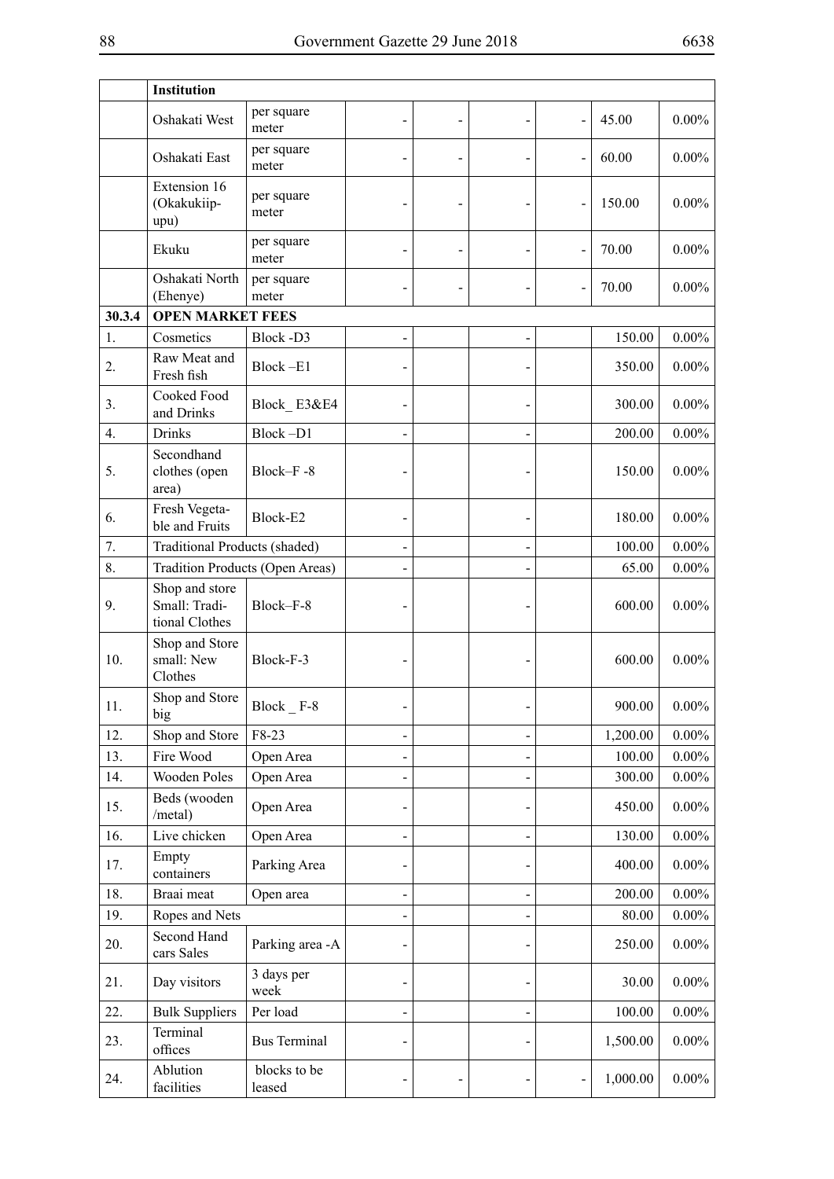| | Institution | | | | | | | |
|---|---|---|---|---|---|---|---|---|
| | Oshakati West | per square meter | - | - | - | - | 45.00 | 0.00% |
| | Oshakati East | per square meter | - | - | - | - | 60.00 | 0.00% |
| | Extension 16 (Okakukiip-upu) | per square meter | - | - | - | - | 150.00 | 0.00% |
| | Ekuku | per square meter | - | - | - | - | 70.00 | 0.00% |
| | Oshakati North (Ehenye) | per square meter | - | - | - | - | 70.00 | 0.00% |
| **30.3.4** | **OPEN MARKET FEES** | | | | | | | |
| 1. | Cosmetics | Block -D3 | - | | - | | 150.00 | 0.00% |
| 2. | Raw Meat and Fresh fish | Block –E1 | - | | - | | 350.00 | 0.00% |
| 3. | Cooked Food and Drinks | Block_ E3&E4 | - | | - | | 300.00 | 0.00% |
| 4. | Drinks | Block –D1 | - | | - | | 200.00 | 0.00% |
| 5. | Secondhand clothes (open area) | Block–F -8 | - | | - | | 150.00 | 0.00% |
| 6. | Fresh Vegeta-ble and Fruits | Block-E2 | - | | - | | 180.00 | 0.00% |
| 7. | Traditional Products (shaded) | | - | | - | | 100.00 | 0.00% |
| 8. | Tradition Products (Open Areas) | | - | | - | | 65.00 | 0.00% |
| 9. | Shop and store Small: Tradi-tional Clothes | Block–F-8 | - | | - | | 600.00 | 0.00% |
| 10. | Shop and Store small: New Clothes | Block-F-3 | - | | - | | 600.00 | 0.00% |
| 11. | Shop and Store big | Block _ F-8 | - | | - | | 900.00 | 0.00% |
| 12. | Shop and Store | F8-23 | - | | - | | 1,200.00 | 0.00% |
| 13. | Fire Wood | Open Area | - | | - | | 100.00 | 0.00% |
| 14. | Wooden Poles | Open Area | - | | - | | 300.00 | 0.00% |
| 15. | Beds (wooden /metal) | Open Area | - | | - | | 450.00 | 0.00% |
| 16. | Live chicken | Open Area | - | | - | | 130.00 | 0.00% |
| 17. | Empty containers | Parking Area | - | | - | | 400.00 | 0.00% |
| 18. | Braai meat | Open area | - | | - | | 200.00 | 0.00% |
| 19. | Ropes and Nets | | - | | - | | 80.00 | 0.00% |
| 20. | Second Hand cars Sales | Parking area -A | - | | - | | 250.00 | 0.00% |
| 21. | Day visitors | 3 days per week | - | | - | | 30.00 | 0.00% |
| 22. | Bulk Suppliers | Per load | - | | - | | 100.00 | 0.00% |
| 23. | Terminal offices | Bus Terminal | - | | - | | 1,500.00 | 0.00% |
| 24. | Ablution facilities | blocks to be leased | - | - | - | - | 1,000.00 | 0.00% |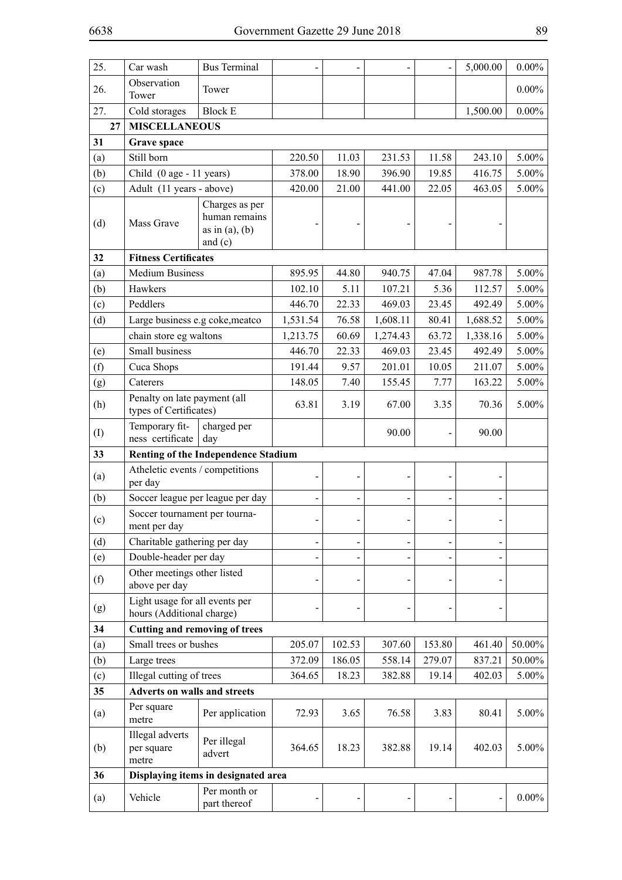| | | | | | | | | |
|---|---|---|---|---|---|---|---|---|
| 25. | Car wash | Bus Terminal | - | - | - | - | 5,000.00 | 0.00% |
| 26. | Observation Tower | Tower | | | | | | 0.00% |
| 27. | Cold storages | Block E | | | | | 1,500.00 | 0.00% |
| 27 | **MISCELLANEOUS** | | | | | | | |
| 31 | **Grave space** | | | | | | | |
| (a) | Still born | | 220.50 | 11.03 | 231.53 | 11.58 | 243.10 | 5.00% |
| (b) | Child (0 age - 11 years) | | 378.00 | 18.90 | 396.90 | 19.85 | 416.75 | 5.00% |
| (c) | Adult (11 years - above) | | 420.00 | 21.00 | 441.00 | 22.05 | 463.05 | 5.00% |
| (d) | Mass Grave | Charges as per human remains as in (a), (b) and (c) | - | - | - | - | - | |
| 32 | **Fitness Certificates** | | | | | | | |
| (a) | Medium Business | | 895.95 | 44.80 | 940.75 | 47.04 | 987.78 | 5.00% |
| (b) | Hawkers | | 102.10 | 5.11 | 107.21 | 5.36 | 112.57 | 5.00% |
| (c) | Peddlers | | 446.70 | 22.33 | 469.03 | 23.45 | 492.49 | 5.00% |
| (d) | Large business e.g coke,meatco | | 1,531.54 | 76.58 | 1,608.11 | 80.41 | 1,688.52 | 5.00% |
| | chain store eg waltons | | 1,213.75 | 60.69 | 1,274.43 | 63.72 | 1,338.16 | 5.00% |
| (e) | Small business | | 446.70 | 22.33 | 469.03 | 23.45 | 492.49 | 5.00% |
| (f) | Cuca Shops | | 191.44 | 9.57 | 201.01 | 10.05 | 211.07 | 5.00% |
| (g) | Caterers | | 148.05 | 7.40 | 155.45 | 7.77 | 163.22 | 5.00% |
| (h) | Penalty on late payment (all types of Certificates) | | 63.81 | 3.19 | 67.00 | 3.35 | 70.36 | 5.00% |
| (I) | Temporary fitness certificate | charged per day | | | 90.00 | - | 90.00 | |
| 33 | **Renting of the Independence Stadium** | | | | | | | |
| (a) | Atheletic events / competitions per day | | - | - | - | - | - | |
| (b) | Soccer league per league per day | | - | - | - | - | - | |
| (c) | Soccer tournament per tournament per day | | - | - | - | - | - | |
| (d) | Charitable gathering per day | | - | - | - | - | - | |
| (e) | Double-header per day | | - | - | - | - | - | |
| (f) | Other meetings other listed above per day | | - | - | - | - | - | |
| (g) | Light usage for all events per hours (Additional charge) | | - | - | - | - | - | |
| 34 | **Cutting and removing of trees** | | | | | | | |
| (a) | Small trees or bushes | | 205.07 | 102.53 | 307.60 | 153.80 | 461.40 | 50.00% |
| (b) | Large trees | | 372.09 | 186.05 | 558.14 | 279.07 | 837.21 | 50.00% |
| (c) | Illegal cutting of trees | | 364.65 | 18.23 | 382.88 | 19.14 | 402.03 | 5.00% |
| 35 | **Adverts on walls and streets** | | | | | | | |
| (a) | Per square metre | Per application | 72.93 | 3.65 | 76.58 | 3.83 | 80.41 | 5.00% |
| (b) | Illegal adverts per square metre | Per illegal advert | 364.65 | 18.23 | 382.88 | 19.14 | 402.03 | 5.00% |
| 36 | **Displaying items in designated area** | | | | | | | |
| (a) | Vehicle | Per month or part thereof | - | - | - | - | - | 0.00% |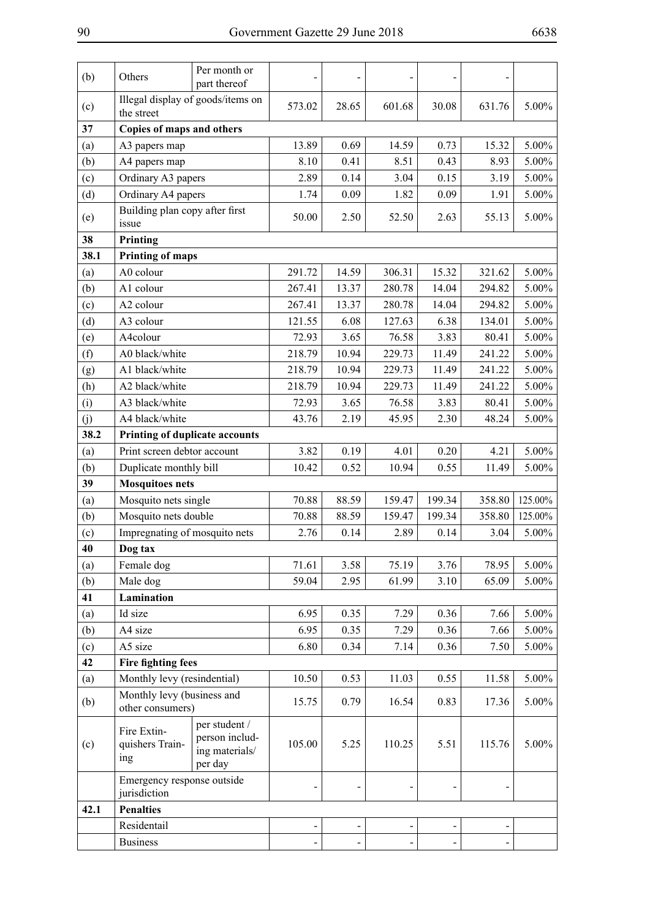| | | | | | | | | |
|---|---|---|---|---|---|---|---|---|
| (b) | Others | Per month or part thereof | - | - | - | - | - | |
| (c) | Illegal display of goods/items on the street | | 573.02 | 28.65 | 601.68 | 30.08 | 631.76 | 5.00% |
| **37** | **Copies of maps and others** | | | | | | | |
| (a) | A3 papers map | | 13.89 | 0.69 | 14.59 | 0.73 | 15.32 | 5.00% |
| (b) | A4 papers map | | 8.10 | 0.41 | 8.51 | 0.43 | 8.93 | 5.00% |
| (c) | Ordinary A3 papers | | 2.89 | 0.14 | 3.04 | 0.15 | 3.19 | 5.00% |
| (d) | Ordinary A4 papers | | 1.74 | 0.09 | 1.82 | 0.09 | 1.91 | 5.00% |
| (e) | Building plan copy after first issue | | 50.00 | 2.50 | 52.50 | 2.63 | 55.13 | 5.00% |
| **38** | **Printing** | | | | | | | |
| **38.1** | **Printing of maps** | | | | | | | |
| (a) | A0 colour | | 291.72 | 14.59 | 306.31 | 15.32 | 321.62 | 5.00% |
| (b) | A1 colour | | 267.41 | 13.37 | 280.78 | 14.04 | 294.82 | 5.00% |
| (c) | A2 colour | | 267.41 | 13.37 | 280.78 | 14.04 | 294.82 | 5.00% |
| (d) | A3 colour | | 121.55 | 6.08 | 127.63 | 6.38 | 134.01 | 5.00% |
| (e) | A4colour | | 72.93 | 3.65 | 76.58 | 3.83 | 80.41 | 5.00% |
| (f) | A0 black/white | | 218.79 | 10.94 | 229.73 | 11.49 | 241.22 | 5.00% |
| (g) | A1 black/white | | 218.79 | 10.94 | 229.73 | 11.49 | 241.22 | 5.00% |
| (h) | A2 black/white | | 218.79 | 10.94 | 229.73 | 11.49 | 241.22 | 5.00% |
| (i) | A3 black/white | | 72.93 | 3.65 | 76.58 | 3.83 | 80.41 | 5.00% |
| (j) | A4 black/white | | 43.76 | 2.19 | 45.95 | 2.30 | 48.24 | 5.00% |
| **38.2** | **Printing of duplicate accounts** | | | | | | | |
| (a) | Print screen debtor account | | 3.82 | 0.19 | 4.01 | 0.20 | 4.21 | 5.00% |
| (b) | Duplicate monthly bill | | 10.42 | 0.52 | 10.94 | 0.55 | 11.49 | 5.00% |
| **39** | **Mosquitoes nets** | | | | | | | |
| (a) | Mosquito nets single | | 70.88 | 88.59 | 159.47 | 199.34 | 358.80 | 125.00% |
| (b) | Mosquito nets double | | 70.88 | 88.59 | 159.47 | 199.34 | 358.80 | 125.00% |
| (c) | Impregnating of mosquito nets | | 2.76 | 0.14 | 2.89 | 0.14 | 3.04 | 5.00% |
| **40** | **Dog tax** | | | | | | | |
| (a) | Female dog | | 71.61 | 3.58 | 75.19 | 3.76 | 78.95 | 5.00% |
| (b) | Male dog | | 59.04 | 2.95 | 61.99 | 3.10 | 65.09 | 5.00% |
| **41** | **Lamination** | | | | | | | |
| (a) | Id size | | 6.95 | 0.35 | 7.29 | 0.36 | 7.66 | 5.00% |
| (b) | A4 size | | 6.95 | 0.35 | 7.29 | 0.36 | 7.66 | 5.00% |
| (c) | A5 size | | 6.80 | 0.34 | 7.14 | 0.36 | 7.50 | 5.00% |
| **42** | **Fire fighting fees** | | | | | | | |
| (a) | Monthly levy (resindential) | | 10.50 | 0.53 | 11.03 | 0.55 | 11.58 | 5.00% |
| (b) | Monthly levy (business and other consumers) | | 15.75 | 0.79 | 16.54 | 0.83 | 17.36 | 5.00% |
| (c) | Fire Extinquishers Training | per student / person including materials/ per day | 105.00 | 5.25 | 110.25 | 5.51 | 115.76 | 5.00% |
| | Emergency response outside jurisdiction | | - | - | - | - | - | |
| **42.1** | **Penalties** | | | | | | | |
| | Residentail | | - | - | - | - | - | |
| | Business | | - | - | - | - | - | |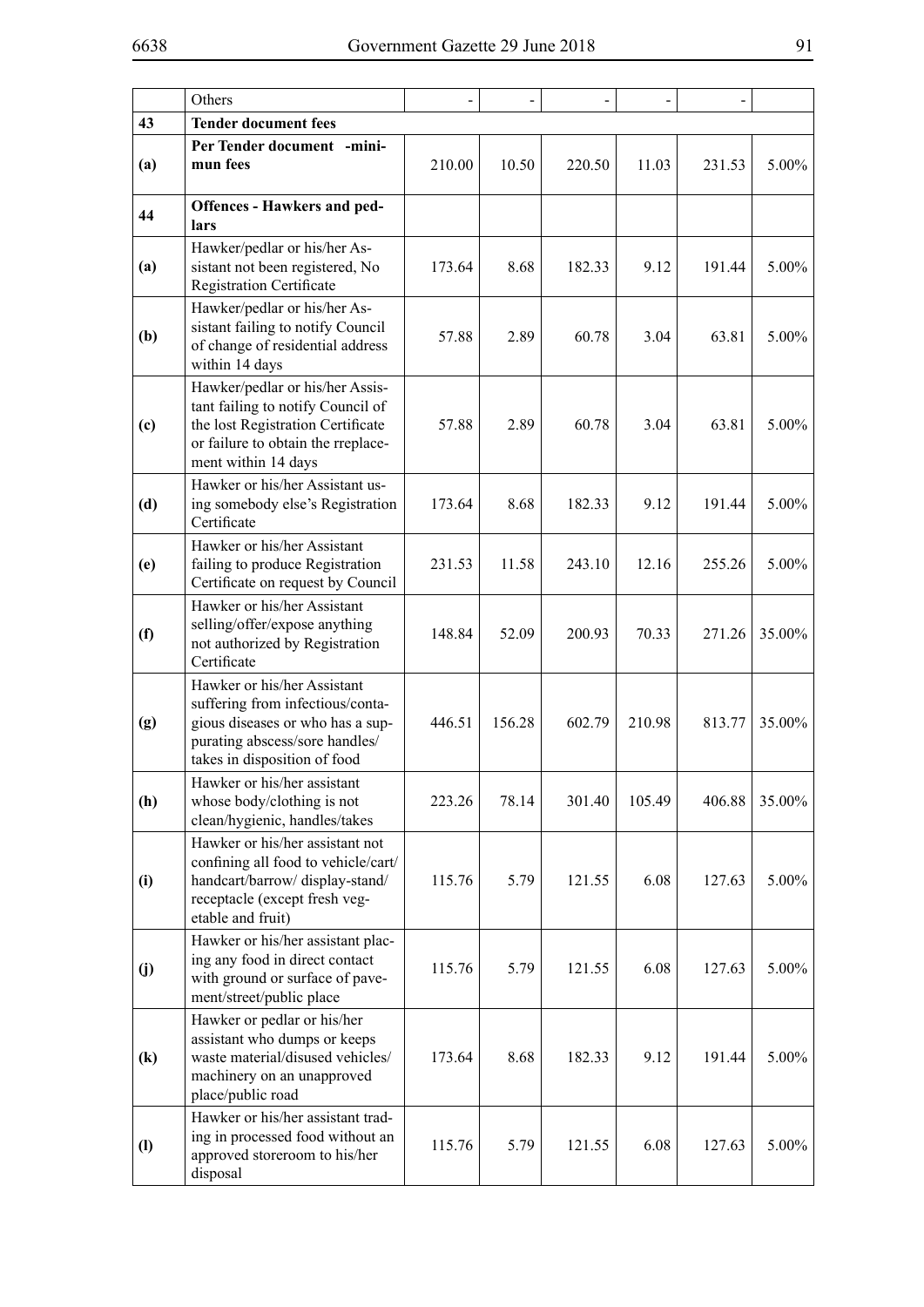| | | | | | | | |
|---|---|---|---|---|---|---|---|
| | Others | - | - | - | - | - | |
| **43** | **Tender document fees** | | | | | | |
| **(a)** | **Per Tender document -minimun fees** | 210.00 | 10.50 | 220.50 | 11.03 | 231.53 | 5.00% |
| **44** | **Offences - Hawkers and pedlars** | | | | | | |
| **(a)** | Hawker/pedlar or his/her Assistant not been registered, No Registration Certificate | 173.64 | 8.68 | 182.33 | 9.12 | 191.44 | 5.00% |
| **(b)** | Hawker/pedlar or his/her Assistant failing to notify Council of change of residential address within 14 days | 57.88 | 2.89 | 60.78 | 3.04 | 63.81 | 5.00% |
| **(c)** | Hawker/pedlar or his/her Assistant failing to notify Council of the lost Registration Certificate or failure to obtain the rreplacement within 14 days | 57.88 | 2.89 | 60.78 | 3.04 | 63.81 | 5.00% |
| **(d)** | Hawker or his/her Assistant using somebody else's Registration Certificate | 173.64 | 8.68 | 182.33 | 9.12 | 191.44 | 5.00% |
| **(e)** | Hawker or his/her Assistant failing to produce Registration Certificate on request by Council | 231.53 | 11.58 | 243.10 | 12.16 | 255.26 | 5.00% |
| **(f)** | Hawker or his/her Assistant selling/offer/expose anything not authorized by Registration Certificate | 148.84 | 52.09 | 200.93 | 70.33 | 271.26 | 35.00% |
| **(g)** | Hawker or his/her Assistant suffering from infectious/contagious diseases or who has a suppurating abscess/sore handles/takes in disposition of food | 446.51 | 156.28 | 602.79 | 210.98 | 813.77 | 35.00% |
| **(h)** | Hawker or his/her assistant whose body/clothing is not clean/hygienic, handles/takes | 223.26 | 78.14 | 301.40 | 105.49 | 406.88 | 35.00% |
| **(i)** | Hawker or his/her assistant not confining all food to vehicle/cart/handcart/barrow/ display-stand/receptacle (except fresh vegetable and fruit) | 115.76 | 5.79 | 121.55 | 6.08 | 127.63 | 5.00% |
| **(j)** | Hawker or his/her assistant placing any food in direct contact with ground or surface of pavement/street/public place | 115.76 | 5.79 | 121.55 | 6.08 | 127.63 | 5.00% |
| **(k)** | Hawker or pedlar or his/her assistant who dumps or keeps waste material/disused vehicles/machinery on an unapproved place/public road | 173.64 | 8.68 | 182.33 | 9.12 | 191.44 | 5.00% |
| **(l)** | Hawker or his/her assistant trading in processed food without an approved storeroom to his/her disposal | 115.76 | 5.79 | 121.55 | 6.08 | 127.63 | 5.00% |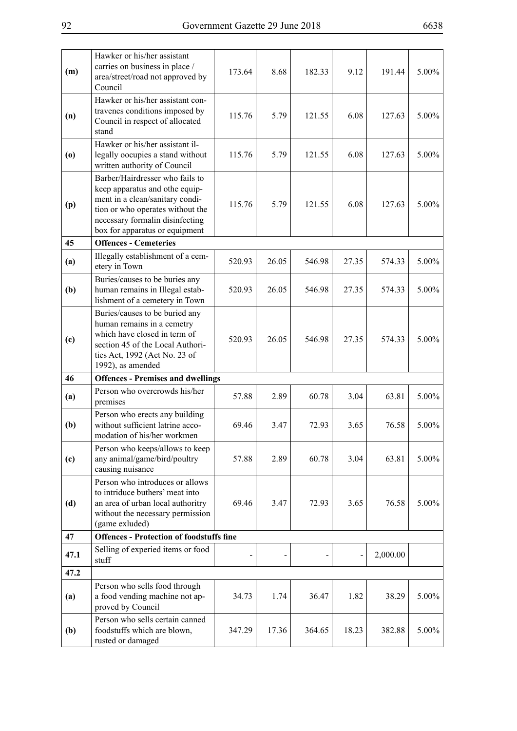| | | | | | | | |
|---|---|---|---|---|---|---|---|
| **(m)** | Hawker or his/her assistant carries on business in place / area/street/road not approved by Council | 173.64 | 8.68 | 182.33 | 9.12 | 191.44 | 5.00% |
| **(n)** | Hawker or his/her assistant contravenes conditions imposed by Council in respect of allocated stand | 115.76 | 5.79 | 121.55 | 6.08 | 127.63 | 5.00% |
| **(o)** | Hawker or his/her assistant illegally oocupies a stand without written authority of Council | 115.76 | 5.79 | 121.55 | 6.08 | 127.63 | 5.00% |
| **(p)** | Barber/Hairdresser who fails to keep apparatus and othe equipment in a clean/sanitary condition or who operates without the necessary formalin disinfecting box for apparatus or equipment | 115.76 | 5.79 | 121.55 | 6.08 | 127.63 | 5.00% |
| **45** | **Offences - Cemeteries** | | | | | | |
| **(a)** | Illegally establishment of a cemetery in Town | 520.93 | 26.05 | 546.98 | 27.35 | 574.33 | 5.00% |
| **(b)** | Buries/causes to be buries any human remains in Illegal establishment of a cemetery in Town | 520.93 | 26.05 | 546.98 | 27.35 | 574.33 | 5.00% |
| **(c)** | Buries/causes to be buried any human remains in a cemetry which have closed in term of section 45 of the Local Authorities Act, 1992 (Act No. 23 of 1992), as amended | 520.93 | 26.05 | 546.98 | 27.35 | 574.33 | 5.00% |
| **46** | **Offences - Premises and dwellings** | | | | | | |
| **(a)** | Person who overcrowds his/her premises | 57.88 | 2.89 | 60.78 | 3.04 | 63.81 | 5.00% |
| **(b)** | Person who erects any building without sufficient latrine accomodation of his/her workmen | 69.46 | 3.47 | 72.93 | 3.65 | 76.58 | 5.00% |
| **(c)** | Person who keeps/allows to keep any animal/game/bird/poultry causing nuisance | 57.88 | 2.89 | 60.78 | 3.04 | 63.81 | 5.00% |
| **(d)** | Person who introduces or allows to intriduce buthers' meat into an area of urban local authoritry without the necessary permission (game exluded) | 69.46 | 3.47 | 72.93 | 3.65 | 76.58 | 5.00% |
| **47** | **Offences - Protection of foodstuffs fine** | | | | | | |
| **47.1** | Selling of experied items or food stuff | - | - | - | - | 2,000.00 | |
| **47.2** | | | | | | | |
| **(a)** | Person who sells food through a food vending machine not approved by Council | 34.73 | 1.74 | 36.47 | 1.82 | 38.29 | 5.00% |
| **(b)** | Person who sells certain canned foodstuffs which are blown, rusted or damaged | 347.29 | 17.36 | 364.65 | 18.23 | 382.88 | 5.00% |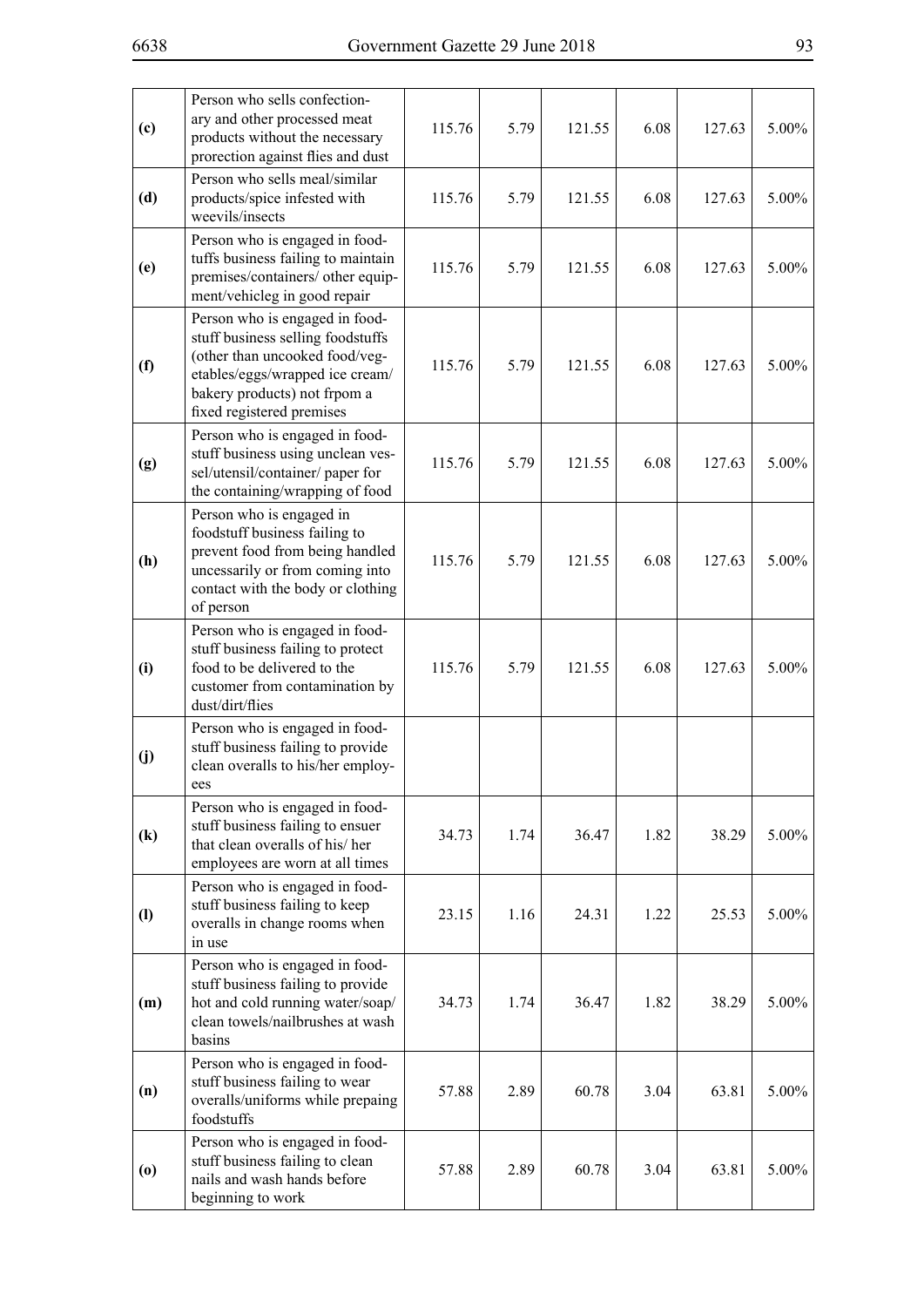| | | | | | | | |
|---|---|---|---|---|---|---|---|
| **(c)** | Person who sells confectionary and other processed meat products without the necessary prorection against flies and dust | 115.76 | 5.79 | 121.55 | 6.08 | 127.63 | 5.00% |
| **(d)** | Person who sells meal/similar products/spice infested with weevils/insects | 115.76 | 5.79 | 121.55 | 6.08 | 127.63 | 5.00% |
| **(e)** | Person who is engaged in foodtuffs business failing to maintain premises/containers/ other equipment/vehicleg in good repair | 115.76 | 5.79 | 121.55 | 6.08 | 127.63 | 5.00% |
| **(f)** | Person who is engaged in foodstuff business selling foodstuffs (other than uncooked food/vegetables/eggs/wrapped ice cream/ bakery products) not frpom a fixed registered premises | 115.76 | 5.79 | 121.55 | 6.08 | 127.63 | 5.00% |
| **(g)** | Person who is engaged in foodstuff business using unclean vessel/utensil/container/ paper for the containing/wrapping of food | 115.76 | 5.79 | 121.55 | 6.08 | 127.63 | 5.00% |
| **(h)** | Person who is engaged in foodstuff business failing to prevent food from being handled uncessarily or from coming into contact with the body or clothing of person | 115.76 | 5.79 | 121.55 | 6.08 | 127.63 | 5.00% |
| **(i)** | Person who is engaged in foodstuff business failing to protect food to be delivered to the customer from contamination by dust/dirt/flies | 115.76 | 5.79 | 121.55 | 6.08 | 127.63 | 5.00% |
| **(j)** | Person who is engaged in foodstuff business failing to provide clean overalls to his/her employees | | | | | | |
| **(k)** | Person who is engaged in foodstuff business failing to ensuer that clean overalls of his/ her employees are worn at all times | 34.73 | 1.74 | 36.47 | 1.82 | 38.29 | 5.00% |
| **(l)** | Person who is engaged in foodstuff business failing to keep overalls in change rooms when in use | 23.15 | 1.16 | 24.31 | 1.22 | 25.53 | 5.00% |
| **(m)** | Person who is engaged in foodstuff business failing to provide hot and cold running water/soap/ clean towels/nailbrushes at wash basins | 34.73 | 1.74 | 36.47 | 1.82 | 38.29 | 5.00% |
| **(n)** | Person who is engaged in foodstuff business failing to wear overalls/uniforms while prepaing foodstuffs | 57.88 | 2.89 | 60.78 | 3.04 | 63.81 | 5.00% |
| **(o)** | Person who is engaged in foodstuff business failing to clean nails and wash hands before beginning to work | 57.88 | 2.89 | 60.78 | 3.04 | 63.81 | 5.00% |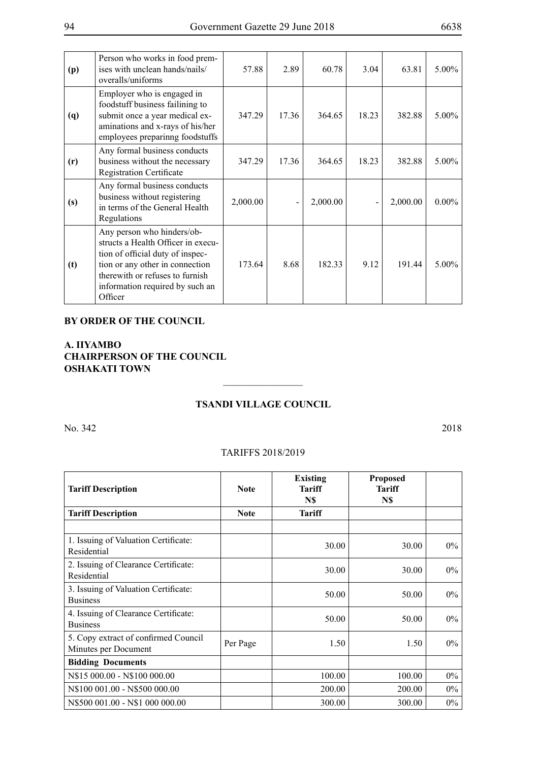| (p) | Person who works in food premises with unclean hands/nails/ overalls/uniforms | 57.88 | 2.89 | 60.78 | 3.04 | 63.81 | 5.00% |
|---|---|---|---|---|---|---|---|
| (q) | Employer who is engaged in foodstuff business failining to submit once a year medical examinations and x-rays of his/her employees preparinng foodstuffs | 347.29 | 17.36 | 364.65 | 18.23 | 382.88 | 5.00% |
| (r) | Any formal business conducts business without the necessary Registration Certificate | 347.29 | 17.36 | 364.65 | 18.23 | 382.88 | 5.00% |
| (s) | Any formal business conducts business without registering in terms of the General Health Regulations | 2,000.00 | - | 2,000.00 | - | 2,000.00 | 0.00% |
| (t) | Any person who hinders/obstructs a Health Officer in execution of official duty of inspection or any other in connection therewith or refuses to furnish information required by such an Officer | 173.64 | 8.68 | 182.33 | 9.12 | 191.44 | 5.00% |

**BY ORDER OF THE COUNCIL**

**A. IIYAMBO**
**CHAIRPERSON OF THE COUNCIL**
**OSHAKATI TOWN**

---

## TSANDI VILLAGE COUNCIL

No. 342 2018

TARIFFS 2018/2019

| Tariff Description | Note | Existing Tariff N$ | Proposed Tariff N$ | |
|---|---|---|---|---|
| **Tariff Description** | **Note** | **Tariff** | | |
| | | | | |
| 1. Issuing of Valuation Certificate: Residential | | 30.00 | 30.00 | 0% |
| 2. Issuing of Clearance Certificate: Residential | | 30.00 | 30.00 | 0% |
| 3. Issuing of Valuation Certificate: Business | | 50.00 | 50.00 | 0% |
| 4. Issuing of Clearance Certificate: Business | | 50.00 | 50.00 | 0% |
| 5. Copy extract of confirmed Council Minutes per Document | Per Page | 1.50 | 1.50 | 0% |
| **Bidding Documents** | | | | |
| N$15 000.00 - N$100 000.00 | | 100.00 | 100.00 | 0% |
| N$100 001.00 - N$500 000.00 | | 200.00 | 200.00 | 0% |
| N$500 001.00 - N$1 000 000.00 | | 300.00 | 300.00 | 0% |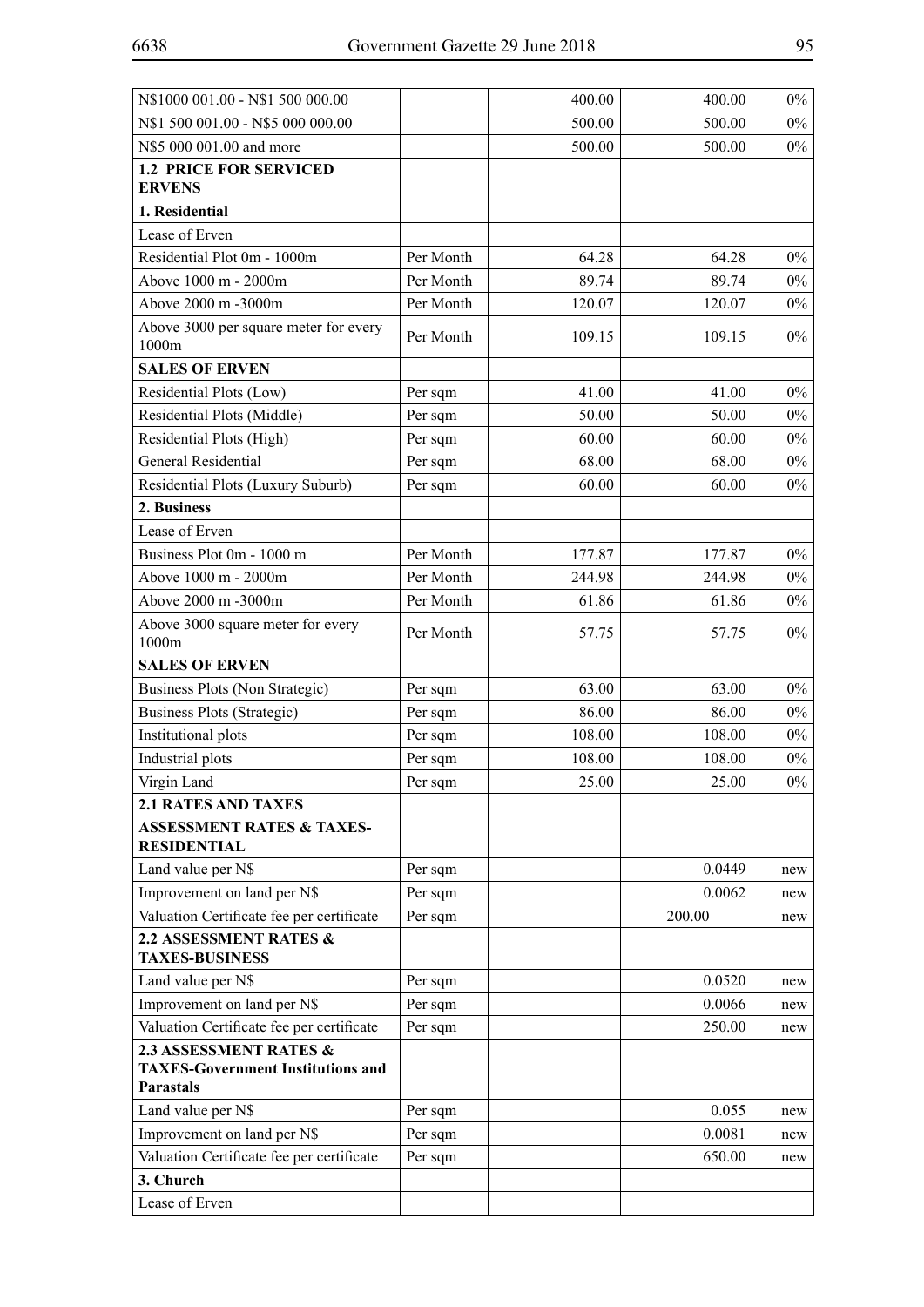| | | | | |
|---|---|---|---|---|
| N$1000 001.00 - N$1 500 000.00 | | 400.00 | 400.00 | 0% |
| N$1 500 001.00 - N$5 000 000.00 | | 500.00 | 500.00 | 0% |
| N$5 000 001.00 and more | | 500.00 | 500.00 | 0% |
| **1.2 PRICE FOR SERVICED ERVENS** | | | | |
| **1. Residential** | | | | |
| Lease of Erven | | | | |
| Residential Plot 0m - 1000m | Per Month | 64.28 | 64.28 | 0% |
| Above 1000 m - 2000m | Per Month | 89.74 | 89.74 | 0% |
| Above 2000 m -3000m | Per Month | 120.07 | 120.07 | 0% |
| Above 3000 per square meter for every 1000m | Per Month | 109.15 | 109.15 | 0% |
| **SALES OF ERVEN** | | | | |
| Residential Plots (Low) | Per sqm | 41.00 | 41.00 | 0% |
| Residential Plots (Middle) | Per sqm | 50.00 | 50.00 | 0% |
| Residential Plots (High) | Per sqm | 60.00 | 60.00 | 0% |
| General Residential | Per sqm | 68.00 | 68.00 | 0% |
| Residential Plots (Luxury Suburb) | Per sqm | 60.00 | 60.00 | 0% |
| **2. Business** | | | | |
| Lease of Erven | | | | |
| Business Plot 0m - 1000 m | Per Month | 177.87 | 177.87 | 0% |
| Above 1000 m - 2000m | Per Month | 244.98 | 244.98 | 0% |
| Above 2000 m -3000m | Per Month | 61.86 | 61.86 | 0% |
| Above 3000 square meter for every 1000m | Per Month | 57.75 | 57.75 | 0% |
| **SALES OF ERVEN** | | | | |
| Business Plots (Non Strategic) | Per sqm | 63.00 | 63.00 | 0% |
| Business Plots (Strategic) | Per sqm | 86.00 | 86.00 | 0% |
| Institutional plots | Per sqm | 108.00 | 108.00 | 0% |
| Industrial plots | Per sqm | 108.00 | 108.00 | 0% |
| Virgin Land | Per sqm | 25.00 | 25.00 | 0% |
| **2.1 RATES AND TAXES** | | | | |
| **ASSESSMENT RATES & TAXES-RESIDENTIAL** | | | | |
| Land value per N$ | Per sqm | | 0.0449 | new |
| Improvement on land per N$ | Per sqm | | 0.0062 | new |
| Valuation Certificate fee per certificate | Per sqm | | 200.00 | new |
| **2.2 ASSESSMENT RATES & TAXES-BUSINESS** | | | | |
| Land value per N$ | Per sqm | | 0.0520 | new |
| Improvement on land per N$ | Per sqm | | 0.0066 | new |
| Valuation Certificate fee per certificate | Per sqm | | 250.00 | new |
| **2.3 ASSESSMENT RATES & TAXES-Government Institutions and Parastals** | | | | |
| Land value per N$ | Per sqm | | 0.055 | new |
| Improvement on land per N$ | Per sqm | | 0.0081 | new |
| Valuation Certificate fee per certificate | Per sqm | | 650.00 | new |
| **3. Church** | | | | |
| Lease of Erven | | | | |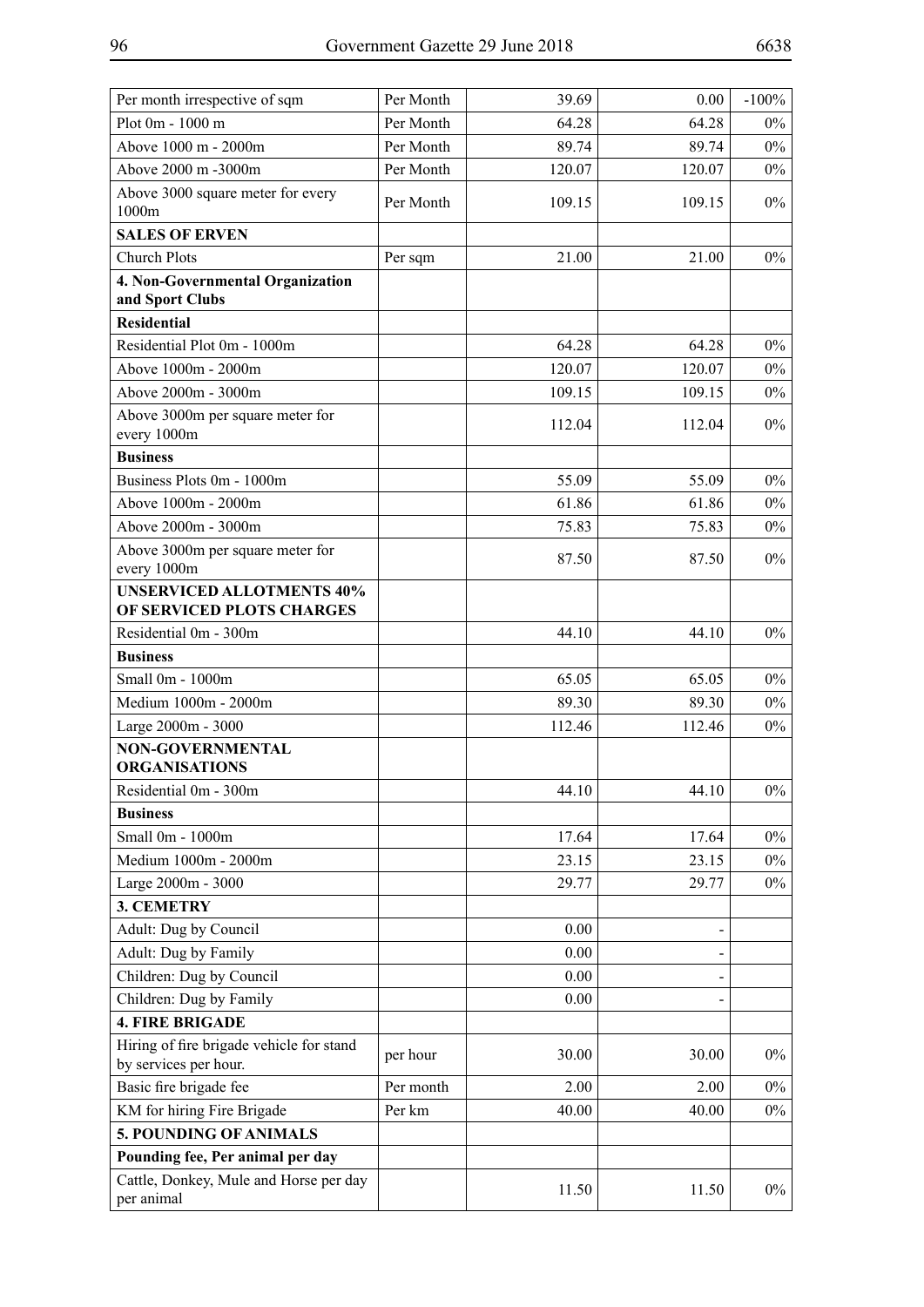| Per month irrespective of sqm | Per Month | 39.69 | 0.00 | -100% |
|---|---|---|---|---|
| Plot 0m - 1000 m | Per Month | 64.28 | 64.28 | 0% |
| Above 1000 m - 2000m | Per Month | 89.74 | 89.74 | 0% |
| Above 2000 m -3000m | Per Month | 120.07 | 120.07 | 0% |
| Above 3000 square meter for every 1000m | Per Month | 109.15 | 109.15 | 0% |
| **SALES OF ERVEN** | | | | |
| Church Plots | Per sqm | 21.00 | 21.00 | 0% |
| **4. Non-Governmental Organization and Sport Clubs** | | | | |
| **Residential** | | | | |
| Residential Plot 0m - 1000m | | 64.28 | 64.28 | 0% |
| Above 1000m - 2000m | | 120.07 | 120.07 | 0% |
| Above 2000m - 3000m | | 109.15 | 109.15 | 0% |
| Above 3000m per square meter for every 1000m | | 112.04 | 112.04 | 0% |
| **Business** | | | | |
| Business Plots 0m - 1000m | | 55.09 | 55.09 | 0% |
| Above 1000m - 2000m | | 61.86 | 61.86 | 0% |
| Above 2000m - 3000m | | 75.83 | 75.83 | 0% |
| Above 3000m per square meter for every 1000m | | 87.50 | 87.50 | 0% |
| **UNSERVICED ALLOTMENTS 40% OF SERVICED PLOTS CHARGES** | | | | |
| Residential 0m - 300m | | 44.10 | 44.10 | 0% |
| **Business** | | | | |
| Small 0m - 1000m | | 65.05 | 65.05 | 0% |
| Medium 1000m - 2000m | | 89.30 | 89.30 | 0% |
| Large 2000m - 3000 | | 112.46 | 112.46 | 0% |
| **NON-GOVERNMENTAL ORGANISATIONS** | | | | |
| Residential 0m - 300m | | 44.10 | 44.10 | 0% |
| **Business** | | | | |
| Small 0m - 1000m | | 17.64 | 17.64 | 0% |
| Medium 1000m - 2000m | | 23.15 | 23.15 | 0% |
| Large 2000m - 3000 | | 29.77 | 29.77 | 0% |
| **3. CEMETRY** | | | | |
| Adult: Dug by Council | | 0.00 | - | |
| Adult: Dug by Family | | 0.00 | - | |
| Children: Dug by Council | | 0.00 | - | |
| Children: Dug by Family | | 0.00 | - | |
| **4. FIRE BRIGADE** | | | | |
| Hiring of fire brigade vehicle for stand by services per hour. | per hour | 30.00 | 30.00 | 0% |
| Basic fire brigade fee | Per month | 2.00 | 2.00 | 0% |
| KM for hiring Fire Brigade | Per km | 40.00 | 40.00 | 0% |
| **5. POUNDING OF ANIMALS** | | | | |
| **Pounding fee, Per animal per day** | | | | |
| Cattle, Donkey, Mule and Horse per day per animal | | 11.50 | 11.50 | 0% |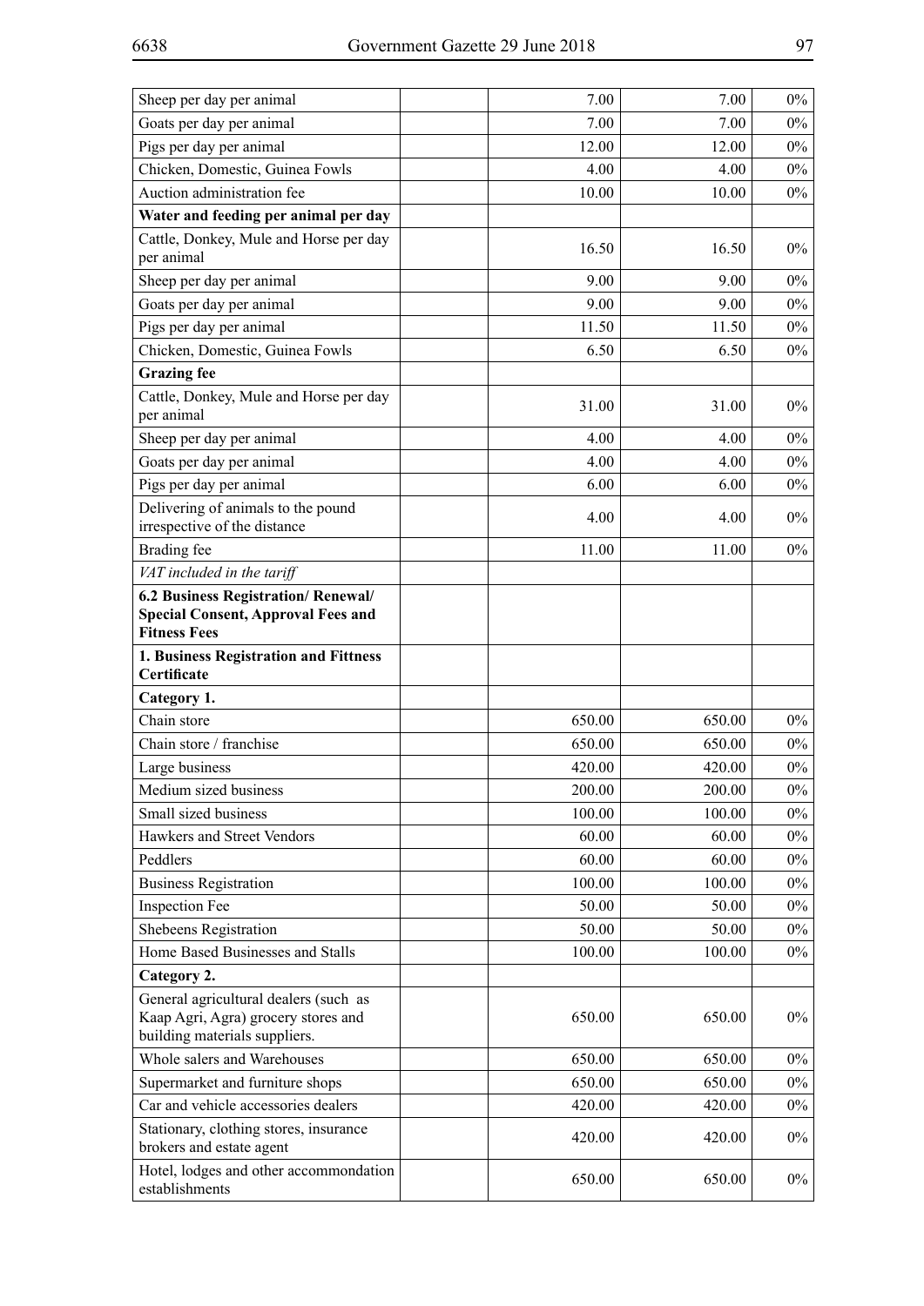| | | | | |
|---|---|---|---|---|
| Sheep per day per animal | | 7.00 | 7.00 | 0% |
| Goats per day per animal | | 7.00 | 7.00 | 0% |
| Pigs per day per animal | | 12.00 | 12.00 | 0% |
| Chicken, Domestic, Guinea Fowls | | 4.00 | 4.00 | 0% |
| Auction administration fee | | 10.00 | 10.00 | 0% |
| **Water and feeding per animal per day** | | | | |
| Cattle, Donkey, Mule and Horse per day per animal | | 16.50 | 16.50 | 0% |
| Sheep per day per animal | | 9.00 | 9.00 | 0% |
| Goats per day per animal | | 9.00 | 9.00 | 0% |
| Pigs per day per animal | | 11.50 | 11.50 | 0% |
| Chicken, Domestic, Guinea Fowls | | 6.50 | 6.50 | 0% |
| **Grazing fee** | | | | |
| Cattle, Donkey, Mule and Horse per day per animal | | 31.00 | 31.00 | 0% |
| Sheep per day per animal | | 4.00 | 4.00 | 0% |
| Goats per day per animal | | 4.00 | 4.00 | 0% |
| Pigs per day per animal | | 6.00 | 6.00 | 0% |
| Delivering of animals to the pound irrespective of the distance | | 4.00 | 4.00 | 0% |
| Brading fee | | 11.00 | 11.00 | 0% |
| *VAT included in the tariff* | | | | |
| **6.2 Business Registration/ Renewal/ Special Consent, Approval Fees and Fitness Fees** | | | | |
| **1. Business Registration and Fittness Certificate** | | | | |
| **Category 1.** | | | | |
| Chain store | | 650.00 | 650.00 | 0% |
| Chain store / franchise | | 650.00 | 650.00 | 0% |
| Large business | | 420.00 | 420.00 | 0% |
| Medium sized business | | 200.00 | 200.00 | 0% |
| Small sized business | | 100.00 | 100.00 | 0% |
| Hawkers and Street Vendors | | 60.00 | 60.00 | 0% |
| Peddlers | | 60.00 | 60.00 | 0% |
| Business Registration | | 100.00 | 100.00 | 0% |
| Inspection Fee | | 50.00 | 50.00 | 0% |
| Shebeens Registration | | 50.00 | 50.00 | 0% |
| Home Based Businesses and Stalls | | 100.00 | 100.00 | 0% |
| **Category 2.** | | | | |
| General agricultural dealers (such as Kaap Agri, Agra) grocery stores and building materials suppliers. | | 650.00 | 650.00 | 0% |
| Whole salers and Warehouses | | 650.00 | 650.00 | 0% |
| Supermarket and furniture shops | | 650.00 | 650.00 | 0% |
| Car and vehicle accessories dealers | | 420.00 | 420.00 | 0% |
| Stationary, clothing stores, insurance brokers and estate agent | | 420.00 | 420.00 | 0% |
| Hotel, lodges and other accommondation establishments | | 650.00 | 650.00 | 0% |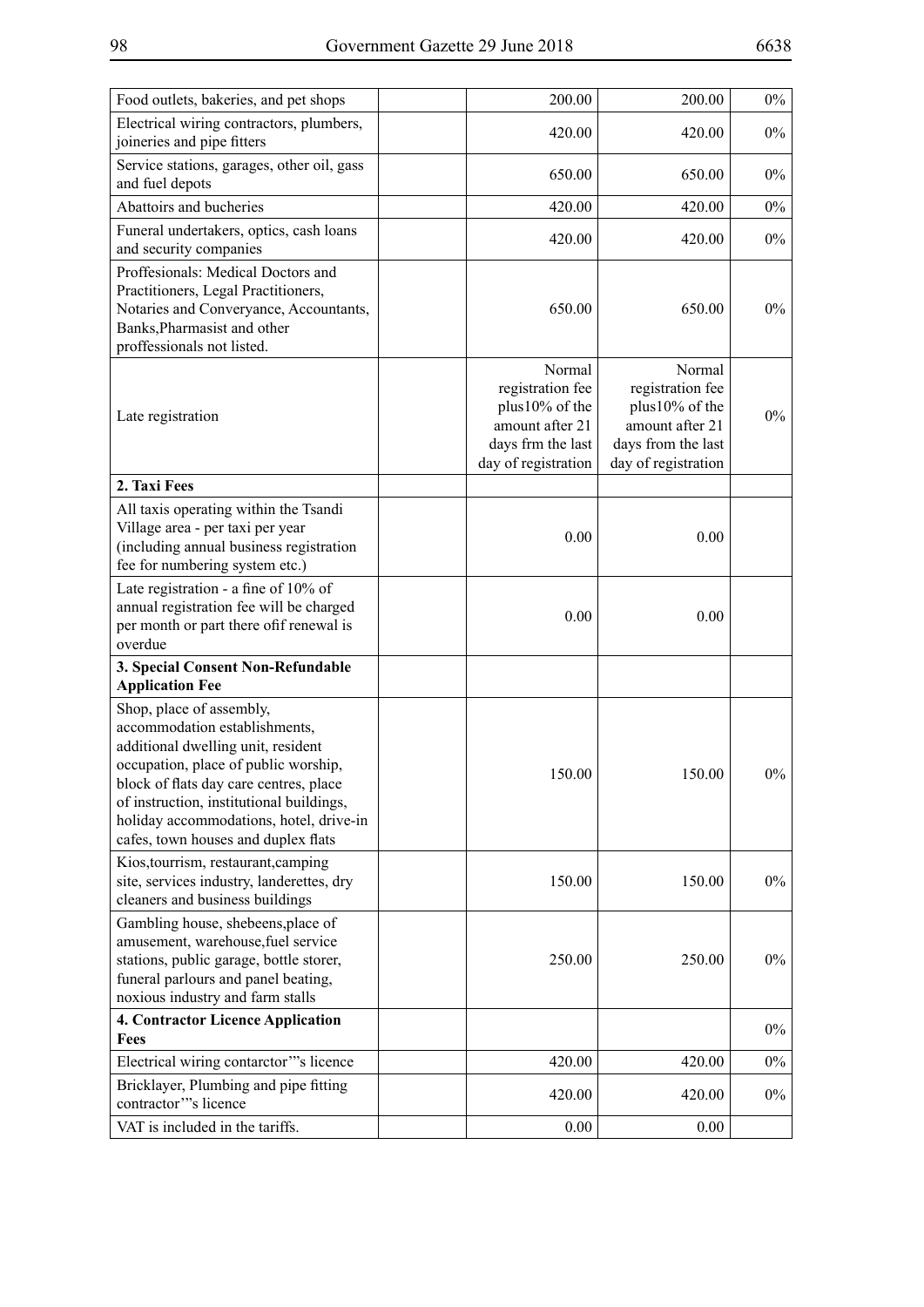| | | | | |
|---|---|---|---|---|
| Food outlets, bakeries, and pet shops | | 200.00 | 200.00 | 0% |
| Electrical wiring contractors, plumbers, joineries and pipe fitters | | 420.00 | 420.00 | 0% |
| Service stations, garages, other oil, gass and fuel depots | | 650.00 | 650.00 | 0% |
| Abattoirs and bucheries | | 420.00 | 420.00 | 0% |
| Funeral undertakers, optics, cash loans and security companies | | 420.00 | 420.00 | 0% |
| Proffesionals: Medical Doctors and Practitioners, Legal Practitioners, Notaries and Converyance, Accountants, Banks,Pharmasist and other proffessionals not listed. | | 650.00 | 650.00 | 0% |
| Late registration | | Normal registration fee plus10% of the amount after 21 days frm the last day of registration | Normal registration fee plus10% of the amount after 21 days from the last day of registration | 0% |
| **2. Taxi Fees** | | | | |
| All taxis operating within the Tsandi Village area - per taxi per year (including annual business registration fee for numbering system etc.) | | 0.00 | 0.00 | |
| Late registration - a fine of 10% of annual registration fee will be charged per month or part there ofif renewal is overdue | | 0.00 | 0.00 | |
| **3. Special Consent Non-Refundable Application Fee** | | | | |
| Shop, place of assembly, accommodation establishments, additional dwelling unit, resident occupation, place of public worship, block of flats day care centres, place of instruction, institutional buildings, holiday accommodations, hotel, drive-in cafes, town houses and duplex flats | | 150.00 | 150.00 | 0% |
| Kios,tourrism, restaurant,camping site, services industry, landerettes, dry cleaners and business buildings | | 150.00 | 150.00 | 0% |
| Gambling house, shebeens,place of amusement, warehouse,fuel service stations, public garage, bottle storer, funeral parlours and panel beating, noxious industry and farm stalls | | 250.00 | 250.00 | 0% |
| **4. Contractor Licence Application Fees** | | | | 0% |
| Electrical wiring contarctor'"s licence | | 420.00 | 420.00 | 0% |
| Bricklayer, Plumbing and pipe fitting contractor'"s licence | | 420.00 | 420.00 | 0% |
| VAT is included in the tariffs. | | 0.00 | 0.00 | |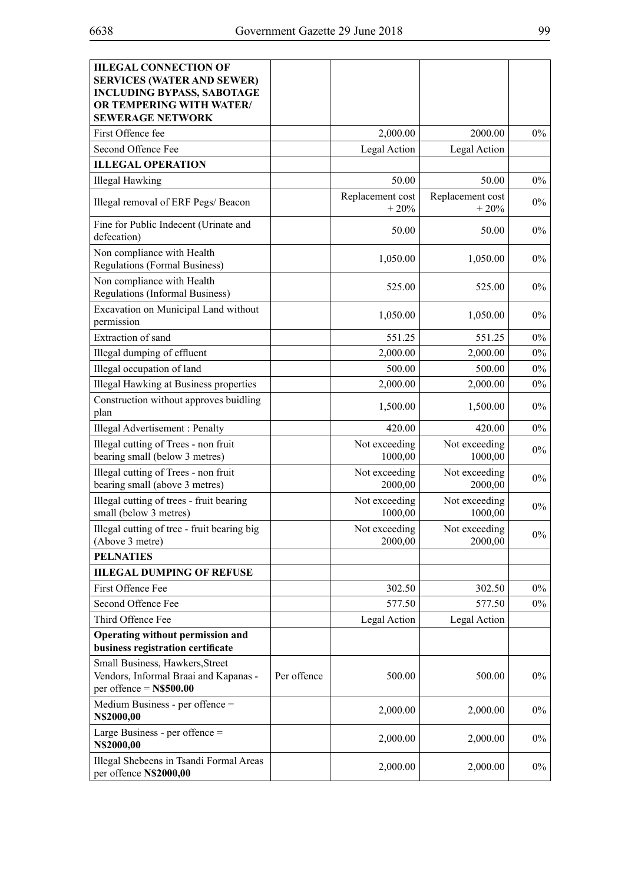| **IILEGAL CONNECTION OF SERVICES (WATER AND SEWER) INCLUDING BYPASS, SABOTAGE OR TEMPERING WITH WATER/ SEWERAGE NETWORK** | | | | |
|---|---|---|---|---|
| First Offence fee | | 2,000.00 | 2000.00 | 0% |
| Second Offence Fee | | Legal Action | Legal Action | |
| **ILLEGAL OPERATION** | | | | |
| Illegal Hawking | | 50.00 | 50.00 | 0% |
| Illegal removal of ERF Pegs/ Beacon | | Replacement cost + 20% | Replacement cost + 20% | 0% |
| Fine for Public Indecent (Urinate and defecation) | | 50.00 | 50.00 | 0% |
| Non compliance with Health Regulations (Formal Business) | | 1,050.00 | 1,050.00 | 0% |
| Non compliance with Health Regulations (Informal Business) | | 525.00 | 525.00 | 0% |
| Excavation on Municipal Land without permission | | 1,050.00 | 1,050.00 | 0% |
| Extraction of sand | | 551.25 | 551.25 | 0% |
| Illegal dumping of effluent | | 2,000.00 | 2,000.00 | 0% |
| Illegal occupation of land | | 500.00 | 500.00 | 0% |
| Illegal Hawking at Business properties | | 2,000.00 | 2,000.00 | 0% |
| Construction without approves buidling plan | | 1,500.00 | 1,500.00 | 0% |
| Illegal Advertisement : Penalty | | 420.00 | 420.00 | 0% |
| Illegal cutting of Trees - non fruit bearing small (below 3 metres) | | Not exceeding 1000,00 | Not exceeding 1000,00 | 0% |
| Illegal cutting of Trees - non fruit bearing small (above 3 metres) | | Not exceeding 2000,00 | Not exceeding 2000,00 | 0% |
| Illegal cutting of trees - fruit bearing small (below 3 metres) | | Not exceeding 1000,00 | Not exceeding 1000,00 | 0% |
| Illegal cutting of tree - fruit bearing big (Above 3 metre) | | Not exceeding 2000,00 | Not exceeding 2000,00 | 0% |
| **PELNATIES** | | | | |
| **IILEGAL DUMPING OF REFUSE** | | | | |
| First Offence Fee | | 302.50 | 302.50 | 0% |
| Second Offence Fee | | 577.50 | 577.50 | 0% |
| Third Offence Fee | | Legal Action | Legal Action | |
| **Operating without permission and business registration certificate** | | | | |
| Small Business, Hawkers,Street Vendors, Informal Braai and Kapanas - per offence = **N$500.00** | Per offence | 500.00 | 500.00 | 0% |
| Medium Business - per offence = **N$2000,00** | | 2,000.00 | 2,000.00 | 0% |
| Large Business - per offence = **N$2000,00** | | 2,000.00 | 2,000.00 | 0% |
| Illegal Shebeens in Tsandi Formal Areas per offence **N$2000,00** | | 2,000.00 | 2,000.00 | 0% |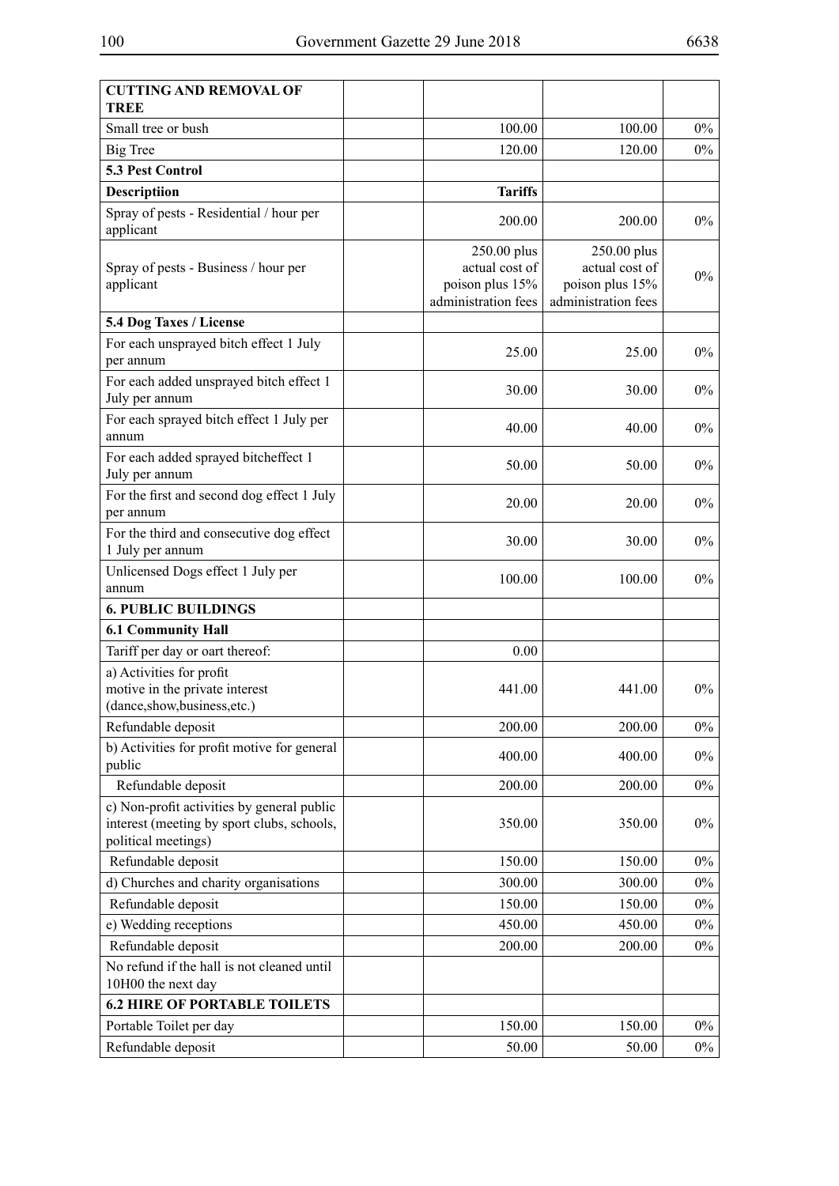| CUTTING AND REMOVAL OF TREE | | | | |
|---|---|---|---|---|
| Small tree or bush | | 100.00 | 100.00 | 0% |
| Big Tree | | 120.00 | 120.00 | 0% |
| **5.3 Pest Control** | | | | |
| **Descriptiion** | | **Tariffs** | | |
| Spray of pests - Residential / hour per applicant | | 200.00 | 200.00 | 0% |
| Spray of pests - Business / hour per applicant | | 250.00 plus actual cost of poison plus 15% administration fees | 250.00 plus actual cost of poison plus 15% administration fees | 0% |
| **5.4 Dog Taxes / License** | | | | |
| For each unsprayed bitch effect 1 July per annum | | 25.00 | 25.00 | 0% |
| For each added unsprayed bitch effect 1 July per annum | | 30.00 | 30.00 | 0% |
| For each sprayed bitch effect 1 July per annum | | 40.00 | 40.00 | 0% |
| For each added sprayed bitcheffect 1 July per annum | | 50.00 | 50.00 | 0% |
| For the first and second dog effect 1 July per annum | | 20.00 | 20.00 | 0% |
| For the third and consecutive dog effect 1 July per annum | | 30.00 | 30.00 | 0% |
| Unlicensed Dogs effect 1 July per annum | | 100.00 | 100.00 | 0% |
| **6. PUBLIC BUILDINGS** | | | | |
| **6.1 Community Hall** | | | | |
| Tariff per day or oart thereof: | | 0.00 | | |
| a) Activities for profit motive in the private interest (dance,show,business,etc.) | | 441.00 | 441.00 | 0% |
| Refundable deposit | | 200.00 | 200.00 | 0% |
| b) Activities for profit motive for general public | | 400.00 | 400.00 | 0% |
| Refundable deposit | | 200.00 | 200.00 | 0% |
| c) Non-profit activities by general public interest (meeting by sport clubs, schools, political meetings) | | 350.00 | 350.00 | 0% |
| Refundable deposit | | 150.00 | 150.00 | 0% |
| d) Churches and charity organisations | | 300.00 | 300.00 | 0% |
| Refundable deposit | | 150.00 | 150.00 | 0% |
| e) Wedding receptions | | 450.00 | 450.00 | 0% |
| Refundable deposit | | 200.00 | 200.00 | 0% |
| No refund if the hall is not cleaned until 10H00 the next day | | | | |
| **6.2 HIRE OF PORTABLE TOILETS** | | | | |
| Portable Toilet per day | | 150.00 | 150.00 | 0% |
| Refundable deposit | | 50.00 | 50.00 | 0% |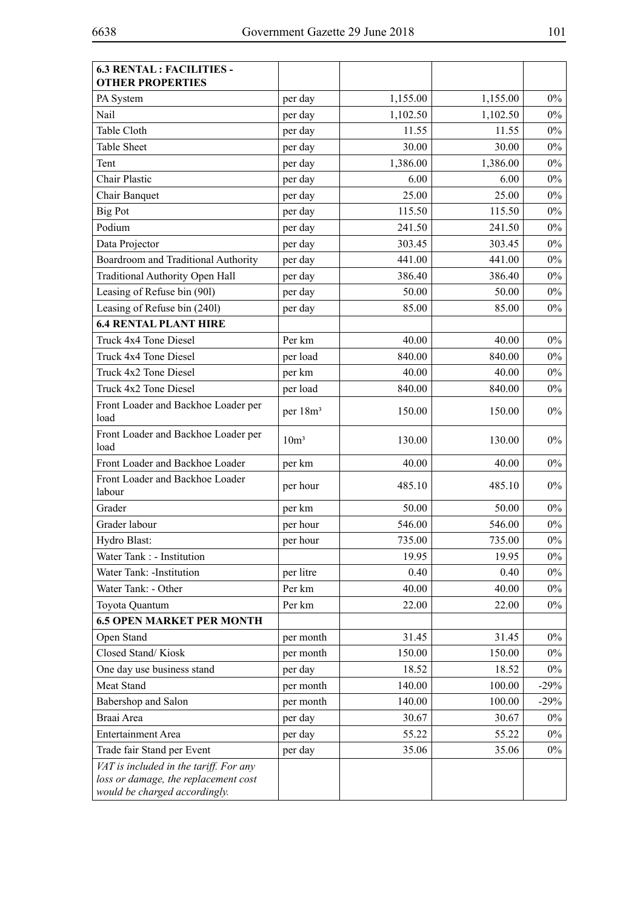| **6.3 RENTAL : FACILITIES - OTHER PROPERTIES** | | | | |
|---|---|---|---|---|
| PA System | per day | 1,155.00 | 1,155.00 | 0% |
| Nail | per day | 1,102.50 | 1,102.50 | 0% |
| Table Cloth | per day | 11.55 | 11.55 | 0% |
| Table Sheet | per day | 30.00 | 30.00 | 0% |
| Tent | per day | 1,386.00 | 1,386.00 | 0% |
| Chair Plastic | per day | 6.00 | 6.00 | 0% |
| Chair Banquet | per day | 25.00 | 25.00 | 0% |
| Big Pot | per day | 115.50 | 115.50 | 0% |
| Podium | per day | 241.50 | 241.50 | 0% |
| Data Projector | per day | 303.45 | 303.45 | 0% |
| Boardroom and Traditional Authority | per day | 441.00 | 441.00 | 0% |
| Traditional Authority Open Hall | per day | 386.40 | 386.40 | 0% |
| Leasing of Refuse bin (90l) | per day | 50.00 | 50.00 | 0% |
| Leasing of Refuse bin (240l) | per day | 85.00 | 85.00 | 0% |
| **6.4 RENTAL PLANT HIRE** | | | | |
| Truck 4x4 Tone Diesel | Per km | 40.00 | 40.00 | 0% |
| Truck 4x4 Tone Diesel | per load | 840.00 | 840.00 | 0% |
| Truck 4x2 Tone Diesel | per km | 40.00 | 40.00 | 0% |
| Truck 4x2 Tone Diesel | per load | 840.00 | 840.00 | 0% |
| Front Loader and Backhoe Loader per load | per 18m³ | 150.00 | 150.00 | 0% |
| Front Loader and Backhoe Loader per load | 10m³ | 130.00 | 130.00 | 0% |
| Front Loader and Backhoe Loader | per km | 40.00 | 40.00 | 0% |
| Front Loader and Backhoe Loader labour | per hour | 485.10 | 485.10 | 0% |
| Grader | per km | 50.00 | 50.00 | 0% |
| Grader labour | per hour | 546.00 | 546.00 | 0% |
| Hydro Blast: | per hour | 735.00 | 735.00 | 0% |
| Water Tank : - Institution | | 19.95 | 19.95 | 0% |
| Water Tank: -Institution | per litre | 0.40 | 0.40 | 0% |
| Water Tank: - Other | Per km | 40.00 | 40.00 | 0% |
| Toyota Quantum | Per km | 22.00 | 22.00 | 0% |
| **6.5 OPEN MARKET PER MONTH** | | | | |
| Open Stand | per month | 31.45 | 31.45 | 0% |
| Closed Stand/ Kiosk | per month | 150.00 | 150.00 | 0% |
| One day use business stand | per day | 18.52 | 18.52 | 0% |
| Meat Stand | per month | 140.00 | 100.00 | -29% |
| Babershop and Salon | per month | 140.00 | 100.00 | -29% |
| Braai Area | per day | 30.67 | 30.67 | 0% |
| Entertainment Area | per day | 55.22 | 55.22 | 0% |
| Trade fair Stand per Event | per day | 35.06 | 35.06 | 0% |
| *VAT is included in the tariff. For any loss or damage, the replacement cost would be charged accordingly.* | | | | |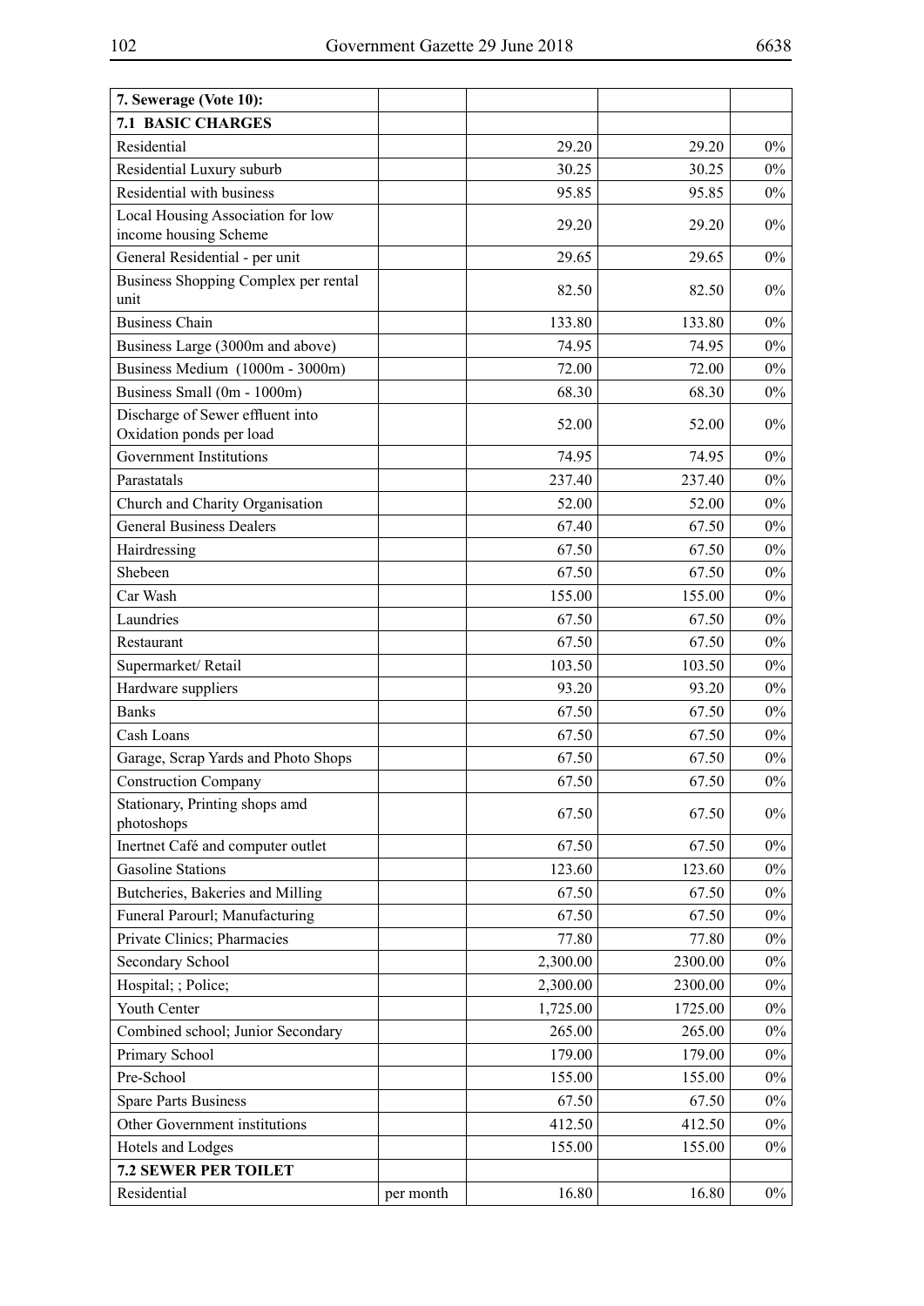| 7. Sewerage (Vote 10): | | | | |
|---|---|---|---|---|
| **7.1 BASIC CHARGES** | | | | |
| Residential | | 29.20 | 29.20 | 0% |
| Residential Luxury suburb | | 30.25 | 30.25 | 0% |
| Residential with business | | 95.85 | 95.85 | 0% |
| Local Housing Association for low income housing Scheme | | 29.20 | 29.20 | 0% |
| General Residential - per unit | | 29.65 | 29.65 | 0% |
| Business Shopping Complex per rental unit | | 82.50 | 82.50 | 0% |
| Business Chain | | 133.80 | 133.80 | 0% |
| Business Large (3000m and above) | | 74.95 | 74.95 | 0% |
| Business Medium (1000m - 3000m) | | 72.00 | 72.00 | 0% |
| Business Small (0m - 1000m) | | 68.30 | 68.30 | 0% |
| Discharge of Sewer effluent into Oxidation ponds per load | | 52.00 | 52.00 | 0% |
| Government Institutions | | 74.95 | 74.95 | 0% |
| Parastatals | | 237.40 | 237.40 | 0% |
| Church and Charity Organisation | | 52.00 | 52.00 | 0% |
| General Business Dealers | | 67.40 | 67.50 | 0% |
| Hairdressing | | 67.50 | 67.50 | 0% |
| Shebeen | | 67.50 | 67.50 | 0% |
| Car Wash | | 155.00 | 155.00 | 0% |
| Laundries | | 67.50 | 67.50 | 0% |
| Restaurant | | 67.50 | 67.50 | 0% |
| Supermarket/ Retail | | 103.50 | 103.50 | 0% |
| Hardware suppliers | | 93.20 | 93.20 | 0% |
| Banks | | 67.50 | 67.50 | 0% |
| Cash Loans | | 67.50 | 67.50 | 0% |
| Garage, Scrap Yards and Photo Shops | | 67.50 | 67.50 | 0% |
| Construction Company | | 67.50 | 67.50 | 0% |
| Stationary, Printing shops amd photoshops | | 67.50 | 67.50 | 0% |
| Inertnet Café and computer outlet | | 67.50 | 67.50 | 0% |
| Gasoline Stations | | 123.60 | 123.60 | 0% |
| Butcheries, Bakeries and Milling | | 67.50 | 67.50 | 0% |
| Funeral Parourl; Manufacturing | | 67.50 | 67.50 | 0% |
| Private Clinics; Pharmacies | | 77.80 | 77.80 | 0% |
| Secondary School | | 2,300.00 | 2300.00 | 0% |
| Hospital; ; Police; | | 2,300.00 | 2300.00 | 0% |
| Youth Center | | 1,725.00 | 1725.00 | 0% |
| Combined school; Junior Secondary | | 265.00 | 265.00 | 0% |
| Primary School | | 179.00 | 179.00 | 0% |
| Pre-School | | 155.00 | 155.00 | 0% |
| Spare Parts Business | | 67.50 | 67.50 | 0% |
| Other Government institutions | | 412.50 | 412.50 | 0% |
| Hotels and Lodges | | 155.00 | 155.00 | 0% |
| **7.2 SEWER PER TOILET** | | | | |
| Residential | per month | 16.80 | 16.80 | 0% |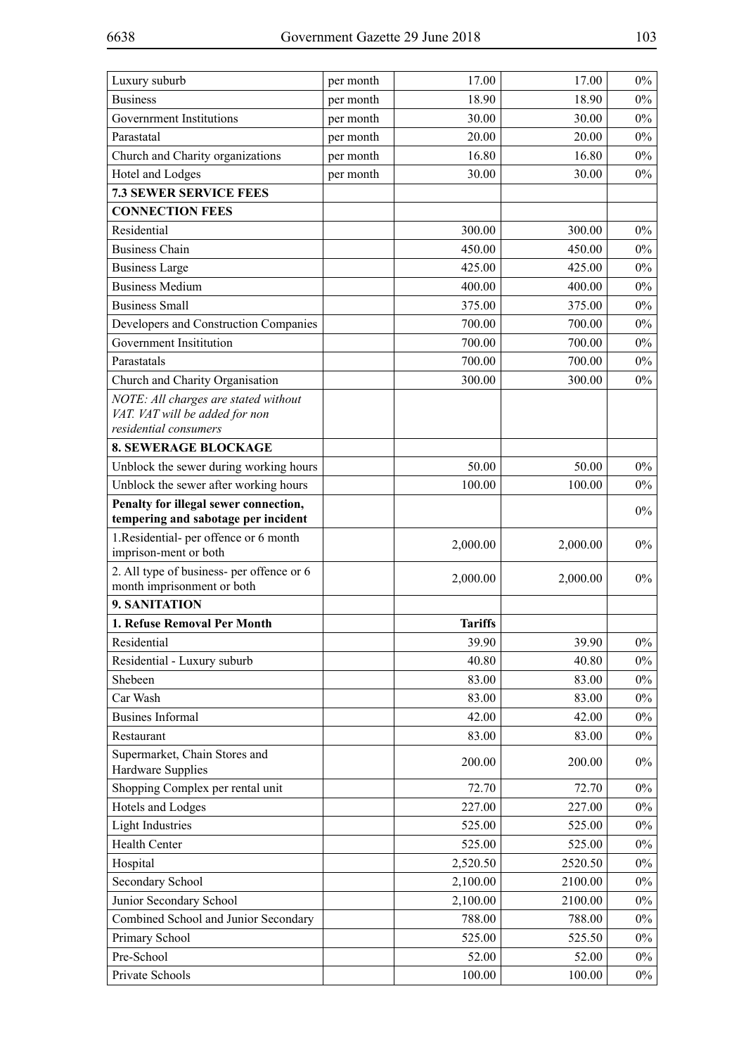| | | | | |
|---|---|---|---|---|
| Luxury suburb | per month | 17.00 | 17.00 | 0% |
| Business | per month | 18.90 | 18.90 | 0% |
| Governrment Institutions | per month | 30.00 | 30.00 | 0% |
| Parastatal | per month | 20.00 | 20.00 | 0% |
| Church and Charity organizations | per month | 16.80 | 16.80 | 0% |
| Hotel and Lodges | per month | 30.00 | 30.00 | 0% |
| **7.3 SEWER SERVICE FEES** | | | | |
| **CONNECTION FEES** | | | | |
| Residential | | 300.00 | 300.00 | 0% |
| Business Chain | | 450.00 | 450.00 | 0% |
| Business Large | | 425.00 | 425.00 | 0% |
| Business Medium | | 400.00 | 400.00 | 0% |
| Business Small | | 375.00 | 375.00 | 0% |
| Developers and Construction Companies | | 700.00 | 700.00 | 0% |
| Government Insititution | | 700.00 | 700.00 | 0% |
| Parastatals | | 700.00 | 700.00 | 0% |
| Church and Charity Organisation | | 300.00 | 300.00 | 0% |
| *NOTE: All charges are stated without VAT. VAT will be added for non residential consumers* | | | | |
| **8. SEWERAGE BLOCKAGE** | | | | |
| Unblock the sewer during working hours | | 50.00 | 50.00 | 0% |
| Unblock the sewer after working hours | | 100.00 | 100.00 | 0% |
| **Penalty for illegal sewer connection, tempering and sabotage per incident** | | | | 0% |
| 1.Residential- per offence or 6 month imprison-ment or both | | 2,000.00 | 2,000.00 | 0% |
| 2. All type of business- per offence or 6 month imprisonment or both | | 2,000.00 | 2,000.00 | 0% |
| **9. SANITATION** | | | | |
| **1. Refuse Removal Per Month** | | **Tariffs** | | |
| Residential | | 39.90 | 39.90 | 0% |
| Residential - Luxury suburb | | 40.80 | 40.80 | 0% |
| Shebeen | | 83.00 | 83.00 | 0% |
| Car Wash | | 83.00 | 83.00 | 0% |
| Busines Informal | | 42.00 | 42.00 | 0% |
| Restaurant | | 83.00 | 83.00 | 0% |
| Supermarket, Chain Stores and Hardware Supplies | | 200.00 | 200.00 | 0% |
| Shopping Complex per rental unit | | 72.70 | 72.70 | 0% |
| Hotels and Lodges | | 227.00 | 227.00 | 0% |
| Light Industries | | 525.00 | 525.00 | 0% |
| Health Center | | 525.00 | 525.00 | 0% |
| Hospital | | 2,520.50 | 2520.50 | 0% |
| Secondary School | | 2,100.00 | 2100.00 | 0% |
| Junior Secondary School | | 2,100.00 | 2100.00 | 0% |
| Combined School and Junior Secondary | | 788.00 | 788.00 | 0% |
| Primary School | | 525.00 | 525.50 | 0% |
| Pre-School | | 52.00 | 52.00 | 0% |
| Private Schools | | 100.00 | 100.00 | 0% |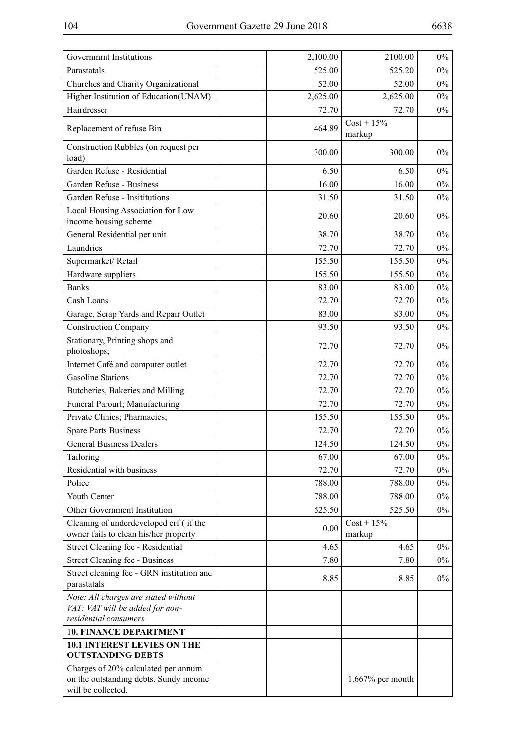| | | | | |
|---|---|---|---|---|
| Governmrnt Institutions | | 2,100.00 | 2100.00 | 0% |
| Parastatals | | 525.00 | 525.20 | 0% |
| Churches and Charity Organizational | | 52.00 | 52.00 | 0% |
| Higher Institution of Education(UNAM) | | 2,625.00 | 2,625.00 | 0% |
| Hairdresser | | 72.70 | 72.70 | 0% |
| Replacement of refuse Bin | | 464.89 | Cost + 15% markup | |
| Construction Rubbles (on request per load) | | 300.00 | 300.00 | 0% |
| Garden Refuse - Residential | | 6.50 | 6.50 | 0% |
| Garden Refuse - Business | | 16.00 | 16.00 | 0% |
| Garden Refuse - Insititutions | | 31.50 | 31.50 | 0% |
| Local Housing Association for Low income housing scheme | | 20.60 | 20.60 | 0% |
| General Residential per unit | | 38.70 | 38.70 | 0% |
| Laundries | | 72.70 | 72.70 | 0% |
| Supermarket/ Retail | | 155.50 | 155.50 | 0% |
| Hardware suppliers | | 155.50 | 155.50 | 0% |
| Banks | | 83.00 | 83.00 | 0% |
| Cash Loans | | 72.70 | 72.70 | 0% |
| Garage, Scrap Yards and Repair Outlet | | 83.00 | 83.00 | 0% |
| Construction Company | | 93.50 | 93.50 | 0% |
| Stationary, Printing shops and photoshops; | | 72.70 | 72.70 | 0% |
| Internet Café and computer outlet | | 72.70 | 72.70 | 0% |
| Gasoline Stations | | 72.70 | 72.70 | 0% |
| Butcheries, Bakeries and Milling | | 72.70 | 72.70 | 0% |
| Funeral Parourl; Manufacturing | | 72.70 | 72.70 | 0% |
| Private Clinics; Pharmacies; | | 155.50 | 155.50 | 0% |
| Spare Parts Business | | 72.70 | 72.70 | 0% |
| General Business Dealers | | 124.50 | 124.50 | 0% |
| Tailoring | | 67.00 | 67.00 | 0% |
| Residential with business | | 72.70 | 72.70 | 0% |
| Police | | 788.00 | 788.00 | 0% |
| Youth Center | | 788.00 | 788.00 | 0% |
| Other Government Institution | | 525.50 | 525.50 | 0% |
| Cleaning of underdeveloped erf ( if the owner fails to clean his/her property | | 0.00 | Cost + 15% markup | |
| Street Cleaning fee - Residential | | 4.65 | 4.65 | 0% |
| Street Cleaning fee - Business | | 7.80 | 7.80 | 0% |
| Street cleaning fee - GRN institution and parastatals | | 8.85 | 8.85 | 0% |
| *Note: All charges are stated without VAT: VAT will be added for non-residential consumers* | | | | |
| **10. FINANCE DEPARTMENT** | | | | |
| **10.1 INTEREST LEVIES ON THE OUTSTANDING DEBTS** | | | | |
| Charges of 20% calculated per annum on the outstanding debts. Sundy income will be collected. | | | 1.667% per month | |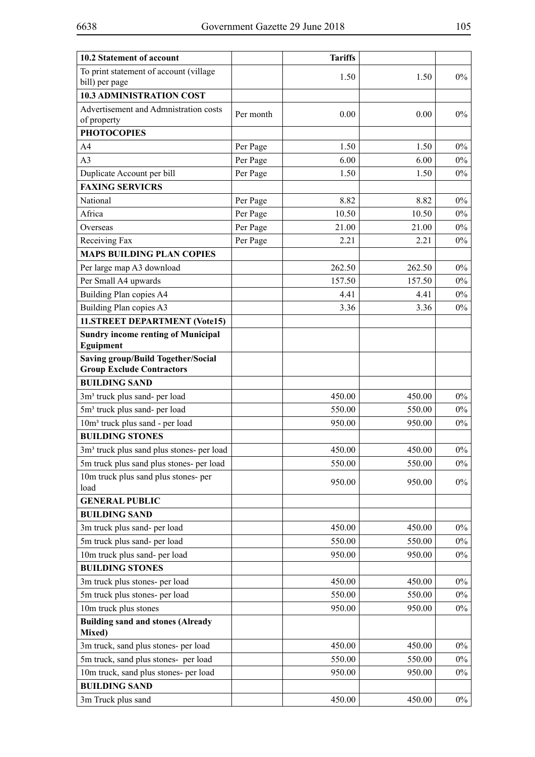| 10.2 Statement of account | | Tariffs | | |
|---|---|---|---|---|
| To print statement of account (village bill) per page | | 1.50 | 1.50 | 0% |
| **10.3 ADMINISTRATION COST** | | | | |
| Advertisement and Admnistration costs of property | Per month | 0.00 | 0.00 | 0% |
| **PHOTOCOPIES** | | | | |
| A4 | Per Page | 1.50 | 1.50 | 0% |
| A3 | Per Page | 6.00 | 6.00 | 0% |
| Duplicate Account per bill | Per Page | 1.50 | 1.50 | 0% |
| **FAXING SERVICRS** | | | | |
| National | Per Page | 8.82 | 8.82 | 0% |
| Africa | Per Page | 10.50 | 10.50 | 0% |
| Overseas | Per Page | 21.00 | 21.00 | 0% |
| Receiving Fax | Per Page | 2.21 | 2.21 | 0% |
| **MAPS BUILDING PLAN COPIES** | | | | |
| Per large map A3 download | | 262.50 | 262.50 | 0% |
| Per Small A4 upwards | | 157.50 | 157.50 | 0% |
| Building Plan copies A4 | | 4.41 | 4.41 | 0% |
| Building Plan copies A3 | | 3.36 | 3.36 | 0% |
| **11.STREET DEPARTMENT (Vote15)** | | | | |
| **Sundry income renting of Municipal Eguipment** | | | | |
| **Saving group/Build Together/Social Group Exclude Contractors** | | | | |
| **BUILDING SAND** | | | | |
| 3m³ truck plus sand- per load | | 450.00 | 450.00 | 0% |
| 5m³ truck plus sand- per load | | 550.00 | 550.00 | 0% |
| 10m³ truck plus sand - per load | | 950.00 | 950.00 | 0% |
| **BUILDING STONES** | | | | |
| 3m³ truck plus sand plus stones- per load | | 450.00 | 450.00 | 0% |
| 5m truck plus sand plus stones- per load | | 550.00 | 550.00 | 0% |
| 10m truck plus sand plus stones- per load | | 950.00 | 950.00 | 0% |
| **GENERAL PUBLIC** | | | | |
| **BUILDING SAND** | | | | |
| 3m truck plus sand- per load | | 450.00 | 450.00 | 0% |
| 5m truck plus sand- per load | | 550.00 | 550.00 | 0% |
| 10m truck plus sand- per load | | 950.00 | 950.00 | 0% |
| **BUILDING STONES** | | | | |
| 3m truck plus stones- per load | | 450.00 | 450.00 | 0% |
| 5m truck plus stones- per load | | 550.00 | 550.00 | 0% |
| 10m truck plus stones | | 950.00 | 950.00 | 0% |
| **Building sand and stones (Already Mixed)** | | | | |
| 3m truck, sand plus stones- per load | | 450.00 | 450.00 | 0% |
| 5m truck, sand plus stones- per load | | 550.00 | 550.00 | 0% |
| 10m truck, sand plus stones- per load | | 950.00 | 950.00 | 0% |
| **BUILDING SAND** | | | | |
| 3m Truck plus sand | | 450.00 | 450.00 | 0% |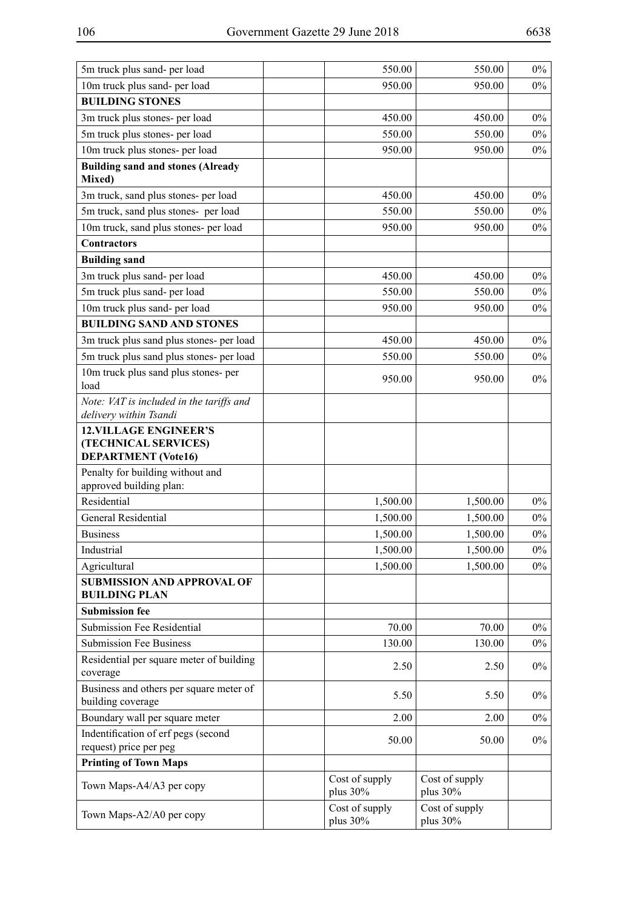| | | | | |
|---|---|---|---|---|
| 5m truck plus sand- per load | | 550.00 | 550.00 | 0% |
| 10m truck plus sand- per load | | 950.00 | 950.00 | 0% |
| **BUILDING STONES** | | | | |
| 3m truck plus stones- per load | | 450.00 | 450.00 | 0% |
| 5m truck plus stones- per load | | 550.00 | 550.00 | 0% |
| 10m truck plus stones- per load | | 950.00 | 950.00 | 0% |
| **Building sand and stones (Already Mixed)** | | | | |
| 3m truck, sand plus stones- per load | | 450.00 | 450.00 | 0% |
| 5m truck, sand plus stones- per load | | 550.00 | 550.00 | 0% |
| 10m truck, sand plus stones- per load | | 950.00 | 950.00 | 0% |
| **Contractors** | | | | |
| **Building sand** | | | | |
| 3m truck plus sand- per load | | 450.00 | 450.00 | 0% |
| 5m truck plus sand- per load | | 550.00 | 550.00 | 0% |
| 10m truck plus sand- per load | | 950.00 | 950.00 | 0% |
| **BUILDING SAND AND STONES** | | | | |
| 3m truck plus sand plus stones- per load | | 450.00 | 450.00 | 0% |
| 5m truck plus sand plus stones- per load | | 550.00 | 550.00 | 0% |
| 10m truck plus sand plus stones- per load | | 950.00 | 950.00 | 0% |
| *Note: VAT is included in the tariffs and delivery within Tsandi* | | | | |
| **12.VILLAGE ENGINEER'S (TECHNICAL SERVICES) DEPARTMENT (Vote16)** | | | | |
| Penalty for building without and approved building plan: | | | | |
| Residential | | 1,500.00 | 1,500.00 | 0% |
| General Residential | | 1,500.00 | 1,500.00 | 0% |
| Business | | 1,500.00 | 1,500.00 | 0% |
| Industrial | | 1,500.00 | 1,500.00 | 0% |
| Agricultural | | 1,500.00 | 1,500.00 | 0% |
| **SUBMISSION AND APPROVAL OF BUILDING PLAN** | | | | |
| **Submission fee** | | | | |
| Submission Fee Residential | | 70.00 | 70.00 | 0% |
| Submission Fee Business | | 130.00 | 130.00 | 0% |
| Residential per square meter of building coverage | | 2.50 | 2.50 | 0% |
| Business and others per square meter of building coverage | | 5.50 | 5.50 | 0% |
| Boundary wall per square meter | | 2.00 | 2.00 | 0% |
| Indentification of erf pegs (second request) price per peg | | 50.00 | 50.00 | 0% |
| **Printing of Town Maps** | | | | |
| Town Maps-A4/A3 per copy | | Cost of supply plus 30% | Cost of supply plus 30% | |
| Town Maps-A2/A0 per copy | | Cost of supply plus 30% | Cost of supply plus 30% | |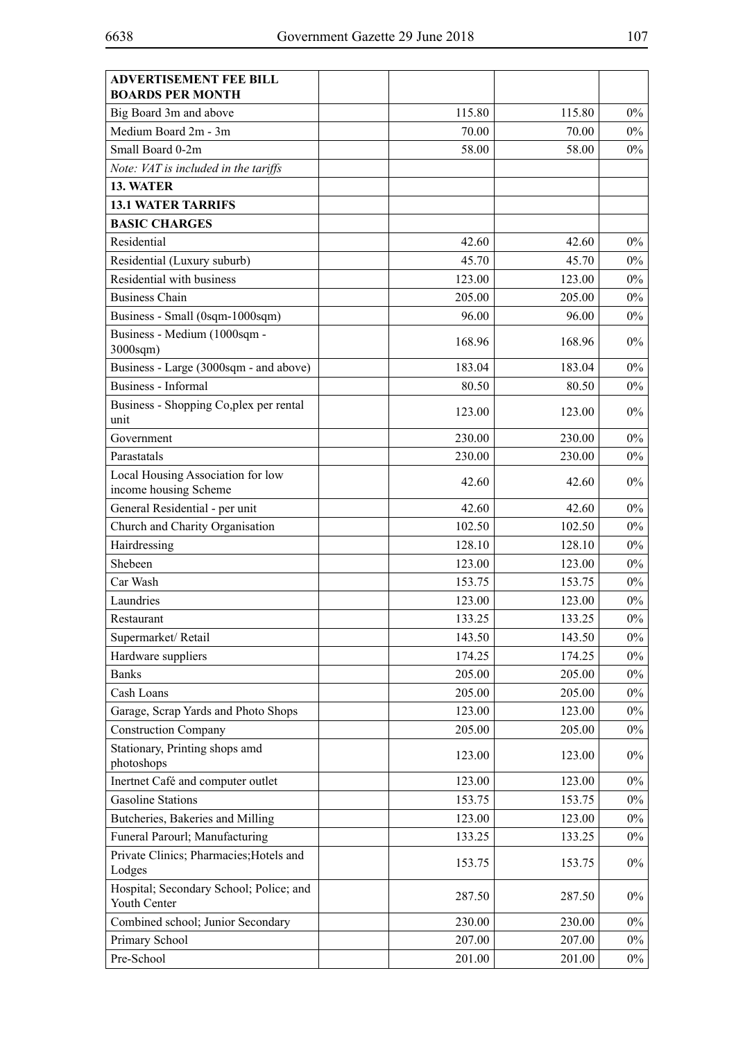| ADVERTISEMENT FEE BILL BOARDS PER MONTH | | | | |
|---|---|---|---|---|
| Big Board 3m and above | | 115.80 | 115.80 | 0% |
| Medium Board 2m - 3m | | 70.00 | 70.00 | 0% |
| Small Board 0-2m | | 58.00 | 58.00 | 0% |
| *Note: VAT is included in the tariffs* | | | | |
| **13. WATER** | | | | |
| **13.1 WATER TARRIFS** | | | | |
| **BASIC CHARGES** | | | | |
| Residential | | 42.60 | 42.60 | 0% |
| Residential (Luxury suburb) | | 45.70 | 45.70 | 0% |
| Residential with business | | 123.00 | 123.00 | 0% |
| Business Chain | | 205.00 | 205.00 | 0% |
| Business - Small (0sqm-1000sqm) | | 96.00 | 96.00 | 0% |
| Business - Medium (1000sqm - 3000sqm) | | 168.96 | 168.96 | 0% |
| Business - Large (3000sqm - and above) | | 183.04 | 183.04 | 0% |
| Business - Informal | | 80.50 | 80.50 | 0% |
| Business - Shopping Co,plex per rental unit | | 123.00 | 123.00 | 0% |
| Government | | 230.00 | 230.00 | 0% |
| Parastatals | | 230.00 | 230.00 | 0% |
| Local Housing Association for low income housing Scheme | | 42.60 | 42.60 | 0% |
| General Residential - per unit | | 42.60 | 42.60 | 0% |
| Church and Charity Organisation | | 102.50 | 102.50 | 0% |
| Hairdressing | | 128.10 | 128.10 | 0% |
| Shebeen | | 123.00 | 123.00 | 0% |
| Car Wash | | 153.75 | 153.75 | 0% |
| Laundries | | 123.00 | 123.00 | 0% |
| Restaurant | | 133.25 | 133.25 | 0% |
| Supermarket/ Retail | | 143.50 | 143.50 | 0% |
| Hardware suppliers | | 174.25 | 174.25 | 0% |
| Banks | | 205.00 | 205.00 | 0% |
| Cash Loans | | 205.00 | 205.00 | 0% |
| Garage, Scrap Yards and Photo Shops | | 123.00 | 123.00 | 0% |
| Construction Company | | 205.00 | 205.00 | 0% |
| Stationary, Printing shops amd photoshops | | 123.00 | 123.00 | 0% |
| Inertnet Café and computer outlet | | 123.00 | 123.00 | 0% |
| Gasoline Stations | | 153.75 | 153.75 | 0% |
| Butcheries, Bakeries and Milling | | 123.00 | 123.00 | 0% |
| Funeral Parourl; Manufacturing | | 133.25 | 133.25 | 0% |
| Private Clinics; Pharmacies;Hotels and Lodges | | 153.75 | 153.75 | 0% |
| Hospital; Secondary School; Police; and Youth Center | | 287.50 | 287.50 | 0% |
| Combined school; Junior Secondary | | 230.00 | 230.00 | 0% |
| Primary School | | 207.00 | 207.00 | 0% |
| Pre-School | | 201.00 | 201.00 | 0% |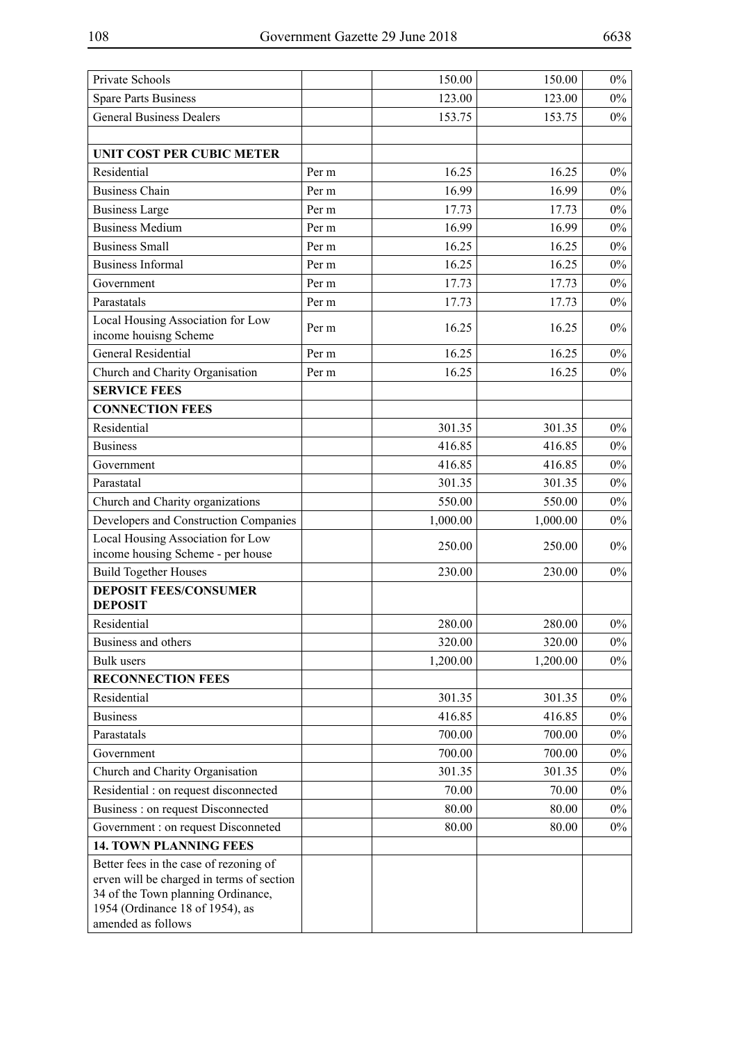| | | | | |
|---|---|---|---|---|
| Private Schools | | 150.00 | 150.00 | 0% |
| Spare Parts Business | | 123.00 | 123.00 | 0% |
| General Business Dealers | | 153.75 | 153.75 | 0% |
| | | | | |
| **UNIT COST PER CUBIC METER** | | | | |
| Residential | Per m | 16.25 | 16.25 | 0% |
| Business Chain | Per m | 16.99 | 16.99 | 0% |
| Business Large | Per m | 17.73 | 17.73 | 0% |
| Business Medium | Per m | 16.99 | 16.99 | 0% |
| Business Small | Per m | 16.25 | 16.25 | 0% |
| Business Informal | Per m | 16.25 | 16.25 | 0% |
| Government | Per m | 17.73 | 17.73 | 0% |
| Parastatals | Per m | 17.73 | 17.73 | 0% |
| Local Housing Association for Low income houisng Scheme | Per m | 16.25 | 16.25 | 0% |
| General Residential | Per m | 16.25 | 16.25 | 0% |
| Church and Charity Organisation | Per m | 16.25 | 16.25 | 0% |
| **SERVICE FEES** | | | | |
| **CONNECTION FEES** | | | | |
| Residential | | 301.35 | 301.35 | 0% |
| Business | | 416.85 | 416.85 | 0% |
| Government | | 416.85 | 416.85 | 0% |
| Parastatal | | 301.35 | 301.35 | 0% |
| Church and Charity organizations | | 550.00 | 550.00 | 0% |
| Developers and Construction Companies | | 1,000.00 | 1,000.00 | 0% |
| Local Housing Association for Low income housing Scheme - per house | | 250.00 | 250.00 | 0% |
| Build Together Houses | | 230.00 | 230.00 | 0% |
| **DEPOSIT FEES/CONSUMER DEPOSIT** | | | | |
| Residential | | 280.00 | 280.00 | 0% |
| Business and others | | 320.00 | 320.00 | 0% |
| Bulk users | | 1,200.00 | 1,200.00 | 0% |
| **RECONNECTION FEES** | | | | |
| Residential | | 301.35 | 301.35 | 0% |
| Business | | 416.85 | 416.85 | 0% |
| Parastatals | | 700.00 | 700.00 | 0% |
| Government | | 700.00 | 700.00 | 0% |
| Church and Charity Organisation | | 301.35 | 301.35 | 0% |
| Residential : on request disconnected | | 70.00 | 70.00 | 0% |
| Business : on request Disconnected | | 80.00 | 80.00 | 0% |
| Government : on request Disconneted | | 80.00 | 80.00 | 0% |
| **14. TOWN PLANNING FEES** | | | | |
| Better fees in the case of rezoning of erven will be charged in terms of section 34 of the Town planning Ordinance, 1954 (Ordinance 18 of 1954), as amended as follows | | | | |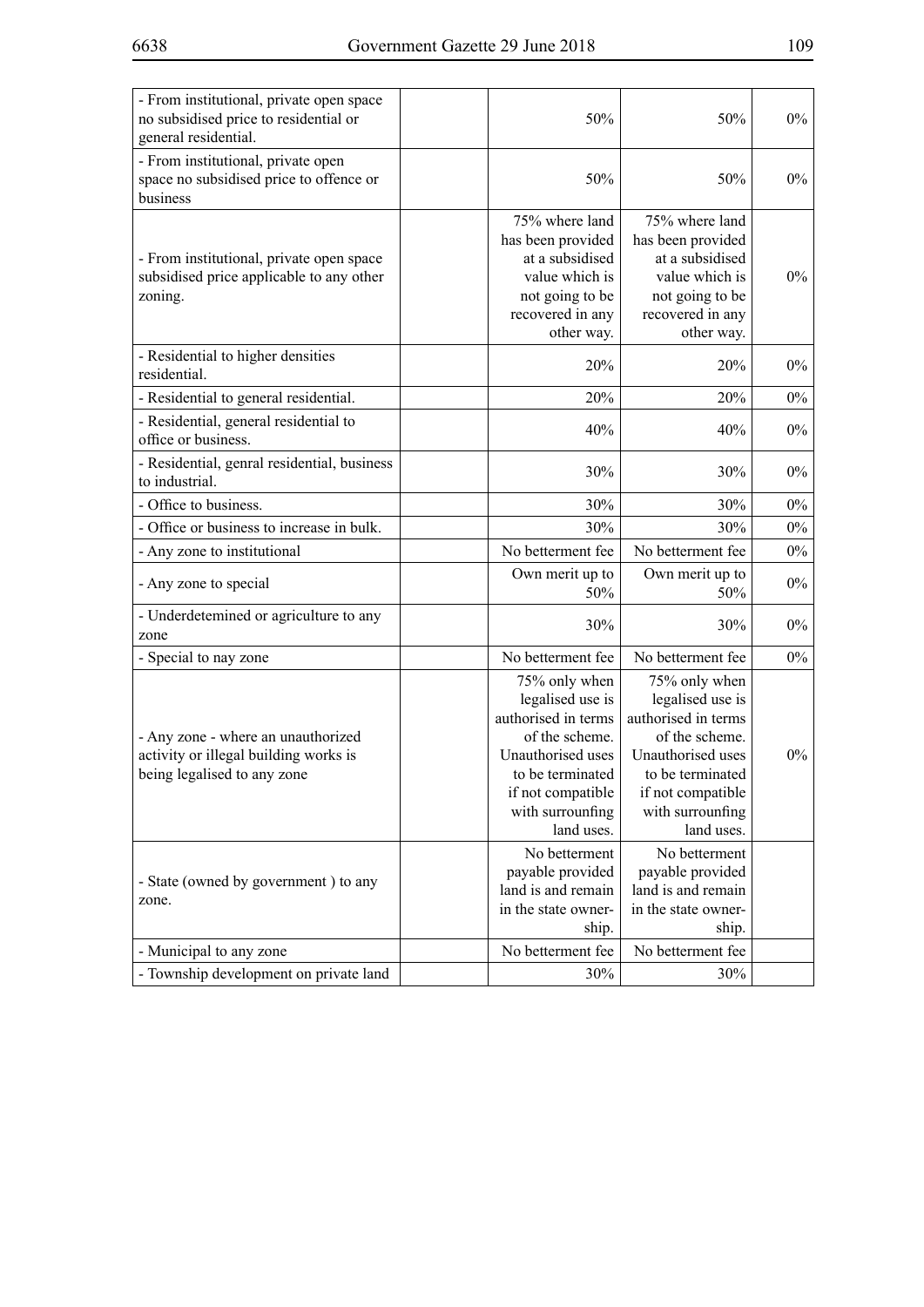| | | | | |
|---|---|---|---|---|
| - From institutional, private open space no subsidised price to residential or general residential. | | 50% | 50% | 0% |
| - From institutional, private open space no subsidised price to offence or business | | 50% | 50% | 0% |
| - From institutional, private open space subsidised price applicable to any other zoning. | | 75% where land has been provided at a subsidised value which is not going to be recovered in any other way. | 75% where land has been provided at a subsidised value which is not going to be recovered in any other way. | 0% |
| - Residential to higher densities residential. | | 20% | 20% | 0% |
| - Residential to general residential. | | 20% | 20% | 0% |
| - Residential, general residential to office or business. | | 40% | 40% | 0% |
| - Residential, genral residential, business to industrial. | | 30% | 30% | 0% |
| - Office to business. | | 30% | 30% | 0% |
| - Office or business to increase in bulk. | | 30% | 30% | 0% |
| - Any zone to institutional | | No betterment fee | No betterment fee | 0% |
| - Any zone to special | | Own merit up to 50% | Own merit up to 50% | 0% |
| - Underdetemined or agriculture to any zone | | 30% | 30% | 0% |
| - Special to nay zone | | No betterment fee | No betterment fee | 0% |
| - Any zone - where an unauthorized activity or illegal building works is being legalised to any zone | | 75% only when legalised use is authorised in terms of the scheme. Unauthorised uses to be terminated if not compatible with surrounfing land uses. | 75% only when legalised use is authorised in terms of the scheme. Unauthorised uses to be terminated if not compatible with surrounfing land uses. | 0% |
| - State (owned by government ) to any zone. | | No betterment payable provided land is and remain in the state ownership. | No betterment payable provided land is and remain in the state ownership. | |
| - Municipal to any zone | | No betterment fee | No betterment fee | |
| - Township development on private land | | 30% | 30% | |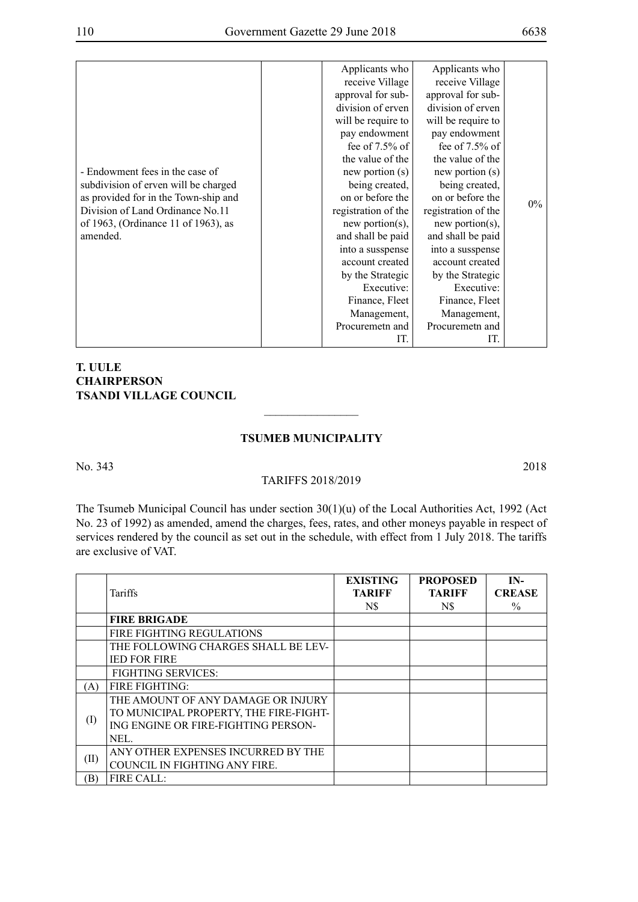| | | | | |
|---|---|---|---|---|
| - Endowment fees in the case of subdivision of erven will be charged as provided for in the Town-ship and Division of Land Ordinance No.11 of 1963, (Ordinance 11 of 1963), as amended. | | Applicants who receive Village approval for sub-division of erven will be require to pay endowment fee of 7.5% of the value of the new portion (s) being created, on or before the registration of the new portion(s), and shall be paid into a susspense account created by the Strategic Executive: Finance, Fleet Management, Procuremetn and IT. | Applicants who receive Village approval for sub-division of erven will be require to pay endowment fee of 7.5% of the value of the new portion (s) being created, on or before the registration of the new portion(s), and shall be paid into a susspense account created by the Strategic Executive: Finance, Fleet Management, Procuremetn and IT. | 0% |

**T. UULE**
**CHAIRPERSON**
**TSANDI VILLAGE COUNCIL**

---

## TSUMEB MUNICIPALITY

No. 343 2018

TARIFFS 2018/2019

The Tsumeb Municipal Council has under section 30(1)(u) of the Local Authorities Act, 1992 (Act No. 23 of 1992) as amended, amend the charges, fees, rates, and other moneys payable in respect of services rendered by the council as set out in the schedule, with effect from 1 July 2018. The tariffs are exclusive of VAT.

| | Tariffs | **EXISTING TARIFF** N$ | **PROPOSED TARIFF** N$ | **IN-CREASE** % |
|---|---|---|---|---|
| | **FIRE BRIGADE** | | | |
| | FIRE FIGHTING REGULATIONS | | | |
| | THE FOLLOWING CHARGES SHALL BE LEV-IED FOR FIRE | | | |
| | FIGHTING SERVICES: | | | |
| (A) | FIRE FIGHTING: | | | |
| (I) | THE AMOUNT OF ANY DAMAGE OR INJURY TO MUNICIPAL PROPERTY, THE FIRE-FIGHT-ING ENGINE OR FIRE-FIGHTING PERSON-NEL. | | | |
| (II) | ANY OTHER EXPENSES INCURRED BY THE COUNCIL IN FIGHTING ANY FIRE. | | | |
| (B) | FIRE CALL: | | | |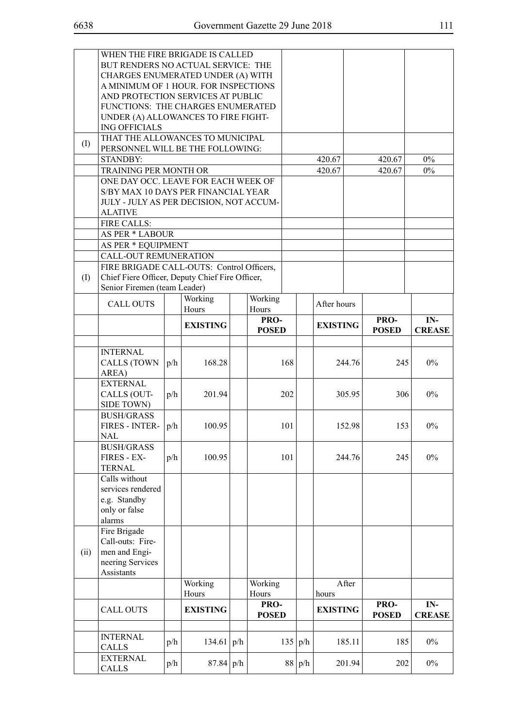| | | | | | | | | | | |
|---|---|---|---|---|---|---|---|---|---|---|
| | WHEN THE FIRE BRIGADE IS CALLED BUT RENDERS NO ACTUAL SERVICE: THE CHARGES ENUMERATED UNDER (A) WITH A MINIMUM OF 1 HOUR. FOR INSPECTIONS AND PROTECTION SERVICES AT PUBLIC FUNCTIONS: THE CHARGES ENUMERATED UNDER (A) ALLOWANCES TO FIRE FIGHTING OFFICIALS | | | | | | | | | |
| (I) | THAT THE ALLOWANCES TO MUNICIPAL PERSONNEL WILL BE THE FOLLOWING: | | | | | | | | | |
| | STANDBY: | | | | | | 420.67 | | 420.67 | 0% |
| | TRAINING PER MONTH OR | | | | | | 420.67 | | 420.67 | 0% |
| | ONE DAY OCC. LEAVE FOR EACH WEEK OF S/BY MAX 10 DAYS PER FINANCIAL YEAR JULY - JULY AS PER DECISION, NOT ACCUMALATIVE | | | | | | | | | |
| | FIRE CALLS: | | | | | | | | | |
| | AS PER * LABOUR | | | | | | | | | |
| | AS PER * EQUIPMENT | | | | | | | | | |
| | CALL-OUT REMUNERATION | | | | | | | | | |
| (I) | FIRE BRIGADE CALL-OUTS: Control Officers, Chief Fiere Officer, Deputy Chief Fire Officer, Senior Firemen (team Leader) | | | | | | | | | |
| | CALL OUTS | | Working Hours | | Working Hours | | After hours | | | |
| | | | **EXISTING** | | **PROPOSED** | | **EXISTING** | | **PROPOSED** | **INCREASE** |
| | | | | | | | | | | |
| | INTERNAL CALLS (TOWN AREA) | p/h | 168.28 | | 168 | | 244.76 | | 245 | 0% |
| | EXTERNAL CALLS (OUTSIDE TOWN) | p/h | 201.94 | | 202 | | 305.95 | | 306 | 0% |
| | BUSH/GRASS FIRES - INTERNAL | p/h | 100.95 | | 101 | | 152.98 | | 153 | 0% |
| | BUSH/GRASS FIRES - EXTERNAL | p/h | 100.95 | | 101 | | 244.76 | | 245 | 0% |
| | Calls without services rendered e.g. Standby only or false alarms | | | | | | | | | |
| (ii) | Fire Brigade Call-outs: Firemen and Engineering Services Assistants | | | | | | | | | |
| | | | Working Hours | | Working Hours | | After hours | | | |
| | CALL OUTS | | **EXISTING** | | **PROPOSED** | | **EXISTING** | | **PROPOSED** | **INCREASE** |
| | | | | | | | | | | |
| | INTERNAL CALLS | p/h | 134.61 | p/h | 135 | p/h | 185.11 | | 185 | 0% |
| | EXTERNAL CALLS | p/h | 87.84 | p/h | 88 | p/h | 201.94 | | 202 | 0% |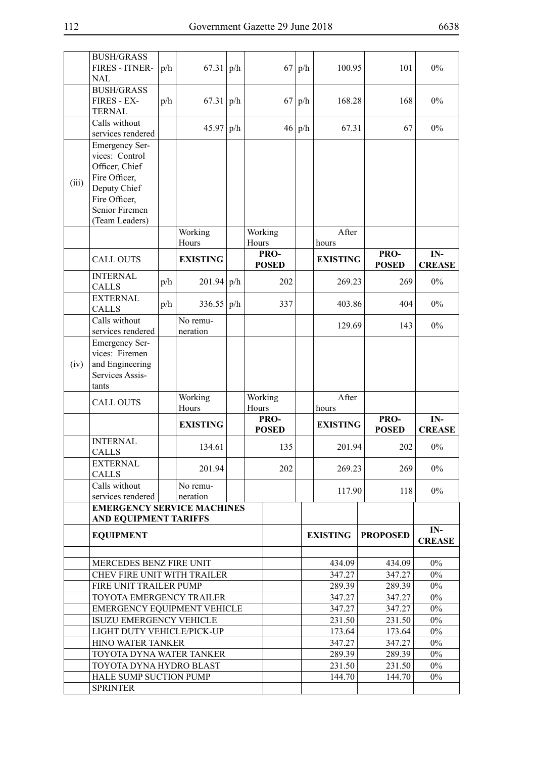| | | | | | | | | | | |
|---|---|---|---|---|---|---|---|---|---|---|
| | BUSH/GRASS FIRES - ITNERNAL | p/h | 67.31 | p/h | 67 | p/h | 100.95 | 101 | 0% |
| | BUSH/GRASS FIRES - EXTERNAL | p/h | 67.31 | p/h | 67 | p/h | 168.28 | 168 | 0% |
| | Calls without services rendered | | 45.97 | p/h | 46 | p/h | 67.31 | 67 | 0% |
| (iii) | Emergency Services: Control Officer, Chief Fire Officer, Deputy Chief Fire Officer, Senior Firemen (Team Leaders) | | | | | | | | |
| | | | Working Hours | | Working Hours | | After hours | | |
| | CALL OUTS | | **EXISTING** | | **PROPOSED** | | **EXISTING** | **PROPOSED** | **INCREASE** |
| | INTERNAL CALLS | p/h | 201.94 | p/h | 202 | | 269.23 | 269 | 0% |
| | EXTERNAL CALLS | p/h | 336.55 | p/h | 337 | | 403.86 | 404 | 0% |
| | Calls without services rendered | | No remuneration | | | | 129.69 | 143 | 0% |
| (iv) | Emergency Services: Firemen and Engineering Services Assistants | | | | | | | | |
| | CALL OUTS | | Working Hours | | Working Hours | | After hours | | |
| | | | **EXISTING** | | **PROPOSED** | | **EXISTING** | **PROPOSED** | **INCREASE** |
| | INTERNAL CALLS | | 134.61 | | 135 | | 201.94 | 202 | 0% |
| | EXTERNAL CALLS | | 201.94 | | 202 | | 269.23 | 269 | 0% |
| | Calls without services rendered | | No remuneration | | | | 117.90 | 118 | 0% |

| | | | | | |
|---|---|---|---|---|---|
| | **EMERGENCY SERVICE MACHINES AND EQUIPMENT TARIFFS** | | | | |
| | **EQUIPMENT** | | **EXISTING** | **PROPOSED** | **INCREASE** |
| | | | | | |
| | MERCEDES BENZ FIRE UNIT | | 434.09 | 434.09 | 0% |
| | CHEV FIRE UNIT WITH TRAILER | | 347.27 | 347.27 | 0% |
| | FIRE UNIT TRAILER PUMP | | 289.39 | 289.39 | 0% |
| | TOYOTA EMERGENCY TRAILER | | 347.27 | 347.27 | 0% |
| | EMERGENCY EQUIPMENT VEHICLE | | 347.27 | 347.27 | 0% |
| | ISUZU EMERGENCY VEHICLE | | 231.50 | 231.50 | 0% |
| | LIGHT DUTY VEHICLE/PICK-UP | | 173.64 | 173.64 | 0% |
| | HINO WATER TANKER | | 347.27 | 347.27 | 0% |
| | TOYOTA DYNA WATER TANKER | | 289.39 | 289.39 | 0% |
| | TOYOTA DYNA HYDRO BLAST | | 231.50 | 231.50 | 0% |
| | HALE SUMP SUCTION PUMP | | 144.70 | 144.70 | 0% |
| | SPRINTER | | | | |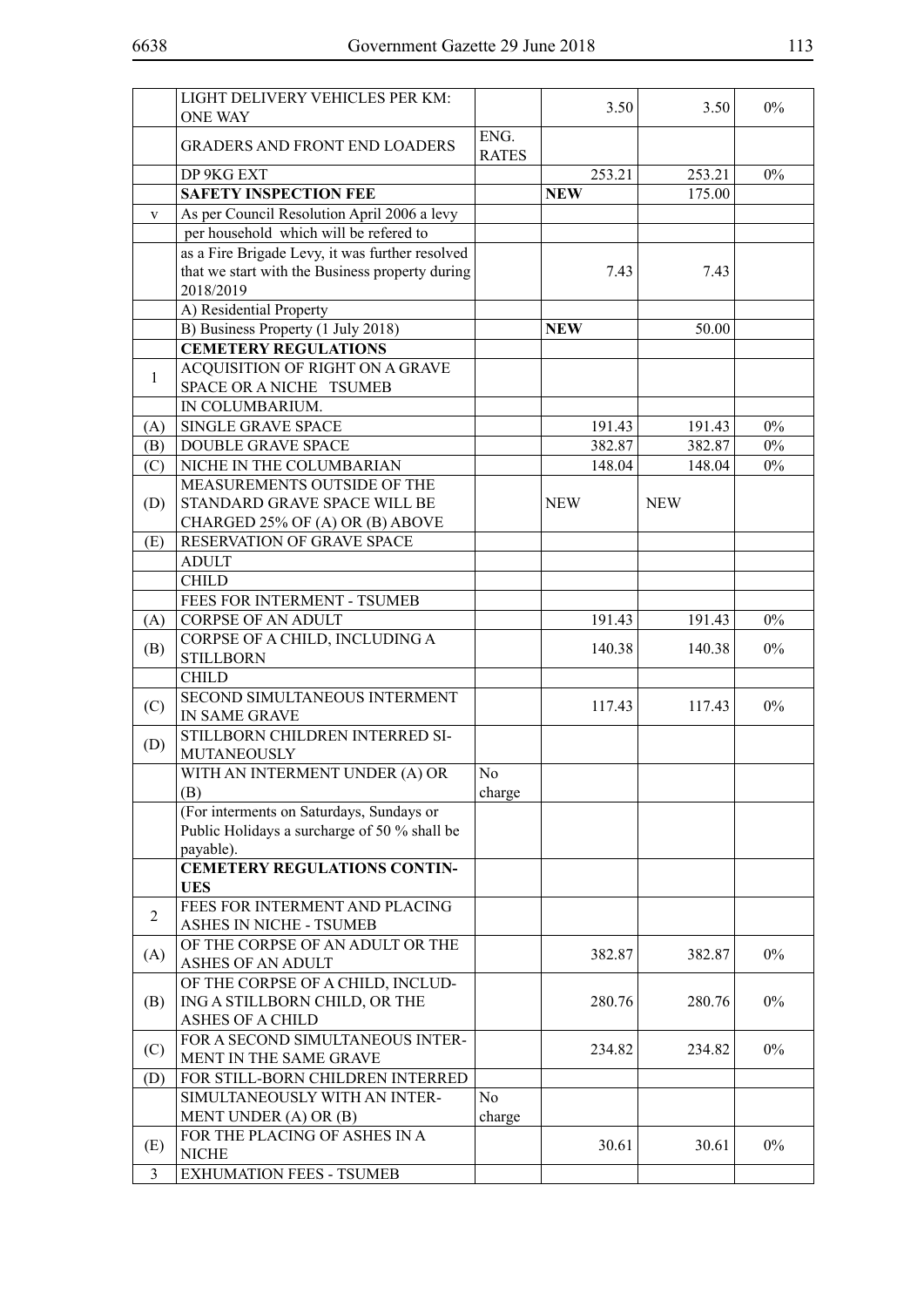| | | | | | |
|---|---|---|---|---|---|
| | LIGHT DELIVERY VEHICLES PER KM: ONE WAY | | 3.50 | 3.50 | 0% |
| | GRADERS AND FRONT END LOADERS | ENG. RATES | | | |
| | DP 9KG EXT | | 253.21 | 253.21 | 0% |
| | **SAFETY INSPECTION FEE** | | **NEW** | 175.00 | |
| v | As per Council Resolution April 2006 a levy | | | | |
| | per household which will be refered to | | | | |
| | as a Fire Brigade Levy, it was further resolved that we start with the Business property during 2018/2019 | | 7.43 | 7.43 | |
| | A) Residential Property | | | | |
| | B) Business Property (1 July 2018) | | **NEW** | 50.00 | |
| | **CEMETERY REGULATIONS** | | | | |
| 1 | ACQUISITION OF RIGHT ON A GRAVE SPACE OR A NICHE TSUMEB | | | | |
| | IN COLUMBARIUM. | | | | |
| (A) | SINGLE GRAVE SPACE | | 191.43 | 191.43 | 0% |
| (B) | DOUBLE GRAVE SPACE | | 382.87 | 382.87 | 0% |
| (C) | NICHE IN THE COLUMBARIAN | | 148.04 | 148.04 | 0% |
| (D) | MEASUREMENTS OUTSIDE OF THE STANDARD GRAVE SPACE WILL BE CHARGED 25% OF (A) OR (B) ABOVE | | NEW | NEW | |
| (E) | RESERVATION OF GRAVE SPACE | | | | |
| | ADULT | | | | |
| | CHILD | | | | |
| | FEES FOR INTERMENT - TSUMEB | | | | |
| (A) | CORPSE OF AN ADULT | | 191.43 | 191.43 | 0% |
| (B) | CORPSE OF A CHILD, INCLUDING A STILLBORN | | 140.38 | 140.38 | 0% |
| | CHILD | | | | |
| (C) | SECOND SIMULTANEOUS INTERMENT IN SAME GRAVE | | 117.43 | 117.43 | 0% |
| (D) | STILLBORN CHILDREN INTERRED SI-MUTANEOUSLY | | | | |
| | WITH AN INTERMENT UNDER (A) OR (B) | No charge | | | |
| | (For interments on Saturdays, Sundays or Public Holidays a surcharge of 50 % shall be payable). | | | | |
| | **CEMETERY REGULATIONS CONTIN-UES** | | | | |
| 2 | FEES FOR INTERMENT AND PLACING ASHES IN NICHE - TSUMEB | | | | |
| (A) | OF THE CORPSE OF AN ADULT OR THE ASHES OF AN ADULT | | 382.87 | 382.87 | 0% |
| (B) | OF THE CORPSE OF A CHILD, INCLUD-ING A STILLBORN CHILD, OR THE ASHES OF A CHILD | | 280.76 | 280.76 | 0% |
| (C) | FOR A SECOND SIMULTANEOUS INTER-MENT IN THE SAME GRAVE | | 234.82 | 234.82 | 0% |
| (D) | FOR STILL-BORN CHILDREN INTERRED | | | | |
| | SIMULTANEOUSLY WITH AN INTER-MENT UNDER (A) OR (B) | No charge | | | |
| (E) | FOR THE PLACING OF ASHES IN A NICHE | | 30.61 | 30.61 | 0% |
| 3 | EXHUMATION FEES - TSUMEB | | | | |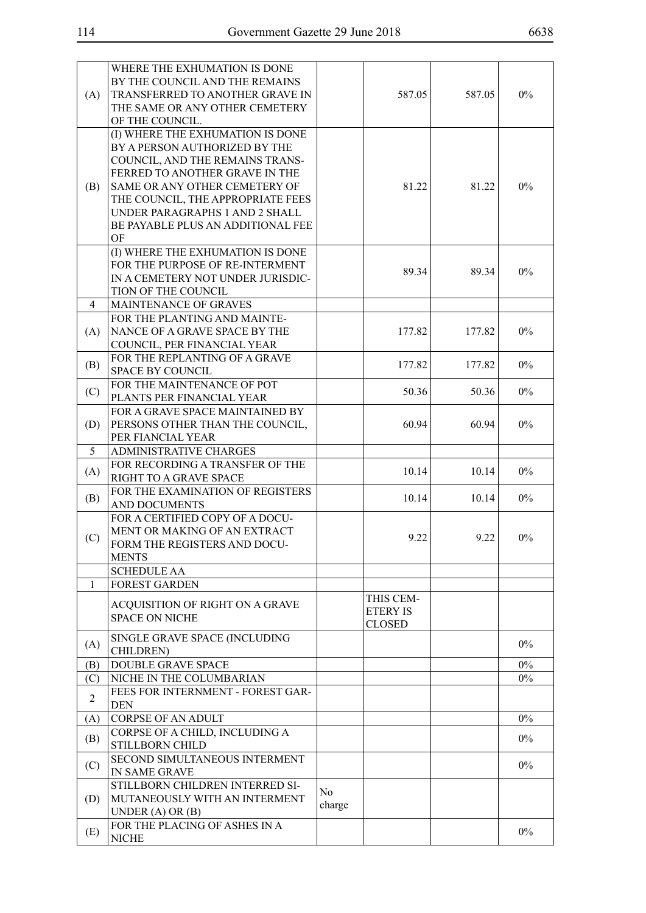| | | | | | |
|---|---|---|---|---|---|
| (A) | WHERE THE EXHUMATION IS DONE BY THE COUNCIL AND THE REMAINS TRANSFERRED TO ANOTHER GRAVE IN THE SAME OR ANY OTHER CEMETERY OF THE COUNCIL. | | 587.05 | 587.05 | 0% |
| (B) | (I) WHERE THE EXHUMATION IS DONE BY A PERSON AUTHORIZED BY THE COUNCIL, AND THE REMAINS TRANSFERRED TO ANOTHER GRAVE IN THE SAME OR ANY OTHER CEMETERY OF THE COUNCIL, THE APPROPRIATE FEES UNDER PARAGRAPHS 1 AND 2 SHALL BE PAYABLE PLUS AN ADDITIONAL FEE OF | | 81.22 | 81.22 | 0% |
| | (I) WHERE THE EXHUMATION IS DONE FOR THE PURPOSE OF RE-INTERMENT IN A CEMETERY NOT UNDER JURISDICTION OF THE COUNCIL | | 89.34 | 89.34 | 0% |
| 4 | MAINTENANCE OF GRAVES | | | | |
| (A) | FOR THE PLANTING AND MAINTENANCE OF A GRAVE SPACE BY THE COUNCIL, PER FINANCIAL YEAR | | 177.82 | 177.82 | 0% |
| (B) | FOR THE REPLANTING OF A GRAVE SPACE BY COUNCIL | | 177.82 | 177.82 | 0% |
| (C) | FOR THE MAINTENANCE OF POT PLANTS PER FINANCIAL YEAR | | 50.36 | 50.36 | 0% |
| (D) | FOR A GRAVE SPACE MAINTAINED BY PERSONS OTHER THAN THE COUNCIL, PER FIANCIAL YEAR | | 60.94 | 60.94 | 0% |
| 5 | ADMINISTRATIVE CHARGES | | | | |
| (A) | FOR RECORDING A TRANSFER OF THE RIGHT TO A GRAVE SPACE | | 10.14 | 10.14 | 0% |
| (B) | FOR THE EXAMINATION OF REGISTERS AND DOCUMENTS | | 10.14 | 10.14 | 0% |
| (C) | FOR A CERTIFIED COPY OF A DOCUMENT OR MAKING OF AN EXTRACT FORM THE REGISTERS AND DOCUMENTS | | 9.22 | 9.22 | 0% |
| | SCHEDULE AA | | | | |
| 1 | FOREST GARDEN | | | | |
| | ACQUISITION OF RIGHT ON A GRAVE SPACE ON NICHE | | THIS CEMETERY IS CLOSED | | |
| (A) | SINGLE GRAVE SPACE (INCLUDING CHILDREN) | | | | 0% |
| (B) | DOUBLE GRAVE SPACE | | | | 0% |
| (C) | NICHE IN THE COLUMBARIAN | | | | 0% |
| 2 | FEES FOR INTERNMENT - FOREST GARDEN | | | | |
| (A) | CORPSE OF AN ADULT | | | | 0% |
| (B) | CORPSE OF A CHILD, INCLUDING A STILLBORN CHILD | | | | 0% |
| (C) | SECOND SIMULTANEOUS INTERMENT IN SAME GRAVE | | | | 0% |
| (D) | STILLBORN CHILDREN INTERRED SIMUTANEOUSLY WITH AN INTERMENT UNDER (A) OR (B) | No charge | | | |
| (E) | FOR THE PLACING OF ASHES IN A NICHE | | | | 0% |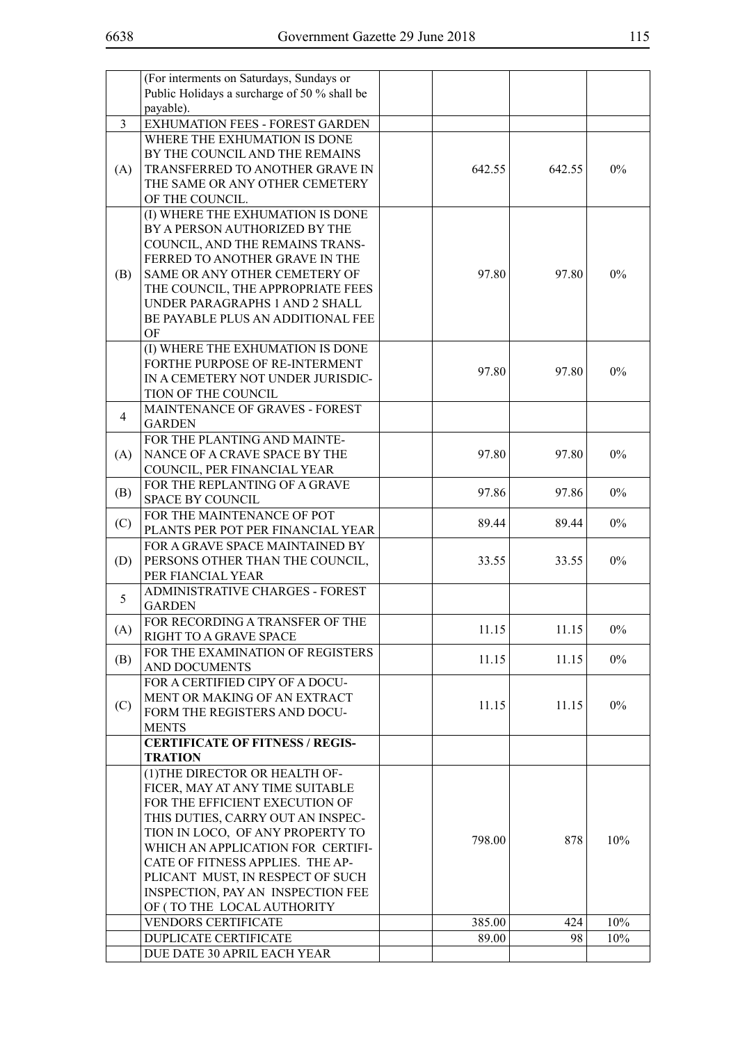| | | | | | |
|---|---|---|---|---|---|
| | (For interments on Saturdays, Sundays or Public Holidays a surcharge of 50 % shall be payable). | | | | |
| 3 | EXHUMATION FEES - FOREST GARDEN | | | | |
| (A) | WHERE THE EXHUMATION IS DONE BY THE COUNCIL AND THE REMAINS TRANSFERRED TO ANOTHER GRAVE IN THE SAME OR ANY OTHER CEMETERY OF THE COUNCIL. | | 642.55 | 642.55 | 0% |
| (B) | (I) WHERE THE EXHUMATION IS DONE BY A PERSON AUTHORIZED BY THE COUNCIL, AND THE REMAINS TRANSFERRED TO ANOTHER GRAVE IN THE SAME OR ANY OTHER CEMETERY OF THE COUNCIL, THE APPROPRIATE FEES UNDER PARAGRAPHS 1 AND 2 SHALL BE PAYABLE PLUS AN ADDITIONAL FEE OF | | 97.80 | 97.80 | 0% |
| | (I) WHERE THE EXHUMATION IS DONE FORTHE PURPOSE OF RE-INTERMENT IN A CEMETERY NOT UNDER JURISDICTION OF THE COUNCIL | | 97.80 | 97.80 | 0% |
| 4 | MAINTENANCE OF GRAVES - FOREST GARDEN | | | | |
| (A) | FOR THE PLANTING AND MAINTENANCE OF A CRAVE SPACE BY THE COUNCIL, PER FINANCIAL YEAR | | 97.80 | 97.80 | 0% |
| (B) | FOR THE REPLANTING OF A GRAVE SPACE BY COUNCIL | | 97.86 | 97.86 | 0% |
| (C) | FOR THE MAINTENANCE OF POT PLANTS PER POT PER FINANCIAL YEAR | | 89.44 | 89.44 | 0% |
| (D) | FOR A GRAVE SPACE MAINTAINED BY PERSONS OTHER THAN THE COUNCIL, PER FIANCIAL YEAR | | 33.55 | 33.55 | 0% |
| 5 | ADMINISTRATIVE CHARGES - FOREST GARDEN | | | | |
| (A) | FOR RECORDING A TRANSFER OF THE RIGHT TO A GRAVE SPACE | | 11.15 | 11.15 | 0% |
| (B) | FOR THE EXAMINATION OF REGISTERS AND DOCUMENTS | | 11.15 | 11.15 | 0% |
| (C) | FOR A CERTIFIED CIPY OF A DOCUMENT OR MAKING OF AN EXTRACT FORM THE REGISTERS AND DOCUMENTS | | 11.15 | 11.15 | 0% |
| | **CERTIFICATE OF FITNESS / REGISTRATION** | | | | |
| | (1)THE DIRECTOR OR HEALTH OFFICER, MAY AT ANY TIME SUITABLE FOR THE EFFICIENT EXECUTION OF THIS DUTIES, CARRY OUT AN INSPECTION IN LOCO, OF ANY PROPERTY TO WHICH AN APPLICATION FOR CERTIFICATE OF FITNESS APPLIES. THE APPLICANT MUST, IN RESPECT OF SUCH INSPECTION, PAY AN INSPECTION FEE OF ( TO THE LOCAL AUTHORITY | | 798.00 | 878 | 10% |
| | VENDORS CERTIFICATE | | 385.00 | 424 | 10% |
| | DUPLICATE CERTIFICATE | | 89.00 | 98 | 10% |
| | DUE DATE 30 APRIL EACH YEAR | | | | |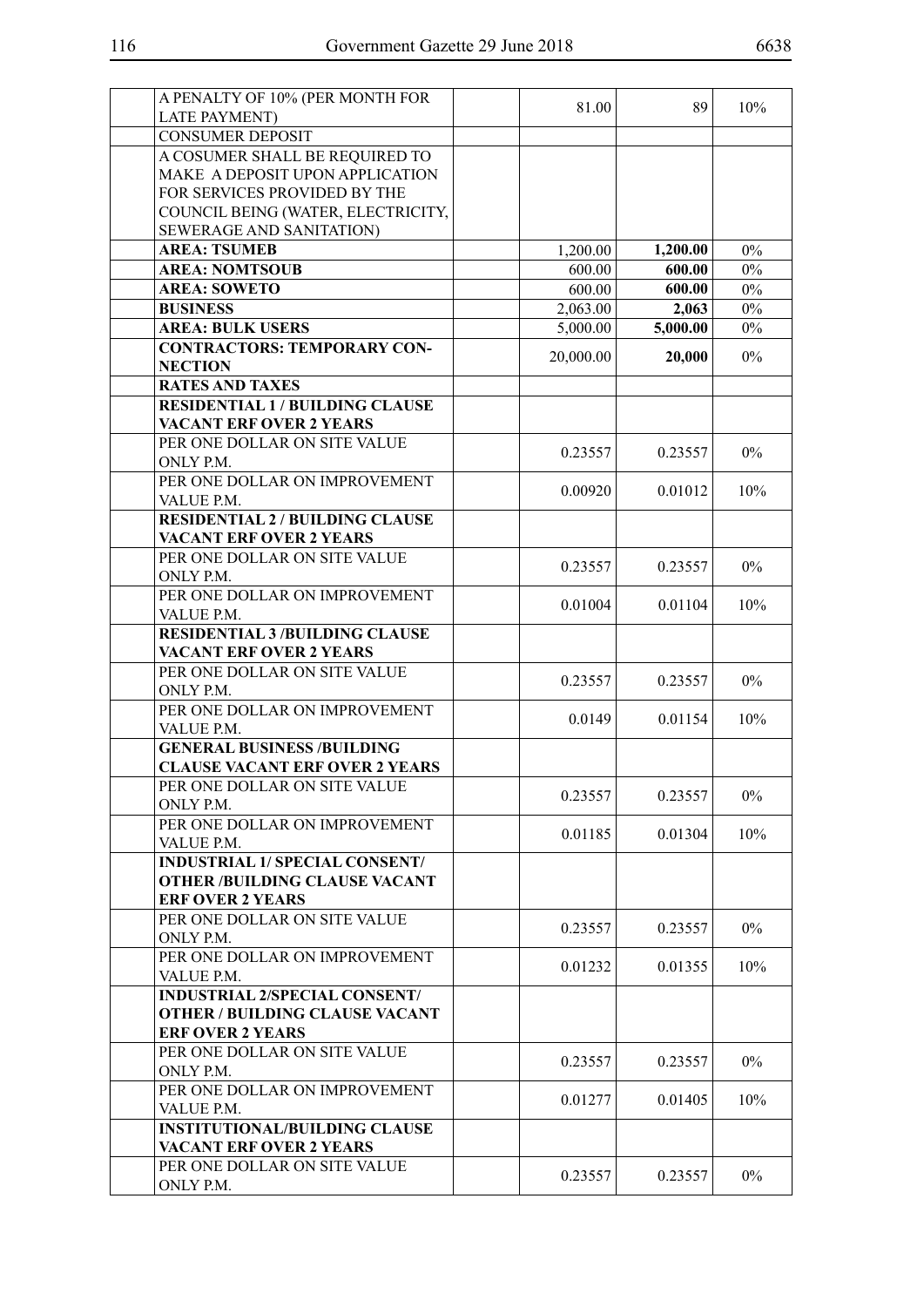| | | | | | |
|---|---|---|---|---|---|
| | A PENALTY OF 10% (PER MONTH FOR LATE PAYMENT) | | 81.00 | 89 | 10% |
| | CONSUMER DEPOSIT | | | | |
| | A COSUMER SHALL BE REQUIRED TO MAKE A DEPOSIT UPON APPLICATION FOR SERVICES PROVIDED BY THE COUNCIL BEING (WATER, ELECTRICITY, SEWERAGE AND SANITATION) | | | | |
| | **AREA: TSUMEB** | | 1,200.00 | **1,200.00** | 0% |
| | **AREA: NOMTSOUB** | | 600.00 | **600.00** | 0% |
| | **AREA: SOWETO** | | 600.00 | **600.00** | 0% |
| | **BUSINESS** | | 2,063.00 | **2,063** | 0% |
| | **AREA: BULK USERS** | | 5,000.00 | **5,000.00** | 0% |
| | **CONTRACTORS: TEMPORARY CONNECTION** | | 20,000.00 | **20,000** | 0% |
| | **RATES AND TAXES** | | | | |
| | **RESIDENTIAL 1 / BUILDING CLAUSE VACANT ERF OVER 2 YEARS** | | | | |
| | PER ONE DOLLAR ON SITE VALUE ONLY P.M. | | 0.23557 | 0.23557 | 0% |
| | PER ONE DOLLAR ON IMPROVEMENT VALUE P.M. | | 0.00920 | 0.01012 | 10% |
| | **RESIDENTIAL 2 / BUILDING CLAUSE VACANT ERF OVER 2 YEARS** | | | | |
| | PER ONE DOLLAR ON SITE VALUE ONLY P.M. | | 0.23557 | 0.23557 | 0% |
| | PER ONE DOLLAR ON IMPROVEMENT VALUE P.M. | | 0.01004 | 0.01104 | 10% |
| | **RESIDENTIAL 3 /BUILDING CLAUSE VACANT ERF OVER 2 YEARS** | | | | |
| | PER ONE DOLLAR ON SITE VALUE ONLY P.M. | | 0.23557 | 0.23557 | 0% |
| | PER ONE DOLLAR ON IMPROVEMENT VALUE P.M. | | 0.0149 | 0.01154 | 10% |
| | **GENERAL BUSINESS /BUILDING CLAUSE VACANT ERF OVER 2 YEARS** | | | | |
| | PER ONE DOLLAR ON SITE VALUE ONLY P.M. | | 0.23557 | 0.23557 | 0% |
| | PER ONE DOLLAR ON IMPROVEMENT VALUE P.M. | | 0.01185 | 0.01304 | 10% |
| | **INDUSTRIAL 1/ SPECIAL CONSENT/ OTHER /BUILDING CLAUSE VACANT ERF OVER 2 YEARS** | | | | |
| | PER ONE DOLLAR ON SITE VALUE ONLY P.M. | | 0.23557 | 0.23557 | 0% |
| | PER ONE DOLLAR ON IMPROVEMENT VALUE P.M. | | 0.01232 | 0.01355 | 10% |
| | **INDUSTRIAL 2/SPECIAL CONSENT/ OTHER / BUILDING CLAUSE VACANT ERF OVER 2 YEARS** | | | | |
| | PER ONE DOLLAR ON SITE VALUE ONLY P.M. | | 0.23557 | 0.23557 | 0% |
| | PER ONE DOLLAR ON IMPROVEMENT VALUE P.M. | | 0.01277 | 0.01405 | 10% |
| | **INSTITUTIONAL/BUILDING CLAUSE VACANT ERF OVER 2 YEARS** | | | | |
| | PER ONE DOLLAR ON SITE VALUE ONLY P.M. | | 0.23557 | 0.23557 | 0% |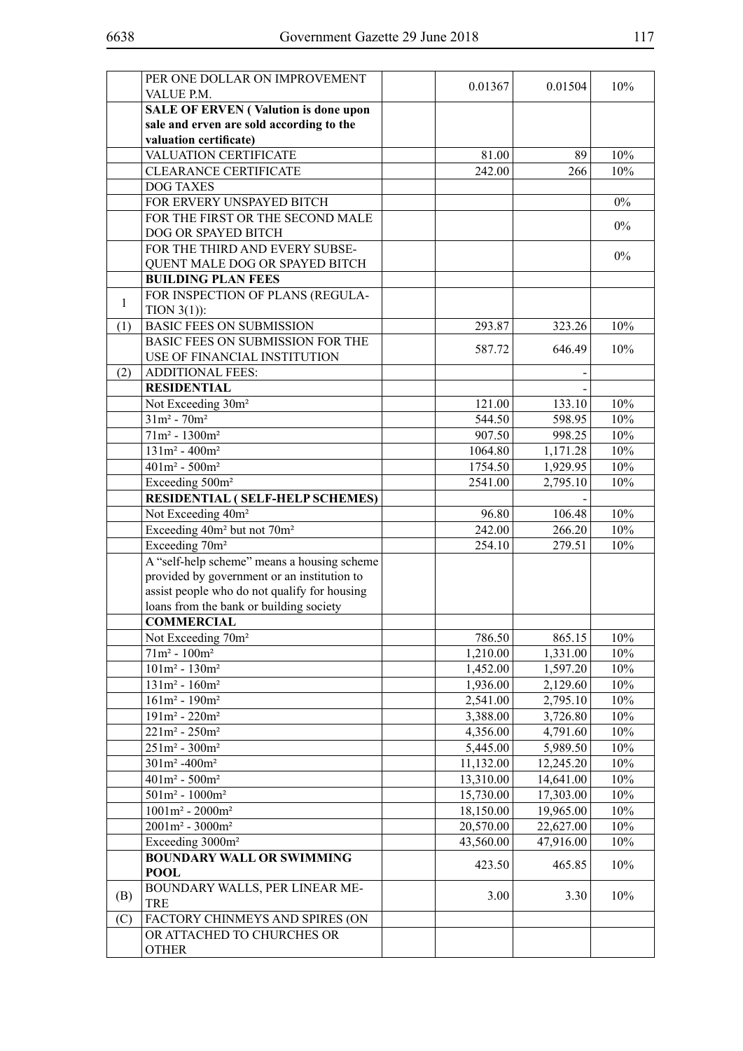| | | | | | |
|---|---|---|---|---|---|
| | PER ONE DOLLAR ON IMPROVEMENT VALUE P.M. | | 0.01367 | 0.01504 | 10% |
| | **SALE OF ERVEN ( Valution is done upon sale and erven are sold according to the valuation certificate)** | | | | |
| | VALUATION CERTIFICATE | | 81.00 | 89 | 10% |
| | CLEARANCE CERTIFICATE | | 242.00 | 266 | 10% |
| | DOG TAXES | | | | |
| | FOR ERVERY UNSPAYED BITCH | | | | 0% |
| | FOR THE FIRST OR THE SECOND MALE DOG OR SPAYED BITCH | | | | 0% |
| | FOR THE THIRD AND EVERY SUBSE-QUENT MALE DOG OR SPAYED BITCH | | | | 0% |
| | **BUILDING PLAN FEES** | | | | |
| 1 | FOR INSPECTION OF PLANS (REGULA-TION 3(1)): | | | | |
| (1) | BASIC FEES ON SUBMISSION | | 293.87 | 323.26 | 10% |
| | BASIC FEES ON SUBMISSION FOR THE USE OF FINANCIAL INSTITUTION | | 587.72 | 646.49 | 10% |
| (2) | ADDITIONAL FEES: | | | - | |
| | **RESIDENTIAL** | | | - | |
| | Not Exceeding 30m² | | 121.00 | 133.10 | 10% |
| | 31m² - 70m² | | 544.50 | 598.95 | 10% |
| | 71m² - 1300m² | | 907.50 | 998.25 | 10% |
| | 131m² - 400m² | | 1064.80 | 1,171.28 | 10% |
| | 401m² - 500m² | | 1754.50 | 1,929.95 | 10% |
| | Exceeding 500m² | | 2541.00 | 2,795.10 | 10% |
| | **RESIDENTIAL ( SELF-HELP SCHEMES)** | | | - | |
| | Not Exceeding 40m² | | 96.80 | 106.48 | 10% |
| | Exceeding 40m² but not 70m² | | 242.00 | 266.20 | 10% |
| | Exceeding 70m² | | 254.10 | 279.51 | 10% |
| | A "self-help scheme" means a housing scheme provided by government or an institution to assist people who do not qualify for housing loans from the bank or building society | | | | |
| | **COMMERCIAL** | | | | |
| | Not Exceeding 70m² | | 786.50 | 865.15 | 10% |
| | 71m² - 100m² | | 1,210.00 | 1,331.00 | 10% |
| | 101m² - 130m² | | 1,452.00 | 1,597.20 | 10% |
| | 131m² - 160m² | | 1,936.00 | 2,129.60 | 10% |
| | 161m² - 190m² | | 2,541.00 | 2,795.10 | 10% |
| | 191m² - 220m² | | 3,388.00 | 3,726.80 | 10% |
| | 221m² - 250m² | | 4,356.00 | 4,791.60 | 10% |
| | 251m² - 300m² | | 5,445.00 | 5,989.50 | 10% |
| | 301m² -400m² | | 11,132.00 | 12,245.20 | 10% |
| | 401m² - 500m² | | 13,310.00 | 14,641.00 | 10% |
| | 501m² - 1000m² | | 15,730.00 | 17,303.00 | 10% |
| | 1001m² - 2000m² | | 18,150.00 | 19,965.00 | 10% |
| | 2001m² - 3000m² | | 20,570.00 | 22,627.00 | 10% |
| | Exceeding 3000m² | | 43,560.00 | 47,916.00 | 10% |
| | **BOUNDARY WALL OR SWIMMING POOL** | | 423.50 | 465.85 | 10% |
| (B) | BOUNDARY WALLS, PER LINEAR ME-TRE | | 3.00 | 3.30 | 10% |
| (C) | FACTORY CHINMEYS AND SPIRES (ON | | | | |
| | OR ATTACHED TO CHURCHES OR OTHER | | | | |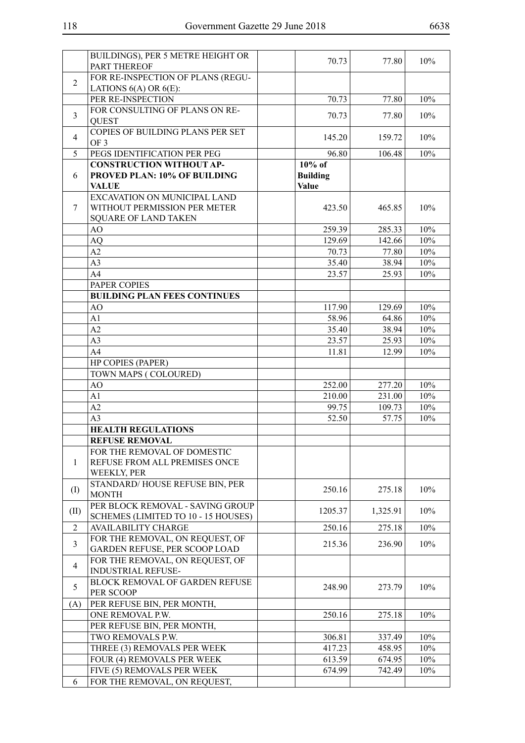| | | | | | |
|---|---|---|---|---|---|
| | BUILDINGS), PER 5 METRE HEIGHT OR PART THEREOF | | 70.73 | 77.80 | 10% |
| 2 | FOR RE-INSPECTION OF PLANS (REGULATIONS 6(A) OR 6(E): | | | | |
| | PER RE-INSPECTION | | 70.73 | 77.80 | 10% |
| 3 | FOR CONSULTING OF PLANS ON REQUEST | | 70.73 | 77.80 | 10% |
| 4 | COPIES OF BUILDING PLANS PER SET OF 3 | | 145.20 | 159.72 | 10% |
| 5 | PEGS IDENTIFICATION PER PEG | | 96.80 | 106.48 | 10% |
| 6 | **CONSTRUCTION WITHOUT APPROVED PLAN: 10% OF BUILDING VALUE** | | **10% of Building Value** | | |
| 7 | EXCAVATION ON MUNICIPAL LAND WITHOUT PERMISSION PER METER SQUARE OF LAND TAKEN | | 423.50 | 465.85 | 10% |
| | AO | | 259.39 | 285.33 | 10% |
| | AQ | | 129.69 | 142.66 | 10% |
| | A2 | | 70.73 | 77.80 | 10% |
| | A3 | | 35.40 | 38.94 | 10% |
| | A4 | | 23.57 | 25.93 | 10% |
| | PAPER COPIES | | | | |
| | **BUILDING PLAN FEES CONTINUES** | | | | |
| | AO | | 117.90 | 129.69 | 10% |
| | A1 | | 58.96 | 64.86 | 10% |
| | A2 | | 35.40 | 38.94 | 10% |
| | A3 | | 23.57 | 25.93 | 10% |
| | A4 | | 11.81 | 12.99 | 10% |
| | HP COPIES (PAPER) | | | | |
| | TOWN MAPS ( COLOURED) | | | | |
| | AO | | 252.00 | 277.20 | 10% |
| | A1 | | 210.00 | 231.00 | 10% |
| | A2 | | 99.75 | 109.73 | 10% |
| | A3 | | 52.50 | 57.75 | 10% |
| | **HEALTH REGULATIONS** | | | | |
| | **REFUSE REMOVAL** | | | | |
| 1 | FOR THE REMOVAL OF DOMESTIC REFUSE FROM ALL PREMISES ONCE WEEKLY, PER | | | | |
| (I) | STANDARD/ HOUSE REFUSE BIN, PER MONTH | | 250.16 | 275.18 | 10% |
| (II) | PER BLOCK REMOVAL - SAVING GROUP SCHEMES (LIMITED TO 10 - 15 HOUSES) | | 1205.37 | 1,325.91 | 10% |
| 2 | AVAILABILITY CHARGE | | 250.16 | 275.18 | 10% |
| 3 | FOR THE REMOVAL, ON REQUEST, OF GARDEN REFUSE, PER SCOOP LOAD | | 215.36 | 236.90 | 10% |
| 4 | FOR THE REMOVAL, ON REQUEST, OF INDUSTRIAL REFUSE- | | | | |
| 5 | BLOCK REMOVAL OF GARDEN REFUSE PER SCOOP | | 248.90 | 273.79 | 10% |
| (A) | PER REFUSE BIN, PER MONTH, | | | | |
| | ONE REMOVAL P.W. | | 250.16 | 275.18 | 10% |
| | PER REFUSE BIN, PER MONTH, | | | | |
| | TWO REMOVALS P.W. | | 306.81 | 337.49 | 10% |
| | THREE (3) REMOVALS PER WEEK | | 417.23 | 458.95 | 10% |
| | FOUR (4) REMOVALS PER WEEK | | 613.59 | 674.95 | 10% |
| | FIVE (5) REMOVALS PER WEEK | | 674.99 | 742.49 | 10% |
| 6 | FOR THE REMOVAL, ON REQUEST, | | | | |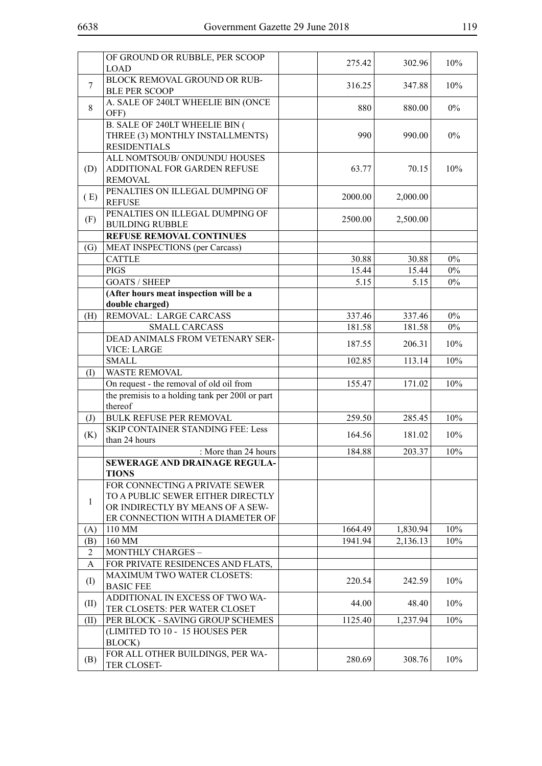| | | | | | |
|---|---|---|---|---|---|
| | OF GROUND OR RUBBLE, PER SCOOP LOAD | | 275.42 | 302.96 | 10% |
| 7 | BLOCK REMOVAL GROUND OR RUB-BLE PER SCOOP | | 316.25 | 347.88 | 10% |
| 8 | A. SALE OF 240LT WHEELIE BIN (ONCE OFF) | | 880 | 880.00 | 0% |
| | B. SALE OF 240LT WHEELIE BIN ( THREE (3) MONTHLY INSTALLMENTS) RESIDENTIALS | | 990 | 990.00 | 0% |
| (D) | ALL NOMTSOUB/ ONDUNDU HOUSES ADDITIONAL FOR GARDEN REFUSE REMOVAL | | 63.77 | 70.15 | 10% |
| ( E) | PENALTIES ON ILLEGAL DUMPING OF REFUSE | | 2000.00 | 2,000.00 | |
| (F) | PENALTIES ON ILLEGAL DUMPING OF BUILDING RUBBLE | | 2500.00 | 2,500.00 | |
| | **REFUSE REMOVAL CONTINUES** | | | | |
| (G) | MEAT INSPECTIONS (per Carcass) | | | | |
| | CATTLE | | 30.88 | 30.88 | 0% |
| | PIGS | | 15.44 | 15.44 | 0% |
| | GOATS / SHEEP | | 5.15 | 5.15 | 0% |
| | **(After hours meat inspection will be a double charged)** | | | | |
| (H) | REMOVAL: LARGE CARCASS | | 337.46 | 337.46 | 0% |
| | SMALL CARCASS | | 181.58 | 181.58 | 0% |
| | DEAD ANIMALS FROM VETENARY SER-VICE: LARGE | | 187.55 | 206.31 | 10% |
| | SMALL | | 102.85 | 113.14 | 10% |
| (I) | WASTE REMOVAL | | | | |
| | On request - the removal of old oil from | | 155.47 | 171.02 | 10% |
| | the premisis to a holding tank per 200l or part thereof | | | | |
| (J) | BULK REFUSE PER REMOVAL | | 259.50 | 285.45 | 10% |
| (K) | SKIP CONTAINER STANDING FEE: Less than 24 hours | | 164.56 | 181.02 | 10% |
| | : More than 24 hours | | 184.88 | 203.37 | 10% |
| | **SEWERAGE AND DRAINAGE REGULA-TIONS** | | | | |
| 1 | FOR CONNECTING A PRIVATE SEWER TO A PUBLIC SEWER EITHER DIRECTLY OR INDIRECTLY BY MEANS OF A SEW-ER CONNECTION WITH A DIAMETER OF | | | | |
| (A) | 110 MM | | 1664.49 | 1,830.94 | 10% |
| (B) | 160 MM | | 1941.94 | 2,136.13 | 10% |
| 2 | MONTHLY CHARGES – | | | | |
| A | FOR PRIVATE RESIDENCES AND FLATS, | | | | |
| (I) | MAXIMUM TWO WATER CLOSETS: BASIC FEE | | 220.54 | 242.59 | 10% |
| (II) | ADDITIONAL IN EXCESS OF TWO WA-TER CLOSETS: PER WATER CLOSET | | 44.00 | 48.40 | 10% |
| (II) | PER BLOCK - SAVING GROUP SCHEMES | | 1125.40 | 1,237.94 | 10% |
| | (LIMITED TO 10 - 15 HOUSES PER BLOCK) | | | | |
| (B) | FOR ALL OTHER BUILDINGS, PER WA-TER CLOSET- | | 280.69 | 308.76 | 10% |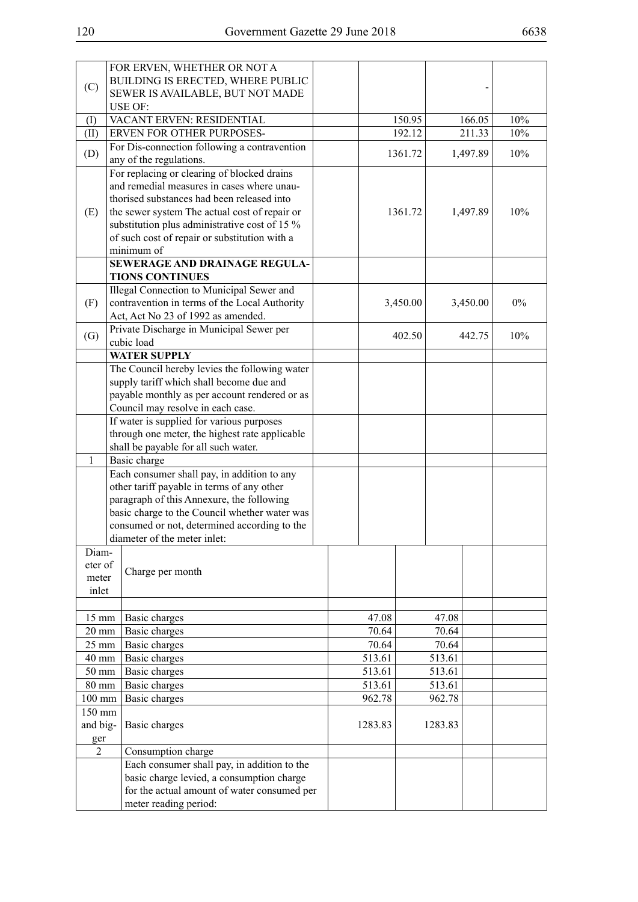| | | | | | |
|---|---|---|---|---|---|
| (C) | FOR ERVEN, WHETHER OR NOT A BUILDING IS ERECTED, WHERE PUBLIC SEWER IS AVAILABLE, BUT NOT MADE USE OF: | | | - | |
| (I) | VACANT ERVEN: RESIDENTIAL | | 150.95 | 166.05 | 10% |
| (II) | ERVEN FOR OTHER PURPOSES- | | 192.12 | 211.33 | 10% |
| (D) | For Dis-connection following a contravention any of the regulations. | | 1361.72 | 1,497.89 | 10% |
| (E) | For replacing or clearing of blocked drains and remedial measures in cases where unauthorised substances had been released into the sewer system The actual cost of repair or substitution plus administrative cost of 15 % of such cost of repair or substitution with a minimum of | | 1361.72 | 1,497.89 | 10% |
| | **SEWERAGE AND DRAINAGE REGULATIONS CONTINUES** | | | | |
| (F) | Illegal Connection to Municipal Sewer and contravention in terms of the Local Authority Act, Act No 23 of 1992 as amended. | | 3,450.00 | 3,450.00 | 0% |
| (G) | Private Discharge in Municipal Sewer per cubic load | | 402.50 | 442.75 | 10% |
| | **WATER SUPPLY** | | | | |
| | The Council hereby levies the following water supply tariff which shall become due and payable monthly as per account rendered or as Council may resolve in each case. | | | | |
| | If water is supplied for various purposes through one meter, the highest rate applicable shall be payable for all such water. | | | | |
| 1 | Basic charge | | | | |
| | Each consumer shall pay, in addition to any other tariff payable in terms of any other paragraph of this Annexure, the following basic charge to the Council whether water was consumed or not, determined according to the diameter of the meter inlet: | | | | |
| Diameter of meter inlet | Charge per month | | | | |
| | | | | | |
| 15 mm | Basic charges | | 47.08 | 47.08 | |
| 20 mm | Basic charges | | 70.64 | 70.64 | |
| 25 mm | Basic charges | | 70.64 | 70.64 | |
| 40 mm | Basic charges | | 513.61 | 513.61 | |
| 50 mm | Basic charges | | 513.61 | 513.61 | |
| 80 mm | Basic charges | | 513.61 | 513.61 | |
| 100 mm | Basic charges | | 962.78 | 962.78 | |
| 150 mm and bigger | Basic charges | | 1283.83 | 1283.83 | |
| 2 | Consumption charge | | | | |
| | Each consumer shall pay, in addition to the basic charge levied, a consumption charge for the actual amount of water consumed per meter reading period: | | | | |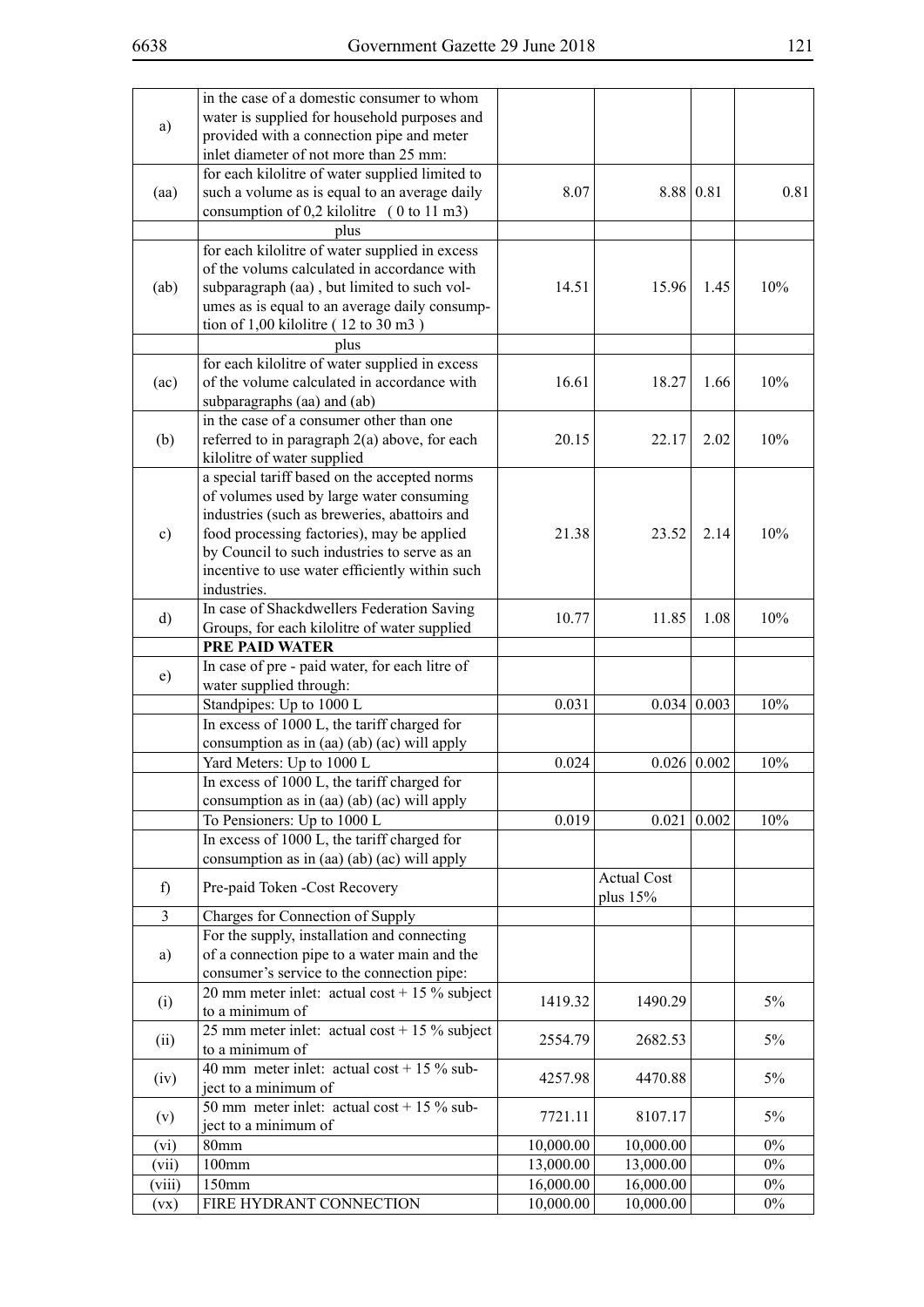| | | | | | |
|---|---|---|---|---|---|
| a) | in the case of a domestic consumer to whom water is supplied for household purposes and provided with a connection pipe and meter inlet diameter of not more than 25 mm: | | | | |
| (aa) | for each kilolitre of water supplied limited to such a volume as is equal to an average daily consumption of 0,2 kilolitre ( 0 to 11 m3) | 8.07 | 8.88 | 0.81 | 0.81 |
| | plus | | | | |
| (ab) | for each kilolitre of water supplied in excess of the volums calculated in accordance with subparagraph (aa) , but limited to such volumes as is equal to an average daily consumption of 1,00 kilolitre ( 12 to 30 m3 ) | 14.51 | 15.96 | 1.45 | 10% |
| | plus | | | | |
| (ac) | for each kilolitre of water supplied in excess of the volume calculated in accordance with subparagraphs (aa) and (ab) | 16.61 | 18.27 | 1.66 | 10% |
| (b) | in the case of a consumer other than one referred to in paragraph 2(a) above, for each kilolitre of water supplied | 20.15 | 22.17 | 2.02 | 10% |
| c) | a special tariff based on the accepted norms of volumes used by large water consuming industries (such as breweries, abattoirs and food processing factories), may be applied by Council to such industries to serve as an incentive to use water efficiently within such industries. | 21.38 | 23.52 | 2.14 | 10% |
| d) | In case of Shackdwellers Federation Saving Groups, for each kilolitre of water supplied | 10.77 | 11.85 | 1.08 | 10% |
| | **PRE PAID WATER** | | | | |
| e) | In case of pre - paid water, for each litre of water supplied through: | | | | |
| | Standpipes: Up to 1000 L | 0.031 | 0.034 | 0.003 | 10% |
| | In excess of 1000 L, the tariff charged for consumption as in (aa) (ab) (ac) will apply | | | | |
| | Yard Meters: Up to 1000 L | 0.024 | 0.026 | 0.002 | 10% |
| | In excess of 1000 L, the tariff charged for consumption as in (aa) (ab) (ac) will apply | | | | |
| | To Pensioners: Up to 1000 L | 0.019 | 0.021 | 0.002 | 10% |
| | In excess of 1000 L, the tariff charged for consumption as in (aa) (ab) (ac) will apply | | | | |
| f) | Pre-paid Token -Cost Recovery | | Actual Cost plus 15% | | |
| 3 | Charges for Connection of Supply | | | | |
| a) | For the supply, installation and connecting of a connection pipe to a water main and the consumer's service to the connection pipe: | | | | |
| (i) | 20 mm meter inlet: actual cost + 15 % subject to a minimum of | 1419.32 | 1490.29 | | 5% |
| (ii) | 25 mm meter inlet: actual cost + 15 % subject to a minimum of | 2554.79 | 2682.53 | | 5% |
| (iv) | 40 mm meter inlet: actual cost + 15 % subject to a minimum of | 4257.98 | 4470.88 | | 5% |
| (v) | 50 mm meter inlet: actual cost + 15 % subject to a minimum of | 7721.11 | 8107.17 | | 5% |
| (vi) | 80mm | 10,000.00 | 10,000.00 | | 0% |
| (vii) | 100mm | 13,000.00 | 13,000.00 | | 0% |
| (viii) | 150mm | 16,000.00 | 16,000.00 | | 0% |
| (vx) | FIRE HYDRANT CONNECTION | 10,000.00 | 10,000.00 | | 0% |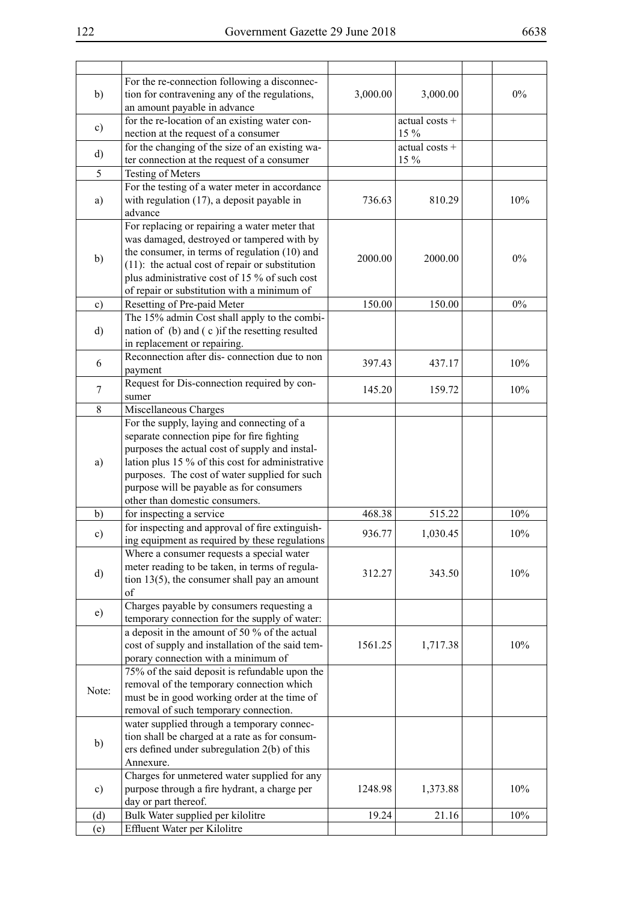| | | | | | |
|---|---|---|---|---|---|
| b) | For the re-connection following a disconnection for contravening any of the regulations, an amount payable in advance | 3,000.00 | 3,000.00 | | 0% |
| c) | for the re-location of an existing water connection at the request of a consumer | | actual costs + 15 % | | |
| d) | for the changing of the size of an existing water connection at the request of a consumer | | actual costs + 15 % | | |
| 5 | Testing of Meters | | | | |
| a) | For the testing of a water meter in accordance with regulation (17), a deposit payable in advance | 736.63 | 810.29 | | 10% |
| b) | For replacing or repairing a water meter that was damaged, destroyed or tampered with by the consumer, in terms of regulation (10) and (11): the actual cost of repair or substitution plus administrative cost of 15 % of such cost of repair or substitution with a minimum of | 2000.00 | 2000.00 | | 0% |
| c) | Resetting of Pre-paid Meter | 150.00 | 150.00 | | 0% |
| d) | The 15% admin Cost shall apply to the combination of (b) and ( c )if the resetting resulted in replacement or repairing. | | | | |
| 6 | Reconnection after dis- connection due to non payment | 397.43 | 437.17 | | 10% |
| 7 | Request for Dis-connection required by consumer | 145.20 | 159.72 | | 10% |
| 8 | Miscellaneous Charges | | | | |
| a) | For the supply, laying and connecting of a separate connection pipe for fire fighting purposes the actual cost of supply and installation plus 15 % of this cost for administrative purposes. The cost of water supplied for such purpose will be payable as for consumers other than domestic consumers. | | | | |
| b) | for inspecting a service | 468.38 | 515.22 | | 10% |
| c) | for inspecting and approval of fire extinguishing equipment as required by these regulations | 936.77 | 1,030.45 | | 10% |
| d) | Where a consumer requests a special water meter reading to be taken, in terms of regulation 13(5), the consumer shall pay an amount of | 312.27 | 343.50 | | 10% |
| e) | Charges payable by consumers requesting a temporary connection for the supply of water: | | | | |
| | a deposit in the amount of 50 % of the actual cost of supply and installation of the said temporary connection with a minimum of | 1561.25 | 1,717.38 | | 10% |
| Note: | 75% of the said deposit is refundable upon the removal of the temporary connection which must be in good working order at the time of removal of such temporary connection. | | | | |
| b) | water supplied through a temporary connection shall be charged at a rate as for consumers defined under subregulation 2(b) of this Annexure. | | | | |
| c) | Charges for unmetered water supplied for any purpose through a fire hydrant, a charge per day or part thereof. | 1248.98 | 1,373.88 | | 10% |
| (d) | Bulk Water supplied per kilolitre | 19.24 | 21.16 | | 10% |
| (e) | Effluent Water per Kilolitre | | | | |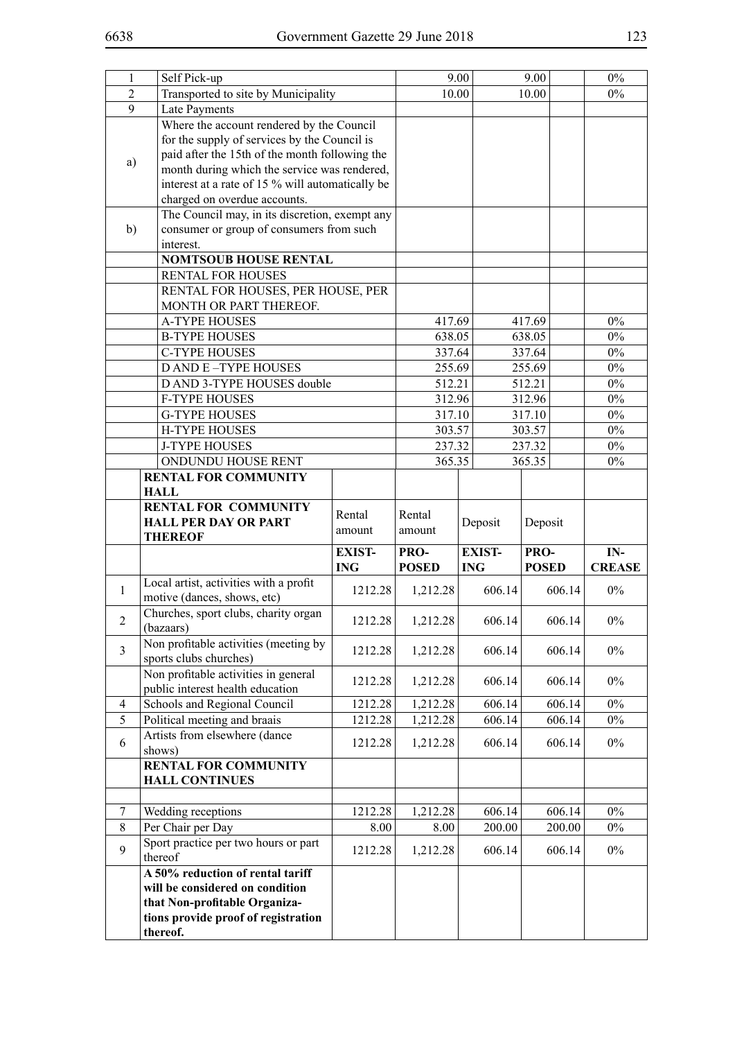| | | | | | | |
|---|---|---|---|---|---|---|
| 1 | Self Pick-up | | 9.00 | | 9.00 | 0% |
| 2 | Transported to site by Municipality | | 10.00 | | 10.00 | 0% |
| 9 | Late Payments | | | | | |
| a) | Where the account rendered by the Council for the supply of services by the Council is paid after the 15th of the month following the month during which the service was rendered, interest at a rate of 15 % will automatically be charged on overdue accounts. | | | | | |
| b) | The Council may, in its discretion, exempt any consumer or group of consumers from such interest. | | | | | |
| | **NOMTSOUB HOUSE RENTAL** | | | | | |
| | RENTAL FOR HOUSES | | | | | |
| | RENTAL FOR HOUSES, PER HOUSE, PER MONTH OR PART THEREOF. | | | | | |
| | A-TYPE HOUSES | | 417.69 | | 417.69 | 0% |
| | B-TYPE HOUSES | | 638.05 | | 638.05 | 0% |
| | C-TYPE HOUSES | | 337.64 | | 337.64 | 0% |
| | D AND E –TYPE HOUSES | | 255.69 | | 255.69 | 0% |
| | D AND 3-TYPE HOUSES double | | 512.21 | | 512.21 | 0% |
| | F-TYPE HOUSES | | 312.96 | | 312.96 | 0% |
| | G-TYPE HOUSES | | 317.10 | | 317.10 | 0% |
| | H-TYPE HOUSES | | 303.57 | | 303.57 | 0% |
| | J-TYPE HOUSES | | 237.32 | | 237.32 | 0% |
| | ONDUNDU HOUSE RENT | | 365.35 | | 365.35 | 0% |
| | **RENTAL FOR COMMUNITY HALL** | | | | | |
| | **RENTAL FOR COMMUNITY HALL PER DAY OR PART THEREOF** | Rental amount | Rental amount | Deposit | Deposit | |
| | | **EXISTING** | **PROPOSED** | **EXISTING** | **PROPOSED** | **INCREASE** |
| 1 | Local artist, activities with a profit motive (dances, shows, etc) | 1212.28 | 1,212.28 | 606.14 | 606.14 | 0% |
| 2 | Churches, sport clubs, charity organ (bazaars) | 1212.28 | 1,212.28 | 606.14 | 606.14 | 0% |
| 3 | Non profitable activities (meeting by sports clubs churches) | 1212.28 | 1,212.28 | 606.14 | 606.14 | 0% |
| | Non profitable activities in general public interest health education | 1212.28 | 1,212.28 | 606.14 | 606.14 | 0% |
| 4 | Schools and Regional Council | 1212.28 | 1,212.28 | 606.14 | 606.14 | 0% |
| 5 | Political meeting and braais | 1212.28 | 1,212.28 | 606.14 | 606.14 | 0% |
| 6 | Artists from elsewhere (dance shows) | 1212.28 | 1,212.28 | 606.14 | 606.14 | 0% |
| | **RENTAL FOR COMMUNITY HALL CONTINUES** | | | | | |
| | | | | | | |
| 7 | Wedding receptions | 1212.28 | 1,212.28 | 606.14 | 606.14 | 0% |
| 8 | Per Chair per Day | 8.00 | 8.00 | 200.00 | 200.00 | 0% |
| 9 | Sport practice per two hours or part thereof | 1212.28 | 1,212.28 | 606.14 | 606.14 | 0% |
| | **A 50% reduction of rental tariff will be considered on condition that Non-profitable Organizations provide proof of registration thereof.** | | | | | |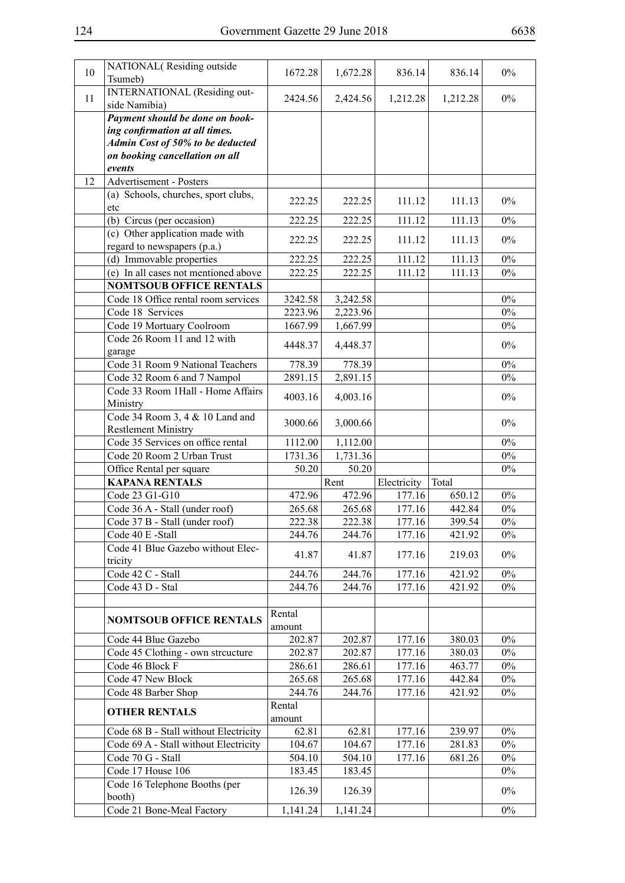| 10 | NATIONAL( Residing outside Tsumeb) | 1672.28 | 1,672.28 | 836.14 | 836.14 | 0% |
|---|---|---|---|---|---|---|
| 11 | INTERNATIONAL (Residing out-side Namibia) | 2424.56 | 2,424.56 | 1,212.28 | 1,212.28 | 0% |
| | ***Payment should be done on booking confirmation at all times. Admin Cost of 50% to be deducted on booking cancellation on all events*** | | | | | |
| 12 | Advertisement - Posters | | | | | |
| | (a) Schools, churches, sport clubs, etc | 222.25 | 222.25 | 111.12 | 111.13 | 0% |
| | (b) Circus (per occasion) | 222.25 | 222.25 | 111.12 | 111.13 | 0% |
| | (c) Other application made with regard to newspapers (p.a.) | 222.25 | 222.25 | 111.12 | 111.13 | 0% |
| | (d) Immovable properties | 222.25 | 222.25 | 111.12 | 111.13 | 0% |
| | (e) In all cases not mentioned above | 222.25 | 222.25 | 111.12 | 111.13 | 0% |
| | **NOMTSOUB OFFICE RENTALS** | | | | | |
| | Code 18 Office rental room services | 3242.58 | 3,242.58 | | | 0% |
| | Code 18 Services | 2223.96 | 2,223.96 | | | 0% |
| | Code 19 Mortuary Coolroom | 1667.99 | 1,667.99 | | | 0% |
| | Code 26 Room 11 and 12 with garage | 4448.37 | 4,448.37 | | | 0% |
| | Code 31 Room 9 National Teachers | 778.39 | 778.39 | | | 0% |
| | Code 32 Room 6 and 7 Nampol | 2891.15 | 2,891.15 | | | 0% |
| | Code 33 Room 1Hall - Home Affairs Ministry | 4003.16 | 4,003.16 | | | 0% |
| | Code 34 Room 3, 4 & 10 Land and Restlement Ministry | 3000.66 | 3,000.66 | | | 0% |
| | Code 35 Services on office rental | 1112.00 | 1,112.00 | | | 0% |
| | Code 20 Room 2 Urban Trust | 1731.36 | 1,731.36 | | | 0% |
| | Office Rental per square | 50.20 | 50.20 | | | 0% |
| | **KAPANA RENTALS** | | Rent | Electricity | Total | |
| | Code 23 G1-G10 | 472.96 | 472.96 | 177.16 | 650.12 | 0% |
| | Code 36 A - Stall (under roof) | 265.68 | 265.68 | 177.16 | 442.84 | 0% |
| | Code 37 B - Stall (under roof) | 222.38 | 222.38 | 177.16 | 399.54 | 0% |
| | Code 40 E -Stall | 244.76 | 244.76 | 177.16 | 421.92 | 0% |
| | Code 41 Blue Gazebo without Electricity | 41.87 | 41.87 | 177.16 | 219.03 | 0% |
| | Code 42 C - Stall | 244.76 | 244.76 | 177.16 | 421.92 | 0% |
| | Code 43 D - Stal | 244.76 | 244.76 | 177.16 | 421.92 | 0% |
| | | | | | | |
| | **NOMTSOUB OFFICE RENTALS** | Rental amount | | | | |
| | Code 44 Blue Gazebo | 202.87 | 202.87 | 177.16 | 380.03 | 0% |
| | Code 45 Clothing - own strcucture | 202.87 | 202.87 | 177.16 | 380.03 | 0% |
| | Code 46 Block F | 286.61 | 286.61 | 177.16 | 463.77 | 0% |
| | Code 47 New Block | 265.68 | 265.68 | 177.16 | 442.84 | 0% |
| | Code 48 Barber Shop | 244.76 | 244.76 | 177.16 | 421.92 | 0% |
| | **OTHER RENTALS** | Rental amount | | | | |
| | Code 68 B - Stall without Electricity | 62.81 | 62.81 | 177.16 | 239.97 | 0% |
| | Code 69 A - Stall without Electricity | 104.67 | 104.67 | 177.16 | 281.83 | 0% |
| | Code 70 G - Stall | 504.10 | 504.10 | 177.16 | 681.26 | 0% |
| | Code 17 House 106 | 183.45 | 183.45 | | | 0% |
| | Code 16 Telephone Booths (per booth) | 126.39 | 126.39 | | | 0% |
| | Code 21 Bone-Meal Factory | 1,141.24 | 1,141.24 | | | 0% |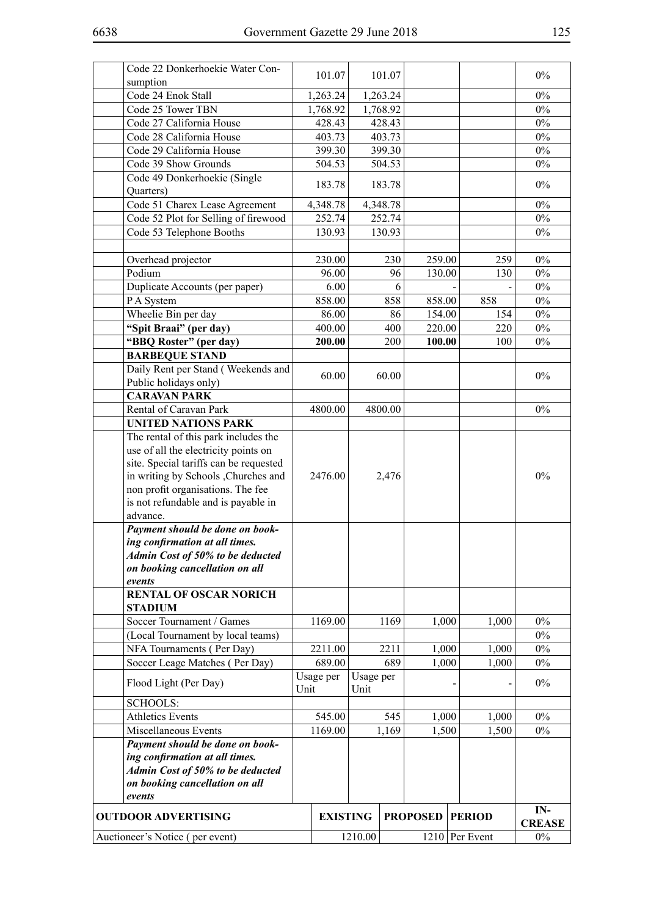| | | | | | | |
|---|---|---|---|---|---|---|
| | Code 22 Donkerhoekie Water Consumption | 101.07 | 101.07 | | | 0% |
| | Code 24 Enok Stall | 1,263.24 | 1,263.24 | | | 0% |
| | Code 25 Tower TBN | 1,768.92 | 1,768.92 | | | 0% |
| | Code 27 California House | 428.43 | 428.43 | | | 0% |
| | Code 28 California House | 403.73 | 403.73 | | | 0% |
| | Code 29 California House | 399.30 | 399.30 | | | 0% |
| | Code 39 Show Grounds | 504.53 | 504.53 | | | 0% |
| | Code 49 Donkerhoekie (Single Quarters) | 183.78 | 183.78 | | | 0% |
| | Code 51 Charex Lease Agreement | 4,348.78 | 4,348.78 | | | 0% |
| | Code 52 Plot for Selling of firewood | 252.74 | 252.74 | | | 0% |
| | Code 53 Telephone Booths | 130.93 | 130.93 | | | 0% |
| | | | | | | |
| | Overhead projector | 230.00 | 230 | 259.00 | 259 | 0% |
| | Podium | 96.00 | 96 | 130.00 | 130 | 0% |
| | Duplicate Accounts (per paper) | 6.00 | 6 | - | - | 0% |
| | P A System | 858.00 | 858 | 858.00 | 858 | 0% |
| | Wheelie Bin per day | 86.00 | 86 | 154.00 | 154 | 0% |
| | **"Spit Braai" (per day)** | 400.00 | 400 | 220.00 | 220 | 0% |
| | **"BBQ Roster" (per day)** | **200.00** | 200 | **100.00** | 100 | 0% |
| | **BARBEQUE STAND** | | | | | |
| | Daily Rent per Stand ( Weekends and Public holidays only) | 60.00 | 60.00 | | | 0% |
| | **CARAVAN PARK** | | | | | |
| | Rental of Caravan Park | 4800.00 | 4800.00 | | | 0% |
| | **UNITED NATIONS PARK** | | | | | |
| | The rental of this park includes the use of all the electricity points on site. Special tariffs can be requested in writing by Schools ,Churches and non profit organisations. The fee is not refundable and is payable in advance. | 2476.00 | 2,476 | | | 0% |
| | ***Payment should be done on booking confirmation at all times. Admin Cost of 50% to be deducted on booking cancellation on all events*** | | | | | |
| | **RENTAL OF OSCAR NORICH STADIUM** | | | | | |
| | Soccer Tournament / Games | 1169.00 | 1169 | 1,000 | 1,000 | 0% |
| | (Local Tournament by local teams) | | | | | 0% |
| | NFA Tournaments ( Per Day) | 2211.00 | 2211 | 1,000 | 1,000 | 0% |
| | Soccer Leage Matches ( Per Day) | 689.00 | 689 | 1,000 | 1,000 | 0% |
| | Flood Light (Per Day) | Usage per Unit | Usage per Unit | - | - | 0% |
| | SCHOOLS: | | | | | |
| | Athletics Events | 545.00 | 545 | 1,000 | 1,000 | 0% |
| | Miscellaneous Events | 1169.00 | 1,169 | 1,500 | 1,500 | 0% |
| | ***Payment should be done on booking confirmation at all times. Admin Cost of 50% to be deducted on booking cancellation on all events*** | | | | | |

| OUTDOOR ADVERTISING | EXISTING | PROPOSED | PERIOD | INCREASE |
|---|---|---|---|---|
| Auctioneer's Notice ( per event) | 1210.00 | 1210 | Per Event | 0% |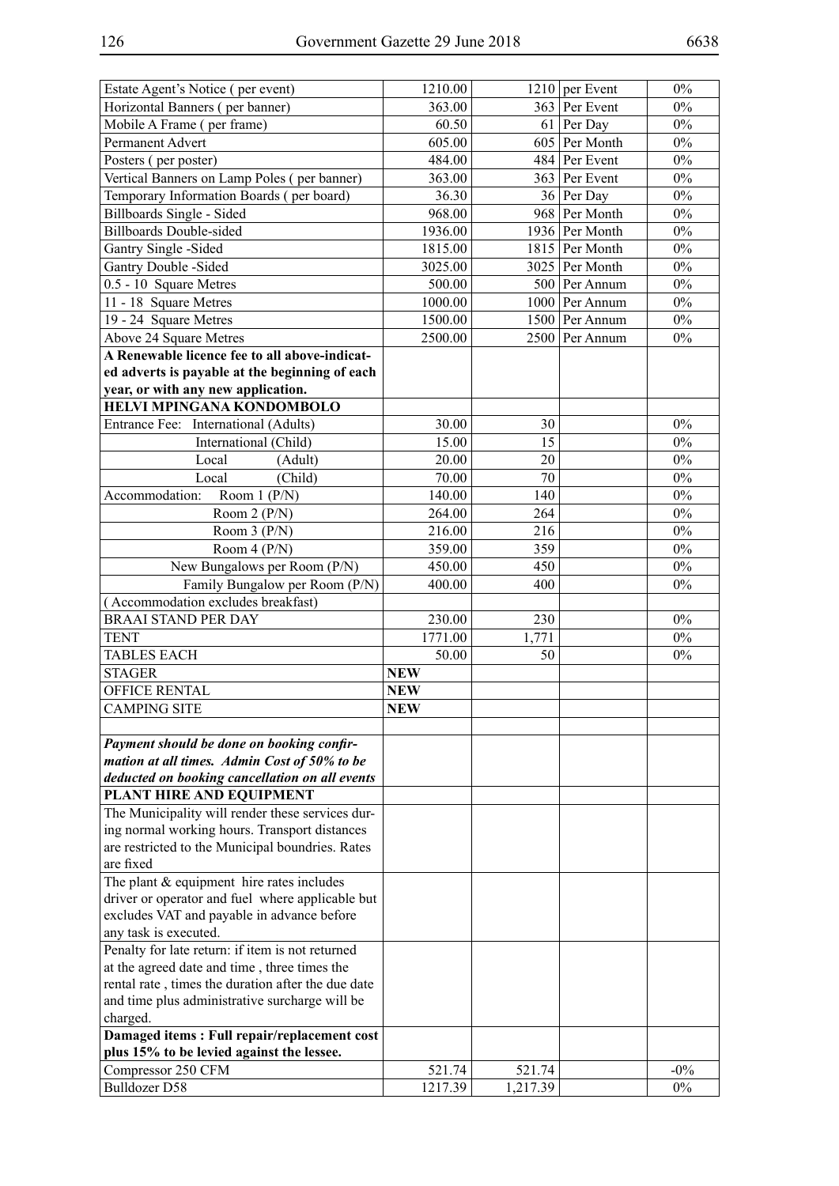| | | | | |
|---|---|---|---|---|
| Estate Agent's Notice ( per event) | 1210.00 | 1210 | per Event | 0% |
| Horizontal Banners ( per banner) | 363.00 | 363 | Per Event | 0% |
| Mobile A Frame ( per frame) | 60.50 | 61 | Per Day | 0% |
| Permanent Advert | 605.00 | 605 | Per Month | 0% |
| Posters ( per poster) | 484.00 | 484 | Per Event | 0% |
| Vertical Banners on Lamp Poles ( per banner) | 363.00 | 363 | Per Event | 0% |
| Temporary Information Boards ( per board) | 36.30 | 36 | Per Day | 0% |
| Billboards Single - Sided | 968.00 | 968 | Per Month | 0% |
| Billboards Double-sided | 1936.00 | 1936 | Per Month | 0% |
| Gantry Single -Sided | 1815.00 | 1815 | Per Month | 0% |
| Gantry Double -Sided | 3025.00 | 3025 | Per Month | 0% |
| 0.5 - 10 Square Metres | 500.00 | 500 | Per Annum | 0% |
| 11 - 18 Square Metres | 1000.00 | 1000 | Per Annum | 0% |
| 19 - 24 Square Metres | 1500.00 | 1500 | Per Annum | 0% |
| Above 24 Square Metres | 2500.00 | 2500 | Per Annum | 0% |
| **A Renewable licence fee to all above-indicated adverts is payable at the beginning of each year, or with any new application.** | | | | |
| **HELVI MPINGANA KONDOMBOLO** | | | | |
| Entrance Fee: International (Adults) | 30.00 | 30 | | 0% |
| International (Child) | 15.00 | 15 | | 0% |
| Local (Adult) | 20.00 | 20 | | 0% |
| Local (Child) | 70.00 | 70 | | 0% |
| Accommodation: Room 1 (P/N) | 140.00 | 140 | | 0% |
| Room 2 (P/N) | 264.00 | 264 | | 0% |
| Room 3 (P/N) | 216.00 | 216 | | 0% |
| Room 4 (P/N) | 359.00 | 359 | | 0% |
| New Bungalows per Room (P/N) | 450.00 | 450 | | 0% |
| Family Bungalow per Room (P/N) | 400.00 | 400 | | 0% |
| ( Accommodation excludes breakfast) | | | | |
| BRAAI STAND PER DAY | 230.00 | 230 | | 0% |
| TENT | 1771.00 | 1,771 | | 0% |
| TABLES EACH | 50.00 | 50 | | 0% |
| STAGER | **NEW** | | | |
| OFFICE RENTAL | **NEW** | | | |
| CAMPING SITE | **NEW** | | | |
| | | | | |
| ***Payment should be done on booking confirmation at all times. Admin Cost of 50% to be deducted on booking cancellation on all events*** | | | | |
| **PLANT HIRE AND EQUIPMENT** | | | | |
| The Municipality will render these services during normal working hours. Transport distances are restricted to the Municipal boundries. Rates are fixed | | | | |
| The plant & equipment hire rates includes driver or operator and fuel where applicable but excludes VAT and payable in advance before any task is executed. | | | | |
| Penalty for late return: if item is not returned at the agreed date and time , three times the rental rate , times the duration after the due date and time plus administrative surcharge will be charged. | | | | |
| **Damaged items : Full repair/replacement cost plus 15% to be levied against the lessee.** | | | | |
| Compressor 250 CFM | 521.74 | 521.74 | | -0% |
| Bulldozer D58 | 1217.39 | 1,217.39 | | 0% |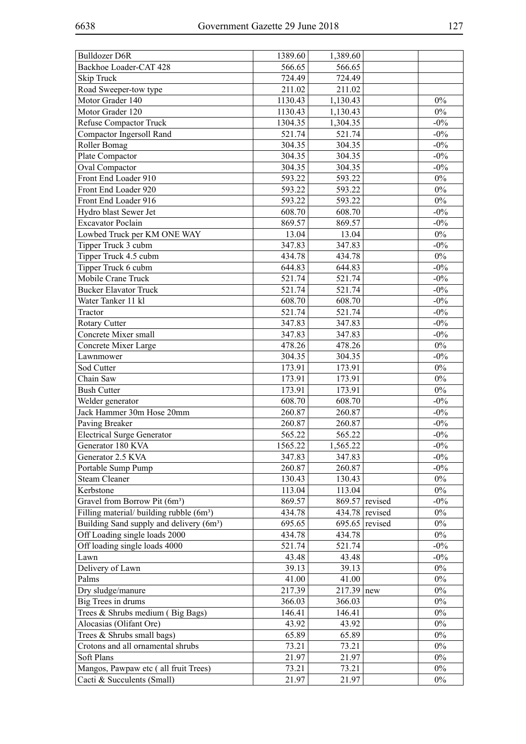| | | | | |
|---|---|---|---|---|
| Bulldozer D6R | 1389.60 | 1,389.60 | | |
| Backhoe Loader-CAT 428 | 566.65 | 566.65 | | |
| Skip Truck | 724.49 | 724.49 | | |
| Road Sweeper-tow type | 211.02 | 211.02 | | |
| Motor Grader 140 | 1130.43 | 1,130.43 | | 0% |
| Motor Grader 120 | 1130.43 | 1,130.43 | | 0% |
| Refuse Compactor Truck | 1304.35 | 1,304.35 | | -0% |
| Compactor Ingersoll Rand | 521.74 | 521.74 | | -0% |
| Roller Bomag | 304.35 | 304.35 | | -0% |
| Plate Compactor | 304.35 | 304.35 | | -0% |
| Oval Compactor | 304.35 | 304.35 | | -0% |
| Front End Loader 910 | 593.22 | 593.22 | | 0% |
| Front End Loader 920 | 593.22 | 593.22 | | 0% |
| Front End Loader 916 | 593.22 | 593.22 | | 0% |
| Hydro blast Sewer Jet | 608.70 | 608.70 | | -0% |
| Excavator Poclain | 869.57 | 869.57 | | -0% |
| Lowbed Truck per KM ONE WAY | 13.04 | 13.04 | | 0% |
| Tipper Truck 3 cubm | 347.83 | 347.83 | | -0% |
| Tipper Truck 4.5 cubm | 434.78 | 434.78 | | 0% |
| Tipper Truck 6 cubm | 644.83 | 644.83 | | -0% |
| Mobile Crane Truck | 521.74 | 521.74 | | -0% |
| Bucker Elavator Truck | 521.74 | 521.74 | | -0% |
| Water Tanker 11 kl | 608.70 | 608.70 | | -0% |
| Tractor | 521.74 | 521.74 | | -0% |
| Rotary Cutter | 347.83 | 347.83 | | -0% |
| Concrete Mixer small | 347.83 | 347.83 | | -0% |
| Concrete Mixer Large | 478.26 | 478.26 | | 0% |
| Lawnmower | 304.35 | 304.35 | | -0% |
| Sod Cutter | 173.91 | 173.91 | | 0% |
| Chain Saw | 173.91 | 173.91 | | 0% |
| Bush Cutter | 173.91 | 173.91 | | 0% |
| Welder generator | 608.70 | 608.70 | | -0% |
| Jack Hammer 30m Hose 20mm | 260.87 | 260.87 | | -0% |
| Paving Breaker | 260.87 | 260.87 | | -0% |
| Electrical Surge Generator | 565.22 | 565.22 | | -0% |
| Generator 180 KVA | 1565.22 | 1,565.22 | | -0% |
| Generator 2.5 KVA | 347.83 | 347.83 | | -0% |
| Portable Sump Pump | 260.87 | 260.87 | | -0% |
| Steam Cleaner | 130.43 | 130.43 | | 0% |
| Kerbstone | 113.04 | 113.04 | | 0% |
| Gravel from Borrow Pit (6m³) | 869.57 | 869.57 | revised | -0% |
| Filling material/ building rubble (6m³) | 434.78 | 434.78 | revised | 0% |
| Building Sand supply and delivery (6m³) | 695.65 | 695.65 | revised | 0% |
| Off Loading single loads 2000 | 434.78 | 434.78 | | 0% |
| Off loading single loads 4000 | 521.74 | 521.74 | | -0% |
| Lawn | 43.48 | 43.48 | | -0% |
| Delivery of Lawn | 39.13 | 39.13 | | 0% |
| Palms | 41.00 | 41.00 | | 0% |
| Dry sludge/manure | 217.39 | 217.39 | new | 0% |
| Big Trees in drums | 366.03 | 366.03 | | 0% |
| Trees & Shrubs medium ( Big Bags) | 146.41 | 146.41 | | 0% |
| Alocasias (Olifant Ore) | 43.92 | 43.92 | | 0% |
| Trees & Shrubs small bags) | 65.89 | 65.89 | | 0% |
| Crotons and all ornamental shrubs | 73.21 | 73.21 | | 0% |
| Soft Plans | 21.97 | 21.97 | | 0% |
| Mangos, Pawpaw etc ( all fruit Trees) | 73.21 | 73.21 | | 0% |
| Cacti & Succulents (Small) | 21.97 | 21.97 | | 0% |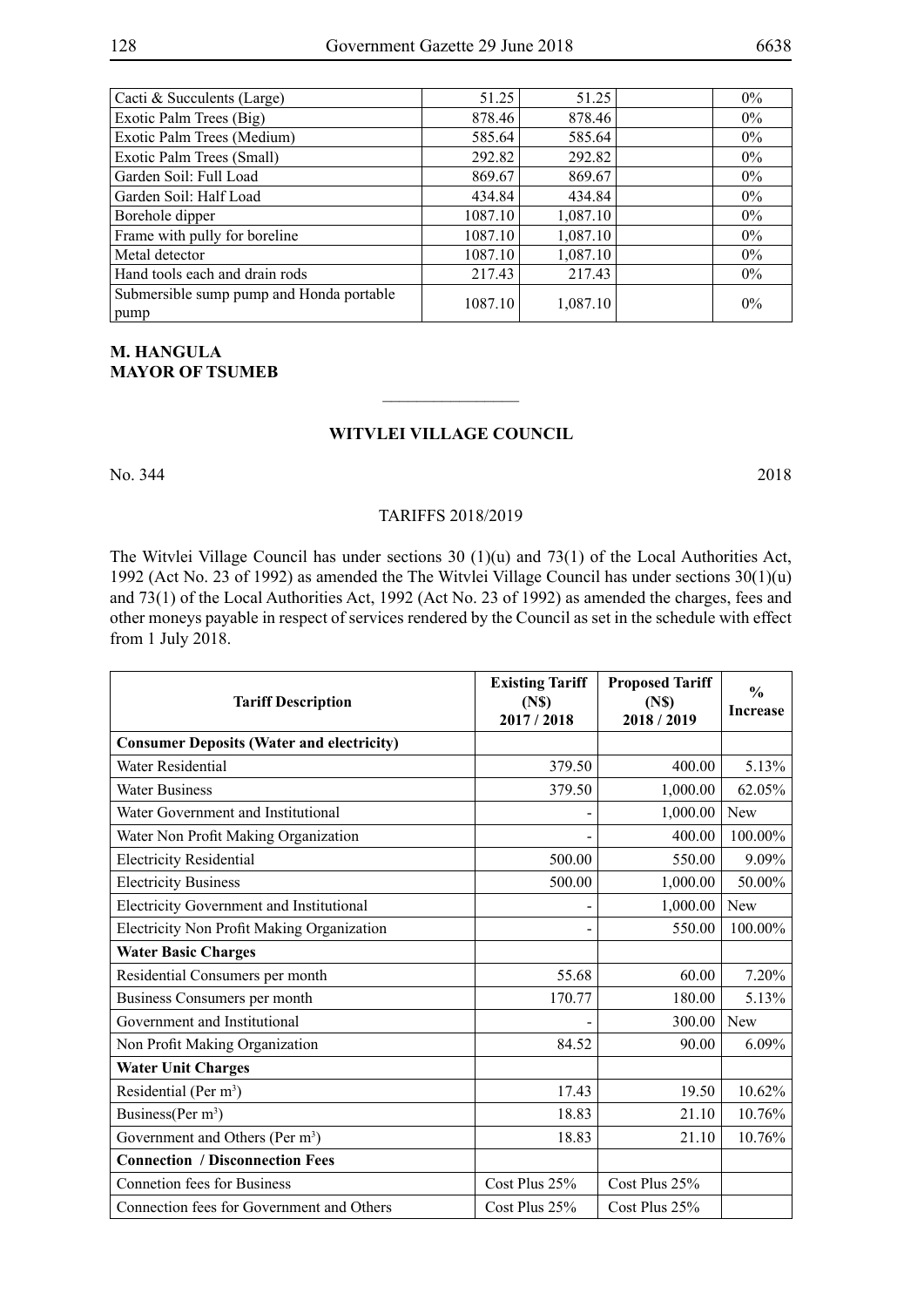| Cacti & Succulents (Large) | 51.25 | 51.25 | | 0% |
|---|---|---|---|---|
| Exotic Palm Trees (Big) | 878.46 | 878.46 | | 0% |
| Exotic Palm Trees (Medium) | 585.64 | 585.64 | | 0% |
| Exotic Palm Trees (Small) | 292.82 | 292.82 | | 0% |
| Garden Soil: Full Load | 869.67 | 869.67 | | 0% |
| Garden Soil: Half Load | 434.84 | 434.84 | | 0% |
| Borehole dipper | 1087.10 | 1,087.10 | | 0% |
| Frame with pully for boreline | 1087.10 | 1,087.10 | | 0% |
| Metal detector | 1087.10 | 1,087.10 | | 0% |
| Hand tools each and drain rods | 217.43 | 217.43 | | 0% |
| Submersible sump pump and Honda portable pump | 1087.10 | 1,087.10 | | 0% |

**M. HANGULA**
**MAYOR OF TSUMEB**

---

## WITVLEI VILLAGE COUNCIL

No. 344 2018

TARIFFS 2018/2019

The Witvlei Village Council has under sections 30 (1)(u) and 73(1) of the Local Authorities Act, 1992 (Act No. 23 of 1992) as amended the The Witvlei Village Council has under sections 30(1)(u) and 73(1) of the Local Authorities Act, 1992 (Act No. 23 of 1992) as amended the charges, fees and other moneys payable in respect of services rendered by the Council as set in the schedule with effect from 1 July 2018.

| Tariff Description | Existing Tariff (N$) 2017 / 2018 | Proposed Tariff (N$) 2018 / 2019 | % Increase |
|---|---|---|---|
| **Consumer Deposits (Water and electricity)** | | | |
| Water Residential | 379.50 | 400.00 | 5.13% |
| Water Business | 379.50 | 1,000.00 | 62.05% |
| Water Government and Institutional | - | 1,000.00 | New |
| Water Non Profit Making Organization | - | 400.00 | 100.00% |
| Electricity Residential | 500.00 | 550.00 | 9.09% |
| Electricity Business | 500.00 | 1,000.00 | 50.00% |
| Electricity Government and Institutional | - | 1,000.00 | New |
| Electricity Non Profit Making Organization | - | 550.00 | 100.00% |
| **Water Basic Charges** | | | |
| Residential Consumers per month | 55.68 | 60.00 | 7.20% |
| Business Consumers per month | 170.77 | 180.00 | 5.13% |
| Government and Institutional | - | 300.00 | New |
| Non Profit Making Organization | 84.52 | 90.00 | 6.09% |
| **Water Unit Charges** | | | |
| Residential (Per m$^3$) | 17.43 | 19.50 | 10.62% |
| Business(Per m$^3$) | 18.83 | 21.10 | 10.76% |
| Government and Others (Per m$^3$) | 18.83 | 21.10 | 10.76% |
| **Connection / Disconnection Fees** | | | |
| Connetion fees for Business | Cost Plus 25% | Cost Plus 25% | |
| Connection fees for Government and Others | Cost Plus 25% | Cost Plus 25% | |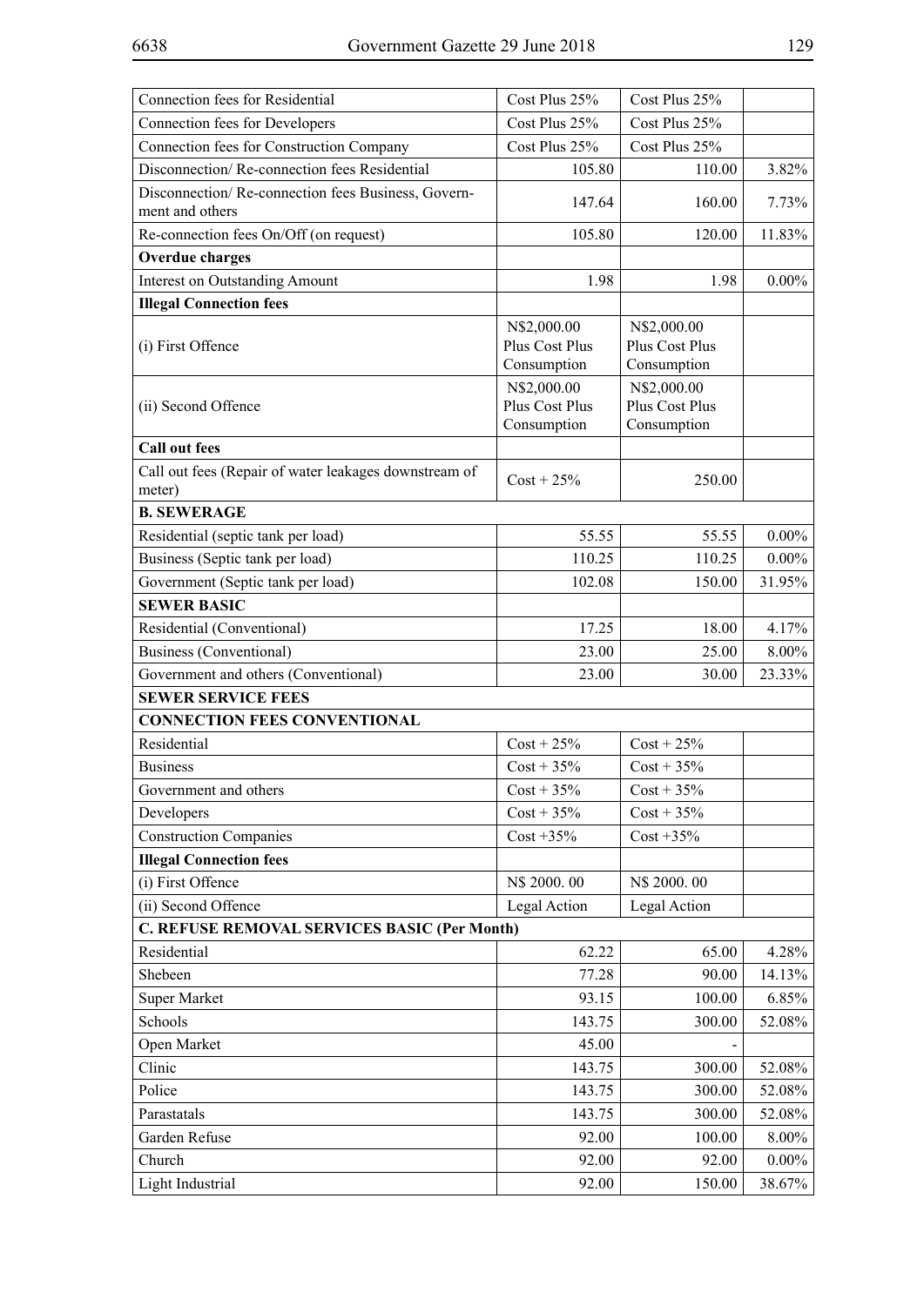| | | | |
|---|---|---|---|
| Connection fees for Residential | Cost Plus 25% | Cost Plus 25% | |
| Connection fees for Developers | Cost Plus 25% | Cost Plus 25% | |
| Connection fees for Construction Company | Cost Plus 25% | Cost Plus 25% | |
| Disconnection/ Re-connection fees Residential | 105.80 | 110.00 | 3.82% |
| Disconnection/ Re-connection fees Business, Government and others | 147.64 | 160.00 | 7.73% |
| Re-connection fees On/Off (on request) | 105.80 | 120.00 | 11.83% |
| **Overdue charges** | | | |
| Interest on Outstanding Amount | 1.98 | 1.98 | 0.00% |
| **Illegal Connection fees** | | | |
| (i) First Offence | N$2,000.00 Plus Cost Plus Consumption | N$2,000.00 Plus Cost Plus Consumption | |
| (ii) Second Offence | N$2,000.00 Plus Cost Plus Consumption | N$2,000.00 Plus Cost Plus Consumption | |
| **Call out fees** | | | |
| Call out fees (Repair of water leakages downstream of meter) | Cost + 25% | 250.00 | |
| **B. SEWERAGE** | | | |
| Residential (septic tank per load) | 55.55 | 55.55 | 0.00% |
| Business (Septic tank per load) | 110.25 | 110.25 | 0.00% |
| Government (Septic tank per load) | 102.08 | 150.00 | 31.95% |
| **SEWER BASIC** | | | |
| Residential (Conventional) | 17.25 | 18.00 | 4.17% |
| Business (Conventional) | 23.00 | 25.00 | 8.00% |
| Government and others (Conventional) | 23.00 | 30.00 | 23.33% |
| **SEWER SERVICE FEES** | | | |
| **CONNECTION FEES CONVENTIONAL** | | | |
| Residential | Cost + 25% | Cost + 25% | |
| Business | Cost + 35% | Cost + 35% | |
| Government and others | Cost + 35% | Cost + 35% | |
| Developers | Cost + 35% | Cost + 35% | |
| Construction Companies | Cost +35% | Cost +35% | |
| **Illegal Connection fees** | | | |
| (i) First Offence | N$ 2000. 00 | N$ 2000. 00 | |
| (ii) Second Offence | Legal Action | Legal Action | |
| **C. REFUSE REMOVAL SERVICES BASIC (Per Month)** | | | |
| Residential | 62.22 | 65.00 | 4.28% |
| Shebeen | 77.28 | 90.00 | 14.13% |
| Super Market | 93.15 | 100.00 | 6.85% |
| Schools | 143.75 | 300.00 | 52.08% |
| Open Market | 45.00 | - | |
| Clinic | 143.75 | 300.00 | 52.08% |
| Police | 143.75 | 300.00 | 52.08% |
| Parastatals | 143.75 | 300.00 | 52.08% |
| Garden Refuse | 92.00 | 100.00 | 8.00% |
| Church | 92.00 | 92.00 | 0.00% |
| Light Industrial | 92.00 | 150.00 | 38.67% |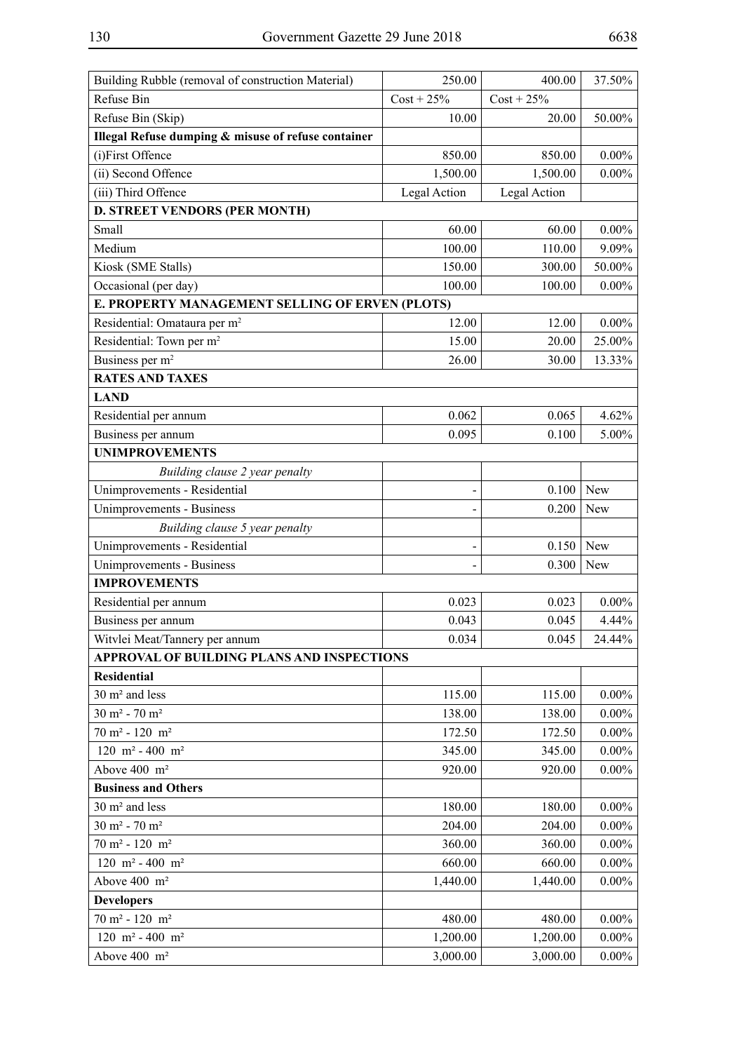| | | | |
|---|---|---|---|
| Building Rubble (removal of construction Material) | 250.00 | 400.00 | 37.50% |
| Refuse Bin | Cost + 25% | Cost + 25% | |
| Refuse Bin (Skip) | 10.00 | 20.00 | 50.00% |
| **Illegal Refuse dumping & misuse of refuse container** | | | |
| (i)First Offence | 850.00 | 850.00 | 0.00% |
| (ii) Second Offence | 1,500.00 | 1,500.00 | 0.00% |
| (iii) Third Offence | Legal Action | Legal Action | |
| **D. STREET VENDORS (PER MONTH)** | | | |
| Small | 60.00 | 60.00 | 0.00% |
| Medium | 100.00 | 110.00 | 9.09% |
| Kiosk (SME Stalls) | 150.00 | 300.00 | 50.00% |
| Occasional (per day) | 100.00 | 100.00 | 0.00% |
| **E. PROPERTY MANAGEMENT SELLING OF ERVEN (PLOTS)** | | | |
| Residential: Omataura per m² | 12.00 | 12.00 | 0.00% |
| Residential: Town per m² | 15.00 | 20.00 | 25.00% |
| Business per m² | 26.00 | 30.00 | 13.33% |
| **RATES AND TAXES** | | | |
| **LAND** | | | |
| Residential per annum | 0.062 | 0.065 | 4.62% |
| Business per annum | 0.095 | 0.100 | 5.00% |
| **UNIMPROVEMENTS** | | | |
| *Building clause 2 year penalty* | | | |
| Unimprovements - Residential | - | 0.100 | New |
| Unimprovements - Business | - | 0.200 | New |
| *Building clause 5 year penalty* | | | |
| Unimprovements - Residential | - | 0.150 | New |
| Unimprovements - Business | - | 0.300 | New |
| **IMPROVEMENTS** | | | |
| Residential per annum | 0.023 | 0.023 | 0.00% |
| Business per annum | 0.043 | 0.045 | 4.44% |
| Witvlei Meat/Tannery per annum | 0.034 | 0.045 | 24.44% |
| **APPROVAL OF BUILDING PLANS AND INSPECTIONS** | | | |
| **Residential** | | | |
| 30 m² and less | 115.00 | 115.00 | 0.00% |
| 30 m² - 70 m² | 138.00 | 138.00 | 0.00% |
| 70 m² - 120 m² | 172.50 | 172.50 | 0.00% |
| 120 m² - 400 m² | 345.00 | 345.00 | 0.00% |
| Above 400 m² | 920.00 | 920.00 | 0.00% |
| **Business and Others** | | | |
| 30 m² and less | 180.00 | 180.00 | 0.00% |
| 30 m² - 70 m² | 204.00 | 204.00 | 0.00% |
| 70 m² - 120 m² | 360.00 | 360.00 | 0.00% |
| 120 m² - 400 m² | 660.00 | 660.00 | 0.00% |
| Above 400 m² | 1,440.00 | 1,440.00 | 0.00% |
| **Developers** | | | |
| 70 m² - 120 m² | 480.00 | 480.00 | 0.00% |
| 120 m² - 400 m² | 1,200.00 | 1,200.00 | 0.00% |
| Above 400 m² | 3,000.00 | 3,000.00 | 0.00% |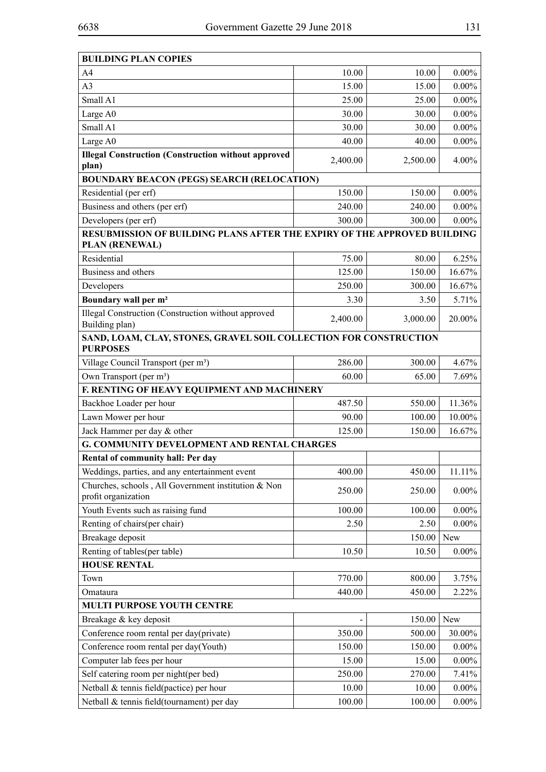| **BUILDING PLAN COPIES** | | | |
|---|---|---|---|
| A4 | 10.00 | 10.00 | 0.00% |
| A3 | 15.00 | 15.00 | 0.00% |
| Small A1 | 25.00 | 25.00 | 0.00% |
| Large A0 | 30.00 | 30.00 | 0.00% |
| Small A1 | 30.00 | 30.00 | 0.00% |
| Large A0 | 40.00 | 40.00 | 0.00% |
| **Illegal Construction (Construction without approved plan)** | 2,400.00 | 2,500.00 | 4.00% |
| **BOUNDARY BEACON (PEGS) SEARCH (RELOCATION)** | | | |
| Residential (per erf) | 150.00 | 150.00 | 0.00% |
| Business and others (per erf) | 240.00 | 240.00 | 0.00% |
| Developers (per erf) | 300.00 | 300.00 | 0.00% |
| **RESUBMISSION OF BUILDING PLANS AFTER THE EXPIRY OF THE APPROVED BUILDING PLAN (RENEWAL)** | | | |
| Residential | 75.00 | 80.00 | 6.25% |
| Business and others | 125.00 | 150.00 | 16.67% |
| Developers | 250.00 | 300.00 | 16.67% |
| **Boundary wall per m²** | 3.30 | 3.50 | 5.71% |
| Illegal Construction (Construction without approved Building plan) | 2,400.00 | 3,000.00 | 20.00% |
| **SAND, LOAM, CLAY, STONES, GRAVEL SOIL COLLECTION FOR CONSTRUCTION PURPOSES** | | | |
| Village Council Transport (per m³) | 286.00 | 300.00 | 4.67% |
| Own Transport (per m³) | 60.00 | 65.00 | 7.69% |
| **F. RENTING OF HEAVY EQUIPMENT AND MACHINERY** | | | |
| Backhoe Loader per hour | 487.50 | 550.00 | 11.36% |
| Lawn Mower per hour | 90.00 | 100.00 | 10.00% |
| Jack Hammer per day & other | 125.00 | 150.00 | 16.67% |
| **G. COMMUNITY DEVELOPMENT AND RENTAL CHARGES** | | | |
| **Rental of community hall: Per day** | | | |
| Weddings, parties, and any entertainment event | 400.00 | 450.00 | 11.11% |
| Churches, schools , All Government institution & Non profit organization | 250.00 | 250.00 | 0.00% |
| Youth Events such as raising fund | 100.00 | 100.00 | 0.00% |
| Renting of chairs(per chair) | 2.50 | 2.50 | 0.00% |
| Breakage deposit | | 150.00 | New |
| Renting of tables(per table) | 10.50 | 10.50 | 0.00% |
| **HOUSE RENTAL** | | | |
| Town | 770.00 | 800.00 | 3.75% |
| Omataura | 440.00 | 450.00 | 2.22% |
| **MULTI PURPOSE YOUTH CENTRE** | | | |
| Breakage & key deposit | - | 150.00 | New |
| Conference room rental per day(private) | 350.00 | 500.00 | 30.00% |
| Conference room rental per day(Youth) | 150.00 | 150.00 | 0.00% |
| Computer lab fees per hour | 15.00 | 15.00 | 0.00% |
| Self catering room per night(per bed) | 250.00 | 270.00 | 7.41% |
| Netball & tennis field(pactice) per hour | 10.00 | 10.00 | 0.00% |
| Netball & tennis field(tournament) per day | 100.00 | 100.00 | 0.00% |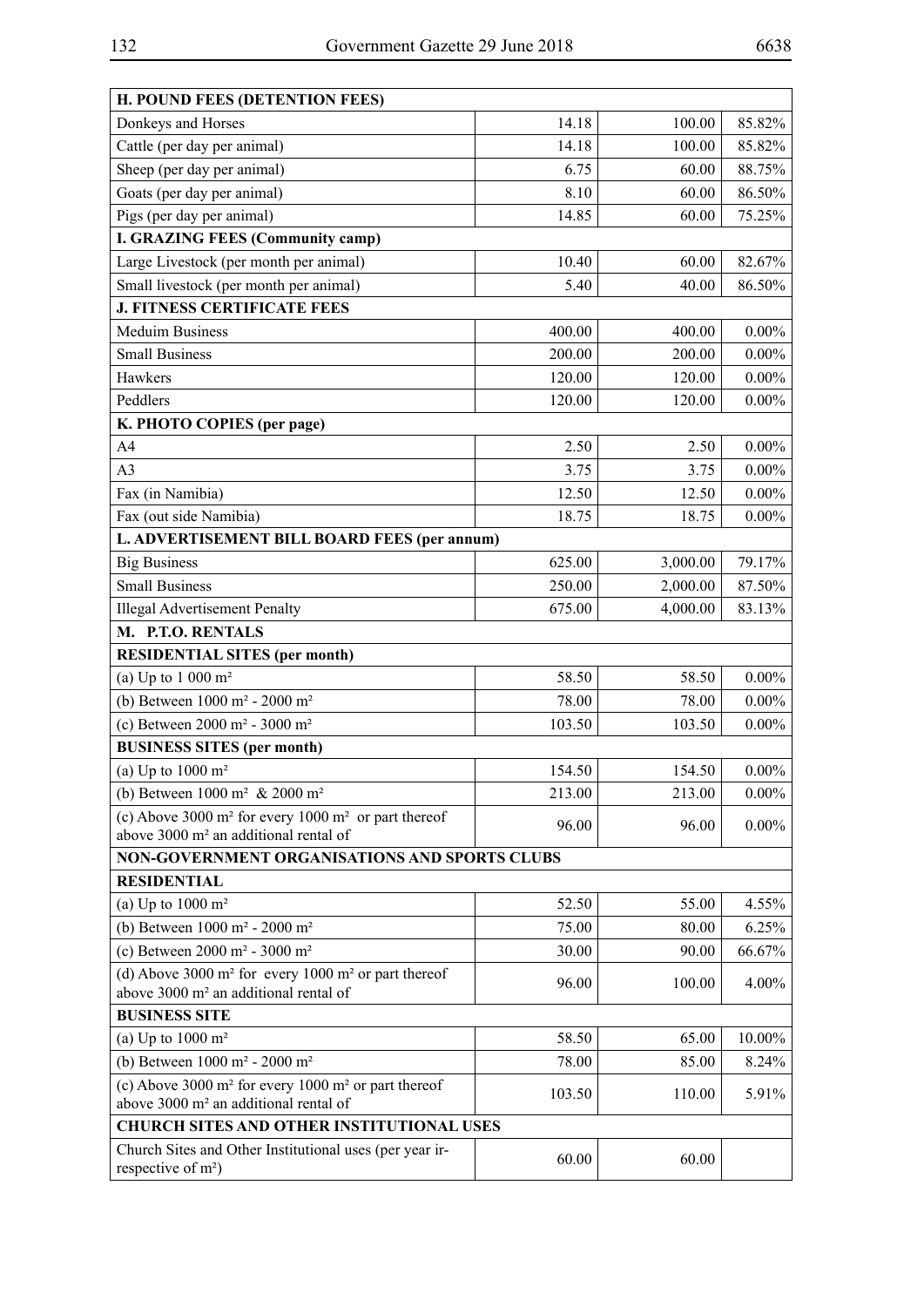| H. POUND FEES (DETENTION FEES) | | | |
|---|---|---|---|
| Donkeys and Horses | 14.18 | 100.00 | 85.82% |
| Cattle (per day per animal) | 14.18 | 100.00 | 85.82% |
| Sheep (per day per animal) | 6.75 | 60.00 | 88.75% |
| Goats (per day per animal) | 8.10 | 60.00 | 86.50% |
| Pigs (per day per animal) | 14.85 | 60.00 | 75.25% |
| **I. GRAZING FEES (Community camp)** | | | |
| Large Livestock (per month per animal) | 10.40 | 60.00 | 82.67% |
| Small livestock (per month per animal) | 5.40 | 40.00 | 86.50% |
| **J. FITNESS CERTIFICATE FEES** | | | |
| Meduim Business | 400.00 | 400.00 | 0.00% |
| Small Business | 200.00 | 200.00 | 0.00% |
| Hawkers | 120.00 | 120.00 | 0.00% |
| Peddlers | 120.00 | 120.00 | 0.00% |
| **K. PHOTO COPIES (per page)** | | | |
| A4 | 2.50 | 2.50 | 0.00% |
| A3 | 3.75 | 3.75 | 0.00% |
| Fax (in Namibia) | 12.50 | 12.50 | 0.00% |
| Fax (out side Namibia) | 18.75 | 18.75 | 0.00% |
| **L. ADVERTISEMENT BILL BOARD FEES (per annum)** | | | |
| Big Business | 625.00 | 3,000.00 | 79.17% |
| Small Business | 250.00 | 2,000.00 | 87.50% |
| Illegal Advertisement Penalty | 675.00 | 4,000.00 | 83.13% |
| **M. P.T.O. RENTALS** | | | |
| **RESIDENTIAL SITES (per month)** | | | |
| (a) Up to 1 000 m² | 58.50 | 58.50 | 0.00% |
| (b) Between 1000 m² - 2000 m² | 78.00 | 78.00 | 0.00% |
| (c) Between 2000 m² - 3000 m² | 103.50 | 103.50 | 0.00% |
| **BUSINESS SITES (per month)** | | | |
| (a) Up to 1000 m² | 154.50 | 154.50 | 0.00% |
| (b) Between 1000 m² & 2000 m² | 213.00 | 213.00 | 0.00% |
| (c) Above 3000 m² for every 1000 m² or part thereof above 3000 m² an additional rental of | 96.00 | 96.00 | 0.00% |
| **NON-GOVERNMENT ORGANISATIONS AND SPORTS CLUBS** | | | |
| **RESIDENTIAL** | | | |
| (a) Up to 1000 m² | 52.50 | 55.00 | 4.55% |
| (b) Between 1000 m² - 2000 m² | 75.00 | 80.00 | 6.25% |
| (c) Between 2000 m² - 3000 m² | 30.00 | 90.00 | 66.67% |
| (d) Above 3000 m² for every 1000 m² or part thereof above 3000 m² an additional rental of | 96.00 | 100.00 | 4.00% |
| **BUSINESS SITE** | | | |
| (a) Up to 1000 m² | 58.50 | 65.00 | 10.00% |
| (b) Between 1000 m² - 2000 m² | 78.00 | 85.00 | 8.24% |
| (c) Above 3000 m² for every 1000 m² or part thereof above 3000 m² an additional rental of | 103.50 | 110.00 | 5.91% |
| **CHURCH SITES AND OTHER INSTITUTIONAL USES** | | | |
| Church Sites and Other Institutional uses (per year irrespective of m²) | 60.00 | 60.00 | |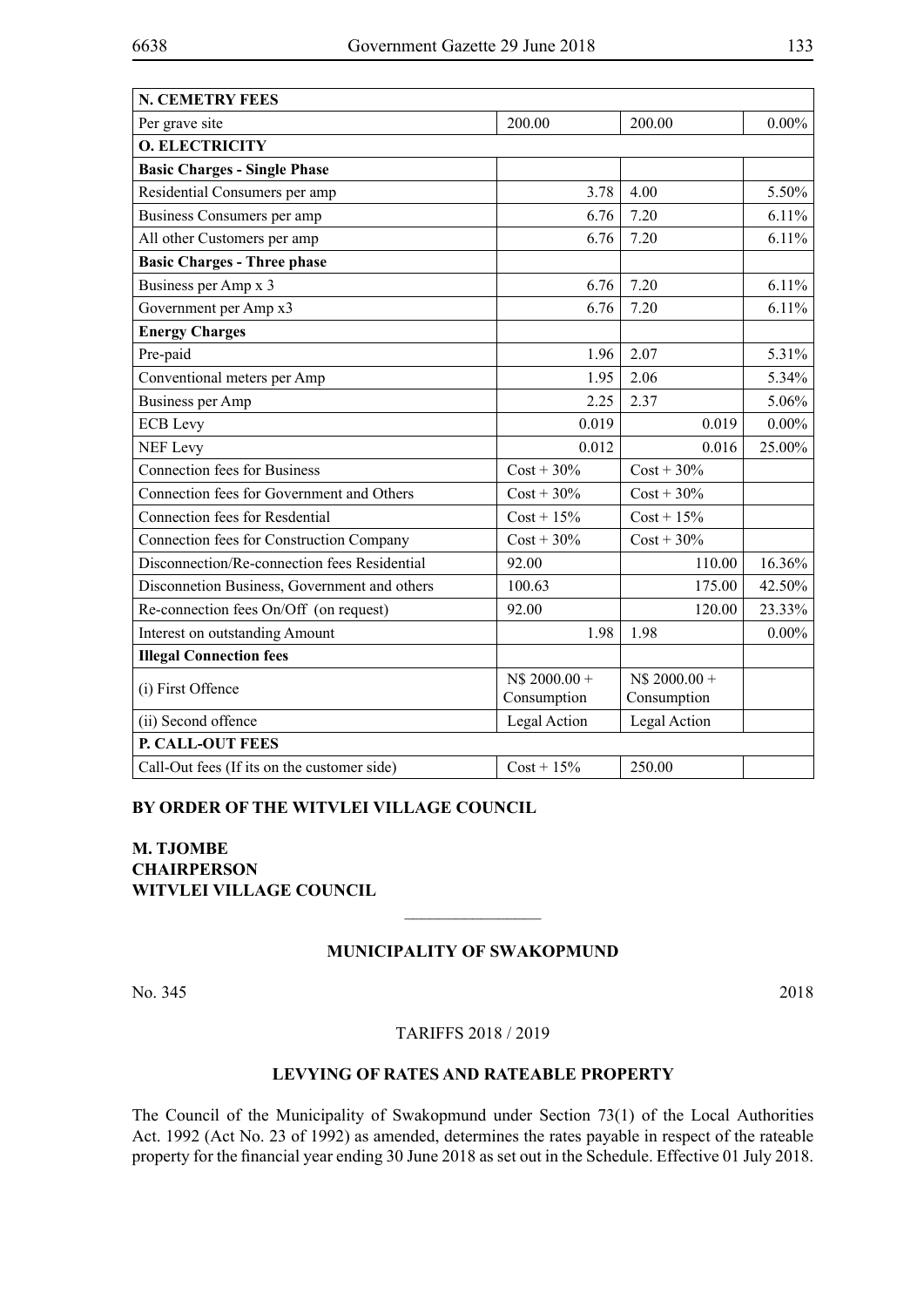| N. CEMETRY FEES | | | |
|---|---|---|---|
| Per grave site | 200.00 | 200.00 | 0.00% |
| **O. ELECTRICITY** | | | |
| **Basic Charges - Single Phase** | | | |
| Residential Consumers per amp | 3.78 | 4.00 | 5.50% |
| Business Consumers per amp | 6.76 | 7.20 | 6.11% |
| All other Customers per amp | 6.76 | 7.20 | 6.11% |
| **Basic Charges - Three phase** | | | |
| Business per Amp x 3 | 6.76 | 7.20 | 6.11% |
| Government per Amp x3 | 6.76 | 7.20 | 6.11% |
| **Energy Charges** | | | |
| Pre-paid | 1.96 | 2.07 | 5.31% |
| Conventional meters per Amp | 1.95 | 2.06 | 5.34% |
| Business per Amp | 2.25 | 2.37 | 5.06% |
| ECB Levy | 0.019 | 0.019 | 0.00% |
| NEF Levy | 0.012 | 0.016 | 25.00% |
| Connection fees for Business | Cost + 30% | Cost + 30% | |
| Connection fees for Government and Others | Cost + 30% | Cost + 30% | |
| Connection fees for Resdential | Cost + 15% | Cost + 15% | |
| Connection fees for Construction Company | Cost + 30% | Cost + 30% | |
| Disconnection/Re-connection fees Residential | 92.00 | 110.00 | 16.36% |
| Disconnetion Business, Government and others | 100.63 | 175.00 | 42.50% |
| Re-connection fees On/Off (on request) | 92.00 | 120.00 | 23.33% |
| Interest on outstanding Amount | 1.98 | 1.98 | 0.00% |
| **Illegal Connection fees** | | | |
| (i) First Offence | N$ 2000.00 + Consumption | N$ 2000.00 + Consumption | |
| (ii) Second offence | Legal Action | Legal Action | |
| **P. CALL-OUT FEES** | | | |
| Call-Out fees (If its on the customer side) | Cost + 15% | 250.00 | |

**BY ORDER OF THE WITVLEI VILLAGE COUNCIL**

**M. TJOMBE**
**CHAIRPERSON**
**WITVLEI VILLAGE COUNCIL**

---

## MUNICIPALITY OF SWAKOPMUND

No. 345 2018

TARIFFS 2018 / 2019

### LEVYING OF RATES AND RATEABLE PROPERTY

The Council of the Municipality of Swakopmund under Section 73(1) of the Local Authorities Act. 1992 (Act No. 23 of 1992) as amended, determines the rates payable in respect of the rateable property for the financial year ending 30 June 2018 as set out in the Schedule. Effective 01 July 2018.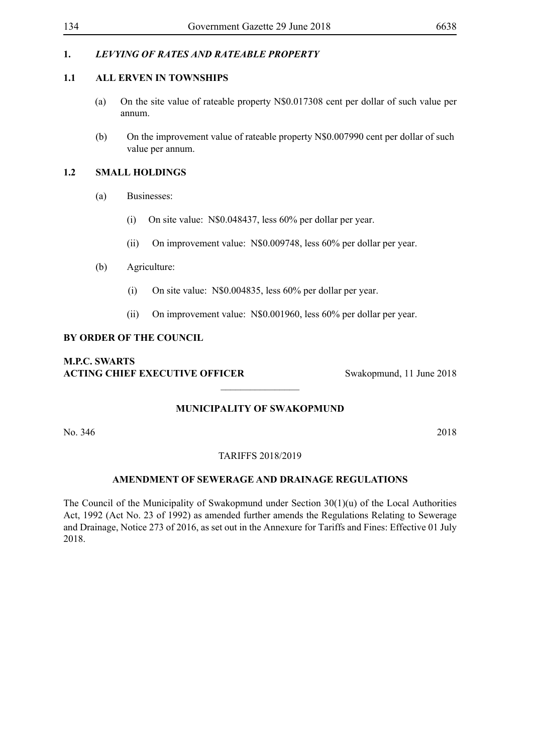## 1. *LEVYING OF RATES AND RATEABLE PROPERTY*

### 1.1 ALL ERVEN IN TOWNSHIPS

(a) On the site value of rateable property N$0.017308 cent per dollar of such value per annum.

(b) On the improvement value of rateable property N$0.007990 cent per dollar of such value per annum.

### 1.2 SMALL HOLDINGS

(a) Businesses:

(i) On site value: N$0.048437, less 60% per dollar per year.

(ii) On improvement value: N$0.009748, less 60% per dollar per year.

(b) Agriculture:

(i) On site value: N$0.004835, less 60% per dollar per year.

(ii) On improvement value: N$0.001960, less 60% per dollar per year.

**BY ORDER OF THE COUNCIL**

**M.P.C. SWARTS**
**ACTING CHIEF EXECUTIVE OFFICER** Swakopmund, 11 June 2018

---

**MUNICIPALITY OF SWAKOPMUND**

No. 346 2018

TARIFFS 2018/2019

**AMENDMENT OF SEWERAGE AND DRAINAGE REGULATIONS**

The Council of the Municipality of Swakopmund under Section 30(1)(u) of the Local Authorities Act, 1992 (Act No. 23 of 1992) as amended further amends the Regulations Relating to Sewerage and Drainage, Notice 273 of 2016, as set out in the Annexure for Tariffs and Fines: Effective 01 July 2018.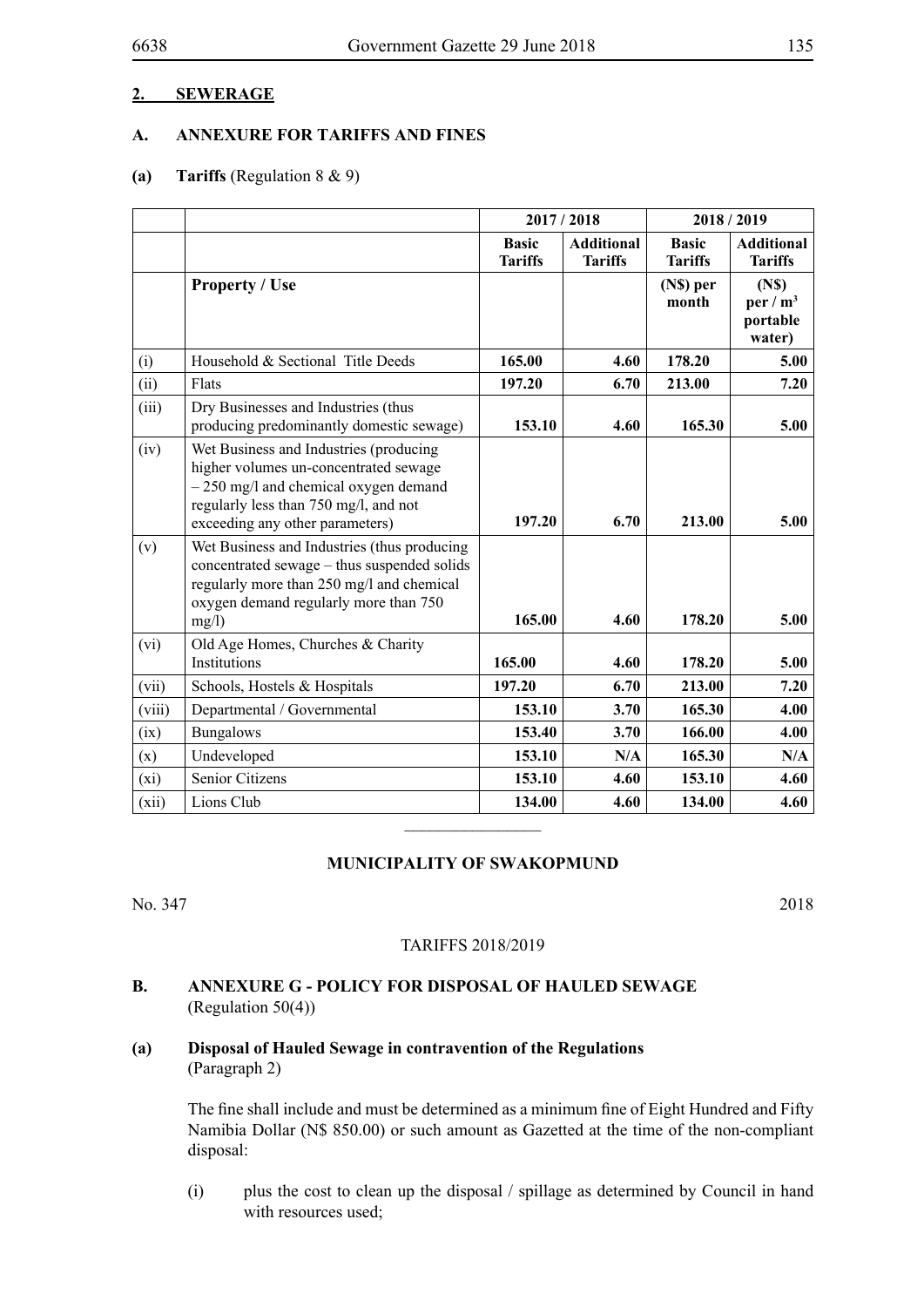## 2. SEWERAGE

### A. ANNEXURE FOR TARIFFS AND FINES

**(a) Tariffs** (Regulation 8 & 9)

| | | 2017 / 2018 | | 2018 / 2019 | |
|---|---|---|---|---|---|
| | | **Basic Tariffs** | **Additional Tariffs** | **Basic Tariffs** | **Additional Tariffs** |
| | **Property / Use** | | | **(N$) per month** | **(N$) per / m$^3$ portable water)** |
| (i) | Household & Sectional Title Deeds | **165.00** | **4.60** | **178.20** | **5.00** |
| (ii) | Flats | **197.20** | **6.70** | **213.00** | **7.20** |
| (iii) | Dry Businesses and Industries (thus producing predominantly domestic sewage) | **153.10** | **4.60** | **165.30** | **5.00** |
| (iv) | Wet Business and Industries (producing higher volumes un-concentrated sewage – 250 mg/l and chemical oxygen demand regularly less than 750 mg/l, and not exceeding any other parameters) | **197.20** | **6.70** | **213.00** | **5.00** |
| (v) | Wet Business and Industries (thus producing concentrated sewage – thus suspended solids regularly more than 250 mg/l and chemical oxygen demand regularly more than 750 mg/l) | **165.00** | **4.60** | **178.20** | **5.00** |
| (vi) | Old Age Homes, Churches & Charity Institutions | **165.00** | **4.60** | **178.20** | **5.00** |
| (vii) | Schools, Hostels & Hospitals | **197.20** | **6.70** | **213.00** | **7.20** |
| (viii) | Departmental / Governmental | **153.10** | **3.70** | **165.30** | **4.00** |
| (ix) | Bungalows | **153.40** | **3.70** | **166.00** | **4.00** |
| (x) | Undeveloped | **153.10** | **N/A** | **165.30** | **N/A** |
| (xi) | Senior Citizens | **153.10** | **4.60** | **153.10** | **4.60** |
| (xii) | Lions Club | **134.00** | **4.60** | **134.00** | **4.60** |

---

**MUNICIPALITY OF SWAKOPMUND**

No. 347 2018

TARIFFS 2018/2019

### B. ANNEXURE G - POLICY FOR DISPOSAL OF HAULED SEWAGE
(Regulation 50(4))

**(a) Disposal of Hauled Sewage in contravention of the Regulations**
(Paragraph 2)

The fine shall include and must be determined as a minimum fine of Eight Hundred and Fifty Namibia Dollar (N$ 850.00) or such amount as Gazetted at the time of the non-compliant disposal:

(i) plus the cost to clean up the disposal / spillage as determined by Council in hand with resources used;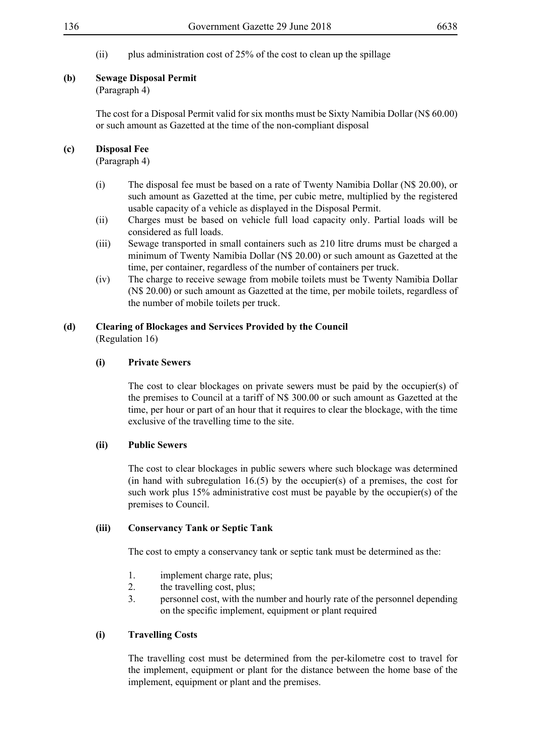(ii) plus administration cost of 25% of the cost to clean up the spillage

**(b) Sewage Disposal Permit**
(Paragraph 4)

The cost for a Disposal Permit valid for six months must be Sixty Namibia Dollar (N$ 60.00) or such amount as Gazetted at the time of the non-compliant disposal

**(c) Disposal Fee**
(Paragraph 4)

(i) The disposal fee must be based on a rate of Twenty Namibia Dollar (N$ 20.00), or such amount as Gazetted at the time, per cubic metre, multiplied by the registered usable capacity of a vehicle as displayed in the Disposal Permit.

(ii) Charges must be based on vehicle full load capacity only. Partial loads will be considered as full loads.

(iii) Sewage transported in small containers such as 210 litre drums must be charged a minimum of Twenty Namibia Dollar (N$ 20.00) or such amount as Gazetted at the time, per container, regardless of the number of containers per truck.

(iv) The charge to receive sewage from mobile toilets must be Twenty Namibia Dollar (N$ 20.00) or such amount as Gazetted at the time, per mobile toilets, regardless of the number of mobile toilets per truck.

**(d) Clearing of Blockages and Services Provided by the Council**
(Regulation 16)

**(i) Private Sewers**

The cost to clear blockages on private sewers must be paid by the occupier(s) of the premises to Council at a tariff of N$ 300.00 or such amount as Gazetted at the time, per hour or part of an hour that it requires to clear the blockage, with the time exclusive of the travelling time to the site.

**(ii) Public Sewers**

The cost to clear blockages in public sewers where such blockage was determined (in hand with subregulation 16.(5) by the occupier(s) of a premises, the cost for such work plus 15% administrative cost must be payable by the occupier(s) of the premises to Council.

**(iii) Conservancy Tank or Septic Tank**

The cost to empty a conservancy tank or septic tank must be determined as the:

1. implement charge rate, plus;
2. the travelling cost, plus;
3. personnel cost, with the number and hourly rate of the personnel depending on the specific implement, equipment or plant required

**(i) Travelling Costs**

The travelling cost must be determined from the per-kilometre cost to travel for the implement, equipment or plant for the distance between the home base of the implement, equipment or plant and the premises.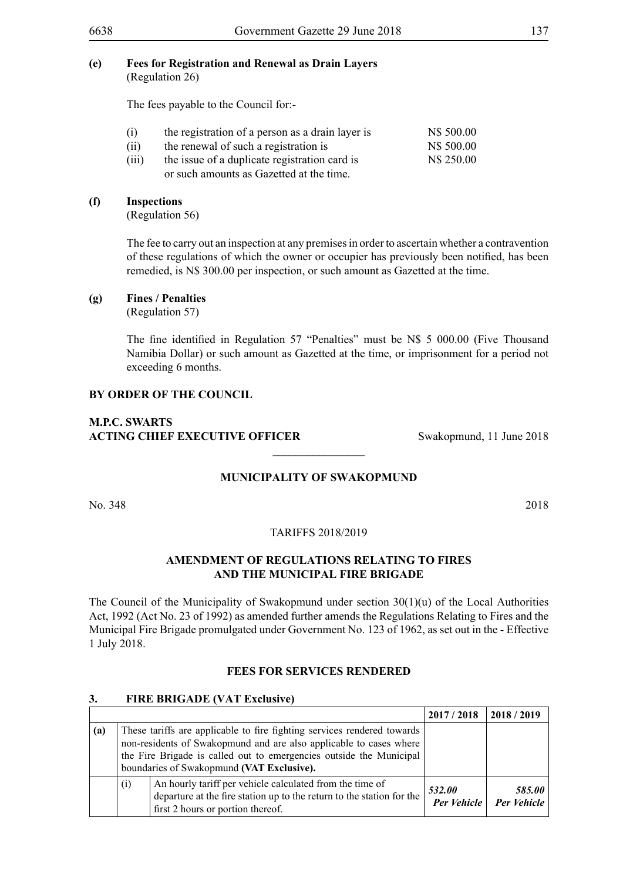**(e) Fees for Registration and Renewal as Drain Layers**
(Regulation 26)

The fees payable to the Council for:-

| | | |
|---|---|---|
| (i) | the registration of a person as a drain layer is | N$ 500.00 |
| (ii) | the renewal of such a registration is | N$ 500.00 |
| (iii) | the issue of a duplicate registration card is or such amounts as Gazetted at the time. | N$ 250.00 |

**(f) Inspections**
(Regulation 56)

The fee to carry out an inspection at any premises in order to ascertain whether a contravention of these regulations of which the owner or occupier has previously been notified, has been remedied, is N$ 300.00 per inspection, or such amount as Gazetted at the time.

**(g) Fines / Penalties**
(Regulation 57)

The fine identified in Regulation 57 "Penalties" must be N$ 5 000.00 (Five Thousand Namibia Dollar) or such amount as Gazetted at the time, or imprisonment for a period not exceeding 6 months.

**BY ORDER OF THE COUNCIL**

**M.P.C. SWARTS**
**ACTING CHIEF EXECUTIVE OFFICER** Swakopmund, 11 June 2018

________________

**MUNICIPALITY OF SWAKOPMUND**

No. 348 2018

TARIFFS 2018/2019

**AMENDMENT OF REGULATIONS RELATING TO FIRES AND THE MUNICIPAL FIRE BRIGADE**

The Council of the Municipality of Swakopmund under section 30(1)(u) of the Local Authorities Act, 1992 (Act No. 23 of 1992) as amended further amends the Regulations Relating to Fires and the Municipal Fire Brigade promulgated under Government No. 123 of 1962, as set out in the - Effective 1 July 2018.

**FEES FOR SERVICES RENDERED**

**3. FIRE BRIGADE (VAT Exclusive)**

| | | | **2017 / 2018** | **2018 / 2019** |
|---|---|---|---|---|
| **(a)** | These tariffs are applicable to fire fighting services rendered towards non-residents of Swakopmund and are also applicable to cases where the Fire Brigade is called out to emergencies outside the Municipal boundaries of Swakopmund **(VAT Exclusive).** | | | |
| | (i) | An hourly tariff per vehicle calculated from the time of departure at the fire station up to the return to the station for the first 2 hours or portion thereof. | ***532.00 Per Vehicle*** | ***585.00 Per Vehicle*** |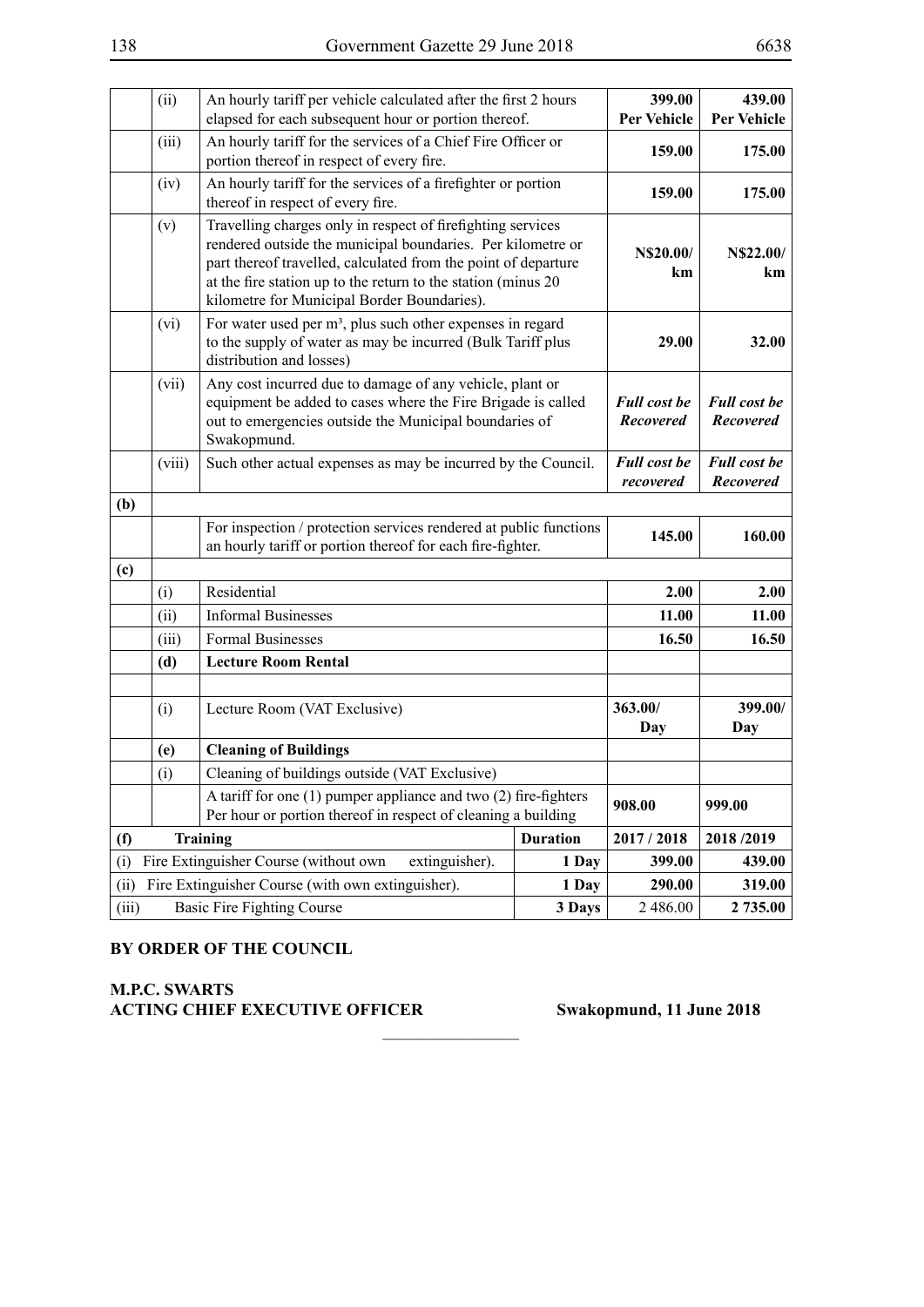|  |  |  |  | 2017 / 2018 | 2018 /2019 |
|---|---|---|---|---|---|
|  | (ii) | An hourly tariff per vehicle calculated after the first 2 hours elapsed for each subsequent hour or portion thereof. |  | **399.00 Per Vehicle** | **439.00 Per Vehicle** |
|  | (iii) | An hourly tariff for the services of a Chief Fire Officer or portion thereof in respect of every fire. |  | **159.00** | **175.00** |
|  | (iv) | An hourly tariff for the services of a firefighter or portion thereof in respect of every fire. |  | **159.00** | **175.00** |
|  | (v) | Travelling charges only in respect of firefighting services rendered outside the municipal boundaries. Per kilometre or part thereof travelled, calculated from the point of departure at the fire station up to the return to the station (minus 20 kilometre for Municipal Border Boundaries). |  | **N$20.00/ km** | **N$22.00/ km** |
|  | (vi) | For water used per m³, plus such other expenses in regard to the supply of water as may be incurred (Bulk Tariff plus distribution and losses) |  | **29.00** | **32.00** |
|  | (vii) | Any cost incurred due to damage of any vehicle, plant or equipment be added to cases where the Fire Brigade is called out to emergencies outside the Municipal boundaries of Swakopmund. |  | ***Full cost be Recovered*** | ***Full cost be Recovered*** |
|  | (viii) | Such other actual expenses as may be incurred by the Council. |  | ***Full cost be recovered*** | ***Full cost be Recovered*** |
| **(b)** |  |  |  |  |  |
|  |  | For inspection / protection services rendered at public functions an hourly tariff or portion thereof for each fire-fighter. |  | **145.00** | **160.00** |
| **(c)** |  |  |  |  |  |
|  | (i) | Residential |  | **2.00** | **2.00** |
|  | (ii) | Informal Businesses |  | **11.00** | **11.00** |
|  | (iii) | Formal Businesses |  | **16.50** | **16.50** |
|  | **(d)** | **Lecture Room Rental** |  |  |  |
|  |  |  |  |  |  |
|  | (i) | Lecture Room (VAT Exclusive) |  | **363.00/ Day** | **399.00/ Day** |
|  | **(e)** | **Cleaning of Buildings** |  |  |  |
|  | (i) | Cleaning of buildings outside (VAT Exclusive) |  |  |  |
|  |  | A tariff for one (1) pumper appliance and two (2) fire-fighters Per hour or portion thereof in respect of cleaning a building |  | **908.00** | **999.00** |
| **(f)** | **Training** |  | **Duration** | **2017 / 2018** | **2018 /2019** |
| (i) | Fire Extinguisher Course (without own extinguisher). |  | **1 Day** | **399.00** | **439.00** |
| (ii) | Fire Extinguisher Course (with own extinguisher). |  | **1 Day** | **290.00** | **319.00** |
| (iii) | Basic Fire Fighting Course |  | **3 Days** | 2 486.00 | **2 735.00** |

**BY ORDER OF THE COUNCIL**

**M.P.C. SWARTS**
**ACTING CHIEF EXECUTIVE OFFICER** **Swakopmund, 11 June 2018**

________________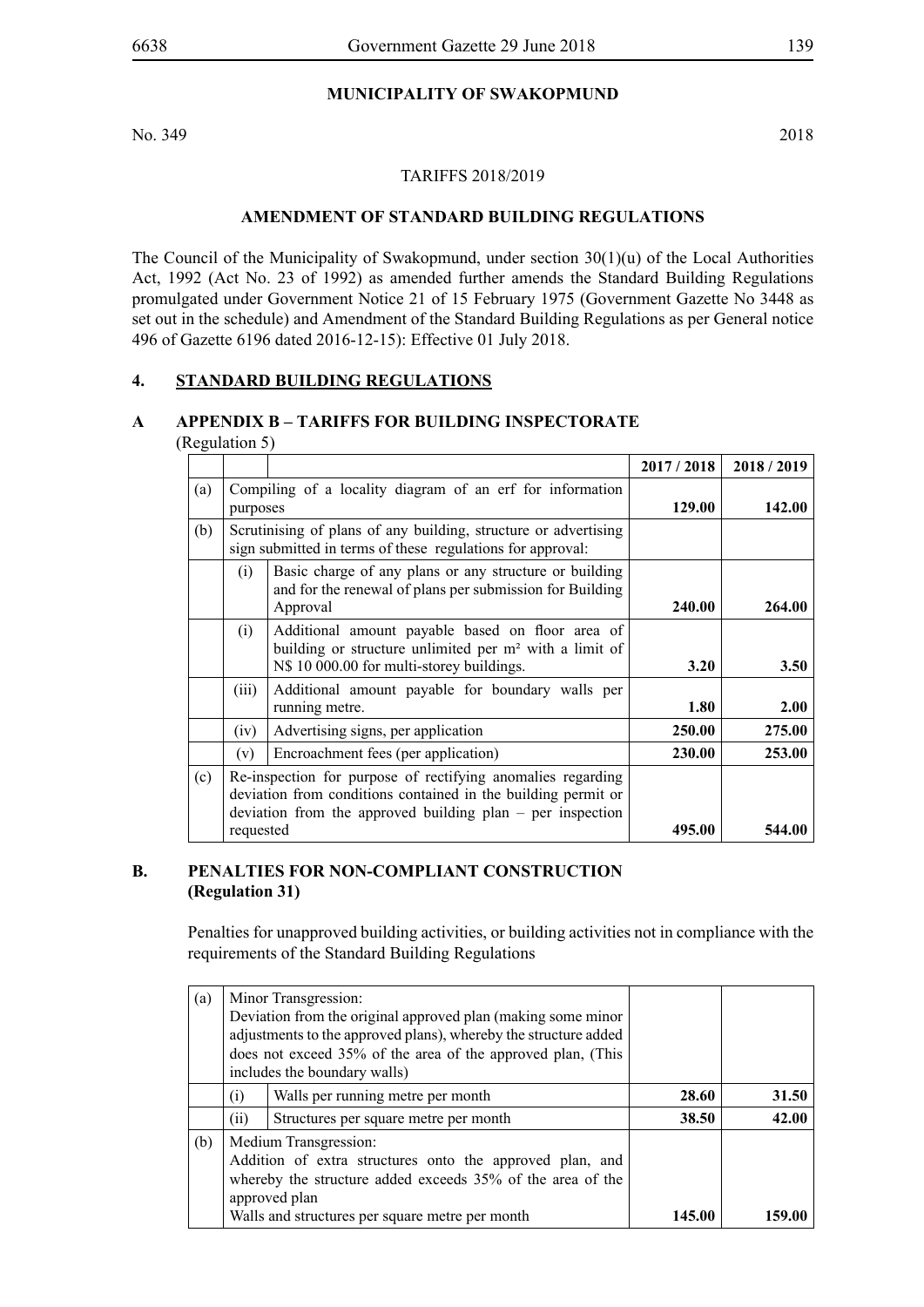## MUNICIPALITY OF SWAKOPMUND

No. 349 2018

TARIFFS 2018/2019

### AMENDMENT OF STANDARD BUILDING REGULATIONS

The Council of the Municipality of Swakopmund, under section 30(1)(u) of the Local Authorities Act, 1992 (Act No. 23 of 1992) as amended further amends the Standard Building Regulations promulgated under Government Notice 21 of 15 February 1975 (Government Gazette No 3448 as set out in the schedule) and Amendment of the Standard Building Regulations as per General notice 496 of Gazette 6196 dated 2016-12-15): Effective 01 July 2018.

### 4. STANDARD BUILDING REGULATIONS

### A APPENDIX B – TARIFFS FOR BUILDING INSPECTORATE

(Regulation 5)

| | | | 2017 / 2018 | 2018 / 2019 |
|---|---|---|---|---|
| (a) | Compiling of a locality diagram of an erf for information purposes | | **129.00** | **142.00** |
| (b) | Scrutinising of plans of any building, structure or advertising sign submitted in terms of these regulations for approval: | | | |
| | (i) | Basic charge of any plans or any structure or building and for the renewal of plans per submission for Building Approval | **240.00** | **264.00** |
| | (i) | Additional amount payable based on floor area of building or structure unlimited per m² with a limit of N$ 10 000.00 for multi-storey buildings. | **3.20** | **3.50** |
| | (iii) | Additional amount payable for boundary walls per running metre. | **1.80** | **2.00** |
| | (iv) | Advertising signs, per application | **250.00** | **275.00** |
| | (v) | Encroachment fees (per application) | **230.00** | **253.00** |
| (c) | Re-inspection for purpose of rectifying anomalies regarding deviation from conditions contained in the building permit or deviation from the approved building plan – per inspection requested | | **495.00** | **544.00** |

### B. PENALTIES FOR NON-COMPLIANT CONSTRUCTION (Regulation 31)

Penalties for unapproved building activities, or building activities not in compliance with the requirements of the Standard Building Regulations

| | | | | |
|---|---|---|---|---|
| (a) | Minor Transgression: Deviation from the original approved plan (making some minor adjustments to the approved plans), whereby the structure added does not exceed 35% of the area of the approved plan, (This includes the boundary walls) | | | |
| | (i) | Walls per running metre per month | **28.60** | **31.50** |
| | (ii) | Structures per square metre per month | **38.50** | **42.00** |
| (b) | Medium Transgression: Addition of extra structures onto the approved plan, and whereby the structure added exceeds 35% of the area of the approved plan Walls and structures per square metre per month | | **145.00** | **159.00** |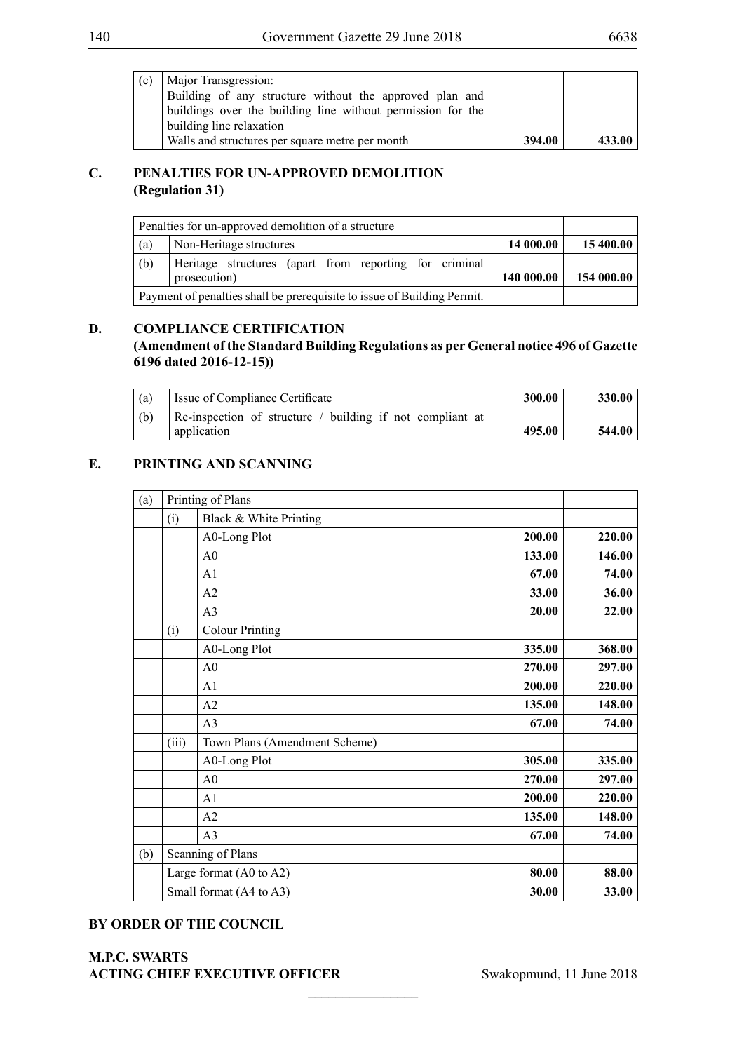| (c) | Major Transgression:<br>Building of any structure without the approved plan and buildings over the building line without permission for the building line relaxation<br>Walls and structures per square metre per month | **394.00** | **433.00** |
|---|---|---|---|

## C. PENALTIES FOR UN-APPROVED DEMOLITION (Regulation 31)

| Penalties for un-approved demolition of a structure | | | |
|---|---|---|---|
| (a) | Non-Heritage structures | **14 000.00** | **15 400.00** |
| (b) | Heritage structures (apart from reporting for criminal prosecution) | **140 000.00** | **154 000.00** |
| Payment of penalties shall be prerequisite to issue of Building Permit. | | | |

## D. COMPLIANCE CERTIFICATION (Amendment of the Standard Building Regulations as per General notice 496 of Gazette 6196 dated 2016-12-15))

| (a) | Issue of Compliance Certificate | **300.00** | **330.00** |
|---|---|---|---|
| (b) | Re-inspection of structure / building if not compliant at application | **495.00** | **544.00** |

## E. PRINTING AND SCANNING

| (a) | Printing of Plans | | | |
|---|---|---|---|---|
| | (i) | Black & White Printing | | |
| | | A0-Long Plot | **200.00** | **220.00** |
| | | A0 | **133.00** | **146.00** |
| | | A1 | **67.00** | **74.00** |
| | | A2 | **33.00** | **36.00** |
| | | A3 | **20.00** | **22.00** |
| | (i) | Colour Printing | | |
| | | A0-Long Plot | **335.00** | **368.00** |
| | | A0 | **270.00** | **297.00** |
| | | A1 | **200.00** | **220.00** |
| | | A2 | **135.00** | **148.00** |
| | | A3 | **67.00** | **74.00** |
| | (iii) | Town Plans (Amendment Scheme) | | |
| | | A0-Long Plot | **305.00** | **335.00** |
| | | A0 | **270.00** | **297.00** |
| | | A1 | **200.00** | **220.00** |
| | | A2 | **135.00** | **148.00** |
| | | A3 | **67.00** | **74.00** |
| (b) | Scanning of Plans | | | |
| | Large format (A0 to A2) | | **80.00** | **88.00** |
| | Small format (A4 to A3) | | **30.00** | **33.00** |

**BY ORDER OF THE COUNCIL**

**M.P.C. SWARTS**
**ACTING CHIEF EXECUTIVE OFFICER**

Swakopmund, 11 June 2018

________________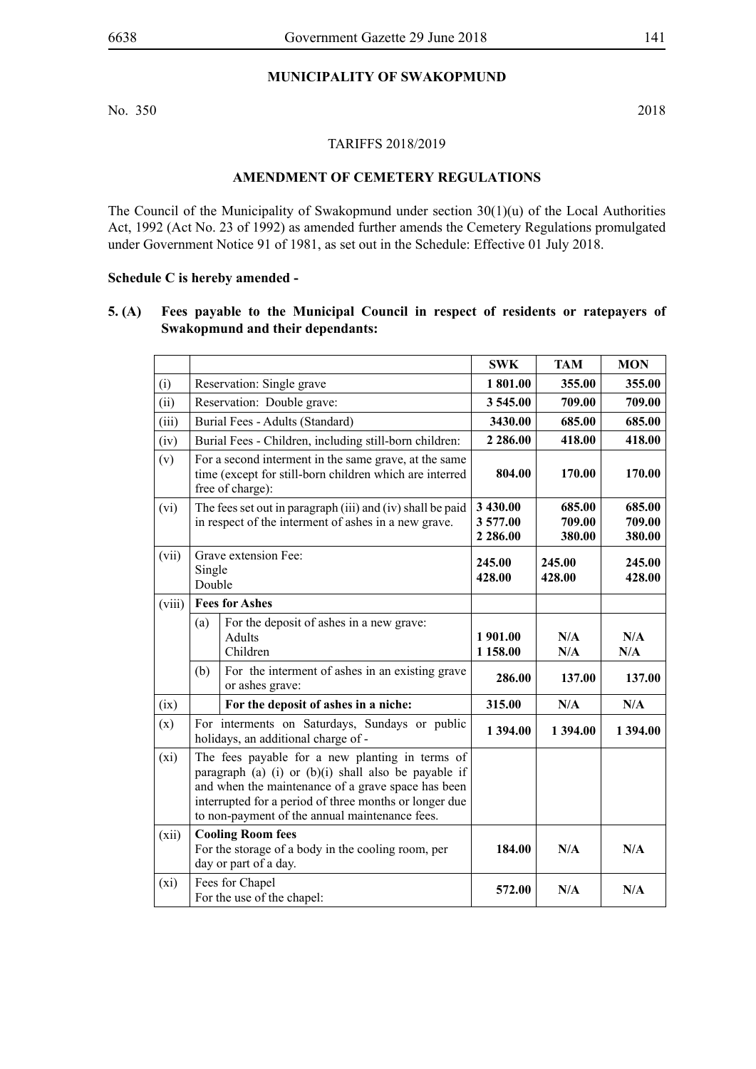## MUNICIPALITY OF SWAKOPMUND

No. 350 2018

TARIFFS 2018/2019

### AMENDMENT OF CEMETERY REGULATIONS

The Council of the Municipality of Swakopmund under section 30(1)(u) of the Local Authorities Act, 1992 (Act No. 23 of 1992) as amended further amends the Cemetery Regulations promulgated under Government Notice 91 of 1981, as set out in the Schedule: Effective 01 July 2018.

**Schedule C is hereby amended -**

**5. (A) Fees payable to the Municipal Council in respect of residents or ratepayers of Swakopmund and their dependants:**

| | | | **SWK** | **TAM** | **MON** |
|---|---|---|---|---|---|
| (i) | Reservation: Single grave | | **1 801.00** | **355.00** | **355.00** |
| (ii) | Reservation: Double grave: | | **3 545.00** | **709.00** | **709.00** |
| (iii) | Burial Fees - Adults (Standard) | | **3430.00** | **685.00** | **685.00** |
| (iv) | Burial Fees - Children, including still-born children: | | **2 286.00** | **418.00** | **418.00** |
| (v) | For a second interment in the same grave, at the same time (except for still-born children which are interred free of charge): | | **804.00** | **170.00** | **170.00** |
| (vi) | The fees set out in paragraph (iii) and (iv) shall be paid in respect of the interment of ashes in a new grave. | | **3 430.00**<br>**3 577.00**<br>**2 286.00** | **685.00**<br>**709.00**<br>**380.00** | **685.00**<br>**709.00**<br>**380.00** |
| (vii) | Grave extension Fee:<br>Single<br>Double | | **245.00**<br>**428.00** | **245.00**<br>**428.00** | **245.00**<br>**428.00** |
| (viii) | **Fees for Ashes** | | | | |
| | (a) | For the deposit of ashes in a new grave:<br>Adults<br>Children | **1 901.00**<br>**1 158.00** | **N/A**<br>**N/A** | **N/A**<br>**N/A** |
| | (b) | For the interment of ashes in an existing grave or ashes grave: | **286.00** | **137.00** | **137.00** |
| (ix) | | **For the deposit of ashes in a niche:** | **315.00** | **N/A** | **N/A** |
| (x) | For interments on Saturdays, Sundays or public holidays, an additional charge of - | | **1 394.00** | **1 394.00** | **1 394.00** |
| (xi) | The fees payable for a new planting in terms of paragraph (a) (i) or (b)(i) shall also be payable if and when the maintenance of a grave space has been interrupted for a period of three months or longer due to non-payment of the annual maintenance fees. | | | | |
| (xii) | **Cooling Room fees**<br>For the storage of a body in the cooling room, per day or part of a day. | | **184.00** | **N/A** | **N/A** |
| (xi) | Fees for Chapel<br>For the use of the chapel: | | **572.00** | **N/A** | **N/A** |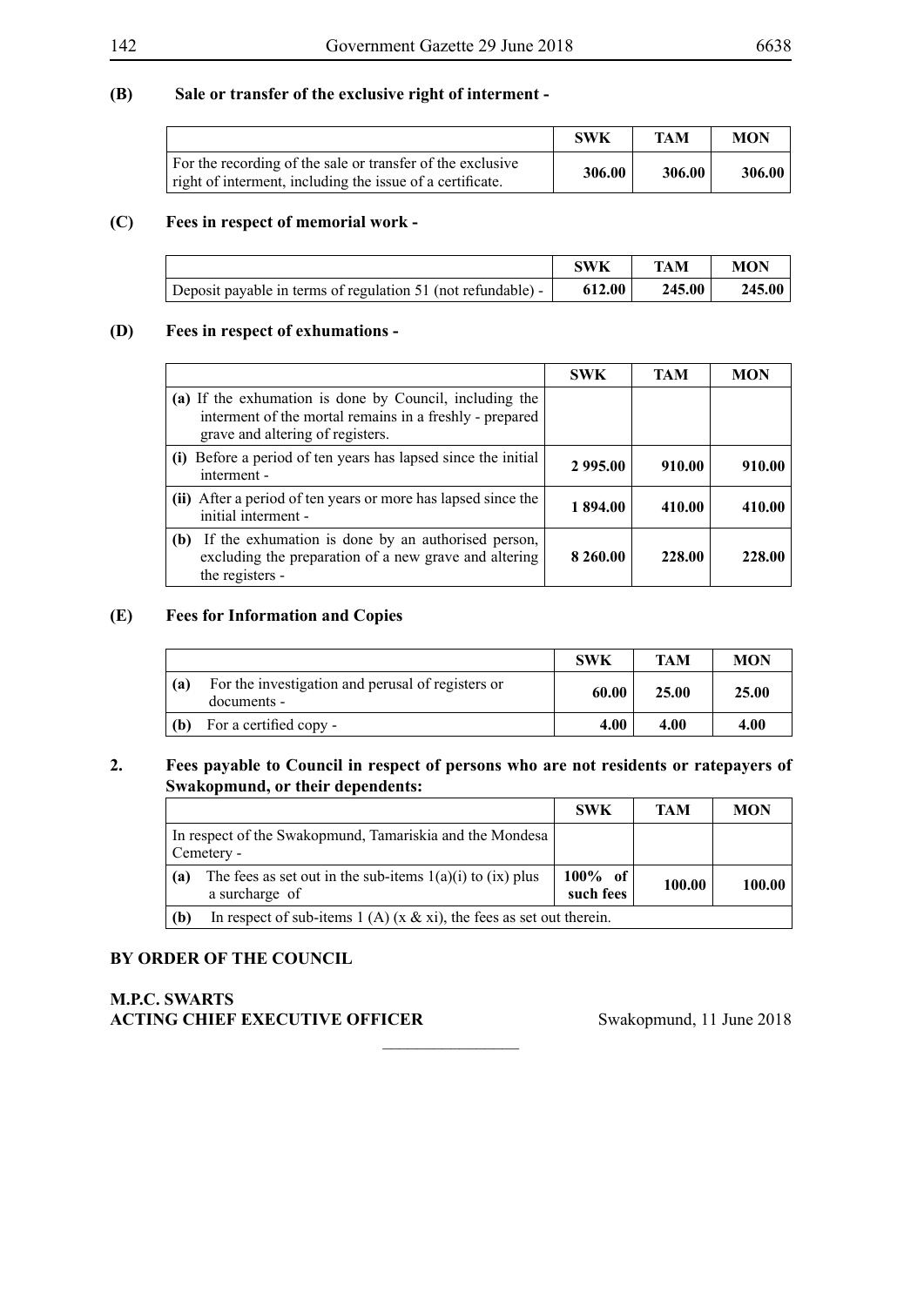**(B) Sale or transfer of the exclusive right of interment -**

| | SWK | TAM | MON |
|---|---|---|---|
| For the recording of the sale or transfer of the exclusive right of interment, including the issue of a certificate. | **306.00** | **306.00** | **306.00** |

**(C) Fees in respect of memorial work -**

| | SWK | TAM | MON |
|---|---|---|---|
| Deposit payable in terms of regulation 51 (not refundable) - | **612.00** | **245.00** | **245.00** |

**(D) Fees in respect of exhumations -**

| | SWK | TAM | MON |
|---|---|---|---|
| **(a)** If the exhumation is done by Council, including the interment of the mortal remains in a freshly - prepared grave and altering of registers. | | | |
| **(i)** Before a period of ten years has lapsed since the initial interment - | **2 995.00** | **910.00** | **910.00** |
| **(ii)** After a period of ten years or more has lapsed since the initial interment - | **1 894.00** | **410.00** | **410.00** |
| **(b)** If the exhumation is done by an authorised person, excluding the preparation of a new grave and altering the registers - | **8 260.00** | **228.00** | **228.00** |

**(E) Fees for Information and Copies**

| | SWK | TAM | MON |
|---|---|---|---|
| **(a)** For the investigation and perusal of registers or documents - | **60.00** | **25.00** | **25.00** |
| **(b)** For a certified copy - | **4.00** | **4.00** | **4.00** |

**2. Fees payable to Council in respect of persons who are not residents or ratepayers of Swakopmund, or their dependents:**

| | SWK | TAM | MON |
|---|---|---|---|
| In respect of the Swakopmund, Tamariskia and the Mondesa Cemetery - | | | |
| **(a)** The fees as set out in the sub-items 1(a)(i) to (ix) plus a surcharge of | **100% of such fees** | **100.00** | **100.00** |
| **(b)** In respect of sub-items 1 (A) (x & xi), the fees as set out therein. | | | |

**BY ORDER OF THE COUNCIL**

**M.P.C. SWARTS**
**ACTING CHIEF EXECUTIVE OFFICER** Swakopmund, 11 June 2018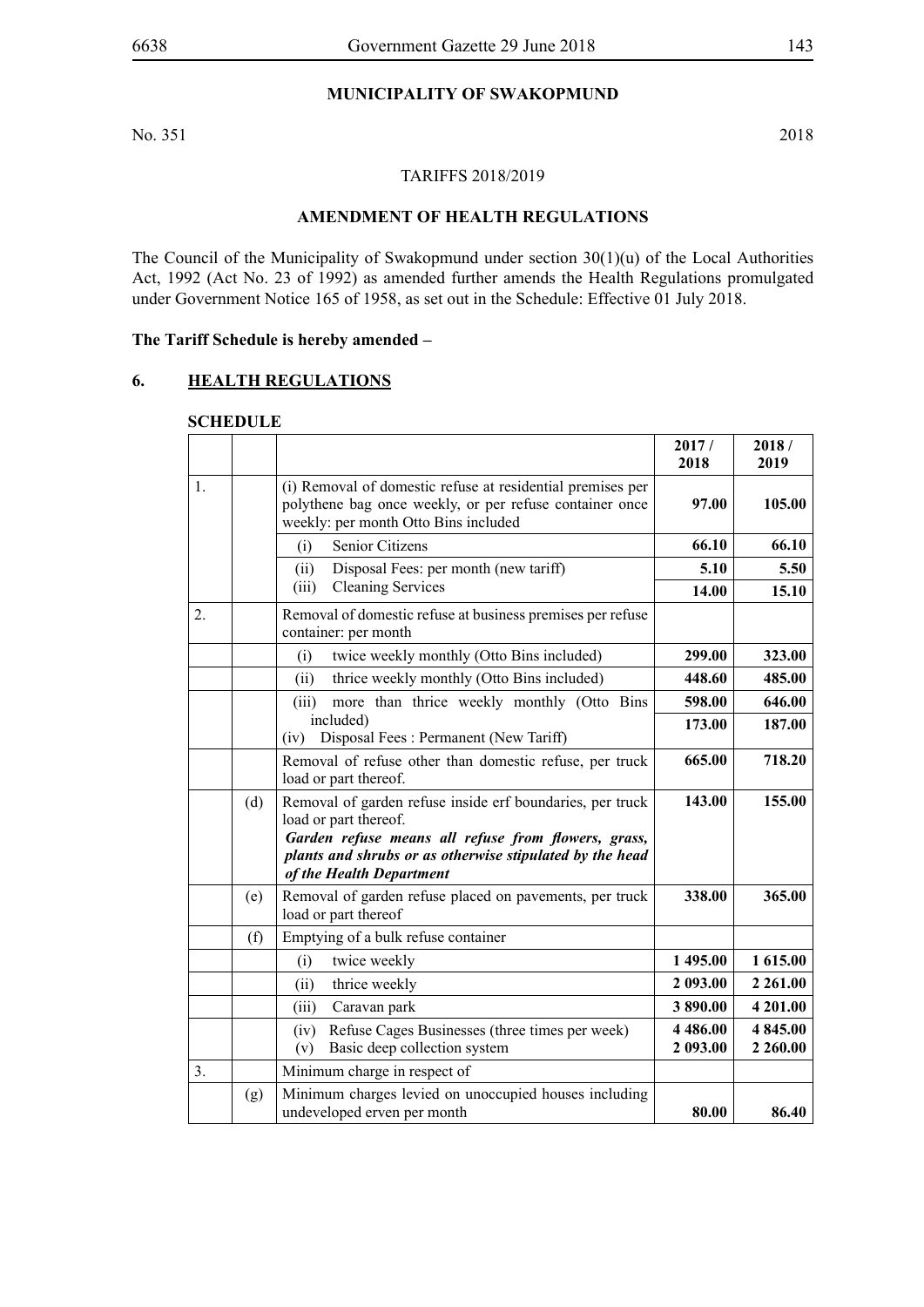## MUNICIPALITY OF SWAKOPMUND

No. 351 2018

TARIFFS 2018/2019

### AMENDMENT OF HEALTH REGULATIONS

The Council of the Municipality of Swakopmund under section 30(1)(u) of the Local Authorities Act, 1992 (Act No. 23 of 1992) as amended further amends the Health Regulations promulgated under Government Notice 165 of 1958, as set out in the Schedule: Effective 01 July 2018.

**The Tariff Schedule is hereby amended –**

**6. HEALTH REGULATIONS**

**SCHEDULE**

| | | | 2017 / 2018 | 2018 / 2019 |
|---|---|---|---|---|
| 1. | | (i) Removal of domestic refuse at residential premises per polythene bag once weekly, or per refuse container once weekly: per month Otto Bins included | **97.00** | **105.00** |
| | | (i) Senior Citizens | **66.10** | **66.10** |
| | | (ii) Disposal Fees: per month (new tariff) | **5.10** | **5.50** |
| | | (iii) Cleaning Services | **14.00** | **15.10** |
| 2. | | Removal of domestic refuse at business premises per refuse container: per month | | |
| | | (i) twice weekly monthly (Otto Bins included) | **299.00** | **323.00** |
| | | (ii) thrice weekly monthly (Otto Bins included) | **448.60** | **485.00** |
| | | (iii) more than thrice weekly monthly (Otto Bins included) | **598.00** | **646.00** |
| | | (iv) Disposal Fees : Permanent (New Tariff) | **173.00** | **187.00** |
| | | Removal of refuse other than domestic refuse, per truck load or part thereof. | **665.00** | **718.20** |
| | (d) | Removal of garden refuse inside erf boundaries, per truck load or part thereof. ***Garden refuse means all refuse from flowers, grass, plants and shrubs or as otherwise stipulated by the head of the Health Department*** | **143.00** | **155.00** |
| | (e) | Removal of garden refuse placed on pavements, per truck load or part thereof | **338.00** | **365.00** |
| | (f) | Emptying of a bulk refuse container | | |
| | | (i) twice weekly | **1 495.00** | **1 615.00** |
| | | (ii) thrice weekly | **2 093.00** | **2 261.00** |
| | | (iii) Caravan park | **3 890.00** | **4 201.00** |
| | | (iv) Refuse Cages Businesses (three times per week) | **4 486.00** | **4 845.00** |
| | | (v) Basic deep collection system | **2 093.00** | **2 260.00** |
| 3. | | Minimum charge in respect of | | |
| | (g) | Minimum charges levied on unoccupied houses including undeveloped erven per month | **80.00** | **86.40** |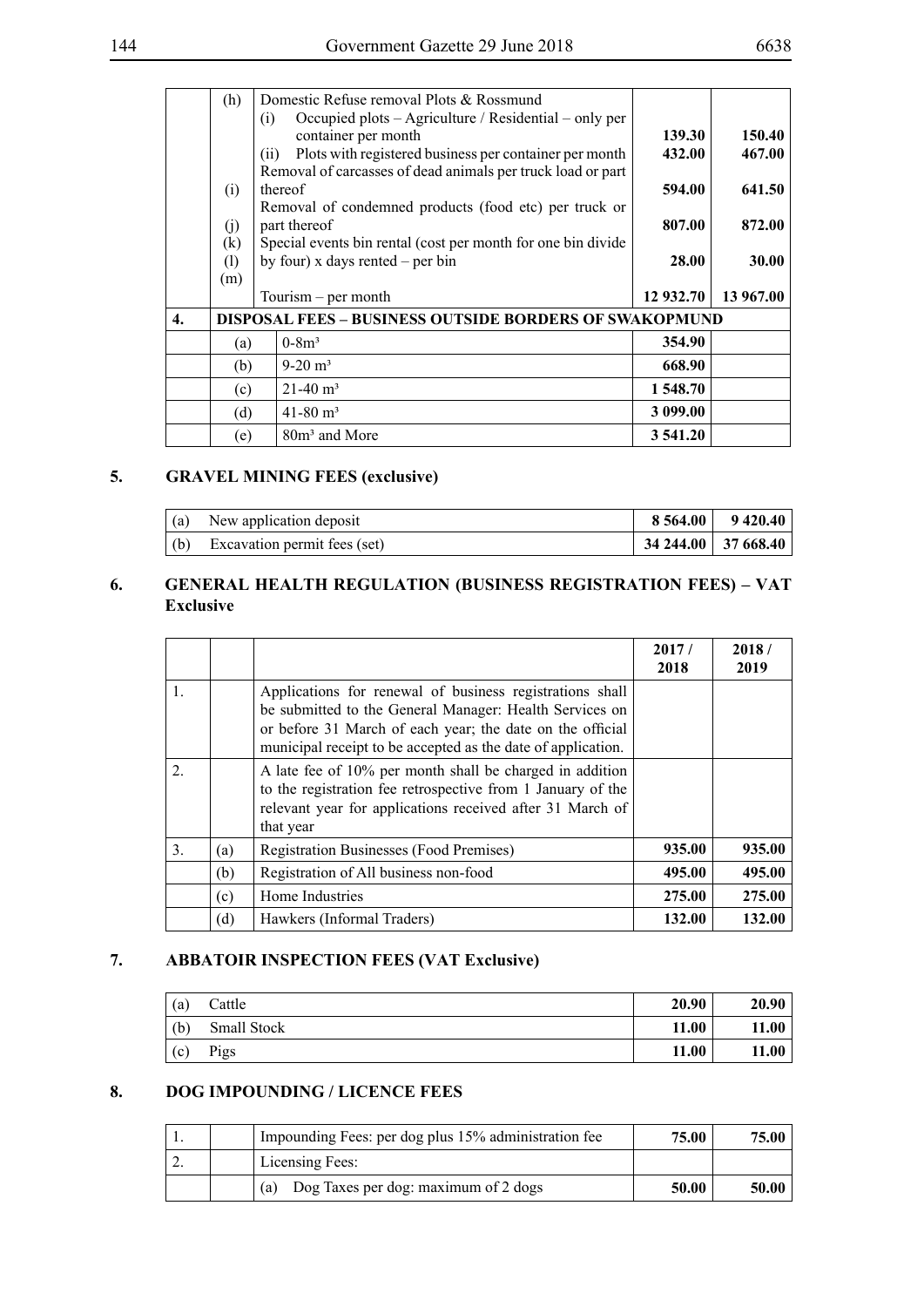| | | | | |
|---|---|---|---|---|
| | (h) | Domestic Refuse removal Plots & Rossmund | | |
| | | (i) Occupied plots – Agriculture / Residential – only per container per month | **139.30** | **150.40** |
| | | (ii) Plots with registered business per container per month | **432.00** | **467.00** |
| | (i) | Removal of carcasses of dead animals per truck load or part thereof | **594.00** | **641.50** |
| | (j) | Removal of condemned products (food etc) per truck or part thereof | **807.00** | **872.00** |
| | (k) (l) (m) | Special events bin rental (cost per month for one bin divide by four) x days rented – per bin | **28.00** | **30.00** |
| | | Tourism – per month | **12 932.70** | **13 967.00** |
| **4.** | **DISPOSAL FEES – BUSINESS OUTSIDE BORDERS OF SWAKOPMUND** | | | |
| | (a) | 0-8m³ | **354.90** | |
| | (b) | 9-20 m³ | **668.90** | |
| | (c) | 21-40 m³ | **1 548.70** | |
| | (d) | 41-80 m³ | **3 099.00** | |
| | (e) | 80m³ and More | **3 541.20** | |

## 5. GRAVEL MINING FEES (exclusive)

| | | | |
|---|---|---|---|
| (a) | New application deposit | **8 564.00** | **9 420.40** |
| (b) | Excavation permit fees (set) | **34 244.00** | **37 668.40** |

## 6. GENERAL HEALTH REGULATION (BUSINESS REGISTRATION FEES) – VAT Exclusive

| | | | 2017 / 2018 | 2018 / 2019 |
|---|---|---|---|---|
| 1. | | Applications for renewal of business registrations shall be submitted to the General Manager: Health Services on or before 31 March of each year; the date on the official municipal receipt to be accepted as the date of application. | | |
| 2. | | A late fee of 10% per month shall be charged in addition to the registration fee retrospective from 1 January of the relevant year for applications received after 31 March of that year | | |
| 3. | (a) | Registration Businesses (Food Premises) | **935.00** | **935.00** |
| | (b) | Registration of All business non-food | **495.00** | **495.00** |
| | (c) | Home Industries | **275.00** | **275.00** |
| | (d) | Hawkers (Informal Traders) | **132.00** | **132.00** |

## 7. ABBATOIR INSPECTION FEES (VAT Exclusive)

| | | | |
|---|---|---|---|
| (a) | Cattle | **20.90** | **20.90** |
| (b) | Small Stock | **11.00** | **11.00** |
| (c) | Pigs | **11.00** | **11.00** |

## 8. DOG IMPOUNDING / LICENCE FEES

| | | | | |
|---|---|---|---|---|
| 1. | | Impounding Fees: per dog plus 15% administration fee | **75.00** | **75.00** |
| 2. | | Licensing Fees: | | |
| | | (a) Dog Taxes per dog: maximum of 2 dogs | **50.00** | **50.00** |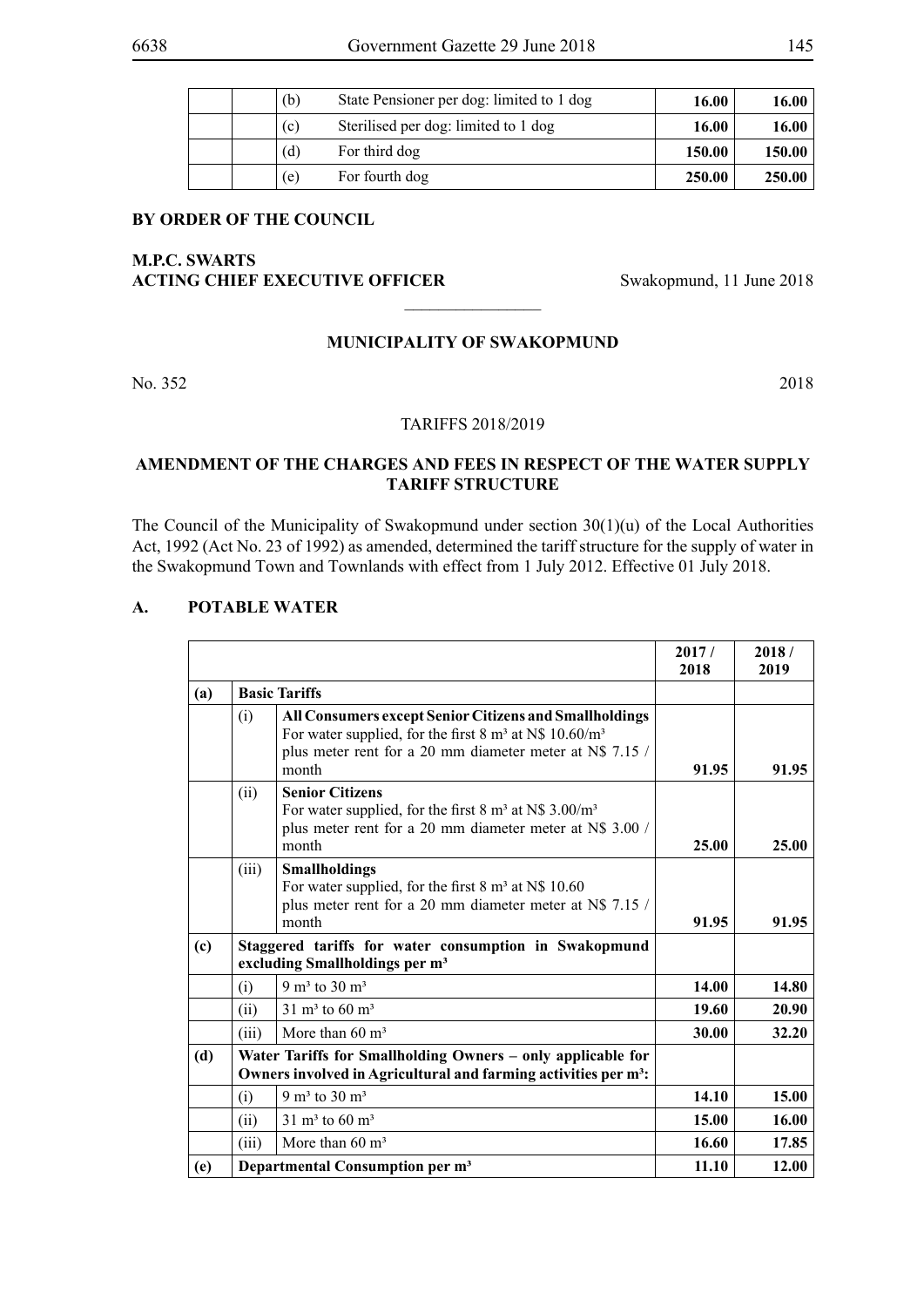| | | | | |
|---|---|---|---|---|
| | (b) | State Pensioner per dog: limited to 1 dog | **16.00** | **16.00** |
| | (c) | Sterilised per dog: limited to 1 dog | **16.00** | **16.00** |
| | (d) | For third dog | **150.00** | **150.00** |
| | (e) | For fourth dog | **250.00** | **250.00** |

**BY ORDER OF THE COUNCIL**

**M.P.C. SWARTS**
**ACTING CHIEF EXECUTIVE OFFICER** Swakopmund, 11 June 2018

---

**MUNICIPALITY OF SWAKOPMUND**

No. 352 2018

TARIFFS 2018/2019

**AMENDMENT OF THE CHARGES AND FEES IN RESPECT OF THE WATER SUPPLY TARIFF STRUCTURE**

The Council of the Municipality of Swakopmund under section 30(1)(u) of the Local Authorities Act, 1992 (Act No. 23 of 1992) as amended, determined the tariff structure for the supply of water in the Swakopmund Town and Townlands with effect from 1 July 2012. Effective 01 July 2018.

## A. POTABLE WATER

| | | | **2017 / 2018** | **2018 / 2019** |
|---|---|---|---|---|
| **(a)** | **Basic Tariffs** | | | |
| | (i) | **All Consumers except Senior Citizens and Smallholdings** For water supplied, for the first 8 $m^3$ at N$ 10.60/$m^3$ plus meter rent for a 20 mm diameter meter at N$ 7.15 / month | **91.95** | **91.95** |
| | (ii) | **Senior Citizens** For water supplied, for the first 8 $m^3$ at N$ 3.00/$m^3$ plus meter rent for a 20 mm diameter meter at N$ 3.00 / month | **25.00** | **25.00** |
| | (iii) | **Smallholdings** For water supplied, for the first 8 $m^3$ at N$ 10.60 plus meter rent for a 20 mm diameter meter at N$ 7.15 / month | **91.95** | **91.95** |
| **(c)** | **Staggered tariffs for water consumption in Swakopmund excluding Smallholdings per $m^3$** | | | |
| | (i) | 9 $m^3$ to 30 $m^3$ | **14.00** | **14.80** |
| | (ii) | 31 $m^3$ to 60 $m^3$ | **19.60** | **20.90** |
| | (iii) | More than 60 $m^3$ | **30.00** | **32.20** |
| **(d)** | **Water Tariffs for Smallholding Owners – only applicable for Owners involved in Agricultural and farming activities per $m^3$:** | | | |
| | (i) | 9 $m^3$ to 30 $m^3$ | **14.10** | **15.00** |
| | (ii) | 31 $m^3$ to 60 $m^3$ | **15.00** | **16.00** |
| | (iii) | More than 60 $m^3$ | **16.60** | **17.85** |
| **(e)** | **Departmental Consumption per $m^3$** | | **11.10** | **12.00** |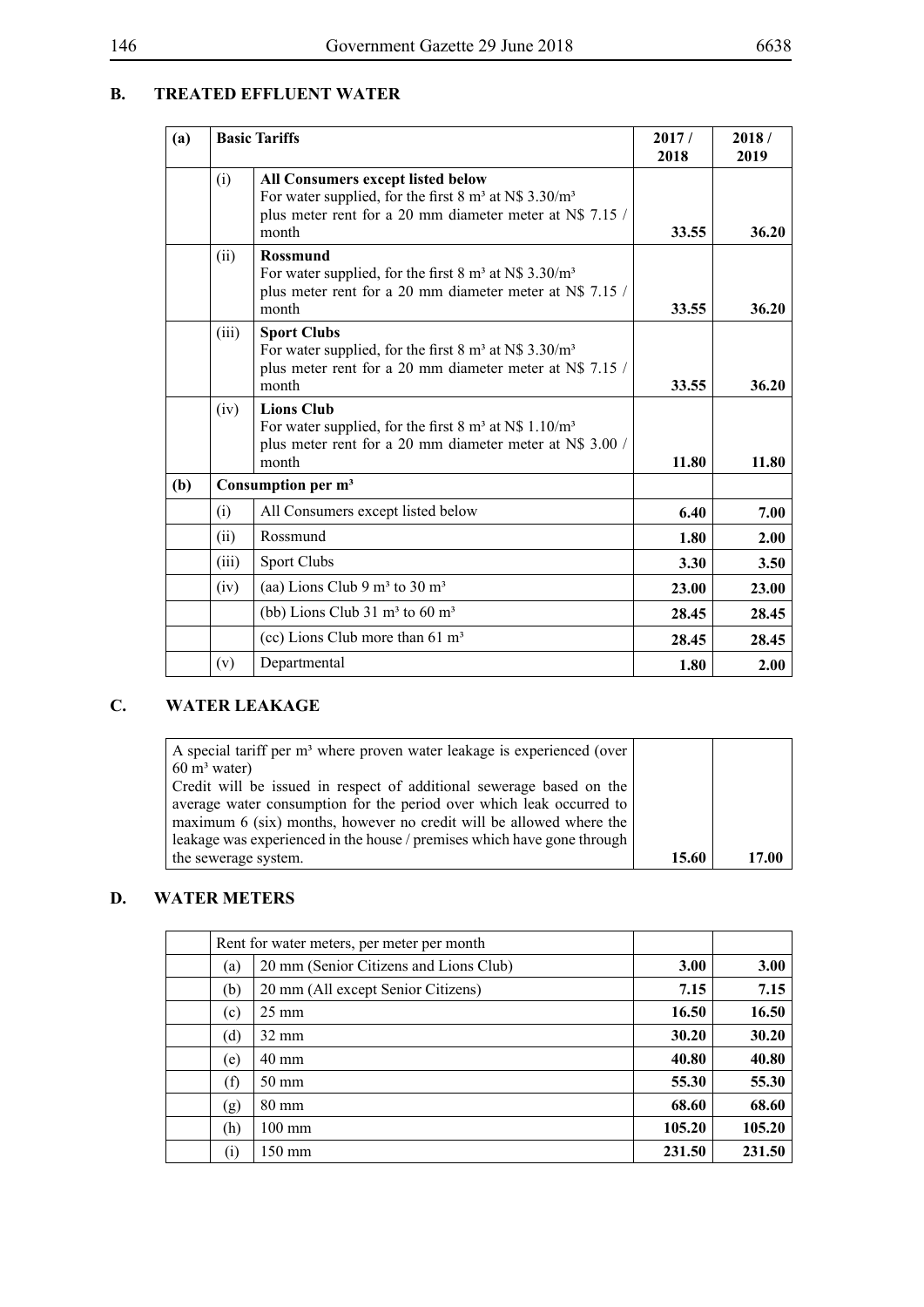## B. TREATED EFFLUENT WATER

| (a) | Basic Tariffs | | 2017 / 2018 | 2018 / 2019 |
|---|---|---|---|---|
| | (i) | **All Consumers except listed below** For water supplied, for the first 8 m³ at N$ 3.30/m³ plus meter rent for a 20 mm diameter meter at N$ 7.15 / month | **33.55** | **36.20** |
| | (ii) | **Rossmund** For water supplied, for the first 8 m³ at N$ 3.30/m³ plus meter rent for a 20 mm diameter meter at N$ 7.15 / month | **33.55** | **36.20** |
| | (iii) | **Sport Clubs** For water supplied, for the first 8 m³ at N$ 3.30/m³ plus meter rent for a 20 mm diameter meter at N$ 7.15 / month | **33.55** | **36.20** |
| | (iv) | **Lions Club** For water supplied, for the first 8 m³ at N$ 1.10/m³ plus meter rent for a 20 mm diameter meter at N$ 3.00 / month | **11.80** | **11.80** |
| **(b)** | **Consumption per m³** | | | |
| | (i) | All Consumers except listed below | **6.40** | **7.00** |
| | (ii) | Rossmund | **1.80** | **2.00** |
| | (iii) | Sport Clubs | **3.30** | **3.50** |
| | (iv) | (aa) Lions Club 9 m³ to 30 m³ | **23.00** | **23.00** |
| | | (bb) Lions Club 31 m³ to 60 m³ | **28.45** | **28.45** |
| | | (cc) Lions Club more than 61 m³ | **28.45** | **28.45** |
| | (v) | Departmental | **1.80** | **2.00** |

## C. WATER LEAKAGE

| | | |
|---|---|---|
| A special tariff per m³ where proven water leakage is experienced (over 60 m³ water) Credit will be issued in respect of additional sewerage based on the average water consumption for the period over which leak occurred to maximum 6 (six) months, however no credit will be allowed where the leakage was experienced in the house / premises which have gone through the sewerage system. | **15.60** | **17.00** |

## D. WATER METERS

| | Rent for water meters, per meter per month | | | |
|---|---|---|---|---|
| | (a) | 20 mm (Senior Citizens and Lions Club) | **3.00** | **3.00** |
| | (b) | 20 mm (All except Senior Citizens) | **7.15** | **7.15** |
| | (c) | 25 mm | **16.50** | **16.50** |
| | (d) | 32 mm | **30.20** | **30.20** |
| | (e) | 40 mm | **40.80** | **40.80** |
| | (f) | 50 mm | **55.30** | **55.30** |
| | (g) | 80 mm | **68.60** | **68.60** |
| | (h) | 100 mm | **105.20** | **105.20** |
| | (i) | 150 mm | **231.50** | **231.50** |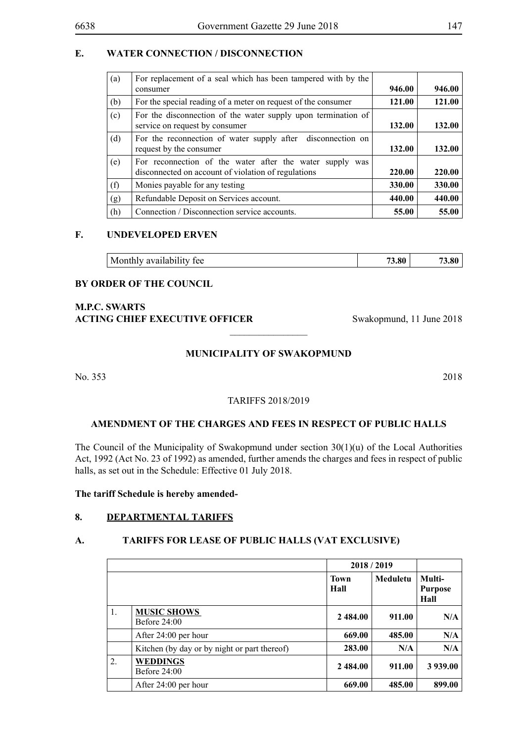## E. WATER CONNECTION / DISCONNECTION

| | | | |
|---|---|---|---|
| (a) | For replacement of a seal which has been tampered with by the consumer | **946.00** | **946.00** |
| (b) | For the special reading of a meter on request of the consumer | **121.00** | **121.00** |
| (c) | For the disconnection of the water supply upon termination of service on request by consumer | **132.00** | **132.00** |
| (d) | For the reconnection of water supply after disconnection on request by the consumer | **132.00** | **132.00** |
| (e) | For reconnection of the water after the water supply was disconnected on account of violation of regulations | **220.00** | **220.00** |
| (f) | Monies payable for any testing | **330.00** | **330.00** |
| (g) | Refundable Deposit on Services account. | **440.00** | **440.00** |
| (h) | Connection / Disconnection service accounts. | **55.00** | **55.00** |

## F. UNDEVELOPED ERVEN

| | | |
|---|---|---|
| Monthly availability fee | **73.80** | **73.80** |

**BY ORDER OF THE COUNCIL**

**M.P.C. SWARTS**
**ACTING CHIEF EXECUTIVE OFFICER** Swakopmund, 11 June 2018

---

## MUNICIPALITY OF SWAKOPMUND

No. 353 2018

TARIFFS 2018/2019

### AMENDMENT OF THE CHARGES AND FEES IN RESPECT OF PUBLIC HALLS

The Council of the Municipality of Swakopmund under section 30(1)(u) of the Local Authorities Act, 1992 (Act No. 23 of 1992) as amended, further amends the charges and fees in respect of public halls, as set out in the Schedule: Effective 01 July 2018.

**The tariff Schedule is hereby amended-**

### 8. DEPARTMENTAL TARIFFS

### A. TARIFFS FOR LEASE OF PUBLIC HALLS (VAT EXCLUSIVE)

| | | 2018 / 2019 | | |
|---|---|---|---|---|
| | | **Town Hall** | **Meduletu** | **Multi-Purpose Hall** |
| 1. | **MUSIC SHOWS** Before 24:00 | **2 484.00** | **911.00** | **N/A** |
| | After 24:00 per hour | **669.00** | **485.00** | **N/A** |
| | Kitchen (by day or by night or part thereof) | **283.00** | **N/A** | **N/A** |
| 2. | **WEDDINGS** Before 24:00 | **2 484.00** | **911.00** | **3 939.00** |
| | After 24:00 per hour | **669.00** | **485.00** | **899.00** |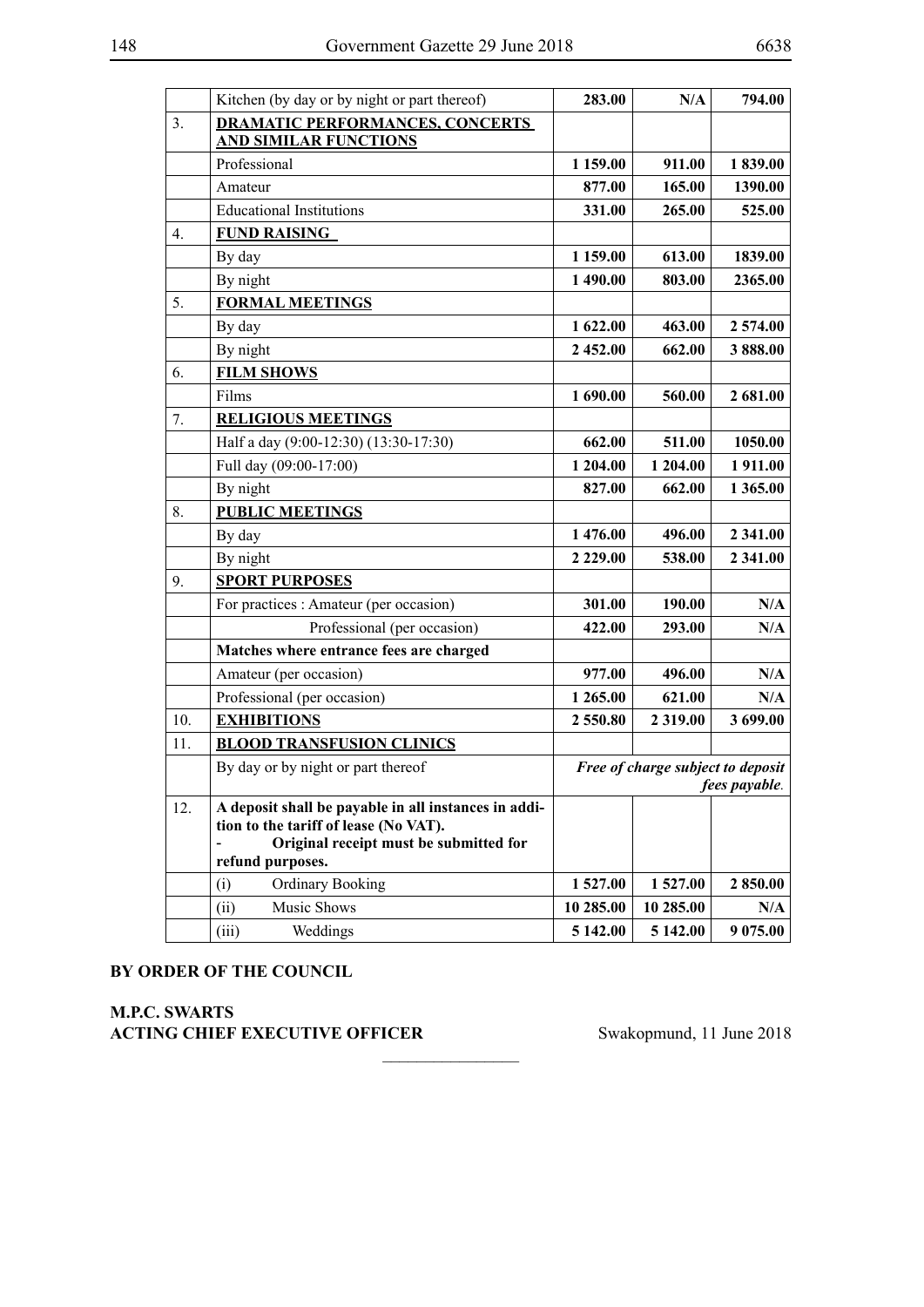|  | Kitchen (by day or by night or part thereof) | **283.00** | **N/A** | **794.00** |
|---|---|---|---|---|
| 3. | **DRAMATIC PERFORMANCES, CONCERTS AND SIMILAR FUNCTIONS** |  |  |  |
|  | Professional | **1 159.00** | **911.00** | **1 839.00** |
|  | Amateur | **877.00** | **165.00** | **1390.00** |
|  | Educational Institutions | **331.00** | **265.00** | **525.00** |
| 4. | **FUND RAISING** |  |  |  |
|  | By day | **1 159.00** | **613.00** | **1839.00** |
|  | By night | **1 490.00** | **803.00** | **2365.00** |
| 5. | **FORMAL MEETINGS** |  |  |  |
|  | By day | **1 622.00** | **463.00** | **2 574.00** |
|  | By night | **2 452.00** | **662.00** | **3 888.00** |
| 6. | **FILM SHOWS** |  |  |  |
|  | Films | **1 690.00** | **560.00** | **2 681.00** |
| 7. | **RELIGIOUS MEETINGS** |  |  |  |
|  | Half a day (9:00-12:30) (13:30-17:30) | **662.00** | **511.00** | **1050.00** |
|  | Full day (09:00-17:00) | **1 204.00** | **1 204.00** | **1 911.00** |
|  | By night | **827.00** | **662.00** | **1 365.00** |
| 8. | **PUBLIC MEETINGS** |  |  |  |
|  | By day | **1 476.00** | **496.00** | **2 341.00** |
|  | By night | **2 229.00** | **538.00** | **2 341.00** |
| 9. | **SPORT PURPOSES** |  |  |  |
|  | For practices : Amateur (per occasion) | **301.00** | **190.00** | **N/A** |
|  | Professional (per occasion) | **422.00** | **293.00** | **N/A** |
|  | **Matches where entrance fees are charged** |  |  |  |
|  | Amateur (per occasion) | **977.00** | **496.00** | **N/A** |
|  | Professional (per occasion) | **1 265.00** | **621.00** | **N/A** |
| 10. | **EXHIBITIONS** | **2 550.80** | **2 319.00** | **3 699.00** |
| 11. | **BLOOD TRANSFUSION CLINICS** |  |  |  |
|  | By day or by night or part thereof | ***Free of charge subject to deposit fees payable.*** |  |  |
| 12. | **A deposit shall be payable in all instances in addition to the tariff of lease (No VAT).** <br> **- Original receipt must be submitted for refund purposes.** |  |  |  |
|  | (i) Ordinary Booking | **1 527.00** | **1 527.00** | **2 850.00** |
|  | (ii) Music Shows | **10 285.00** | **10 285.00** | **N/A** |
|  | (iii) Weddings | **5 142.00** | **5 142.00** | **9 075.00** |

**BY ORDER OF THE COUNCIL**

**M.P.C. SWARTS**
**ACTING CHIEF EXECUTIVE OFFICER** Swakopmund, 11 June 2018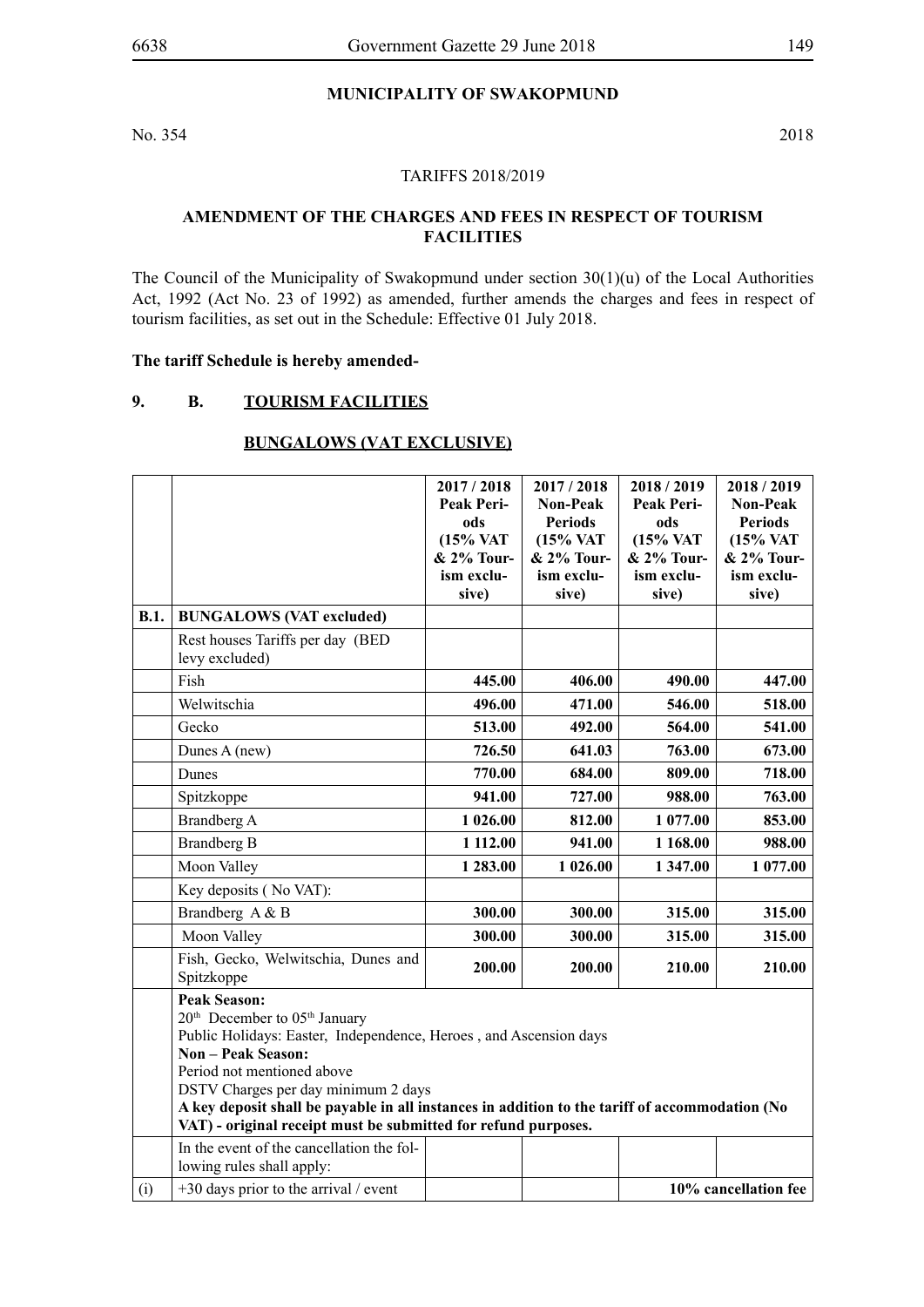**MUNICIPALITY OF SWAKOPMUND**

No. 354 2018

TARIFFS 2018/2019

**AMENDMENT OF THE CHARGES AND FEES IN RESPECT OF TOURISM FACILITIES**

The Council of the Municipality of Swakopmund under section 30(1)(u) of the Local Authorities Act, 1992 (Act No. 23 of 1992) as amended, further amends the charges and fees in respect of tourism facilities, as set out in the Schedule: Effective 01 July 2018.

**The tariff Schedule is hereby amended-**

**9. B. TOURISM FACILITIES**

**BUNGALOWS (VAT EXCLUSIVE)**

| | | 2017 / 2018 Peak Periods (15% VAT & 2% Tourism exclusive) | 2017 / 2018 Non-Peak Periods (15% VAT & 2% Tourism exclusive) | 2018 / 2019 Peak Periods (15% VAT & 2% Tourism exclusive) | 2018 / 2019 Non-Peak Periods (15% VAT & 2% Tourism exclusive) |
|---|---|---|---|---|---|
| **B.1.** | **BUNGALOWS (VAT excluded)** | | | | |
| | Rest houses Tariffs per day (BED levy excluded) | | | | |
| | Fish | **445.00** | **406.00** | **490.00** | **447.00** |
| | Welwitschia | **496.00** | **471.00** | **546.00** | **518.00** |
| | Gecko | **513.00** | **492.00** | **564.00** | **541.00** |
| | Dunes A (new) | **726.50** | **641.03** | **763.00** | **673.00** |
| | Dunes | **770.00** | **684.00** | **809.00** | **718.00** |
| | Spitzkoppe | **941.00** | **727.00** | **988.00** | **763.00** |
| | Brandberg A | **1 026.00** | **812.00** | **1 077.00** | **853.00** |
| | Brandberg B | **1 112.00** | **941.00** | **1 168.00** | **988.00** |
| | Moon Valley | **1 283.00** | **1 026.00** | **1 347.00** | **1 077.00** |
| | Key deposits ( No VAT): | | | | |
| | Brandberg A & B | **300.00** | **300.00** | **315.00** | **315.00** |
| | Moon Valley | **300.00** | **300.00** | **315.00** | **315.00** |
| | Fish, Gecko, Welwitschia, Dunes and Spitzkoppe | **200.00** | **200.00** | **210.00** | **210.00** |
| | **Peak Season:**<br>20th December to 05th January<br>Public Holidays: Easter, Independence, Heroes , and Ascension days<br>**Non – Peak Season:**<br>Period not mentioned above<br>DSTV Charges per day minimum 2 days<br>**A key deposit shall be payable in all instances in addition to the tariff of accommodation (No VAT) - original receipt must be submitted for refund purposes.** | | | | |
| | In the event of the cancellation the following rules shall apply: | | | | |
| (i) | +30 days prior to the arrival / event | | | **10% cancellation fee** | |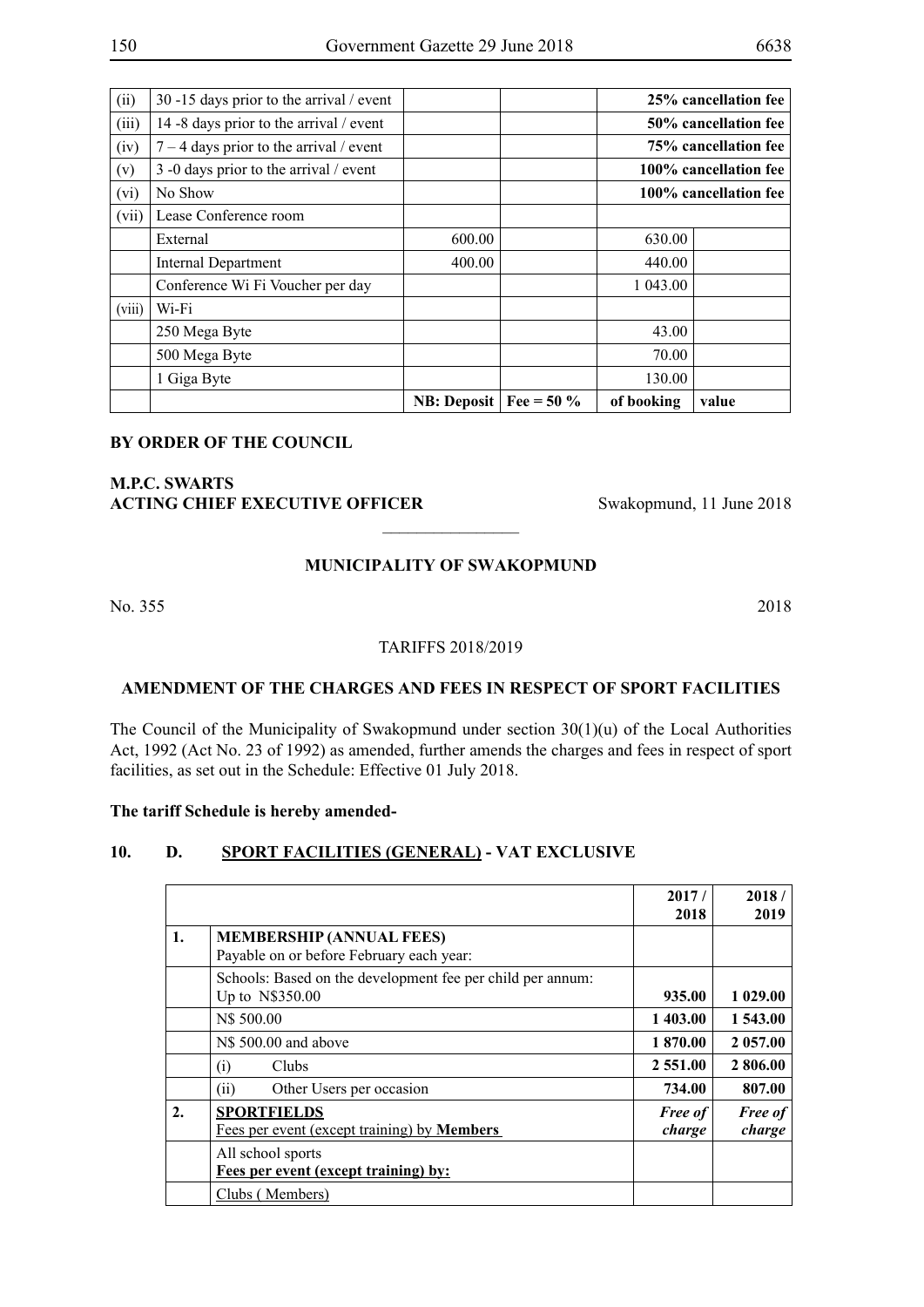| (ii) | 30 -15 days prior to the arrival / event | | | **25% cancellation fee** | |
|---|---|---|---|---|---|
| (iii) | 14 -8 days prior to the arrival / event | | | **50% cancellation fee** | |
| (iv) | 7 – 4 days prior to the arrival / event | | | **75% cancellation fee** | |
| (v) | 3 -0 days prior to the arrival / event | | | **100% cancellation fee** | |
| (vi) | No Show | | | **100% cancellation fee** | |
| (vii) | Lease Conference room | | | | |
| | External | 600.00 | | 630.00 | |
| | Internal Department | 400.00 | | 440.00 | |
| | Conference Wi Fi Voucher per day | | | 1 043.00 | |
| (viii) | Wi-Fi | | | | |
| | 250 Mega Byte | | | 43.00 | |
| | 500 Mega Byte | | | 70.00 | |
| | 1 Giga Byte | | | 130.00 | |
| | | **NB: Deposit** | **Fee = 50 %** | **of booking** | **value** |

**BY ORDER OF THE COUNCIL**

**M.P.C. SWARTS**
**ACTING CHIEF EXECUTIVE OFFICER** Swakopmund, 11 June 2018

________________

**MUNICIPALITY OF SWAKOPMUND**

No. 355 2018

TARIFFS 2018/2019

**AMENDMENT OF THE CHARGES AND FEES IN RESPECT OF SPORT FACILITIES**

The Council of the Municipality of Swakopmund under section 30(1)(u) of the Local Authorities Act, 1992 (Act No. 23 of 1992) as amended, further amends the charges and fees in respect of sport facilities, as set out in the Schedule: Effective 01 July 2018.

**The tariff Schedule is hereby amended-**

**10. D. SPORT FACILITIES (GENERAL) - VAT EXCLUSIVE**

| | | **2017 / 2018** | **2018 / 2019** |
|---|---|---|---|
| **1.** | **MEMBERSHIP (ANNUAL FEES)**<br>Payable on or before February each year: | | |
| | Schools: Based on the development fee per child per annum:<br>Up to N$350.00 | **935.00** | **1 029.00** |
| | N$ 500.00 | **1 403.00** | **1 543.00** |
| | N$ 500.00 and above | **1 870.00** | **2 057.00** |
| | (i) Clubs | **2 551.00** | **2 806.00** |
| | (ii) Other Users per occasion | **734.00** | **807.00** |
| **2.** | **SPORTFIELDS**<br>Fees per event (except training) by **Members** | ***Free of charge*** | ***Free of charge*** |
| | All school sports<br>**Fees per event (except training) by:** | | |
| | Clubs ( Members) | | |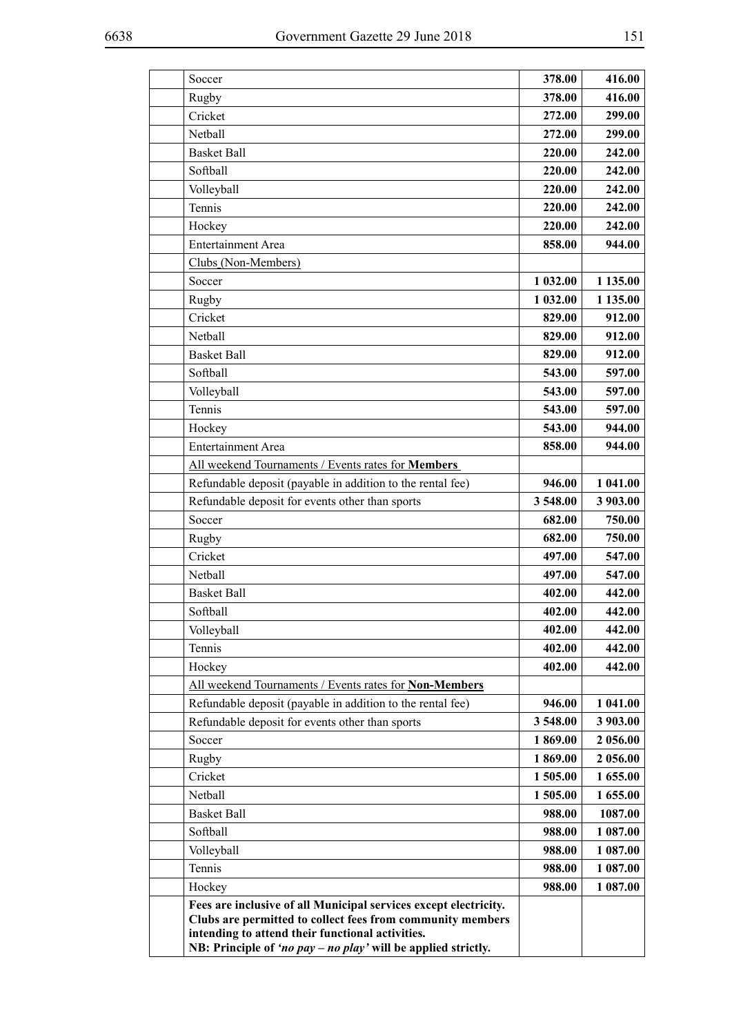| | | | |
|---|---|---|---|
| | Soccer | **378.00** | **416.00** |
| | Rugby | **378.00** | **416.00** |
| | Cricket | **272.00** | **299.00** |
| | Netball | **272.00** | **299.00** |
| | Basket Ball | **220.00** | **242.00** |
| | Softball | **220.00** | **242.00** |
| | Volleyball | **220.00** | **242.00** |
| | Tennis | **220.00** | **242.00** |
| | Hockey | **220.00** | **242.00** |
| | Entertainment Area | **858.00** | **944.00** |
| | Clubs (Non-Members) | | |
| | Soccer | **1 032.00** | **1 135.00** |
| | Rugby | **1 032.00** | **1 135.00** |
| | Cricket | **829.00** | **912.00** |
| | Netball | **829.00** | **912.00** |
| | Basket Ball | **829.00** | **912.00** |
| | Softball | **543.00** | **597.00** |
| | Volleyball | **543.00** | **597.00** |
| | Tennis | **543.00** | **597.00** |
| | Hockey | **543.00** | **944.00** |
| | Entertainment Area | **858.00** | **944.00** |
| | All weekend Tournaments / Events rates for **Members** | | |
| | Refundable deposit (payable in addition to the rental fee) | **946.00** | **1 041.00** |
| | Refundable deposit for events other than sports | **3 548.00** | **3 903.00** |
| | Soccer | **682.00** | **750.00** |
| | Rugby | **682.00** | **750.00** |
| | Cricket | **497.00** | **547.00** |
| | Netball | **497.00** | **547.00** |
| | Basket Ball | **402.00** | **442.00** |
| | Softball | **402.00** | **442.00** |
| | Volleyball | **402.00** | **442.00** |
| | Tennis | **402.00** | **442.00** |
| | Hockey | **402.00** | **442.00** |
| | All weekend Tournaments / Events rates for **Non-Members** | | |
| | Refundable deposit (payable in addition to the rental fee) | **946.00** | **1 041.00** |
| | Refundable deposit for events other than sports | **3 548.00** | **3 903.00** |
| | Soccer | **1 869.00** | **2 056.00** |
| | Rugby | **1 869.00** | **2 056.00** |
| | Cricket | **1 505.00** | **1 655.00** |
| | Netball | **1 505.00** | **1 655.00** |
| | Basket Ball | **988.00** | **1087.00** |
| | Softball | **988.00** | **1 087.00** |
| | Volleyball | **988.00** | **1 087.00** |
| | Tennis | **988.00** | **1 087.00** |
| | Hockey | **988.00** | **1 087.00** |
| | **Fees are inclusive of all Municipal services except electricity. Clubs are permitted to collect fees from community members intending to attend their functional activities. NB: Principle of *'no pay – no play'* will be applied strictly.** | | |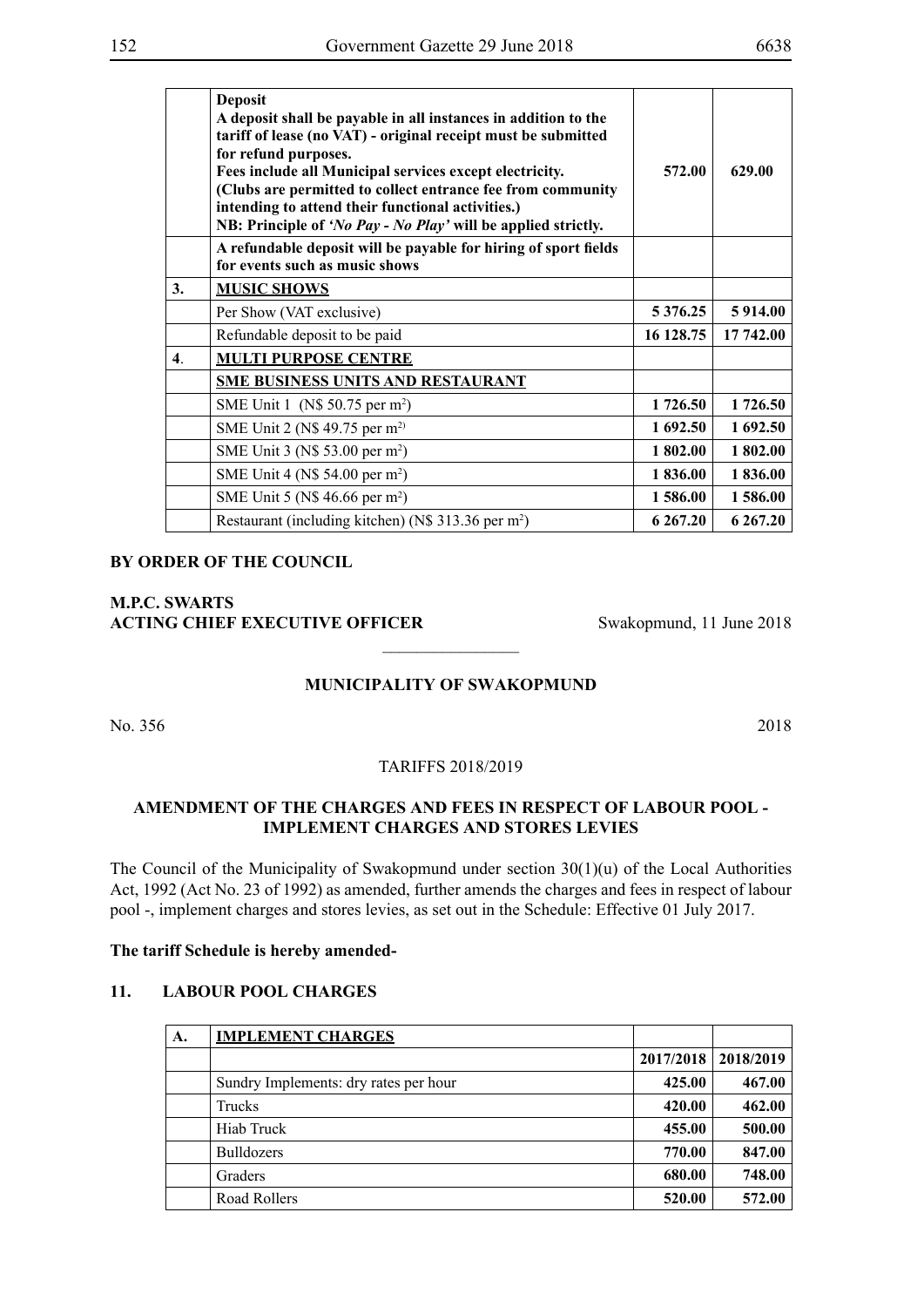|  | **Deposit**<br>**A deposit shall be payable in all instances in addition to the tariff of lease (no VAT) - original receipt must be submitted for refund purposes.**<br>**Fees include all Municipal services except electricity.**<br>**(Clubs are permitted to collect entrance fee from community intending to attend their functional activities.)**<br>**NB: Principle of *'No Pay - No Play'* will be applied strictly.** | **572.00** | **629.00** |
|---|---|---|---|
|  | **A refundable deposit will be payable for hiring of sport fields for events such as music shows** |  |  |
| **3.** | **MUSIC SHOWS** |  |  |
|  | Per Show (VAT exclusive) | **5 376.25** | **5 914.00** |
|  | Refundable deposit to be paid | **16 128.75** | **17 742.00** |
| **4.** | **MULTI PURPOSE CENTRE** |  |  |
|  | **SME BUSINESS UNITS AND RESTAURANT** |  |  |
|  | SME Unit 1 (N$ 50.75 per m$^2$) | **1 726.50** | **1 726.50** |
|  | SME Unit 2 (N$ 49.75 per m$^2$) | **1 692.50** | **1 692.50** |
|  | SME Unit 3 (N$ 53.00 per m$^2$) | **1 802.00** | **1 802.00** |
|  | SME Unit 4 (N$ 54.00 per m$^2$) | **1 836.00** | **1 836.00** |
|  | SME Unit 5 (N$ 46.66 per m$^2$) | **1 586.00** | **1 586.00** |
|  | Restaurant (including kitchen) (N$ 313.36 per m$^2$) | **6 267.20** | **6 267.20** |

**BY ORDER OF THE COUNCIL**

**M.P.C. SWARTS**
**ACTING CHIEF EXECUTIVE OFFICER** Swakopmund, 11 June 2018

---

**MUNICIPALITY OF SWAKOPMUND**

No. 356 2018

TARIFFS 2018/2019

**AMENDMENT OF THE CHARGES AND FEES IN RESPECT OF LABOUR POOL - IMPLEMENT CHARGES AND STORES LEVIES**

The Council of the Municipality of Swakopmund under section 30(1)(u) of the Local Authorities Act, 1992 (Act No. 23 of 1992) as amended, further amends the charges and fees in respect of labour pool -, implement charges and stores levies, as set out in the Schedule: Effective 01 July 2017.

**The tariff Schedule is hereby amended-**

**11. LABOUR POOL CHARGES**

| **A.** | **IMPLEMENT CHARGES** |  |  |
|---|---|---|---|
|  |  | **2017/2018** | **2018/2019** |
|  | Sundry Implements: dry rates per hour | **425.00** | **467.00** |
|  | Trucks | **420.00** | **462.00** |
|  | Hiab Truck | **455.00** | **500.00** |
|  | Bulldozers | **770.00** | **847.00** |
|  | Graders | **680.00** | **748.00** |
|  | Road Rollers | **520.00** | **572.00** |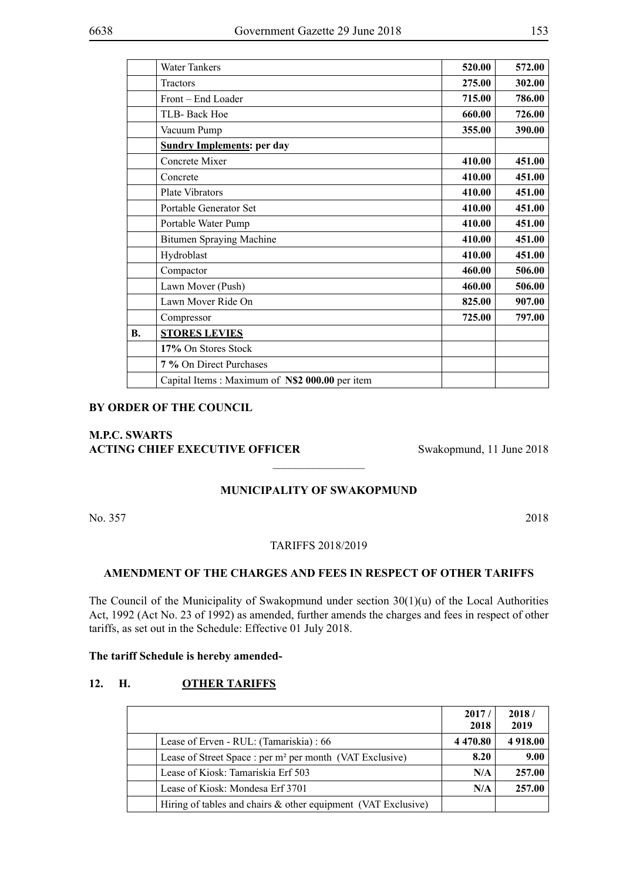| | | | |
|---|---|---|---|
| | Water Tankers | **520.00** | **572.00** |
| | Tractors | **275.00** | **302.00** |
| | Front – End Loader | **715.00** | **786.00** |
| | TLB- Back Hoe | **660.00** | **726.00** |
| | Vacuum Pump | **355.00** | **390.00** |
| | **Sundry Implements: per day** | | |
| | Concrete Mixer | **410.00** | **451.00** |
| | Concrete | **410.00** | **451.00** |
| | Plate Vibrators | **410.00** | **451.00** |
| | Portable Generator Set | **410.00** | **451.00** |
| | Portable Water Pump | **410.00** | **451.00** |
| | Bitumen Spraying Machine | **410.00** | **451.00** |
| | Hydroblast | **410.00** | **451.00** |
| | Compactor | **460.00** | **506.00** |
| | Lawn Mover (Push) | **460.00** | **506.00** |
| | Lawn Mover Ride On | **825.00** | **907.00** |
| | Compressor | **725.00** | **797.00** |
| **B.** | **STORES LEVIES** | | |
| | **17%** On Stores Stock | | |
| | **7 %** On Direct Purchases | | |
| | Capital Items : Maximum of **N$2 000.00** per item | | |

**BY ORDER OF THE COUNCIL**

**M.P.C. SWARTS**
**ACTING CHIEF EXECUTIVE OFFICER** Swakopmund, 11 June 2018

________________

**MUNICIPALITY OF SWAKOPMUND**

No. 357 2018

TARIFFS 2018/2019

**AMENDMENT OF THE CHARGES AND FEES IN RESPECT OF OTHER TARIFFS**

The Council of the Municipality of Swakopmund under section 30(1)(u) of the Local Authorities Act, 1992 (Act No. 23 of 1992) as amended, further amends the charges and fees in respect of other tariffs, as set out in the Schedule: Effective 01 July 2018.

**The tariff Schedule is hereby amended-**

**12. H. OTHER TARIFFS**

| | | 2017 / 2018 | 2018 / 2019 |
|---|---|---|---|
| | Lease of Erven - RUL: (Tamariskia) : 66 | **4 470.80** | **4 918.00** |
| | Lease of Street Space : per m² per month (VAT Exclusive) | **8.20** | **9.00** |
| | Lease of Kiosk: Tamariskia Erf 503 | **N/A** | **257.00** |
| | Lease of Kiosk: Mondesa Erf 3701 | **N/A** | **257.00** |
| | Hiring of tables and chairs & other equipment (VAT Exclusive) | | |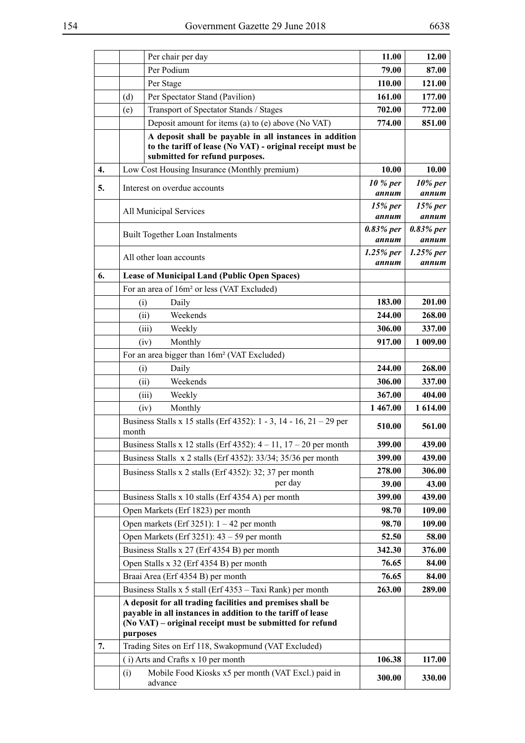| | | | | |
|---|---|---|---|---|
| | | Per chair per day | **11.00** | **12.00** |
| | | Per Podium | **79.00** | **87.00** |
| | | Per Stage | **110.00** | **121.00** |
| | (d) | Per Spectator Stand (Pavilion) | **161.00** | **177.00** |
| | (e) | Transport of Spectator Stands / Stages | **702.00** | **772.00** |
| | | Deposit amount for items (a) to (e) above (No VAT) | **774.00** | **851.00** |
| | | **A deposit shall be payable in all instances in addition to the tariff of lease (No VAT) - original receipt must be submitted for refund purposes.** | | |
| **4.** | Low Cost Housing Insurance (Monthly premium) | | **10.00** | **10.00** |
| **5.** | Interest on overdue accounts | | ***10 % per annum*** | ***10% per annum*** |
| | All Municipal Services | | ***15% per annum*** | ***15% per annum*** |
| | Built Together Loan Instalments | | ***0.83% per annum*** | ***0.83% per annum*** |
| | All other loan accounts | | ***1.25% per annum*** | ***1.25% per annum*** |
| **6.** | **Lease of Municipal Land (Public Open Spaces)** | | | |
| | For an area of 16m² or less (VAT Excluded) | | | |
| | (i) | Daily | **183.00** | **201.00** |
| | (ii) | Weekends | **244.00** | **268.00** |
| | (iii) | Weekly | **306.00** | **337.00** |
| | (iv) | Monthly | **917.00** | **1 009.00** |
| | For an area bigger than 16m² (VAT Excluded) | | | |
| | (i) | Daily | **244.00** | **268.00** |
| | (ii) | Weekends | **306.00** | **337.00** |
| | (iii) | Weekly | **367.00** | **404.00** |
| | (iv) | Monthly | **1 467.00** | **1 614.00** |
| | Business Stalls x 15 stalls (Erf 4352): 1 - 3, 14 - 16, 21 – 29 per month | | **510.00** | **561.00** |
| | Business Stalls x 12 stalls (Erf 4352): 4 – 11, 17 – 20 per month | | **399.00** | **439.00** |
| | Business Stalls x 2 stalls (Erf 4352): 33/34; 35/36 per month | | **399.00** | **439.00** |
| | Business Stalls x 2 stalls (Erf 4352): 32; 37 per month | | **278.00** | **306.00** |
| | per day | | **39.00** | **43.00** |
| | Business Stalls x 10 stalls (Erf 4354 A) per month | | **399.00** | **439.00** |
| | Open Markets (Erf 1823) per month | | **98.70** | **109.00** |
| | Open markets (Erf 3251): 1 – 42 per month | | **98.70** | **109.00** |
| | Open Markets (Erf 3251): 43 – 59 per month | | **52.50** | **58.00** |
| | Business Stalls x 27 (Erf 4354 B) per month | | **342.30** | **376.00** |
| | Open Stalls x 32 (Erf 4354 B) per month | | **76.65** | **84.00** |
| | Braai Area (Erf 4354 B) per month | | **76.65** | **84.00** |
| | Business Stalls x 5 stall (Erf 4353 – Taxi Rank) per month | | **263.00** | **289.00** |
| | **A deposit for all trading facilities and premises shall be payable in all instances in addition to the tariff of lease (No VAT) – original receipt must be submitted for refund purposes** | | | |
| **7.** | Trading Sites on Erf 118, Swakopmund (VAT Excluded) | | | |
| | ( i) Arts and Crafts x 10 per month | | **106.38** | **117.00** |
| | (i) | Mobile Food Kiosks x5 per month (VAT Excl.) paid in advance | **300.00** | **330.00** |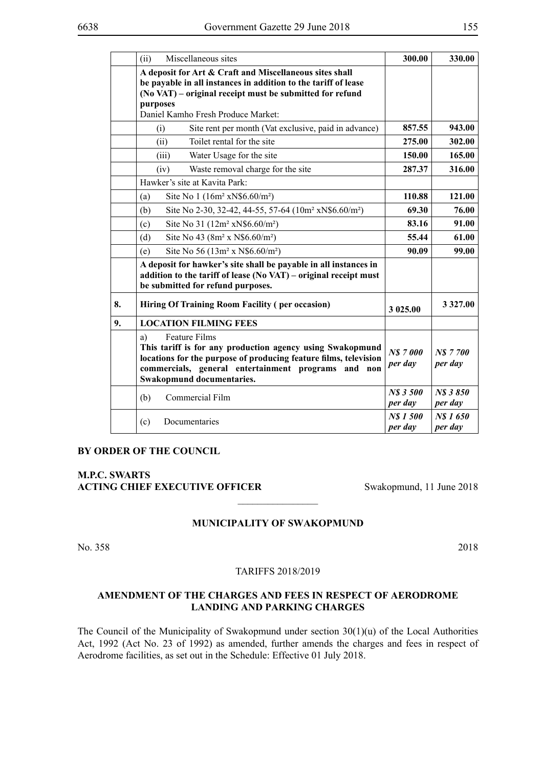| | | | |
|---|---|---|---|
| | (ii) Miscellaneous sites | **300.00** | **330.00** |
| | **A deposit for Art & Craft and Miscellaneous sites shall be payable in all instances in addition to the tariff of lease (No VAT) – original receipt must be submitted for refund purposes**<br>Daniel Kamho Fresh Produce Market: | | |
| | (i) Site rent per month (Vat exclusive, paid in advance) | **857.55** | **943.00** |
| | (ii) Toilet rental for the site | **275.00** | **302.00** |
| | (iii) Water Usage for the site | **150.00** | **165.00** |
| | (iv) Waste removal charge for the site | **287.37** | **316.00** |
| | Hawker's site at Kavita Park: | | |
| | (a) Site No 1 (16m² xN$6.60/m²) | **110.88** | **121.00** |
| | (b) Site No 2-30, 32-42, 44-55, 57-64 (10m² xN$6.60/m²) | **69.30** | **76.00** |
| | (c) Site No 31 (12m² xN$6.60/m²) | **83.16** | **91.00** |
| | (d) Site No 43 (8m² x N$6.60/m²) | **55.44** | **61.00** |
| | (e) Site No 56 (13m² x N$6.60/m²) | **90.09** | **99.00** |
| | **A deposit for hawker's site shall be payable in all instances in addition to the tariff of lease (No VAT) – original receipt must be submitted for refund purposes.** | | |
| **8.** | **Hiring Of Training Room Facility ( per occasion)** | **3 025.00** | **3 327.00** |
| **9.** | **LOCATION FILMING FEES** | | |
| | a) Feature Films<br>**This tariff is for any production agency using Swakopmund locations for the purpose of producing feature films, television commercials, general entertainment programs and non Swakopmund documentaries.** | ***N$ 7 000 per day*** | ***N$ 7 700 per day*** |
| | (b) Commercial Film | ***N$ 3 500 per day*** | ***N$ 3 850 per day*** |
| | (c) Documentaries | ***N$ 1 500 per day*** | ***N$ 1 650 per day*** |

**BY ORDER OF THE COUNCIL**

**M.P.C. SWARTS**
**ACTING CHIEF EXECUTIVE OFFICER** Swakopmund, 11 June 2018

________________

**MUNICIPALITY OF SWAKOPMUND**

No. 358 2018

TARIFFS 2018/2019

**AMENDMENT OF THE CHARGES AND FEES IN RESPECT OF AERODROME LANDING AND PARKING CHARGES**

The Council of the Municipality of Swakopmund under section 30(1)(u) of the Local Authorities Act, 1992 (Act No. 23 of 1992) as amended, further amends the charges and fees in respect of Aerodrome facilities, as set out in the Schedule: Effective 01 July 2018.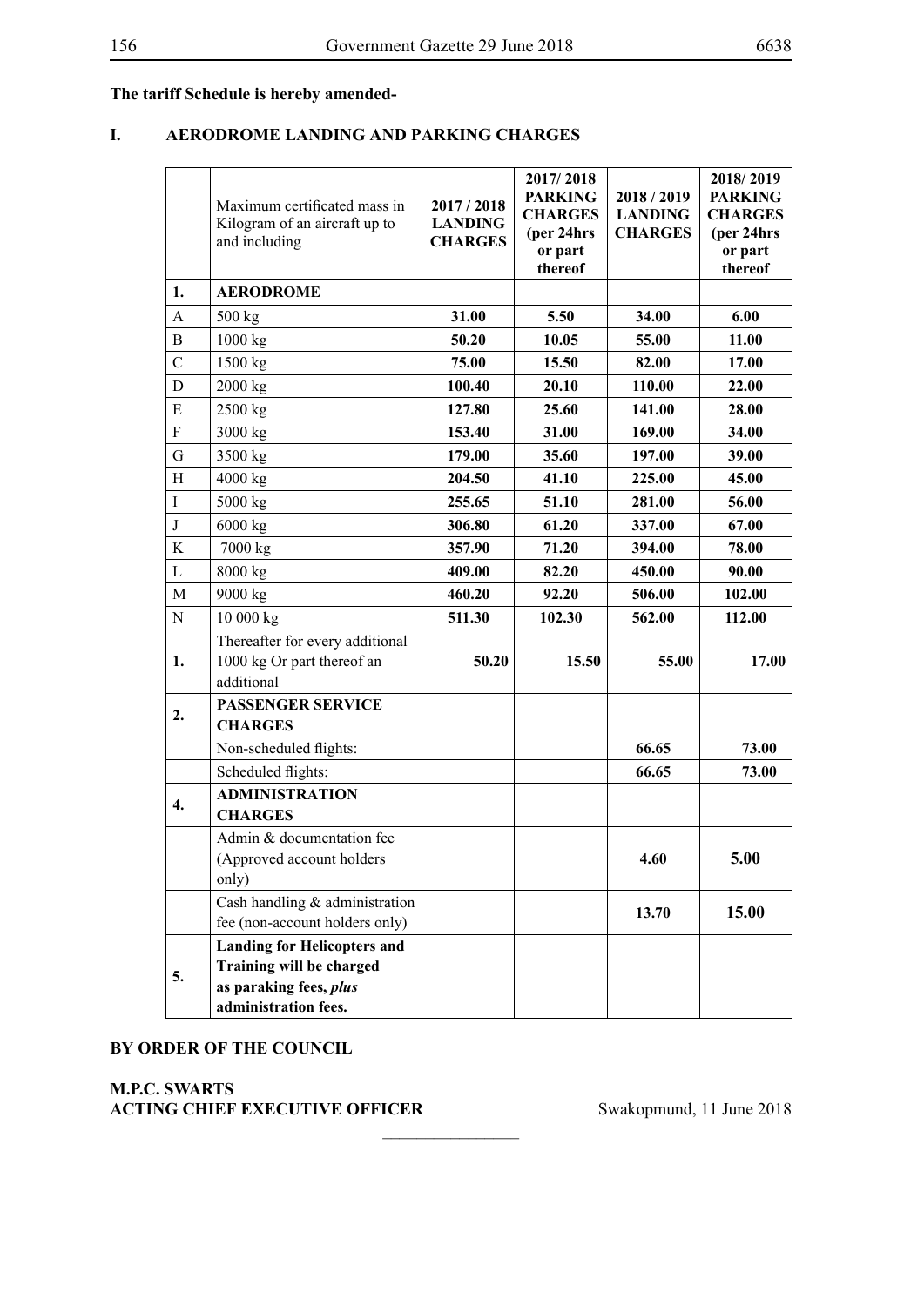**The tariff Schedule is hereby amended-**

## I. AERODROME LANDING AND PARKING CHARGES

| | Maximum certificated mass in Kilogram of an aircraft up to and including | 2017 / 2018 LANDING CHARGES | 2017/ 2018 PARKING CHARGES (per 24hrs or part thereof | 2018 / 2019 LANDING CHARGES | 2018/ 2019 PARKING CHARGES (per 24hrs or part thereof |
|---|---|---|---|---|---|
| **1.** | **AERODROME** | | | | |
| A | 500 kg | **31.00** | **5.50** | **34.00** | **6.00** |
| B | 1000 kg | **50.20** | **10.05** | **55.00** | **11.00** |
| C | 1500 kg | **75.00** | **15.50** | **82.00** | **17.00** |
| D | 2000 kg | **100.40** | **20.10** | **110.00** | **22.00** |
| E | 2500 kg | **127.80** | **25.60** | **141.00** | **28.00** |
| F | 3000 kg | **153.40** | **31.00** | **169.00** | **34.00** |
| G | 3500 kg | **179.00** | **35.60** | **197.00** | **39.00** |
| H | 4000 kg | **204.50** | **41.10** | **225.00** | **45.00** |
| I | 5000 kg | **255.65** | **51.10** | **281.00** | **56.00** |
| J | 6000 kg | **306.80** | **61.20** | **337.00** | **67.00** |
| K | 7000 kg | **357.90** | **71.20** | **394.00** | **78.00** |
| L | 8000 kg | **409.00** | **82.20** | **450.00** | **90.00** |
| M | 9000 kg | **460.20** | **92.20** | **506.00** | **102.00** |
| N | 10 000 kg | **511.30** | **102.30** | **562.00** | **112.00** |
| **1.** | Thereafter for every additional 1000 kg Or part thereof an additional | **50.20** | **15.50** | **55.00** | **17.00** |
| **2.** | **PASSENGER SERVICE CHARGES** | | | | |
| | Non-scheduled flights: | | | **66.65** | **73.00** |
| | Scheduled flights: | | | **66.65** | **73.00** |
| **4.** | **ADMINISTRATION CHARGES** | | | | |
| | Admin & documentation fee (Approved account holders only) | | | **4.60** | **5.00** |
| | Cash handling & administration fee (non-account holders only) | | | **13.70** | **15.00** |
| **5.** | **Landing for Helicopters and Training will be charged as paraking fees, *plus* administration fees.** | | | | |

**BY ORDER OF THE COUNCIL**

**M.P.C. SWARTS**
**ACTING CHIEF EXECUTIVE OFFICER**

Swakopmund, 11 June 2018